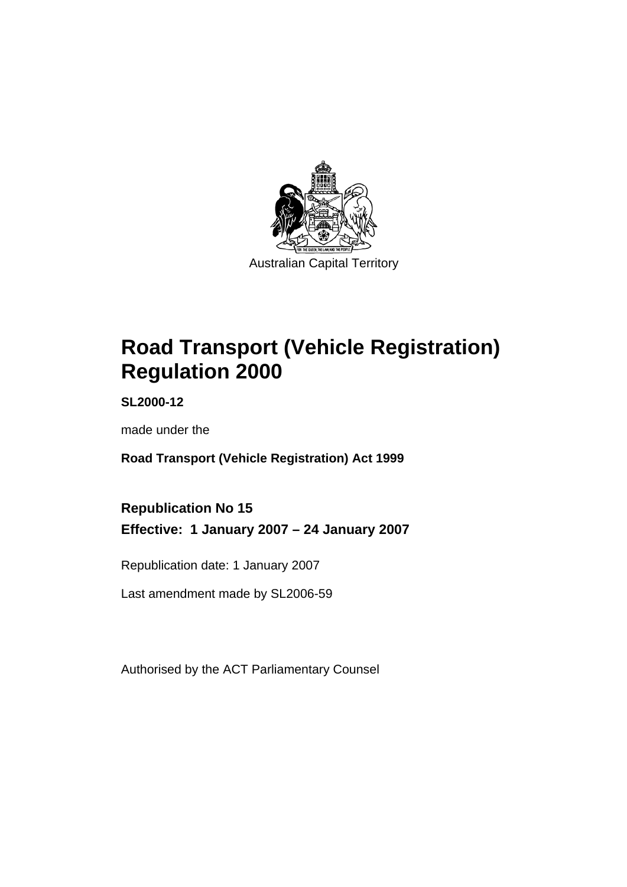Australian Capital Territory

# Road Transport (Vehicle Registration) Regulation 2000

**SL2000-12**

made under the

**Road Transport (Vehicle Registration) Act 1999**

## Republication No 15

## Effective: 1 January 2007 – 24 January 2007

Republication date: 1 January 2007

Last amendment made by SL2006-59

Authorised by the ACT Parliamentary Counsel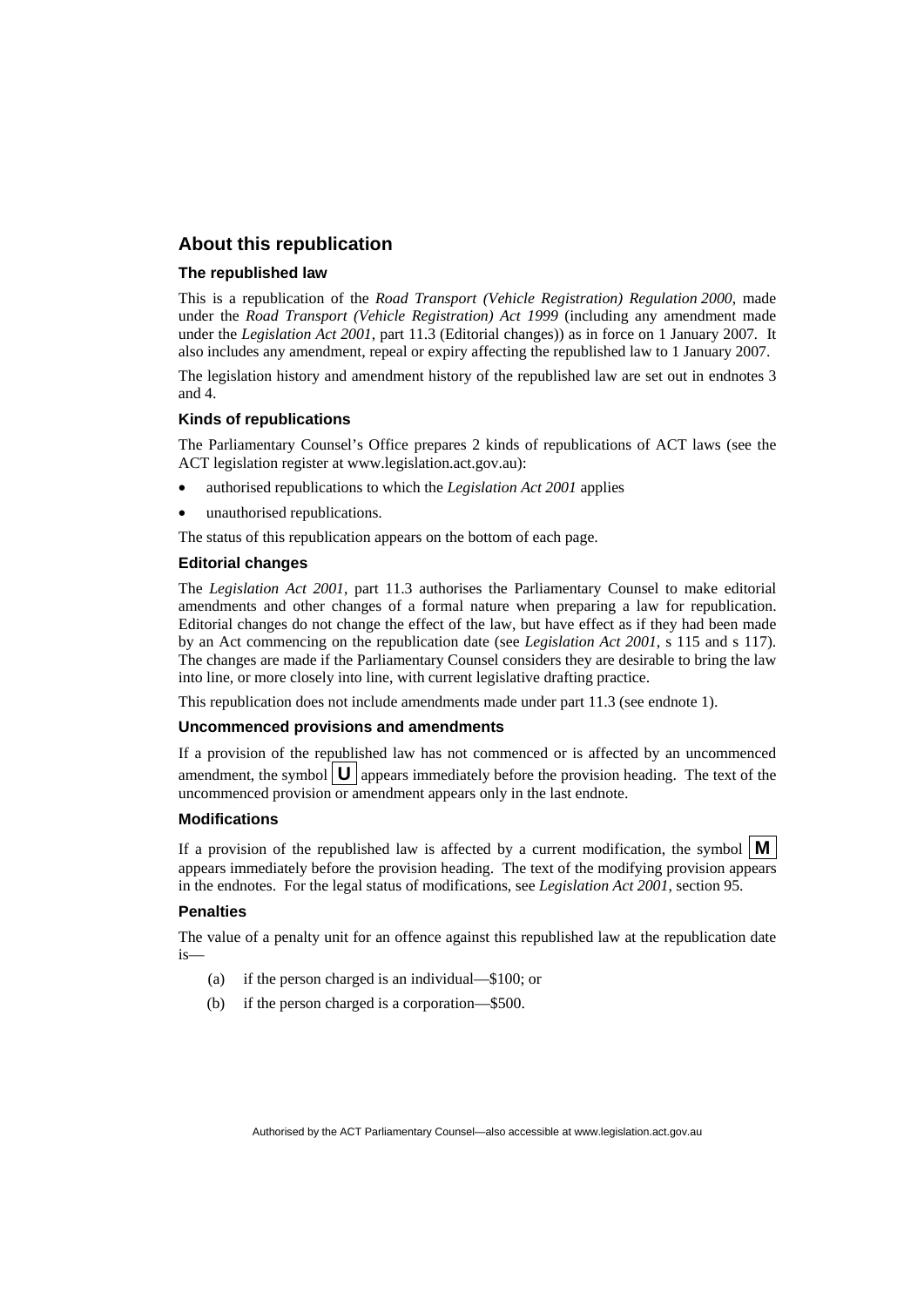## About this republication

### The republished law

This is a republication of the *Road Transport (Vehicle Registration) Regulation 2000*, made under the *Road Transport (Vehicle Registration) Act 1999* (including any amendment made under the *Legislation Act 2001*, part 11.3 (Editorial changes)) as in force on 1 January 2007. It also includes any amendment, repeal or expiry affecting the republished law to 1 January 2007.

The legislation history and amendment history of the republished law are set out in endnotes 3 and 4.

### Kinds of republications

The Parliamentary Counsel's Office prepares 2 kinds of republications of ACT laws (see the ACT legislation register at www.legislation.act.gov.au):

- authorised republications to which the *Legislation Act 2001* applies
- unauthorised republications.

The status of this republication appears on the bottom of each page.

### Editorial changes

The *Legislation Act 2001*, part 11.3 authorises the Parliamentary Counsel to make editorial amendments and other changes of a formal nature when preparing a law for republication. Editorial changes do not change the effect of the law, but have effect as if they had been made by an Act commencing on the republication date (see *Legislation Act 2001*, s 115 and s 117). The changes are made if the Parliamentary Counsel considers they are desirable to bring the law into line, or more closely into line, with current legislative drafting practice.

This republication does not include amendments made under part 11.3 (see endnote 1).

### Uncommenced provisions and amendments

If a provision of the republished law has not commenced or is affected by an uncommenced amendment, the symbol **U** appears immediately before the provision heading. The text of the uncommenced provision or amendment appears only in the last endnote.

### Modifications

If a provision of the republished law is affected by a current modification, the symbol **M** appears immediately before the provision heading. The text of the modifying provision appears in the endnotes. For the legal status of modifications, see *Legislation Act 2001*, section 95.

### Penalties

The value of a penalty unit for an offence against this republished law at the republication date is—

(a) if the person charged is an individual—$100; or

(b) if the person charged is a corporation—$500.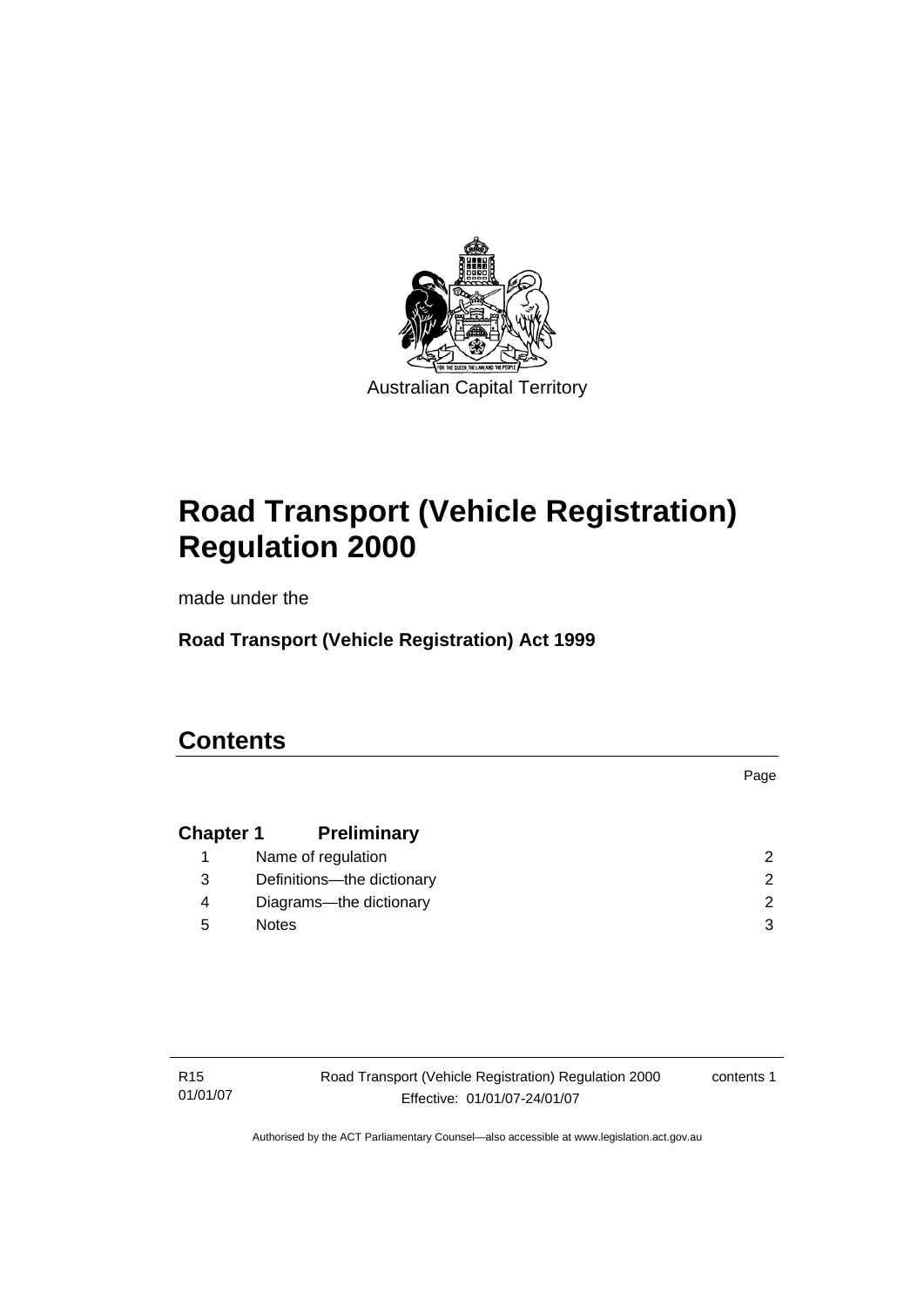Australian Capital Territory

# Road Transport (Vehicle Registration) Regulation 2000

made under the

**Road Transport (Vehicle Registration) Act 1999**

# Contents

| | | Page |
|---|---|---|
| **Chapter 1** | **Preliminary** | |
| 1 | Name of regulation | 2 |
| 3 | Definitions—the dictionary | 2 |
| 4 | Diagrams—the dictionary | 2 |
| 5 | Notes | 3 |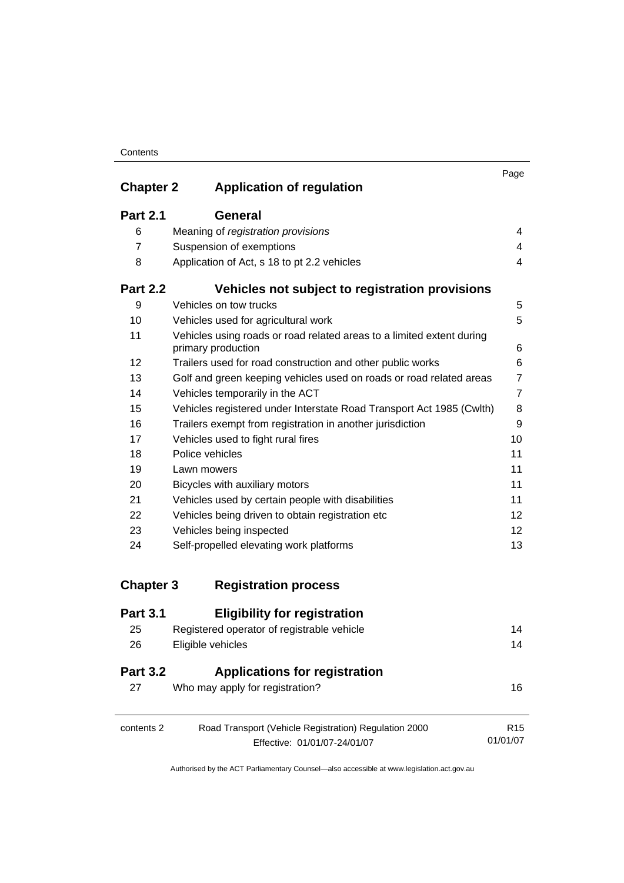| | | Page |
|---|---|---|
| **Chapter 2** | **Application of regulation** | |
| **Part 2.1** | **General** | |
| 6 | Meaning of *registration provisions* | 4 |
| 7 | Suspension of exemptions | 4 |
| 8 | Application of Act, s 18 to pt 2.2 vehicles | 4 |
| **Part 2.2** | **Vehicles not subject to registration provisions** | |
| 9 | Vehicles on tow trucks | 5 |
| 10 | Vehicles used for agricultural work | 5 |
| 11 | Vehicles using roads or road related areas to a limited extent during primary production | 6 |
| 12 | Trailers used for road construction and other public works | 6 |
| 13 | Golf and green keeping vehicles used on roads or road related areas | 7 |
| 14 | Vehicles temporarily in the ACT | 7 |
| 15 | Vehicles registered under Interstate Road Transport Act 1985 (Cwlth) | 8 |
| 16 | Trailers exempt from registration in another jurisdiction | 9 |
| 17 | Vehicles used to fight rural fires | 10 |
| 18 | Police vehicles | 11 |
| 19 | Lawn mowers | 11 |
| 20 | Bicycles with auxiliary motors | 11 |
| 21 | Vehicles used by certain people with disabilities | 11 |
| 22 | Vehicles being driven to obtain registration etc | 12 |
| 23 | Vehicles being inspected | 12 |
| 24 | Self-propelled elevating work platforms | 13 |
| **Chapter 3** | **Registration process** | |
| **Part 3.1** | **Eligibility for registration** | |
| 25 | Registered operator of registrable vehicle | 14 |
| 26 | Eligible vehicles | 14 |
| **Part 3.2** | **Applications for registration** | |
| 27 | Who may apply for registration? | 16 |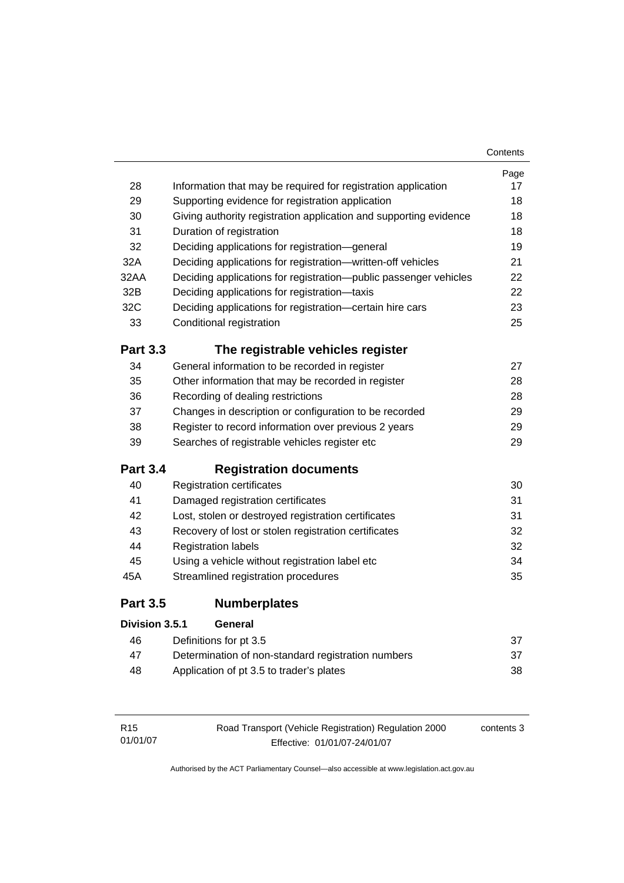| | | Page |
|---|---|---|
| 28 | Information that may be required for registration application | 17 |
| 29 | Supporting evidence for registration application | 18 |
| 30 | Giving authority registration application and supporting evidence | 18 |
| 31 | Duration of registration | 18 |
| 32 | Deciding applications for registration—general | 19 |
| 32A | Deciding applications for registration—written-off vehicles | 21 |
| 32AA | Deciding applications for registration—public passenger vehicles | 22 |
| 32B | Deciding applications for registration—taxis | 22 |
| 32C | Deciding applications for registration—certain hire cars | 23 |
| 33 | Conditional registration | 25 |

## Part 3.3 The registrable vehicles register

| | | |
|---|---|---|
| 34 | General information to be recorded in register | 27 |
| 35 | Other information that may be recorded in register | 28 |
| 36 | Recording of dealing restrictions | 28 |
| 37 | Changes in description or configuration to be recorded | 29 |
| 38 | Register to record information over previous 2 years | 29 |
| 39 | Searches of registrable vehicles register etc | 29 |

## Part 3.4 Registration documents

| | | |
|---|---|---|
| 40 | Registration certificates | 30 |
| 41 | Damaged registration certificates | 31 |
| 42 | Lost, stolen or destroyed registration certificates | 31 |
| 43 | Recovery of lost or stolen registration certificates | 32 |
| 44 | Registration labels | 32 |
| 45 | Using a vehicle without registration label etc | 34 |
| 45A | Streamlined registration procedures | 35 |

## Part 3.5 Numberplates

### Division 3.5.1 General

| | | |
|---|---|---|
| 46 | Definitions for pt 3.5 | 37 |
| 47 | Determination of non-standard registration numbers | 37 |
| 48 | Application of pt 3.5 to trader's plates | 38 |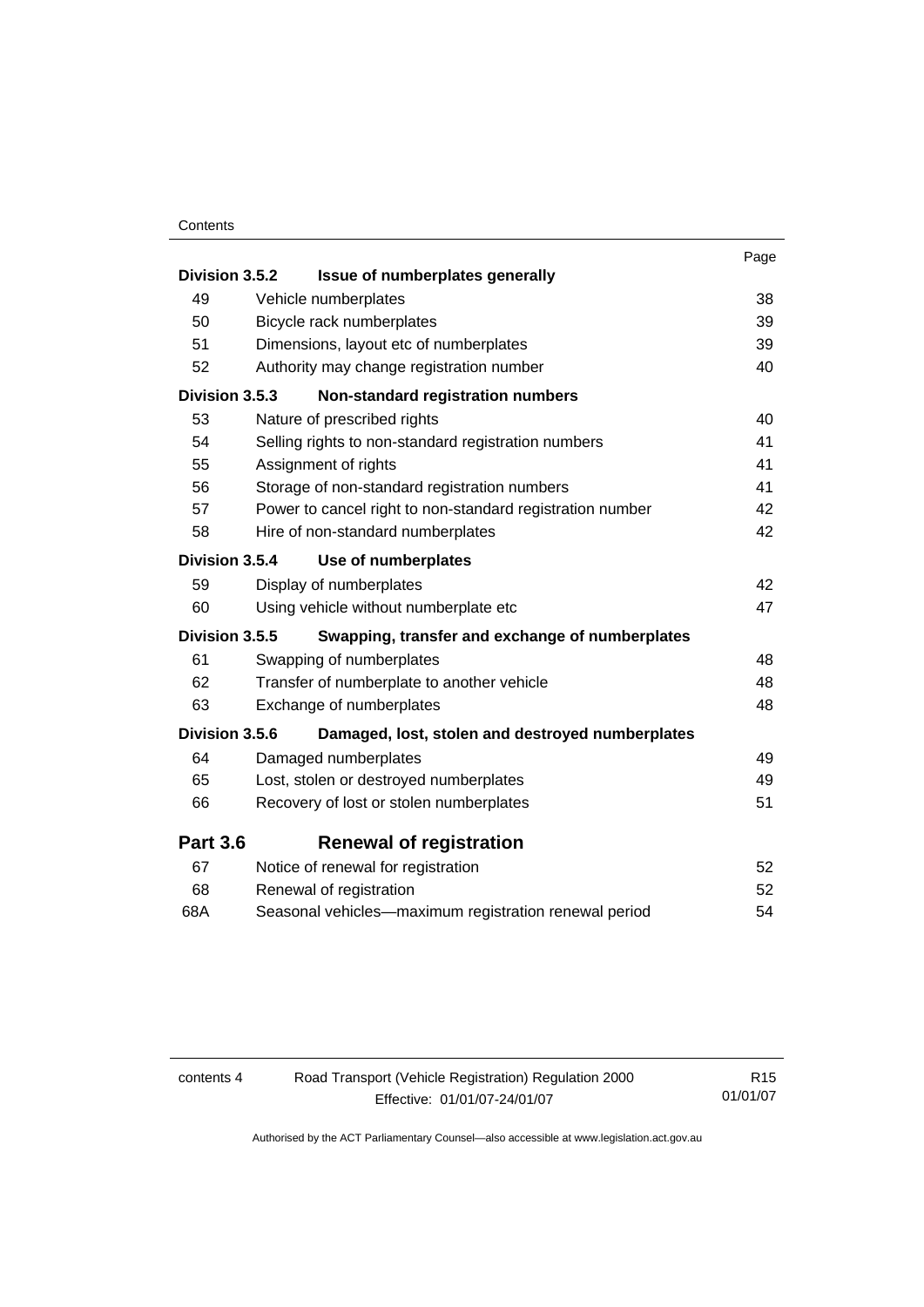| | | Page |
|---|---|---|
| **Division 3.5.2** | **Issue of numberplates generally** | |
| 49 | Vehicle numberplates | 38 |
| 50 | Bicycle rack numberplates | 39 |
| 51 | Dimensions, layout etc of numberplates | 39 |
| 52 | Authority may change registration number | 40 |
| **Division 3.5.3** | **Non-standard registration numbers** | |
| 53 | Nature of prescribed rights | 40 |
| 54 | Selling rights to non-standard registration numbers | 41 |
| 55 | Assignment of rights | 41 |
| 56 | Storage of non-standard registration numbers | 41 |
| 57 | Power to cancel right to non-standard registration number | 42 |
| 58 | Hire of non-standard numberplates | 42 |
| **Division 3.5.4** | **Use of numberplates** | |
| 59 | Display of numberplates | 42 |
| 60 | Using vehicle without numberplate etc | 47 |
| **Division 3.5.5** | **Swapping, transfer and exchange of numberplates** | |
| 61 | Swapping of numberplates | 48 |
| 62 | Transfer of numberplate to another vehicle | 48 |
| 63 | Exchange of numberplates | 48 |
| **Division 3.5.6** | **Damaged, lost, stolen and destroyed numberplates** | |
| 64 | Damaged numberplates | 49 |
| 65 | Lost, stolen or destroyed numberplates | 49 |
| 66 | Recovery of lost or stolen numberplates | 51 |
| **Part 3.6** | **Renewal of registration** | |
| 67 | Notice of renewal for registration | 52 |
| 68 | Renewal of registration | 52 |
| 68A | Seasonal vehicles—maximum registration renewal period | 54 |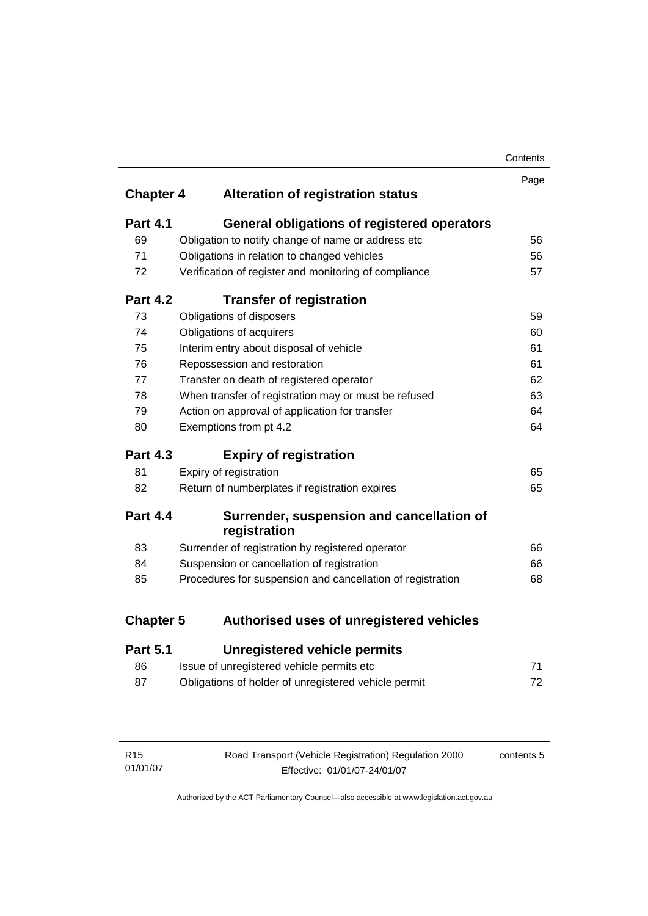| | | Page |
|---|---|---|
| **Chapter 4** | **Alteration of registration status** | |
| **Part 4.1** | **General obligations of registered operators** | |
| 69 | Obligation to notify change of name or address etc | 56 |
| 71 | Obligations in relation to changed vehicles | 56 |
| 72 | Verification of register and monitoring of compliance | 57 |
| **Part 4.2** | **Transfer of registration** | |
| 73 | Obligations of disposers | 59 |
| 74 | Obligations of acquirers | 60 |
| 75 | Interim entry about disposal of vehicle | 61 |
| 76 | Repossession and restoration | 61 |
| 77 | Transfer on death of registered operator | 62 |
| 78 | When transfer of registration may or must be refused | 63 |
| 79 | Action on approval of application for transfer | 64 |
| 80 | Exemptions from pt 4.2 | 64 |
| **Part 4.3** | **Expiry of registration** | |
| 81 | Expiry of registration | 65 |
| 82 | Return of numberplates if registration expires | 65 |
| **Part 4.4** | **Surrender, suspension and cancellation of registration** | |
| 83 | Surrender of registration by registered operator | 66 |
| 84 | Suspension or cancellation of registration | 66 |
| 85 | Procedures for suspension and cancellation of registration | 68 |
| **Chapter 5** | **Authorised uses of unregistered vehicles** | |
| **Part 5.1** | **Unregistered vehicle permits** | |
| 86 | Issue of unregistered vehicle permits etc | 71 |
| 87 | Obligations of holder of unregistered vehicle permit | 72 |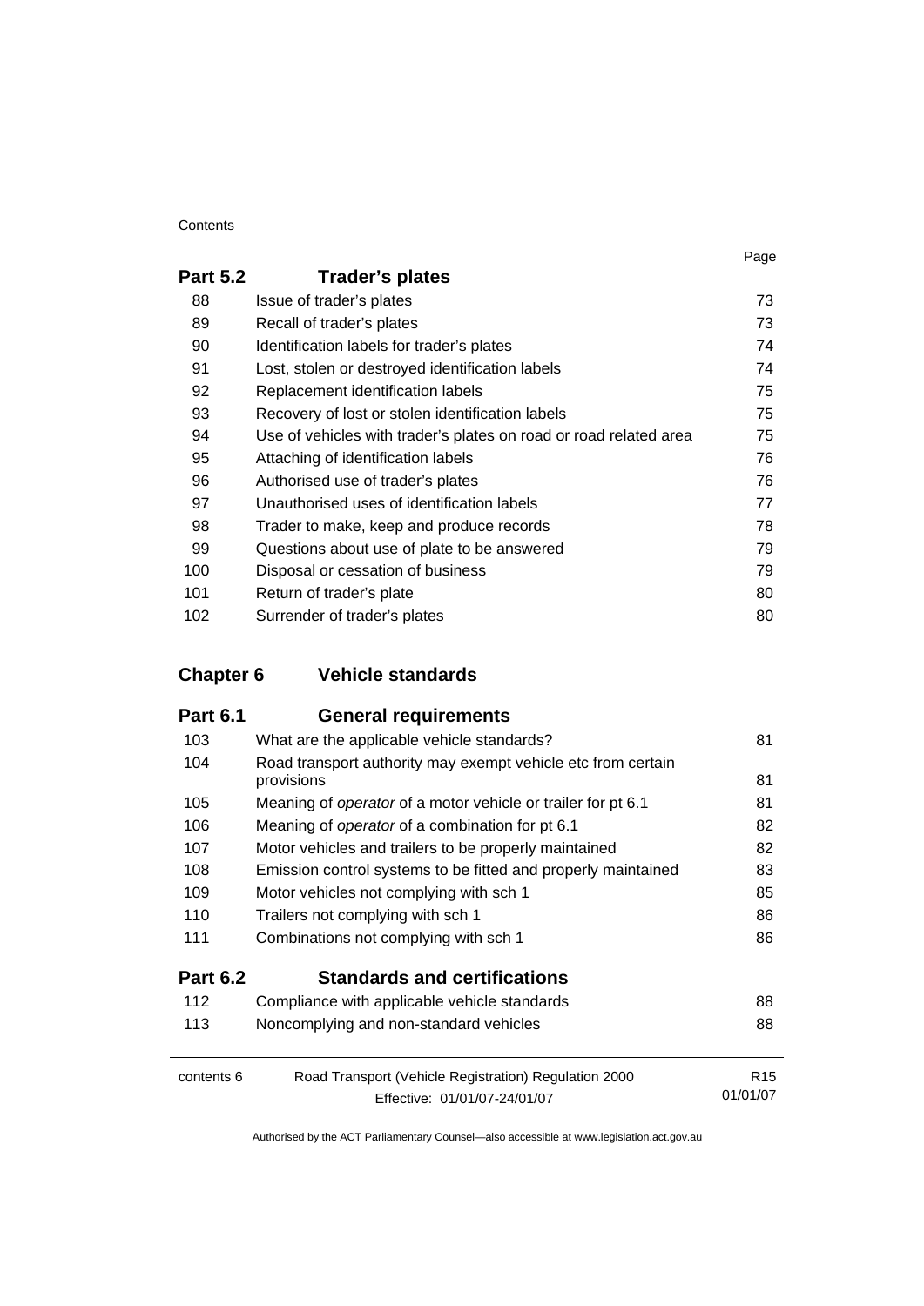| | | Page |
|---|---|---|
| **Part 5.2** | **Trader's plates** | |
| 88 | Issue of trader's plates | 73 |
| 89 | Recall of trader's plates | 73 |
| 90 | Identification labels for trader's plates | 74 |
| 91 | Lost, stolen or destroyed identification labels | 74 |
| 92 | Replacement identification labels | 75 |
| 93 | Recovery of lost or stolen identification labels | 75 |
| 94 | Use of vehicles with trader's plates on road or road related area | 75 |
| 95 | Attaching of identification labels | 76 |
| 96 | Authorised use of trader's plates | 76 |
| 97 | Unauthorised uses of identification labels | 77 |
| 98 | Trader to make, keep and produce records | 78 |
| 99 | Questions about use of plate to be answered | 79 |
| 100 | Disposal or cessation of business | 79 |
| 101 | Return of trader's plate | 80 |
| 102 | Surrender of trader's plates | 80 |

| | | |
|---|---|---|
| **Chapter 6** | **Vehicle standards** | |
| **Part 6.1** | **General requirements** | |
| 103 | What are the applicable vehicle standards? | 81 |
| 104 | Road transport authority may exempt vehicle etc from certain provisions | 81 |
| 105 | Meaning of *operator* of a motor vehicle or trailer for pt 6.1 | 81 |
| 106 | Meaning of *operator* of a combination for pt 6.1 | 82 |
| 107 | Motor vehicles and trailers to be properly maintained | 82 |
| 108 | Emission control systems to be fitted and properly maintained | 83 |
| 109 | Motor vehicles not complying with sch 1 | 85 |
| 110 | Trailers not complying with sch 1 | 86 |
| 111 | Combinations not complying with sch 1 | 86 |
| **Part 6.2** | **Standards and certifications** | |
| 112 | Compliance with applicable vehicle standards | 88 |
| 113 | Noncomplying and non-standard vehicles | 88 |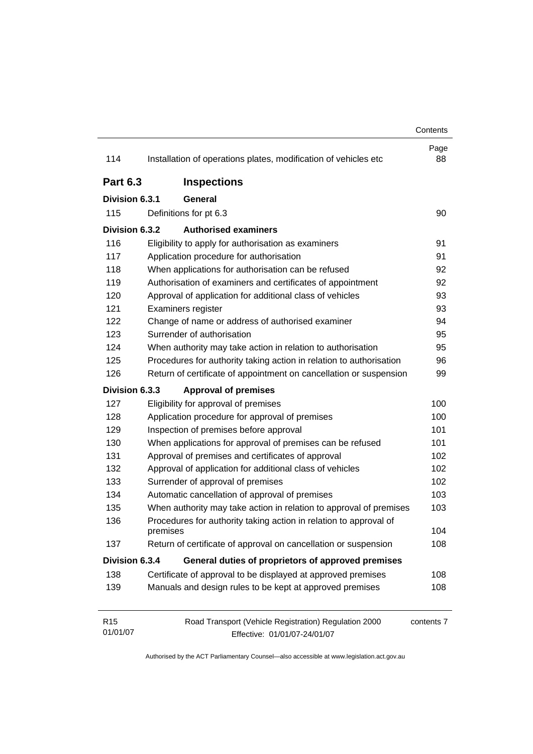| | | Page |
|---|---|---|
| 114 | Installation of operations plates, modification of vehicles etc | 88 |
| **Part 6.3** | **Inspections** | |
| **Division 6.3.1** | **General** | |
| 115 | Definitions for pt 6.3 | 90 |
| **Division 6.3.2** | **Authorised examiners** | |
| 116 | Eligibility to apply for authorisation as examiners | 91 |
| 117 | Application procedure for authorisation | 91 |
| 118 | When applications for authorisation can be refused | 92 |
| 119 | Authorisation of examiners and certificates of appointment | 92 |
| 120 | Approval of application for additional class of vehicles | 93 |
| 121 | Examiners register | 93 |
| 122 | Change of name or address of authorised examiner | 94 |
| 123 | Surrender of authorisation | 95 |
| 124 | When authority may take action in relation to authorisation | 95 |
| 125 | Procedures for authority taking action in relation to authorisation | 96 |
| 126 | Return of certificate of appointment on cancellation or suspension | 99 |
| **Division 6.3.3** | **Approval of premises** | |
| 127 | Eligibility for approval of premises | 100 |
| 128 | Application procedure for approval of premises | 100 |
| 129 | Inspection of premises before approval | 101 |
| 130 | When applications for approval of premises can be refused | 101 |
| 131 | Approval of premises and certificates of approval | 102 |
| 132 | Approval of application for additional class of vehicles | 102 |
| 133 | Surrender of approval of premises | 102 |
| 134 | Automatic cancellation of approval of premises | 103 |
| 135 | When authority may take action in relation to approval of premises | 103 |
| 136 | Procedures for authority taking action in relation to approval of premises | 104 |
| 137 | Return of certificate of approval on cancellation or suspension | 108 |
| **Division 6.3.4** | **General duties of proprietors of approved premises** | |
| 138 | Certificate of approval to be displayed at approved premises | 108 |
| 139 | Manuals and design rules to be kept at approved premises | 108 |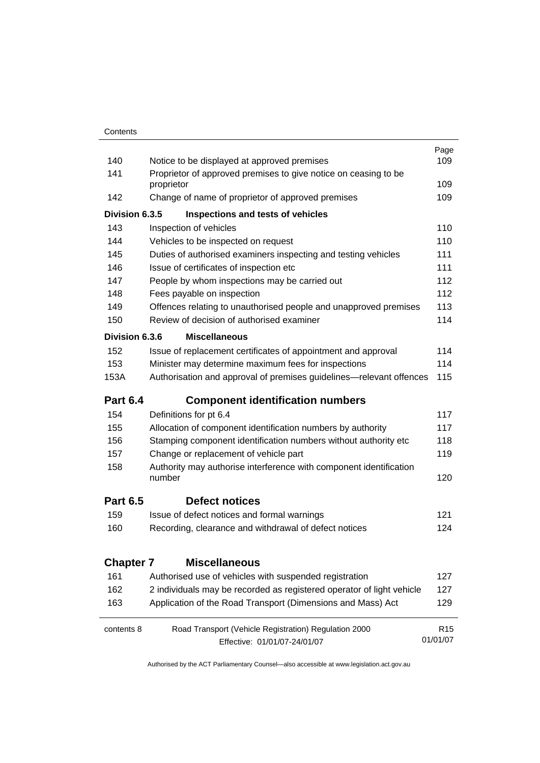| | | Page |
|---|---|---|
| 140 | Notice to be displayed at approved premises | 109 |
| 141 | Proprietor of approved premises to give notice on ceasing to be proprietor | 109 |
| 142 | Change of name of proprietor of approved premises | 109 |
| **Division 6.3.5** | **Inspections and tests of vehicles** | |
| 143 | Inspection of vehicles | 110 |
| 144 | Vehicles to be inspected on request | 110 |
| 145 | Duties of authorised examiners inspecting and testing vehicles | 111 |
| 146 | Issue of certificates of inspection etc | 111 |
| 147 | People by whom inspections may be carried out | 112 |
| 148 | Fees payable on inspection | 112 |
| 149 | Offences relating to unauthorised people and unapproved premises | 113 |
| 150 | Review of decision of authorised examiner | 114 |
| **Division 6.3.6** | **Miscellaneous** | |
| 152 | Issue of replacement certificates of appointment and approval | 114 |
| 153 | Minister may determine maximum fees for inspections | 114 |
| 153A | Authorisation and approval of premises guidelines—relevant offences | 115 |

## Part 6.4 Component identification numbers

| | | |
|---|---|---|
| 154 | Definitions for pt 6.4 | 117 |
| 155 | Allocation of component identification numbers by authority | 117 |
| 156 | Stamping component identification numbers without authority etc | 118 |
| 157 | Change or replacement of vehicle part | 119 |
| 158 | Authority may authorise interference with component identification number | 120 |

## Part 6.5 Defect notices

| | | |
|---|---|---|
| 159 | Issue of defect notices and formal warnings | 121 |
| 160 | Recording, clearance and withdrawal of defect notices | 124 |

# Chapter 7 Miscellaneous

| | | |
|---|---|---|
| 161 | Authorised use of vehicles with suspended registration | 127 |
| 162 | 2 individuals may be recorded as registered operator of light vehicle | 127 |
| 163 | Application of the Road Transport (Dimensions and Mass) Act | 129 |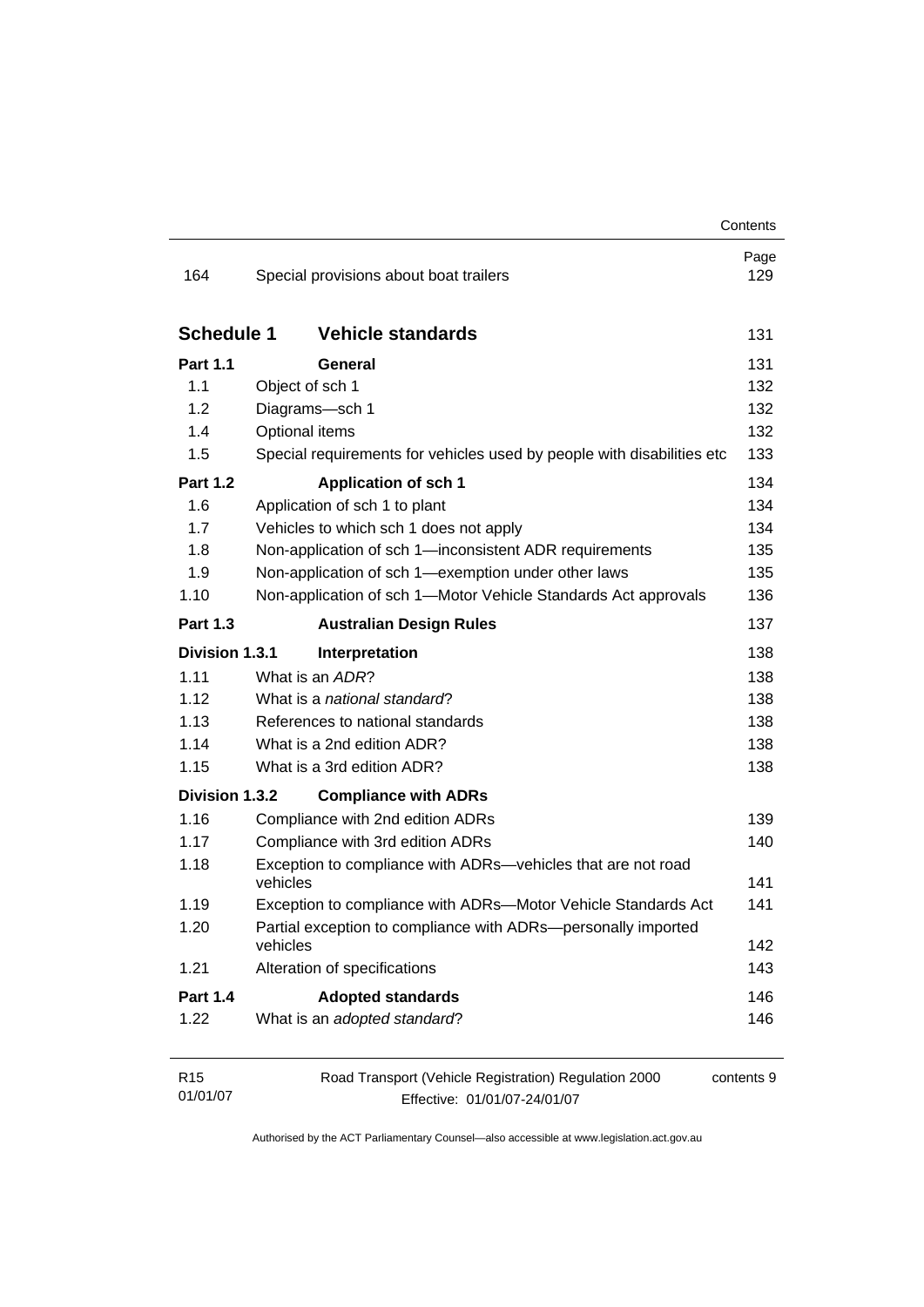| | | Page |
|---|---|---|
| 164 | Special provisions about boat trailers | 129 |
| **Schedule 1** | **Vehicle standards** | 131 |
| **Part 1.1** | **General** | 131 |
| 1.1 | Object of sch 1 | 132 |
| 1.2 | Diagrams—sch 1 | 132 |
| 1.4 | Optional items | 132 |
| 1.5 | Special requirements for vehicles used by people with disabilities etc | 133 |
| **Part 1.2** | **Application of sch 1** | 134 |
| 1.6 | Application of sch 1 to plant | 134 |
| 1.7 | Vehicles to which sch 1 does not apply | 134 |
| 1.8 | Non-application of sch 1—inconsistent ADR requirements | 135 |
| 1.9 | Non-application of sch 1—exemption under other laws | 135 |
| 1.10 | Non-application of sch 1—Motor Vehicle Standards Act approvals | 136 |
| **Part 1.3** | **Australian Design Rules** | 137 |
| **Division 1.3.1** | **Interpretation** | 138 |
| 1.11 | What is an *ADR*? | 138 |
| 1.12 | What is a *national standard*? | 138 |
| 1.13 | References to national standards | 138 |
| 1.14 | What is a 2nd edition ADR? | 138 |
| 1.15 | What is a 3rd edition ADR? | 138 |
| **Division 1.3.2** | **Compliance with ADRs** | |
| 1.16 | Compliance with 2nd edition ADRs | 139 |
| 1.17 | Compliance with 3rd edition ADRs | 140 |
| 1.18 | Exception to compliance with ADRs—vehicles that are not road vehicles | 141 |
| 1.19 | Exception to compliance with ADRs—Motor Vehicle Standards Act | 141 |
| 1.20 | Partial exception to compliance with ADRs—personally imported vehicles | 142 |
| 1.21 | Alteration of specifications | 143 |
| **Part 1.4** | **Adopted standards** | 146 |
| 1.22 | What is an *adopted standard*? | 146 |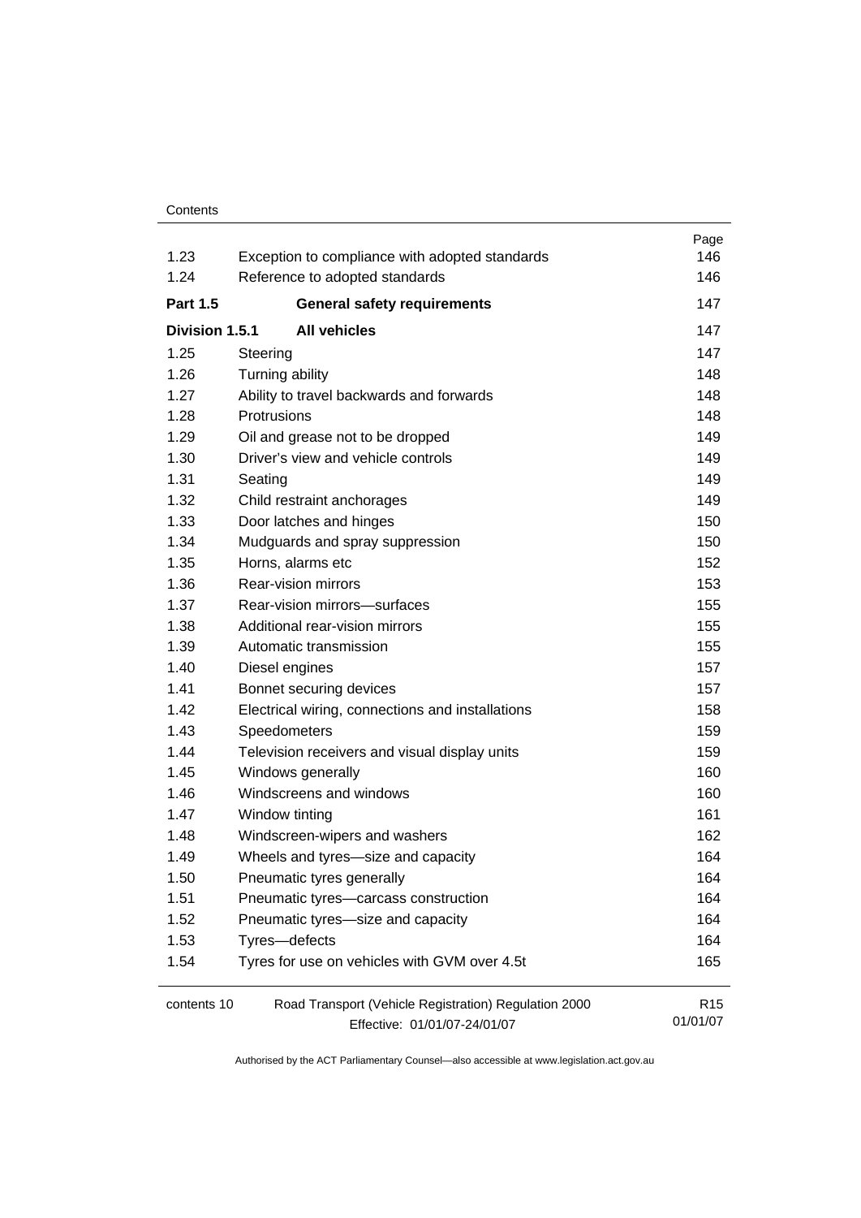| | | Page |
|---|---|---|
| 1.23 | Exception to compliance with adopted standards | 146 |
| 1.24 | Reference to adopted standards | 146 |
| **Part 1.5** | **General safety requirements** | 147 |
| **Division 1.5.1** | **All vehicles** | 147 |
| 1.25 | Steering | 147 |
| 1.26 | Turning ability | 148 |
| 1.27 | Ability to travel backwards and forwards | 148 |
| 1.28 | Protrusions | 148 |
| 1.29 | Oil and grease not to be dropped | 149 |
| 1.30 | Driver's view and vehicle controls | 149 |
| 1.31 | Seating | 149 |
| 1.32 | Child restraint anchorages | 149 |
| 1.33 | Door latches and hinges | 150 |
| 1.34 | Mudguards and spray suppression | 150 |
| 1.35 | Horns, alarms etc | 152 |
| 1.36 | Rear-vision mirrors | 153 |
| 1.37 | Rear-vision mirrors—surfaces | 155 |
| 1.38 | Additional rear-vision mirrors | 155 |
| 1.39 | Automatic transmission | 155 |
| 1.40 | Diesel engines | 157 |
| 1.41 | Bonnet securing devices | 157 |
| 1.42 | Electrical wiring, connections and installations | 158 |
| 1.43 | Speedometers | 159 |
| 1.44 | Television receivers and visual display units | 159 |
| 1.45 | Windows generally | 160 |
| 1.46 | Windscreens and windows | 160 |
| 1.47 | Window tinting | 161 |
| 1.48 | Windscreen-wipers and washers | 162 |
| 1.49 | Wheels and tyres—size and capacity | 164 |
| 1.50 | Pneumatic tyres generally | 164 |
| 1.51 | Pneumatic tyres—carcass construction | 164 |
| 1.52 | Pneumatic tyres—size and capacity | 164 |
| 1.53 | Tyres—defects | 164 |
| 1.54 | Tyres for use on vehicles with GVM over 4.5t | 165 |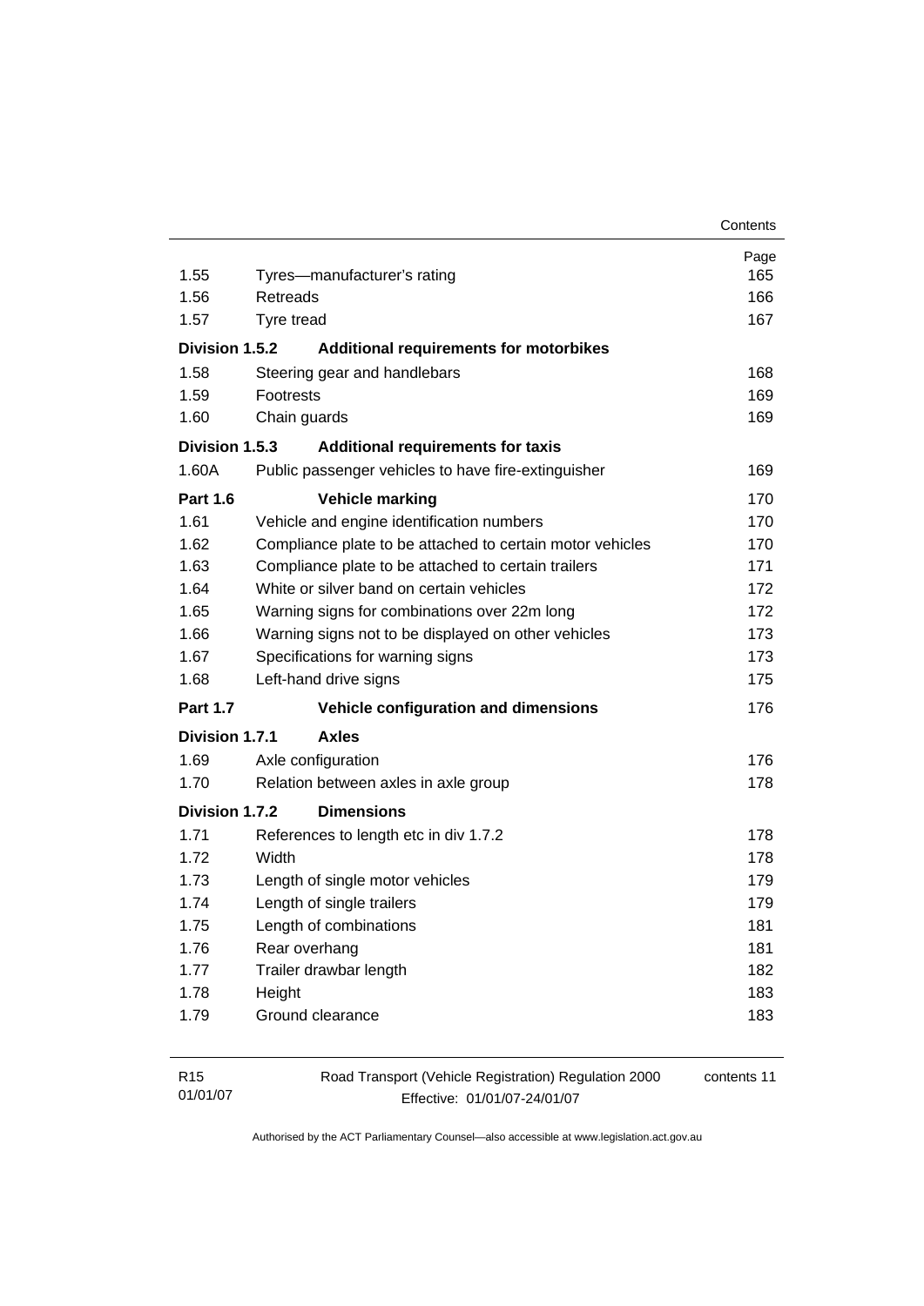| | | Page |
|---|---|---|
| 1.55 | Tyres—manufacturer's rating | 165 |
| 1.56 | Retreads | 166 |
| 1.57 | Tyre tread | 167 |
| **Division 1.5.2** | **Additional requirements for motorbikes** | |
| 1.58 | Steering gear and handlebars | 168 |
| 1.59 | Footrests | 169 |
| 1.60 | Chain guards | 169 |
| **Division 1.5.3** | **Additional requirements for taxis** | |
| 1.60A | Public passenger vehicles to have fire-extinguisher | 169 |
| **Part 1.6** | **Vehicle marking** | 170 |
| 1.61 | Vehicle and engine identification numbers | 170 |
| 1.62 | Compliance plate to be attached to certain motor vehicles | 170 |
| 1.63 | Compliance plate to be attached to certain trailers | 171 |
| 1.64 | White or silver band on certain vehicles | 172 |
| 1.65 | Warning signs for combinations over 22m long | 172 |
| 1.66 | Warning signs not to be displayed on other vehicles | 173 |
| 1.67 | Specifications for warning signs | 173 |
| 1.68 | Left-hand drive signs | 175 |
| **Part 1.7** | **Vehicle configuration and dimensions** | 176 |
| **Division 1.7.1** | **Axles** | |
| 1.69 | Axle configuration | 176 |
| 1.70 | Relation between axles in axle group | 178 |
| **Division 1.7.2** | **Dimensions** | |
| 1.71 | References to length etc in div 1.7.2 | 178 |
| 1.72 | Width | 178 |
| 1.73 | Length of single motor vehicles | 179 |
| 1.74 | Length of single trailers | 179 |
| 1.75 | Length of combinations | 181 |
| 1.76 | Rear overhang | 181 |
| 1.77 | Trailer drawbar length | 182 |
| 1.78 | Height | 183 |
| 1.79 | Ground clearance | 183 |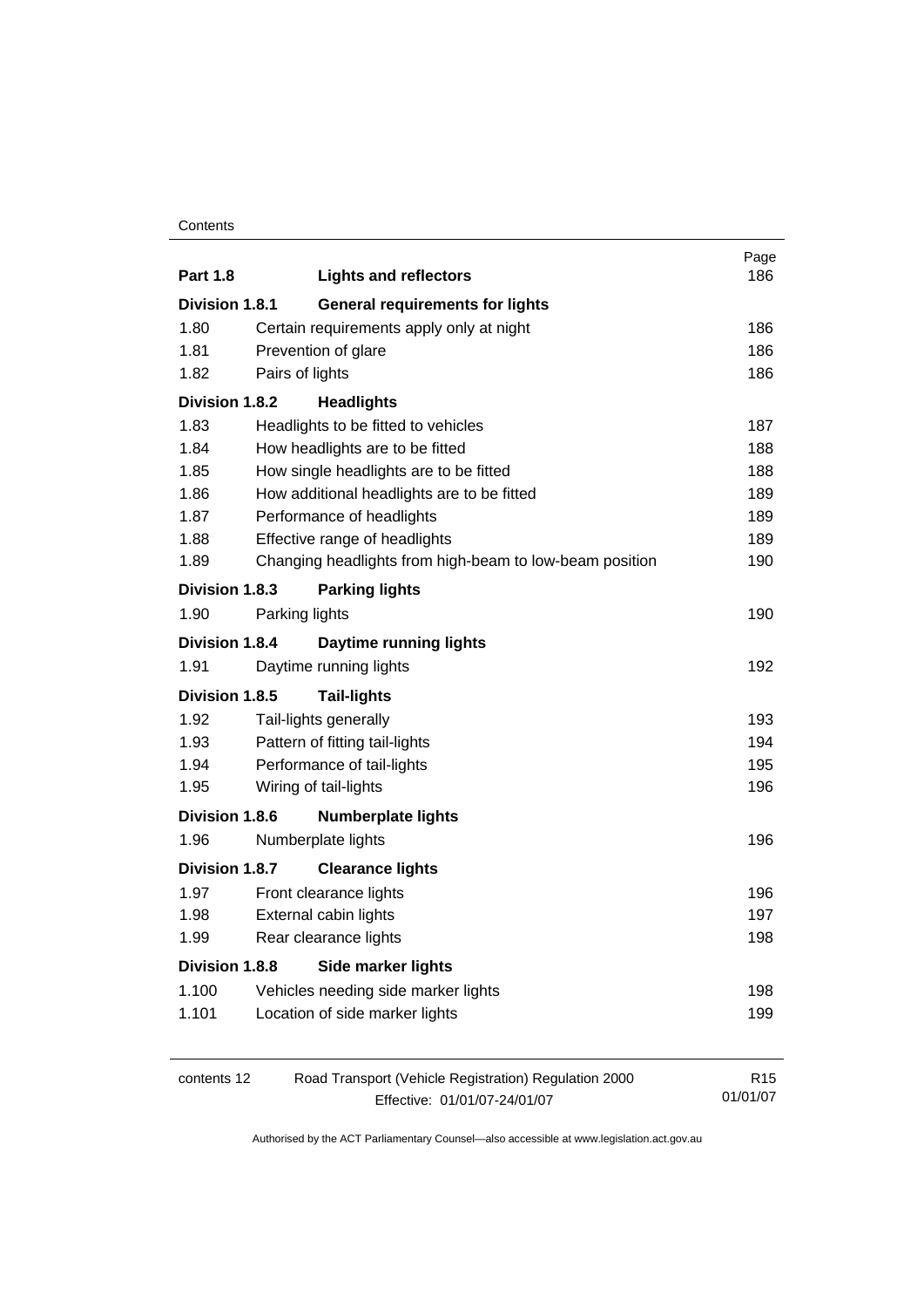| | | Page |
|---|---|---|
| **Part 1.8** | **Lights and reflectors** | 186 |
| **Division 1.8.1** | **General requirements for lights** | |
| 1.80 | Certain requirements apply only at night | 186 |
| 1.81 | Prevention of glare | 186 |
| 1.82 | Pairs of lights | 186 |
| **Division 1.8.2** | **Headlights** | |
| 1.83 | Headlights to be fitted to vehicles | 187 |
| 1.84 | How headlights are to be fitted | 188 |
| 1.85 | How single headlights are to be fitted | 188 |
| 1.86 | How additional headlights are to be fitted | 189 |
| 1.87 | Performance of headlights | 189 |
| 1.88 | Effective range of headlights | 189 |
| 1.89 | Changing headlights from high-beam to low-beam position | 190 |
| **Division 1.8.3** | **Parking lights** | |
| 1.90 | Parking lights | 190 |
| **Division 1.8.4** | **Daytime running lights** | |
| 1.91 | Daytime running lights | 192 |
| **Division 1.8.5** | **Tail-lights** | |
| 1.92 | Tail-lights generally | 193 |
| 1.93 | Pattern of fitting tail-lights | 194 |
| 1.94 | Performance of tail-lights | 195 |
| 1.95 | Wiring of tail-lights | 196 |
| **Division 1.8.6** | **Numberplate lights** | |
| 1.96 | Numberplate lights | 196 |
| **Division 1.8.7** | **Clearance lights** | |
| 1.97 | Front clearance lights | 196 |
| 1.98 | External cabin lights | 197 |
| 1.99 | Rear clearance lights | 198 |
| **Division 1.8.8** | **Side marker lights** | |
| 1.100 | Vehicles needing side marker lights | 198 |
| 1.101 | Location of side marker lights | 199 |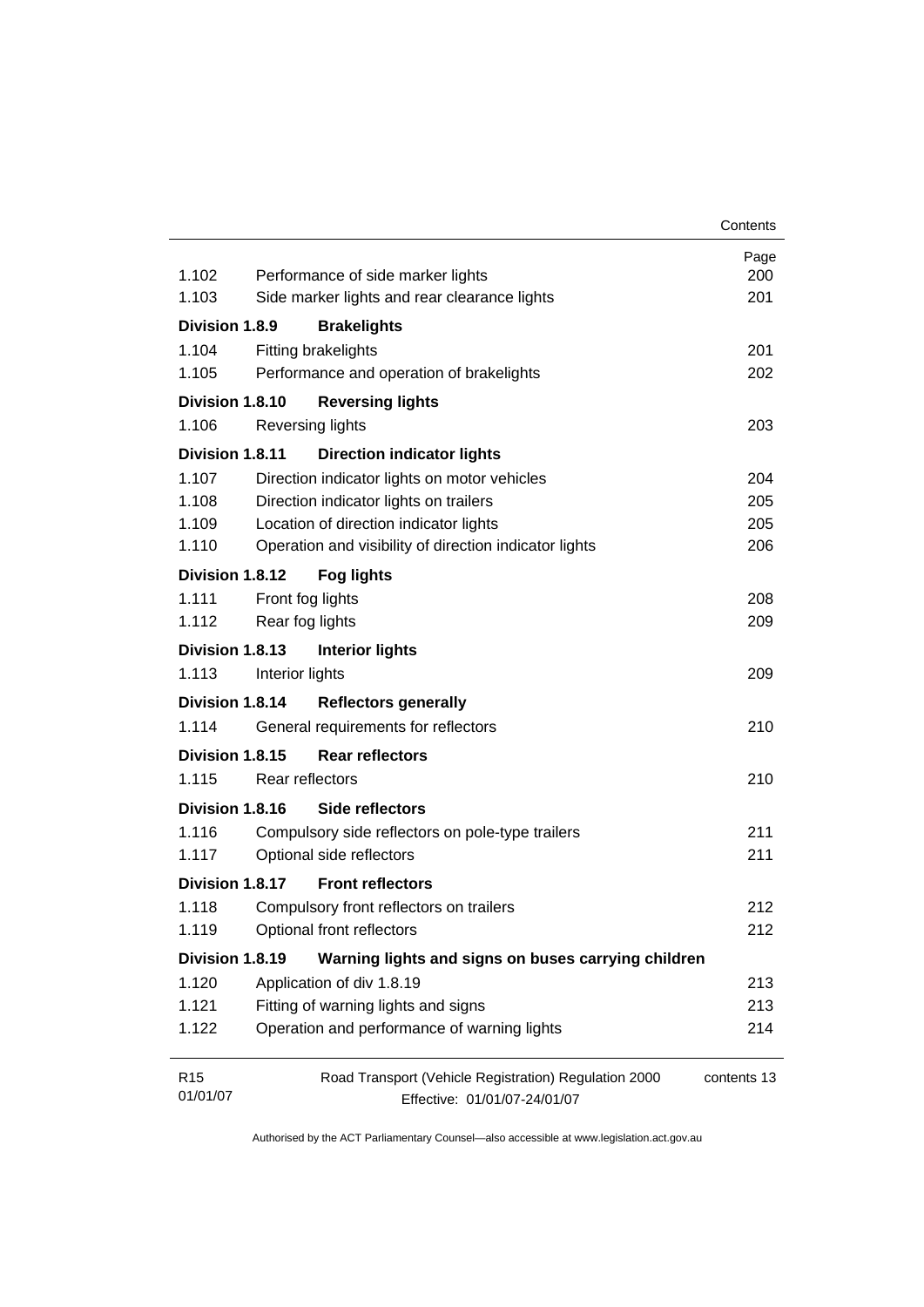| | | Page |
|---|---|---|
| 1.102 | Performance of side marker lights | 200 |
| 1.103 | Side marker lights and rear clearance lights | 201 |
| **Division 1.8.9** | **Brakelights** | |
| 1.104 | Fitting brakelights | 201 |
| 1.105 | Performance and operation of brakelights | 202 |
| **Division 1.8.10** | **Reversing lights** | |
| 1.106 | Reversing lights | 203 |
| **Division 1.8.11** | **Direction indicator lights** | |
| 1.107 | Direction indicator lights on motor vehicles | 204 |
| 1.108 | Direction indicator lights on trailers | 205 |
| 1.109 | Location of direction indicator lights | 205 |
| 1.110 | Operation and visibility of direction indicator lights | 206 |
| **Division 1.8.12** | **Fog lights** | |
| 1.111 | Front fog lights | 208 |
| 1.112 | Rear fog lights | 209 |
| **Division 1.8.13** | **Interior lights** | |
| 1.113 | Interior lights | 209 |
| **Division 1.8.14** | **Reflectors generally** | |
| 1.114 | General requirements for reflectors | 210 |
| **Division 1.8.15** | **Rear reflectors** | |
| 1.115 | Rear reflectors | 210 |
| **Division 1.8.16** | **Side reflectors** | |
| 1.116 | Compulsory side reflectors on pole-type trailers | 211 |
| 1.117 | Optional side reflectors | 211 |
| **Division 1.8.17** | **Front reflectors** | |
| 1.118 | Compulsory front reflectors on trailers | 212 |
| 1.119 | Optional front reflectors | 212 |
| **Division 1.8.19** | **Warning lights and signs on buses carrying children** | |
| 1.120 | Application of div 1.8.19 | 213 |
| 1.121 | Fitting of warning lights and signs | 213 |
| 1.122 | Operation and performance of warning lights | 214 |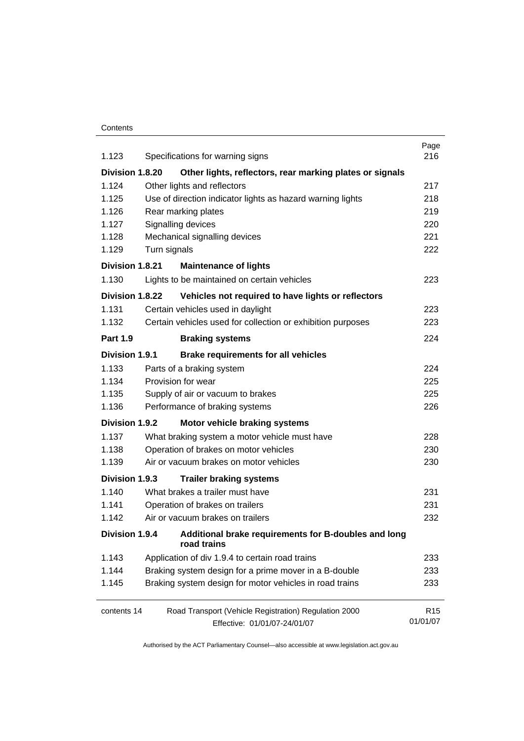| | | Page |
|---|---|---|
| 1.123 | Specifications for warning signs | 216 |
| **Division 1.8.20** | **Other lights, reflectors, rear marking plates or signals** | |
| 1.124 | Other lights and reflectors | 217 |
| 1.125 | Use of direction indicator lights as hazard warning lights | 218 |
| 1.126 | Rear marking plates | 219 |
| 1.127 | Signalling devices | 220 |
| 1.128 | Mechanical signalling devices | 221 |
| 1.129 | Turn signals | 222 |
| **Division 1.8.21** | **Maintenance of lights** | |
| 1.130 | Lights to be maintained on certain vehicles | 223 |
| **Division 1.8.22** | **Vehicles not required to have lights or reflectors** | |
| 1.131 | Certain vehicles used in daylight | 223 |
| 1.132 | Certain vehicles used for collection or exhibition purposes | 223 |
| **Part 1.9** | **Braking systems** | 224 |
| **Division 1.9.1** | **Brake requirements for all vehicles** | |
| 1.133 | Parts of a braking system | 224 |
| 1.134 | Provision for wear | 225 |
| 1.135 | Supply of air or vacuum to brakes | 225 |
| 1.136 | Performance of braking systems | 226 |
| **Division 1.9.2** | **Motor vehicle braking systems** | |
| 1.137 | What braking system a motor vehicle must have | 228 |
| 1.138 | Operation of brakes on motor vehicles | 230 |
| 1.139 | Air or vacuum brakes on motor vehicles | 230 |
| **Division 1.9.3** | **Trailer braking systems** | |
| 1.140 | What brakes a trailer must have | 231 |
| 1.141 | Operation of brakes on trailers | 231 |
| 1.142 | Air or vacuum brakes on trailers | 232 |
| **Division 1.9.4** | **Additional brake requirements for B-doubles and long road trains** | |
| 1.143 | Application of div 1.9.4 to certain road trains | 233 |
| 1.144 | Braking system design for a prime mover in a B-double | 233 |
| 1.145 | Braking system design for motor vehicles in road trains | 233 |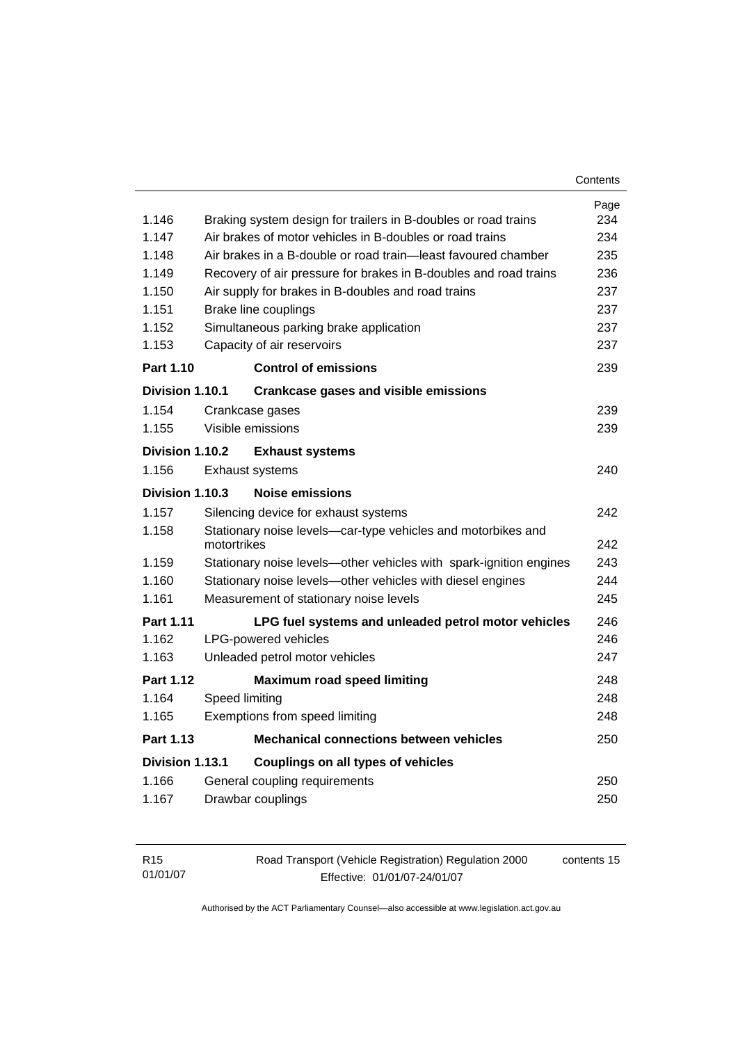| | | Page |
|---|---|---|
| 1.146 | Braking system design for trailers in B-doubles or road trains | 234 |
| 1.147 | Air brakes of motor vehicles in B-doubles or road trains | 234 |
| 1.148 | Air brakes in a B-double or road train—least favoured chamber | 235 |
| 1.149 | Recovery of air pressure for brakes in B-doubles and road trains | 236 |
| 1.150 | Air supply for brakes in B-doubles and road trains | 237 |
| 1.151 | Brake line couplings | 237 |
| 1.152 | Simultaneous parking brake application | 237 |
| 1.153 | Capacity of air reservoirs | 237 |
| **Part 1.10** | **Control of emissions** | 239 |
| **Division 1.10.1** | **Crankcase gases and visible emissions** | |
| 1.154 | Crankcase gases | 239 |
| 1.155 | Visible emissions | 239 |
| **Division 1.10.2** | **Exhaust systems** | |
| 1.156 | Exhaust systems | 240 |
| **Division 1.10.3** | **Noise emissions** | |
| 1.157 | Silencing device for exhaust systems | 242 |
| 1.158 | Stationary noise levels—car-type vehicles and motorbikes and motortrikes | 242 |
| 1.159 | Stationary noise levels—other vehicles with spark-ignition engines | 243 |
| 1.160 | Stationary noise levels—other vehicles with diesel engines | 244 |
| 1.161 | Measurement of stationary noise levels | 245 |
| **Part 1.11** | **LPG fuel systems and unleaded petrol motor vehicles** | 246 |
| 1.162 | LPG-powered vehicles | 246 |
| 1.163 | Unleaded petrol motor vehicles | 247 |
| **Part 1.12** | **Maximum road speed limiting** | 248 |
| 1.164 | Speed limiting | 248 |
| 1.165 | Exemptions from speed limiting | 248 |
| **Part 1.13** | **Mechanical connections between vehicles** | 250 |
| **Division 1.13.1** | **Couplings on all types of vehicles** | |
| 1.166 | General coupling requirements | 250 |
| 1.167 | Drawbar couplings | 250 |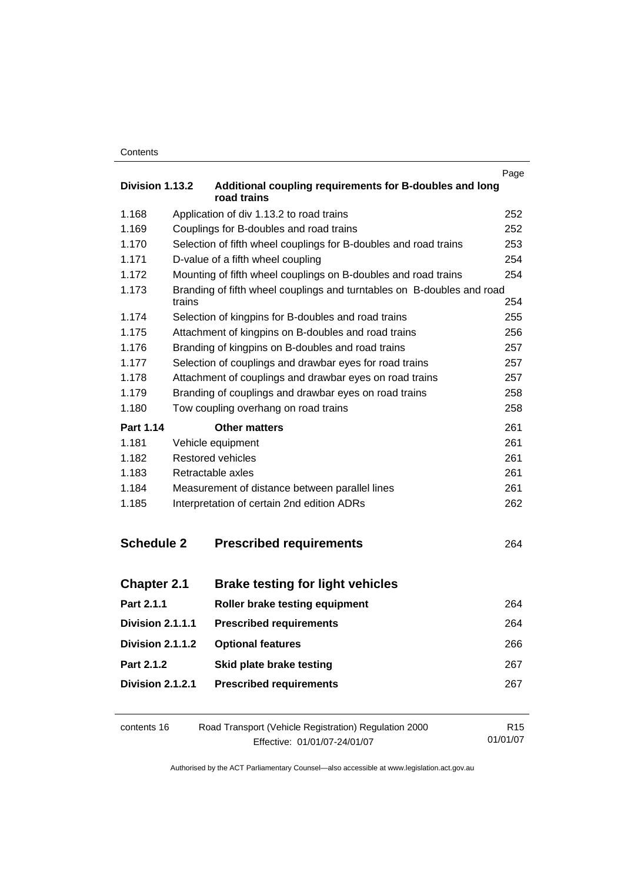| | | Page |
|---|---|---|
| **Division 1.13.2** | **Additional coupling requirements for B-doubles and long road trains** | |
| 1.168 | Application of div 1.13.2 to road trains | 252 |
| 1.169 | Couplings for B-doubles and road trains | 252 |
| 1.170 | Selection of fifth wheel couplings for B-doubles and road trains | 253 |
| 1.171 | D-value of a fifth wheel coupling | 254 |
| 1.172 | Mounting of fifth wheel couplings on B-doubles and road trains | 254 |
| 1.173 | Branding of fifth wheel couplings and turntables on B-doubles and road trains | 254 |
| 1.174 | Selection of kingpins for B-doubles and road trains | 255 |
| 1.175 | Attachment of kingpins on B-doubles and road trains | 256 |
| 1.176 | Branding of kingpins on B-doubles and road trains | 257 |
| 1.177 | Selection of couplings and drawbar eyes for road trains | 257 |
| 1.178 | Attachment of couplings and drawbar eyes on road trains | 257 |
| 1.179 | Branding of couplings and drawbar eyes on road trains | 258 |
| 1.180 | Tow coupling overhang on road trains | 258 |
| **Part 1.14** | **Other matters** | 261 |
| 1.181 | Vehicle equipment | 261 |
| 1.182 | Restored vehicles | 261 |
| 1.183 | Retractable axles | 261 |
| 1.184 | Measurement of distance between parallel lines | 261 |
| 1.185 | Interpretation of certain 2nd edition ADRs | 262 |
| **Schedule 2** | **Prescribed requirements** | 264 |
| **Chapter 2.1** | **Brake testing for light vehicles** | |
| **Part 2.1.1** | **Roller brake testing equipment** | 264 |
| **Division 2.1.1.1** | **Prescribed requirements** | 264 |
| **Division 2.1.1.2** | **Optional features** | 266 |
| **Part 2.1.2** | **Skid plate brake testing** | 267 |
| **Division 2.1.2.1** | **Prescribed requirements** | 267 |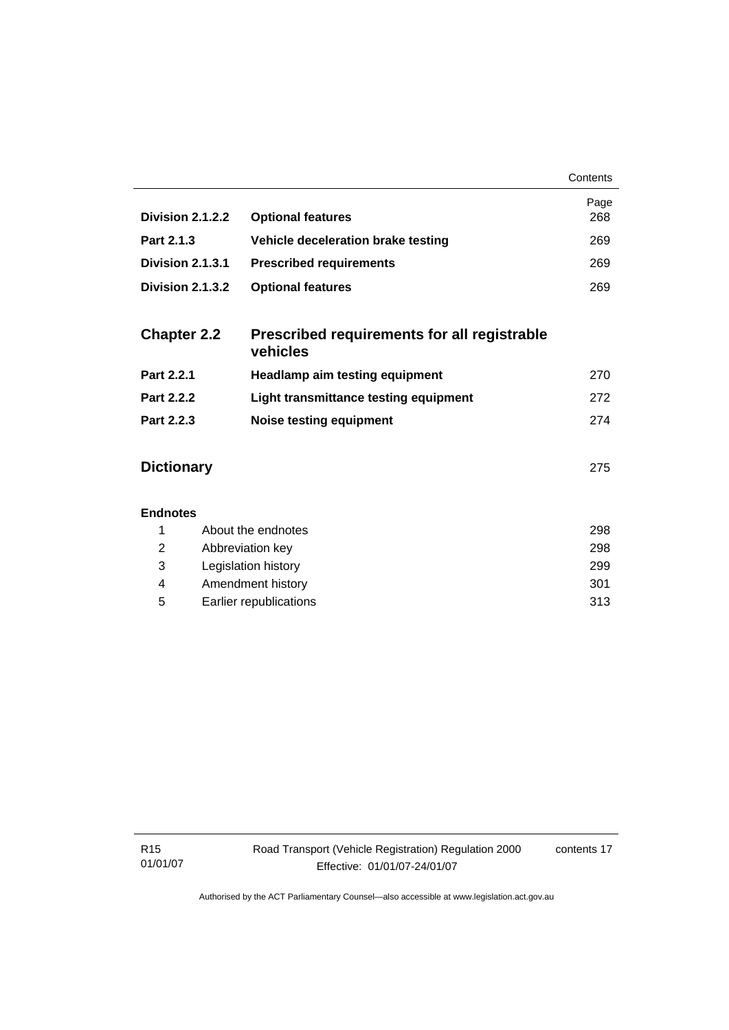| | | Page |
|---|---|---|
| **Division 2.1.2.2** | **Optional features** | 268 |
| **Part 2.1.3** | **Vehicle deceleration brake testing** | 269 |
| **Division 2.1.3.1** | **Prescribed requirements** | 269 |
| **Division 2.1.3.2** | **Optional features** | 269 |

| | | |
|---|---|---|
| **Chapter 2.2** | **Prescribed requirements for all registrable vehicles** | |
| **Part 2.2.1** | **Headlamp aim testing equipment** | 270 |
| **Part 2.2.2** | **Light transmittance testing equipment** | 272 |
| **Part 2.2.3** | **Noise testing equipment** | 274 |

| | |
|---|---|
| **Dictionary** | 275 |

**Endnotes**

| | | |
|---|---|---|
| 1 | About the endnotes | 298 |
| 2 | Abbreviation key | 298 |
| 3 | Legislation history | 299 |
| 4 | Amendment history | 301 |
| 5 | Earlier republications | 313 |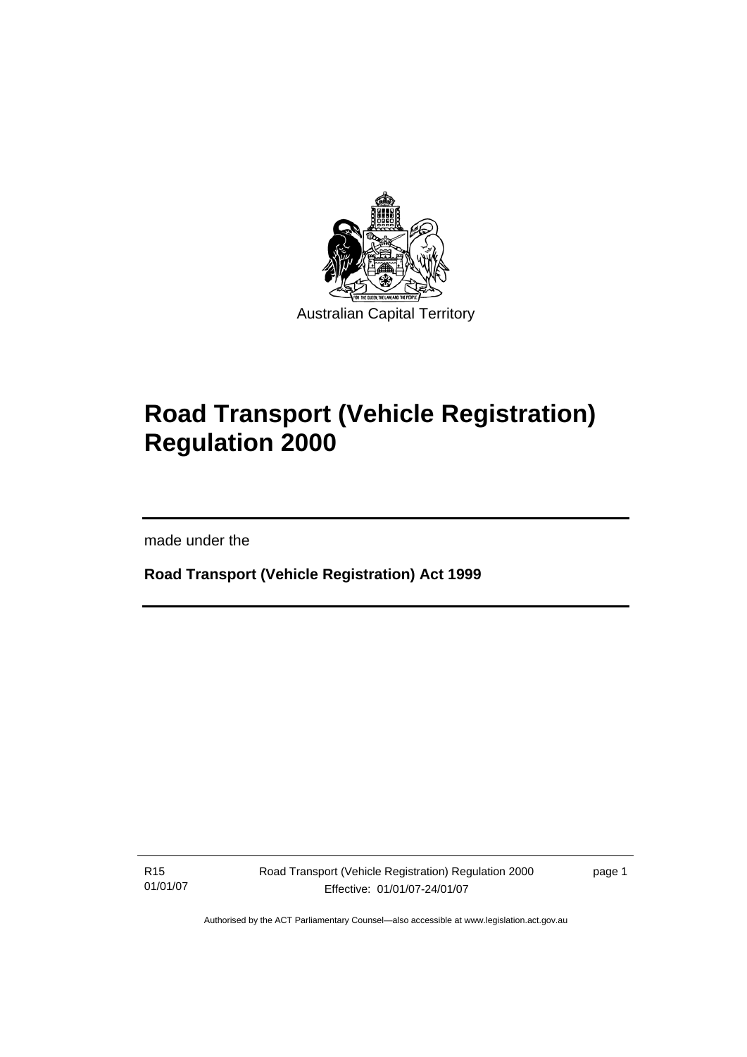Australian Capital Territory

# Road Transport (Vehicle Registration) Regulation 2000

made under the

**Road Transport (Vehicle Registration) Act 1999**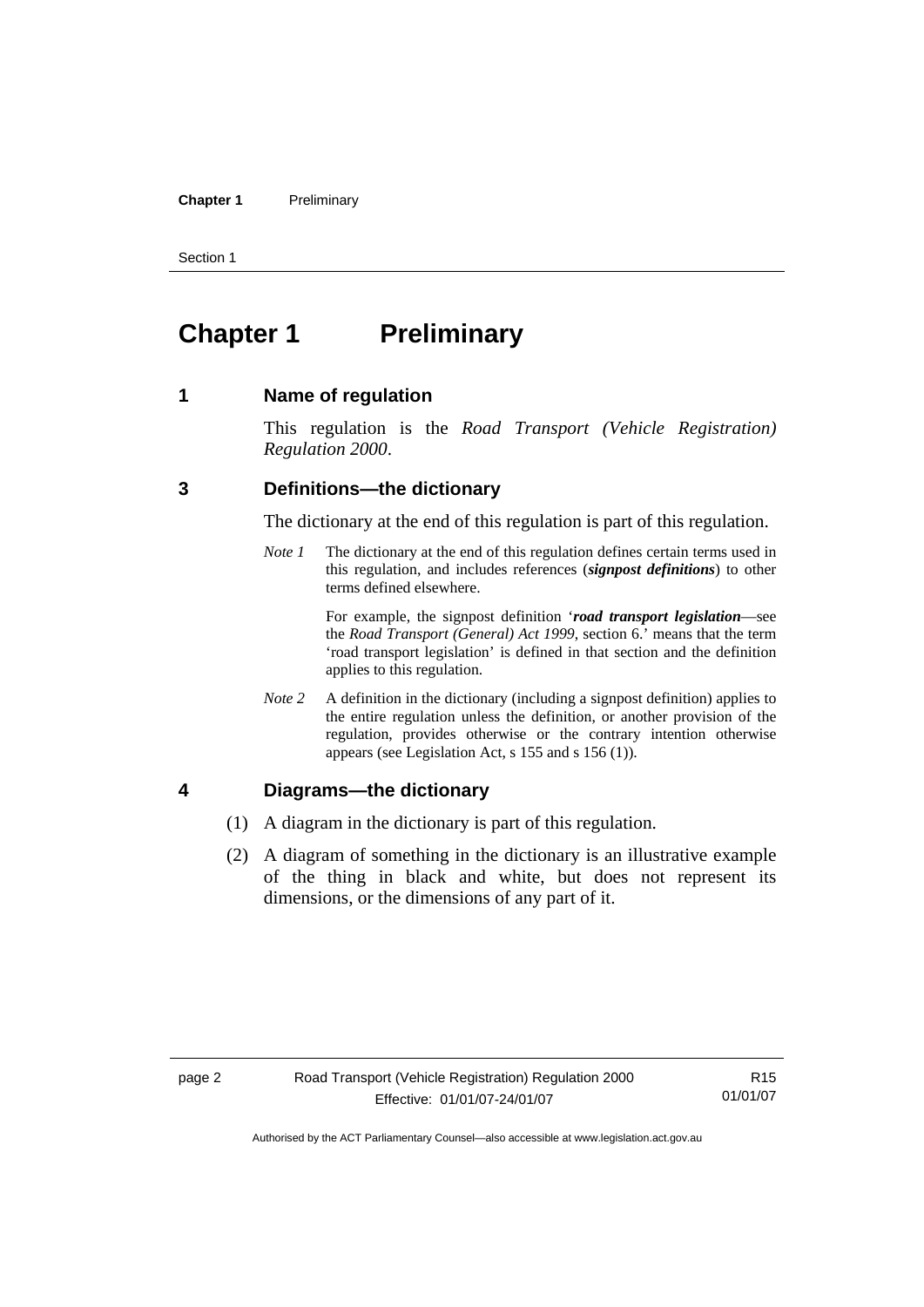# Chapter 1 Preliminary

## 1 Name of regulation

This regulation is the *Road Transport (Vehicle Registration) Regulation 2000*.

## 3 Definitions—the dictionary

The dictionary at the end of this regulation is part of this regulation.

*Note 1* The dictionary at the end of this regulation defines certain terms used in this regulation, and includes references (***signpost definitions***) to other terms defined elsewhere.

For example, the signpost definition '***road transport legislation***—see the *Road Transport (General) Act 1999*, section 6.' means that the term 'road transport legislation' is defined in that section and the definition applies to this regulation.

*Note 2* A definition in the dictionary (including a signpost definition) applies to the entire regulation unless the definition, or another provision of the regulation, provides otherwise or the contrary intention otherwise appears (see Legislation Act, s 155 and s 156 (1)).

## 4 Diagrams—the dictionary

(1) A diagram in the dictionary is part of this regulation.

(2) A diagram of something in the dictionary is an illustrative example of the thing in black and white, but does not represent its dimensions, or the dimensions of any part of it.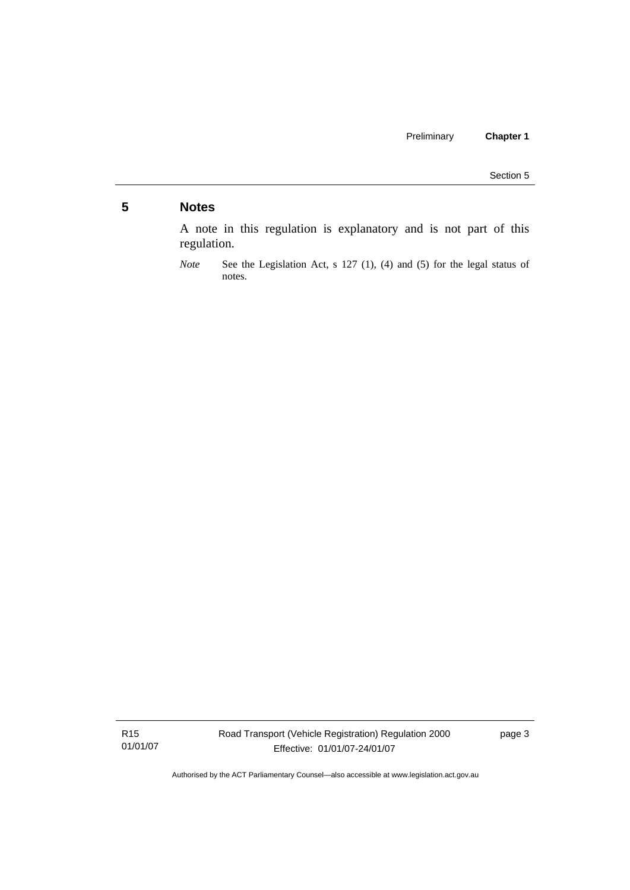## 5 Notes

A note in this regulation is explanatory and is not part of this regulation.

*Note* See the Legislation Act, s 127 (1), (4) and (5) for the legal status of notes.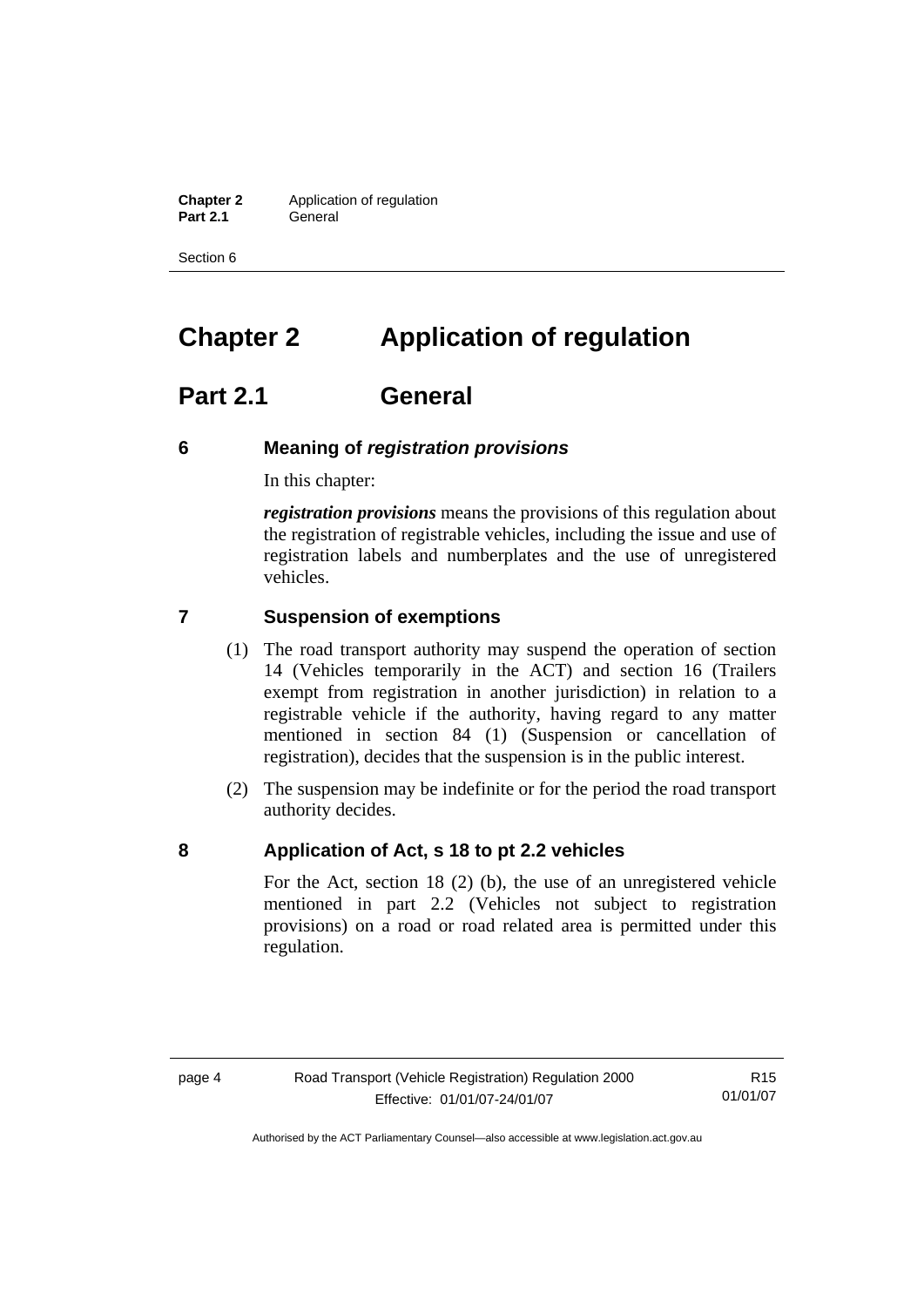# Chapter 2 Application of regulation

## Part 2.1 General

### 6 Meaning of *registration provisions*

In this chapter:

***registration provisions*** means the provisions of this regulation about the registration of registrable vehicles, including the issue and use of registration labels and numberplates and the use of unregistered vehicles.

### 7 Suspension of exemptions

(1) The road transport authority may suspend the operation of section 14 (Vehicles temporarily in the ACT) and section 16 (Trailers exempt from registration in another jurisdiction) in relation to a registrable vehicle if the authority, having regard to any matter mentioned in section 84 (1) (Suspension or cancellation of registration), decides that the suspension is in the public interest.

(2) The suspension may be indefinite or for the period the road transport authority decides.

### 8 Application of Act, s 18 to pt 2.2 vehicles

For the Act, section 18 (2) (b), the use of an unregistered vehicle mentioned in part 2.2 (Vehicles not subject to registration provisions) on a road or road related area is permitted under this regulation.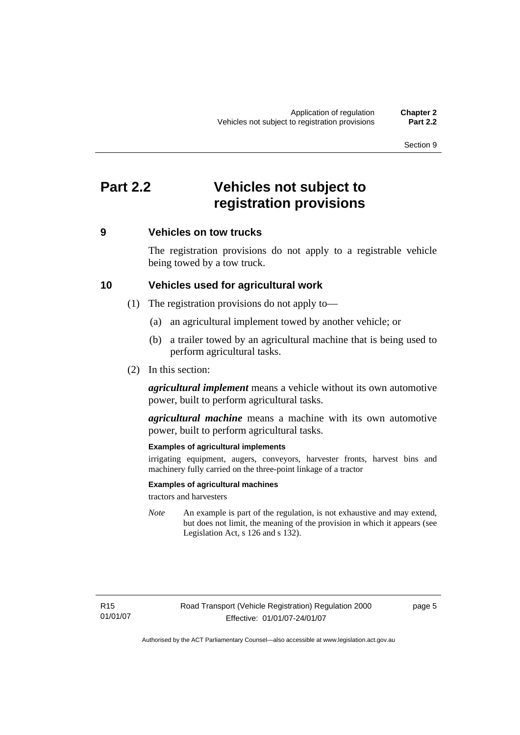# Part 2.2 Vehicles not subject to registration provisions

## 9 Vehicles on tow trucks

The registration provisions do not apply to a registrable vehicle being towed by a tow truck.

## 10 Vehicles used for agricultural work

(1) The registration provisions do not apply to—

(a) an agricultural implement towed by another vehicle; or

(b) a trailer towed by an agricultural machine that is being used to perform agricultural tasks.

(2) In this section:

***agricultural implement*** means a vehicle without its own automotive power, built to perform agricultural tasks.

***agricultural machine*** means a machine with its own automotive power, built to perform agricultural tasks.

**Examples of agricultural implements**

irrigating equipment, augers, conveyors, harvester fronts, harvest bins and machinery fully carried on the three-point linkage of a tractor

**Examples of agricultural machines**

tractors and harvesters

*Note* An example is part of the regulation, is not exhaustive and may extend, but does not limit, the meaning of the provision in which it appears (see Legislation Act, s 126 and s 132).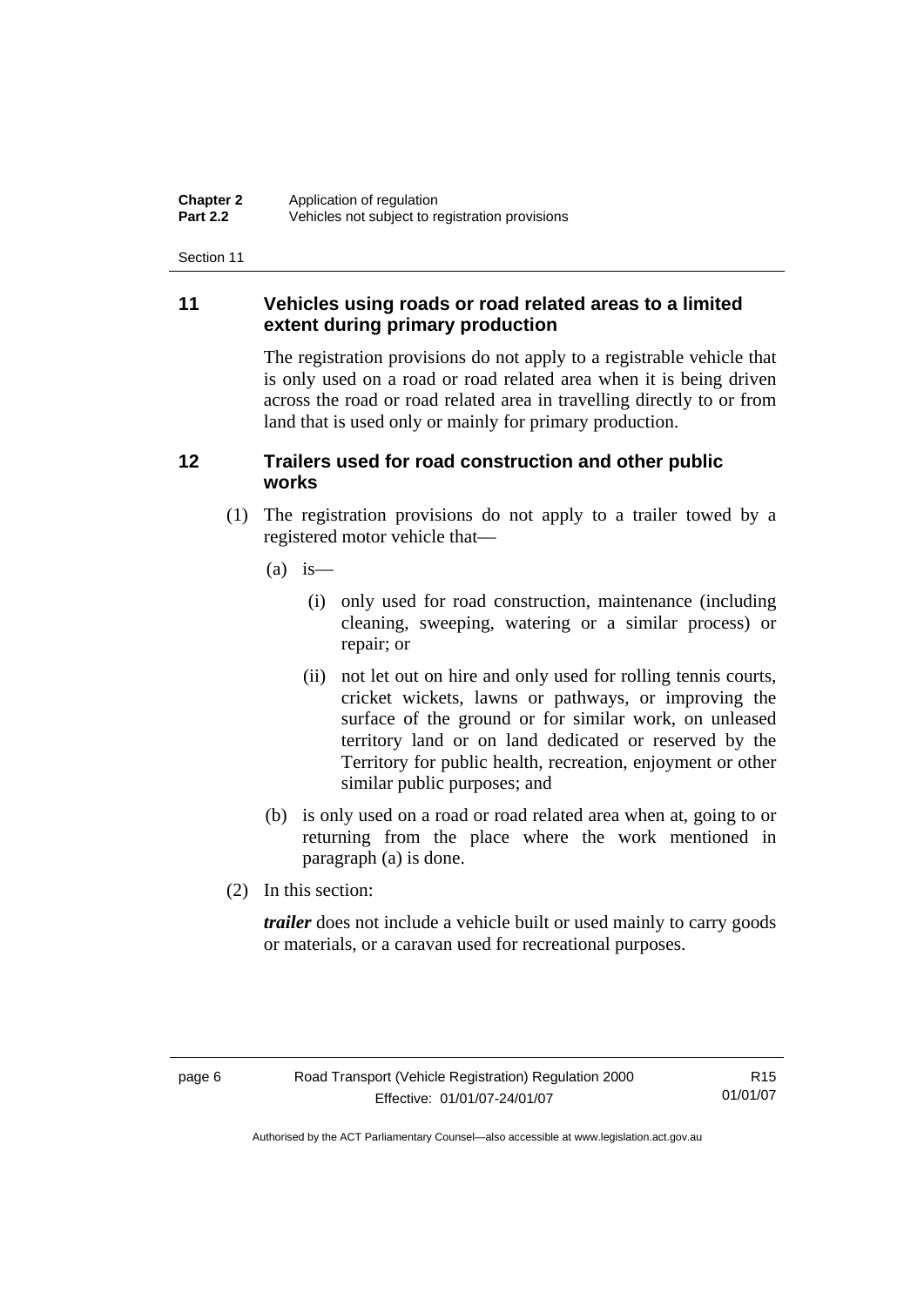## 11 Vehicles using roads or road related areas to a limited extent during primary production

The registration provisions do not apply to a registrable vehicle that is only used on a road or road related area when it is being driven across the road or road related area in travelling directly to or from land that is used only or mainly for primary production.

## 12 Trailers used for road construction and other public works

(1) The registration provisions do not apply to a trailer towed by a registered motor vehicle that—

(a) is—

(i) only used for road construction, maintenance (including cleaning, sweeping, watering or a similar process) or repair; or

(ii) not let out on hire and only used for rolling tennis courts, cricket wickets, lawns or pathways, or improving the surface of the ground or for similar work, on unleased territory land or on land dedicated or reserved by the Territory for public health, recreation, enjoyment or other similar public purposes; and

(b) is only used on a road or road related area when at, going to or returning from the place where the work mentioned in paragraph (a) is done.

(2) In this section:

***trailer*** does not include a vehicle built or used mainly to carry goods or materials, or a caravan used for recreational purposes.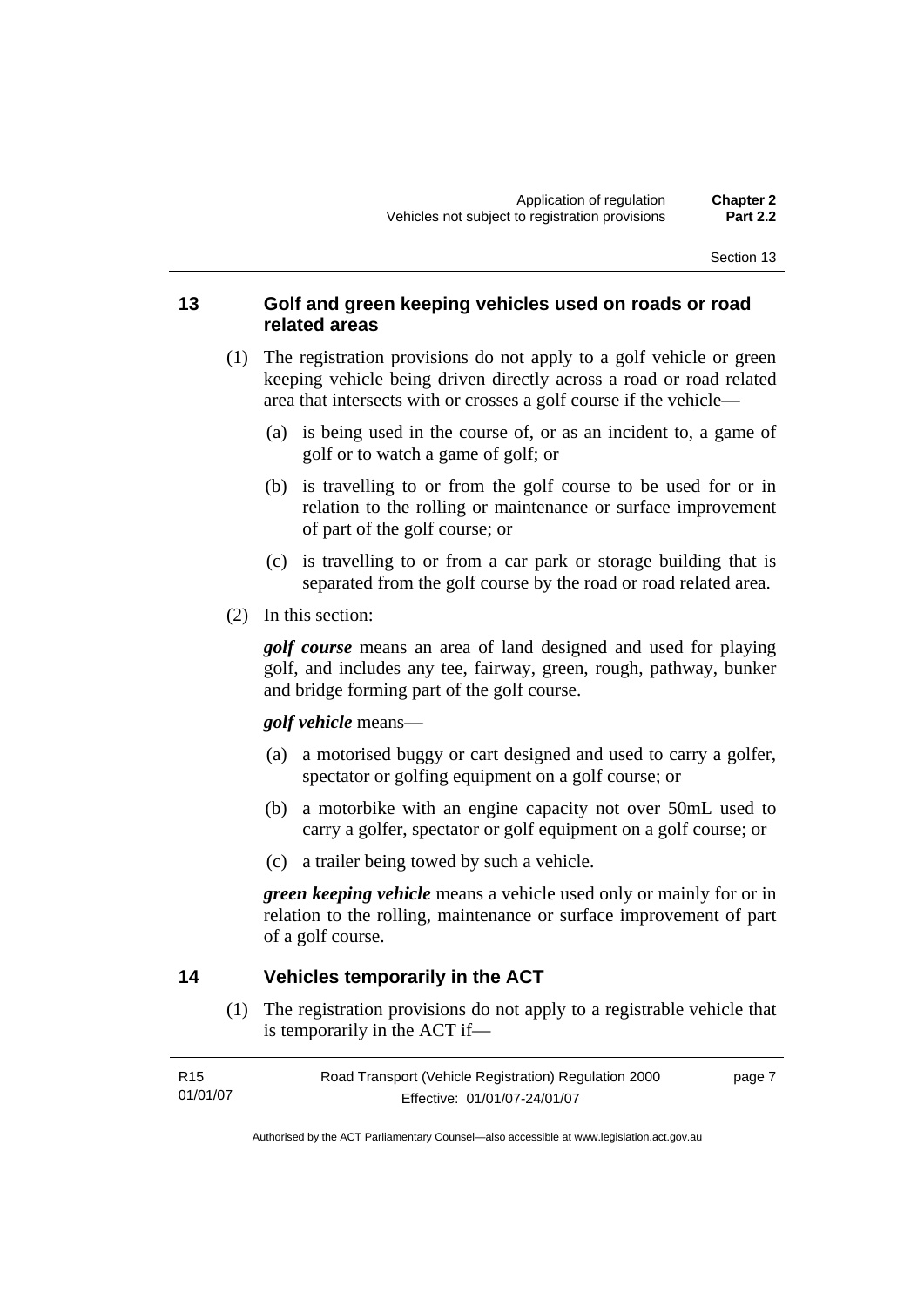## 13 Golf and green keeping vehicles used on roads or road related areas

(1) The registration provisions do not apply to a golf vehicle or green keeping vehicle being driven directly across a road or road related area that intersects with or crosses a golf course if the vehicle—

(a) is being used in the course of, or as an incident to, a game of golf or to watch a game of golf; or

(b) is travelling to or from the golf course to be used for or in relation to the rolling or maintenance or surface improvement of part of the golf course; or

(c) is travelling to or from a car park or storage building that is separated from the golf course by the road or road related area.

(2) In this section:

***golf course*** means an area of land designed and used for playing golf, and includes any tee, fairway, green, rough, pathway, bunker and bridge forming part of the golf course.

***golf vehicle*** means—

(a) a motorised buggy or cart designed and used to carry a golfer, spectator or golfing equipment on a golf course; or

(b) a motorbike with an engine capacity not over 50mL used to carry a golfer, spectator or golf equipment on a golf course; or

(c) a trailer being towed by such a vehicle.

***green keeping vehicle*** means a vehicle used only or mainly for or in relation to the rolling, maintenance or surface improvement of part of a golf course.

## 14 Vehicles temporarily in the ACT

(1) The registration provisions do not apply to a registrable vehicle that is temporarily in the ACT if—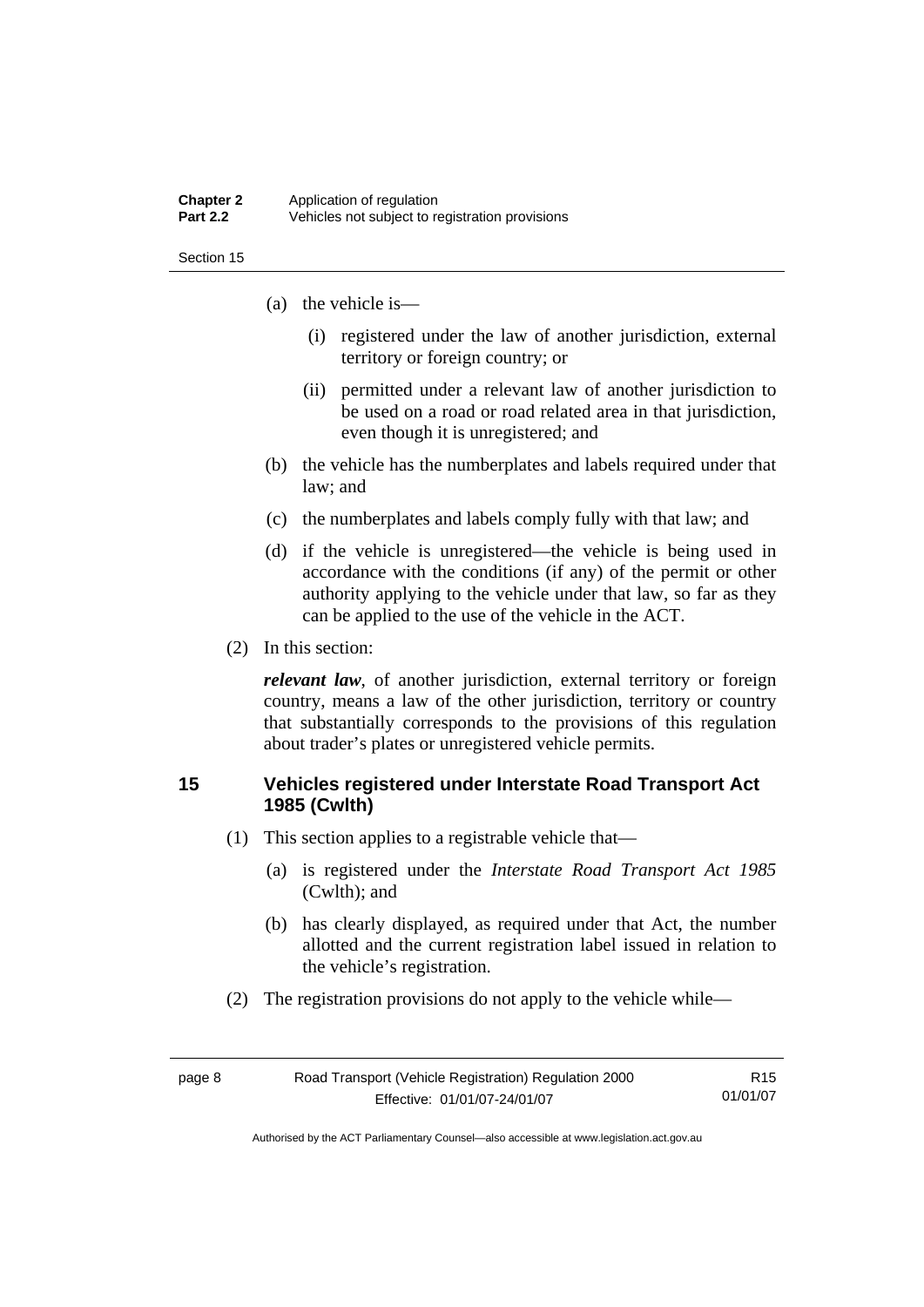(a) the vehicle is—

  (i) registered under the law of another jurisdiction, external territory or foreign country; or

  (ii) permitted under a relevant law of another jurisdiction to be used on a road or road related area in that jurisdiction, even though it is unregistered; and

(b) the vehicle has the numberplates and labels required under that law; and

(c) the numberplates and labels comply fully with that law; and

(d) if the vehicle is unregistered—the vehicle is being used in accordance with the conditions (if any) of the permit or other authority applying to the vehicle under that law, so far as they can be applied to the use of the vehicle in the ACT.

(2) In this section:

***relevant law***, of another jurisdiction, external territory or foreign country, means a law of the other jurisdiction, territory or country that substantially corresponds to the provisions of this regulation about trader's plates or unregistered vehicle permits.

### 15 Vehicles registered under Interstate Road Transport Act 1985 (Cwlth)

(1) This section applies to a registrable vehicle that—

(a) is registered under the *Interstate Road Transport Act 1985* (Cwlth); and

(b) has clearly displayed, as required under that Act, the number allotted and the current registration label issued in relation to the vehicle's registration.

(2) The registration provisions do not apply to the vehicle while—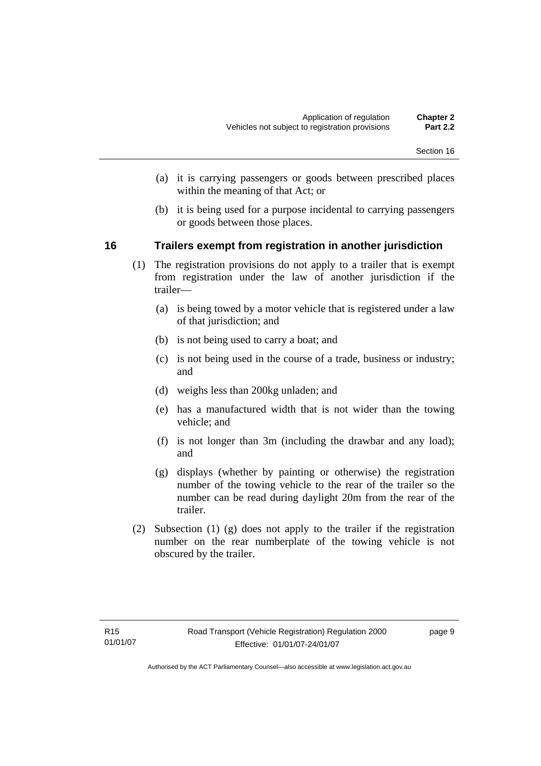(a) it is carrying passengers or goods between prescribed places within the meaning of that Act; or

(b) it is being used for a purpose incidental to carrying passengers or goods between those places.

## 16 Trailers exempt from registration in another jurisdiction

(1) The registration provisions do not apply to a trailer that is exempt from registration under the law of another jurisdiction if the trailer—

(a) is being towed by a motor vehicle that is registered under a law of that jurisdiction; and

(b) is not being used to carry a boat; and

(c) is not being used in the course of a trade, business or industry; and

(d) weighs less than 200kg unladen; and

(e) has a manufactured width that is not wider than the towing vehicle; and

(f) is not longer than 3m (including the drawbar and any load); and

(g) displays (whether by painting or otherwise) the registration number of the towing vehicle to the rear of the trailer so the number can be read during daylight 20m from the rear of the trailer.

(2) Subsection (1) (g) does not apply to the trailer if the registration number on the rear numberplate of the towing vehicle is not obscured by the trailer.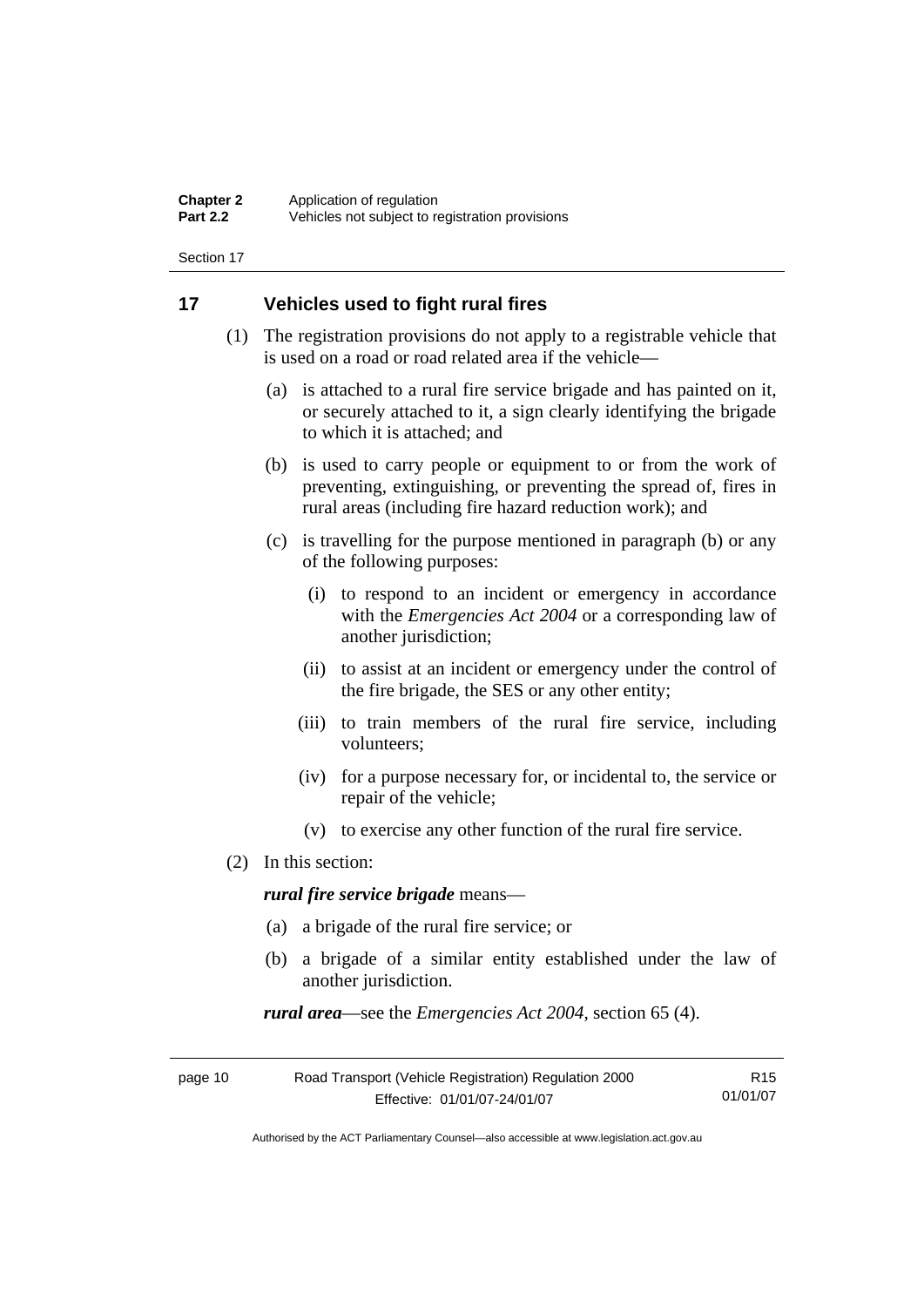## 17 Vehicles used to fight rural fires

(1) The registration provisions do not apply to a registrable vehicle that is used on a road or road related area if the vehicle—

(a) is attached to a rural fire service brigade and has painted on it, or securely attached to it, a sign clearly identifying the brigade to which it is attached; and

(b) is used to carry people or equipment to or from the work of preventing, extinguishing, or preventing the spread of, fires in rural areas (including fire hazard reduction work); and

(c) is travelling for the purpose mentioned in paragraph (b) or any of the following purposes:

(i) to respond to an incident or emergency in accordance with the *Emergencies Act 2004* or a corresponding law of another jurisdiction;

(ii) to assist at an incident or emergency under the control of the fire brigade, the SES or any other entity;

(iii) to train members of the rural fire service, including volunteers;

(iv) for a purpose necessary for, or incidental to, the service or repair of the vehicle;

(v) to exercise any other function of the rural fire service.

(2) In this section:

***rural fire service brigade*** means—

(a) a brigade of the rural fire service; or

(b) a brigade of a similar entity established under the law of another jurisdiction.

***rural area***—see the *Emergencies Act 2004*, section 65 (4).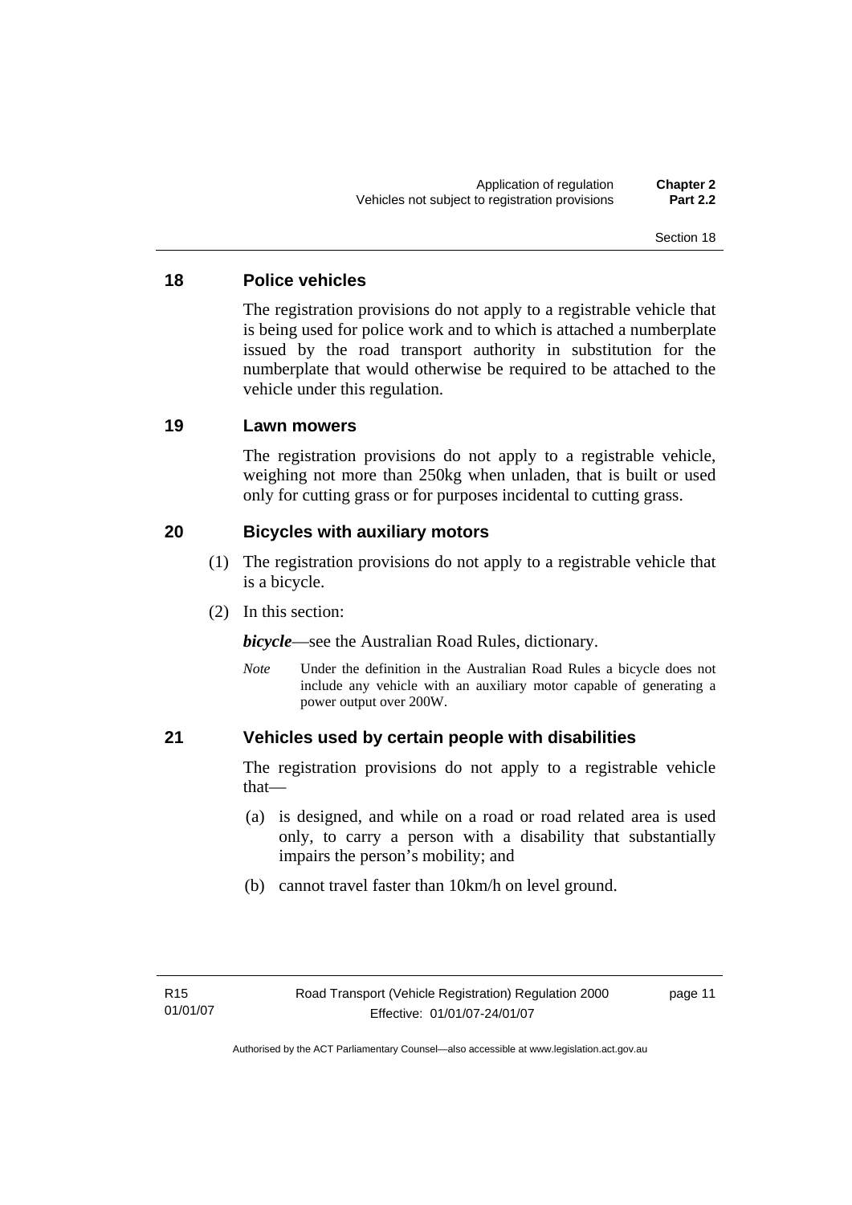## 18 Police vehicles

The registration provisions do not apply to a registrable vehicle that is being used for police work and to which is attached a numberplate issued by the road transport authority in substitution for the numberplate that would otherwise be required to be attached to the vehicle under this regulation.

## 19 Lawn mowers

The registration provisions do not apply to a registrable vehicle, weighing not more than 250kg when unladen, that is built or used only for cutting grass or for purposes incidental to cutting grass.

## 20 Bicycles with auxiliary motors

(1) The registration provisions do not apply to a registrable vehicle that is a bicycle.

(2) In this section:

***bicycle***—see the Australian Road Rules, dictionary.

*Note* Under the definition in the Australian Road Rules a bicycle does not include any vehicle with an auxiliary motor capable of generating a power output over 200W.

## 21 Vehicles used by certain people with disabilities

The registration provisions do not apply to a registrable vehicle that—

(a) is designed, and while on a road or road related area is used only, to carry a person with a disability that substantially impairs the person's mobility; and

(b) cannot travel faster than 10km/h on level ground.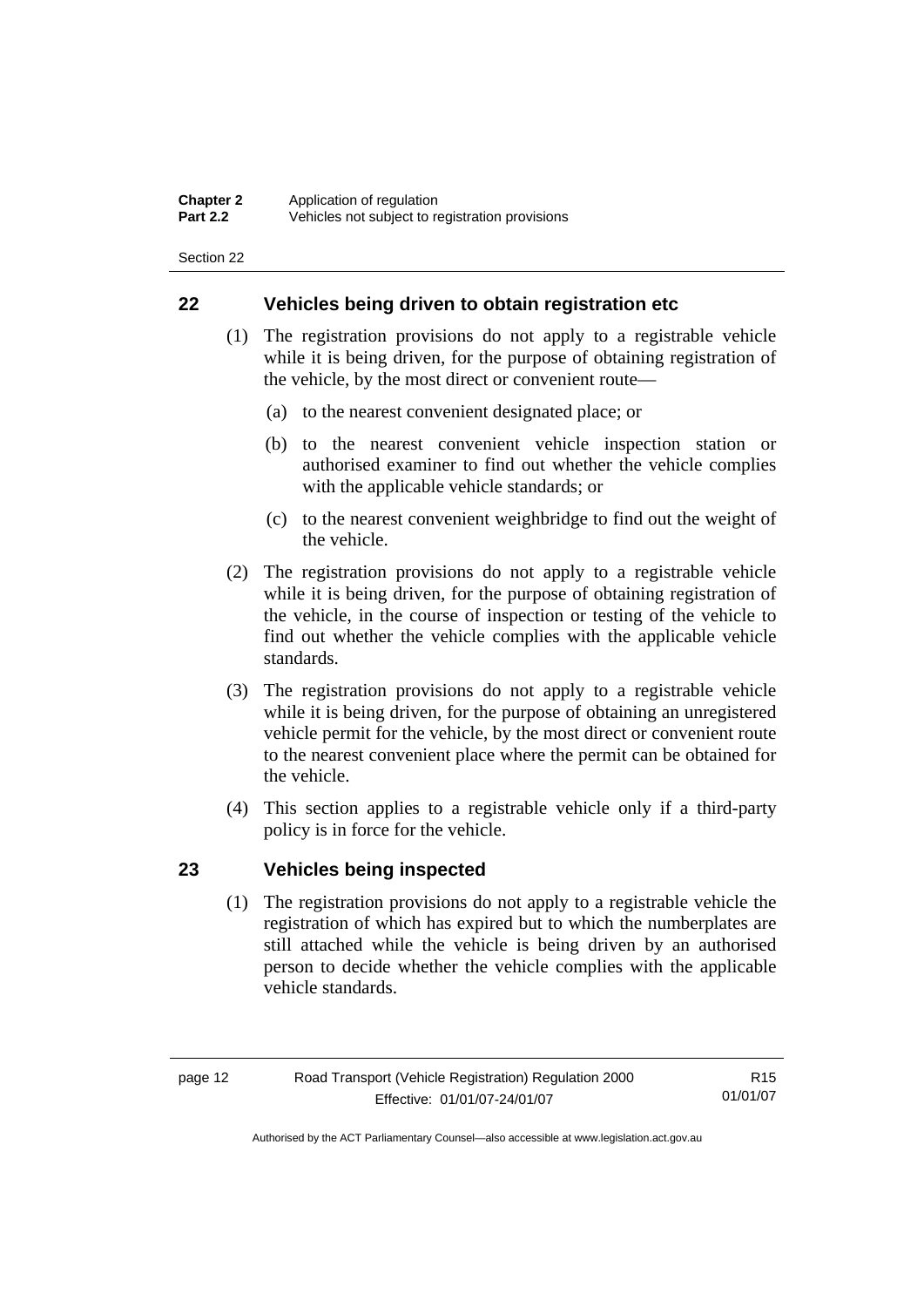## 22 Vehicles being driven to obtain registration etc

(1) The registration provisions do not apply to a registrable vehicle while it is being driven, for the purpose of obtaining registration of the vehicle, by the most direct or convenient route—

(a) to the nearest convenient designated place; or

(b) to the nearest convenient vehicle inspection station or authorised examiner to find out whether the vehicle complies with the applicable vehicle standards; or

(c) to the nearest convenient weighbridge to find out the weight of the vehicle.

(2) The registration provisions do not apply to a registrable vehicle while it is being driven, for the purpose of obtaining registration of the vehicle, in the course of inspection or testing of the vehicle to find out whether the vehicle complies with the applicable vehicle standards.

(3) The registration provisions do not apply to a registrable vehicle while it is being driven, for the purpose of obtaining an unregistered vehicle permit for the vehicle, by the most direct or convenient route to the nearest convenient place where the permit can be obtained for the vehicle.

(4) This section applies to a registrable vehicle only if a third-party policy is in force for the vehicle.

## 23 Vehicles being inspected

(1) The registration provisions do not apply to a registrable vehicle the registration of which has expired but to which the numberplates are still attached while the vehicle is being driven by an authorised person to decide whether the vehicle complies with the applicable vehicle standards.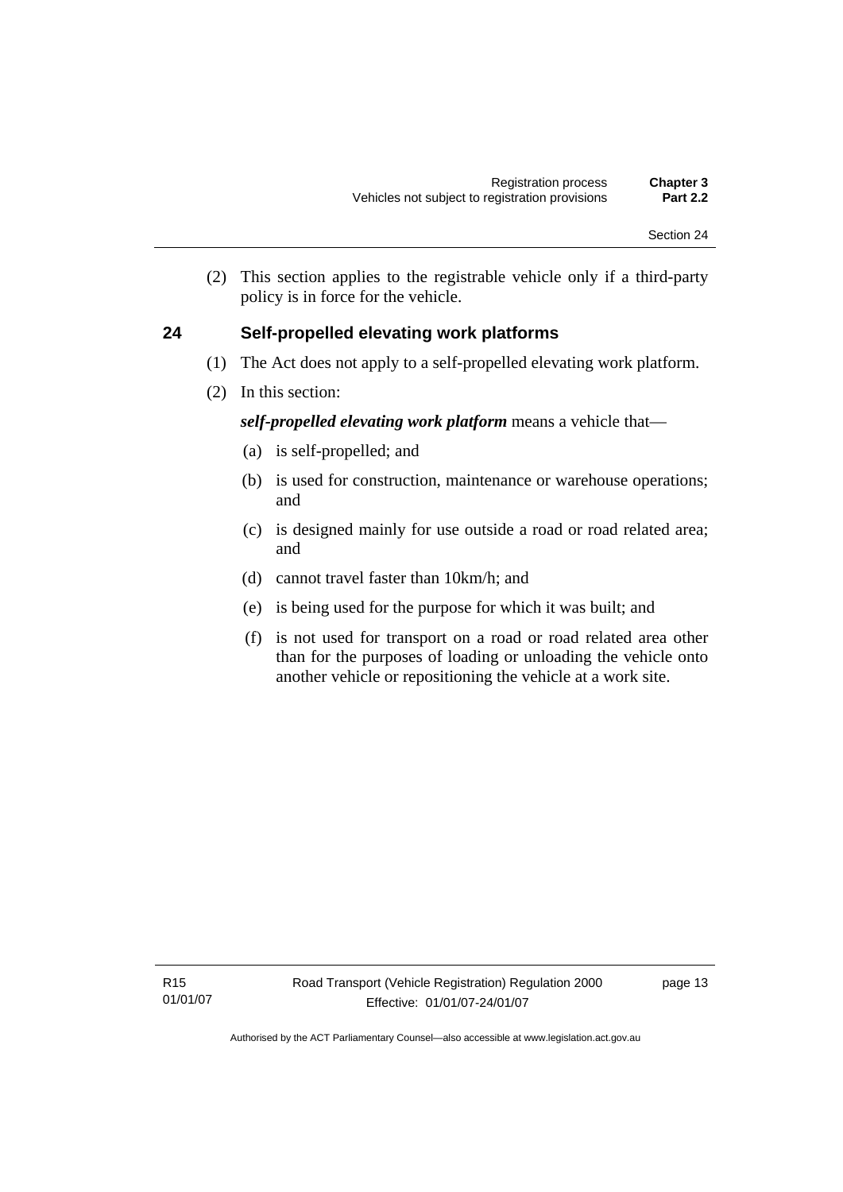(2) This section applies to the registrable vehicle only if a third-party policy is in force for the vehicle.

## 24 Self-propelled elevating work platforms

(1) The Act does not apply to a self-propelled elevating work platform.

(2) In this section:

***self-propelled elevating work platform*** means a vehicle that—

(a) is self-propelled; and

(b) is used for construction, maintenance or warehouse operations; and

(c) is designed mainly for use outside a road or road related area; and

(d) cannot travel faster than 10km/h; and

(e) is being used for the purpose for which it was built; and

(f) is not used for transport on a road or road related area other than for the purposes of loading or unloading the vehicle onto another vehicle or repositioning the vehicle at a work site.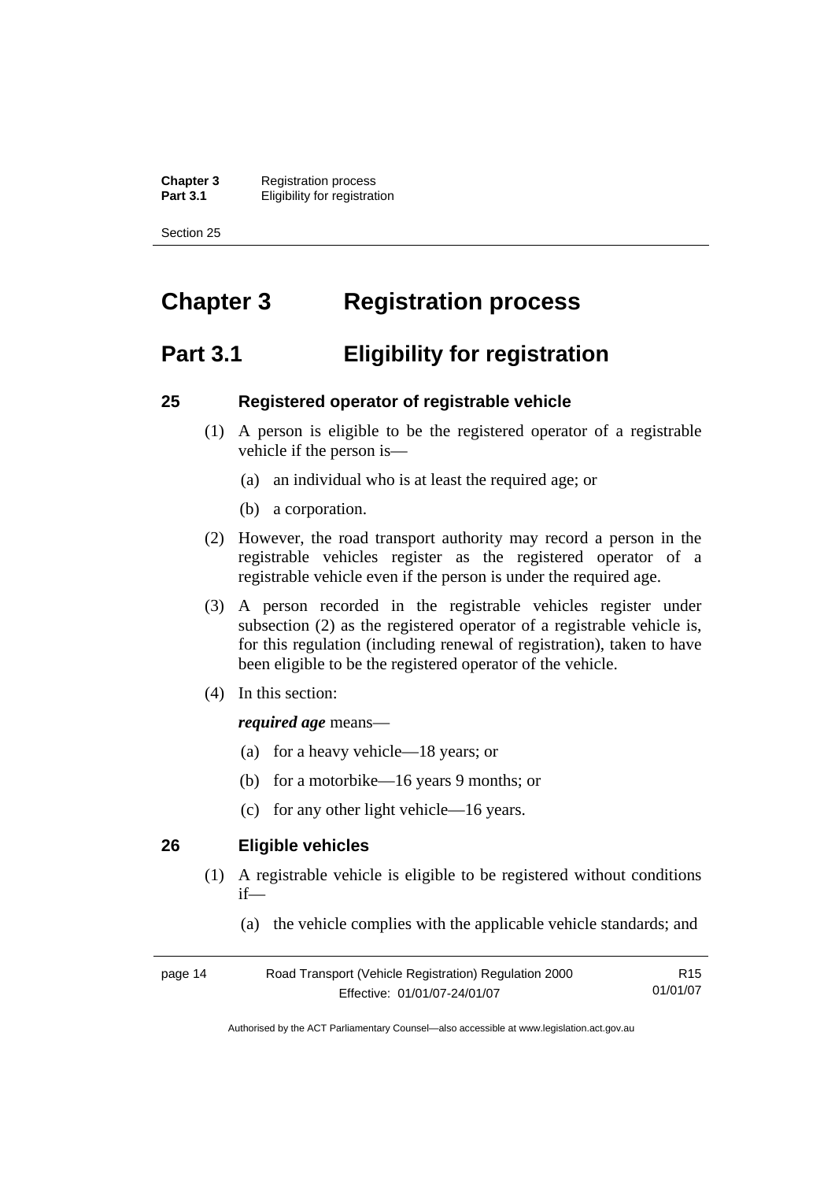# Chapter 3 Registration process

## Part 3.1 Eligibility for registration

### 25 Registered operator of registrable vehicle

(1) A person is eligible to be the registered operator of a registrable vehicle if the person is—

(a) an individual who is at least the required age; or

(b) a corporation.

(2) However, the road transport authority may record a person in the registrable vehicles register as the registered operator of a registrable vehicle even if the person is under the required age.

(3) A person recorded in the registrable vehicles register under subsection (2) as the registered operator of a registrable vehicle is, for this regulation (including renewal of registration), taken to have been eligible to be the registered operator of the vehicle.

(4) In this section:

***required age*** means—

(a) for a heavy vehicle—18 years; or

(b) for a motorbike—16 years 9 months; or

(c) for any other light vehicle—16 years.

### 26 Eligible vehicles

(1) A registrable vehicle is eligible to be registered without conditions if—

(a) the vehicle complies with the applicable vehicle standards; and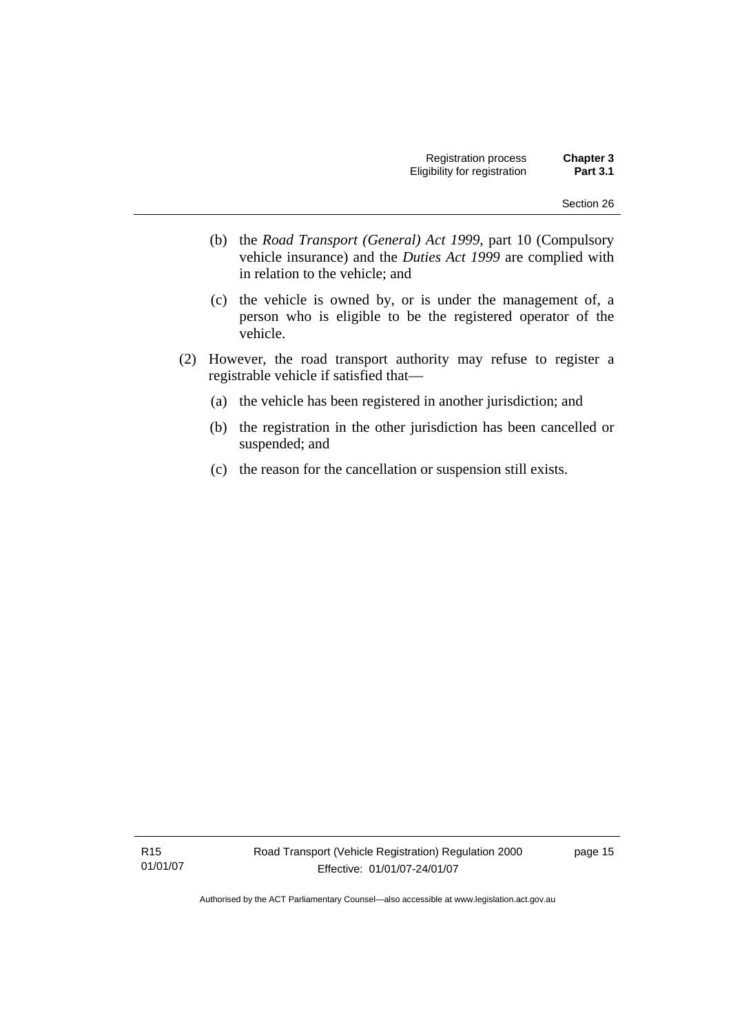(b) the *Road Transport (General) Act 1999*, part 10 (Compulsory vehicle insurance) and the *Duties Act 1999* are complied with in relation to the vehicle; and

(c) the vehicle is owned by, or is under the management of, a person who is eligible to be the registered operator of the vehicle.

(2) However, the road transport authority may refuse to register a registrable vehicle if satisfied that—

(a) the vehicle has been registered in another jurisdiction; and

(b) the registration in the other jurisdiction has been cancelled or suspended; and

(c) the reason for the cancellation or suspension still exists.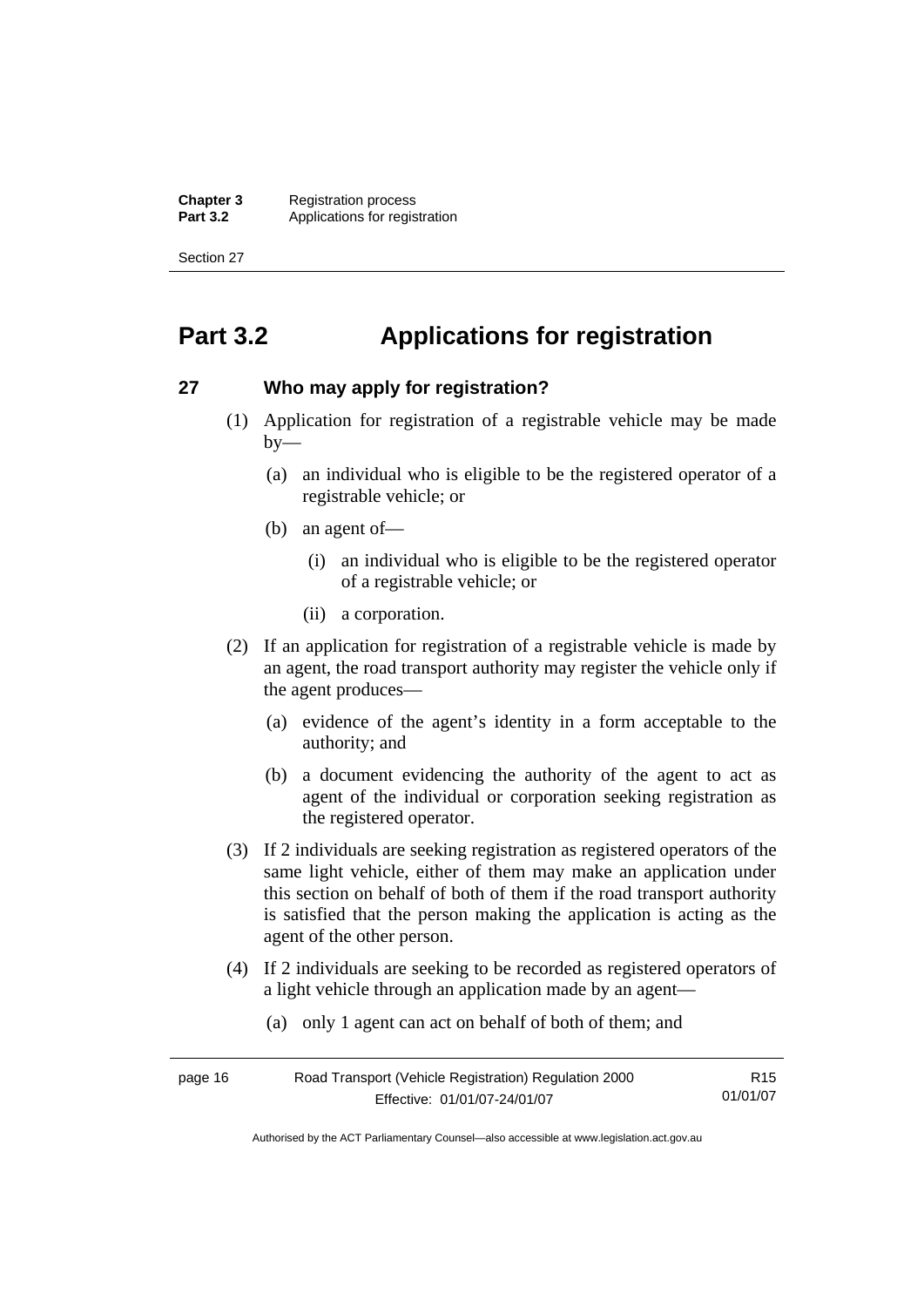# Part 3.2 Applications for registration

## 27 Who may apply for registration?

(1) Application for registration of a registrable vehicle may be made by—

  (a) an individual who is eligible to be the registered operator of a registrable vehicle; or

  (b) an agent of—

    (i) an individual who is eligible to be the registered operator of a registrable vehicle; or

    (ii) a corporation.

(2) If an application for registration of a registrable vehicle is made by an agent, the road transport authority may register the vehicle only if the agent produces—

  (a) evidence of the agent's identity in a form acceptable to the authority; and

  (b) a document evidencing the authority of the agent to act as agent of the individual or corporation seeking registration as the registered operator.

(3) If 2 individuals are seeking registration as registered operators of the same light vehicle, either of them may make an application under this section on behalf of both of them if the road transport authority is satisfied that the person making the application is acting as the agent of the other person.

(4) If 2 individuals are seeking to be recorded as registered operators of a light vehicle through an application made by an agent—

  (a) only 1 agent can act on behalf of both of them; and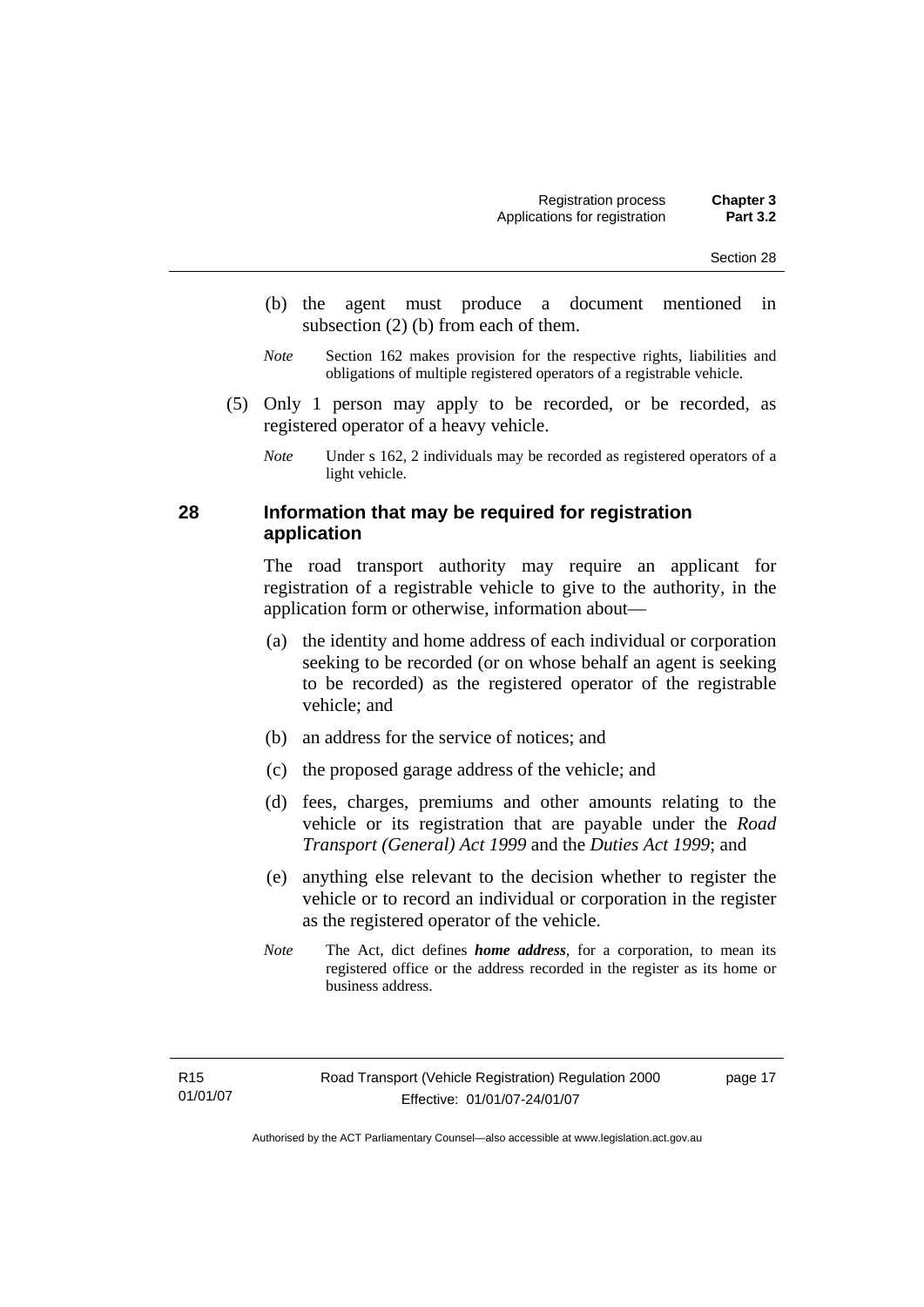(b) the agent must produce a document mentioned in subsection (2) (b) from each of them.

*Note* Section 162 makes provision for the respective rights, liabilities and obligations of multiple registered operators of a registrable vehicle.

(5) Only 1 person may apply to be recorded, or be recorded, as registered operator of a heavy vehicle.

*Note* Under s 162, 2 individuals may be recorded as registered operators of a light vehicle.

## 28 Information that may be required for registration application

The road transport authority may require an applicant for registration of a registrable vehicle to give to the authority, in the application form or otherwise, information about—

(a) the identity and home address of each individual or corporation seeking to be recorded (or on whose behalf an agent is seeking to be recorded) as the registered operator of the registrable vehicle; and

(b) an address for the service of notices; and

(c) the proposed garage address of the vehicle; and

(d) fees, charges, premiums and other amounts relating to the vehicle or its registration that are payable under the *Road Transport (General) Act 1999* and the *Duties Act 1999*; and

(e) anything else relevant to the decision whether to register the vehicle or to record an individual or corporation in the register as the registered operator of the vehicle.

*Note* The Act, dict defines ***home address***, for a corporation, to mean its registered office or the address recorded in the register as its home or business address.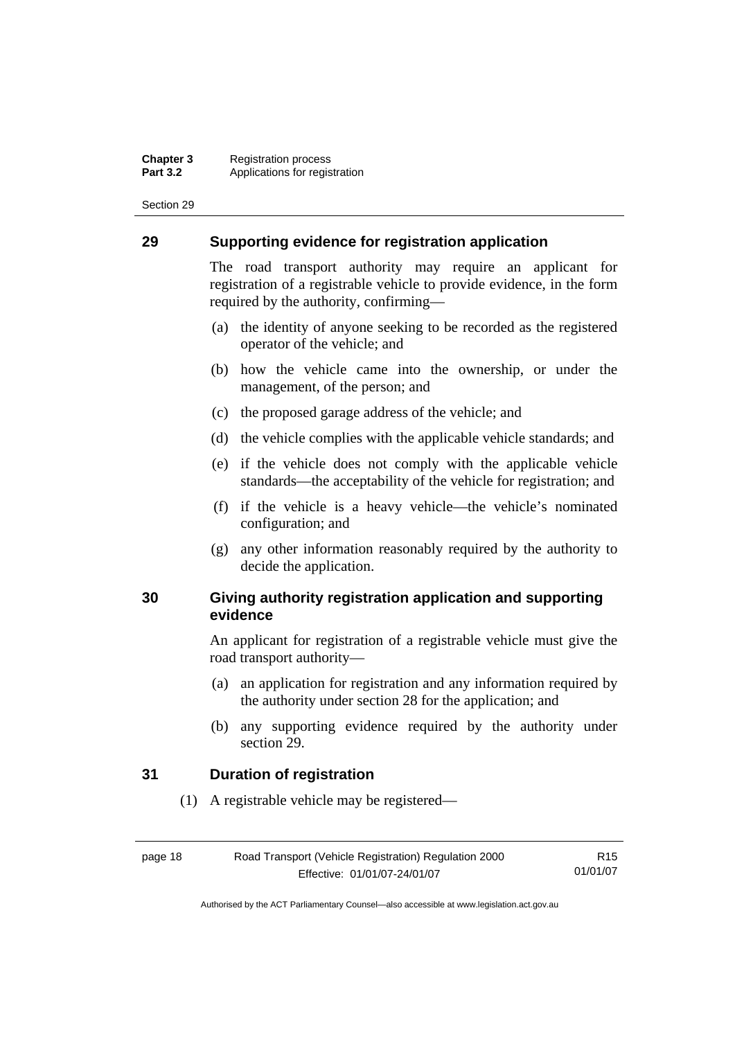## 29 Supporting evidence for registration application

The road transport authority may require an applicant for registration of a registrable vehicle to provide evidence, in the form required by the authority, confirming—

(a) the identity of anyone seeking to be recorded as the registered operator of the vehicle; and

(b) how the vehicle came into the ownership, or under the management, of the person; and

(c) the proposed garage address of the vehicle; and

(d) the vehicle complies with the applicable vehicle standards; and

(e) if the vehicle does not comply with the applicable vehicle standards—the acceptability of the vehicle for registration; and

(f) if the vehicle is a heavy vehicle—the vehicle's nominated configuration; and

(g) any other information reasonably required by the authority to decide the application.

## 30 Giving authority registration application and supporting evidence

An applicant for registration of a registrable vehicle must give the road transport authority—

(a) an application for registration and any information required by the authority under section 28 for the application; and

(b) any supporting evidence required by the authority under section 29.

## 31 Duration of registration

(1) A registrable vehicle may be registered—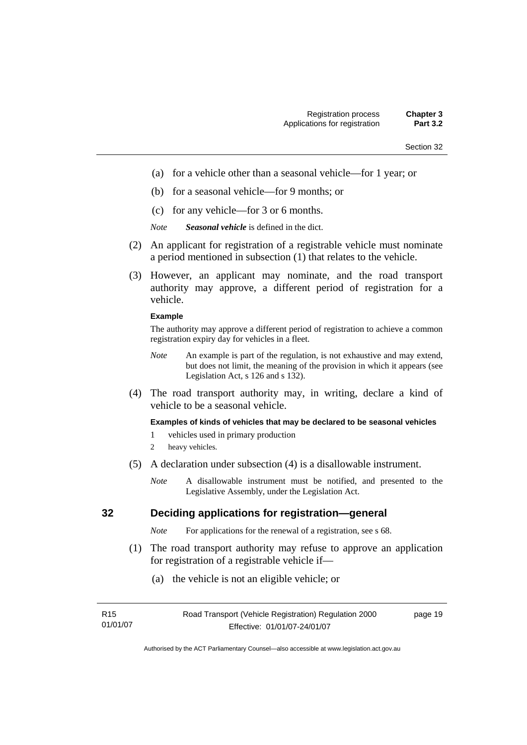(a) for a vehicle other than a seasonal vehicle—for 1 year; or

(b) for a seasonal vehicle—for 9 months; or

(c) for any vehicle—for 3 or 6 months.

*Note* ***Seasonal vehicle*** is defined in the dict.

(2) An applicant for registration of a registrable vehicle must nominate a period mentioned in subsection (1) that relates to the vehicle.

(3) However, an applicant may nominate, and the road transport authority may approve, a different period of registration for a vehicle.

**Example**

The authority may approve a different period of registration to achieve a common registration expiry day for vehicles in a fleet.

*Note* An example is part of the regulation, is not exhaustive and may extend, but does not limit, the meaning of the provision in which it appears (see Legislation Act, s 126 and s 132).

(4) The road transport authority may, in writing, declare a kind of vehicle to be a seasonal vehicle.

**Examples of kinds of vehicles that may be declared to be seasonal vehicles**

1 vehicles used in primary production

2 heavy vehicles.

(5) A declaration under subsection (4) is a disallowable instrument.

*Note* A disallowable instrument must be notified, and presented to the Legislative Assembly, under the Legislation Act.

## 32 Deciding applications for registration—general

*Note* For applications for the renewal of a registration, see s 68.

(1) The road transport authority may refuse to approve an application for registration of a registrable vehicle if—

(a) the vehicle is not an eligible vehicle; or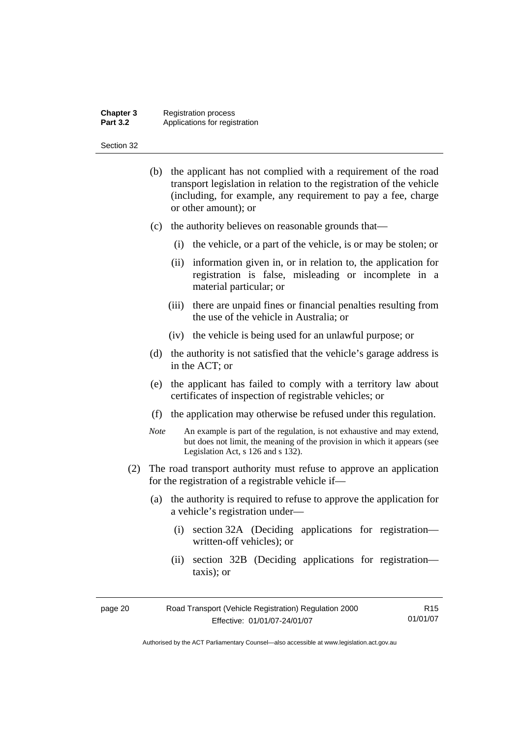(b) the applicant has not complied with a requirement of the road transport legislation in relation to the registration of the vehicle (including, for example, any requirement to pay a fee, charge or other amount); or

(c) the authority believes on reasonable grounds that—

   (i) the vehicle, or a part of the vehicle, is or may be stolen; or

   (ii) information given in, or in relation to, the application for registration is false, misleading or incomplete in a material particular; or

   (iii) there are unpaid fines or financial penalties resulting from the use of the vehicle in Australia; or

   (iv) the vehicle is being used for an unlawful purpose; or

(d) the authority is not satisfied that the vehicle's garage address is in the ACT; or

(e) the applicant has failed to comply with a territory law about certificates of inspection of registrable vehicles; or

(f) the application may otherwise be refused under this regulation.

*Note* An example is part of the regulation, is not exhaustive and may extend, but does not limit, the meaning of the provision in which it appears (see Legislation Act, s 126 and s 132).

(2) The road transport authority must refuse to approve an application for the registration of a registrable vehicle if—

(a) the authority is required to refuse to approve the application for a vehicle's registration under—

   (i) section 32A (Deciding applications for registration—written-off vehicles); or

   (ii) section 32B (Deciding applications for registration—taxis); or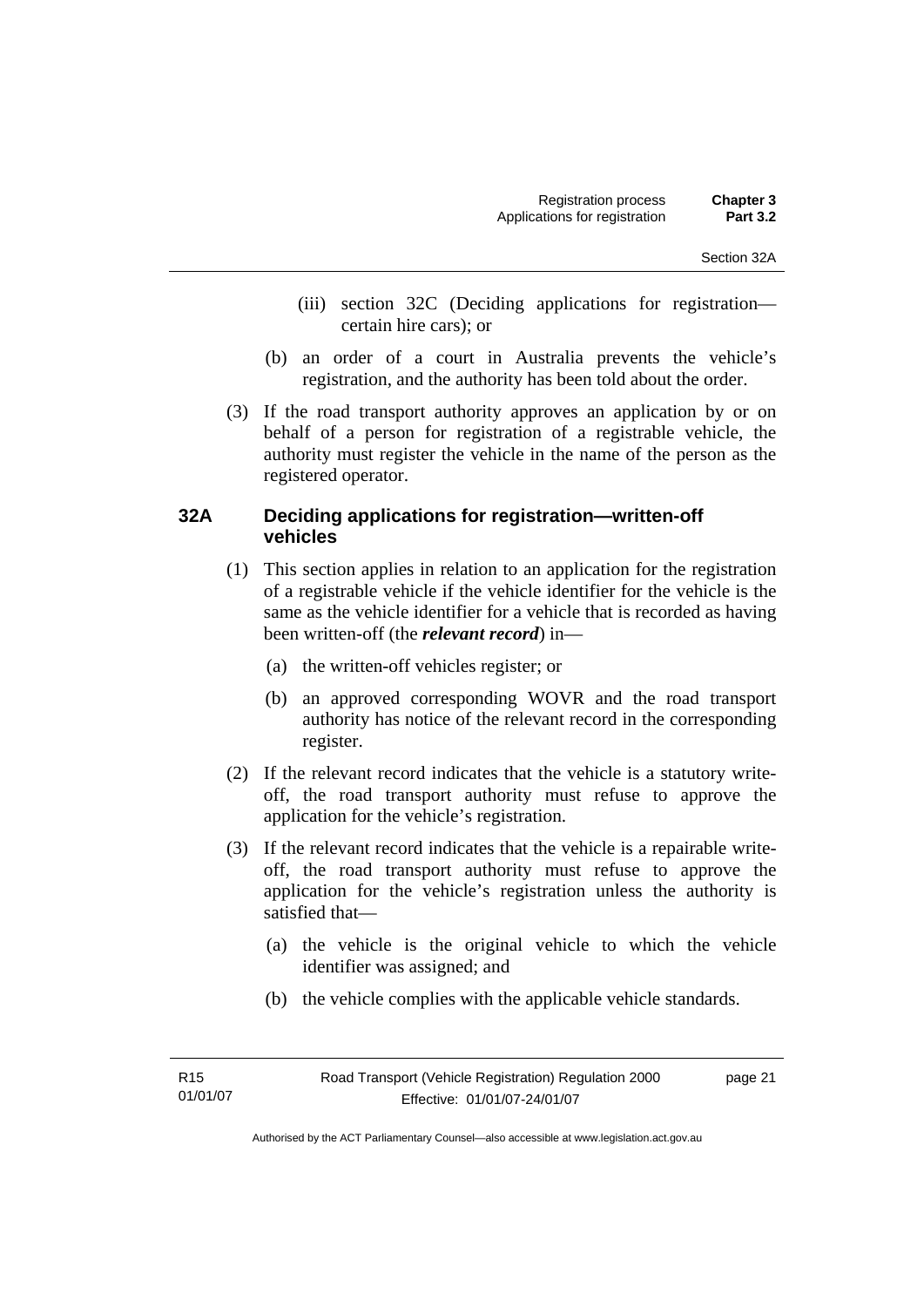(iii) section 32C (Deciding applications for registration—certain hire cars); or

(b) an order of a court in Australia prevents the vehicle's registration, and the authority has been told about the order.

(3) If the road transport authority approves an application by or on behalf of a person for registration of a registrable vehicle, the authority must register the vehicle in the name of the person as the registered operator.

## 32A Deciding applications for registration—written-off vehicles

(1) This section applies in relation to an application for the registration of a registrable vehicle if the vehicle identifier for the vehicle is the same as the vehicle identifier for a vehicle that is recorded as having been written-off (the ***relevant record***) in—

(a) the written-off vehicles register; or

(b) an approved corresponding WOVR and the road transport authority has notice of the relevant record in the corresponding register.

(2) If the relevant record indicates that the vehicle is a statutory write-off, the road transport authority must refuse to approve the application for the vehicle's registration.

(3) If the relevant record indicates that the vehicle is a repairable write-off, the road transport authority must refuse to approve the application for the vehicle's registration unless the authority is satisfied that—

(a) the vehicle is the original vehicle to which the vehicle identifier was assigned; and

(b) the vehicle complies with the applicable vehicle standards.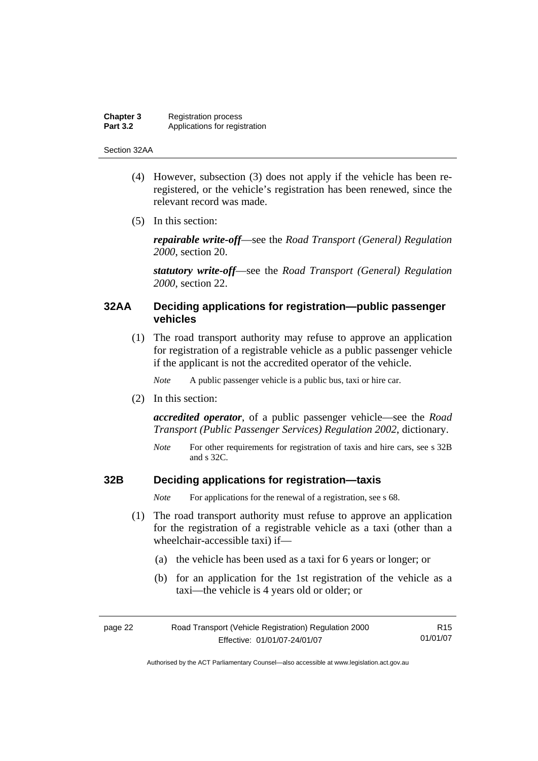(4) However, subsection (3) does not apply if the vehicle has been re-registered, or the vehicle's registration has been renewed, since the relevant record was made.

(5) In this section:

***repairable write-off***—see the *Road Transport (General) Regulation 2000*, section 20.

***statutory write-off***—see the *Road Transport (General) Regulation 2000*, section 22.

## 32AA Deciding applications for registration—public passenger vehicles

(1) The road transport authority may refuse to approve an application for registration of a registrable vehicle as a public passenger vehicle if the applicant is not the accredited operator of the vehicle.

*Note* A public passenger vehicle is a public bus, taxi or hire car.

(2) In this section:

***accredited operator***, of a public passenger vehicle—see the *Road Transport (Public Passenger Services) Regulation 2002*, dictionary.

*Note* For other requirements for registration of taxis and hire cars, see s 32B and s 32C.

## 32B Deciding applications for registration—taxis

*Note* For applications for the renewal of a registration, see s 68.

(1) The road transport authority must refuse to approve an application for the registration of a registrable vehicle as a taxi (other than a wheelchair-accessible taxi) if—

(a) the vehicle has been used as a taxi for 6 years or longer; or

(b) for an application for the 1st registration of the vehicle as a taxi—the vehicle is 4 years old or older; or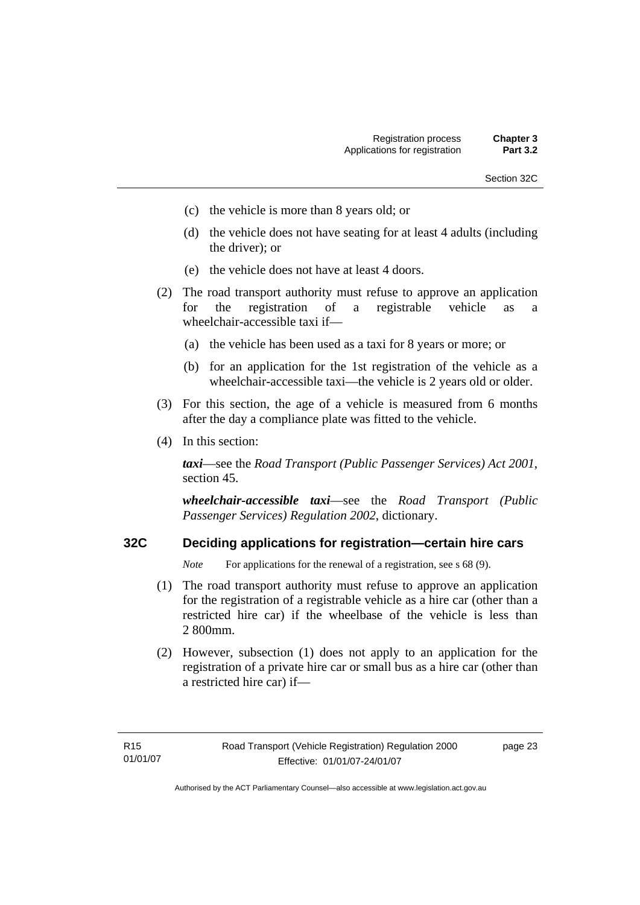(c) the vehicle is more than 8 years old; or

(d) the vehicle does not have seating for at least 4 adults (including the driver); or

(e) the vehicle does not have at least 4 doors.

(2) The road transport authority must refuse to approve an application for the registration of a registrable vehicle as a wheelchair-accessible taxi if—

(a) the vehicle has been used as a taxi for 8 years or more; or

(b) for an application for the 1st registration of the vehicle as a wheelchair-accessible taxi—the vehicle is 2 years old or older.

(3) For this section, the age of a vehicle is measured from 6 months after the day a compliance plate was fitted to the vehicle.

(4) In this section:

***taxi***—see the *Road Transport (Public Passenger Services) Act 2001*, section 45.

***wheelchair-accessible taxi***—see the *Road Transport (Public Passenger Services) Regulation 2002*, dictionary.

### 32C Deciding applications for registration—certain hire cars

*Note* For applications for the renewal of a registration, see s 68 (9).

(1) The road transport authority must refuse to approve an application for the registration of a registrable vehicle as a hire car (other than a restricted hire car) if the wheelbase of the vehicle is less than 2 800mm.

(2) However, subsection (1) does not apply to an application for the registration of a private hire car or small bus as a hire car (other than a restricted hire car) if—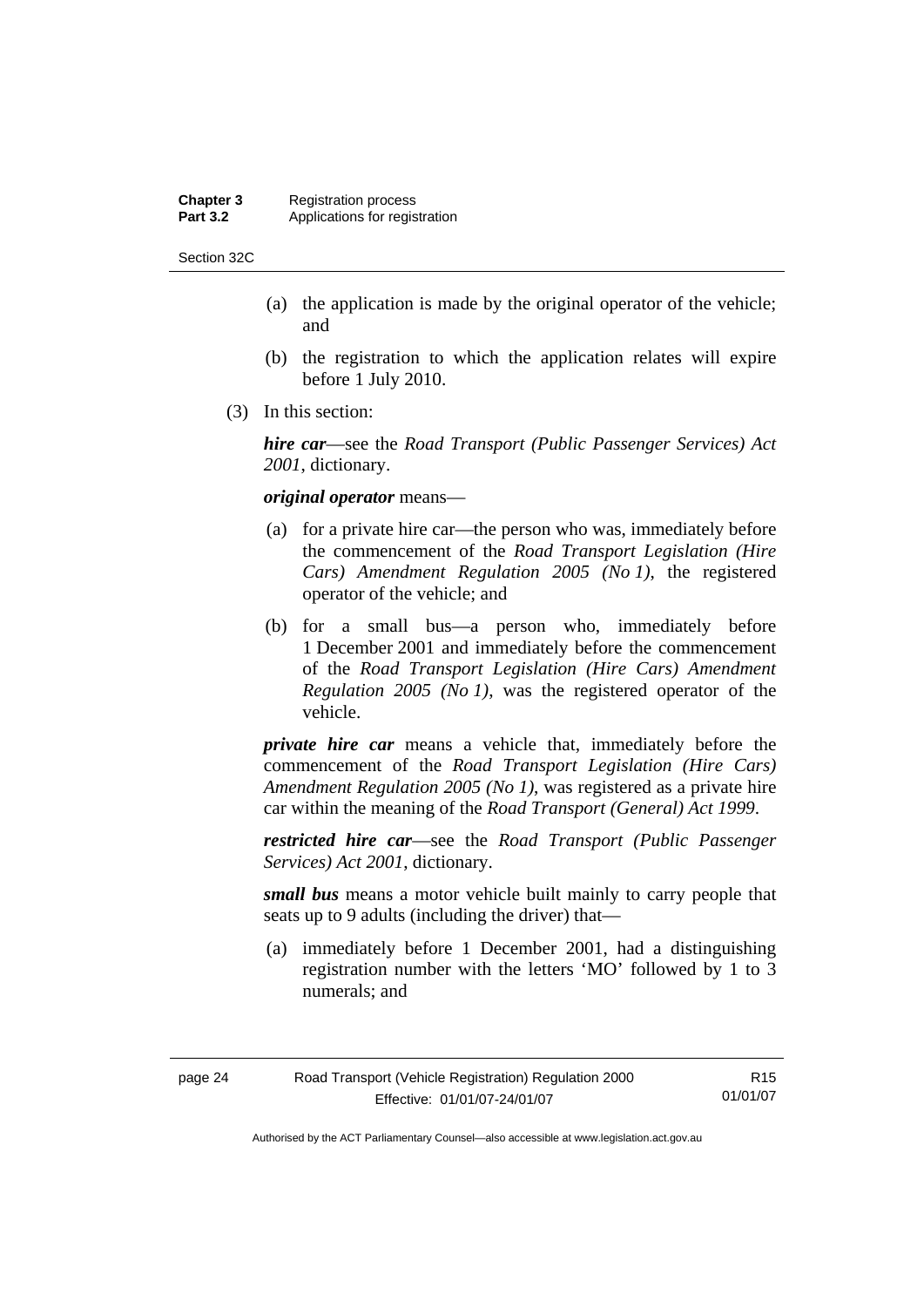(a) the application is made by the original operator of the vehicle; and

(b) the registration to which the application relates will expire before 1 July 2010.

(3) In this section:

***hire car***—see the *Road Transport (Public Passenger Services) Act 2001*, dictionary.

***original operator*** means—

(a) for a private hire car—the person who was, immediately before the commencement of the *Road Transport Legislation (Hire Cars) Amendment Regulation 2005 (No 1)*, the registered operator of the vehicle; and

(b) for a small bus—a person who, immediately before 1 December 2001 and immediately before the commencement of the *Road Transport Legislation (Hire Cars) Amendment Regulation 2005 (No 1)*, was the registered operator of the vehicle.

***private hire car*** means a vehicle that, immediately before the commencement of the *Road Transport Legislation (Hire Cars) Amendment Regulation 2005 (No 1)*, was registered as a private hire car within the meaning of the *Road Transport (General) Act 1999*.

***restricted hire car***—see the *Road Transport (Public Passenger Services) Act 2001*, dictionary.

***small bus*** means a motor vehicle built mainly to carry people that seats up to 9 adults (including the driver) that—

(a) immediately before 1 December 2001, had a distinguishing registration number with the letters 'MO' followed by 1 to 3 numerals; and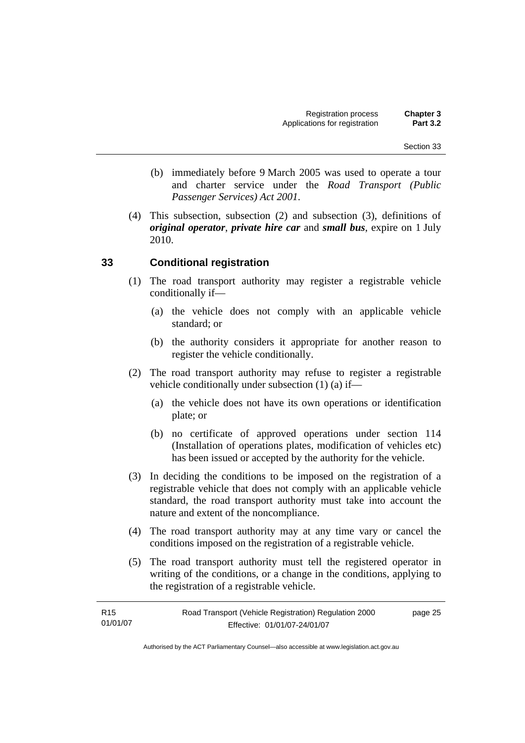(b) immediately before 9 March 2005 was used to operate a tour and charter service under the *Road Transport (Public Passenger Services) Act 2001*.

(4) This subsection, subsection (2) and subsection (3), definitions of ***original operator***, ***private hire car*** and ***small bus***, expire on 1 July 2010.

## 33 Conditional registration

(1) The road transport authority may register a registrable vehicle conditionally if—

(a) the vehicle does not comply with an applicable vehicle standard; or

(b) the authority considers it appropriate for another reason to register the vehicle conditionally.

(2) The road transport authority may refuse to register a registrable vehicle conditionally under subsection (1) (a) if—

(a) the vehicle does not have its own operations or identification plate; or

(b) no certificate of approved operations under section 114 (Installation of operations plates, modification of vehicles etc) has been issued or accepted by the authority for the vehicle.

(3) In deciding the conditions to be imposed on the registration of a registrable vehicle that does not comply with an applicable vehicle standard, the road transport authority must take into account the nature and extent of the noncompliance.

(4) The road transport authority may at any time vary or cancel the conditions imposed on the registration of a registrable vehicle.

(5) The road transport authority must tell the registered operator in writing of the conditions, or a change in the conditions, applying to the registration of a registrable vehicle.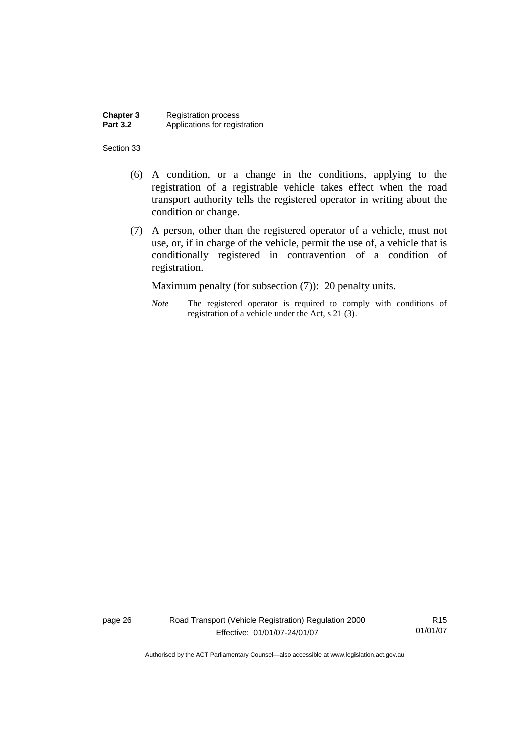(6) A condition, or a change in the conditions, applying to the registration of a registrable vehicle takes effect when the road transport authority tells the registered operator in writing about the condition or change.

(7) A person, other than the registered operator of a vehicle, must not use, or, if in charge of the vehicle, permit the use of, a vehicle that is conditionally registered in contravention of a condition of registration.

Maximum penalty (for subsection (7)): 20 penalty units.

*Note* The registered operator is required to comply with conditions of registration of a vehicle under the Act, s 21 (3).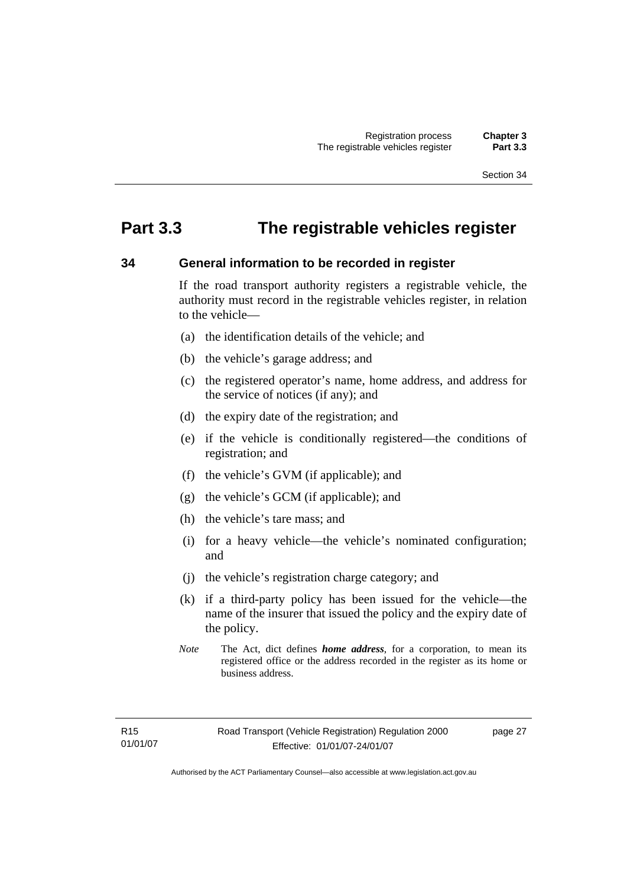# Part 3.3 The registrable vehicles register

## 34 General information to be recorded in register

If the road transport authority registers a registrable vehicle, the authority must record in the registrable vehicles register, in relation to the vehicle—

(a) the identification details of the vehicle; and

(b) the vehicle's garage address; and

(c) the registered operator's name, home address, and address for the service of notices (if any); and

(d) the expiry date of the registration; and

(e) if the vehicle is conditionally registered—the conditions of registration; and

(f) the vehicle's GVM (if applicable); and

(g) the vehicle's GCM (if applicable); and

(h) the vehicle's tare mass; and

(i) for a heavy vehicle—the vehicle's nominated configuration; and

(j) the vehicle's registration charge category; and

(k) if a third-party policy has been issued for the vehicle—the name of the insurer that issued the policy and the expiry date of the policy.

*Note* The Act, dict defines ***home address***, for a corporation, to mean its registered office or the address recorded in the register as its home or business address.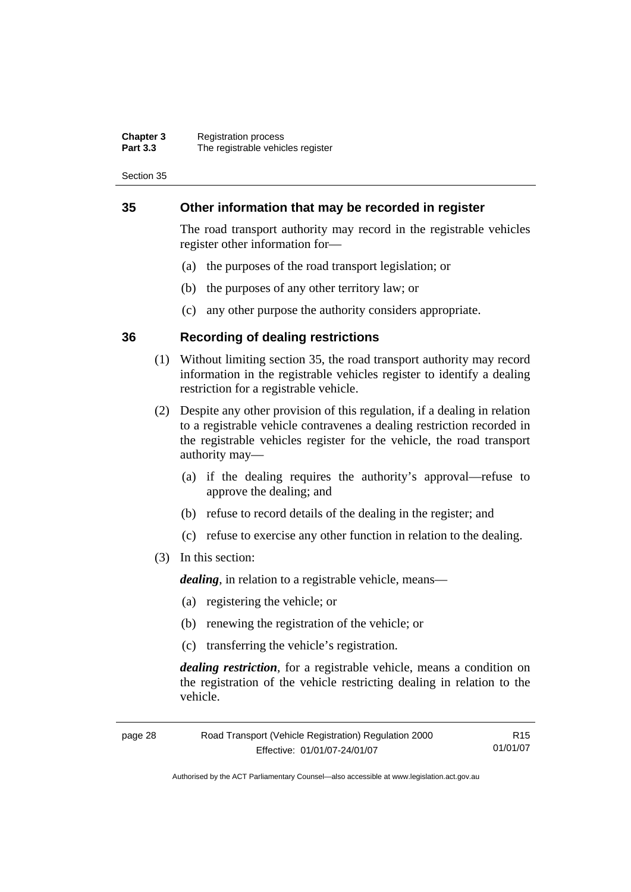## 35 Other information that may be recorded in register

The road transport authority may record in the registrable vehicles register other information for—

(a) the purposes of the road transport legislation; or

(b) the purposes of any other territory law; or

(c) any other purpose the authority considers appropriate.

## 36 Recording of dealing restrictions

(1) Without limiting section 35, the road transport authority may record information in the registrable vehicles register to identify a dealing restriction for a registrable vehicle.

(2) Despite any other provision of this regulation, if a dealing in relation to a registrable vehicle contravenes a dealing restriction recorded in the registrable vehicles register for the vehicle, the road transport authority may—

(a) if the dealing requires the authority's approval—refuse to approve the dealing; and

(b) refuse to record details of the dealing in the register; and

(c) refuse to exercise any other function in relation to the dealing.

(3) In this section:

***dealing***, in relation to a registrable vehicle, means—

(a) registering the vehicle; or

(b) renewing the registration of the vehicle; or

(c) transferring the vehicle's registration.

***dealing restriction***, for a registrable vehicle, means a condition on the registration of the vehicle restricting dealing in relation to the vehicle.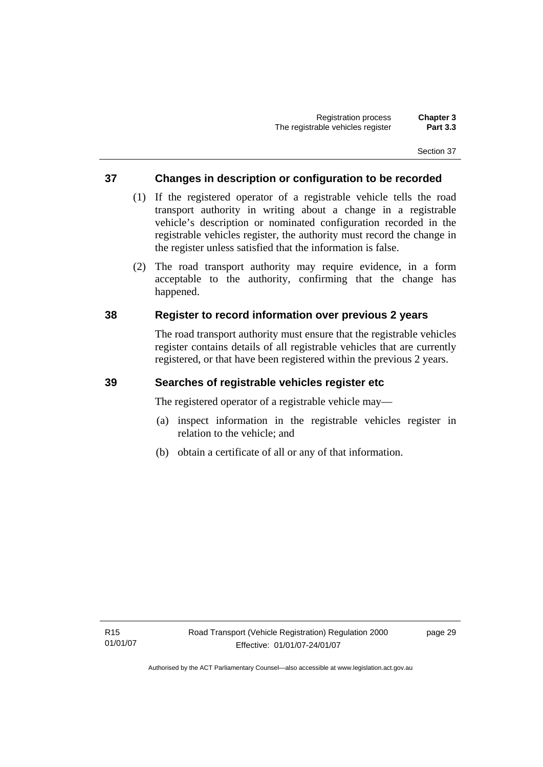## 37 Changes in description or configuration to be recorded

(1) If the registered operator of a registrable vehicle tells the road transport authority in writing about a change in a registrable vehicle's description or nominated configuration recorded in the registrable vehicles register, the authority must record the change in the register unless satisfied that the information is false.

(2) The road transport authority may require evidence, in a form acceptable to the authority, confirming that the change has happened.

## 38 Register to record information over previous 2 years

The road transport authority must ensure that the registrable vehicles register contains details of all registrable vehicles that are currently registered, or that have been registered within the previous 2 years.

## 39 Searches of registrable vehicles register etc

The registered operator of a registrable vehicle may—

(a) inspect information in the registrable vehicles register in relation to the vehicle; and

(b) obtain a certificate of all or any of that information.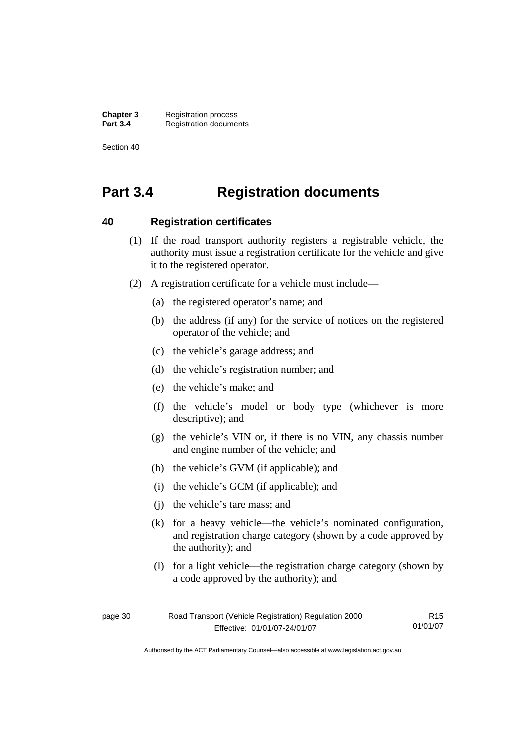# Part 3.4 Registration documents

## 40 Registration certificates

(1) If the road transport authority registers a registrable vehicle, the authority must issue a registration certificate for the vehicle and give it to the registered operator.

(2) A registration certificate for a vehicle must include—

(a) the registered operator's name; and

(b) the address (if any) for the service of notices on the registered operator of the vehicle; and

(c) the vehicle's garage address; and

(d) the vehicle's registration number; and

(e) the vehicle's make; and

(f) the vehicle's model or body type (whichever is more descriptive); and

(g) the vehicle's VIN or, if there is no VIN, any chassis number and engine number of the vehicle; and

(h) the vehicle's GVM (if applicable); and

(i) the vehicle's GCM (if applicable); and

(j) the vehicle's tare mass; and

(k) for a heavy vehicle—the vehicle's nominated configuration, and registration charge category (shown by a code approved by the authority); and

(l) for a light vehicle—the registration charge category (shown by a code approved by the authority); and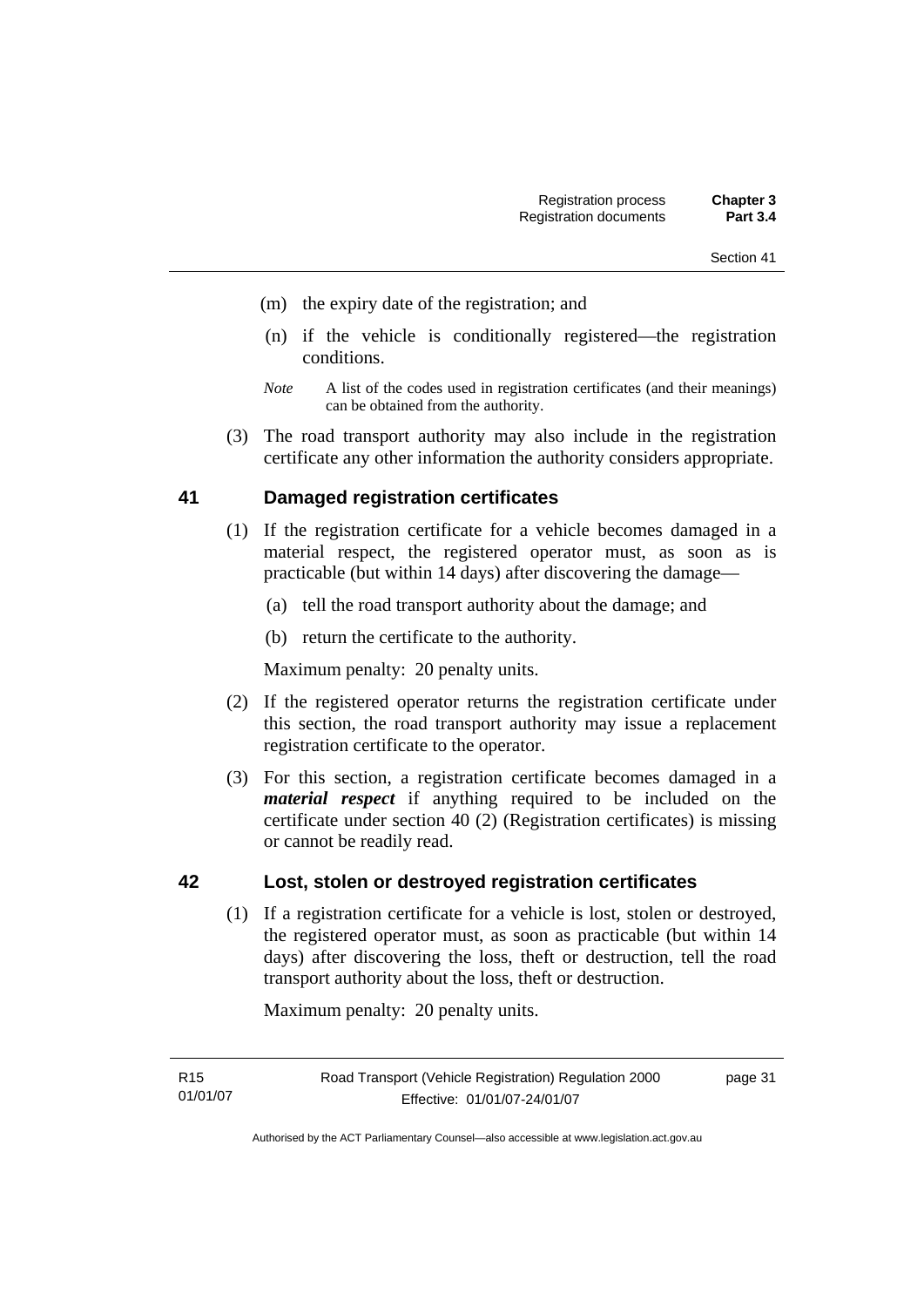(m) the expiry date of the registration; and

(n) if the vehicle is conditionally registered—the registration conditions.

*Note* A list of the codes used in registration certificates (and their meanings) can be obtained from the authority.

(3) The road transport authority may also include in the registration certificate any other information the authority considers appropriate.

## 41 Damaged registration certificates

(1) If the registration certificate for a vehicle becomes damaged in a material respect, the registered operator must, as soon as is practicable (but within 14 days) after discovering the damage—

(a) tell the road transport authority about the damage; and

(b) return the certificate to the authority.

Maximum penalty: 20 penalty units.

(2) If the registered operator returns the registration certificate under this section, the road transport authority may issue a replacement registration certificate to the operator.

(3) For this section, a registration certificate becomes damaged in a ***material respect*** if anything required to be included on the certificate under section 40 (2) (Registration certificates) is missing or cannot be readily read.

## 42 Lost, stolen or destroyed registration certificates

(1) If a registration certificate for a vehicle is lost, stolen or destroyed, the registered operator must, as soon as practicable (but within 14 days) after discovering the loss, theft or destruction, tell the road transport authority about the loss, theft or destruction.

Maximum penalty: 20 penalty units.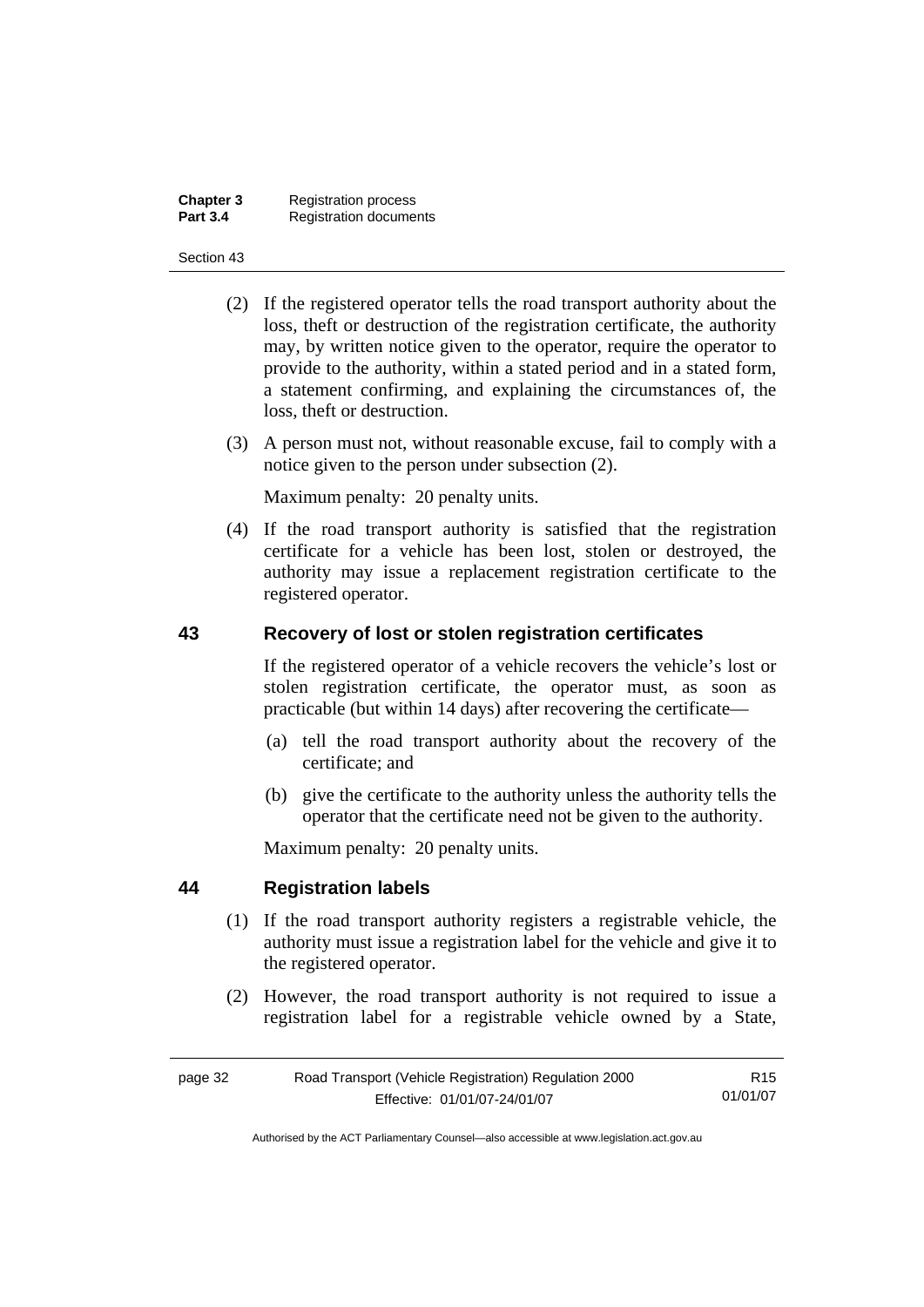(2) If the registered operator tells the road transport authority about the loss, theft or destruction of the registration certificate, the authority may, by written notice given to the operator, require the operator to provide to the authority, within a stated period and in a stated form, a statement confirming, and explaining the circumstances of, the loss, theft or destruction.

(3) A person must not, without reasonable excuse, fail to comply with a notice given to the person under subsection (2).

Maximum penalty: 20 penalty units.

(4) If the road transport authority is satisfied that the registration certificate for a vehicle has been lost, stolen or destroyed, the authority may issue a replacement registration certificate to the registered operator.

## 43 Recovery of lost or stolen registration certificates

If the registered operator of a vehicle recovers the vehicle's lost or stolen registration certificate, the operator must, as soon as practicable (but within 14 days) after recovering the certificate—

(a) tell the road transport authority about the recovery of the certificate; and

(b) give the certificate to the authority unless the authority tells the operator that the certificate need not be given to the authority.

Maximum penalty: 20 penalty units.

## 44 Registration labels

(1) If the road transport authority registers a registrable vehicle, the authority must issue a registration label for the vehicle and give it to the registered operator.

(2) However, the road transport authority is not required to issue a registration label for a registrable vehicle owned by a State,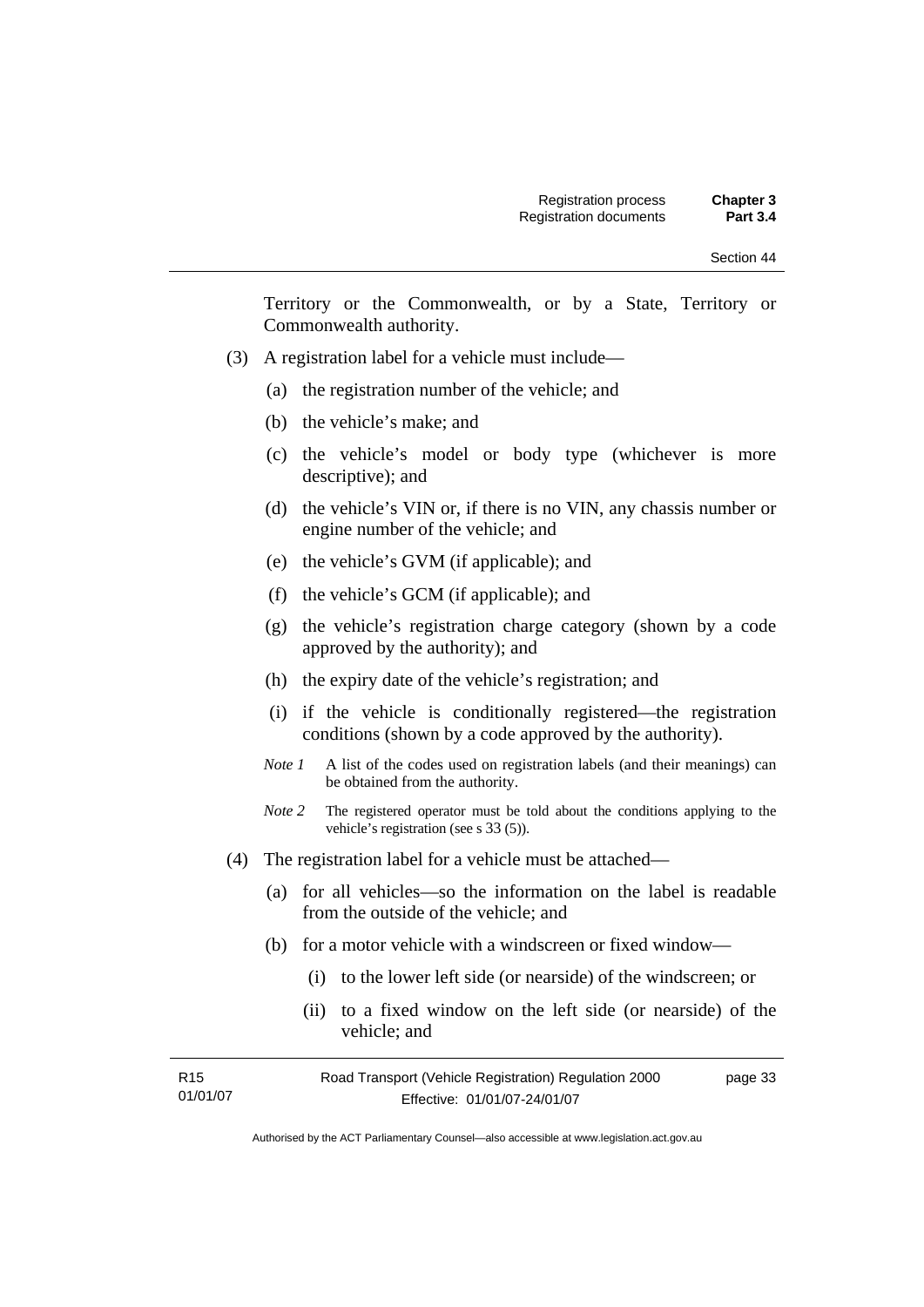Territory or the Commonwealth, or by a State, Territory or Commonwealth authority.

(3) A registration label for a vehicle must include—

(a) the registration number of the vehicle; and

(b) the vehicle's make; and

(c) the vehicle's model or body type (whichever is more descriptive); and

(d) the vehicle's VIN or, if there is no VIN, any chassis number or engine number of the vehicle; and

(e) the vehicle's GVM (if applicable); and

(f) the vehicle's GCM (if applicable); and

(g) the vehicle's registration charge category (shown by a code approved by the authority); and

(h) the expiry date of the vehicle's registration; and

(i) if the vehicle is conditionally registered—the registration conditions (shown by a code approved by the authority).

*Note 1* A list of the codes used on registration labels (and their meanings) can be obtained from the authority.

*Note 2* The registered operator must be told about the conditions applying to the vehicle's registration (see s 33 (5)).

(4) The registration label for a vehicle must be attached—

(a) for all vehicles—so the information on the label is readable from the outside of the vehicle; and

(b) for a motor vehicle with a windscreen or fixed window—

(i) to the lower left side (or nearside) of the windscreen; or

(ii) to a fixed window on the left side (or nearside) of the vehicle; and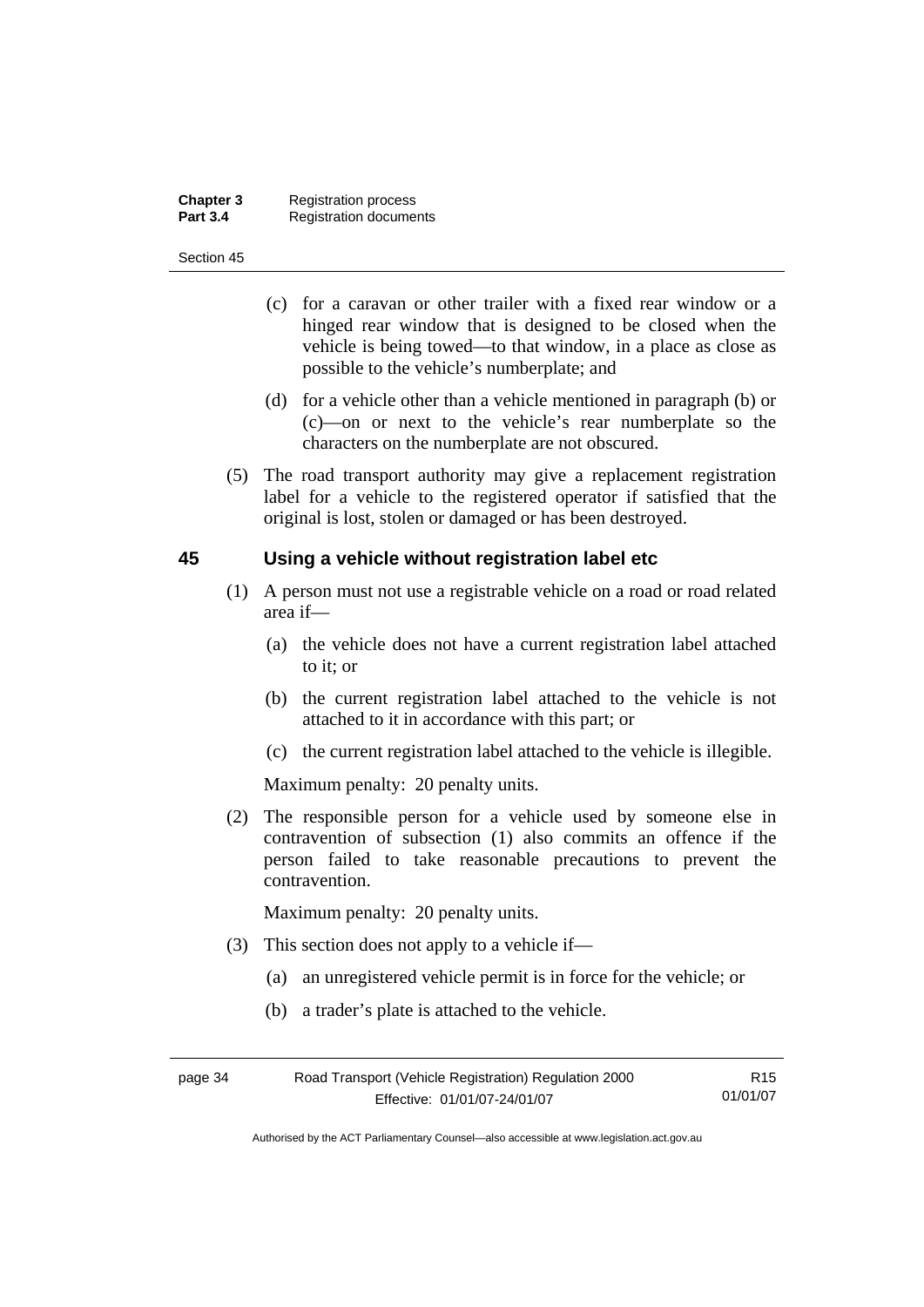(c) for a caravan or other trailer with a fixed rear window or a hinged rear window that is designed to be closed when the vehicle is being towed—to that window, in a place as close as possible to the vehicle's numberplate; and

(d) for a vehicle other than a vehicle mentioned in paragraph (b) or (c)—on or next to the vehicle's rear numberplate so the characters on the numberplate are not obscured.

(5) The road transport authority may give a replacement registration label for a vehicle to the registered operator if satisfied that the original is lost, stolen or damaged or has been destroyed.

## 45 Using a vehicle without registration label etc

(1) A person must not use a registrable vehicle on a road or road related area if—

(a) the vehicle does not have a current registration label attached to it; or

(b) the current registration label attached to the vehicle is not attached to it in accordance with this part; or

(c) the current registration label attached to the vehicle is illegible.

Maximum penalty: 20 penalty units.

(2) The responsible person for a vehicle used by someone else in contravention of subsection (1) also commits an offence if the person failed to take reasonable precautions to prevent the contravention.

Maximum penalty: 20 penalty units.

(3) This section does not apply to a vehicle if—

(a) an unregistered vehicle permit is in force for the vehicle; or

(b) a trader's plate is attached to the vehicle.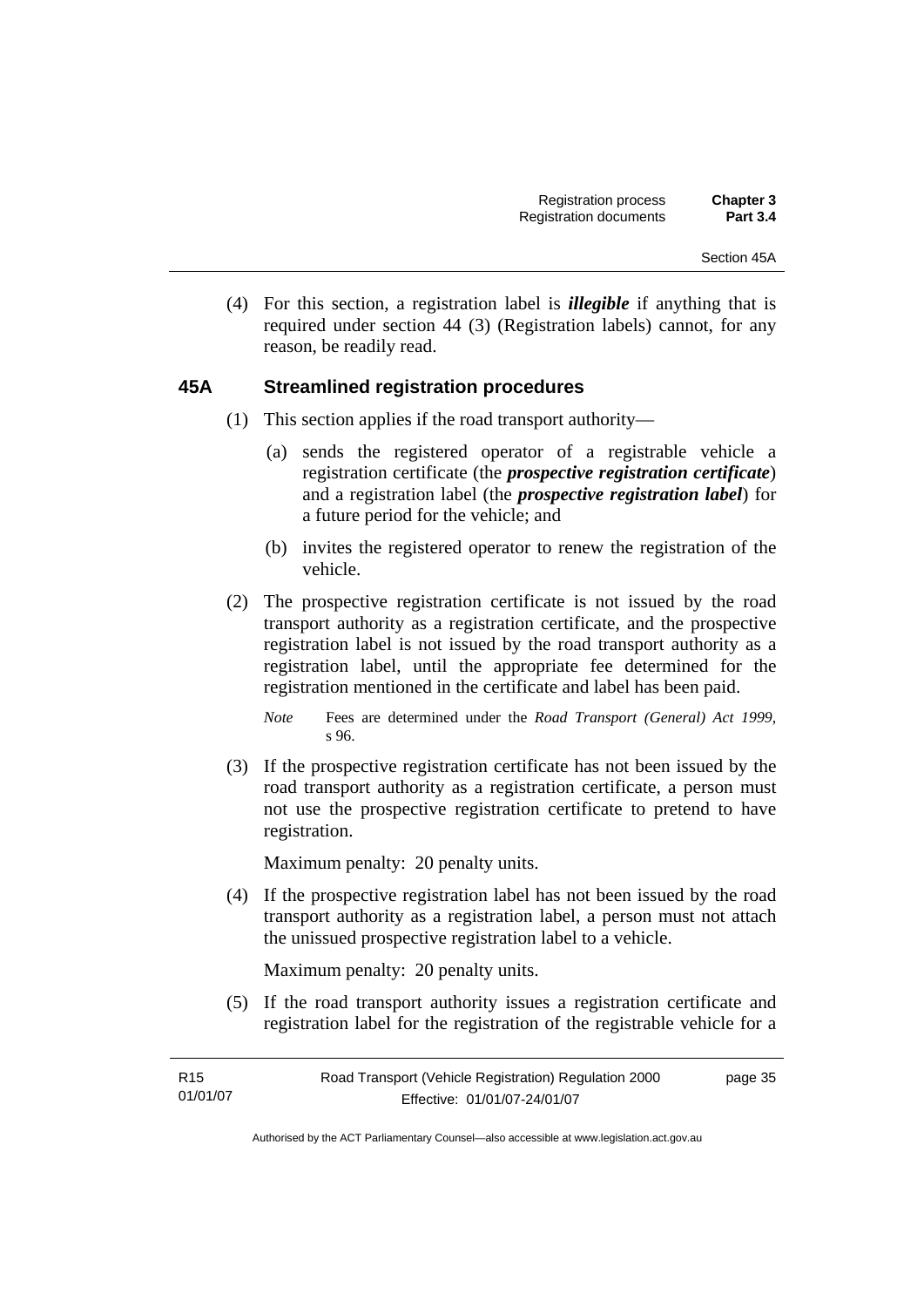(4) For this section, a registration label is ***illegible*** if anything that is required under section 44 (3) (Registration labels) cannot, for any reason, be readily read.

### 45A Streamlined registration procedures

(1) This section applies if the road transport authority—

(a) sends the registered operator of a registrable vehicle a registration certificate (the ***prospective registration certificate***) and a registration label (the ***prospective registration label***) for a future period for the vehicle; and

(b) invites the registered operator to renew the registration of the vehicle.

(2) The prospective registration certificate is not issued by the road transport authority as a registration certificate, and the prospective registration label is not issued by the road transport authority as a registration label, until the appropriate fee determined for the registration mentioned in the certificate and label has been paid.

*Note* Fees are determined under the *Road Transport (General) Act 1999*, s 96.

(3) If the prospective registration certificate has not been issued by the road transport authority as a registration certificate, a person must not use the prospective registration certificate to pretend to have registration.

Maximum penalty: 20 penalty units.

(4) If the prospective registration label has not been issued by the road transport authority as a registration label, a person must not attach the unissued prospective registration label to a vehicle.

Maximum penalty: 20 penalty units.

(5) If the road transport authority issues a registration certificate and registration label for the registration of the registrable vehicle for a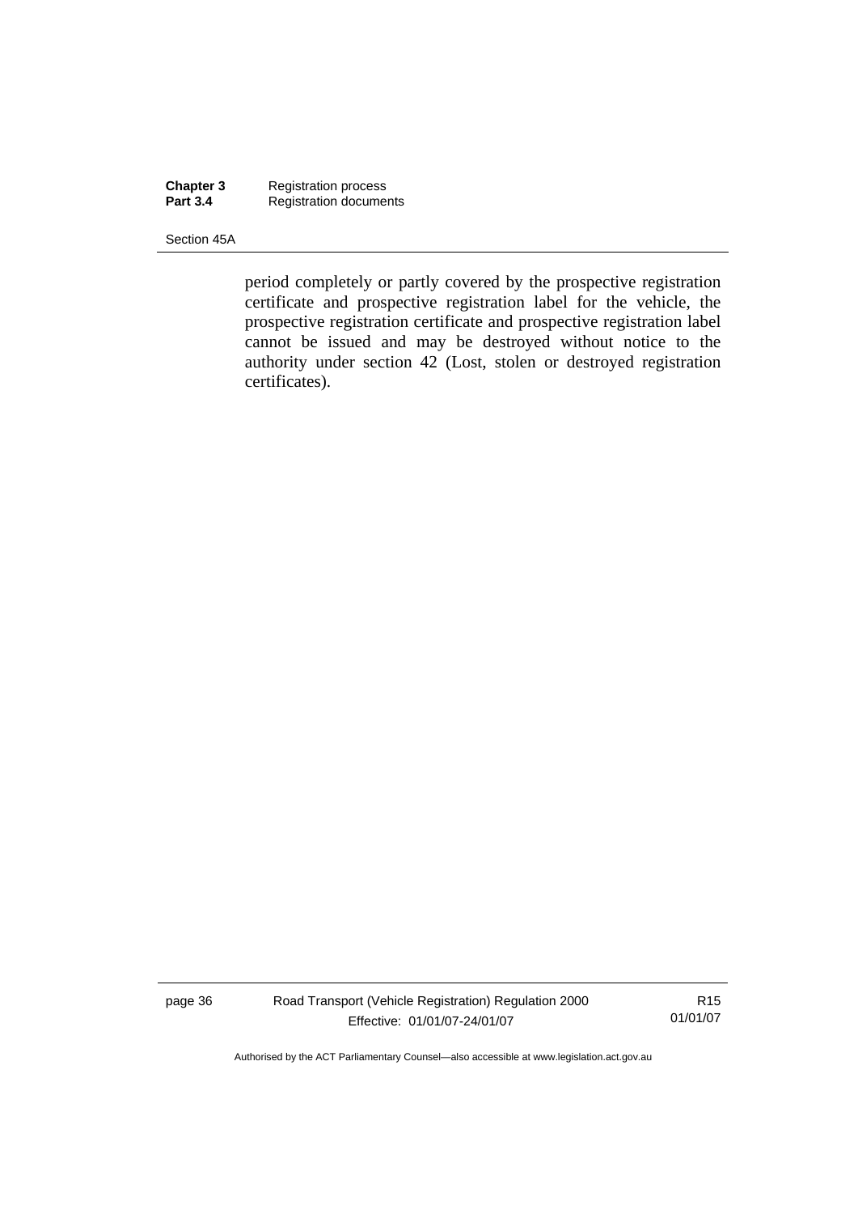period completely or partly covered by the prospective registration certificate and prospective registration label for the vehicle, the prospective registration certificate and prospective registration label cannot be issued and may be destroyed without notice to the authority under section 42 (Lost, stolen or destroyed registration certificates).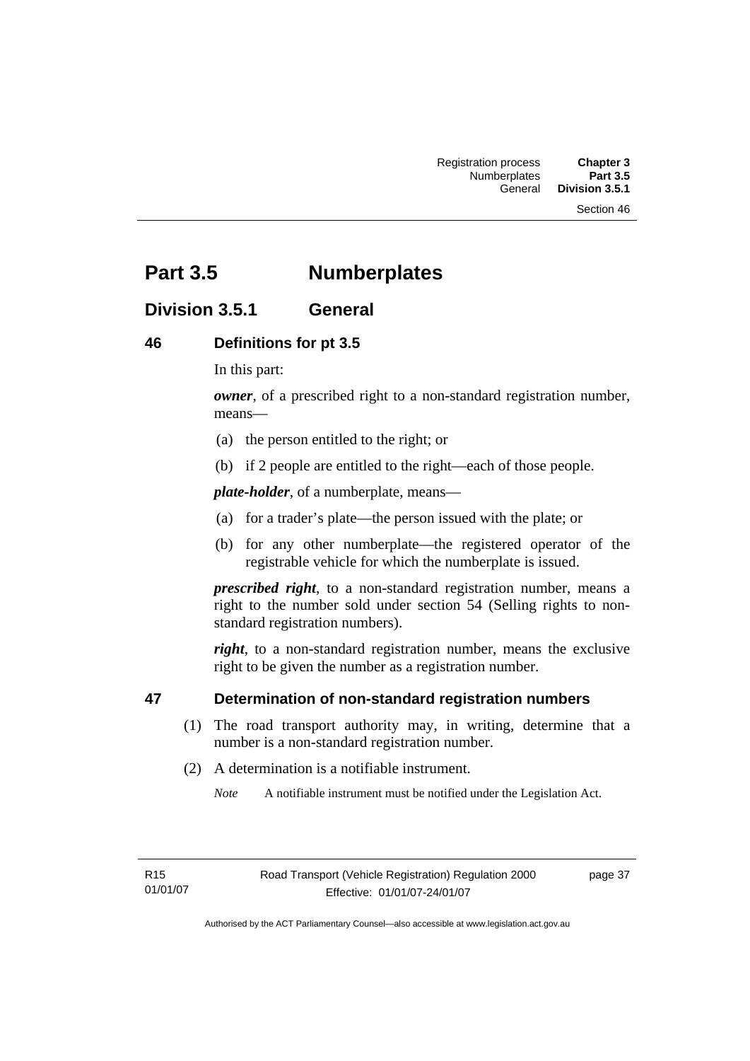# Part 3.5 Numberplates

## Division 3.5.1 General

### 46 Definitions for pt 3.5

In this part:

***owner***, of a prescribed right to a non-standard registration number, means—

(a) the person entitled to the right; or

(b) if 2 people are entitled to the right—each of those people.

***plate-holder***, of a numberplate, means—

(a) for a trader's plate—the person issued with the plate; or

(b) for any other numberplate—the registered operator of the registrable vehicle for which the numberplate is issued.

***prescribed right***, to a non-standard registration number, means a right to the number sold under section 54 (Selling rights to non-standard registration numbers).

***right***, to a non-standard registration number, means the exclusive right to be given the number as a registration number.

### 47 Determination of non-standard registration numbers

(1) The road transport authority may, in writing, determine that a number is a non-standard registration number.

(2) A determination is a notifiable instrument.

*Note* A notifiable instrument must be notified under the Legislation Act.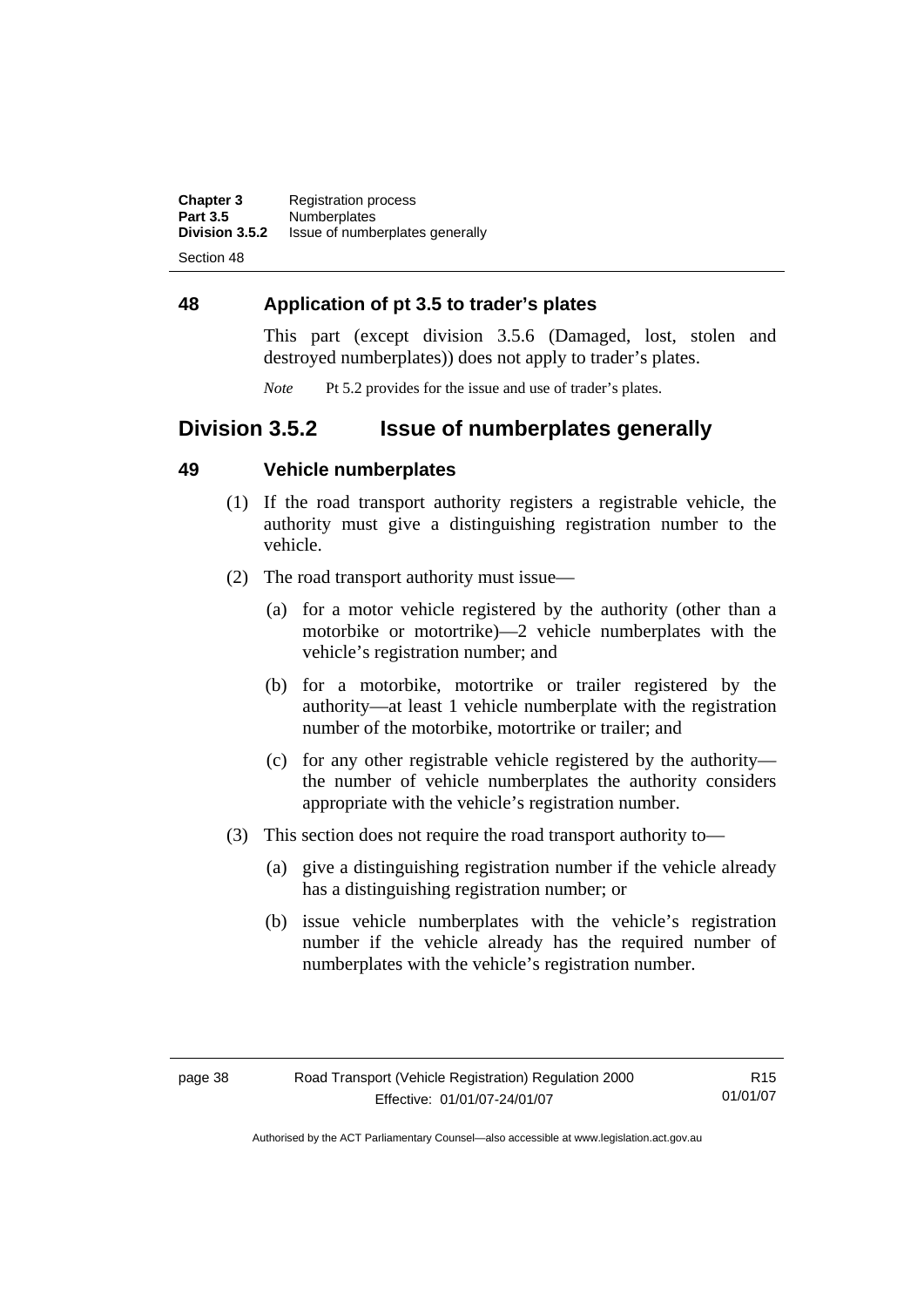## 48 Application of pt 3.5 to trader's plates

This part (except division 3.5.6 (Damaged, lost, stolen and destroyed numberplates)) does not apply to trader's plates.

*Note* Pt 5.2 provides for the issue and use of trader's plates.

# Division 3.5.2 Issue of numberplates generally

## 49 Vehicle numberplates

(1) If the road transport authority registers a registrable vehicle, the authority must give a distinguishing registration number to the vehicle.

(2) The road transport authority must issue—

(a) for a motor vehicle registered by the authority (other than a motorbike or motortrike)—2 vehicle numberplates with the vehicle's registration number; and

(b) for a motorbike, motortrike or trailer registered by the authority—at least 1 vehicle numberplate with the registration number of the motorbike, motortrike or trailer; and

(c) for any other registrable vehicle registered by the authority—the number of vehicle numberplates the authority considers appropriate with the vehicle's registration number.

(3) This section does not require the road transport authority to—

(a) give a distinguishing registration number if the vehicle already has a distinguishing registration number; or

(b) issue vehicle numberplates with the vehicle's registration number if the vehicle already has the required number of numberplates with the vehicle's registration number.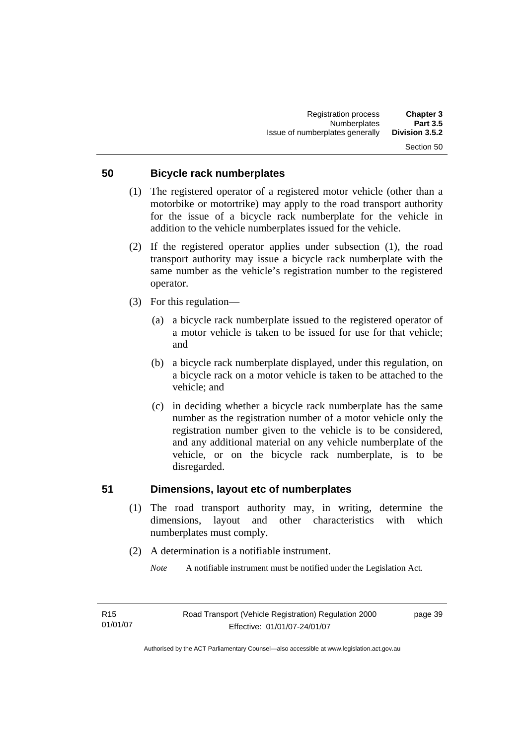## 50 Bicycle rack numberplates

(1) The registered operator of a registered motor vehicle (other than a motorbike or motortrike) may apply to the road transport authority for the issue of a bicycle rack numberplate for the vehicle in addition to the vehicle numberplates issued for the vehicle.

(2) If the registered operator applies under subsection (1), the road transport authority may issue a bicycle rack numberplate with the same number as the vehicle's registration number to the registered operator.

(3) For this regulation—

(a) a bicycle rack numberplate issued to the registered operator of a motor vehicle is taken to be issued for use for that vehicle; and

(b) a bicycle rack numberplate displayed, under this regulation, on a bicycle rack on a motor vehicle is taken to be attached to the vehicle; and

(c) in deciding whether a bicycle rack numberplate has the same number as the registration number of a motor vehicle only the registration number given to the vehicle is to be considered, and any additional material on any vehicle numberplate of the vehicle, or on the bicycle rack numberplate, is to be disregarded.

## 51 Dimensions, layout etc of numberplates

(1) The road transport authority may, in writing, determine the dimensions, layout and other characteristics with which numberplates must comply.

(2) A determination is a notifiable instrument.

*Note* A notifiable instrument must be notified under the Legislation Act.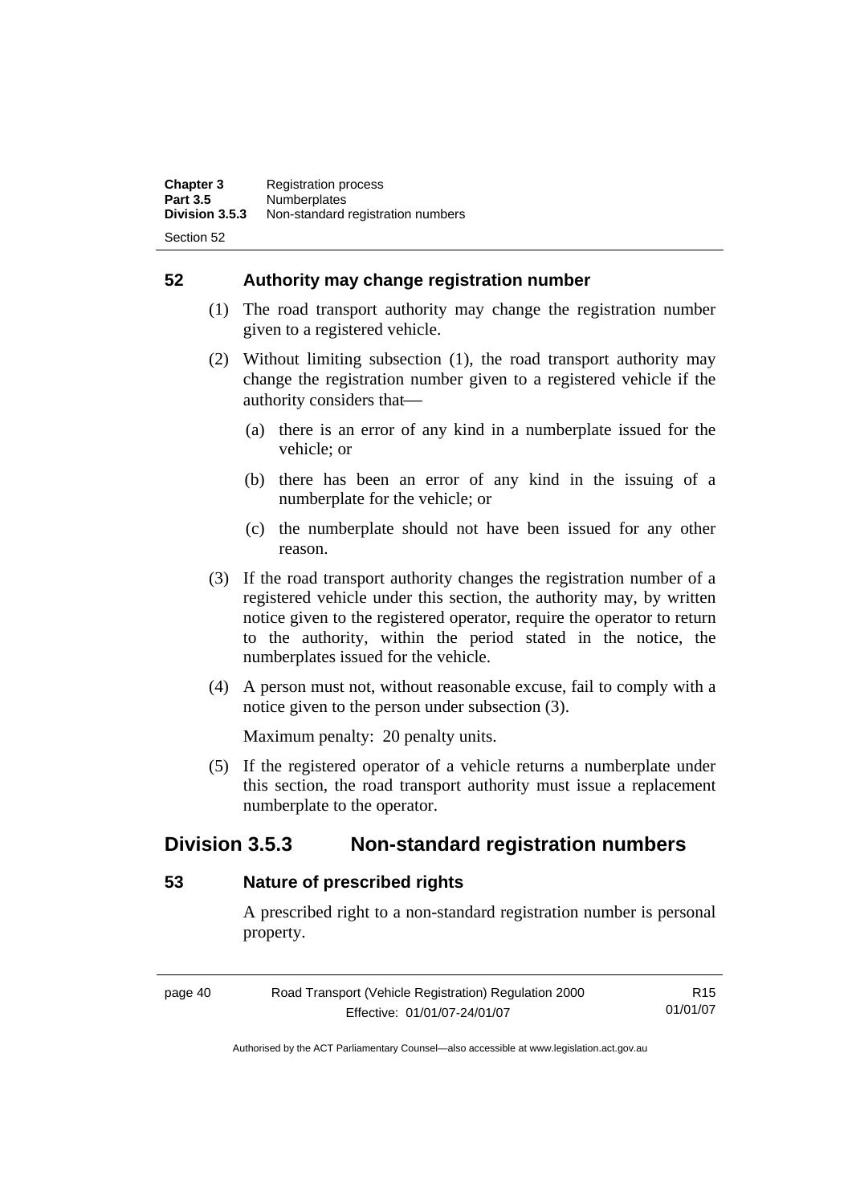## 52 Authority may change registration number

(1) The road transport authority may change the registration number given to a registered vehicle.

(2) Without limiting subsection (1), the road transport authority may change the registration number given to a registered vehicle if the authority considers that—

(a) there is an error of any kind in a numberplate issued for the vehicle; or

(b) there has been an error of any kind in the issuing of a numberplate for the vehicle; or

(c) the numberplate should not have been issued for any other reason.

(3) If the road transport authority changes the registration number of a registered vehicle under this section, the authority may, by written notice given to the registered operator, require the operator to return to the authority, within the period stated in the notice, the numberplates issued for the vehicle.

(4) A person must not, without reasonable excuse, fail to comply with a notice given to the person under subsection (3).

Maximum penalty: 20 penalty units.

(5) If the registered operator of a vehicle returns a numberplate under this section, the road transport authority must issue a replacement numberplate to the operator.

# Division 3.5.3 Non-standard registration numbers

## 53 Nature of prescribed rights

A prescribed right to a non-standard registration number is personal property.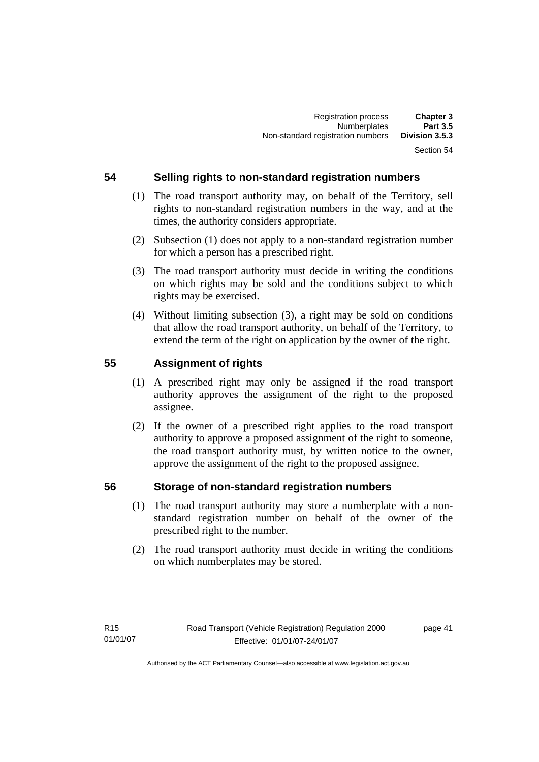## 54 Selling rights to non-standard registration numbers

(1) The road transport authority may, on behalf of the Territory, sell rights to non-standard registration numbers in the way, and at the times, the authority considers appropriate.

(2) Subsection (1) does not apply to a non-standard registration number for which a person has a prescribed right.

(3) The road transport authority must decide in writing the conditions on which rights may be sold and the conditions subject to which rights may be exercised.

(4) Without limiting subsection (3), a right may be sold on conditions that allow the road transport authority, on behalf of the Territory, to extend the term of the right on application by the owner of the right.

## 55 Assignment of rights

(1) A prescribed right may only be assigned if the road transport authority approves the assignment of the right to the proposed assignee.

(2) If the owner of a prescribed right applies to the road transport authority to approve a proposed assignment of the right to someone, the road transport authority must, by written notice to the owner, approve the assignment of the right to the proposed assignee.

## 56 Storage of non-standard registration numbers

(1) The road transport authority may store a numberplate with a non-standard registration number on behalf of the owner of the prescribed right to the number.

(2) The road transport authority must decide in writing the conditions on which numberplates may be stored.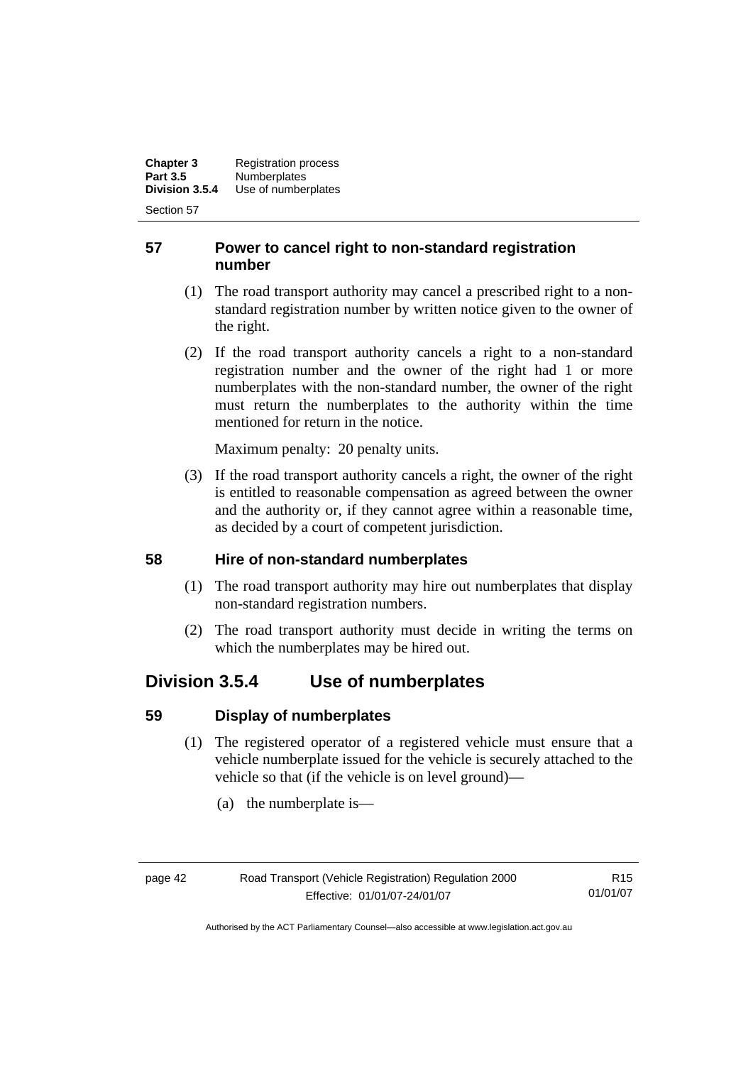## 57 Power to cancel right to non-standard registration number

(1) The road transport authority may cancel a prescribed right to a non-standard registration number by written notice given to the owner of the right.

(2) If the road transport authority cancels a right to a non-standard registration number and the owner of the right had 1 or more numberplates with the non-standard number, the owner of the right must return the numberplates to the authority within the time mentioned for return in the notice.

Maximum penalty: 20 penalty units.

(3) If the road transport authority cancels a right, the owner of the right is entitled to reasonable compensation as agreed between the owner and the authority or, if they cannot agree within a reasonable time, as decided by a court of competent jurisdiction.

## 58 Hire of non-standard numberplates

(1) The road transport authority may hire out numberplates that display non-standard registration numbers.

(2) The road transport authority must decide in writing the terms on which the numberplates may be hired out.

# Division 3.5.4 Use of numberplates

## 59 Display of numberplates

(1) The registered operator of a registered vehicle must ensure that a vehicle numberplate issued for the vehicle is securely attached to the vehicle so that (if the vehicle is on level ground)—

(a) the numberplate is—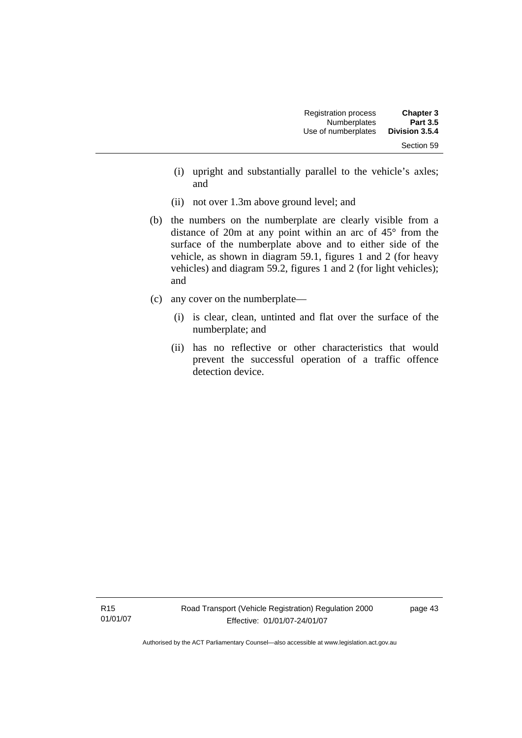(i) upright and substantially parallel to the vehicle's axles; and

(ii) not over 1.3m above ground level; and

(b) the numbers on the numberplate are clearly visible from a distance of 20m at any point within an arc of 45° from the surface of the numberplate above and to either side of the vehicle, as shown in diagram 59.1, figures 1 and 2 (for heavy vehicles) and diagram 59.2, figures 1 and 2 (for light vehicles); and

(c) any cover on the numberplate—

(i) is clear, clean, untinted and flat over the surface of the numberplate; and

(ii) has no reflective or other characteristics that would prevent the successful operation of a traffic offence detection device.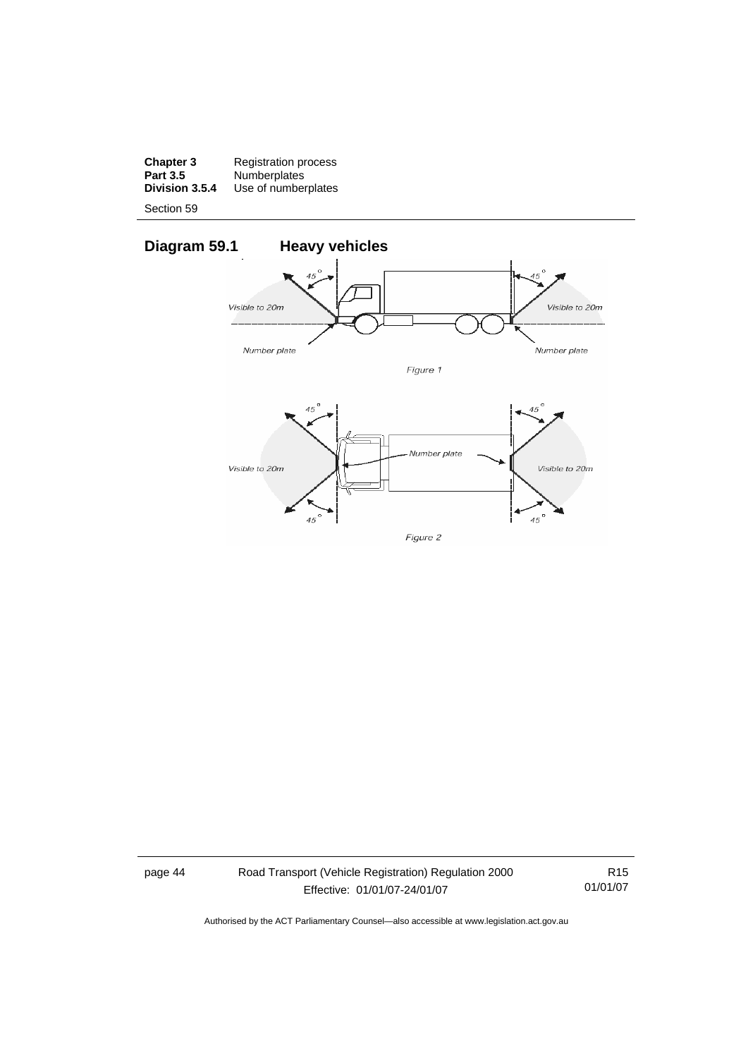## Diagram 59.1 Heavy vehicles

45°

Visible to 20m

Number plate

45°

Visible to 20m

Number plate

Figure 1

45°

45°

Visible to 20m

Number plate

45°

45°

Visible to 20m

Figure 2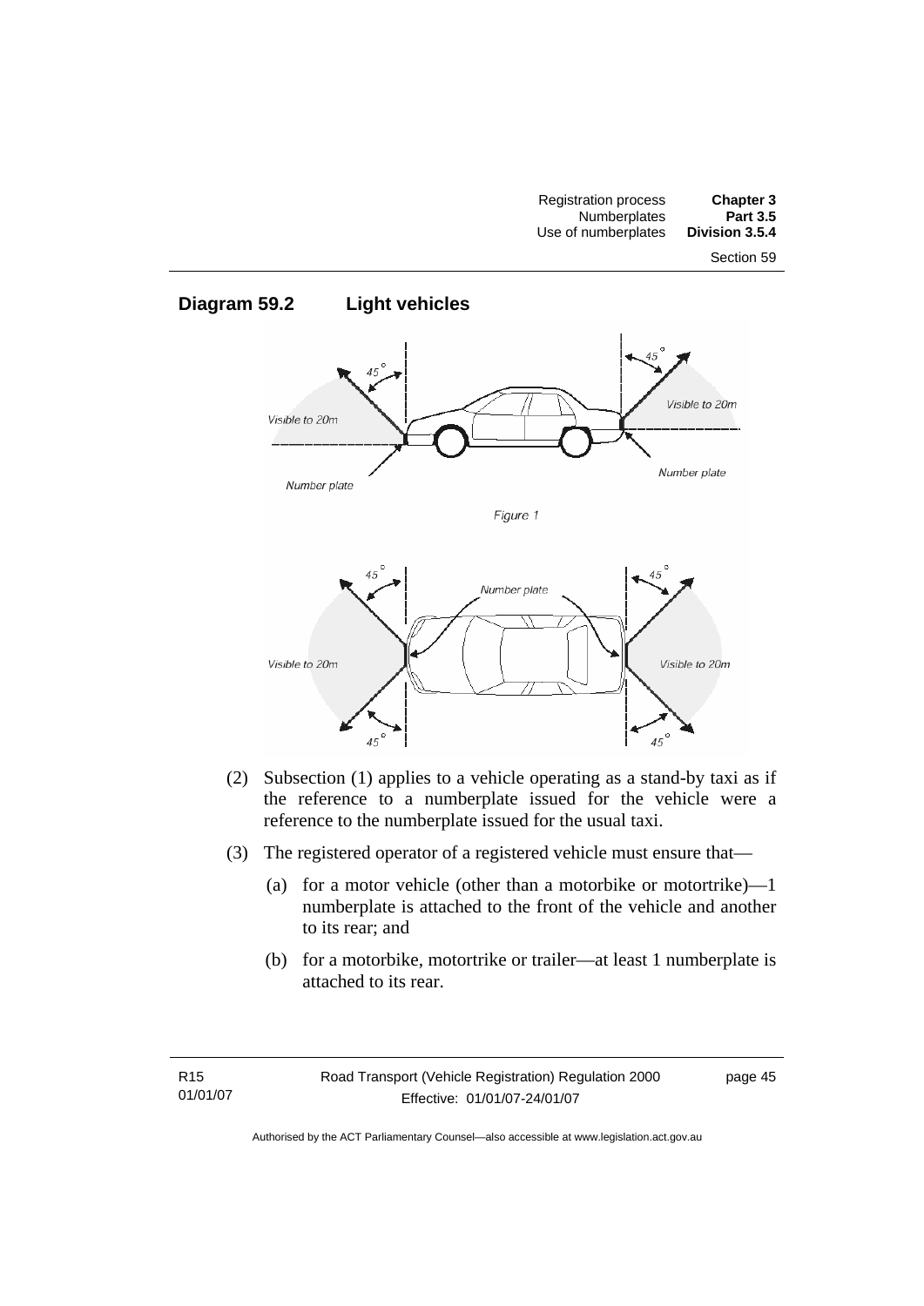## Diagram 59.2 Light vehicles

Figure 1

(2) Subsection (1) applies to a vehicle operating as a stand-by taxi as if the reference to a numberplate issued for the vehicle were a reference to the numberplate issued for the usual taxi.

(3) The registered operator of a registered vehicle must ensure that—

(a) for a motor vehicle (other than a motorbike or motortrike)—1 numberplate is attached to the front of the vehicle and another to its rear; and

(b) for a motorbike, motortrike or trailer—at least 1 numberplate is attached to its rear.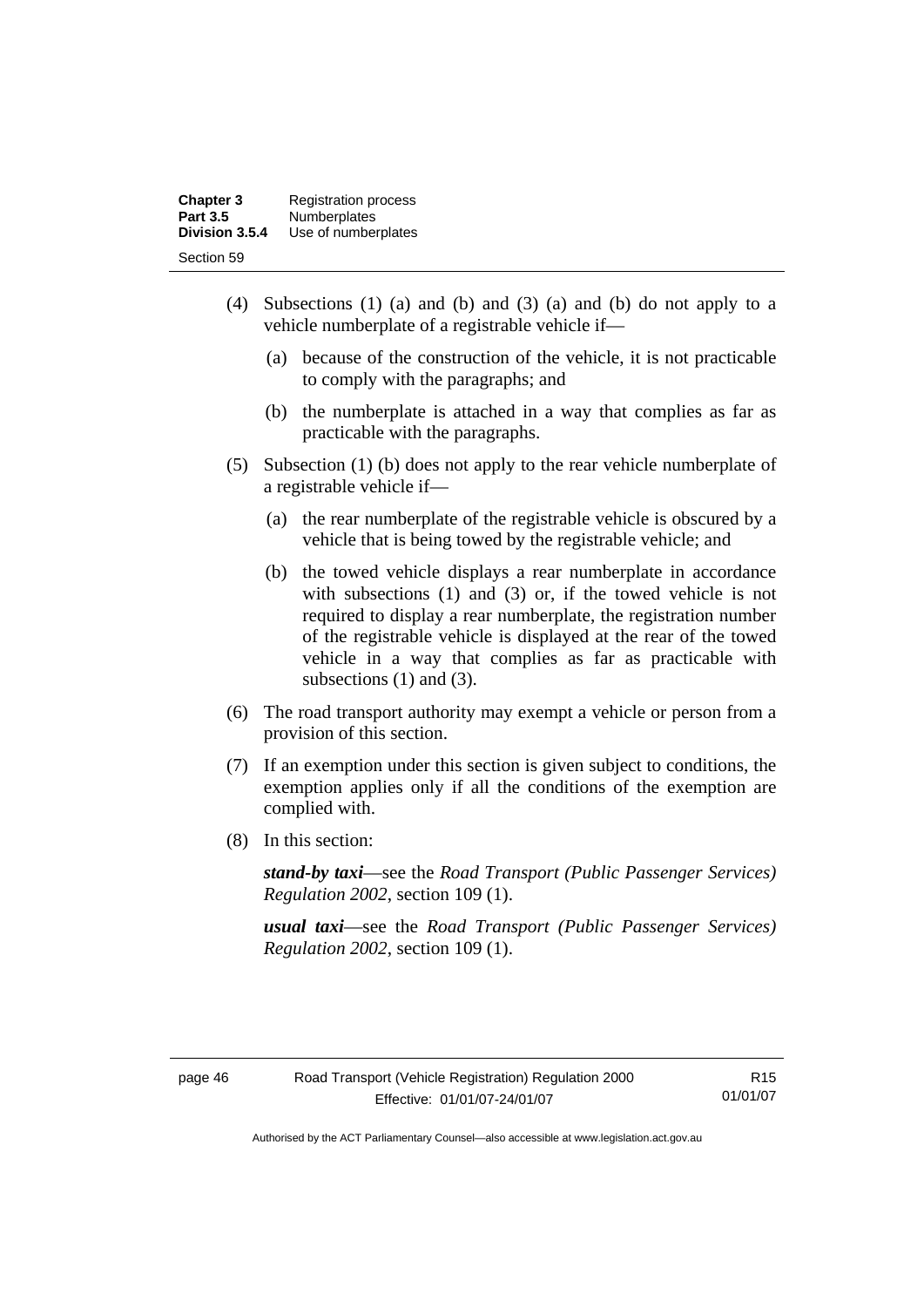(4) Subsections (1) (a) and (b) and (3) (a) and (b) do not apply to a vehicle numberplate of a registrable vehicle if—

(a) because of the construction of the vehicle, it is not practicable to comply with the paragraphs; and

(b) the numberplate is attached in a way that complies as far as practicable with the paragraphs.

(5) Subsection (1) (b) does not apply to the rear vehicle numberplate of a registrable vehicle if—

(a) the rear numberplate of the registrable vehicle is obscured by a vehicle that is being towed by the registrable vehicle; and

(b) the towed vehicle displays a rear numberplate in accordance with subsections (1) and (3) or, if the towed vehicle is not required to display a rear numberplate, the registration number of the registrable vehicle is displayed at the rear of the towed vehicle in a way that complies as far as practicable with subsections (1) and (3).

(6) The road transport authority may exempt a vehicle or person from a provision of this section.

(7) If an exemption under this section is given subject to conditions, the exemption applies only if all the conditions of the exemption are complied with.

(8) In this section:

***stand-by taxi***—see the *Road Transport (Public Passenger Services) Regulation 2002*, section 109 (1).

***usual taxi***—see the *Road Transport (Public Passenger Services) Regulation 2002*, section 109 (1).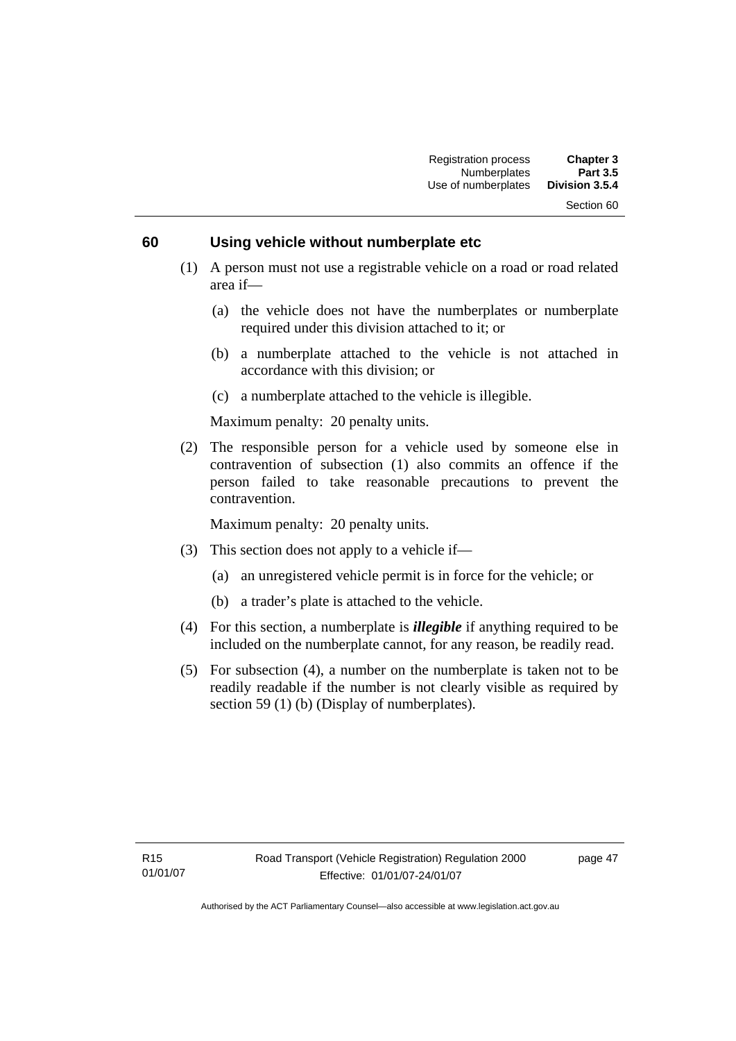## 60 Using vehicle without numberplate etc

(1) A person must not use a registrable vehicle on a road or road related area if—

(a) the vehicle does not have the numberplates or numberplate required under this division attached to it; or

(b) a numberplate attached to the vehicle is not attached in accordance with this division; or

(c) a numberplate attached to the vehicle is illegible.

Maximum penalty: 20 penalty units.

(2) The responsible person for a vehicle used by someone else in contravention of subsection (1) also commits an offence if the person failed to take reasonable precautions to prevent the contravention.

Maximum penalty: 20 penalty units.

(3) This section does not apply to a vehicle if—

(a) an unregistered vehicle permit is in force for the vehicle; or

(b) a trader's plate is attached to the vehicle.

(4) For this section, a numberplate is ***illegible*** if anything required to be included on the numberplate cannot, for any reason, be readily read.

(5) For subsection (4), a number on the numberplate is taken not to be readily readable if the number is not clearly visible as required by section 59 (1) (b) (Display of numberplates).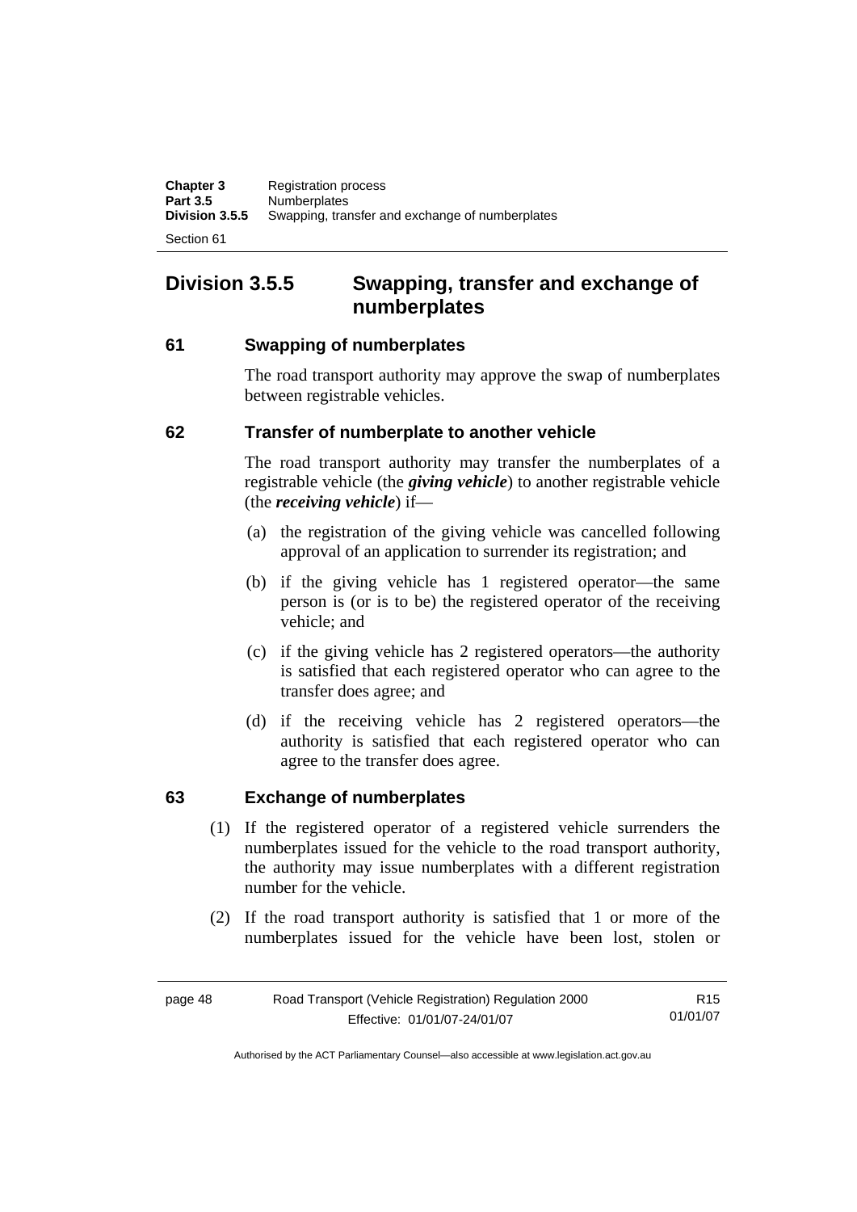# Division 3.5.5 Swapping, transfer and exchange of numberplates

## 61 Swapping of numberplates

The road transport authority may approve the swap of numberplates between registrable vehicles.

## 62 Transfer of numberplate to another vehicle

The road transport authority may transfer the numberplates of a registrable vehicle (the ***giving vehicle***) to another registrable vehicle (the ***receiving vehicle***) if—

(a) the registration of the giving vehicle was cancelled following approval of an application to surrender its registration; and

(b) if the giving vehicle has 1 registered operator—the same person is (or is to be) the registered operator of the receiving vehicle; and

(c) if the giving vehicle has 2 registered operators—the authority is satisfied that each registered operator who can agree to the transfer does agree; and

(d) if the receiving vehicle has 2 registered operators—the authority is satisfied that each registered operator who can agree to the transfer does agree.

## 63 Exchange of numberplates

(1) If the registered operator of a registered vehicle surrenders the numberplates issued for the vehicle to the road transport authority, the authority may issue numberplates with a different registration number for the vehicle.

(2) If the road transport authority is satisfied that 1 or more of the numberplates issued for the vehicle have been lost, stolen or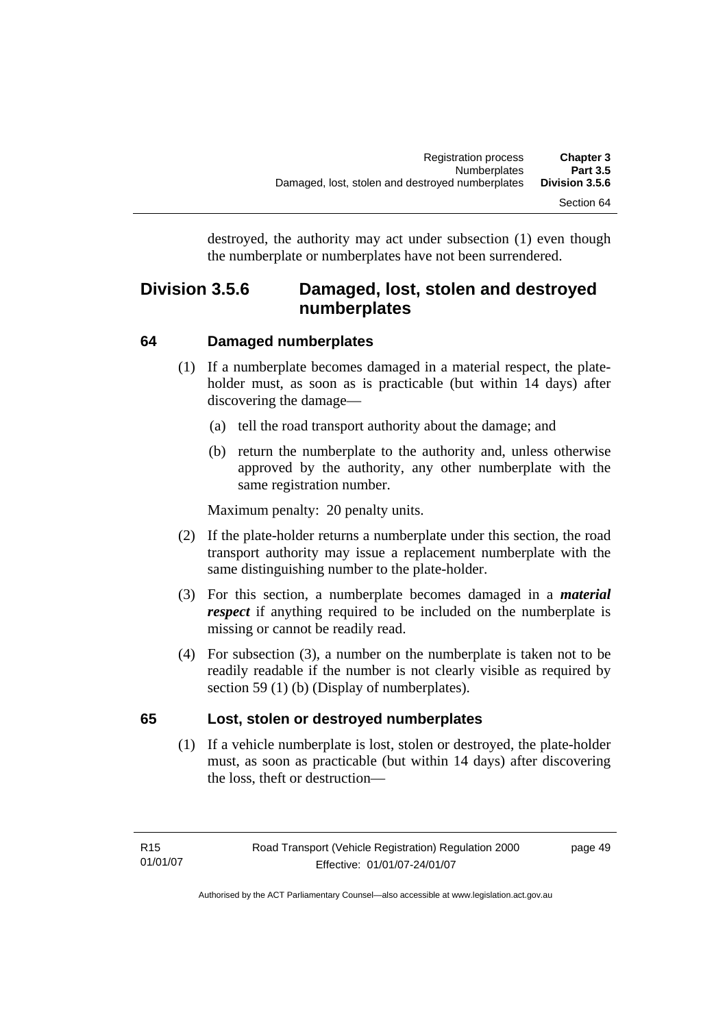destroyed, the authority may act under subsection (1) even though the numberplate or numberplates have not been surrendered.

## Division 3.5.6 Damaged, lost, stolen and destroyed numberplates

### 64 Damaged numberplates

(1) If a numberplate becomes damaged in a material respect, the plate-holder must, as soon as is practicable (but within 14 days) after discovering the damage—

(a) tell the road transport authority about the damage; and

(b) return the numberplate to the authority and, unless otherwise approved by the authority, any other numberplate with the same registration number.

Maximum penalty: 20 penalty units.

(2) If the plate-holder returns a numberplate under this section, the road transport authority may issue a replacement numberplate with the same distinguishing number to the plate-holder.

(3) For this section, a numberplate becomes damaged in a ***material respect*** if anything required to be included on the numberplate is missing or cannot be readily read.

(4) For subsection (3), a number on the numberplate is taken not to be readily readable if the number is not clearly visible as required by section 59 (1) (b) (Display of numberplates).

### 65 Lost, stolen or destroyed numberplates

(1) If a vehicle numberplate is lost, stolen or destroyed, the plate-holder must, as soon as practicable (but within 14 days) after discovering the loss, theft or destruction—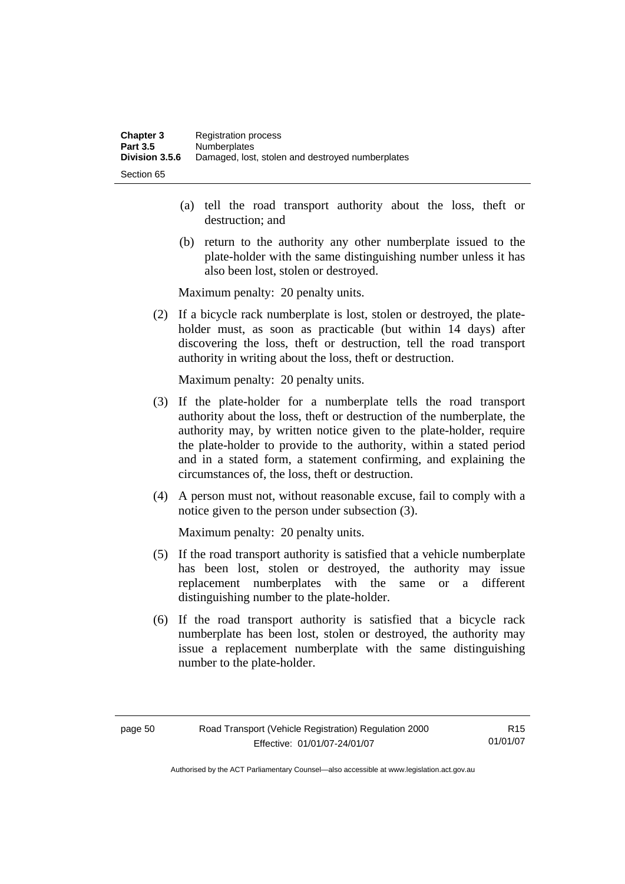(a) tell the road transport authority about the loss, theft or destruction; and

(b) return to the authority any other numberplate issued to the plate-holder with the same distinguishing number unless it has also been lost, stolen or destroyed.

Maximum penalty: 20 penalty units.

(2) If a bicycle rack numberplate is lost, stolen or destroyed, the plate-holder must, as soon as practicable (but within 14 days) after discovering the loss, theft or destruction, tell the road transport authority in writing about the loss, theft or destruction.

Maximum penalty: 20 penalty units.

(3) If the plate-holder for a numberplate tells the road transport authority about the loss, theft or destruction of the numberplate, the authority may, by written notice given to the plate-holder, require the plate-holder to provide to the authority, within a stated period and in a stated form, a statement confirming, and explaining the circumstances of, the loss, theft or destruction.

(4) A person must not, without reasonable excuse, fail to comply with a notice given to the person under subsection (3).

Maximum penalty: 20 penalty units.

(5) If the road transport authority is satisfied that a vehicle numberplate has been lost, stolen or destroyed, the authority may issue replacement numberplates with the same or a different distinguishing number to the plate-holder.

(6) If the road transport authority is satisfied that a bicycle rack numberplate has been lost, stolen or destroyed, the authority may issue a replacement numberplate with the same distinguishing number to the plate-holder.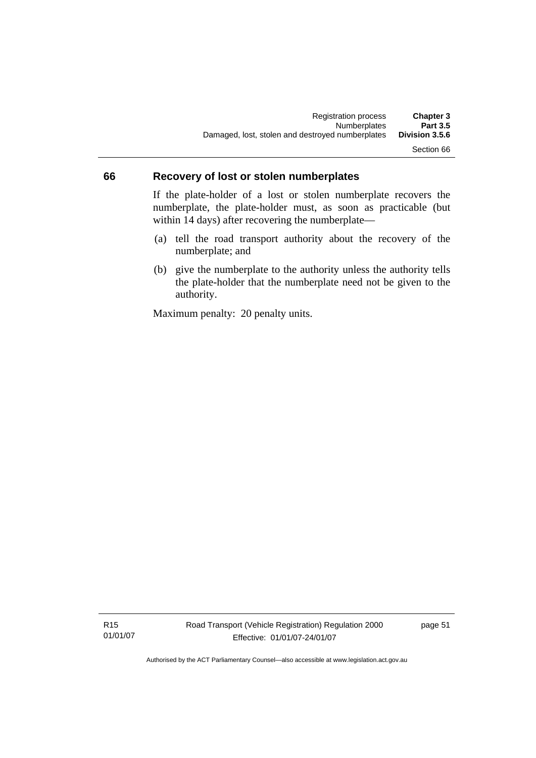## 66 Recovery of lost or stolen numberplates

If the plate-holder of a lost or stolen numberplate recovers the numberplate, the plate-holder must, as soon as practicable (but within 14 days) after recovering the numberplate—

(a) tell the road transport authority about the recovery of the numberplate; and

(b) give the numberplate to the authority unless the authority tells the plate-holder that the numberplate need not be given to the authority.

Maximum penalty: 20 penalty units.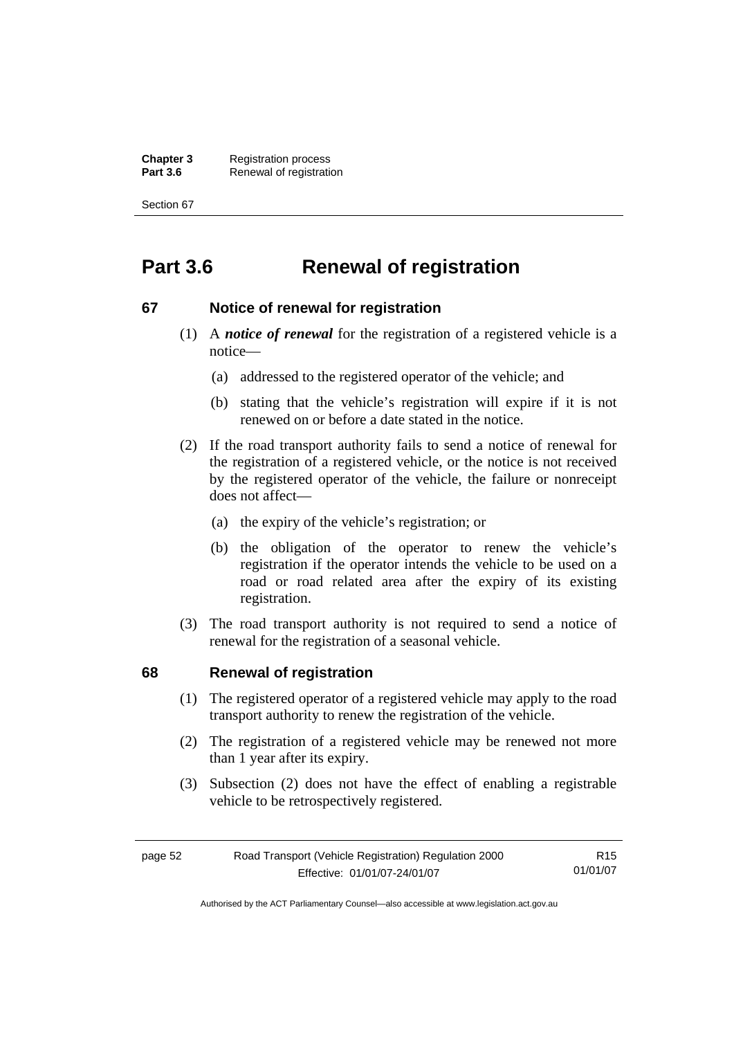# Part 3.6 Renewal of registration

## 67 Notice of renewal for registration

(1) A ***notice of renewal*** for the registration of a registered vehicle is a notice—

(a) addressed to the registered operator of the vehicle; and

(b) stating that the vehicle's registration will expire if it is not renewed on or before a date stated in the notice.

(2) If the road transport authority fails to send a notice of renewal for the registration of a registered vehicle, or the notice is not received by the registered operator of the vehicle, the failure or nonreceipt does not affect—

(a) the expiry of the vehicle's registration; or

(b) the obligation of the operator to renew the vehicle's registration if the operator intends the vehicle to be used on a road or road related area after the expiry of its existing registration.

(3) The road transport authority is not required to send a notice of renewal for the registration of a seasonal vehicle.

## 68 Renewal of registration

(1) The registered operator of a registered vehicle may apply to the road transport authority to renew the registration of the vehicle.

(2) The registration of a registered vehicle may be renewed not more than 1 year after its expiry.

(3) Subsection (2) does not have the effect of enabling a registrable vehicle to be retrospectively registered.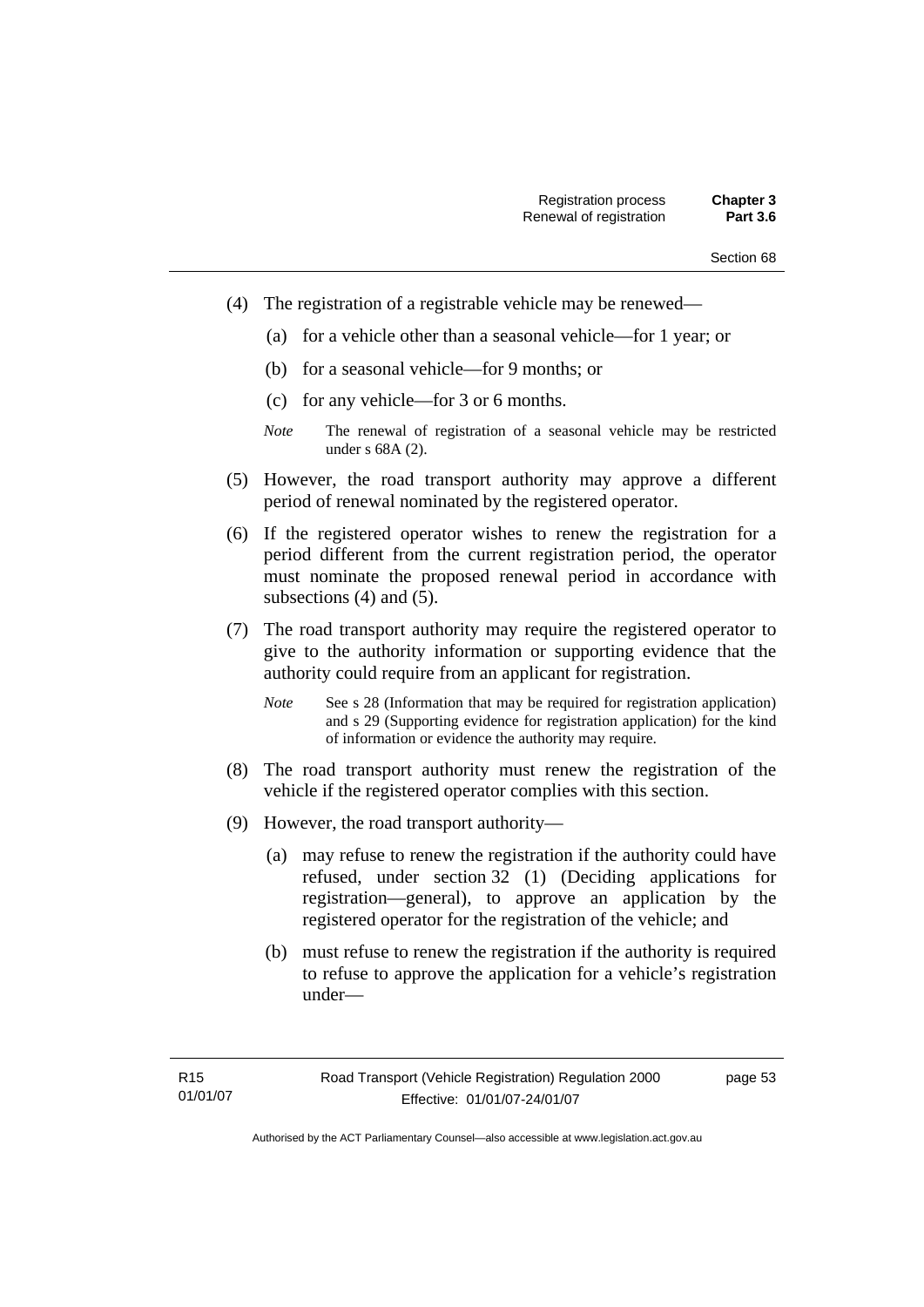(4) The registration of a registrable vehicle may be renewed—

(a) for a vehicle other than a seasonal vehicle—for 1 year; or

(b) for a seasonal vehicle—for 9 months; or

(c) for any vehicle—for 3 or 6 months.

*Note* The renewal of registration of a seasonal vehicle may be restricted under s 68A (2).

(5) However, the road transport authority may approve a different period of renewal nominated by the registered operator.

(6) If the registered operator wishes to renew the registration for a period different from the current registration period, the operator must nominate the proposed renewal period in accordance with subsections (4) and (5).

(7) The road transport authority may require the registered operator to give to the authority information or supporting evidence that the authority could require from an applicant for registration.

*Note* See s 28 (Information that may be required for registration application) and s 29 (Supporting evidence for registration application) for the kind of information or evidence the authority may require.

(8) The road transport authority must renew the registration of the vehicle if the registered operator complies with this section.

(9) However, the road transport authority—

(a) may refuse to renew the registration if the authority could have refused, under section 32 (1) (Deciding applications for registration—general), to approve an application by the registered operator for the registration of the vehicle; and

(b) must refuse to renew the registration if the authority is required to refuse to approve the application for a vehicle's registration under—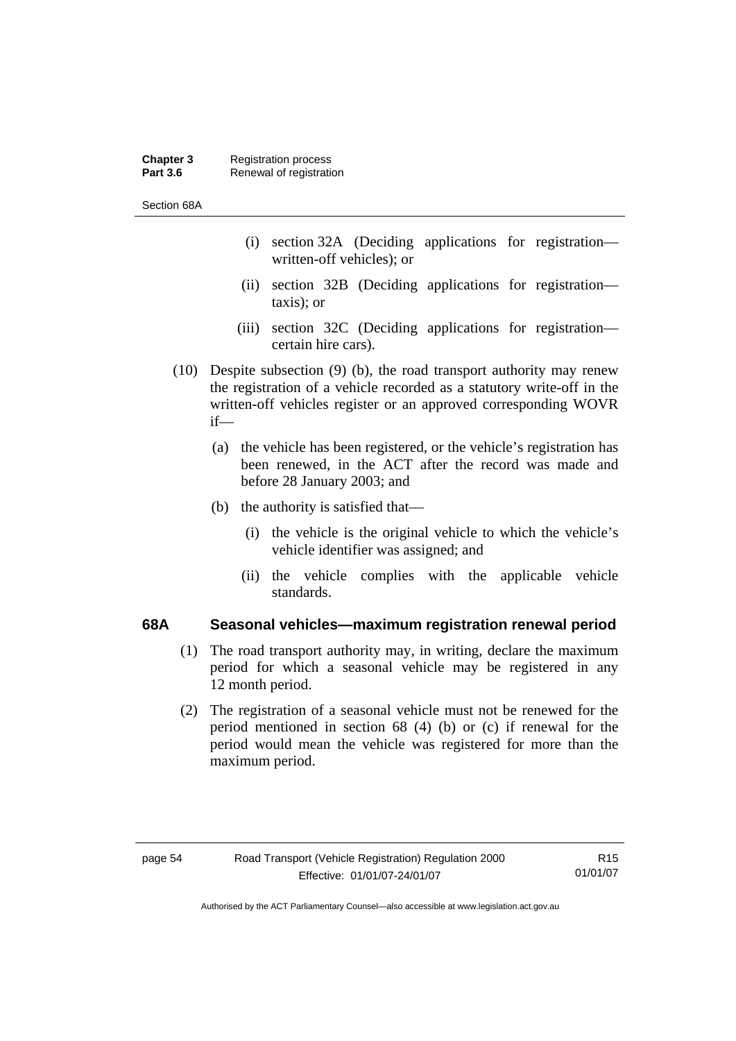(i) section 32A (Deciding applications for registration—written-off vehicles); or

(ii) section 32B (Deciding applications for registration—taxis); or

(iii) section 32C (Deciding applications for registration—certain hire cars).

(10) Despite subsection (9) (b), the road transport authority may renew the registration of a vehicle recorded as a statutory write-off in the written-off vehicles register or an approved corresponding WOVR if—

(a) the vehicle has been registered, or the vehicle's registration has been renewed, in the ACT after the record was made and before 28 January 2003; and

(b) the authority is satisfied that—

(i) the vehicle is the original vehicle to which the vehicle's vehicle identifier was assigned; and

(ii) the vehicle complies with the applicable vehicle standards.

### 68A Seasonal vehicles—maximum registration renewal period

(1) The road transport authority may, in writing, declare the maximum period for which a seasonal vehicle may be registered in any 12 month period.

(2) The registration of a seasonal vehicle must not be renewed for the period mentioned in section 68 (4) (b) or (c) if renewal for the period would mean the vehicle was registered for more than the maximum period.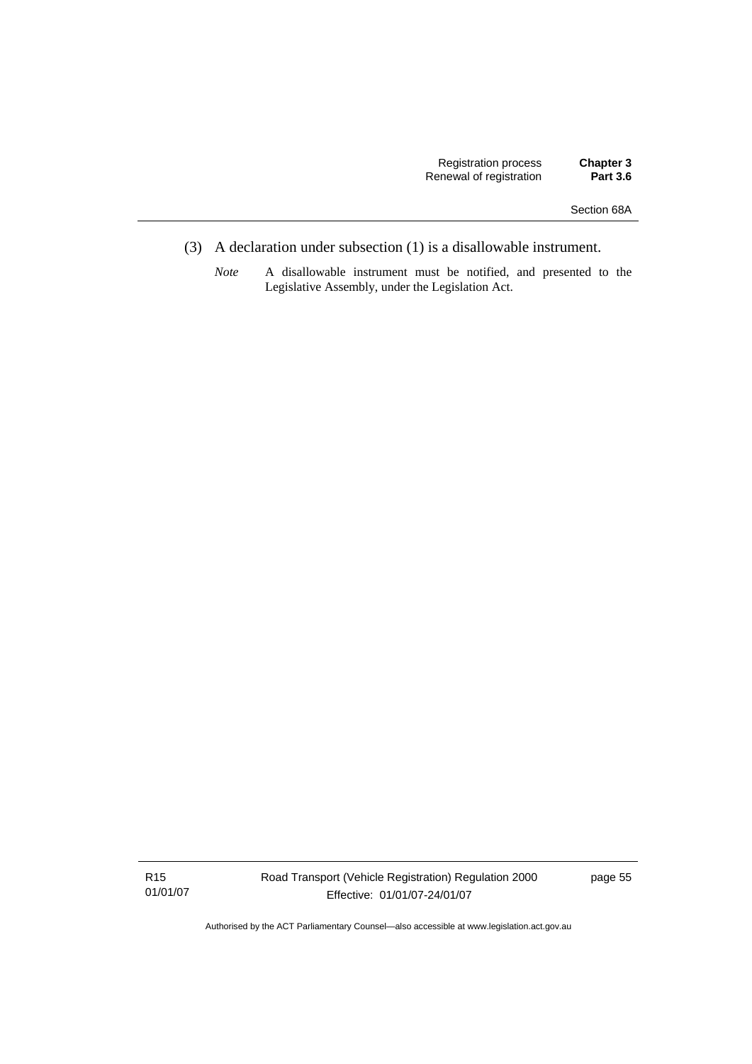(3) A declaration under subsection (1) is a disallowable instrument.

*Note* A disallowable instrument must be notified, and presented to the Legislative Assembly, under the Legislation Act.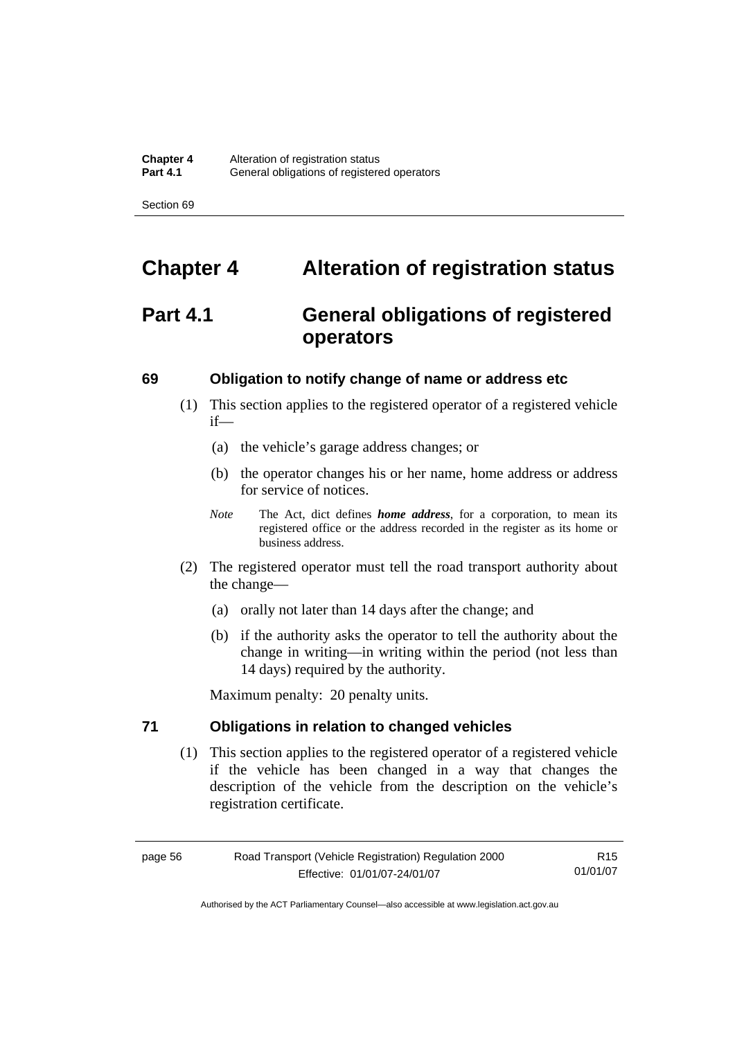# Chapter 4 Alteration of registration status

## Part 4.1 General obligations of registered operators

### 69 Obligation to notify change of name or address etc

(1) This section applies to the registered operator of a registered vehicle if—

(a) the vehicle's garage address changes; or

(b) the operator changes his or her name, home address or address for service of notices.

*Note* The Act, dict defines ***home address***, for a corporation, to mean its registered office or the address recorded in the register as its home or business address.

(2) The registered operator must tell the road transport authority about the change—

(a) orally not later than 14 days after the change; and

(b) if the authority asks the operator to tell the authority about the change in writing—in writing within the period (not less than 14 days) required by the authority.

Maximum penalty: 20 penalty units.

### 71 Obligations in relation to changed vehicles

(1) This section applies to the registered operator of a registered vehicle if the vehicle has been changed in a way that changes the description of the vehicle from the description on the vehicle's registration certificate.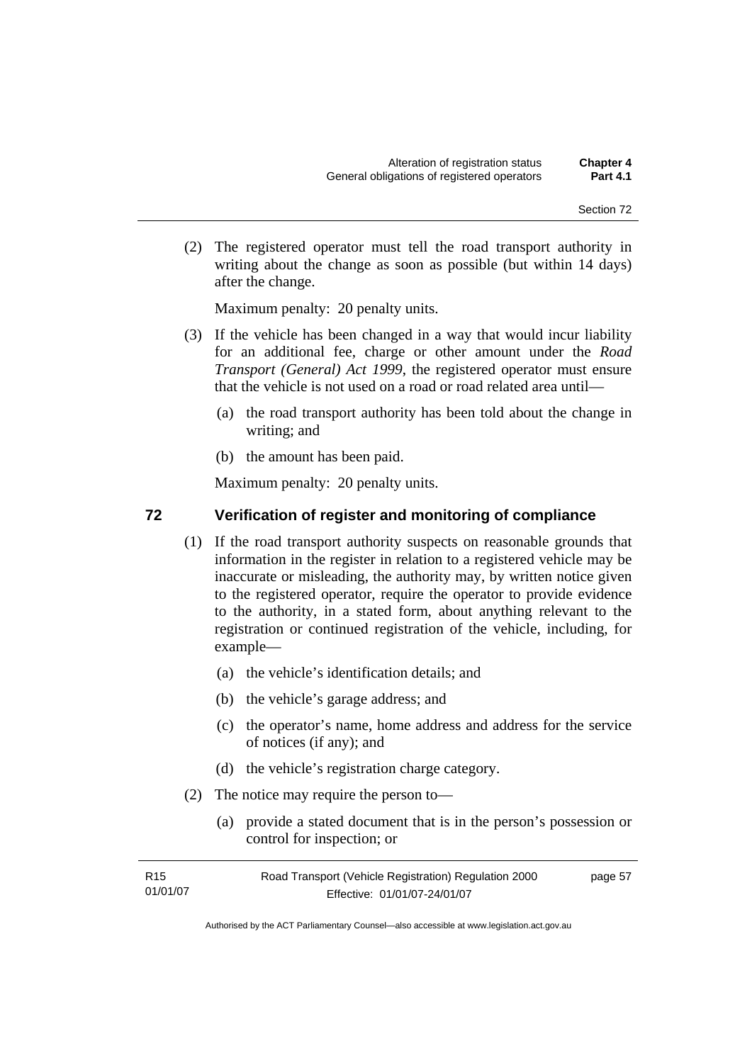(2) The registered operator must tell the road transport authority in writing about the change as soon as possible (but within 14 days) after the change.

Maximum penalty: 20 penalty units.

(3) If the vehicle has been changed in a way that would incur liability for an additional fee, charge or other amount under the *Road Transport (General) Act 1999*, the registered operator must ensure that the vehicle is not used on a road or road related area until—

(a) the road transport authority has been told about the change in writing; and

(b) the amount has been paid.

Maximum penalty: 20 penalty units.

## 72 Verification of register and monitoring of compliance

(1) If the road transport authority suspects on reasonable grounds that information in the register in relation to a registered vehicle may be inaccurate or misleading, the authority may, by written notice given to the registered operator, require the operator to provide evidence to the authority, in a stated form, about anything relevant to the registration or continued registration of the vehicle, including, for example—

(a) the vehicle's identification details; and

(b) the vehicle's garage address; and

(c) the operator's name, home address and address for the service of notices (if any); and

(d) the vehicle's registration charge category.

(2) The notice may require the person to—

(a) provide a stated document that is in the person's possession or control for inspection; or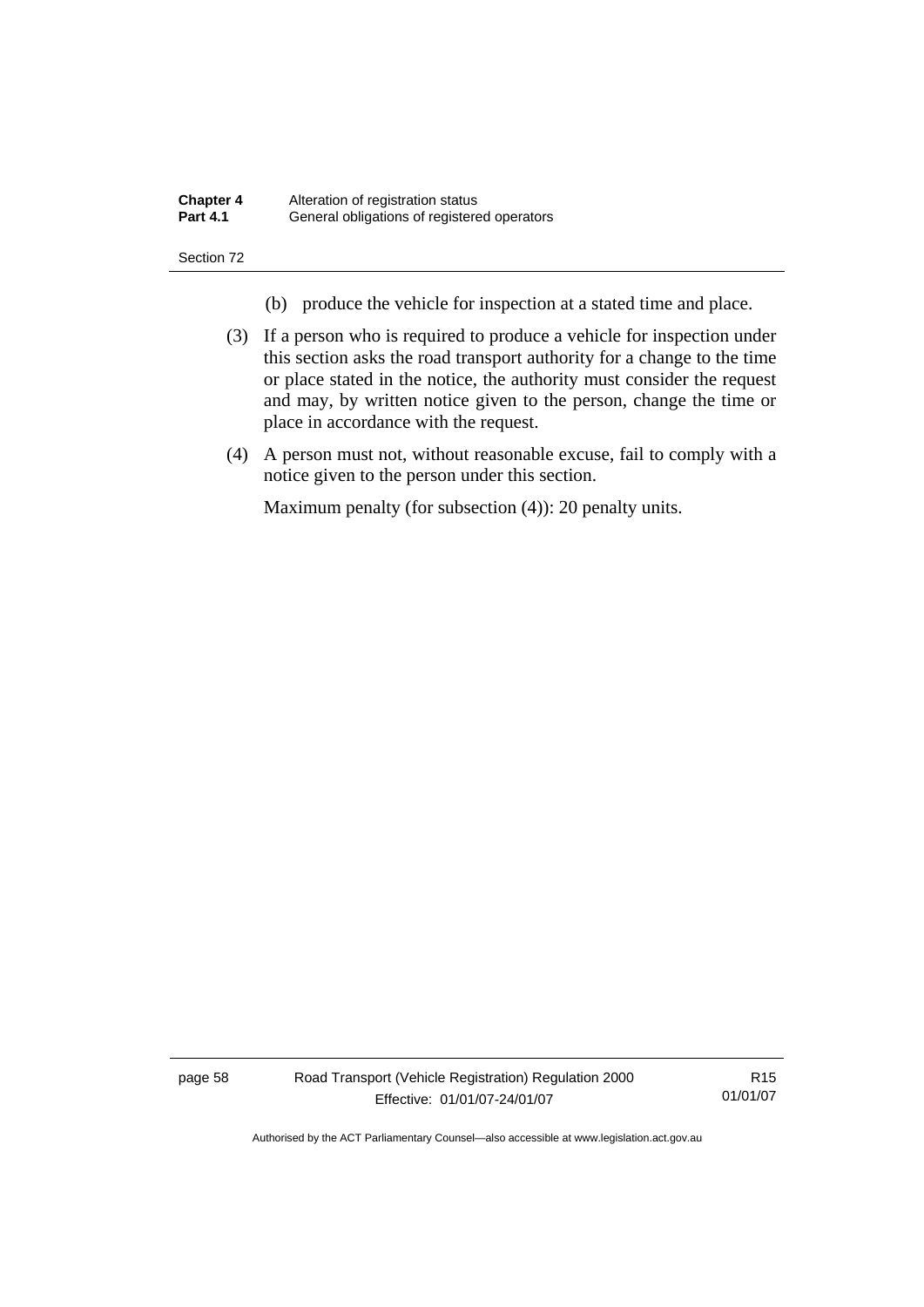(b) produce the vehicle for inspection at a stated time and place.

(3) If a person who is required to produce a vehicle for inspection under this section asks the road transport authority for a change to the time or place stated in the notice, the authority must consider the request and may, by written notice given to the person, change the time or place in accordance with the request.

(4) A person must not, without reasonable excuse, fail to comply with a notice given to the person under this section.

Maximum penalty (for subsection (4)): 20 penalty units.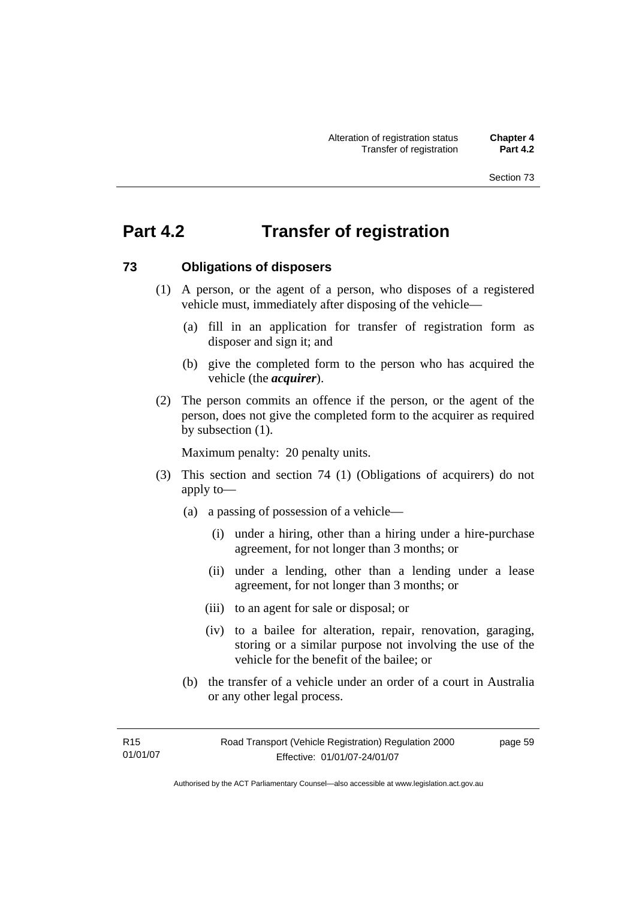# Part 4.2 Transfer of registration

## 73 Obligations of disposers

(1) A person, or the agent of a person, who disposes of a registered vehicle must, immediately after disposing of the vehicle—

(a) fill in an application for transfer of registration form as disposer and sign it; and

(b) give the completed form to the person who has acquired the vehicle (the ***acquirer***).

(2) The person commits an offence if the person, or the agent of the person, does not give the completed form to the acquirer as required by subsection (1).

Maximum penalty: 20 penalty units.

(3) This section and section 74 (1) (Obligations of acquirers) do not apply to—

(a) a passing of possession of a vehicle—

(i) under a hiring, other than a hiring under a hire-purchase agreement, for not longer than 3 months; or

(ii) under a lending, other than a lending under a lease agreement, for not longer than 3 months; or

(iii) to an agent for sale or disposal; or

(iv) to a bailee for alteration, repair, renovation, garaging, storing or a similar purpose not involving the use of the vehicle for the benefit of the bailee; or

(b) the transfer of a vehicle under an order of a court in Australia or any other legal process.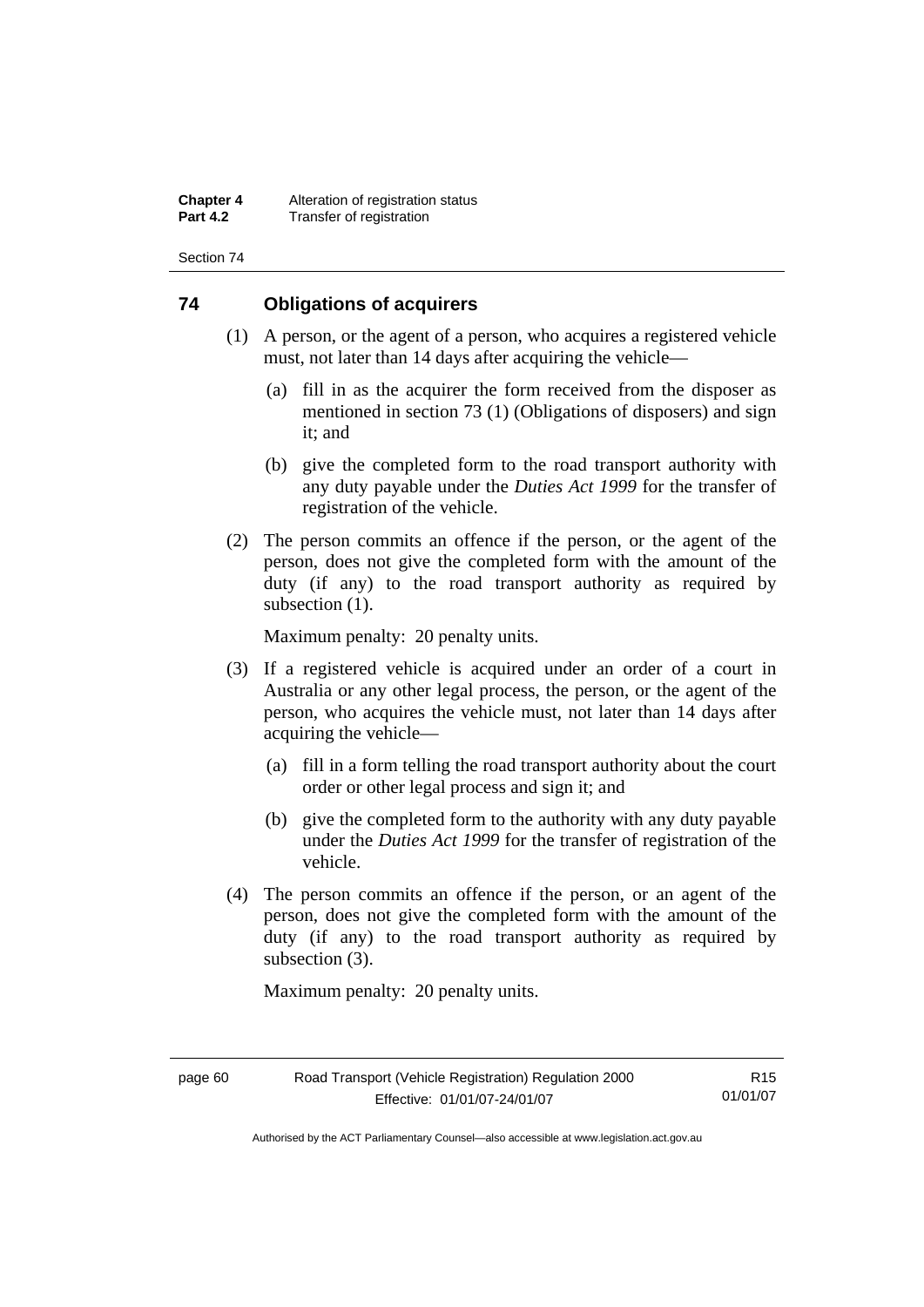## 74 Obligations of acquirers

(1) A person, or the agent of a person, who acquires a registered vehicle must, not later than 14 days after acquiring the vehicle—

(a) fill in as the acquirer the form received from the disposer as mentioned in section 73 (1) (Obligations of disposers) and sign it; and

(b) give the completed form to the road transport authority with any duty payable under the *Duties Act 1999* for the transfer of registration of the vehicle.

(2) The person commits an offence if the person, or the agent of the person, does not give the completed form with the amount of the duty (if any) to the road transport authority as required by subsection (1).

Maximum penalty: 20 penalty units.

(3) If a registered vehicle is acquired under an order of a court in Australia or any other legal process, the person, or the agent of the person, who acquires the vehicle must, not later than 14 days after acquiring the vehicle—

(a) fill in a form telling the road transport authority about the court order or other legal process and sign it; and

(b) give the completed form to the authority with any duty payable under the *Duties Act 1999* for the transfer of registration of the vehicle.

(4) The person commits an offence if the person, or an agent of the person, does not give the completed form with the amount of the duty (if any) to the road transport authority as required by subsection (3).

Maximum penalty: 20 penalty units.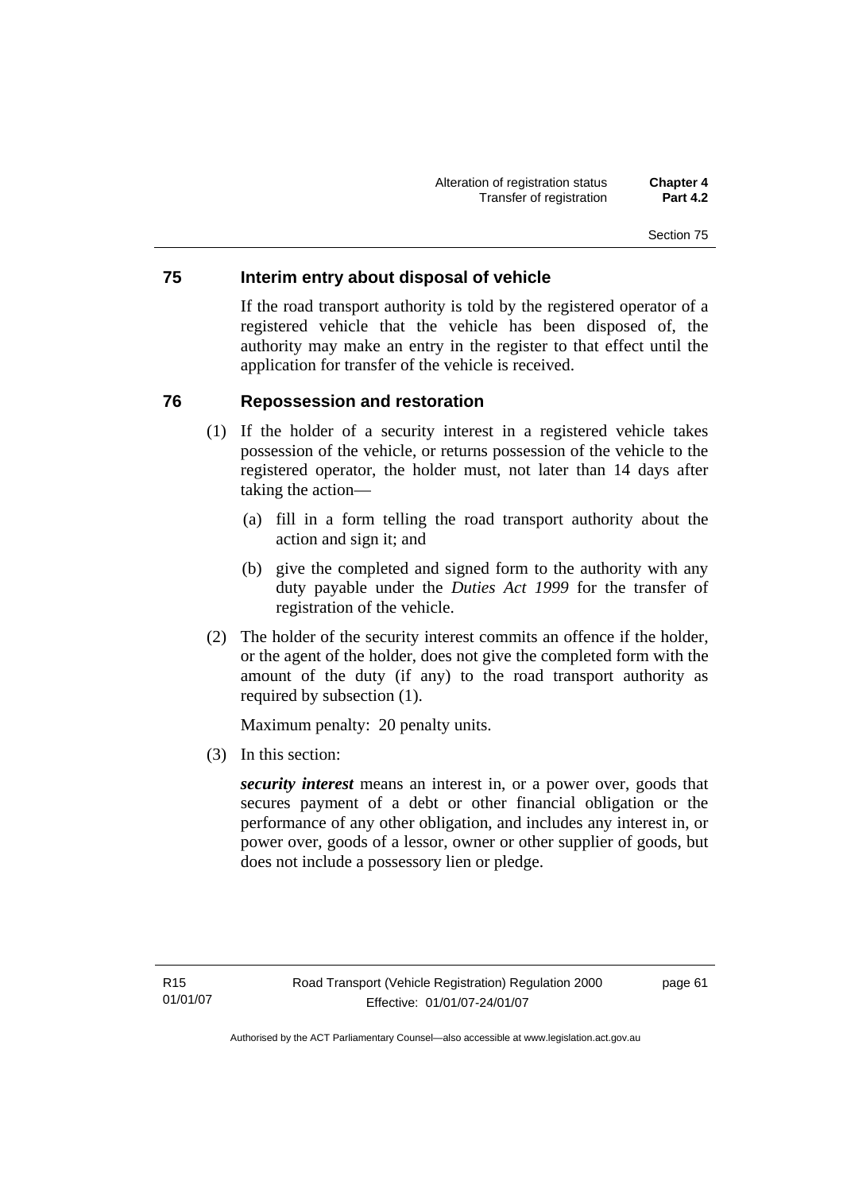## 75 Interim entry about disposal of vehicle

If the road transport authority is told by the registered operator of a registered vehicle that the vehicle has been disposed of, the authority may make an entry in the register to that effect until the application for transfer of the vehicle is received.

## 76 Repossession and restoration

(1) If the holder of a security interest in a registered vehicle takes possession of the vehicle, or returns possession of the vehicle to the registered operator, the holder must, not later than 14 days after taking the action—

(a) fill in a form telling the road transport authority about the action and sign it; and

(b) give the completed and signed form to the authority with any duty payable under the *Duties Act 1999* for the transfer of registration of the vehicle.

(2) The holder of the security interest commits an offence if the holder, or the agent of the holder, does not give the completed form with the amount of the duty (if any) to the road transport authority as required by subsection (1).

Maximum penalty: 20 penalty units.

(3) In this section:

***security interest*** means an interest in, or a power over, goods that secures payment of a debt or other financial obligation or the performance of any other obligation, and includes any interest in, or power over, goods of a lessor, owner or other supplier of goods, but does not include a possessory lien or pledge.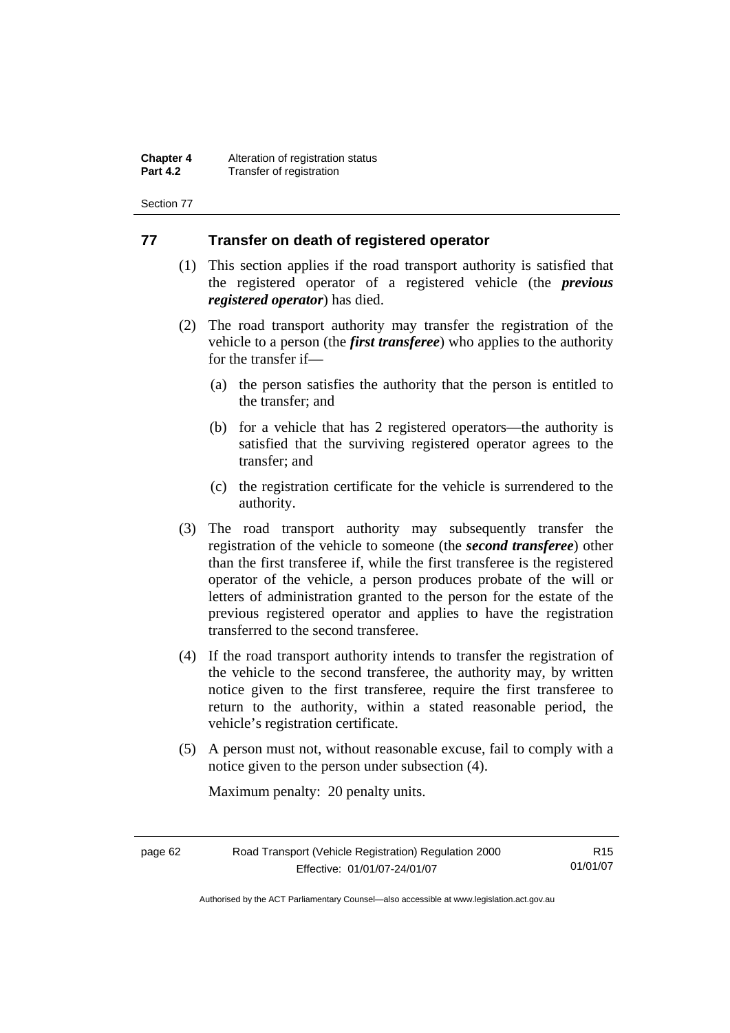## 77 Transfer on death of registered operator

(1) This section applies if the road transport authority is satisfied that the registered operator of a registered vehicle (the ***previous registered operator***) has died.

(2) The road transport authority may transfer the registration of the vehicle to a person (the ***first transferee***) who applies to the authority for the transfer if—

(a) the person satisfies the authority that the person is entitled to the transfer; and

(b) for a vehicle that has 2 registered operators—the authority is satisfied that the surviving registered operator agrees to the transfer; and

(c) the registration certificate for the vehicle is surrendered to the authority.

(3) The road transport authority may subsequently transfer the registration of the vehicle to someone (the ***second transferee***) other than the first transferee if, while the first transferee is the registered operator of the vehicle, a person produces probate of the will or letters of administration granted to the person for the estate of the previous registered operator and applies to have the registration transferred to the second transferee.

(4) If the road transport authority intends to transfer the registration of the vehicle to the second transferee, the authority may, by written notice given to the first transferee, require the first transferee to return to the authority, within a stated reasonable period, the vehicle's registration certificate.

(5) A person must not, without reasonable excuse, fail to comply with a notice given to the person under subsection (4).

Maximum penalty: 20 penalty units.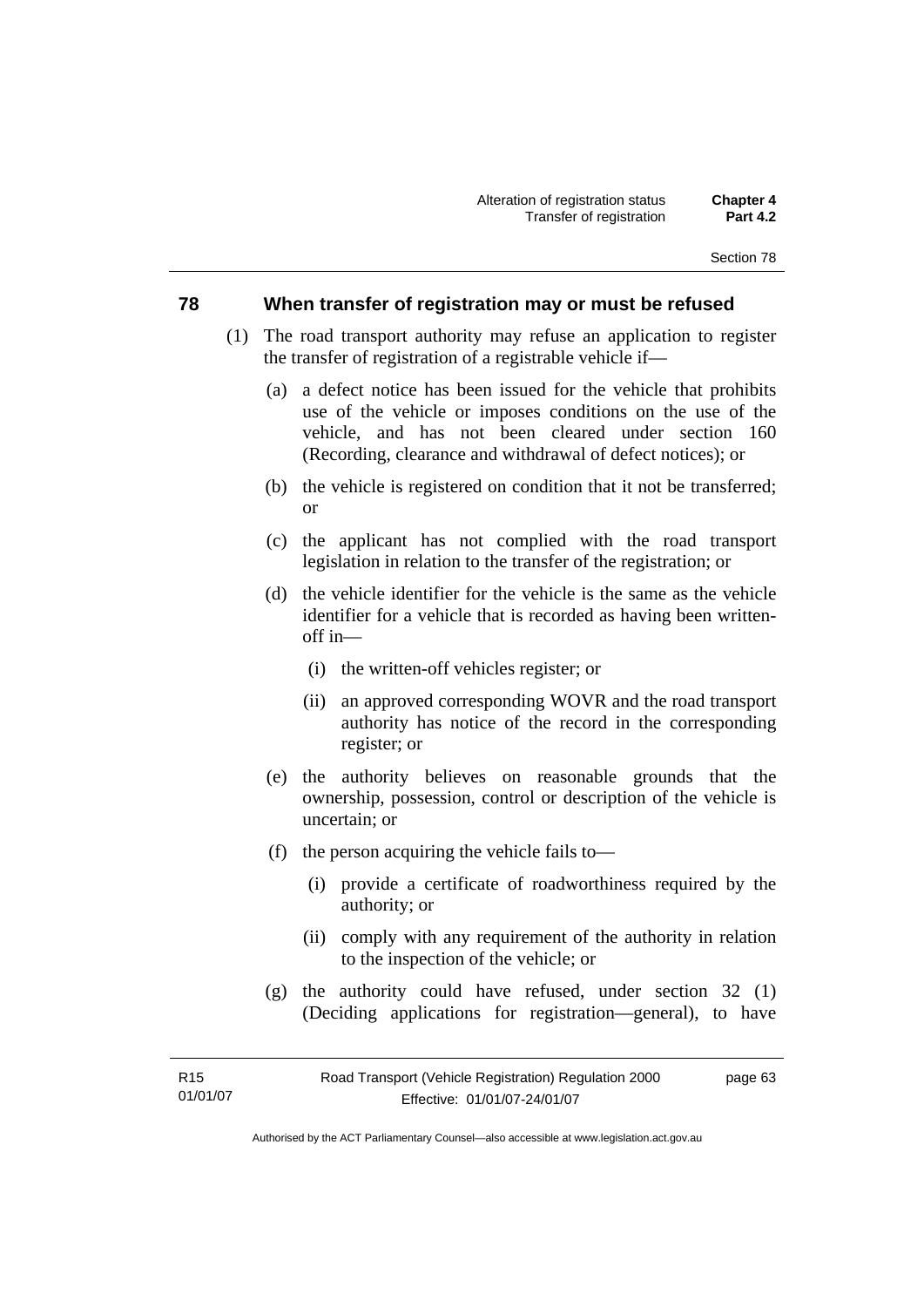## 78 When transfer of registration may or must be refused

(1) The road transport authority may refuse an application to register the transfer of registration of a registrable vehicle if—

  (a) a defect notice has been issued for the vehicle that prohibits use of the vehicle or imposes conditions on the use of the vehicle, and has not been cleared under section 160 (Recording, clearance and withdrawal of defect notices); or

  (b) the vehicle is registered on condition that it not be transferred; or

  (c) the applicant has not complied with the road transport legislation in relation to the transfer of the registration; or

  (d) the vehicle identifier for the vehicle is the same as the vehicle identifier for a vehicle that is recorded as having been written-off in—

    (i) the written-off vehicles register; or

    (ii) an approved corresponding WOVR and the road transport authority has notice of the record in the corresponding register; or

  (e) the authority believes on reasonable grounds that the ownership, possession, control or description of the vehicle is uncertain; or

  (f) the person acquiring the vehicle fails to—

    (i) provide a certificate of roadworthiness required by the authority; or

    (ii) comply with any requirement of the authority in relation to the inspection of the vehicle; or

  (g) the authority could have refused, under section 32 (1) (Deciding applications for registration—general), to have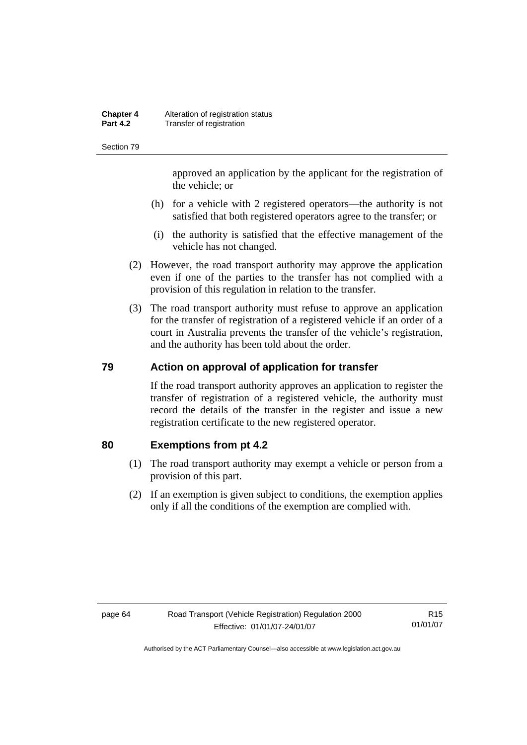approved an application by the applicant for the registration of the vehicle; or

(h) for a vehicle with 2 registered operators—the authority is not satisfied that both registered operators agree to the transfer; or

(i) the authority is satisfied that the effective management of the vehicle has not changed.

(2) However, the road transport authority may approve the application even if one of the parties to the transfer has not complied with a provision of this regulation in relation to the transfer.

(3) The road transport authority must refuse to approve an application for the transfer of registration of a registered vehicle if an order of a court in Australia prevents the transfer of the vehicle's registration, and the authority has been told about the order.

## 79 Action on approval of application for transfer

If the road transport authority approves an application to register the transfer of registration of a registered vehicle, the authority must record the details of the transfer in the register and issue a new registration certificate to the new registered operator.

## 80 Exemptions from pt 4.2

(1) The road transport authority may exempt a vehicle or person from a provision of this part.

(2) If an exemption is given subject to conditions, the exemption applies only if all the conditions of the exemption are complied with.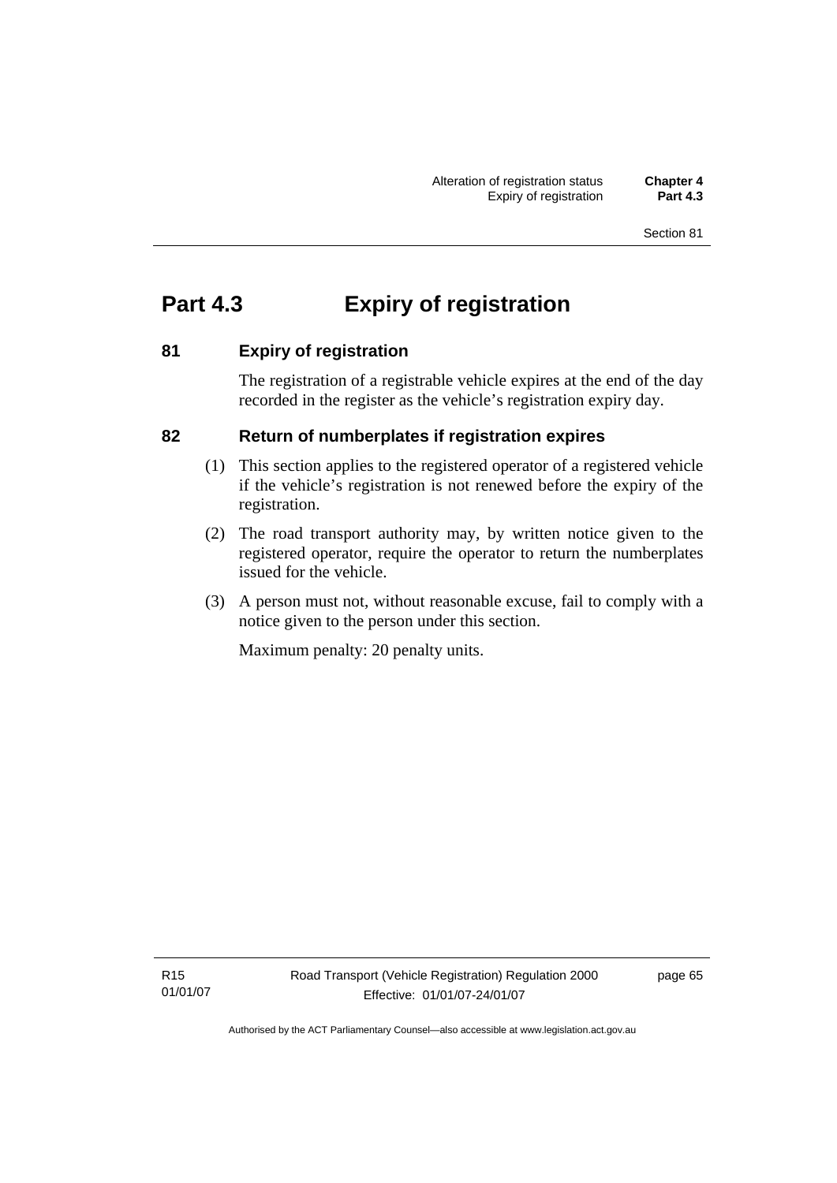# Part 4.3 Expiry of registration

## 81 Expiry of registration

The registration of a registrable vehicle expires at the end of the day recorded in the register as the vehicle's registration expiry day.

## 82 Return of numberplates if registration expires

(1) This section applies to the registered operator of a registered vehicle if the vehicle's registration is not renewed before the expiry of the registration.

(2) The road transport authority may, by written notice given to the registered operator, require the operator to return the numberplates issued for the vehicle.

(3) A person must not, without reasonable excuse, fail to comply with a notice given to the person under this section.

Maximum penalty: 20 penalty units.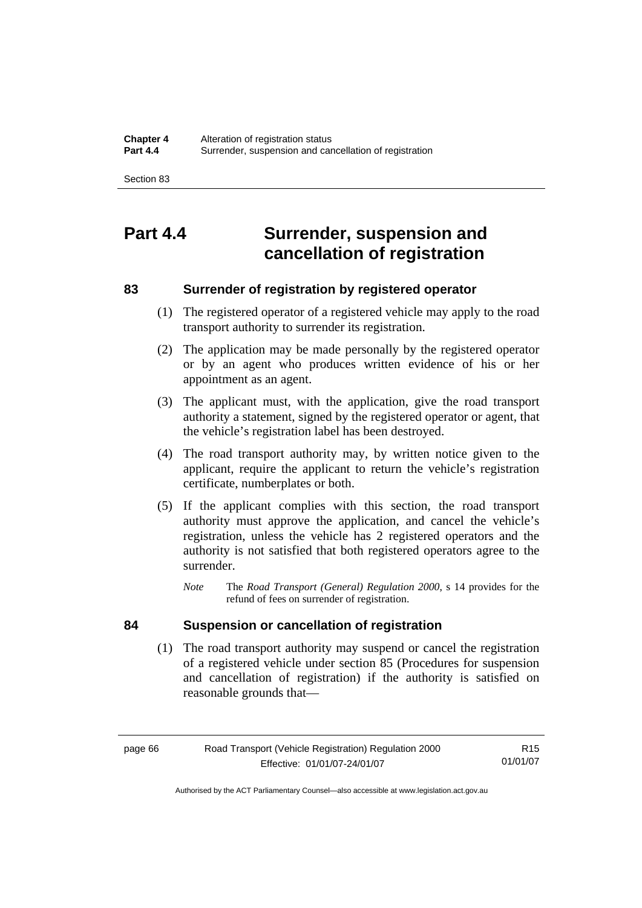# Part 4.4 Surrender, suspension and cancellation of registration

## 83 Surrender of registration by registered operator

(1) The registered operator of a registered vehicle may apply to the road transport authority to surrender its registration.

(2) The application may be made personally by the registered operator or by an agent who produces written evidence of his or her appointment as an agent.

(3) The applicant must, with the application, give the road transport authority a statement, signed by the registered operator or agent, that the vehicle's registration label has been destroyed.

(4) The road transport authority may, by written notice given to the applicant, require the applicant to return the vehicle's registration certificate, numberplates or both.

(5) If the applicant complies with this section, the road transport authority must approve the application, and cancel the vehicle's registration, unless the vehicle has 2 registered operators and the authority is not satisfied that both registered operators agree to the surrender.

*Note* The *Road Transport (General) Regulation 2000*, s 14 provides for the refund of fees on surrender of registration.

## 84 Suspension or cancellation of registration

(1) The road transport authority may suspend or cancel the registration of a registered vehicle under section 85 (Procedures for suspension and cancellation of registration) if the authority is satisfied on reasonable grounds that—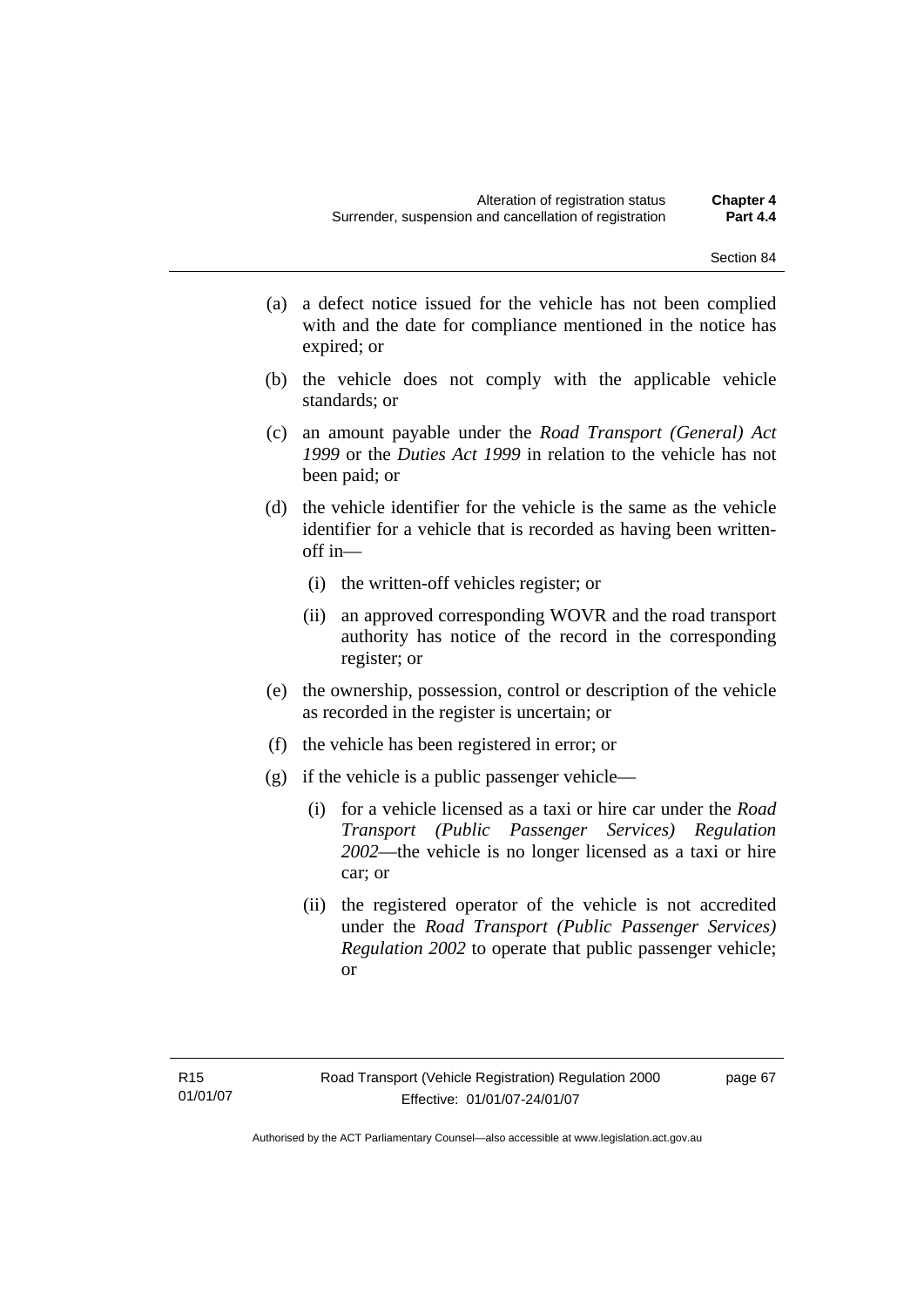(a) a defect notice issued for the vehicle has not been complied with and the date for compliance mentioned in the notice has expired; or

(b) the vehicle does not comply with the applicable vehicle standards; or

(c) an amount payable under the *Road Transport (General) Act 1999* or the *Duties Act 1999* in relation to the vehicle has not been paid; or

(d) the vehicle identifier for the vehicle is the same as the vehicle identifier for a vehicle that is recorded as having been written-off in—

   (i) the written-off vehicles register; or

   (ii) an approved corresponding WOVR and the road transport authority has notice of the record in the corresponding register; or

(e) the ownership, possession, control or description of the vehicle as recorded in the register is uncertain; or

(f) the vehicle has been registered in error; or

(g) if the vehicle is a public passenger vehicle—

   (i) for a vehicle licensed as a taxi or hire car under the *Road Transport (Public Passenger Services) Regulation 2002*—the vehicle is no longer licensed as a taxi or hire car; or

   (ii) the registered operator of the vehicle is not accredited under the *Road Transport (Public Passenger Services) Regulation 2002* to operate that public passenger vehicle; or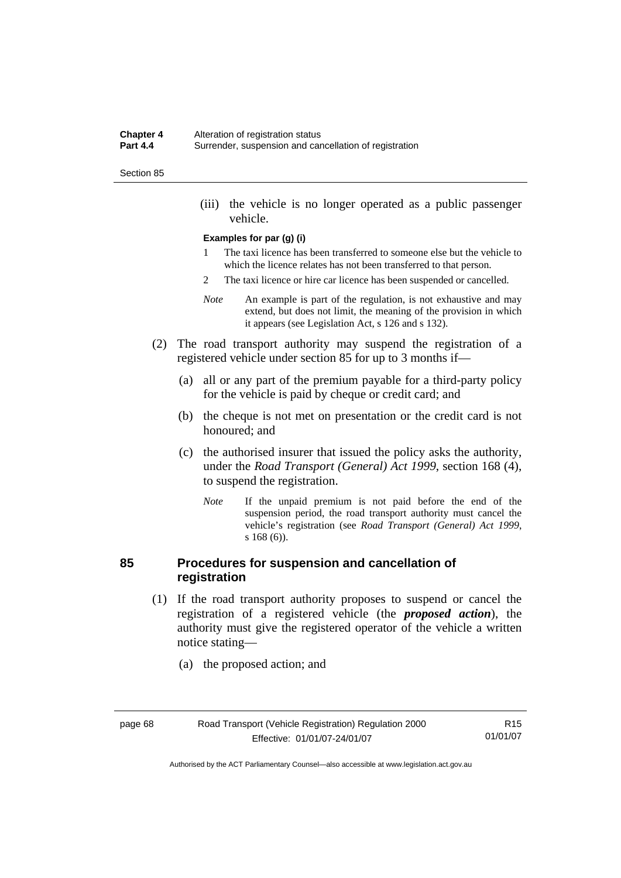(iii) the vehicle is no longer operated as a public passenger vehicle.

**Examples for par (g) (i)**

1 The taxi licence has been transferred to someone else but the vehicle to which the licence relates has not been transferred to that person.

2 The taxi licence or hire car licence has been suspended or cancelled.

*Note* An example is part of the regulation, is not exhaustive and may extend, but does not limit, the meaning of the provision in which it appears (see Legislation Act, s 126 and s 132).

(2) The road transport authority may suspend the registration of a registered vehicle under section 85 for up to 3 months if—

(a) all or any part of the premium payable for a third-party policy for the vehicle is paid by cheque or credit card; and

(b) the cheque is not met on presentation or the credit card is not honoured; and

(c) the authorised insurer that issued the policy asks the authority, under the *Road Transport (General) Act 1999*, section 168 (4), to suspend the registration.

*Note* If the unpaid premium is not paid before the end of the suspension period, the road transport authority must cancel the vehicle's registration (see *Road Transport (General) Act 1999*, s 168 (6)).

## 85 Procedures for suspension and cancellation of registration

(1) If the road transport authority proposes to suspend or cancel the registration of a registered vehicle (the ***proposed action***), the authority must give the registered operator of the vehicle a written notice stating—

(a) the proposed action; and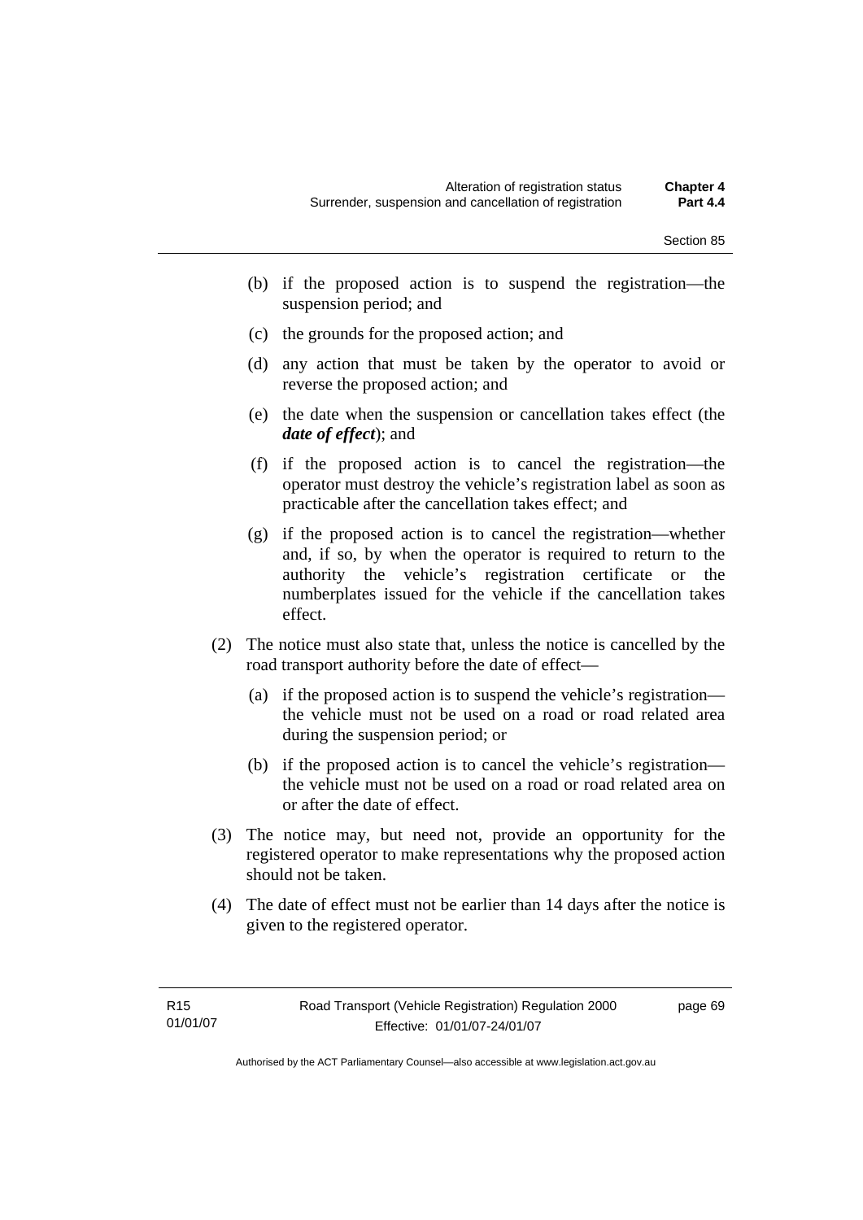(b) if the proposed action is to suspend the registration—the suspension period; and

(c) the grounds for the proposed action; and

(d) any action that must be taken by the operator to avoid or reverse the proposed action; and

(e) the date when the suspension or cancellation takes effect (the ***date of effect***); and

(f) if the proposed action is to cancel the registration—the operator must destroy the vehicle's registration label as soon as practicable after the cancellation takes effect; and

(g) if the proposed action is to cancel the registration—whether and, if so, by when the operator is required to return to the authority the vehicle's registration certificate or the numberplates issued for the vehicle if the cancellation takes effect.

(2) The notice must also state that, unless the notice is cancelled by the road transport authority before the date of effect—

(a) if the proposed action is to suspend the vehicle's registration—the vehicle must not be used on a road or road related area during the suspension period; or

(b) if the proposed action is to cancel the vehicle's registration—the vehicle must not be used on a road or road related area on or after the date of effect.

(3) The notice may, but need not, provide an opportunity for the registered operator to make representations why the proposed action should not be taken.

(4) The date of effect must not be earlier than 14 days after the notice is given to the registered operator.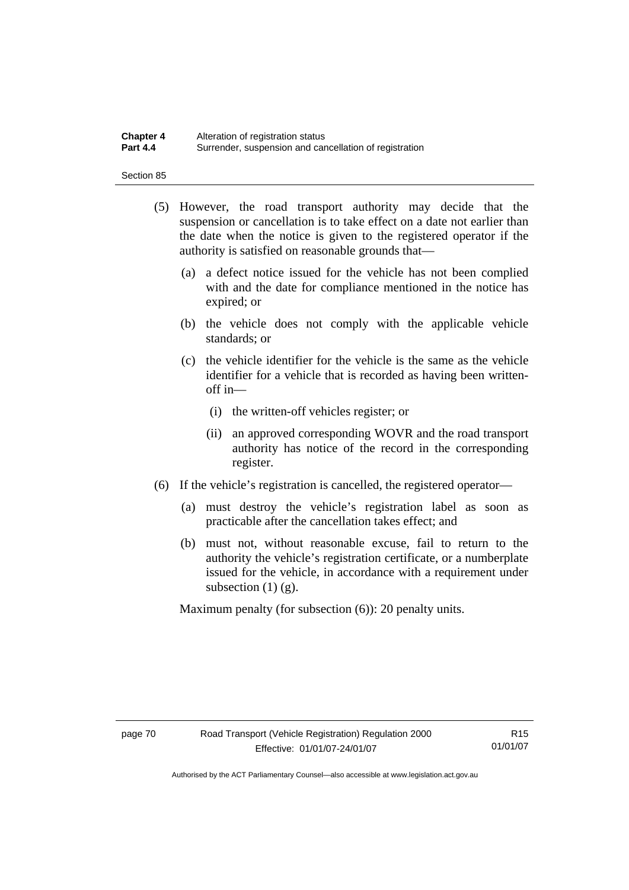(5) However, the road transport authority may decide that the suspension or cancellation is to take effect on a date not earlier than the date when the notice is given to the registered operator if the authority is satisfied on reasonable grounds that—

   (a) a defect notice issued for the vehicle has not been complied with and the date for compliance mentioned in the notice has expired; or

   (b) the vehicle does not comply with the applicable vehicle standards; or

   (c) the vehicle identifier for the vehicle is the same as the vehicle identifier for a vehicle that is recorded as having been written-off in—

      (i) the written-off vehicles register; or

      (ii) an approved corresponding WOVR and the road transport authority has notice of the record in the corresponding register.

(6) If the vehicle's registration is cancelled, the registered operator—

   (a) must destroy the vehicle's registration label as soon as practicable after the cancellation takes effect; and

   (b) must not, without reasonable excuse, fail to return to the authority the vehicle's registration certificate, or a numberplate issued for the vehicle, in accordance with a requirement under subsection (1) (g).

Maximum penalty (for subsection (6)): 20 penalty units.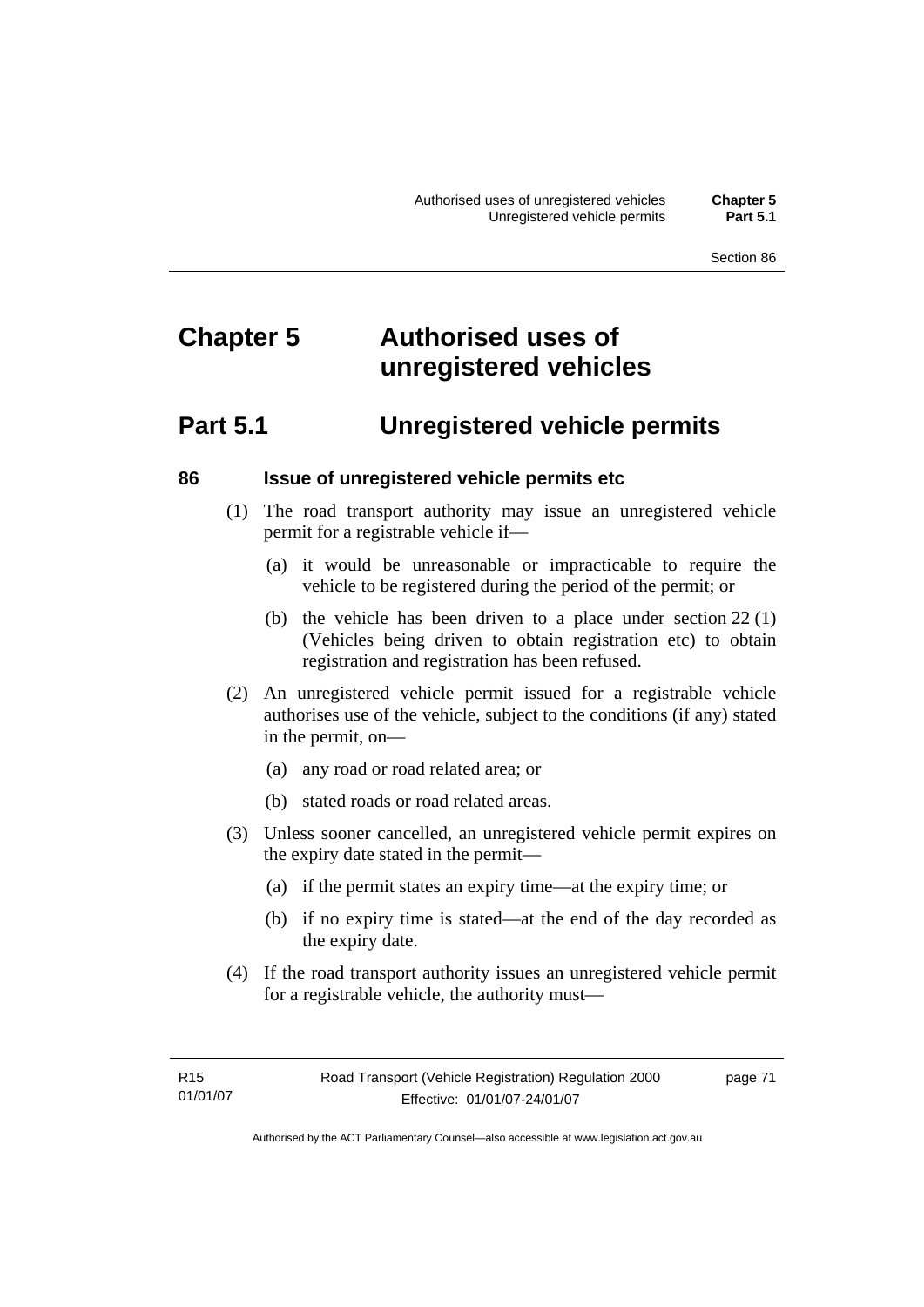# Chapter 5 Authorised uses of unregistered vehicles

## Part 5.1 Unregistered vehicle permits

### 86 Issue of unregistered vehicle permits etc

(1) The road transport authority may issue an unregistered vehicle permit for a registrable vehicle if—

(a) it would be unreasonable or impracticable to require the vehicle to be registered during the period of the permit; or

(b) the vehicle has been driven to a place under section 22 (1) (Vehicles being driven to obtain registration etc) to obtain registration and registration has been refused.

(2) An unregistered vehicle permit issued for a registrable vehicle authorises use of the vehicle, subject to the conditions (if any) stated in the permit, on—

(a) any road or road related area; or

(b) stated roads or road related areas.

(3) Unless sooner cancelled, an unregistered vehicle permit expires on the expiry date stated in the permit—

(a) if the permit states an expiry time—at the expiry time; or

(b) if no expiry time is stated—at the end of the day recorded as the expiry date.

(4) If the road transport authority issues an unregistered vehicle permit for a registrable vehicle, the authority must—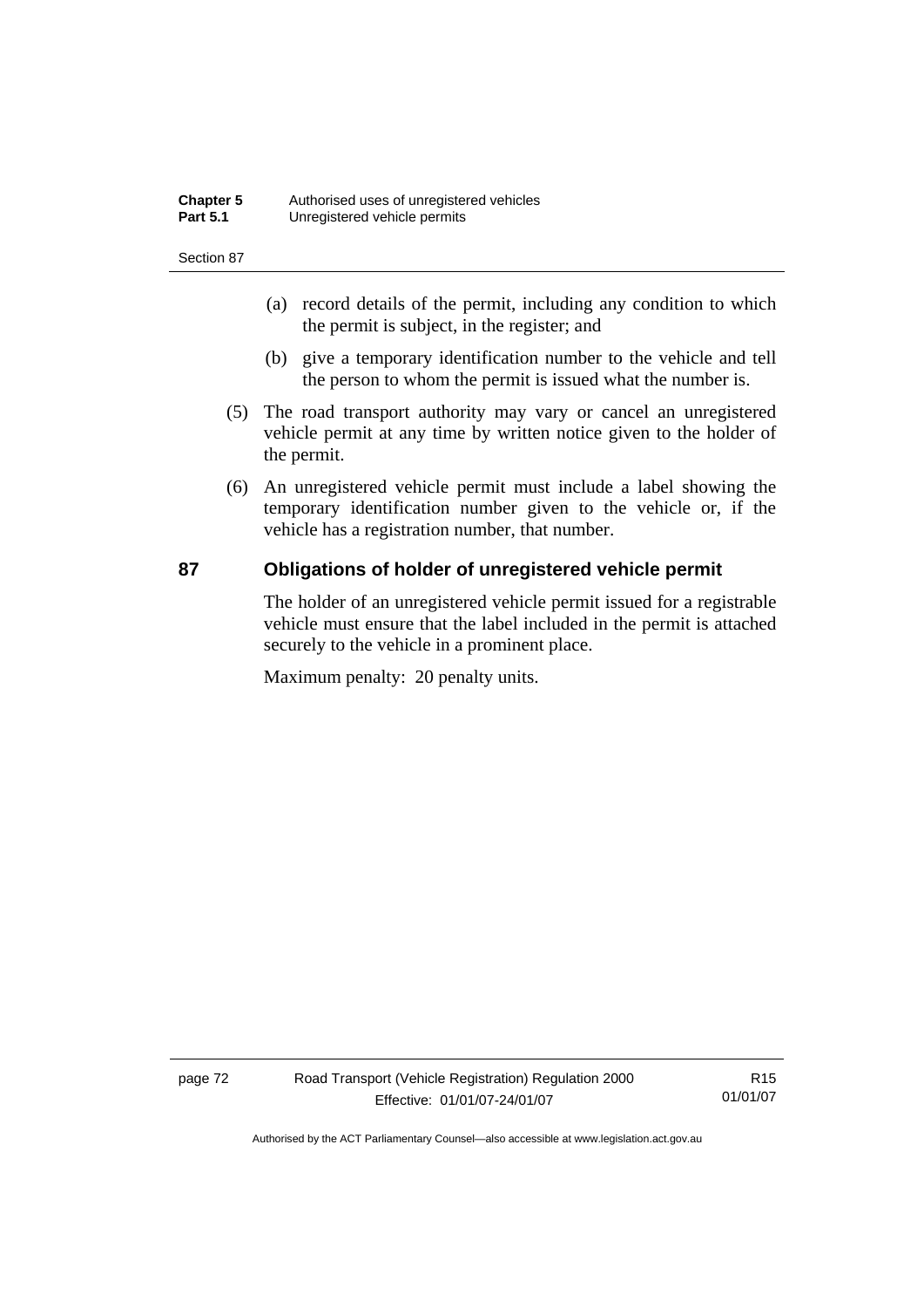(a) record details of the permit, including any condition to which the permit is subject, in the register; and

(b) give a temporary identification number to the vehicle and tell the person to whom the permit is issued what the number is.

(5) The road transport authority may vary or cancel an unregistered vehicle permit at any time by written notice given to the holder of the permit.

(6) An unregistered vehicle permit must include a label showing the temporary identification number given to the vehicle or, if the vehicle has a registration number, that number.

## 87 Obligations of holder of unregistered vehicle permit

The holder of an unregistered vehicle permit issued for a registrable vehicle must ensure that the label included in the permit is attached securely to the vehicle in a prominent place.

Maximum penalty: 20 penalty units.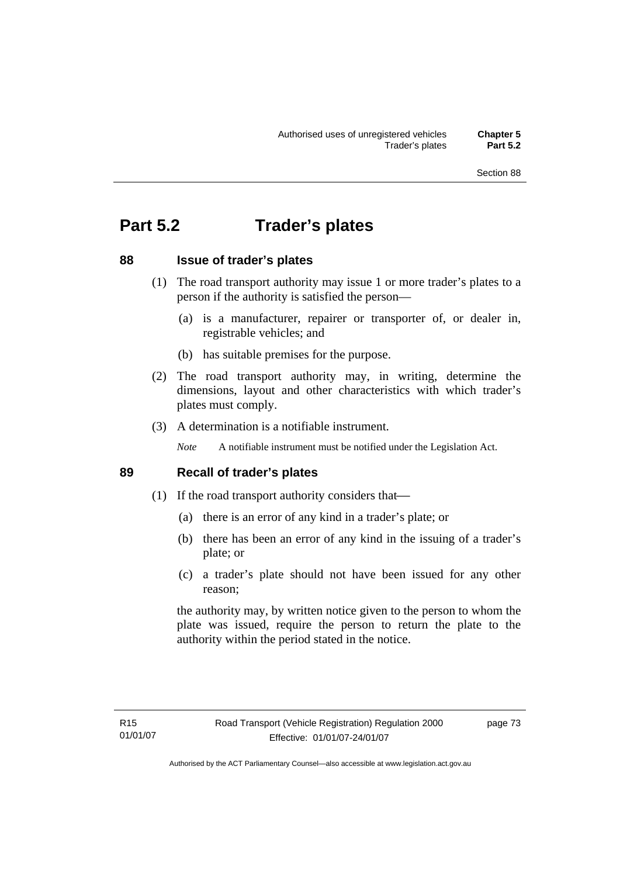# Part 5.2 Trader's plates

## 88 Issue of trader's plates

(1) The road transport authority may issue 1 or more trader's plates to a person if the authority is satisfied the person—

(a) is a manufacturer, repairer or transporter of, or dealer in, registrable vehicles; and

(b) has suitable premises for the purpose.

(2) The road transport authority may, in writing, determine the dimensions, layout and other characteristics with which trader's plates must comply.

(3) A determination is a notifiable instrument.

*Note* A notifiable instrument must be notified under the Legislation Act.

## 89 Recall of trader's plates

(1) If the road transport authority considers that—

(a) there is an error of any kind in a trader's plate; or

(b) there has been an error of any kind in the issuing of a trader's plate; or

(c) a trader's plate should not have been issued for any other reason;

the authority may, by written notice given to the person to whom the plate was issued, require the person to return the plate to the authority within the period stated in the notice.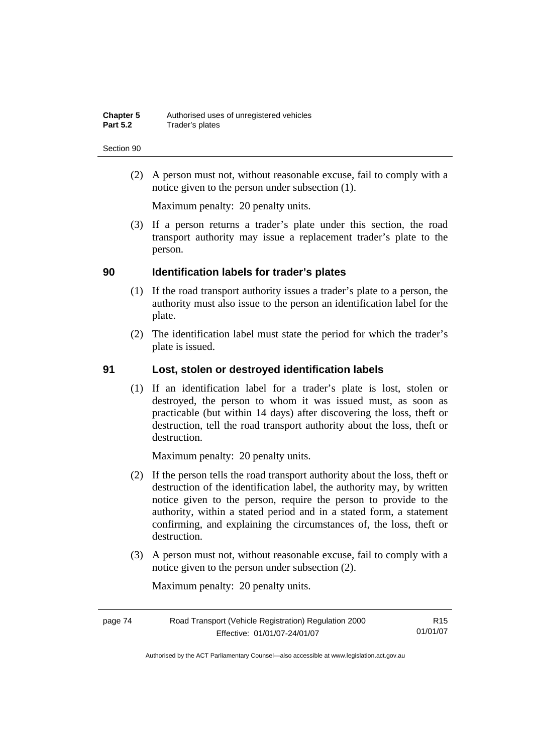(2) A person must not, without reasonable excuse, fail to comply with a notice given to the person under subsection (1).

Maximum penalty: 20 penalty units.

(3) If a person returns a trader's plate under this section, the road transport authority may issue a replacement trader's plate to the person.

## 90 Identification labels for trader's plates

(1) If the road transport authority issues a trader's plate to a person, the authority must also issue to the person an identification label for the plate.

(2) The identification label must state the period for which the trader's plate is issued.

## 91 Lost, stolen or destroyed identification labels

(1) If an identification label for a trader's plate is lost, stolen or destroyed, the person to whom it was issued must, as soon as practicable (but within 14 days) after discovering the loss, theft or destruction, tell the road transport authority about the loss, theft or destruction.

Maximum penalty: 20 penalty units.

(2) If the person tells the road transport authority about the loss, theft or destruction of the identification label, the authority may, by written notice given to the person, require the person to provide to the authority, within a stated period and in a stated form, a statement confirming, and explaining the circumstances of, the loss, theft or destruction.

(3) A person must not, without reasonable excuse, fail to comply with a notice given to the person under subsection (2).

Maximum penalty: 20 penalty units.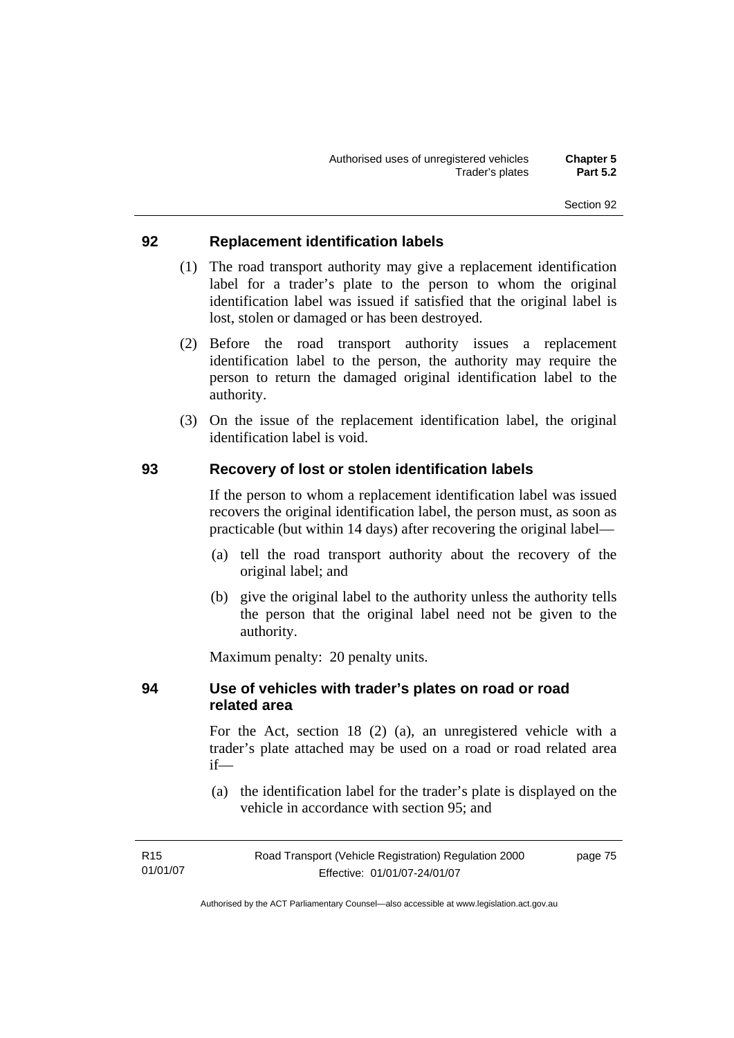## 92 Replacement identification labels

(1) The road transport authority may give a replacement identification label for a trader's plate to the person to whom the original identification label was issued if satisfied that the original label is lost, stolen or damaged or has been destroyed.

(2) Before the road transport authority issues a replacement identification label to the person, the authority may require the person to return the damaged original identification label to the authority.

(3) On the issue of the replacement identification label, the original identification label is void.

## 93 Recovery of lost or stolen identification labels

If the person to whom a replacement identification label was issued recovers the original identification label, the person must, as soon as practicable (but within 14 days) after recovering the original label—

(a) tell the road transport authority about the recovery of the original label; and

(b) give the original label to the authority unless the authority tells the person that the original label need not be given to the authority.

Maximum penalty: 20 penalty units.

## 94 Use of vehicles with trader's plates on road or road related area

For the Act, section 18 (2) (a), an unregistered vehicle with a trader's plate attached may be used on a road or road related area if—

(a) the identification label for the trader's plate is displayed on the vehicle in accordance with section 95; and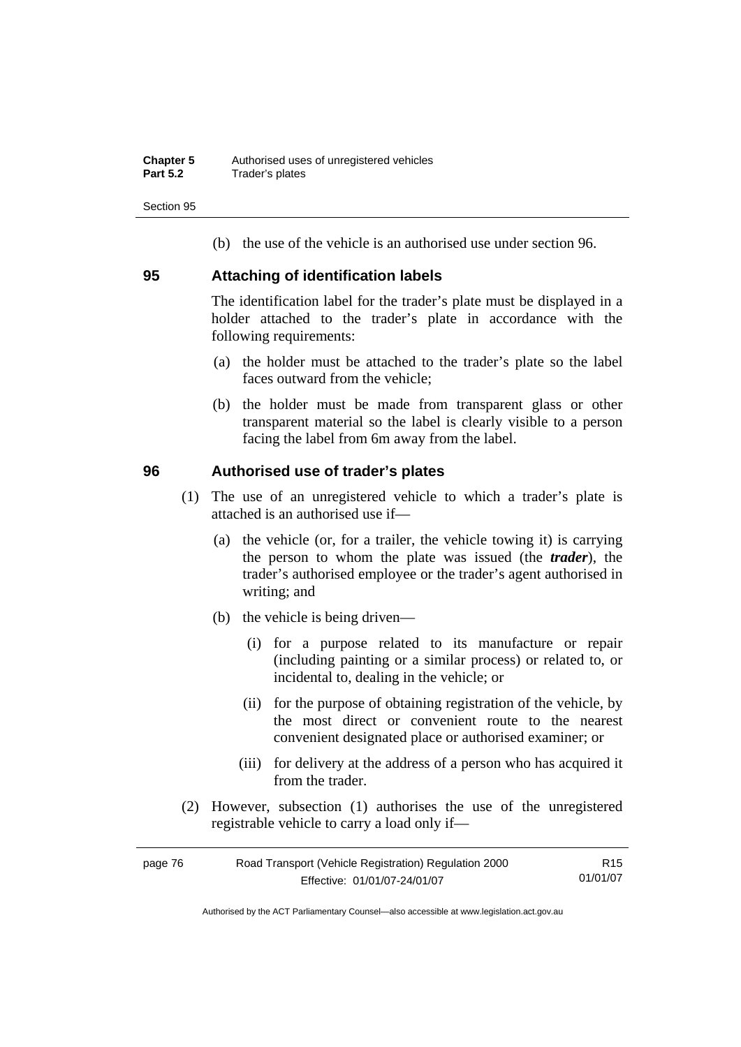(b) the use of the vehicle is an authorised use under section 96.

### 95 Attaching of identification labels

The identification label for the trader's plate must be displayed in a holder attached to the trader's plate in accordance with the following requirements:

(a) the holder must be attached to the trader's plate so the label faces outward from the vehicle;

(b) the holder must be made from transparent glass or other transparent material so the label is clearly visible to a person facing the label from 6m away from the label.

### 96 Authorised use of trader's plates

(1) The use of an unregistered vehicle to which a trader's plate is attached is an authorised use if—

(a) the vehicle (or, for a trailer, the vehicle towing it) is carrying the person to whom the plate was issued (the ***trader***), the trader's authorised employee or the trader's agent authorised in writing; and

(b) the vehicle is being driven—

(i) for a purpose related to its manufacture or repair (including painting or a similar process) or related to, or incidental to, dealing in the vehicle; or

(ii) for the purpose of obtaining registration of the vehicle, by the most direct or convenient route to the nearest convenient designated place or authorised examiner; or

(iii) for delivery at the address of a person who has acquired it from the trader.

(2) However, subsection (1) authorises the use of the unregistered registrable vehicle to carry a load only if—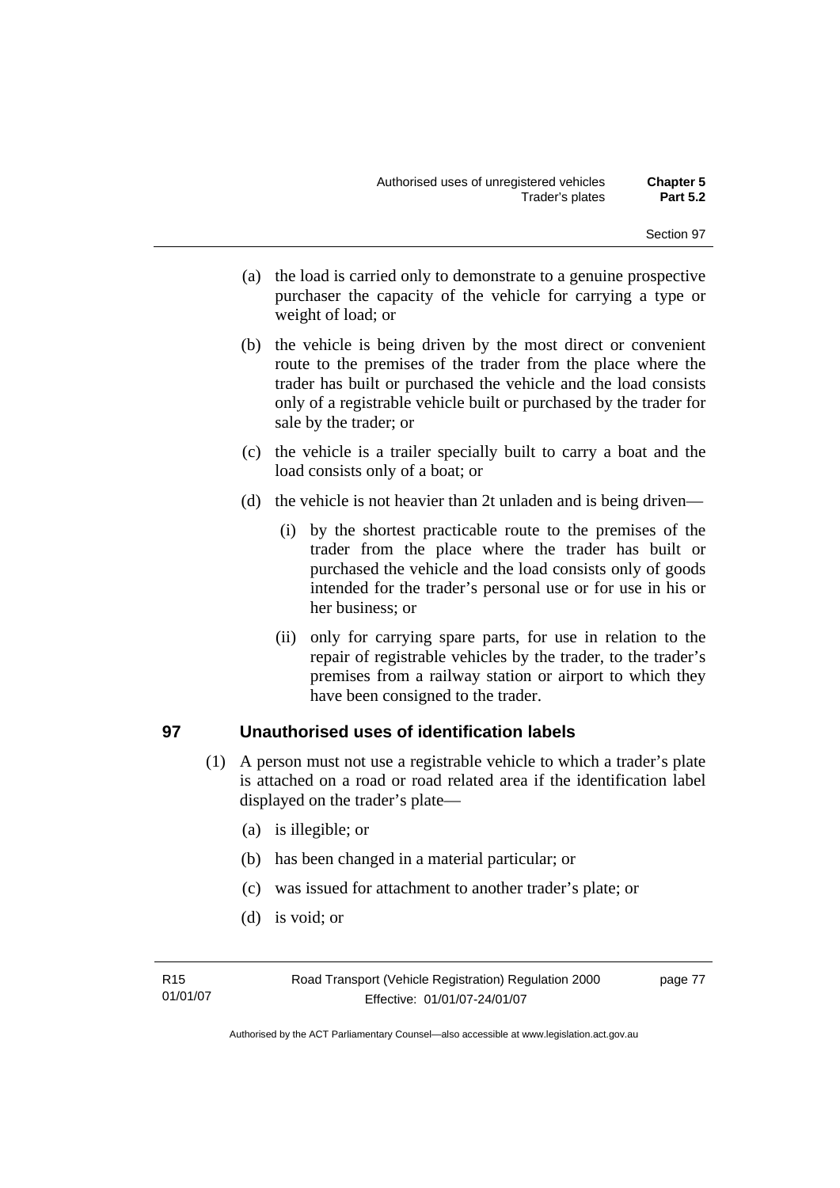(a) the load is carried only to demonstrate to a genuine prospective purchaser the capacity of the vehicle for carrying a type or weight of load; or

(b) the vehicle is being driven by the most direct or convenient route to the premises of the trader from the place where the trader has built or purchased the vehicle and the load consists only of a registrable vehicle built or purchased by the trader for sale by the trader; or

(c) the vehicle is a trailer specially built to carry a boat and the load consists only of a boat; or

(d) the vehicle is not heavier than 2t unladen and is being driven—

(i) by the shortest practicable route to the premises of the trader from the place where the trader has built or purchased the vehicle and the load consists only of goods intended for the trader's personal use or for use in his or her business; or

(ii) only for carrying spare parts, for use in relation to the repair of registrable vehicles by the trader, to the trader's premises from a railway station or airport to which they have been consigned to the trader.

## 97 Unauthorised uses of identification labels

(1) A person must not use a registrable vehicle to which a trader's plate is attached on a road or road related area if the identification label displayed on the trader's plate—

(a) is illegible; or

(b) has been changed in a material particular; or

(c) was issued for attachment to another trader's plate; or

(d) is void; or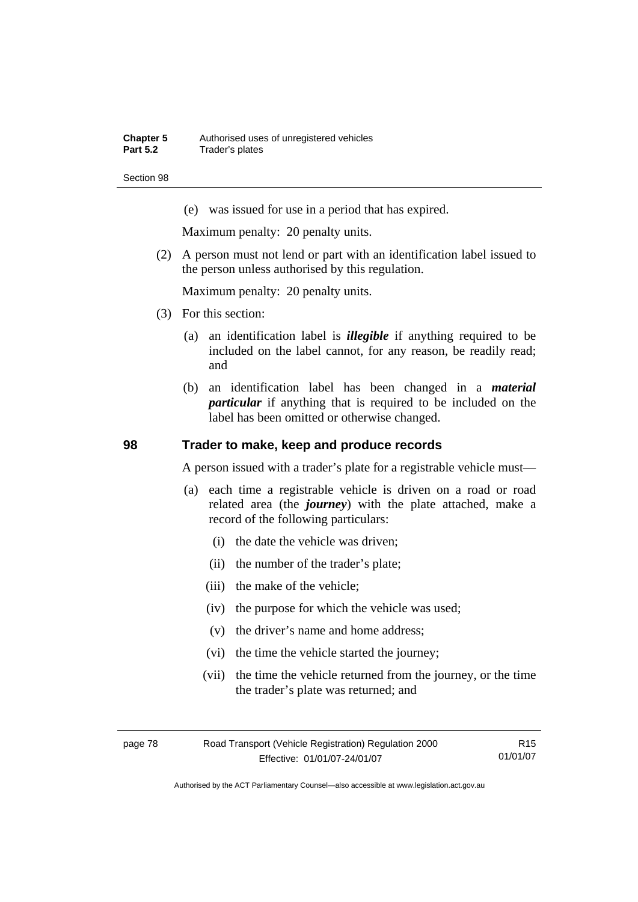(e) was issued for use in a period that has expired.

Maximum penalty: 20 penalty units.

(2) A person must not lend or part with an identification label issued to the person unless authorised by this regulation.

Maximum penalty: 20 penalty units.

(3) For this section:

(a) an identification label is ***illegible*** if anything required to be included on the label cannot, for any reason, be readily read; and

(b) an identification label has been changed in a ***material particular*** if anything that is required to be included on the label has been omitted or otherwise changed.

## 98 Trader to make, keep and produce records

A person issued with a trader's plate for a registrable vehicle must—

(a) each time a registrable vehicle is driven on a road or road related area (the ***journey***) with the plate attached, make a record of the following particulars:

(i) the date the vehicle was driven;

(ii) the number of the trader's plate;

(iii) the make of the vehicle;

(iv) the purpose for which the vehicle was used;

(v) the driver's name and home address;

(vi) the time the vehicle started the journey;

(vii) the time the vehicle returned from the journey, or the time the trader's plate was returned; and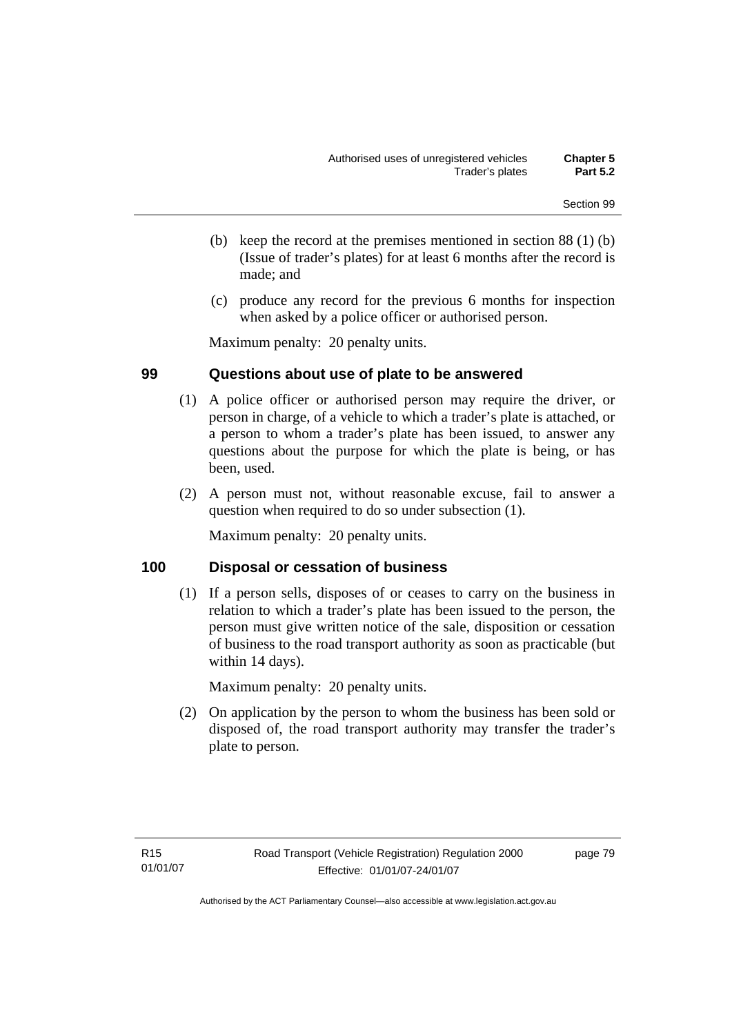(b) keep the record at the premises mentioned in section 88 (1) (b) (Issue of trader's plates) for at least 6 months after the record is made; and

(c) produce any record for the previous 6 months for inspection when asked by a police officer or authorised person.

Maximum penalty: 20 penalty units.

## 99 Questions about use of plate to be answered

(1) A police officer or authorised person may require the driver, or person in charge, of a vehicle to which a trader's plate is attached, or a person to whom a trader's plate has been issued, to answer any questions about the purpose for which the plate is being, or has been, used.

(2) A person must not, without reasonable excuse, fail to answer a question when required to do so under subsection (1).

Maximum penalty: 20 penalty units.

## 100 Disposal or cessation of business

(1) If a person sells, disposes of or ceases to carry on the business in relation to which a trader's plate has been issued to the person, the person must give written notice of the sale, disposition or cessation of business to the road transport authority as soon as practicable (but within 14 days).

Maximum penalty: 20 penalty units.

(2) On application by the person to whom the business has been sold or disposed of, the road transport authority may transfer the trader's plate to person.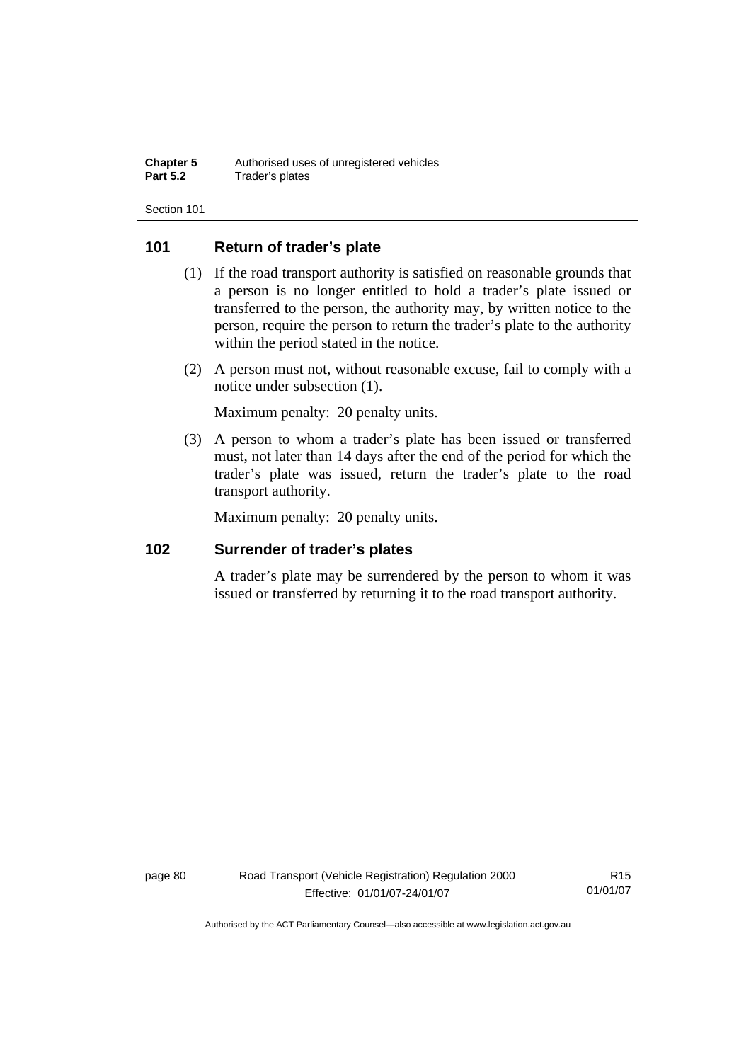## 101 Return of trader's plate

(1) If the road transport authority is satisfied on reasonable grounds that a person is no longer entitled to hold a trader's plate issued or transferred to the person, the authority may, by written notice to the person, require the person to return the trader's plate to the authority within the period stated in the notice.

(2) A person must not, without reasonable excuse, fail to comply with a notice under subsection (1).

Maximum penalty: 20 penalty units.

(3) A person to whom a trader's plate has been issued or transferred must, not later than 14 days after the end of the period for which the trader's plate was issued, return the trader's plate to the road transport authority.

Maximum penalty: 20 penalty units.

## 102 Surrender of trader's plates

A trader's plate may be surrendered by the person to whom it was issued or transferred by returning it to the road transport authority.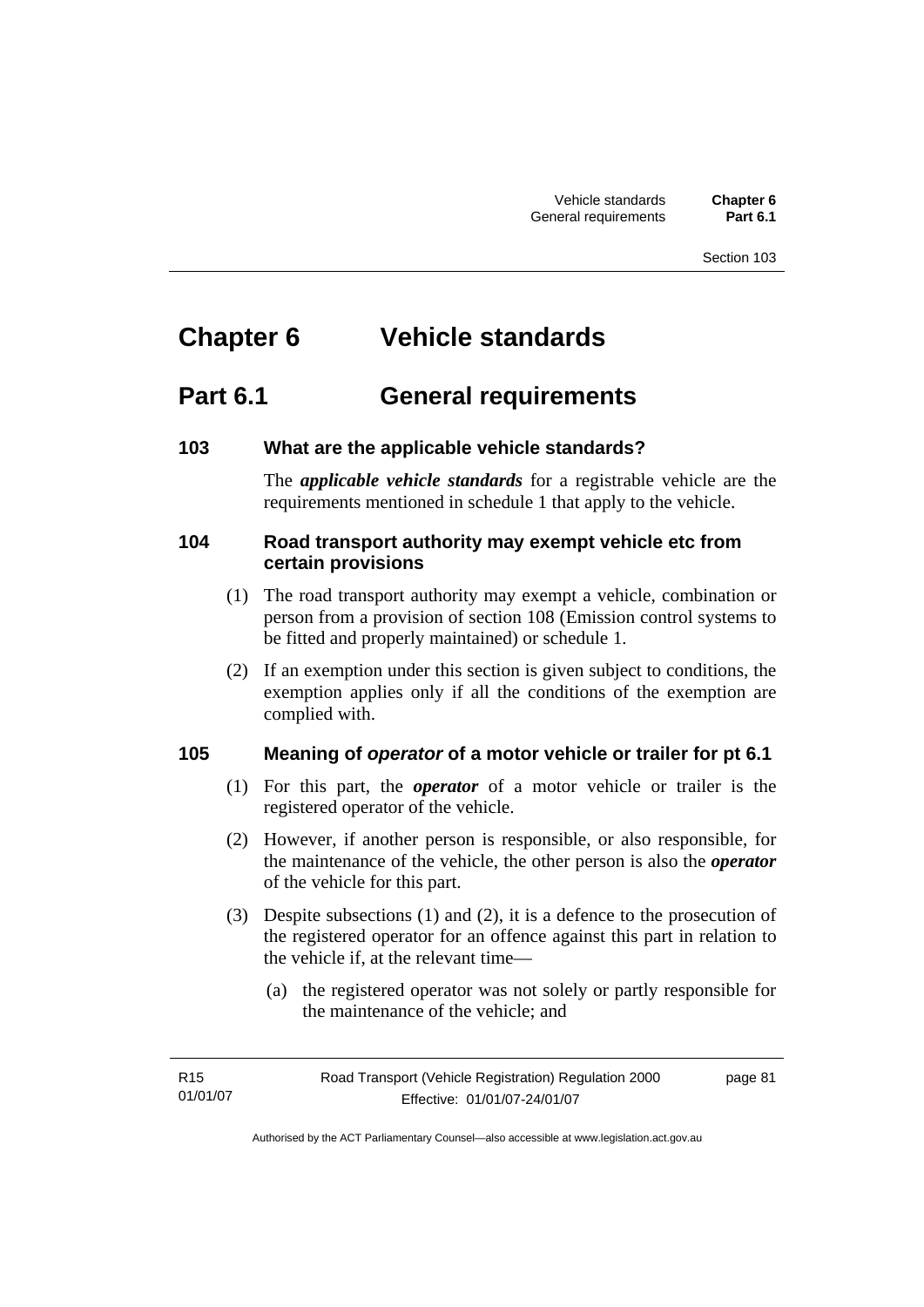# Chapter 6 Vehicle standards

## Part 6.1 General requirements

### 103 What are the applicable vehicle standards?

The ***applicable vehicle standards*** for a registrable vehicle are the requirements mentioned in schedule 1 that apply to the vehicle.

### 104 Road transport authority may exempt vehicle etc from certain provisions

(1) The road transport authority may exempt a vehicle, combination or person from a provision of section 108 (Emission control systems to be fitted and properly maintained) or schedule 1.

(2) If an exemption under this section is given subject to conditions, the exemption applies only if all the conditions of the exemption are complied with.

### 105 Meaning of *operator* of a motor vehicle or trailer for pt 6.1

(1) For this part, the ***operator*** of a motor vehicle or trailer is the registered operator of the vehicle.

(2) However, if another person is responsible, or also responsible, for the maintenance of the vehicle, the other person is also the ***operator*** of the vehicle for this part.

(3) Despite subsections (1) and (2), it is a defence to the prosecution of the registered operator for an offence against this part in relation to the vehicle if, at the relevant time—

(a) the registered operator was not solely or partly responsible for the maintenance of the vehicle; and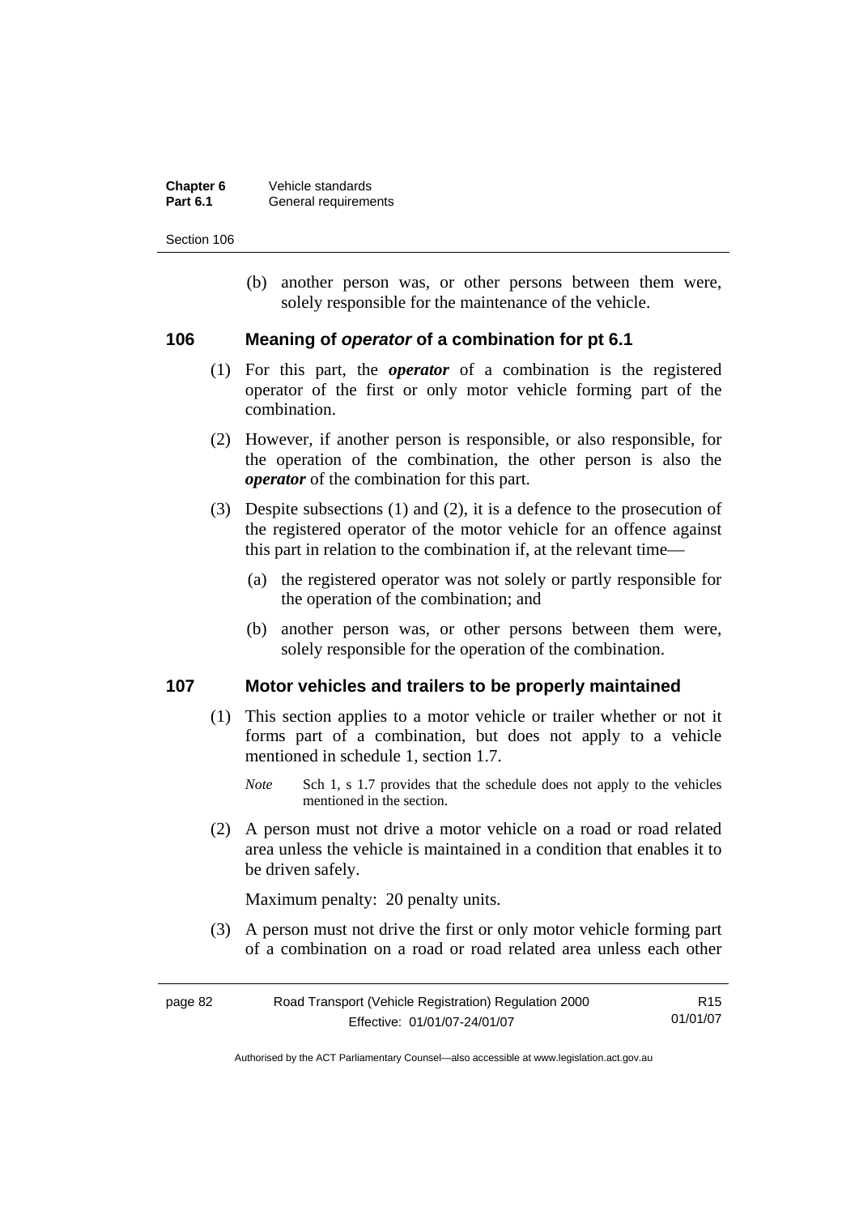(b) another person was, or other persons between them were, solely responsible for the maintenance of the vehicle.

## 106 Meaning of *operator* of a combination for pt 6.1

(1) For this part, the ***operator*** of a combination is the registered operator of the first or only motor vehicle forming part of the combination.

(2) However, if another person is responsible, or also responsible, for the operation of the combination, the other person is also the ***operator*** of the combination for this part.

(3) Despite subsections (1) and (2), it is a defence to the prosecution of the registered operator of the motor vehicle for an offence against this part in relation to the combination if, at the relevant time—

(a) the registered operator was not solely or partly responsible for the operation of the combination; and

(b) another person was, or other persons between them were, solely responsible for the operation of the combination.

## 107 Motor vehicles and trailers to be properly maintained

(1) This section applies to a motor vehicle or trailer whether or not it forms part of a combination, but does not apply to a vehicle mentioned in schedule 1, section 1.7.

*Note* Sch 1, s 1.7 provides that the schedule does not apply to the vehicles mentioned in the section.

(2) A person must not drive a motor vehicle on a road or road related area unless the vehicle is maintained in a condition that enables it to be driven safely.

Maximum penalty: 20 penalty units.

(3) A person must not drive the first or only motor vehicle forming part of a combination on a road or road related area unless each other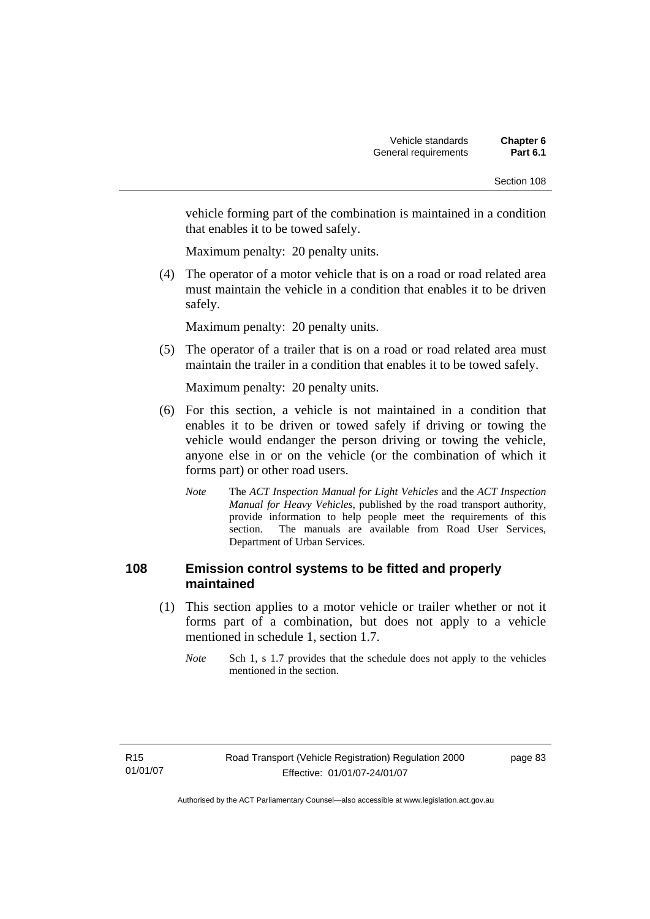vehicle forming part of the combination is maintained in a condition that enables it to be towed safely.

Maximum penalty: 20 penalty units.

(4) The operator of a motor vehicle that is on a road or road related area must maintain the vehicle in a condition that enables it to be driven safely.

Maximum penalty: 20 penalty units.

(5) The operator of a trailer that is on a road or road related area must maintain the trailer in a condition that enables it to be towed safely.

Maximum penalty: 20 penalty units.

(6) For this section, a vehicle is not maintained in a condition that enables it to be driven or towed safely if driving or towing the vehicle would endanger the person driving or towing the vehicle, anyone else in or on the vehicle (or the combination of which it forms part) or other road users.

*Note* The *ACT Inspection Manual for Light Vehicles* and the *ACT Inspection Manual for Heavy Vehicles*, published by the road transport authority, provide information to help people meet the requirements of this section. The manuals are available from Road User Services, Department of Urban Services.

## 108 Emission control systems to be fitted and properly maintained

(1) This section applies to a motor vehicle or trailer whether or not it forms part of a combination, but does not apply to a vehicle mentioned in schedule 1, section 1.7.

*Note* Sch 1, s 1.7 provides that the schedule does not apply to the vehicles mentioned in the section.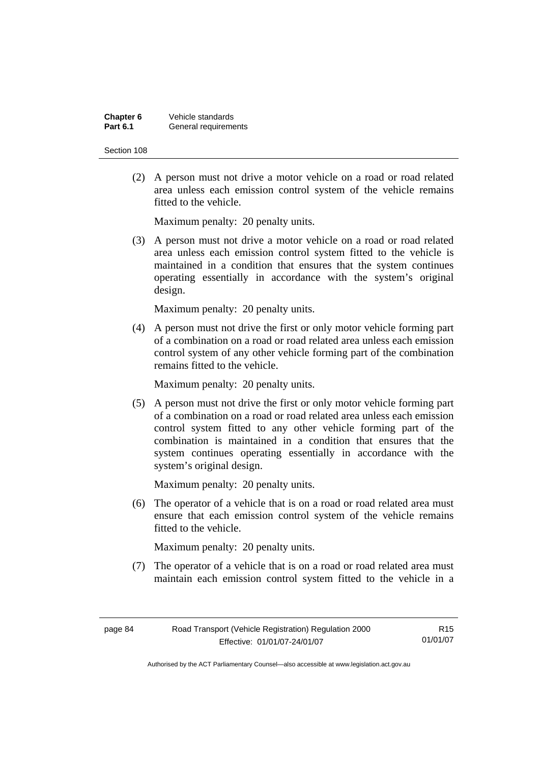(2) A person must not drive a motor vehicle on a road or road related area unless each emission control system of the vehicle remains fitted to the vehicle.

Maximum penalty: 20 penalty units.

(3) A person must not drive a motor vehicle on a road or road related area unless each emission control system fitted to the vehicle is maintained in a condition that ensures that the system continues operating essentially in accordance with the system's original design.

Maximum penalty: 20 penalty units.

(4) A person must not drive the first or only motor vehicle forming part of a combination on a road or road related area unless each emission control system of any other vehicle forming part of the combination remains fitted to the vehicle.

Maximum penalty: 20 penalty units.

(5) A person must not drive the first or only motor vehicle forming part of a combination on a road or road related area unless each emission control system fitted to any other vehicle forming part of the combination is maintained in a condition that ensures that the system continues operating essentially in accordance with the system's original design.

Maximum penalty: 20 penalty units.

(6) The operator of a vehicle that is on a road or road related area must ensure that each emission control system of the vehicle remains fitted to the vehicle.

Maximum penalty: 20 penalty units.

(7) The operator of a vehicle that is on a road or road related area must maintain each emission control system fitted to the vehicle in a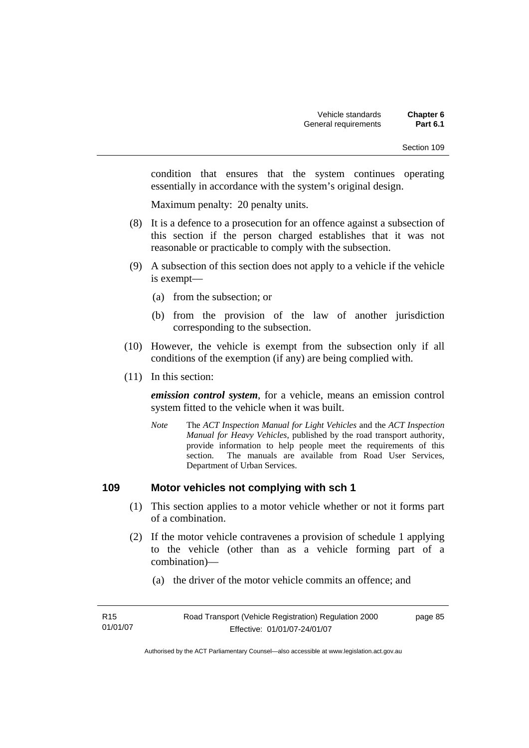condition that ensures that the system continues operating essentially in accordance with the system's original design.

Maximum penalty: 20 penalty units.

(8) It is a defence to a prosecution for an offence against a subsection of this section if the person charged establishes that it was not reasonable or practicable to comply with the subsection.

(9) A subsection of this section does not apply to a vehicle if the vehicle is exempt—

(a) from the subsection; or

(b) from the provision of the law of another jurisdiction corresponding to the subsection.

(10) However, the vehicle is exempt from the subsection only if all conditions of the exemption (if any) are being complied with.

(11) In this section:

***emission control system***, for a vehicle, means an emission control system fitted to the vehicle when it was built.

*Note* The *ACT Inspection Manual for Light Vehicles* and the *ACT Inspection Manual for Heavy Vehicles*, published by the road transport authority, provide information to help people meet the requirements of this section. The manuals are available from Road User Services, Department of Urban Services.

## 109 Motor vehicles not complying with sch 1

(1) This section applies to a motor vehicle whether or not it forms part of a combination.

(2) If the motor vehicle contravenes a provision of schedule 1 applying to the vehicle (other than as a vehicle forming part of a combination)—

(a) the driver of the motor vehicle commits an offence; and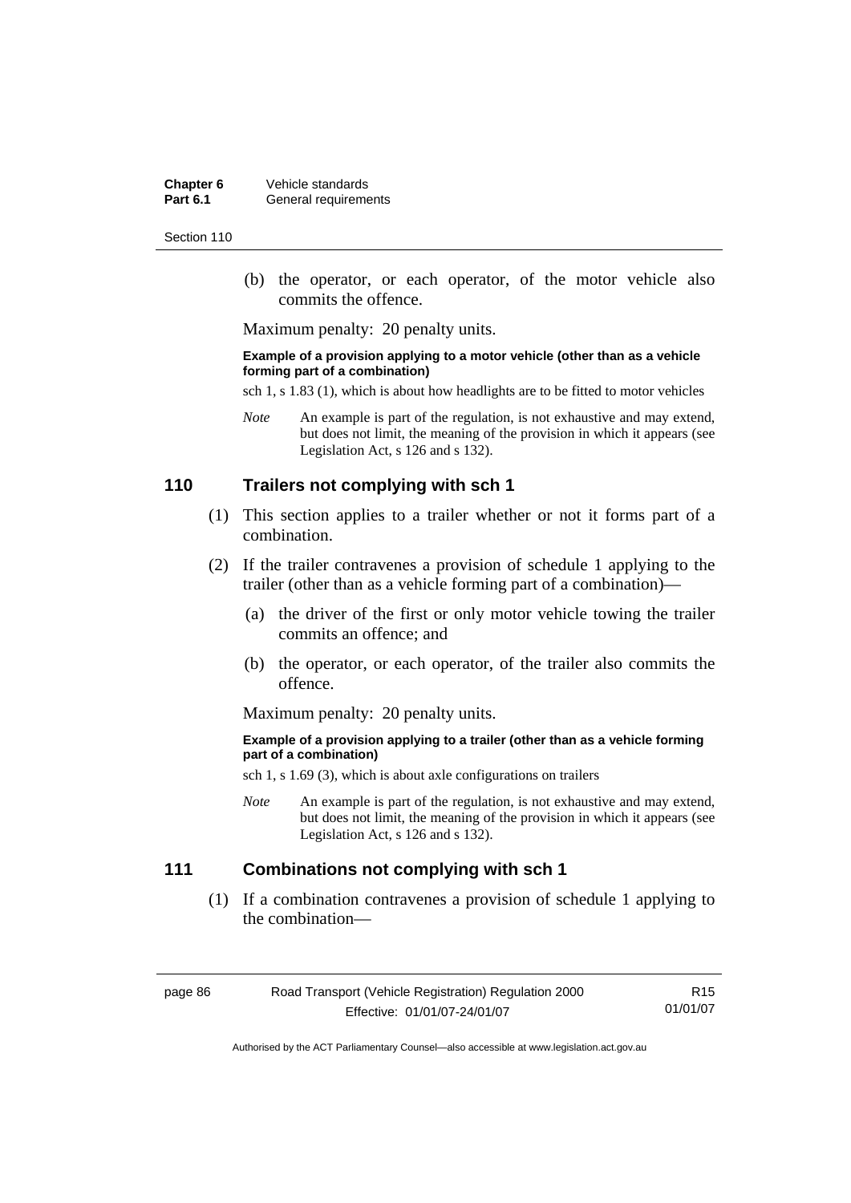(b) the operator, or each operator, of the motor vehicle also commits the offence.

Maximum penalty: 20 penalty units.

**Example of a provision applying to a motor vehicle (other than as a vehicle forming part of a combination)**

sch 1, s 1.83 (1), which is about how headlights are to be fitted to motor vehicles

*Note* An example is part of the regulation, is not exhaustive and may extend, but does not limit, the meaning of the provision in which it appears (see Legislation Act, s 126 and s 132).

## 110 Trailers not complying with sch 1

(1) This section applies to a trailer whether or not it forms part of a combination.

(2) If the trailer contravenes a provision of schedule 1 applying to the trailer (other than as a vehicle forming part of a combination)—

(a) the driver of the first or only motor vehicle towing the trailer commits an offence; and

(b) the operator, or each operator, of the trailer also commits the offence.

Maximum penalty: 20 penalty units.

**Example of a provision applying to a trailer (other than as a vehicle forming part of a combination)**

sch 1, s 1.69 (3), which is about axle configurations on trailers

*Note* An example is part of the regulation, is not exhaustive and may extend, but does not limit, the meaning of the provision in which it appears (see Legislation Act, s 126 and s 132).

## 111 Combinations not complying with sch 1

(1) If a combination contravenes a provision of schedule 1 applying to the combination—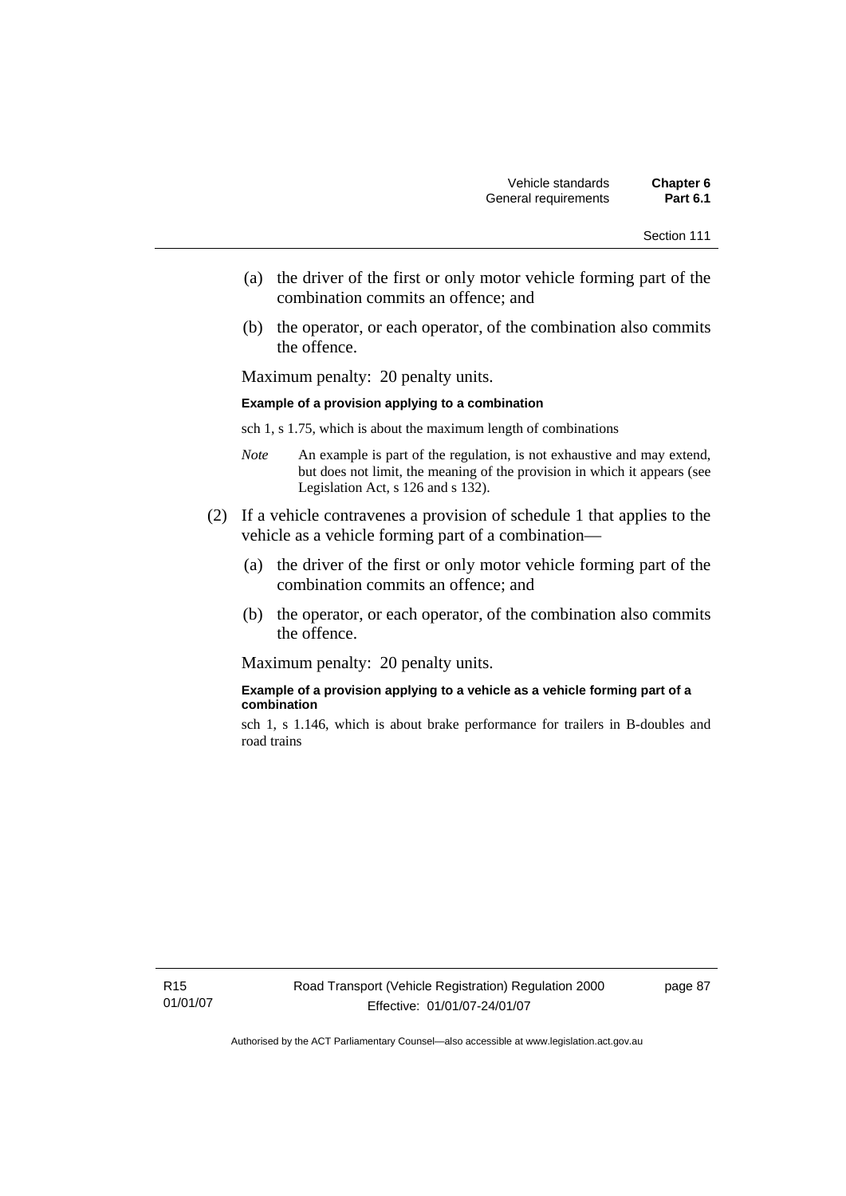(a) the driver of the first or only motor vehicle forming part of the combination commits an offence; and

(b) the operator, or each operator, of the combination also commits the offence.

Maximum penalty: 20 penalty units.

**Example of a provision applying to a combination**

sch 1, s 1.75, which is about the maximum length of combinations

*Note* An example is part of the regulation, is not exhaustive and may extend, but does not limit, the meaning of the provision in which it appears (see Legislation Act, s 126 and s 132).

(2) If a vehicle contravenes a provision of schedule 1 that applies to the vehicle as a vehicle forming part of a combination—

(a) the driver of the first or only motor vehicle forming part of the combination commits an offence; and

(b) the operator, or each operator, of the combination also commits the offence.

Maximum penalty: 20 penalty units.

**Example of a provision applying to a vehicle as a vehicle forming part of a combination**

sch 1, s 1.146, which is about brake performance for trailers in B-doubles and road trains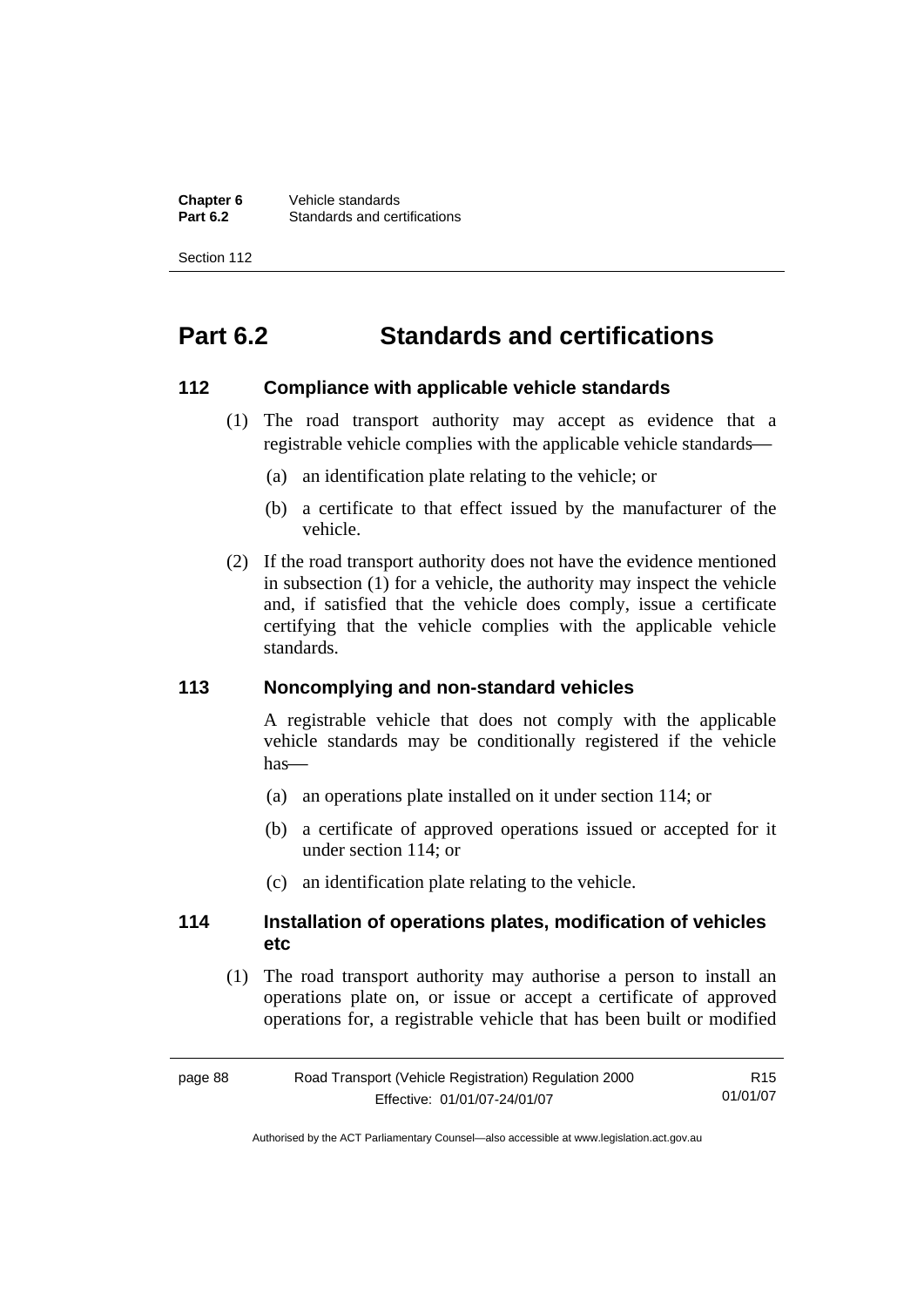# Part 6.2 Standards and certifications

### 112 Compliance with applicable vehicle standards

(1) The road transport authority may accept as evidence that a registrable vehicle complies with the applicable vehicle standards—

(a) an identification plate relating to the vehicle; or

(b) a certificate to that effect issued by the manufacturer of the vehicle.

(2) If the road transport authority does not have the evidence mentioned in subsection (1) for a vehicle, the authority may inspect the vehicle and, if satisfied that the vehicle does comply, issue a certificate certifying that the vehicle complies with the applicable vehicle standards.

### 113 Noncomplying and non-standard vehicles

A registrable vehicle that does not comply with the applicable vehicle standards may be conditionally registered if the vehicle has—

(a) an operations plate installed on it under section 114; or

(b) a certificate of approved operations issued or accepted for it under section 114; or

(c) an identification plate relating to the vehicle.

### 114 Installation of operations plates, modification of vehicles etc

(1) The road transport authority may authorise a person to install an operations plate on, or issue or accept a certificate of approved operations for, a registrable vehicle that has been built or modified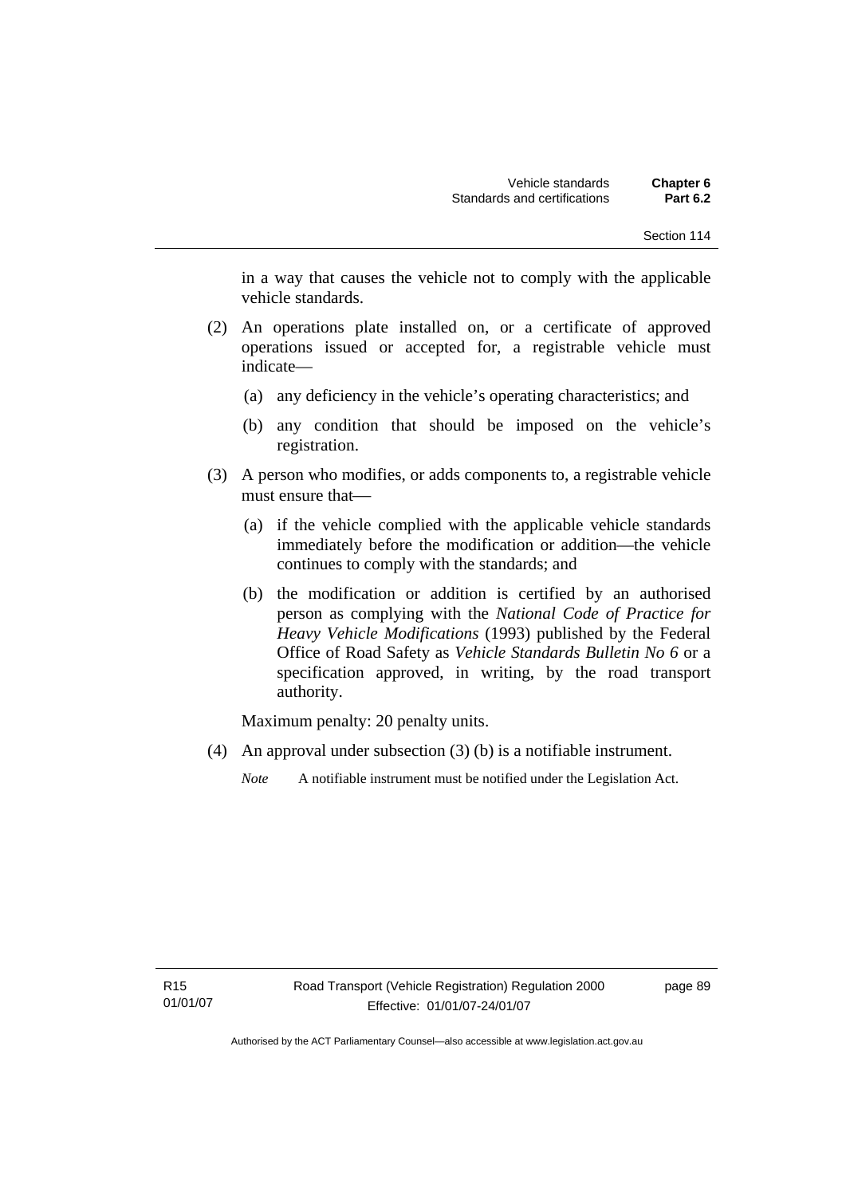in a way that causes the vehicle not to comply with the applicable vehicle standards.

(2) An operations plate installed on, or a certificate of approved operations issued or accepted for, a registrable vehicle must indicate—

(a) any deficiency in the vehicle's operating characteristics; and

(b) any condition that should be imposed on the vehicle's registration.

(3) A person who modifies, or adds components to, a registrable vehicle must ensure that—

(a) if the vehicle complied with the applicable vehicle standards immediately before the modification or addition—the vehicle continues to comply with the standards; and

(b) the modification or addition is certified by an authorised person as complying with the *National Code of Practice for Heavy Vehicle Modifications* (1993) published by the Federal Office of Road Safety as *Vehicle Standards Bulletin No 6* or a specification approved, in writing, by the road transport authority.

Maximum penalty: 20 penalty units.

(4) An approval under subsection (3) (b) is a notifiable instrument.

*Note* A notifiable instrument must be notified under the Legislation Act.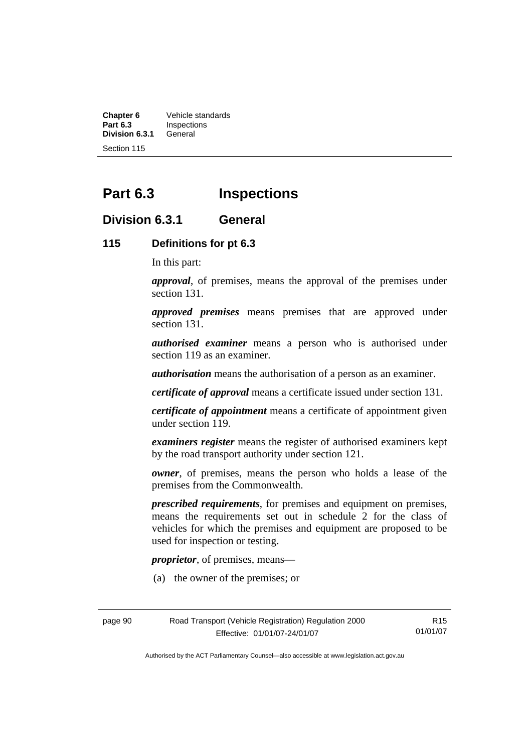# Part 6.3 Inspections

## Division 6.3.1 General

### 115 Definitions for pt 6.3

In this part:

***approval***, of premises, means the approval of the premises under section 131.

***approved premises*** means premises that are approved under section 131.

***authorised examiner*** means a person who is authorised under section 119 as an examiner.

***authorisation*** means the authorisation of a person as an examiner.

***certificate of approval*** means a certificate issued under section 131.

***certificate of appointment*** means a certificate of appointment given under section 119.

***examiners register*** means the register of authorised examiners kept by the road transport authority under section 121.

***owner***, of premises, means the person who holds a lease of the premises from the Commonwealth.

***prescribed requirements***, for premises and equipment on premises, means the requirements set out in schedule 2 for the class of vehicles for which the premises and equipment are proposed to be used for inspection or testing.

***proprietor***, of premises, means—

(a) the owner of the premises; or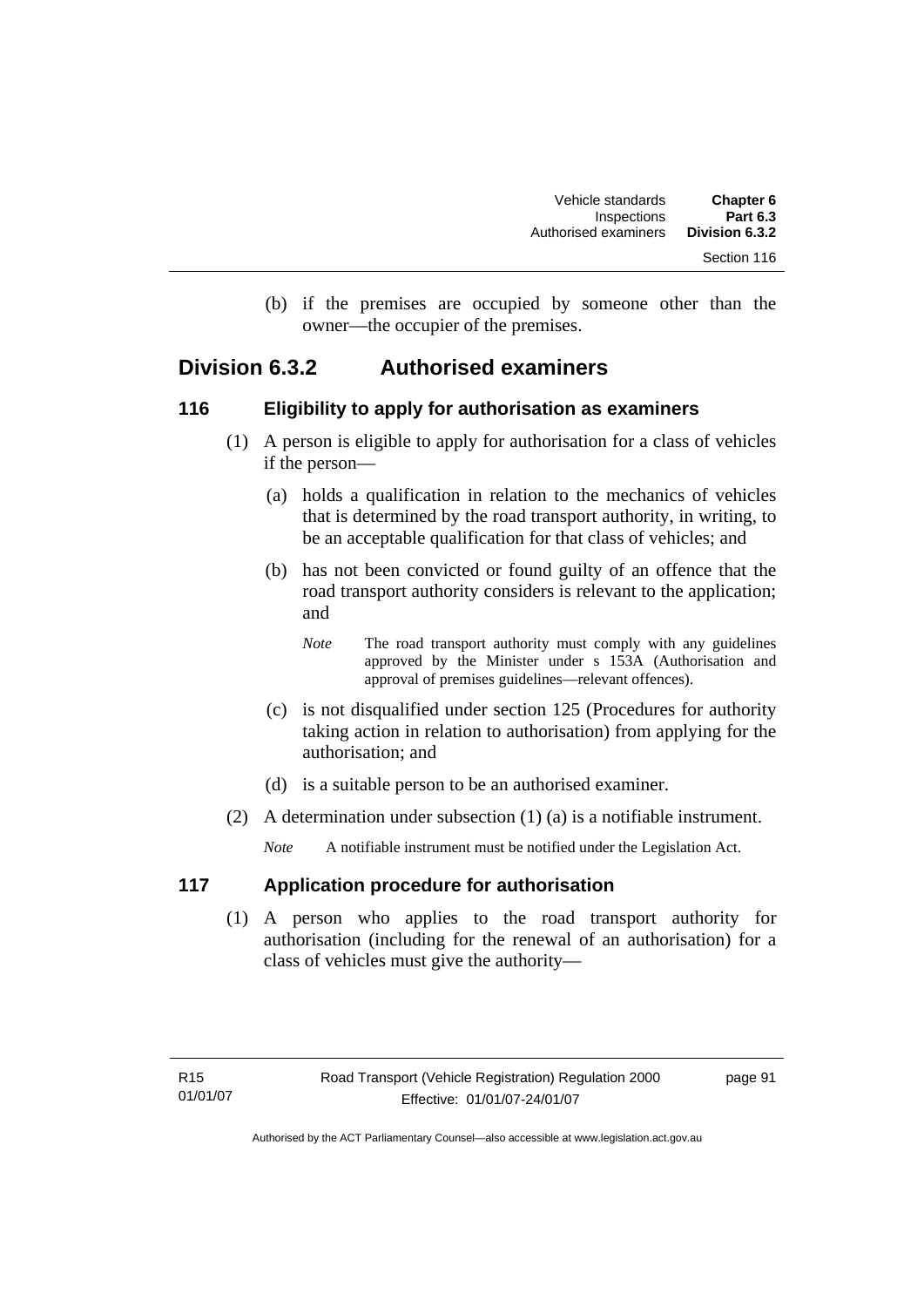(b) if the premises are occupied by someone other than the owner—the occupier of the premises.

## Division 6.3.2 Authorised examiners

### 116 Eligibility to apply for authorisation as examiners

(1) A person is eligible to apply for authorisation for a class of vehicles if the person—

(a) holds a qualification in relation to the mechanics of vehicles that is determined by the road transport authority, in writing, to be an acceptable qualification for that class of vehicles; and

(b) has not been convicted or found guilty of an offence that the road transport authority considers is relevant to the application; and

*Note* The road transport authority must comply with any guidelines approved by the Minister under s 153A (Authorisation and approval of premises guidelines—relevant offences).

(c) is not disqualified under section 125 (Procedures for authority taking action in relation to authorisation) from applying for the authorisation; and

(d) is a suitable person to be an authorised examiner.

(2) A determination under subsection (1) (a) is a notifiable instrument.

*Note* A notifiable instrument must be notified under the Legislation Act.

### 117 Application procedure for authorisation

(1) A person who applies to the road transport authority for authorisation (including for the renewal of an authorisation) for a class of vehicles must give the authority—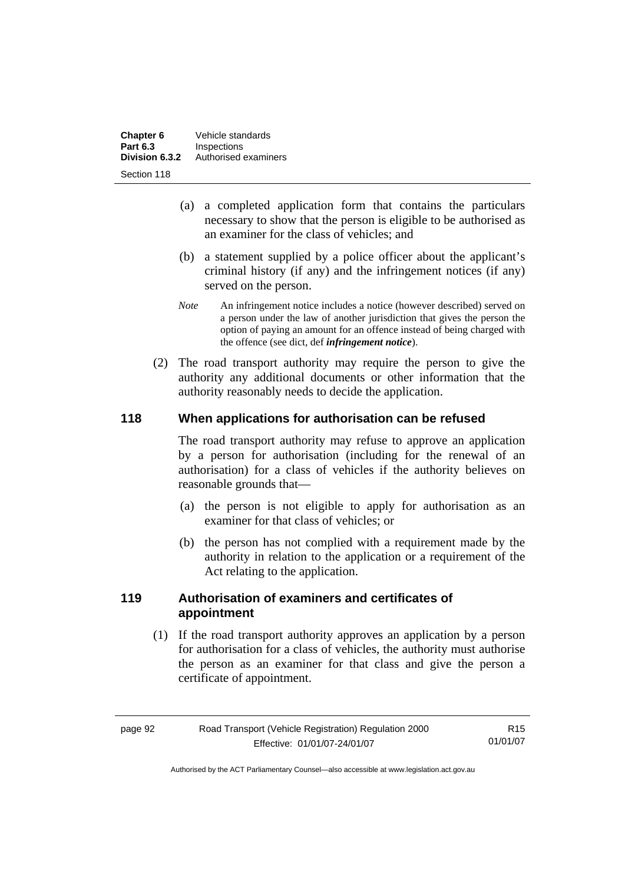(a) a completed application form that contains the particulars necessary to show that the person is eligible to be authorised as an examiner for the class of vehicles; and

(b) a statement supplied by a police officer about the applicant's criminal history (if any) and the infringement notices (if any) served on the person.

*Note* An infringement notice includes a notice (however described) served on a person under the law of another jurisdiction that gives the person the option of paying an amount for an offence instead of being charged with the offence (see dict, def ***infringement notice***).

(2) The road transport authority may require the person to give the authority any additional documents or other information that the authority reasonably needs to decide the application.

## 118 When applications for authorisation can be refused

The road transport authority may refuse to approve an application by a person for authorisation (including for the renewal of an authorisation) for a class of vehicles if the authority believes on reasonable grounds that—

(a) the person is not eligible to apply for authorisation as an examiner for that class of vehicles; or

(b) the person has not complied with a requirement made by the authority in relation to the application or a requirement of the Act relating to the application.

## 119 Authorisation of examiners and certificates of appointment

(1) If the road transport authority approves an application by a person for authorisation for a class of vehicles, the authority must authorise the person as an examiner for that class and give the person a certificate of appointment.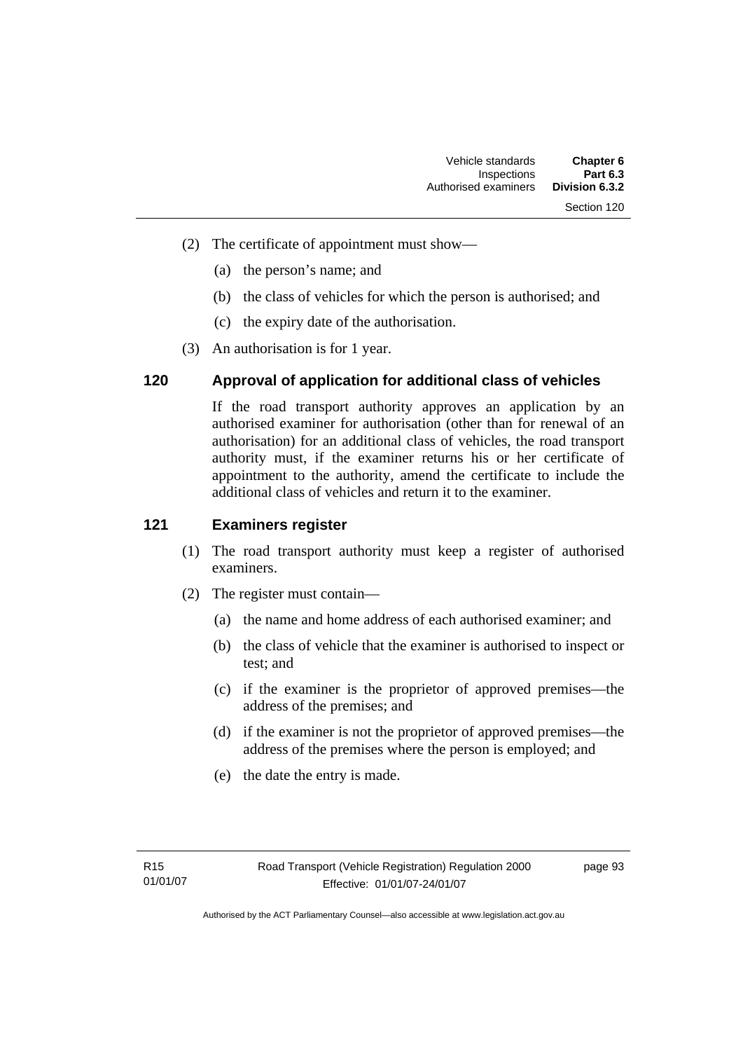(2) The certificate of appointment must show—

(a) the person's name; and

(b) the class of vehicles for which the person is authorised; and

(c) the expiry date of the authorisation.

(3) An authorisation is for 1 year.

### 120 Approval of application for additional class of vehicles

If the road transport authority approves an application by an authorised examiner for authorisation (other than for renewal of an authorisation) for an additional class of vehicles, the road transport authority must, if the examiner returns his or her certificate of appointment to the authority, amend the certificate to include the additional class of vehicles and return it to the examiner.

### 121 Examiners register

(1) The road transport authority must keep a register of authorised examiners.

(2) The register must contain—

(a) the name and home address of each authorised examiner; and

(b) the class of vehicle that the examiner is authorised to inspect or test; and

(c) if the examiner is the proprietor of approved premises—the address of the premises; and

(d) if the examiner is not the proprietor of approved premises—the address of the premises where the person is employed; and

(e) the date the entry is made.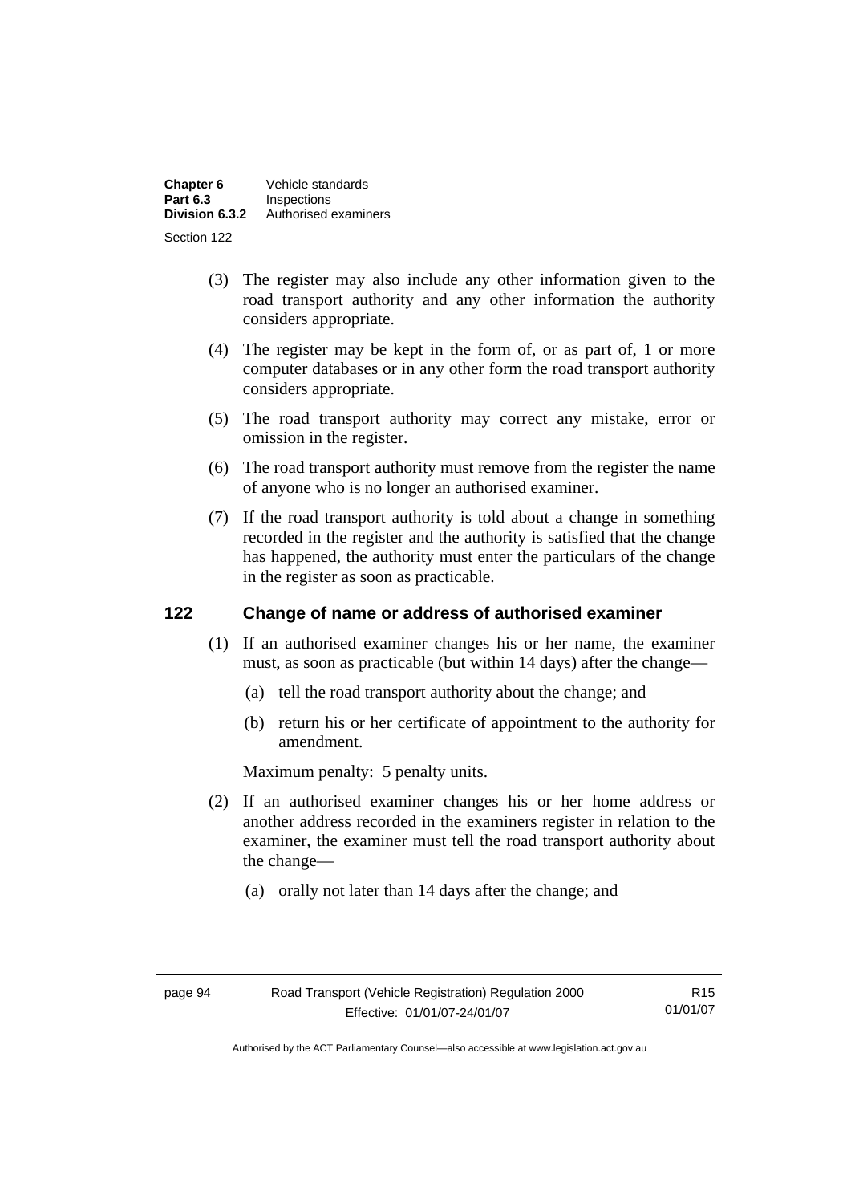(3) The register may also include any other information given to the road transport authority and any other information the authority considers appropriate.

(4) The register may be kept in the form of, or as part of, 1 or more computer databases or in any other form the road transport authority considers appropriate.

(5) The road transport authority may correct any mistake, error or omission in the register.

(6) The road transport authority must remove from the register the name of anyone who is no longer an authorised examiner.

(7) If the road transport authority is told about a change in something recorded in the register and the authority is satisfied that the change has happened, the authority must enter the particulars of the change in the register as soon as practicable.

## 122 Change of name or address of authorised examiner

(1) If an authorised examiner changes his or her name, the examiner must, as soon as practicable (but within 14 days) after the change—

(a) tell the road transport authority about the change; and

(b) return his or her certificate of appointment to the authority for amendment.

Maximum penalty: 5 penalty units.

(2) If an authorised examiner changes his or her home address or another address recorded in the examiners register in relation to the examiner, the examiner must tell the road transport authority about the change—

(a) orally not later than 14 days after the change; and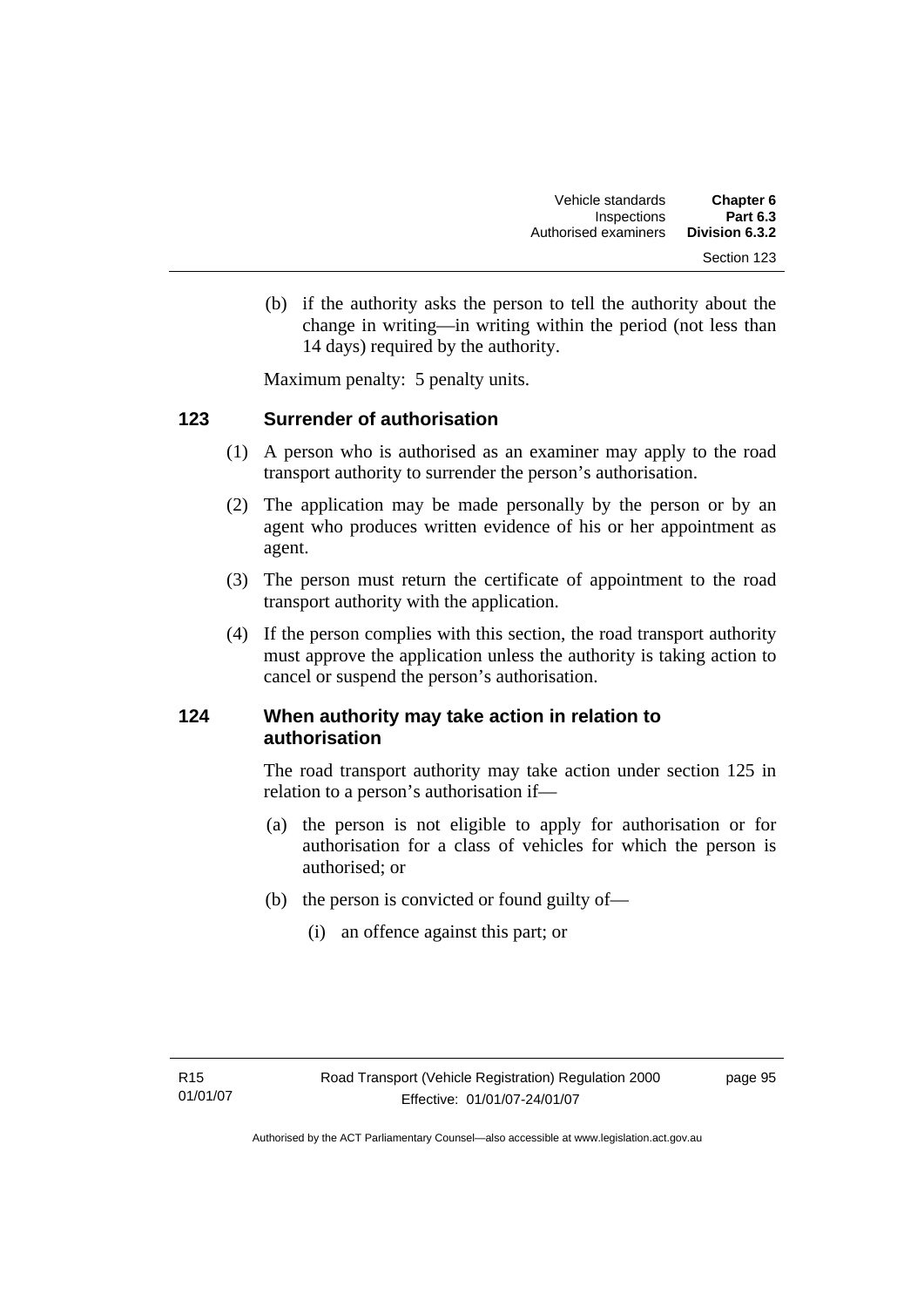(b) if the authority asks the person to tell the authority about the change in writing—in writing within the period (not less than 14 days) required by the authority.

Maximum penalty: 5 penalty units.

## 123 Surrender of authorisation

(1) A person who is authorised as an examiner may apply to the road transport authority to surrender the person's authorisation.

(2) The application may be made personally by the person or by an agent who produces written evidence of his or her appointment as agent.

(3) The person must return the certificate of appointment to the road transport authority with the application.

(4) If the person complies with this section, the road transport authority must approve the application unless the authority is taking action to cancel or suspend the person's authorisation.

## 124 When authority may take action in relation to authorisation

The road transport authority may take action under section 125 in relation to a person's authorisation if—

(a) the person is not eligible to apply for authorisation or for authorisation for a class of vehicles for which the person is authorised; or

(b) the person is convicted or found guilty of—

(i) an offence against this part; or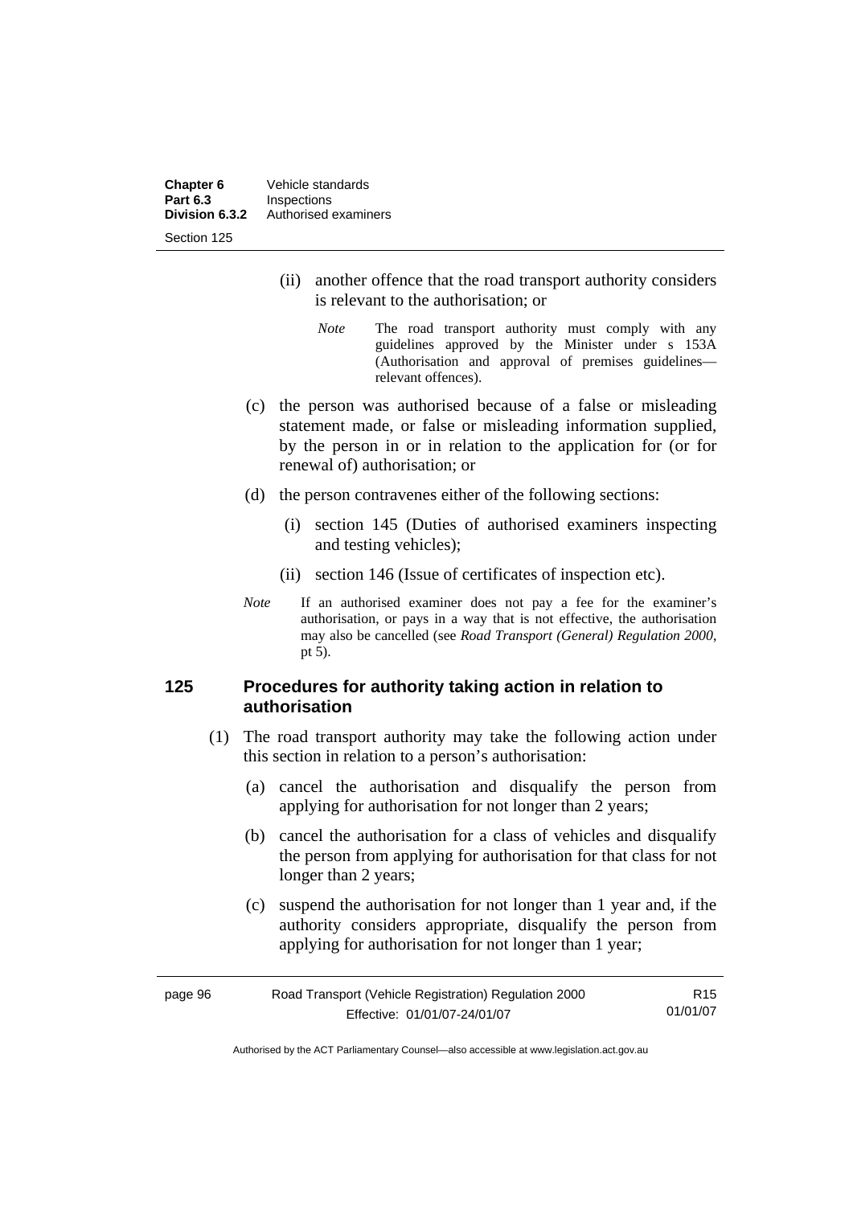(ii) another offence that the road transport authority considers is relevant to the authorisation; or

*Note* The road transport authority must comply with any guidelines approved by the Minister under s 153A (Authorisation and approval of premises guidelines—relevant offences).

(c) the person was authorised because of a false or misleading statement made, or false or misleading information supplied, by the person in or in relation to the application for (or for renewal of) authorisation; or

(d) the person contravenes either of the following sections:

(i) section 145 (Duties of authorised examiners inspecting and testing vehicles);

(ii) section 146 (Issue of certificates of inspection etc).

*Note* If an authorised examiner does not pay a fee for the examiner's authorisation, or pays in a way that is not effective, the authorisation may also be cancelled (see *Road Transport (General) Regulation 2000*, pt 5).

## 125 Procedures for authority taking action in relation to authorisation

(1) The road transport authority may take the following action under this section in relation to a person's authorisation:

(a) cancel the authorisation and disqualify the person from applying for authorisation for not longer than 2 years;

(b) cancel the authorisation for a class of vehicles and disqualify the person from applying for authorisation for that class for not longer than 2 years;

(c) suspend the authorisation for not longer than 1 year and, if the authority considers appropriate, disqualify the person from applying for authorisation for not longer than 1 year;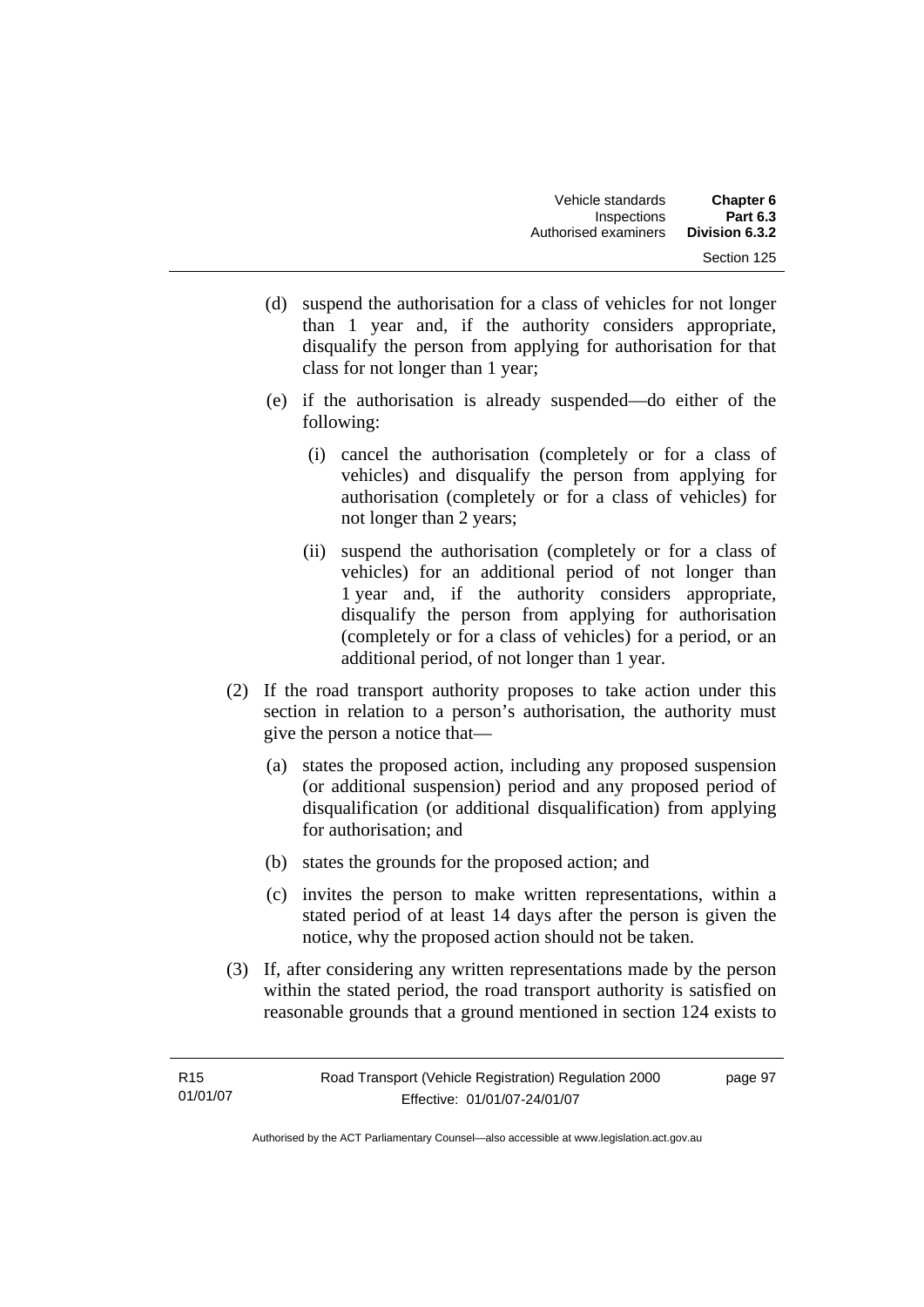(d) suspend the authorisation for a class of vehicles for not longer than 1 year and, if the authority considers appropriate, disqualify the person from applying for authorisation for that class for not longer than 1 year;

(e) if the authorisation is already suspended—do either of the following:

   (i) cancel the authorisation (completely or for a class of vehicles) and disqualify the person from applying for authorisation (completely or for a class of vehicles) for not longer than 2 years;

   (ii) suspend the authorisation (completely or for a class of vehicles) for an additional period of not longer than 1 year and, if the authority considers appropriate, disqualify the person from applying for authorisation (completely or for a class of vehicles) for a period, or an additional period, of not longer than 1 year.

(2) If the road transport authority proposes to take action under this section in relation to a person's authorisation, the authority must give the person a notice that—

   (a) states the proposed action, including any proposed suspension (or additional suspension) period and any proposed period of disqualification (or additional disqualification) from applying for authorisation; and

   (b) states the grounds for the proposed action; and

   (c) invites the person to make written representations, within a stated period of at least 14 days after the person is given the notice, why the proposed action should not be taken.

(3) If, after considering any written representations made by the person within the stated period, the road transport authority is satisfied on reasonable grounds that a ground mentioned in section 124 exists to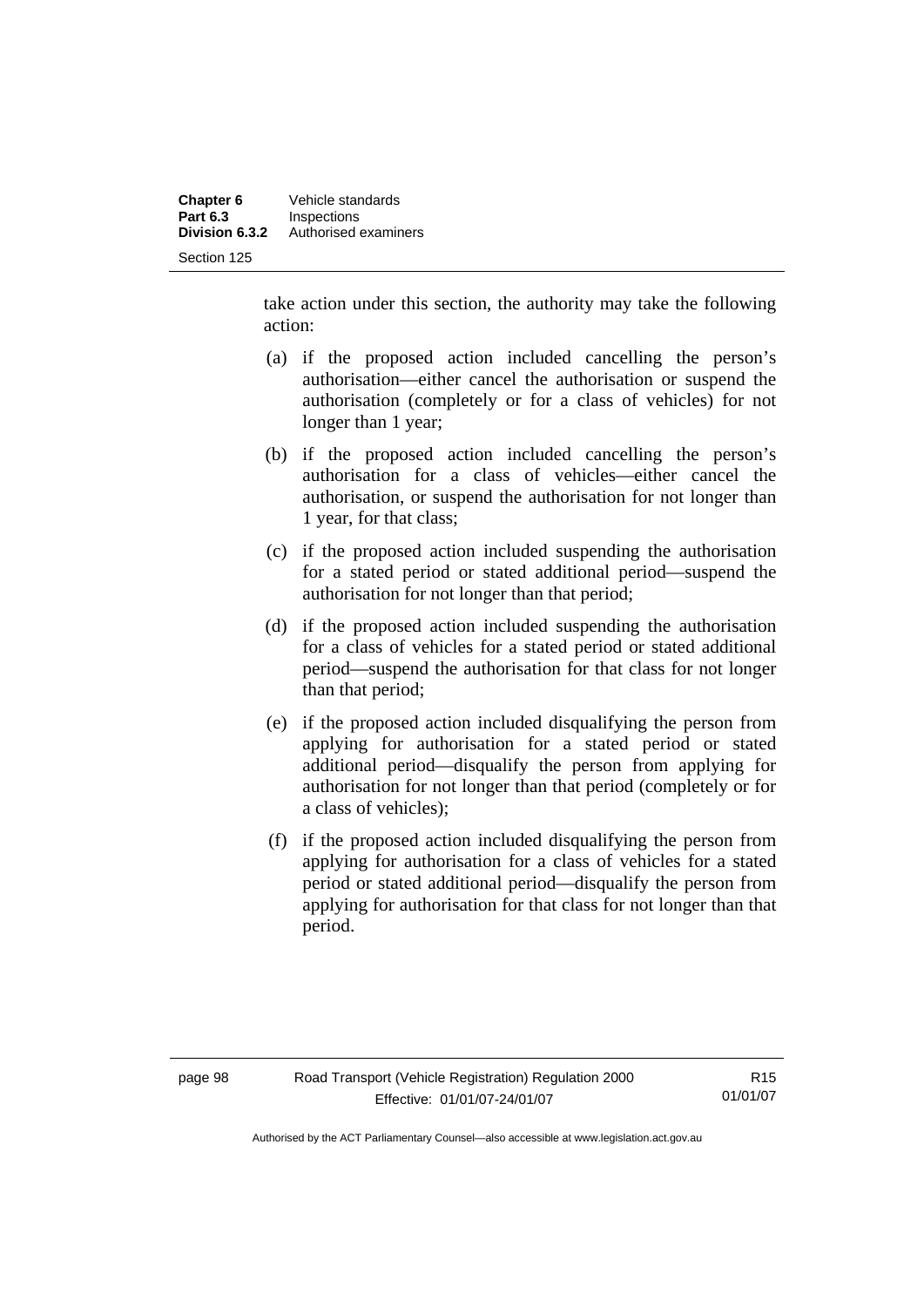take action under this section, the authority may take the following action:

(a) if the proposed action included cancelling the person's authorisation—either cancel the authorisation or suspend the authorisation (completely or for a class of vehicles) for not longer than 1 year;

(b) if the proposed action included cancelling the person's authorisation for a class of vehicles—either cancel the authorisation, or suspend the authorisation for not longer than 1 year, for that class;

(c) if the proposed action included suspending the authorisation for a stated period or stated additional period—suspend the authorisation for not longer than that period;

(d) if the proposed action included suspending the authorisation for a class of vehicles for a stated period or stated additional period—suspend the authorisation for that class for not longer than that period;

(e) if the proposed action included disqualifying the person from applying for authorisation for a stated period or stated additional period—disqualify the person from applying for authorisation for not longer than that period (completely or for a class of vehicles);

(f) if the proposed action included disqualifying the person from applying for authorisation for a class of vehicles for a stated period or stated additional period—disqualify the person from applying for authorisation for that class for not longer than that period.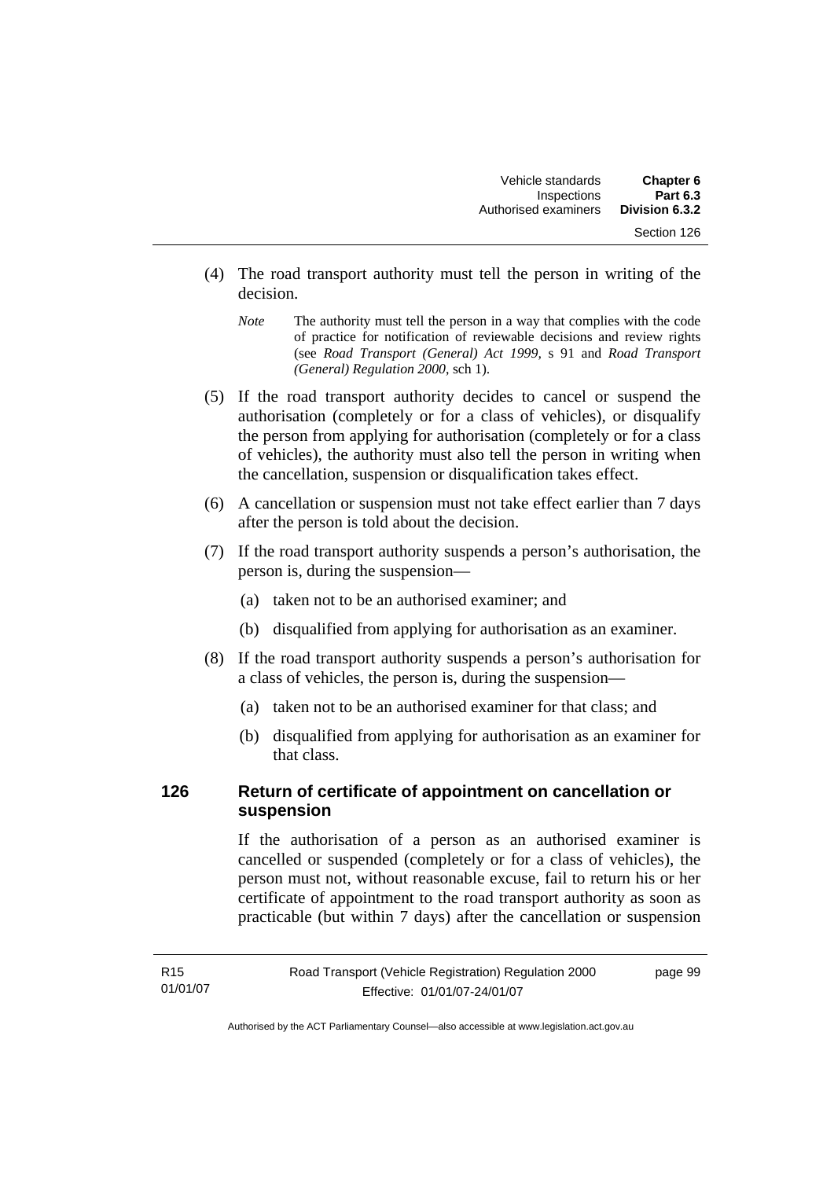(4) The road transport authority must tell the person in writing of the decision.

*Note* The authority must tell the person in a way that complies with the code of practice for notification of reviewable decisions and review rights (see *Road Transport (General) Act 1999*, s 91 and *Road Transport (General) Regulation 2000*, sch 1).

(5) If the road transport authority decides to cancel or suspend the authorisation (completely or for a class of vehicles), or disqualify the person from applying for authorisation (completely or for a class of vehicles), the authority must also tell the person in writing when the cancellation, suspension or disqualification takes effect.

(6) A cancellation or suspension must not take effect earlier than 7 days after the person is told about the decision.

(7) If the road transport authority suspends a person's authorisation, the person is, during the suspension—

(a) taken not to be an authorised examiner; and

(b) disqualified from applying for authorisation as an examiner.

(8) If the road transport authority suspends a person's authorisation for a class of vehicles, the person is, during the suspension—

(a) taken not to be an authorised examiner for that class; and

(b) disqualified from applying for authorisation as an examiner for that class.

## 126 Return of certificate of appointment on cancellation or suspension

If the authorisation of a person as an authorised examiner is cancelled or suspended (completely or for a class of vehicles), the person must not, without reasonable excuse, fail to return his or her certificate of appointment to the road transport authority as soon as practicable (but within 7 days) after the cancellation or suspension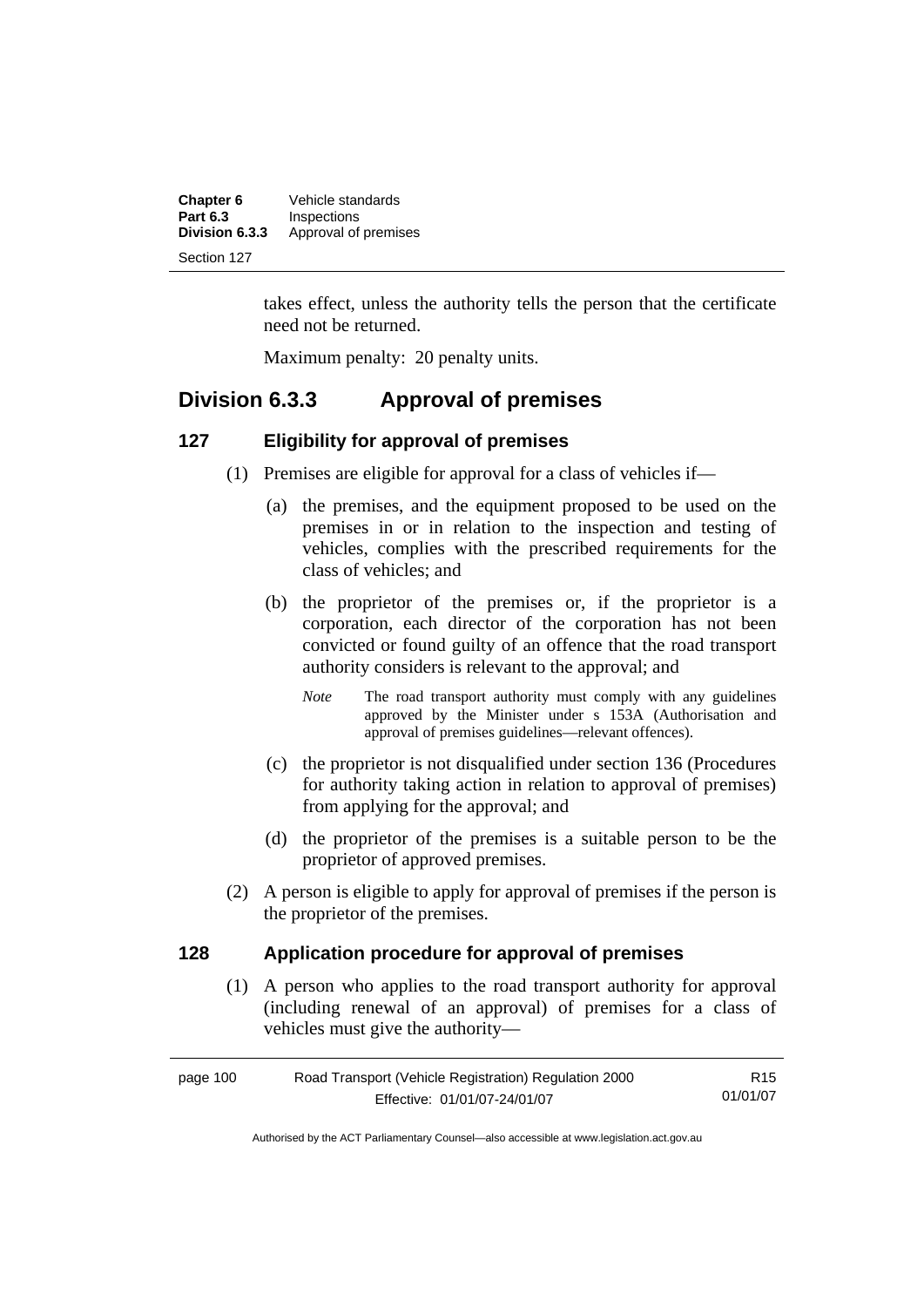takes effect, unless the authority tells the person that the certificate need not be returned.

Maximum penalty: 20 penalty units.

## Division 6.3.3 Approval of premises

### 127 Eligibility for approval of premises

(1) Premises are eligible for approval for a class of vehicles if—

(a) the premises, and the equipment proposed to be used on the premises in or in relation to the inspection and testing of vehicles, complies with the prescribed requirements for the class of vehicles; and

(b) the proprietor of the premises or, if the proprietor is a corporation, each director of the corporation has not been convicted or found guilty of an offence that the road transport authority considers is relevant to the approval; and

*Note* The road transport authority must comply with any guidelines approved by the Minister under s 153A (Authorisation and approval of premises guidelines—relevant offences).

(c) the proprietor is not disqualified under section 136 (Procedures for authority taking action in relation to approval of premises) from applying for the approval; and

(d) the proprietor of the premises is a suitable person to be the proprietor of approved premises.

(2) A person is eligible to apply for approval of premises if the person is the proprietor of the premises.

### 128 Application procedure for approval of premises

(1) A person who applies to the road transport authority for approval (including renewal of an approval) of premises for a class of vehicles must give the authority—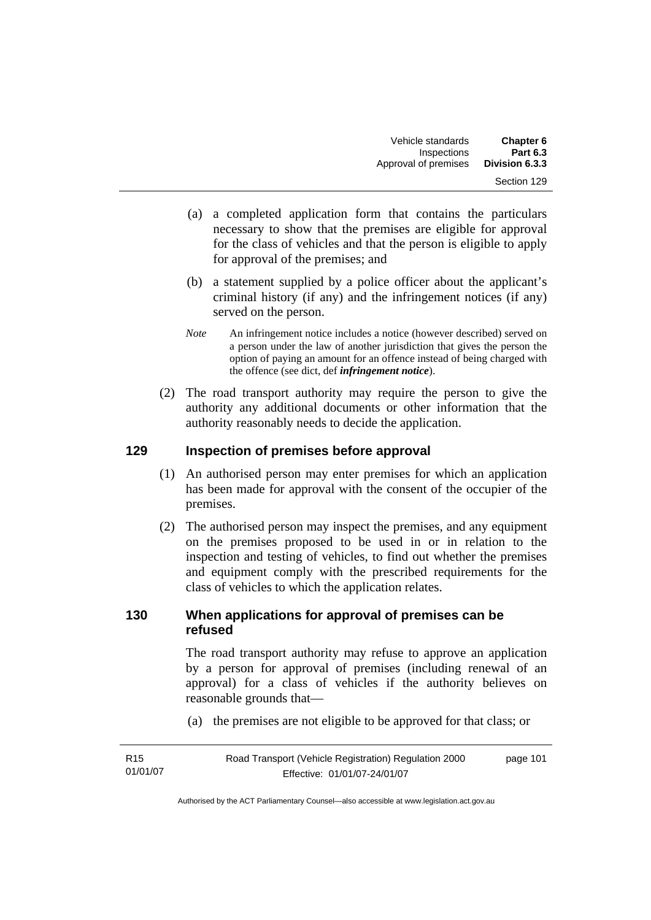(a) a completed application form that contains the particulars necessary to show that the premises are eligible for approval for the class of vehicles and that the person is eligible to apply for approval of the premises; and

(b) a statement supplied by a police officer about the applicant's criminal history (if any) and the infringement notices (if any) served on the person.

*Note* An infringement notice includes a notice (however described) served on a person under the law of another jurisdiction that gives the person the option of paying an amount for an offence instead of being charged with the offence (see dict, def ***infringement notice***).

(2) The road transport authority may require the person to give the authority any additional documents or other information that the authority reasonably needs to decide the application.

## 129 Inspection of premises before approval

(1) An authorised person may enter premises for which an application has been made for approval with the consent of the occupier of the premises.

(2) The authorised person may inspect the premises, and any equipment on the premises proposed to be used in or in relation to the inspection and testing of vehicles, to find out whether the premises and equipment comply with the prescribed requirements for the class of vehicles to which the application relates.

## 130 When applications for approval of premises can be refused

The road transport authority may refuse to approve an application by a person for approval of premises (including renewal of an approval) for a class of vehicles if the authority believes on reasonable grounds that—

(a) the premises are not eligible to be approved for that class; or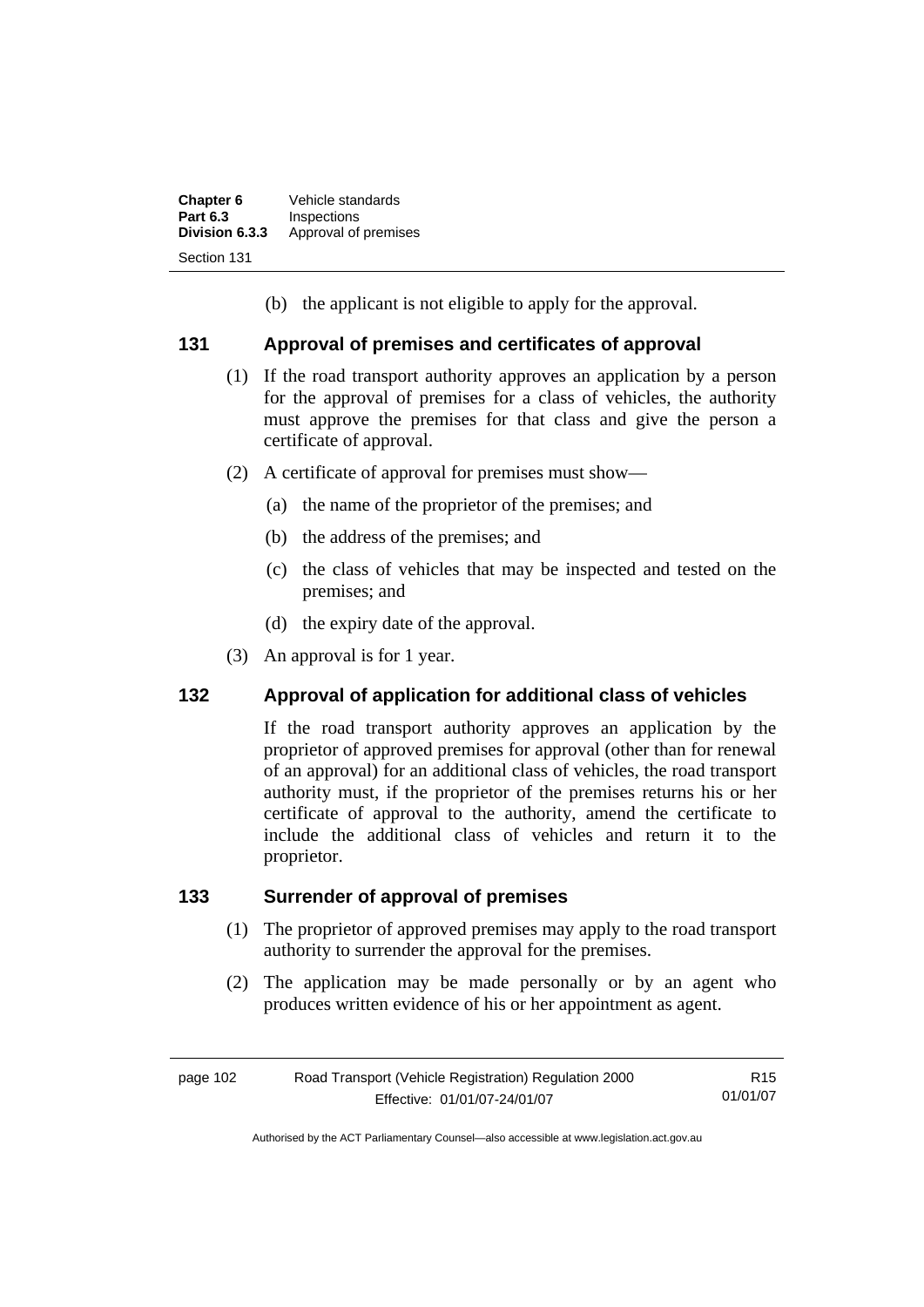(b) the applicant is not eligible to apply for the approval.

## 131 Approval of premises and certificates of approval

(1) If the road transport authority approves an application by a person for the approval of premises for a class of vehicles, the authority must approve the premises for that class and give the person a certificate of approval.

(2) A certificate of approval for premises must show—

(a) the name of the proprietor of the premises; and

(b) the address of the premises; and

(c) the class of vehicles that may be inspected and tested on the premises; and

(d) the expiry date of the approval.

(3) An approval is for 1 year.

## 132 Approval of application for additional class of vehicles

If the road transport authority approves an application by the proprietor of approved premises for approval (other than for renewal of an approval) for an additional class of vehicles, the road transport authority must, if the proprietor of the premises returns his or her certificate of approval to the authority, amend the certificate to include the additional class of vehicles and return it to the proprietor.

## 133 Surrender of approval of premises

(1) The proprietor of approved premises may apply to the road transport authority to surrender the approval for the premises.

(2) The application may be made personally or by an agent who produces written evidence of his or her appointment as agent.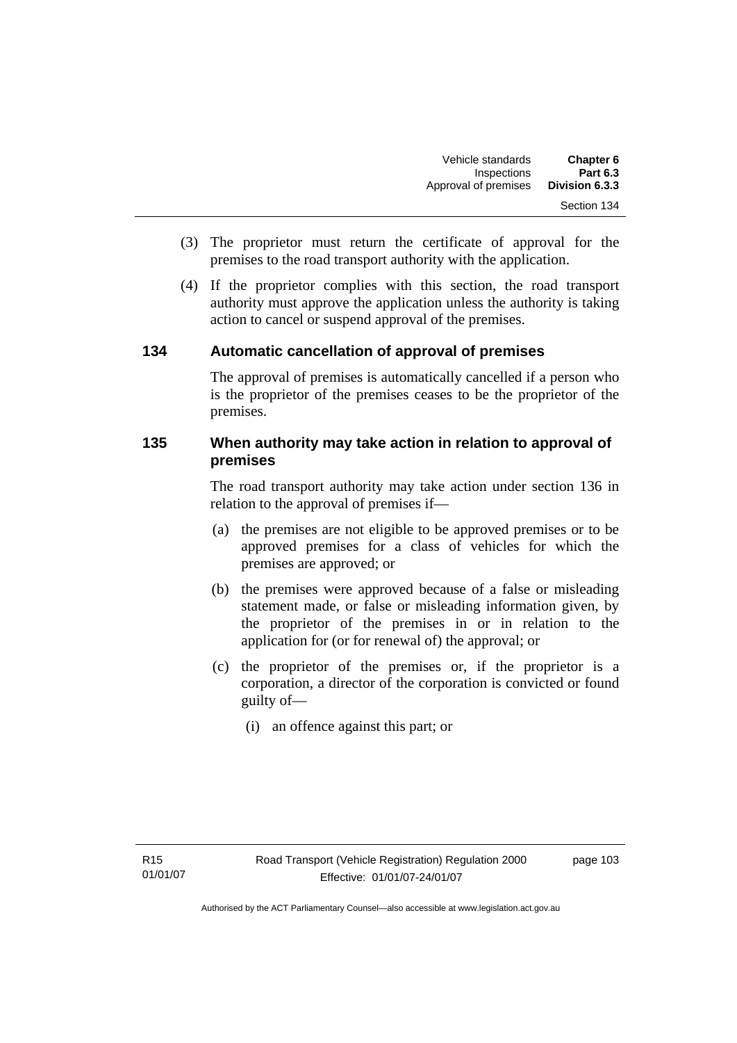(3) The proprietor must return the certificate of approval for the premises to the road transport authority with the application.

(4) If the proprietor complies with this section, the road transport authority must approve the application unless the authority is taking action to cancel or suspend approval of the premises.

## 134 Automatic cancellation of approval of premises

The approval of premises is automatically cancelled if a person who is the proprietor of the premises ceases to be the proprietor of the premises.

## 135 When authority may take action in relation to approval of premises

The road transport authority may take action under section 136 in relation to the approval of premises if—

(a) the premises are not eligible to be approved premises or to be approved premises for a class of vehicles for which the premises are approved; or

(b) the premises were approved because of a false or misleading statement made, or false or misleading information given, by the proprietor of the premises in or in relation to the application for (or for renewal of) the approval; or

(c) the proprietor of the premises or, if the proprietor is a corporation, a director of the corporation is convicted or found guilty of—

(i) an offence against this part; or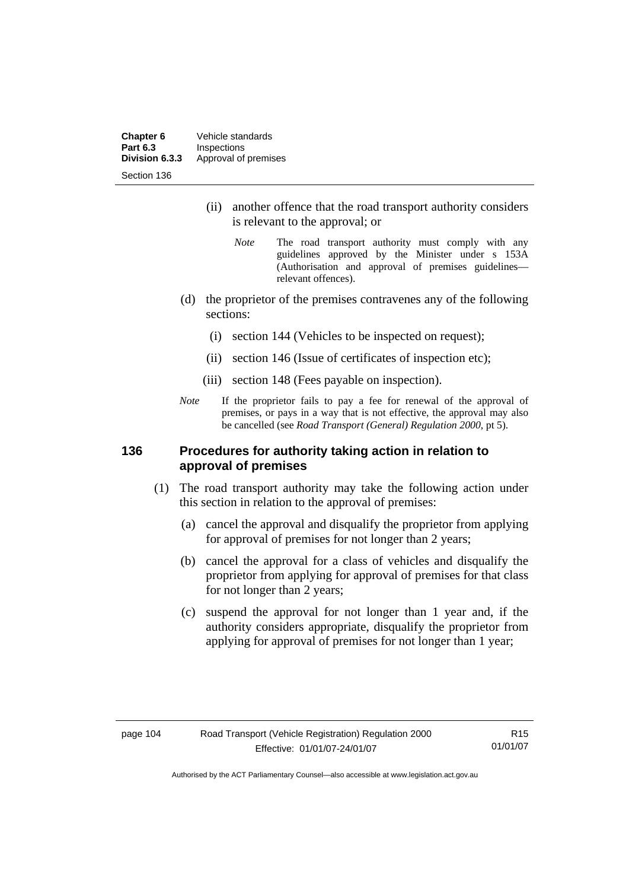(ii) another offence that the road transport authority considers is relevant to the approval; or

*Note* The road transport authority must comply with any guidelines approved by the Minister under s 153A (Authorisation and approval of premises guidelines—relevant offences).

(d) the proprietor of the premises contravenes any of the following sections:

(i) section 144 (Vehicles to be inspected on request);

(ii) section 146 (Issue of certificates of inspection etc);

(iii) section 148 (Fees payable on inspection).

*Note* If the proprietor fails to pay a fee for renewal of the approval of premises, or pays in a way that is not effective, the approval may also be cancelled (see *Road Transport (General) Regulation 2000*, pt 5).

## 136 Procedures for authority taking action in relation to approval of premises

(1) The road transport authority may take the following action under this section in relation to the approval of premises:

(a) cancel the approval and disqualify the proprietor from applying for approval of premises for not longer than 2 years;

(b) cancel the approval for a class of vehicles and disqualify the proprietor from applying for approval of premises for that class for not longer than 2 years;

(c) suspend the approval for not longer than 1 year and, if the authority considers appropriate, disqualify the proprietor from applying for approval of premises for not longer than 1 year;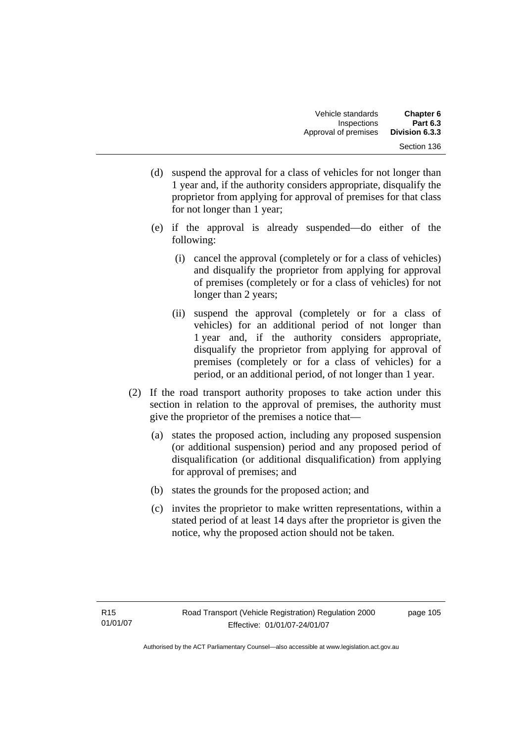(d) suspend the approval for a class of vehicles for not longer than 1 year and, if the authority considers appropriate, disqualify the proprietor from applying for approval of premises for that class for not longer than 1 year;

(e) if the approval is already suspended—do either of the following:

  (i) cancel the approval (completely or for a class of vehicles) and disqualify the proprietor from applying for approval of premises (completely or for a class of vehicles) for not longer than 2 years;

  (ii) suspend the approval (completely or for a class of vehicles) for an additional period of not longer than 1 year and, if the authority considers appropriate, disqualify the proprietor from applying for approval of premises (completely or for a class of vehicles) for a period, or an additional period, of not longer than 1 year.

(2) If the road transport authority proposes to take action under this section in relation to the approval of premises, the authority must give the proprietor of the premises a notice that—

  (a) states the proposed action, including any proposed suspension (or additional suspension) period and any proposed period of disqualification (or additional disqualification) from applying for approval of premises; and

  (b) states the grounds for the proposed action; and

  (c) invites the proprietor to make written representations, within a stated period of at least 14 days after the proprietor is given the notice, why the proposed action should not be taken.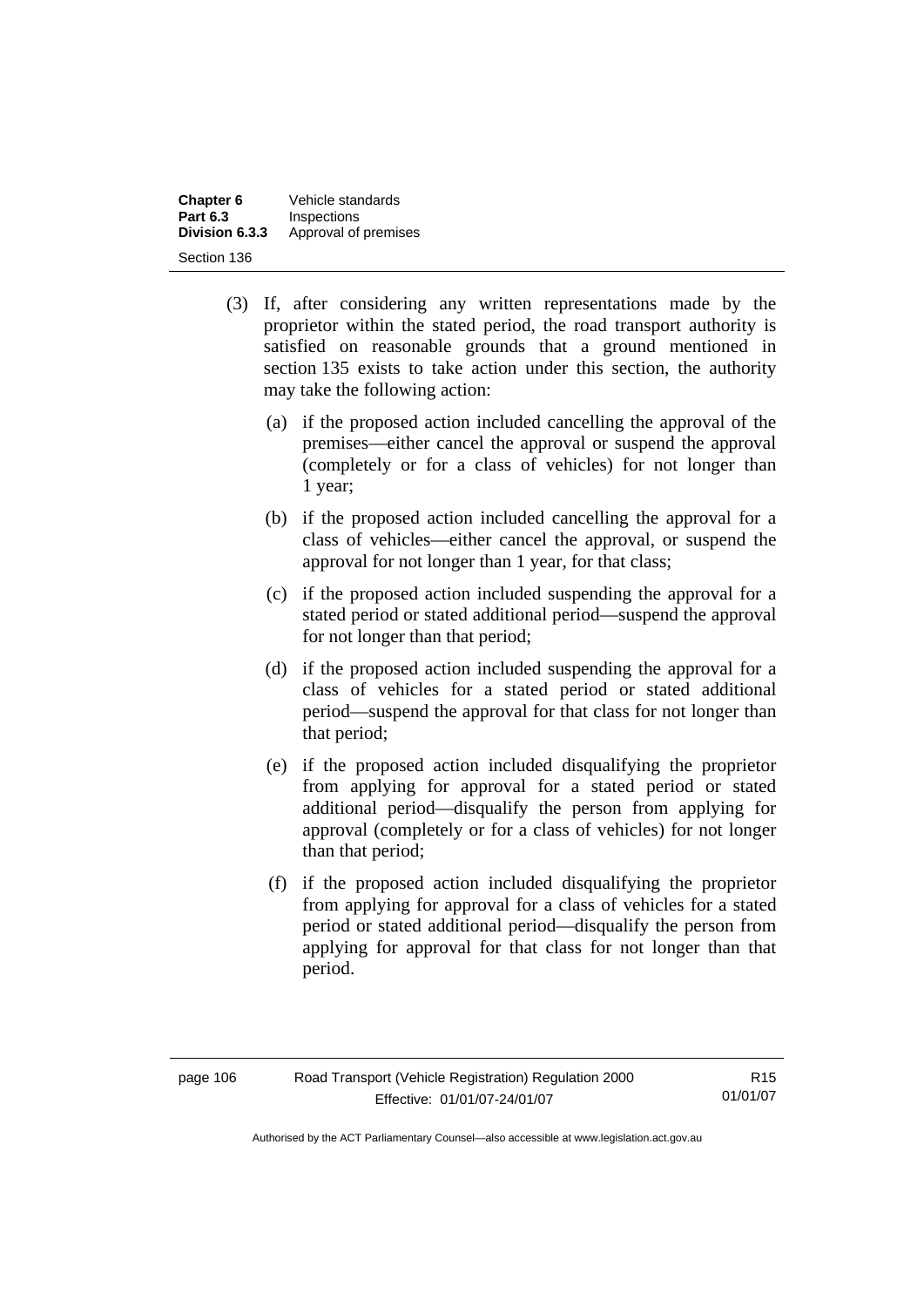(3) If, after considering any written representations made by the proprietor within the stated period, the road transport authority is satisfied on reasonable grounds that a ground mentioned in section 135 exists to take action under this section, the authority may take the following action:

(a) if the proposed action included cancelling the approval of the premises—either cancel the approval or suspend the approval (completely or for a class of vehicles) for not longer than 1 year;

(b) if the proposed action included cancelling the approval for a class of vehicles—either cancel the approval, or suspend the approval for not longer than 1 year, for that class;

(c) if the proposed action included suspending the approval for a stated period or stated additional period—suspend the approval for not longer than that period;

(d) if the proposed action included suspending the approval for a class of vehicles for a stated period or stated additional period—suspend the approval for that class for not longer than that period;

(e) if the proposed action included disqualifying the proprietor from applying for approval for a stated period or stated additional period—disqualify the person from applying for approval (completely or for a class of vehicles) for not longer than that period;

(f) if the proposed action included disqualifying the proprietor from applying for approval for a class of vehicles for a stated period or stated additional period—disqualify the person from applying for approval for that class for not longer than that period.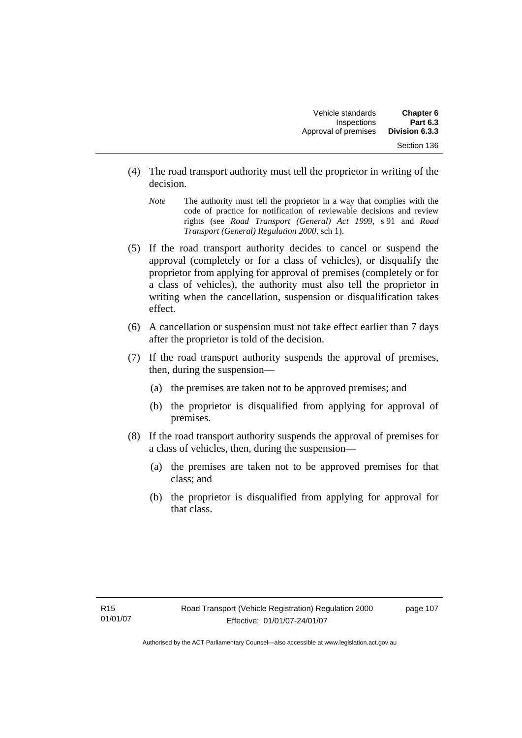(4) The road transport authority must tell the proprietor in writing of the decision.

*Note* The authority must tell the proprietor in a way that complies with the code of practice for notification of reviewable decisions and review rights (see *Road Transport (General) Act 1999*, s 91 and *Road Transport (General) Regulation 2000*, sch 1).

(5) If the road transport authority decides to cancel or suspend the approval (completely or for a class of vehicles), or disqualify the proprietor from applying for approval of premises (completely or for a class of vehicles), the authority must also tell the proprietor in writing when the cancellation, suspension or disqualification takes effect.

(6) A cancellation or suspension must not take effect earlier than 7 days after the proprietor is told of the decision.

(7) If the road transport authority suspends the approval of premises, then, during the suspension—

(a) the premises are taken not to be approved premises; and

(b) the proprietor is disqualified from applying for approval of premises.

(8) If the road transport authority suspends the approval of premises for a class of vehicles, then, during the suspension—

(a) the premises are taken not to be approved premises for that class; and

(b) the proprietor is disqualified from applying for approval for that class.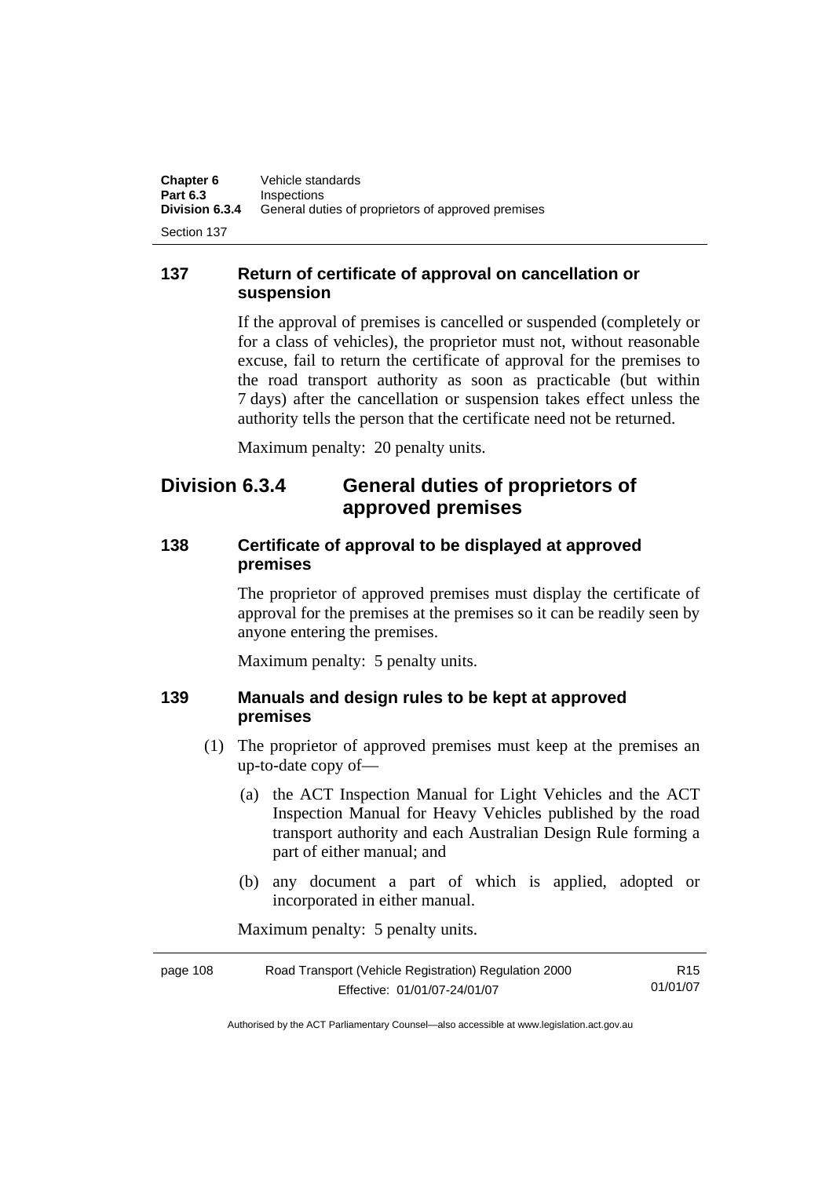## 137 Return of certificate of approval on cancellation or suspension

If the approval of premises is cancelled or suspended (completely or for a class of vehicles), the proprietor must not, without reasonable excuse, fail to return the certificate of approval for the premises to the road transport authority as soon as practicable (but within 7 days) after the cancellation or suspension takes effect unless the authority tells the person that the certificate need not be returned.

Maximum penalty: 20 penalty units.

# Division 6.3.4 General duties of proprietors of approved premises

## 138 Certificate of approval to be displayed at approved premises

The proprietor of approved premises must display the certificate of approval for the premises at the premises so it can be readily seen by anyone entering the premises.

Maximum penalty: 5 penalty units.

## 139 Manuals and design rules to be kept at approved premises

(1) The proprietor of approved premises must keep at the premises an up-to-date copy of—

(a) the ACT Inspection Manual for Light Vehicles and the ACT Inspection Manual for Heavy Vehicles published by the road transport authority and each Australian Design Rule forming a part of either manual; and

(b) any document a part of which is applied, adopted or incorporated in either manual.

Maximum penalty: 5 penalty units.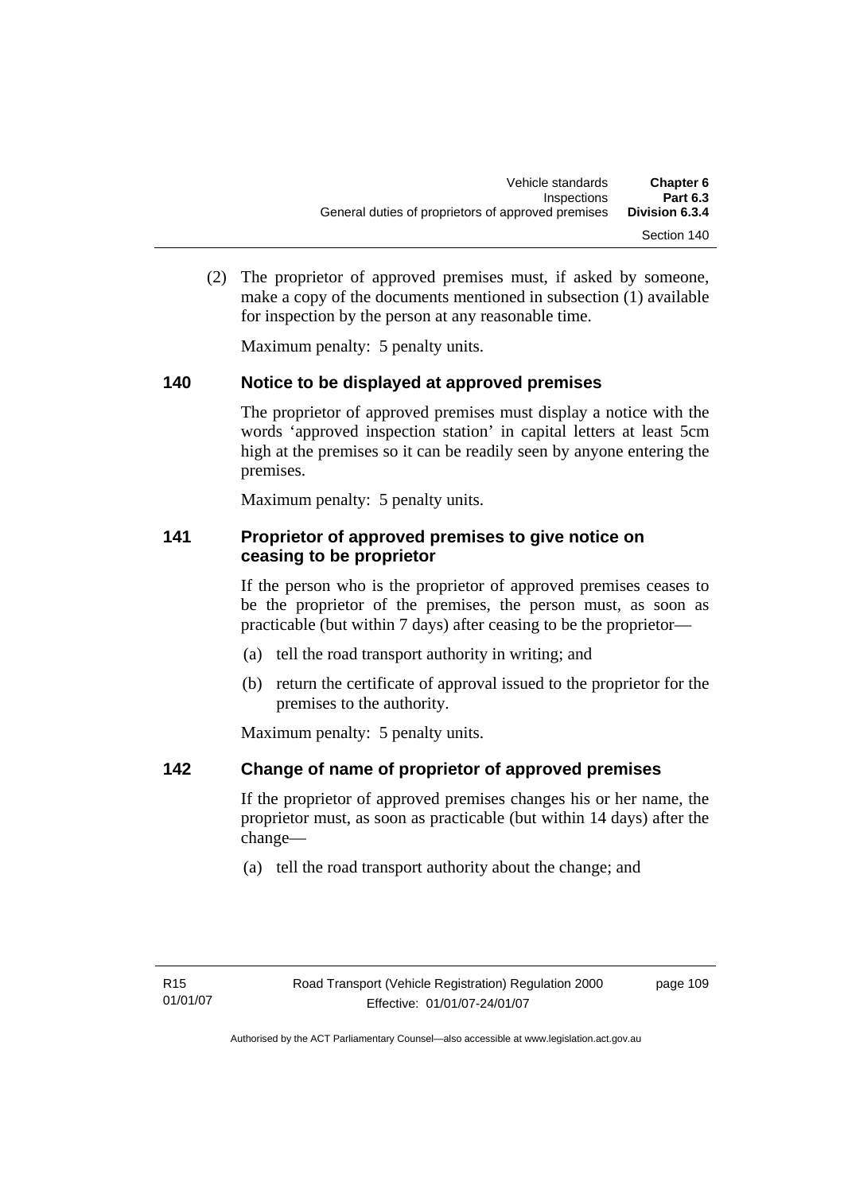(2) The proprietor of approved premises must, if asked by someone, make a copy of the documents mentioned in subsection (1) available for inspection by the person at any reasonable time.

Maximum penalty: 5 penalty units.

### 140 Notice to be displayed at approved premises

The proprietor of approved premises must display a notice with the words 'approved inspection station' in capital letters at least 5cm high at the premises so it can be readily seen by anyone entering the premises.

Maximum penalty: 5 penalty units.

### 141 Proprietor of approved premises to give notice on ceasing to be proprietor

If the person who is the proprietor of approved premises ceases to be the proprietor of the premises, the person must, as soon as practicable (but within 7 days) after ceasing to be the proprietor—

(a) tell the road transport authority in writing; and

(b) return the certificate of approval issued to the proprietor for the premises to the authority.

Maximum penalty: 5 penalty units.

### 142 Change of name of proprietor of approved premises

If the proprietor of approved premises changes his or her name, the proprietor must, as soon as practicable (but within 14 days) after the change—

(a) tell the road transport authority about the change; and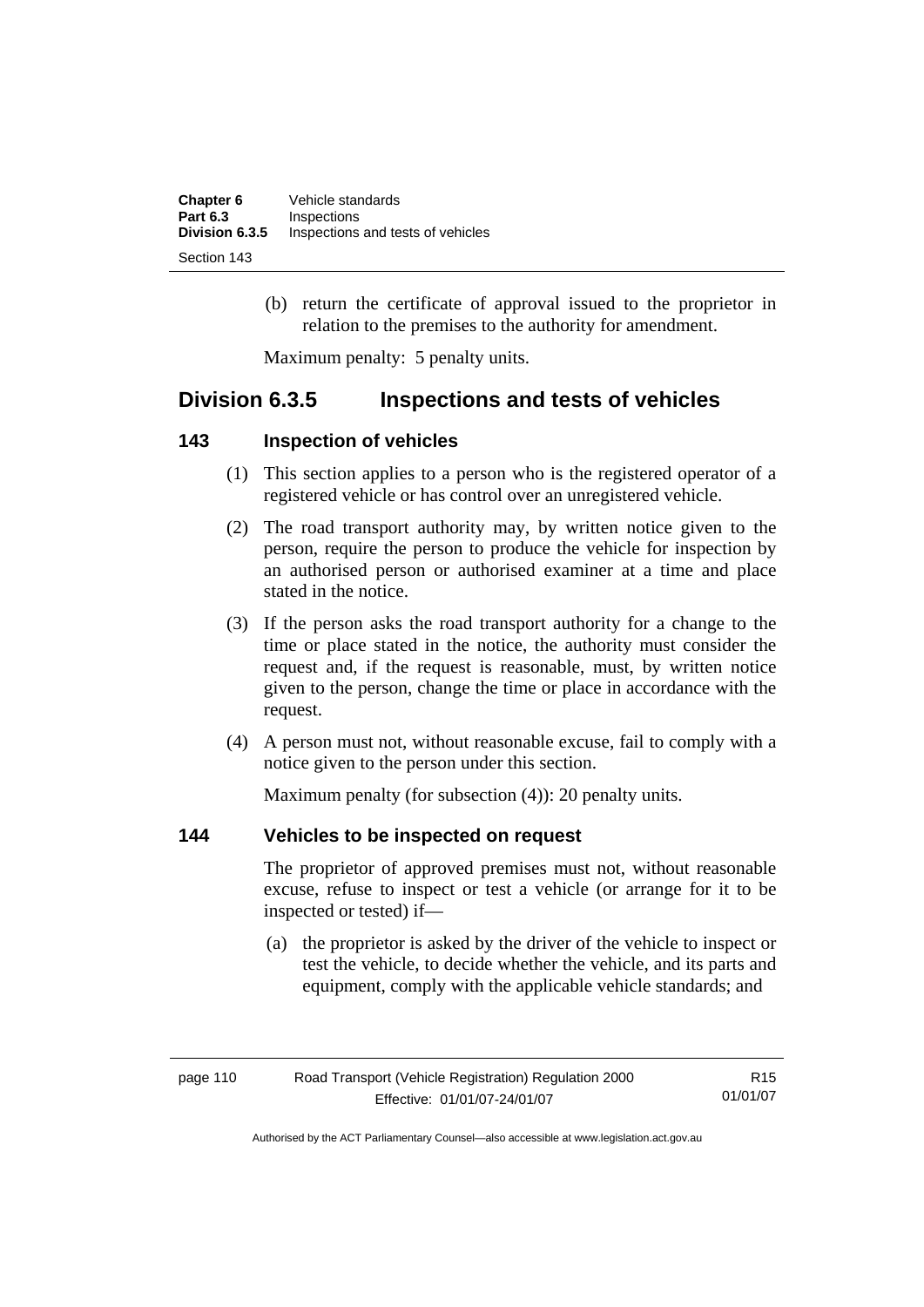(b) return the certificate of approval issued to the proprietor in relation to the premises to the authority for amendment.

Maximum penalty: 5 penalty units.

## Division 6.3.5 Inspections and tests of vehicles

### 143 Inspection of vehicles

(1) This section applies to a person who is the registered operator of a registered vehicle or has control over an unregistered vehicle.

(2) The road transport authority may, by written notice given to the person, require the person to produce the vehicle for inspection by an authorised person or authorised examiner at a time and place stated in the notice.

(3) If the person asks the road transport authority for a change to the time or place stated in the notice, the authority must consider the request and, if the request is reasonable, must, by written notice given to the person, change the time or place in accordance with the request.

(4) A person must not, without reasonable excuse, fail to comply with a notice given to the person under this section.

Maximum penalty (for subsection (4)): 20 penalty units.

### 144 Vehicles to be inspected on request

The proprietor of approved premises must not, without reasonable excuse, refuse to inspect or test a vehicle (or arrange for it to be inspected or tested) if—

(a) the proprietor is asked by the driver of the vehicle to inspect or test the vehicle, to decide whether the vehicle, and its parts and equipment, comply with the applicable vehicle standards; and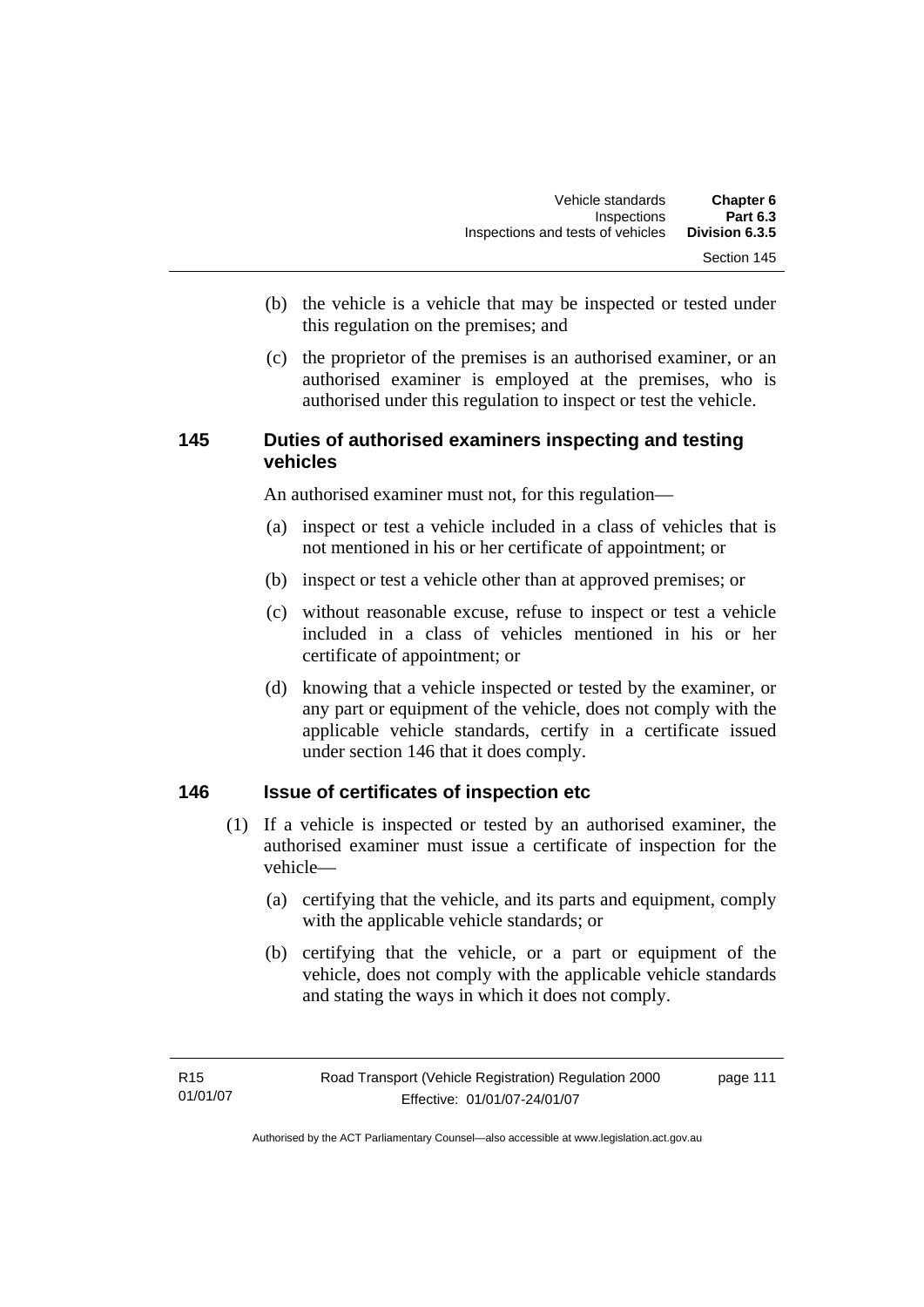(b) the vehicle is a vehicle that may be inspected or tested under this regulation on the premises; and

(c) the proprietor of the premises is an authorised examiner, or an authorised examiner is employed at the premises, who is authorised under this regulation to inspect or test the vehicle.

### 145 Duties of authorised examiners inspecting and testing vehicles

An authorised examiner must not, for this regulation—

(a) inspect or test a vehicle included in a class of vehicles that is not mentioned in his or her certificate of appointment; or

(b) inspect or test a vehicle other than at approved premises; or

(c) without reasonable excuse, refuse to inspect or test a vehicle included in a class of vehicles mentioned in his or her certificate of appointment; or

(d) knowing that a vehicle inspected or tested by the examiner, or any part or equipment of the vehicle, does not comply with the applicable vehicle standards, certify in a certificate issued under section 146 that it does comply.

### 146 Issue of certificates of inspection etc

(1) If a vehicle is inspected or tested by an authorised examiner, the authorised examiner must issue a certificate of inspection for the vehicle—

(a) certifying that the vehicle, and its parts and equipment, comply with the applicable vehicle standards; or

(b) certifying that the vehicle, or a part or equipment of the vehicle, does not comply with the applicable vehicle standards and stating the ways in which it does not comply.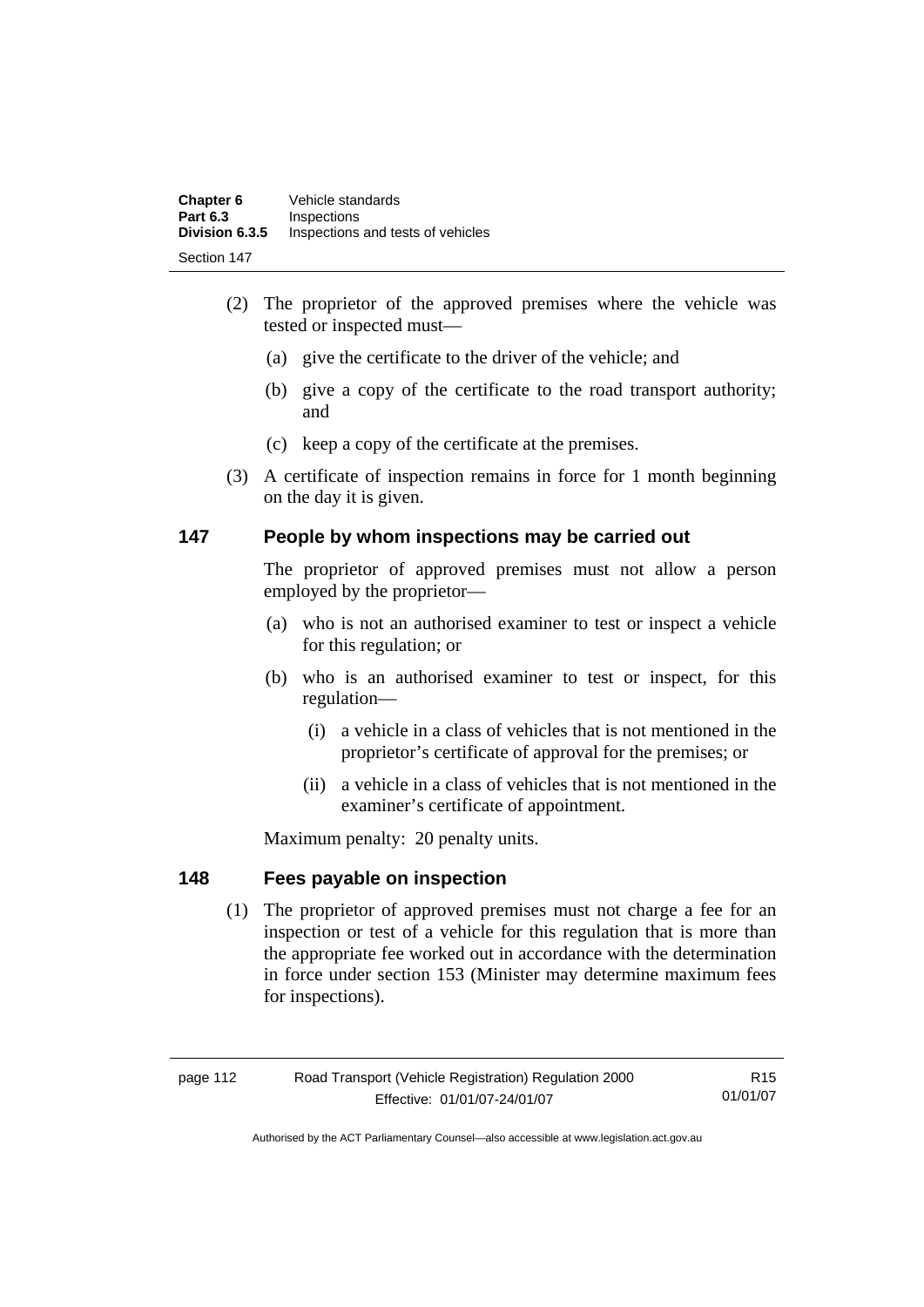(2) The proprietor of the approved premises where the vehicle was tested or inspected must—

(a) give the certificate to the driver of the vehicle; and

(b) give a copy of the certificate to the road transport authority; and

(c) keep a copy of the certificate at the premises.

(3) A certificate of inspection remains in force for 1 month beginning on the day it is given.

## 147 People by whom inspections may be carried out

The proprietor of approved premises must not allow a person employed by the proprietor—

(a) who is not an authorised examiner to test or inspect a vehicle for this regulation; or

(b) who is an authorised examiner to test or inspect, for this regulation—

(i) a vehicle in a class of vehicles that is not mentioned in the proprietor's certificate of approval for the premises; or

(ii) a vehicle in a class of vehicles that is not mentioned in the examiner's certificate of appointment.

Maximum penalty: 20 penalty units.

## 148 Fees payable on inspection

(1) The proprietor of approved premises must not charge a fee for an inspection or test of a vehicle for this regulation that is more than the appropriate fee worked out in accordance with the determination in force under section 153 (Minister may determine maximum fees for inspections).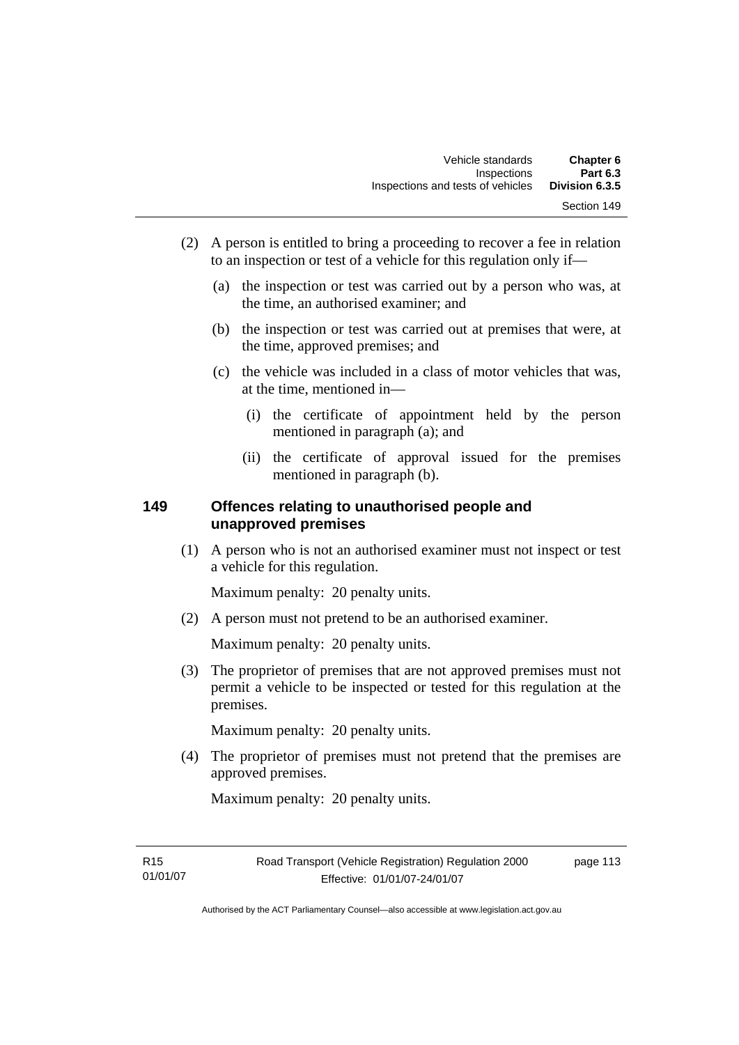(2) A person is entitled to bring a proceeding to recover a fee in relation to an inspection or test of a vehicle for this regulation only if—

(a) the inspection or test was carried out by a person who was, at the time, an authorised examiner; and

(b) the inspection or test was carried out at premises that were, at the time, approved premises; and

(c) the vehicle was included in a class of motor vehicles that was, at the time, mentioned in—

(i) the certificate of appointment held by the person mentioned in paragraph (a); and

(ii) the certificate of approval issued for the premises mentioned in paragraph (b).

### 149 Offences relating to unauthorised people and unapproved premises

(1) A person who is not an authorised examiner must not inspect or test a vehicle for this regulation.

Maximum penalty: 20 penalty units.

(2) A person must not pretend to be an authorised examiner.

Maximum penalty: 20 penalty units.

(3) The proprietor of premises that are not approved premises must not permit a vehicle to be inspected or tested for this regulation at the premises.

Maximum penalty: 20 penalty units.

(4) The proprietor of premises must not pretend that the premises are approved premises.

Maximum penalty: 20 penalty units.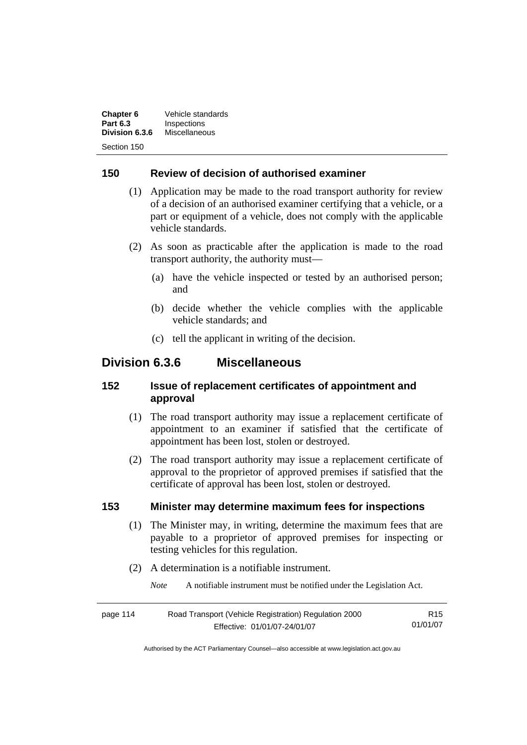### 150 Review of decision of authorised examiner

(1) Application may be made to the road transport authority for review of a decision of an authorised examiner certifying that a vehicle, or a part or equipment of a vehicle, does not comply with the applicable vehicle standards.

(2) As soon as practicable after the application is made to the road transport authority, the authority must—

(a) have the vehicle inspected or tested by an authorised person; and

(b) decide whether the vehicle complies with the applicable vehicle standards; and

(c) tell the applicant in writing of the decision.

## Division 6.3.6 Miscellaneous

### 152 Issue of replacement certificates of appointment and approval

(1) The road transport authority may issue a replacement certificate of appointment to an examiner if satisfied that the certificate of appointment has been lost, stolen or destroyed.

(2) The road transport authority may issue a replacement certificate of approval to the proprietor of approved premises if satisfied that the certificate of approval has been lost, stolen or destroyed.

### 153 Minister may determine maximum fees for inspections

(1) The Minister may, in writing, determine the maximum fees that are payable to a proprietor of approved premises for inspecting or testing vehicles for this regulation.

(2) A determination is a notifiable instrument.

*Note* A notifiable instrument must be notified under the Legislation Act.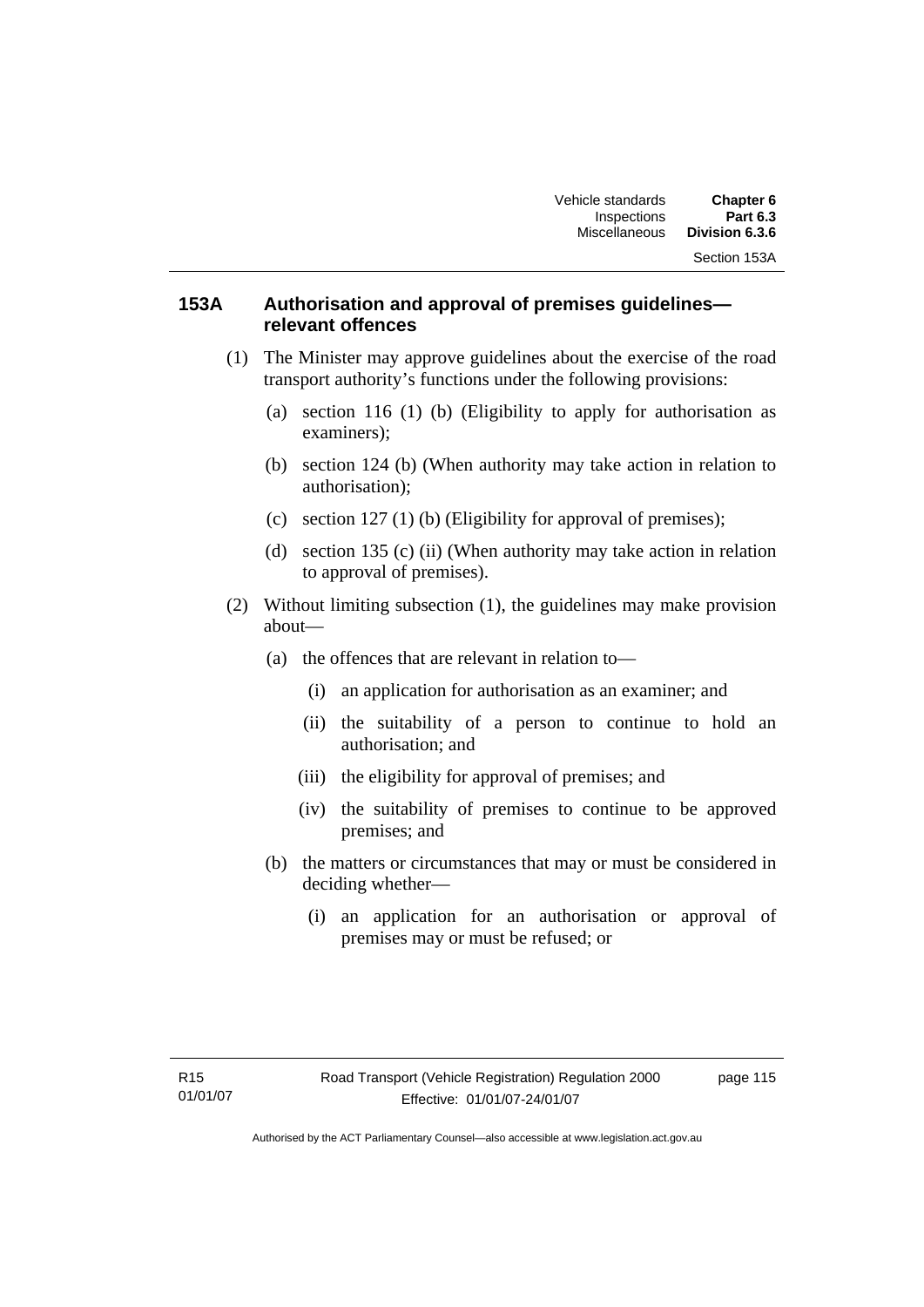### 153A Authorisation and approval of premises guidelines—relevant offences

(1) The Minister may approve guidelines about the exercise of the road transport authority's functions under the following provisions:

(a) section 116 (1) (b) (Eligibility to apply for authorisation as examiners);

(b) section 124 (b) (When authority may take action in relation to authorisation);

(c) section 127 (1) (b) (Eligibility for approval of premises);

(d) section 135 (c) (ii) (When authority may take action in relation to approval of premises).

(2) Without limiting subsection (1), the guidelines may make provision about—

(a) the offences that are relevant in relation to—

(i) an application for authorisation as an examiner; and

(ii) the suitability of a person to continue to hold an authorisation; and

(iii) the eligibility for approval of premises; and

(iv) the suitability of premises to continue to be approved premises; and

(b) the matters or circumstances that may or must be considered in deciding whether—

(i) an application for an authorisation or approval of premises may or must be refused; or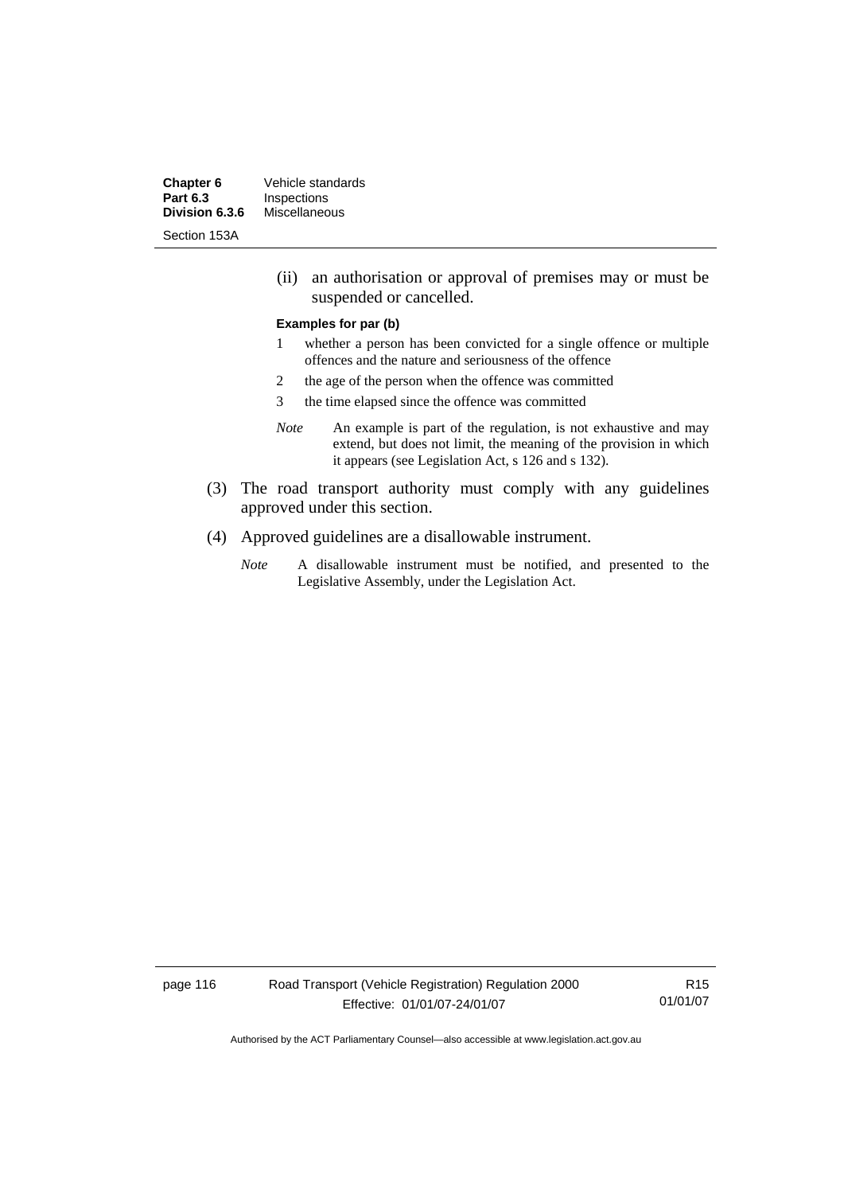(ii) an authorisation or approval of premises may or must be suspended or cancelled.

**Examples for par (b)**

1 whether a person has been convicted for a single offence or multiple offences and the nature and seriousness of the offence

2 the age of the person when the offence was committed

3 the time elapsed since the offence was committed

*Note* An example is part of the regulation, is not exhaustive and may extend, but does not limit, the meaning of the provision in which it appears (see Legislation Act, s 126 and s 132).

(3) The road transport authority must comply with any guidelines approved under this section.

(4) Approved guidelines are a disallowable instrument.

*Note* A disallowable instrument must be notified, and presented to the Legislative Assembly, under the Legislation Act.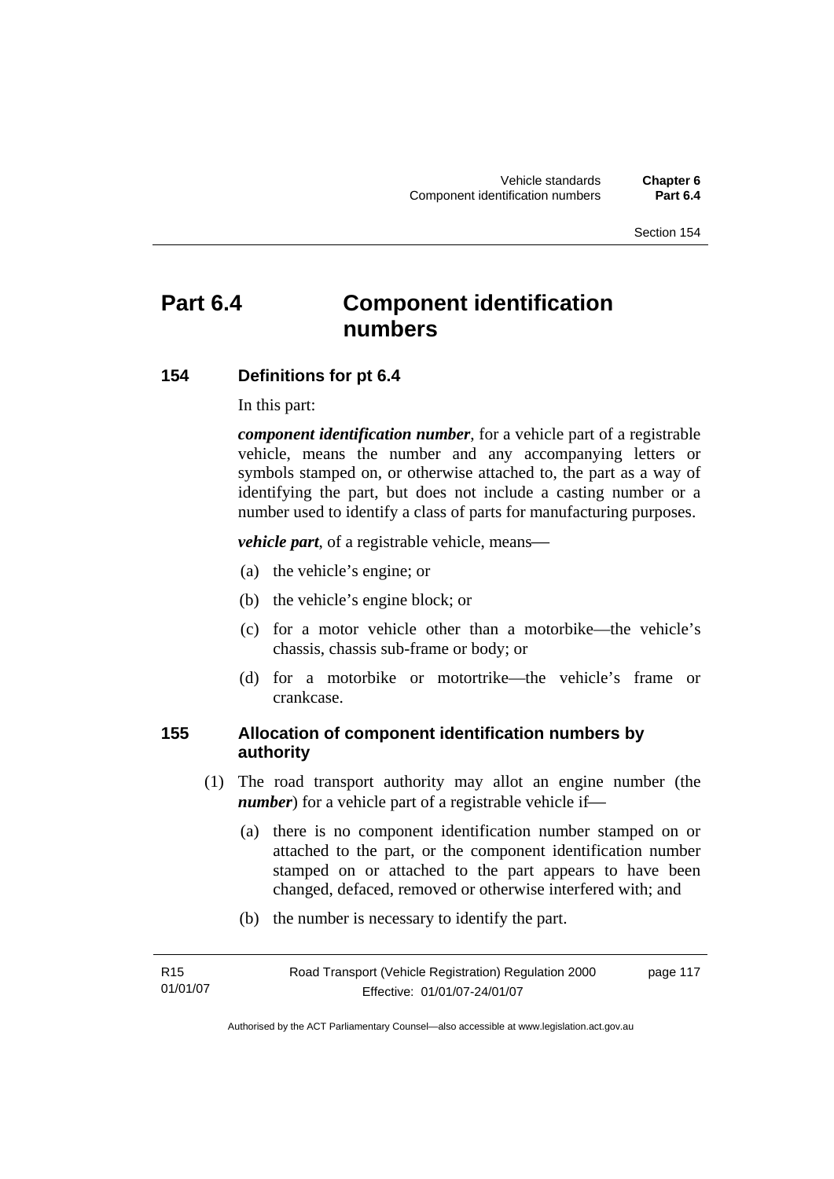# Part 6.4 Component identification numbers

## 154 Definitions for pt 6.4

In this part:

***component identification number***, for a vehicle part of a registrable vehicle, means the number and any accompanying letters or symbols stamped on, or otherwise attached to, the part as a way of identifying the part, but does not include a casting number or a number used to identify a class of parts for manufacturing purposes.

***vehicle part***, of a registrable vehicle, means—

(a) the vehicle's engine; or

(b) the vehicle's engine block; or

(c) for a motor vehicle other than a motorbike—the vehicle's chassis, chassis sub-frame or body; or

(d) for a motorbike or motortrike—the vehicle's frame or crankcase.

## 155 Allocation of component identification numbers by authority

(1) The road transport authority may allot an engine number (the ***number***) for a vehicle part of a registrable vehicle if—

(a) there is no component identification number stamped on or attached to the part, or the component identification number stamped on or attached to the part appears to have been changed, defaced, removed or otherwise interfered with; and

(b) the number is necessary to identify the part.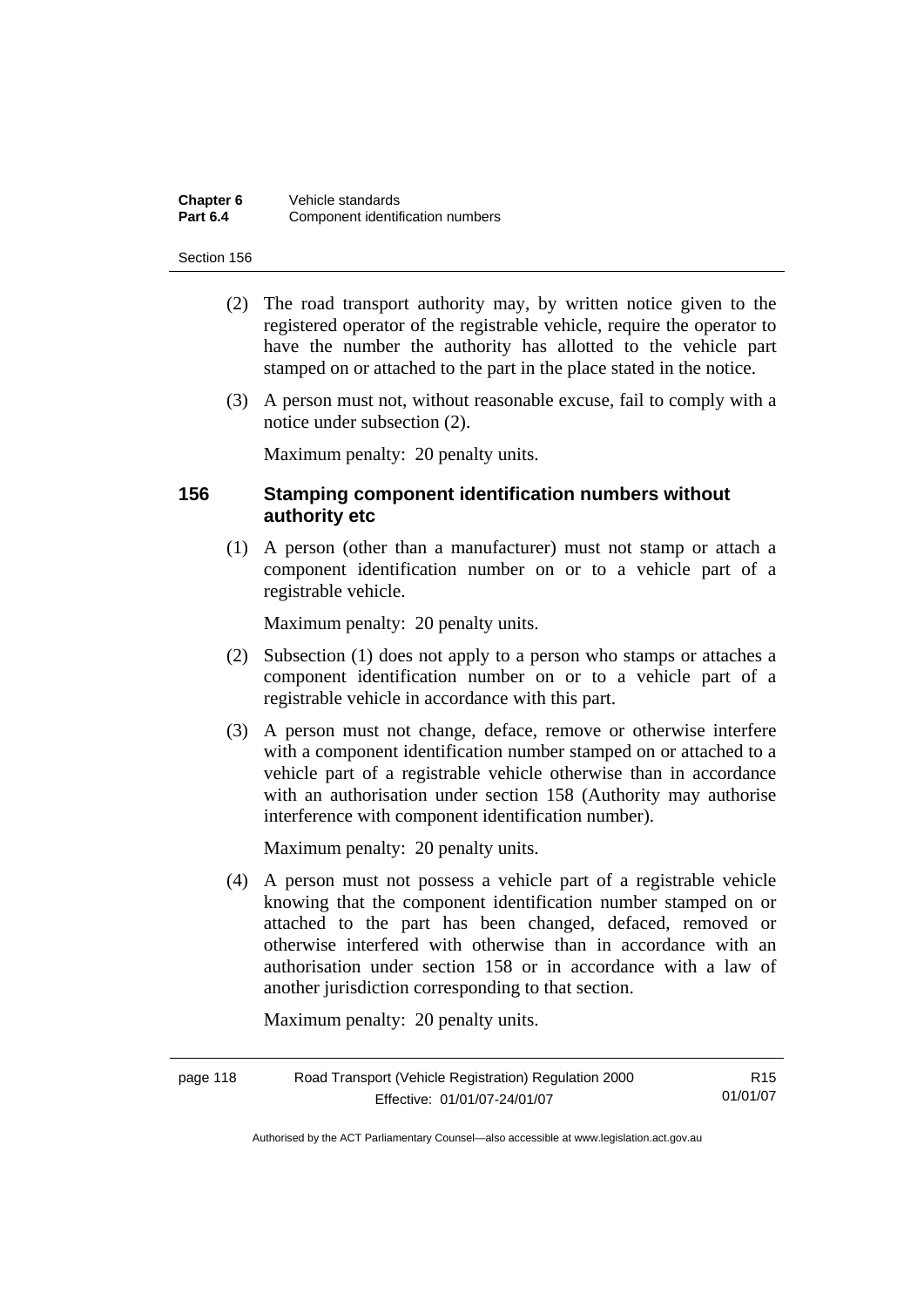(2) The road transport authority may, by written notice given to the registered operator of the registrable vehicle, require the operator to have the number the authority has allotted to the vehicle part stamped on or attached to the part in the place stated in the notice.

(3) A person must not, without reasonable excuse, fail to comply with a notice under subsection (2).

Maximum penalty: 20 penalty units.

### 156 Stamping component identification numbers without authority etc

(1) A person (other than a manufacturer) must not stamp or attach a component identification number on or to a vehicle part of a registrable vehicle.

Maximum penalty: 20 penalty units.

(2) Subsection (1) does not apply to a person who stamps or attaches a component identification number on or to a vehicle part of a registrable vehicle in accordance with this part.

(3) A person must not change, deface, remove or otherwise interfere with a component identification number stamped on or attached to a vehicle part of a registrable vehicle otherwise than in accordance with an authorisation under section 158 (Authority may authorise interference with component identification number).

Maximum penalty: 20 penalty units.

(4) A person must not possess a vehicle part of a registrable vehicle knowing that the component identification number stamped on or attached to the part has been changed, defaced, removed or otherwise interfered with otherwise than in accordance with an authorisation under section 158 or in accordance with a law of another jurisdiction corresponding to that section.

Maximum penalty: 20 penalty units.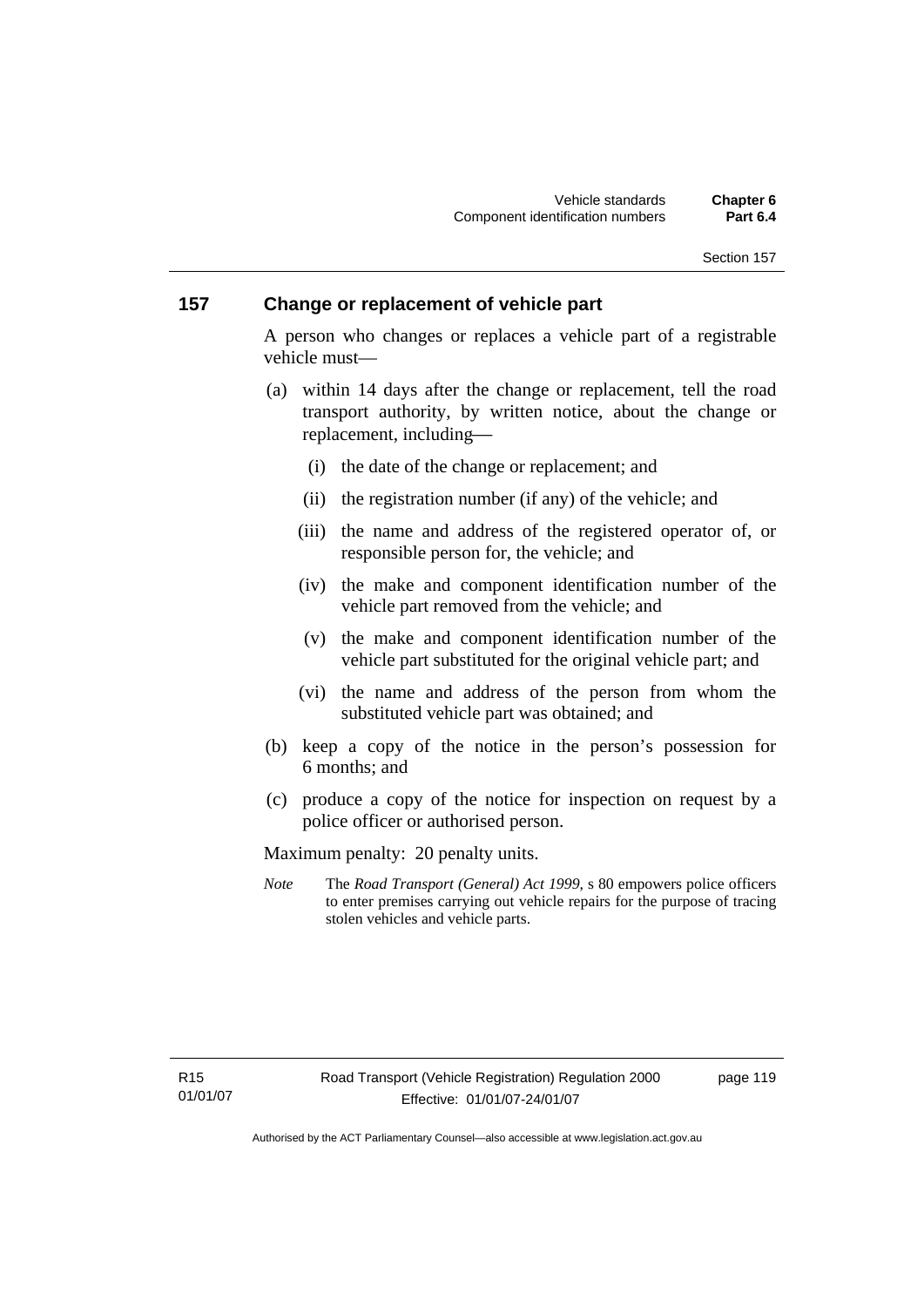## 157 Change or replacement of vehicle part

A person who changes or replaces a vehicle part of a registrable vehicle must—

(a) within 14 days after the change or replacement, tell the road transport authority, by written notice, about the change or replacement, including—

   (i) the date of the change or replacement; and

   (ii) the registration number (if any) of the vehicle; and

   (iii) the name and address of the registered operator of, or responsible person for, the vehicle; and

   (iv) the make and component identification number of the vehicle part removed from the vehicle; and

   (v) the make and component identification number of the vehicle part substituted for the original vehicle part; and

   (vi) the name and address of the person from whom the substituted vehicle part was obtained; and

(b) keep a copy of the notice in the person's possession for 6 months; and

(c) produce a copy of the notice for inspection on request by a police officer or authorised person.

Maximum penalty: 20 penalty units.

*Note* The *Road Transport (General) Act 1999*, s 80 empowers police officers to enter premises carrying out vehicle repairs for the purpose of tracing stolen vehicles and vehicle parts.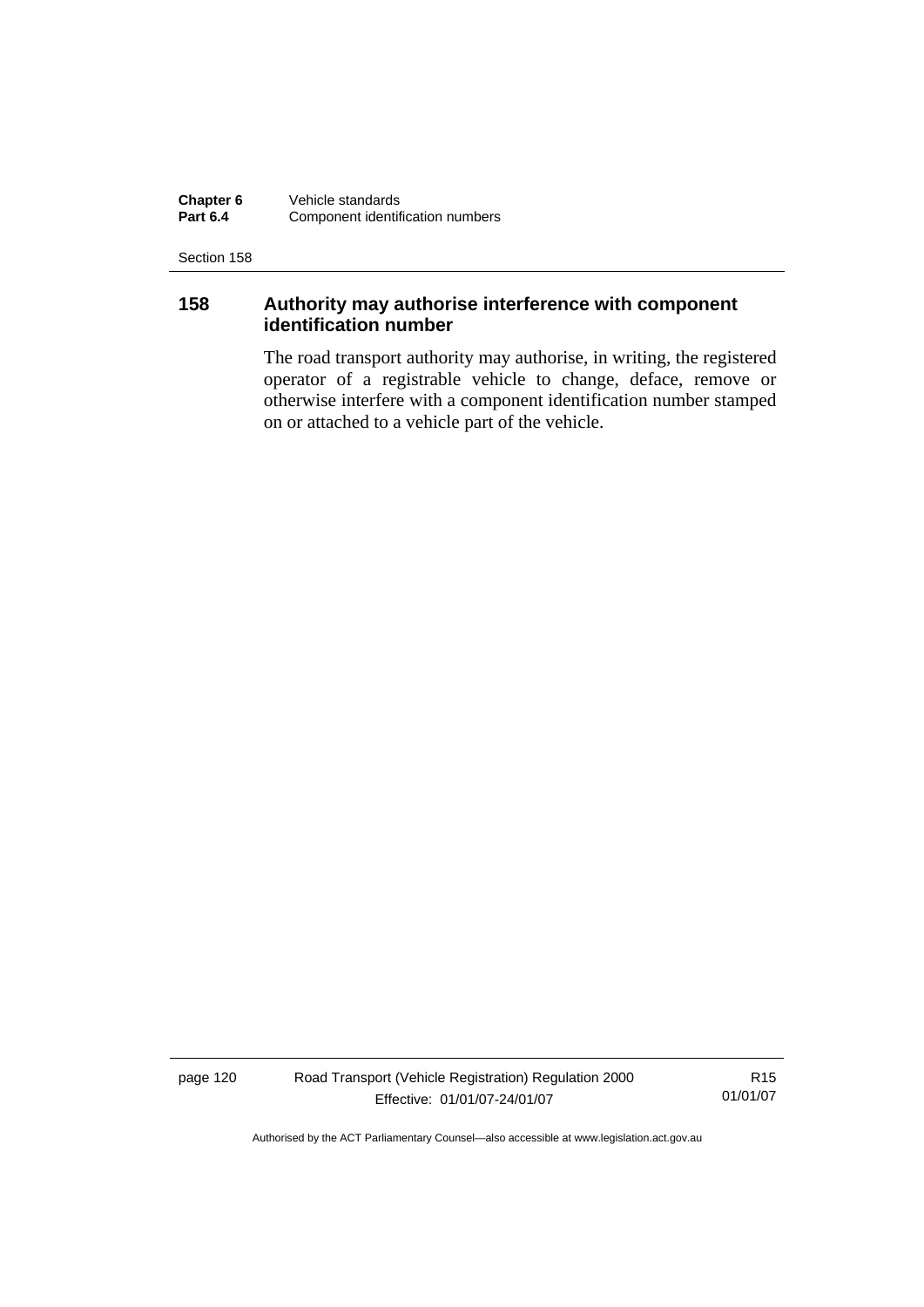## 158 Authority may authorise interference with component identification number

The road transport authority may authorise, in writing, the registered operator of a registrable vehicle to change, deface, remove or otherwise interfere with a component identification number stamped on or attached to a vehicle part of the vehicle.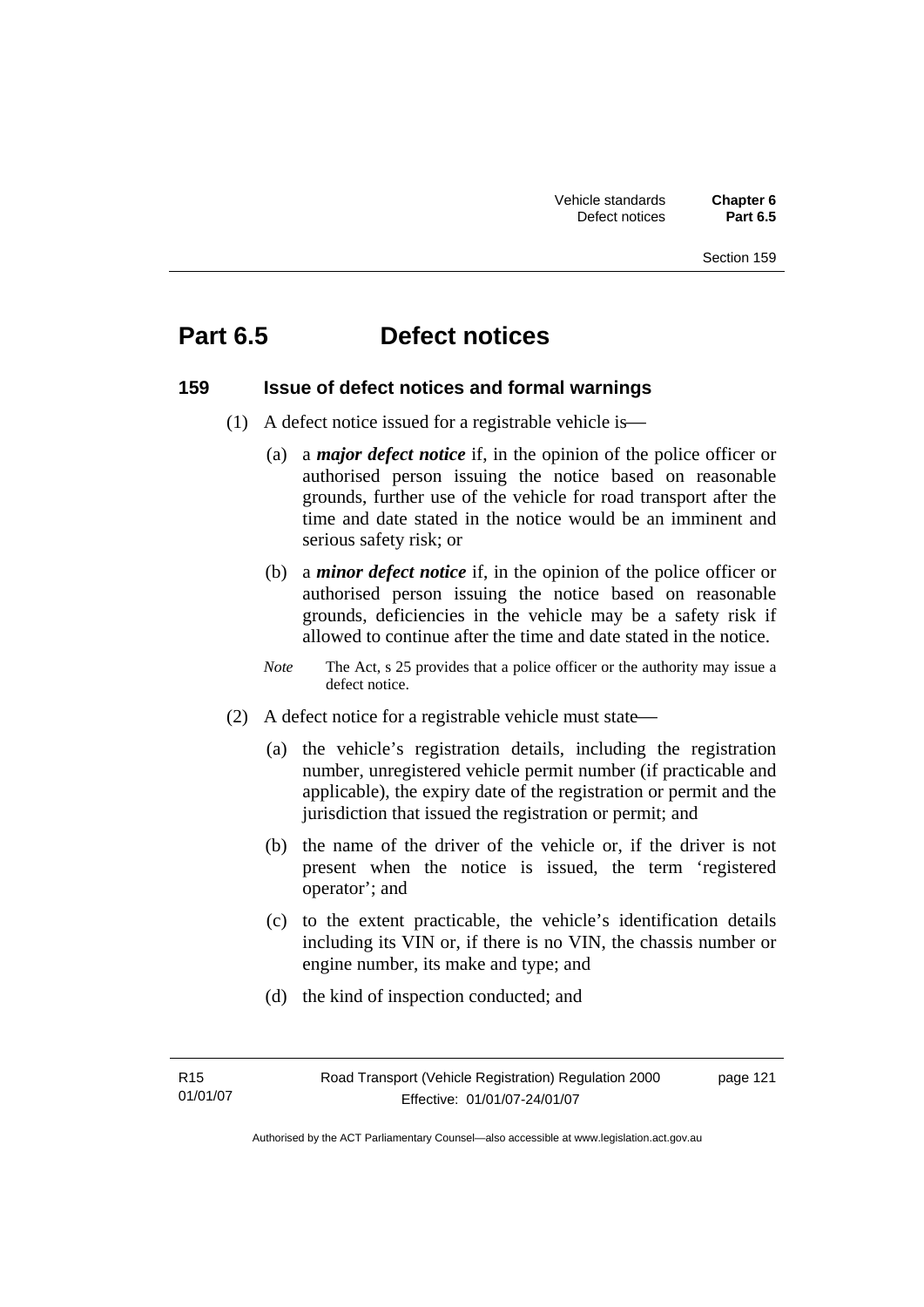# Part 6.5 Defect notices

## 159 Issue of defect notices and formal warnings

(1) A defect notice issued for a registrable vehicle is—

(a) a ***major defect notice*** if, in the opinion of the police officer or authorised person issuing the notice based on reasonable grounds, further use of the vehicle for road transport after the time and date stated in the notice would be an imminent and serious safety risk; or

(b) a ***minor defect notice*** if, in the opinion of the police officer or authorised person issuing the notice based on reasonable grounds, deficiencies in the vehicle may be a safety risk if allowed to continue after the time and date stated in the notice.

*Note* The Act, s 25 provides that a police officer or the authority may issue a defect notice.

(2) A defect notice for a registrable vehicle must state—

(a) the vehicle's registration details, including the registration number, unregistered vehicle permit number (if practicable and applicable), the expiry date of the registration or permit and the jurisdiction that issued the registration or permit; and

(b) the name of the driver of the vehicle or, if the driver is not present when the notice is issued, the term 'registered operator'; and

(c) to the extent practicable, the vehicle's identification details including its VIN or, if there is no VIN, the chassis number or engine number, its make and type; and

(d) the kind of inspection conducted; and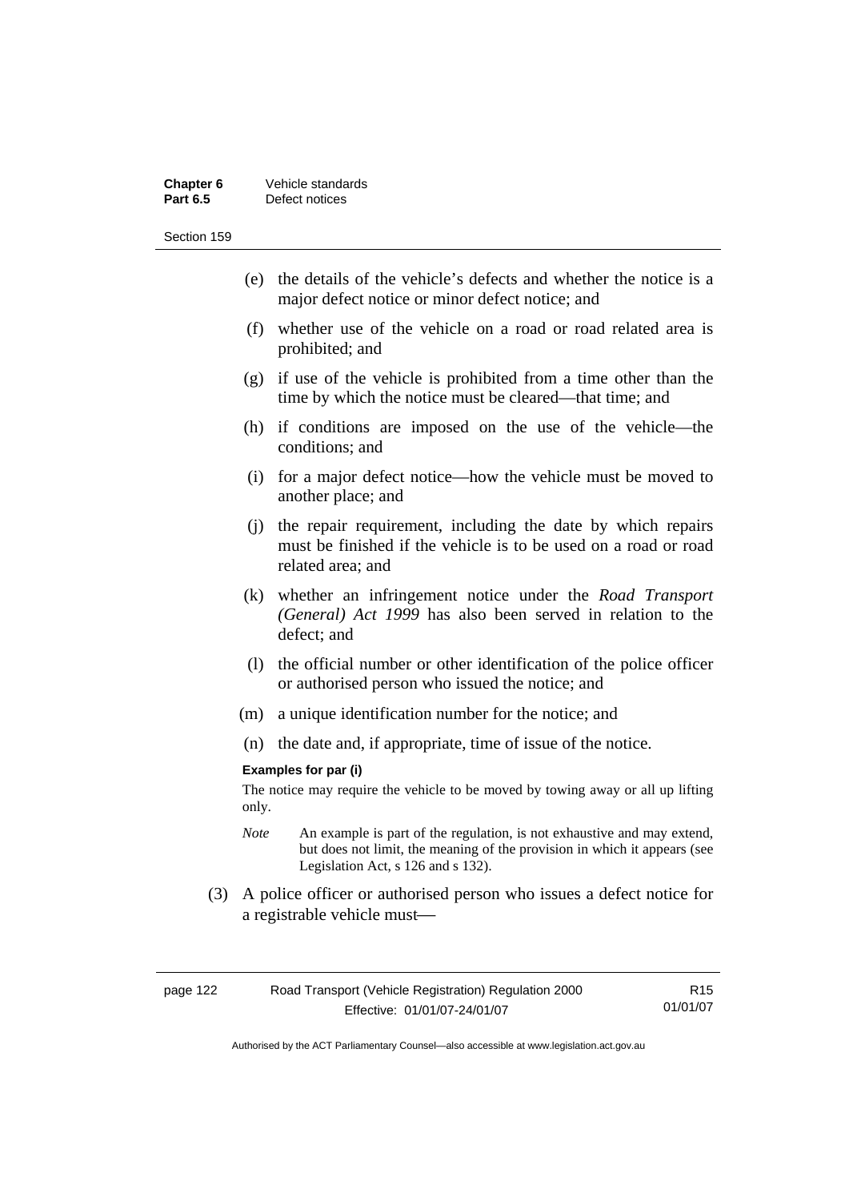(e) the details of the vehicle's defects and whether the notice is a major defect notice or minor defect notice; and

(f) whether use of the vehicle on a road or road related area is prohibited; and

(g) if use of the vehicle is prohibited from a time other than the time by which the notice must be cleared—that time; and

(h) if conditions are imposed on the use of the vehicle—the conditions; and

(i) for a major defect notice—how the vehicle must be moved to another place; and

(j) the repair requirement, including the date by which repairs must be finished if the vehicle is to be used on a road or road related area; and

(k) whether an infringement notice under the *Road Transport (General) Act 1999* has also been served in relation to the defect; and

(l) the official number or other identification of the police officer or authorised person who issued the notice; and

(m) a unique identification number for the notice; and

(n) the date and, if appropriate, time of issue of the notice.

**Examples for par (i)**

The notice may require the vehicle to be moved by towing away or all up lifting only.

*Note* An example is part of the regulation, is not exhaustive and may extend, but does not limit, the meaning of the provision in which it appears (see Legislation Act, s 126 and s 132).

(3) A police officer or authorised person who issues a defect notice for a registrable vehicle must—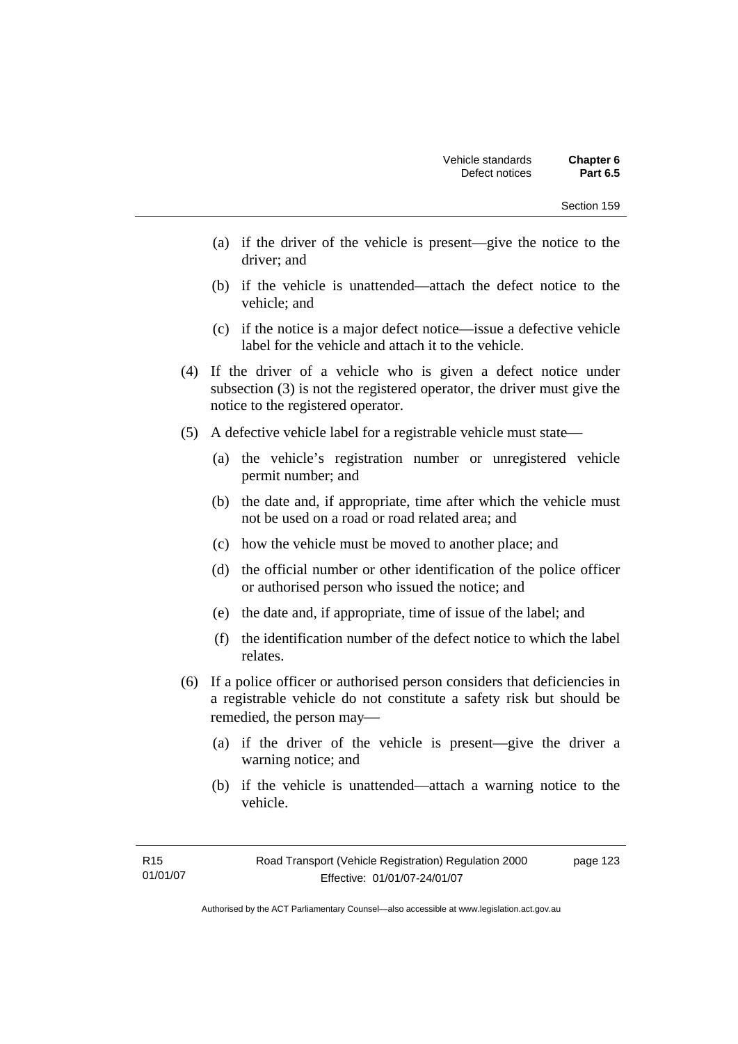(a) if the driver of the vehicle is present—give the notice to the driver; and

(b) if the vehicle is unattended—attach the defect notice to the vehicle; and

(c) if the notice is a major defect notice—issue a defective vehicle label for the vehicle and attach it to the vehicle.

(4) If the driver of a vehicle who is given a defect notice under subsection (3) is not the registered operator, the driver must give the notice to the registered operator.

(5) A defective vehicle label for a registrable vehicle must state—

(a) the vehicle's registration number or unregistered vehicle permit number; and

(b) the date and, if appropriate, time after which the vehicle must not be used on a road or road related area; and

(c) how the vehicle must be moved to another place; and

(d) the official number or other identification of the police officer or authorised person who issued the notice; and

(e) the date and, if appropriate, time of issue of the label; and

(f) the identification number of the defect notice to which the label relates.

(6) If a police officer or authorised person considers that deficiencies in a registrable vehicle do not constitute a safety risk but should be remedied, the person may—

(a) if the driver of the vehicle is present—give the driver a warning notice; and

(b) if the vehicle is unattended—attach a warning notice to the vehicle.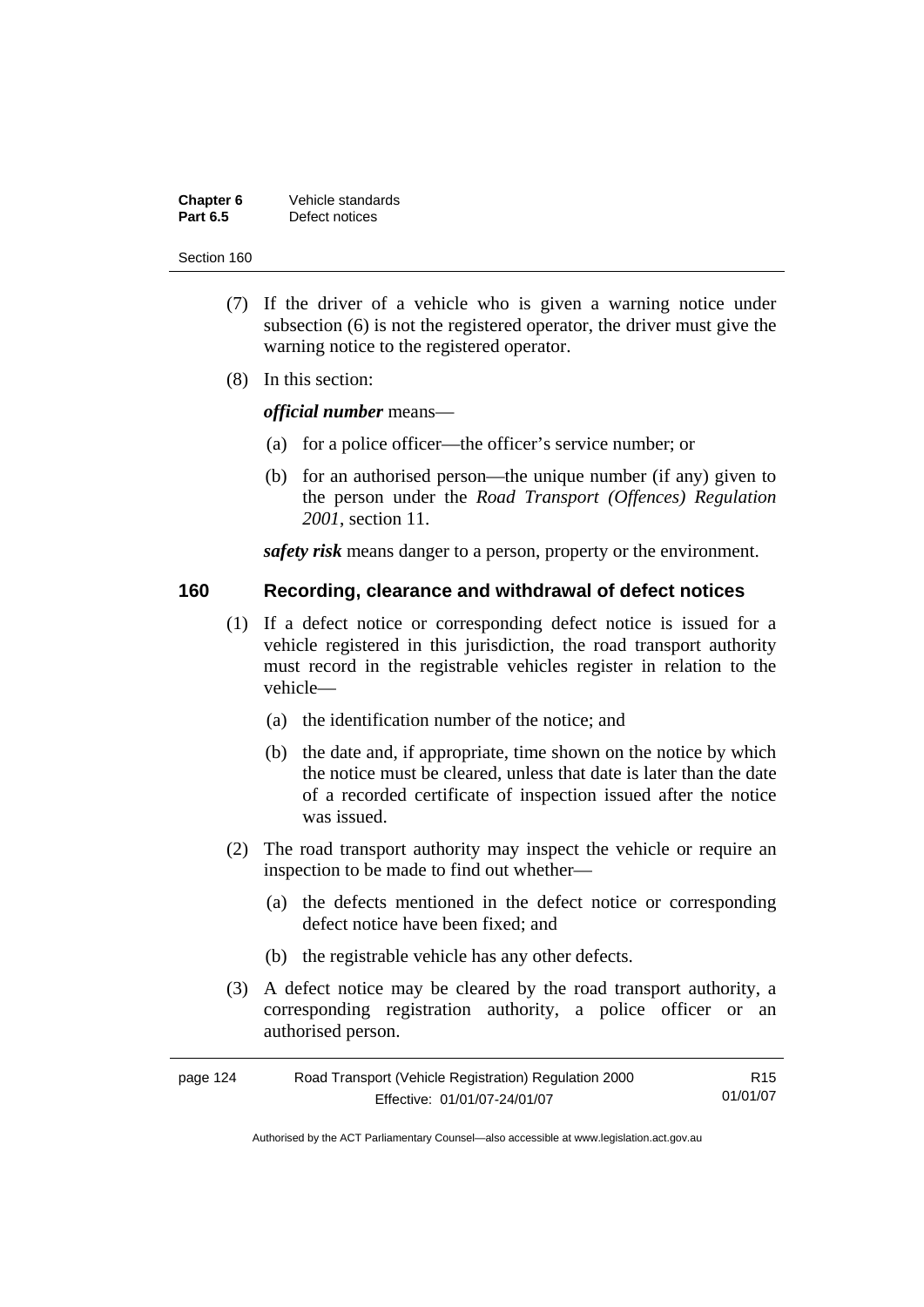(7) If the driver of a vehicle who is given a warning notice under subsection (6) is not the registered operator, the driver must give the warning notice to the registered operator.

(8) In this section:

***official number*** means—

(a) for a police officer—the officer's service number; or

(b) for an authorised person—the unique number (if any) given to the person under the *Road Transport (Offences) Regulation 2001*, section 11.

***safety risk*** means danger to a person, property or the environment.

## 160 Recording, clearance and withdrawal of defect notices

(1) If a defect notice or corresponding defect notice is issued for a vehicle registered in this jurisdiction, the road transport authority must record in the registrable vehicles register in relation to the vehicle—

(a) the identification number of the notice; and

(b) the date and, if appropriate, time shown on the notice by which the notice must be cleared, unless that date is later than the date of a recorded certificate of inspection issued after the notice was issued.

(2) The road transport authority may inspect the vehicle or require an inspection to be made to find out whether—

(a) the defects mentioned in the defect notice or corresponding defect notice have been fixed; and

(b) the registrable vehicle has any other defects.

(3) A defect notice may be cleared by the road transport authority, a corresponding registration authority, a police officer or an authorised person.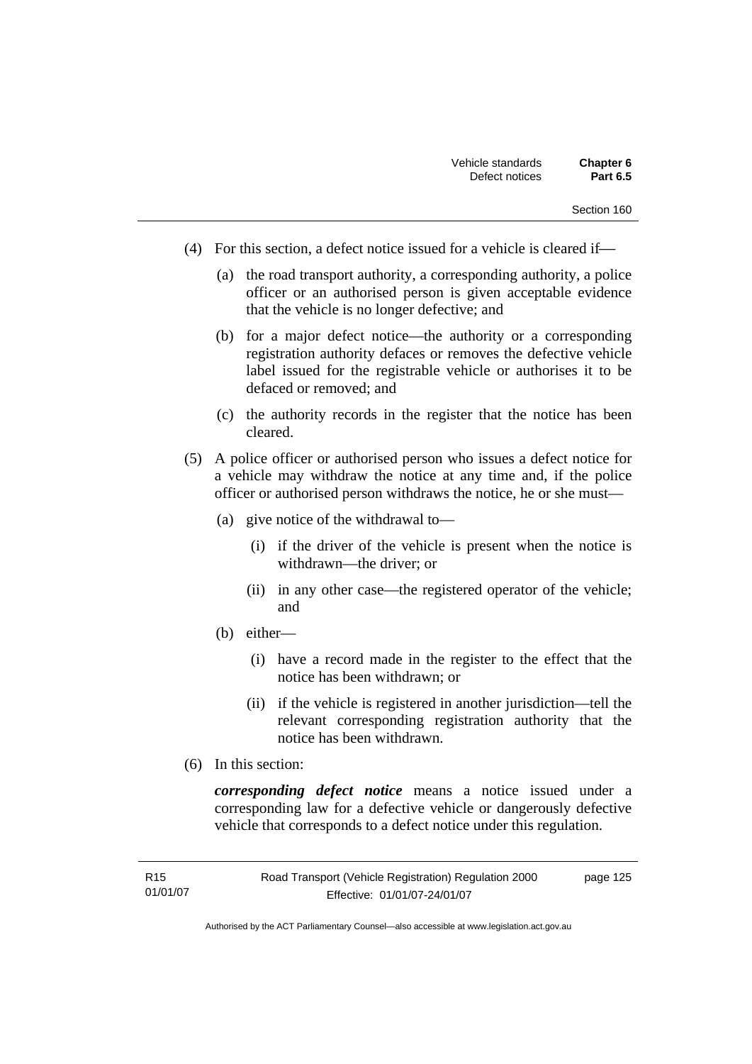(4) For this section, a defect notice issued for a vehicle is cleared if—

   (a) the road transport authority, a corresponding authority, a police officer or an authorised person is given acceptable evidence that the vehicle is no longer defective; and

   (b) for a major defect notice—the authority or a corresponding registration authority defaces or removes the defective vehicle label issued for the registrable vehicle or authorises it to be defaced or removed; and

   (c) the authority records in the register that the notice has been cleared.

(5) A police officer or authorised person who issues a defect notice for a vehicle may withdraw the notice at any time and, if the police officer or authorised person withdraws the notice, he or she must—

   (a) give notice of the withdrawal to—

      (i) if the driver of the vehicle is present when the notice is withdrawn—the driver; or

      (ii) in any other case—the registered operator of the vehicle; and

   (b) either—

      (i) have a record made in the register to the effect that the notice has been withdrawn; or

      (ii) if the vehicle is registered in another jurisdiction—tell the relevant corresponding registration authority that the notice has been withdrawn.

(6) In this section:

***corresponding defect notice*** means a notice issued under a corresponding law for a defective vehicle or dangerously defective vehicle that corresponds to a defect notice under this regulation.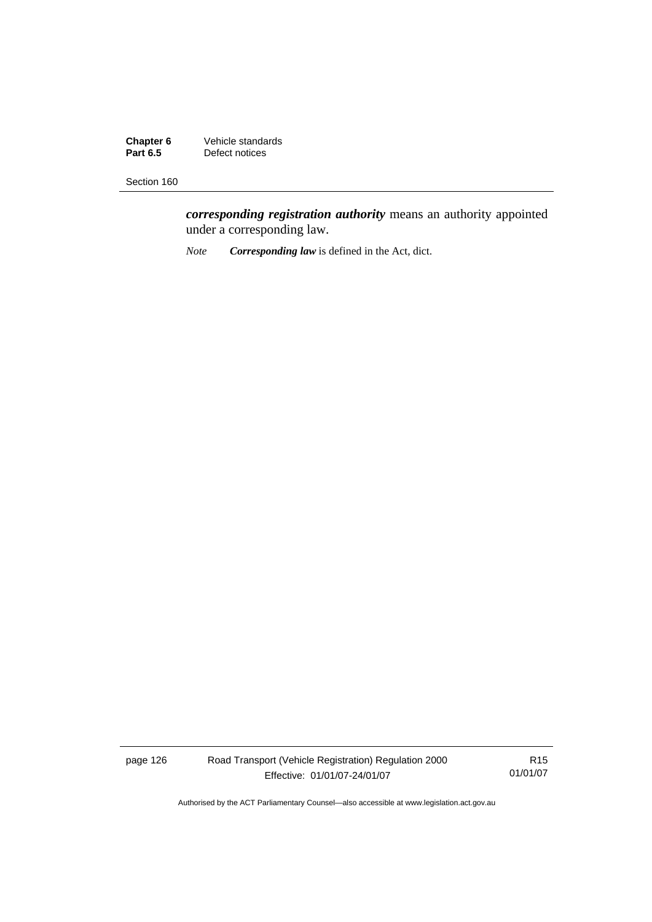***corresponding registration authority*** means an authority appointed under a corresponding law.

*Note* ***Corresponding law*** is defined in the Act, dict.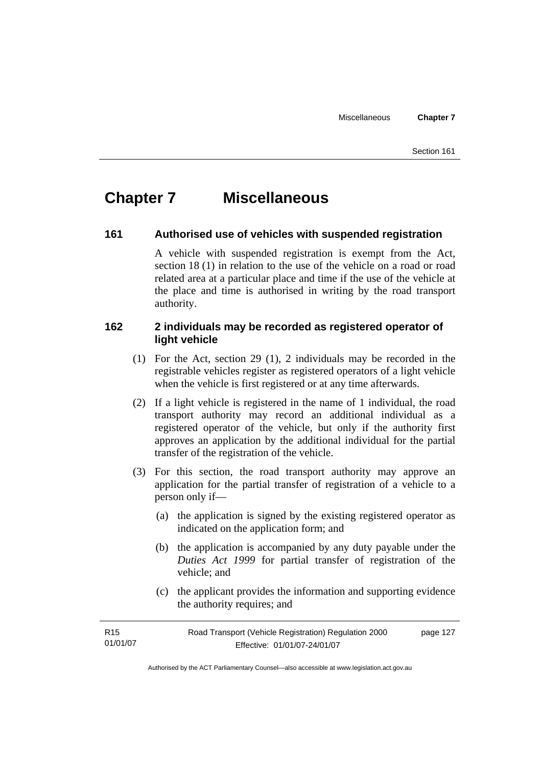# Chapter 7 Miscellaneous

### 161 Authorised use of vehicles with suspended registration

A vehicle with suspended registration is exempt from the Act, section 18 (1) in relation to the use of the vehicle on a road or road related area at a particular place and time if the use of the vehicle at the place and time is authorised in writing by the road transport authority.

### 162 2 individuals may be recorded as registered operator of light vehicle

(1) For the Act, section 29 (1), 2 individuals may be recorded in the registrable vehicles register as registered operators of a light vehicle when the vehicle is first registered or at any time afterwards.

(2) If a light vehicle is registered in the name of 1 individual, the road transport authority may record an additional individual as a registered operator of the vehicle, but only if the authority first approves an application by the additional individual for the partial transfer of the registration of the vehicle.

(3) For this section, the road transport authority may approve an application for the partial transfer of registration of a vehicle to a person only if—

(a) the application is signed by the existing registered operator as indicated on the application form; and

(b) the application is accompanied by any duty payable under the *Duties Act 1999* for partial transfer of registration of the vehicle; and

(c) the applicant provides the information and supporting evidence the authority requires; and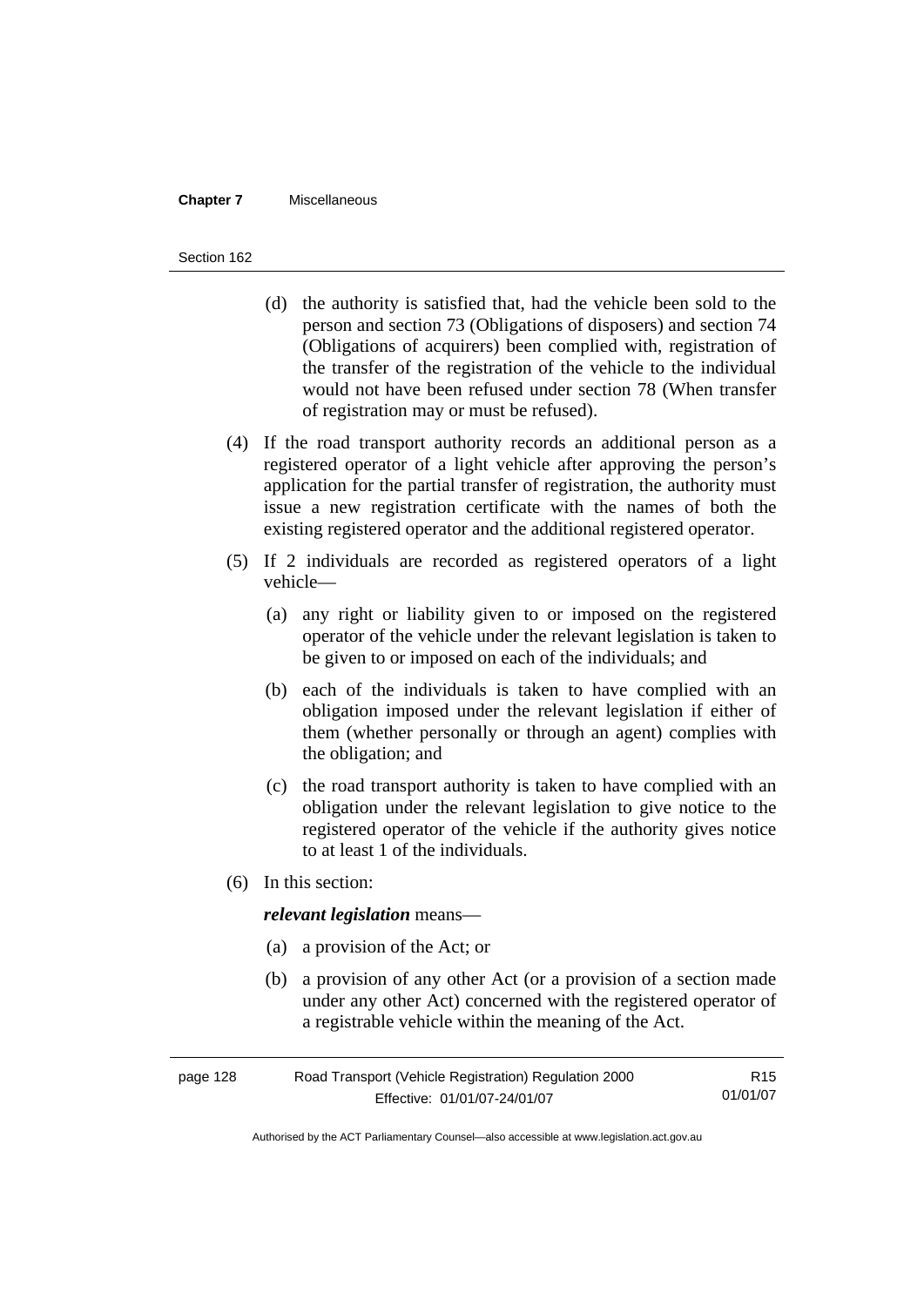(d) the authority is satisfied that, had the vehicle been sold to the person and section 73 (Obligations of disposers) and section 74 (Obligations of acquirers) been complied with, registration of the transfer of the registration of the vehicle to the individual would not have been refused under section 78 (When transfer of registration may or must be refused).

(4) If the road transport authority records an additional person as a registered operator of a light vehicle after approving the person's application for the partial transfer of registration, the authority must issue a new registration certificate with the names of both the existing registered operator and the additional registered operator.

(5) If 2 individuals are recorded as registered operators of a light vehicle—

(a) any right or liability given to or imposed on the registered operator of the vehicle under the relevant legislation is taken to be given to or imposed on each of the individuals; and

(b) each of the individuals is taken to have complied with an obligation imposed under the relevant legislation if either of them (whether personally or through an agent) complies with the obligation; and

(c) the road transport authority is taken to have complied with an obligation under the relevant legislation to give notice to the registered operator of the vehicle if the authority gives notice to at least 1 of the individuals.

(6) In this section:

***relevant legislation*** means—

(a) a provision of the Act; or

(b) a provision of any other Act (or a provision of a section made under any other Act) concerned with the registered operator of a registrable vehicle within the meaning of the Act.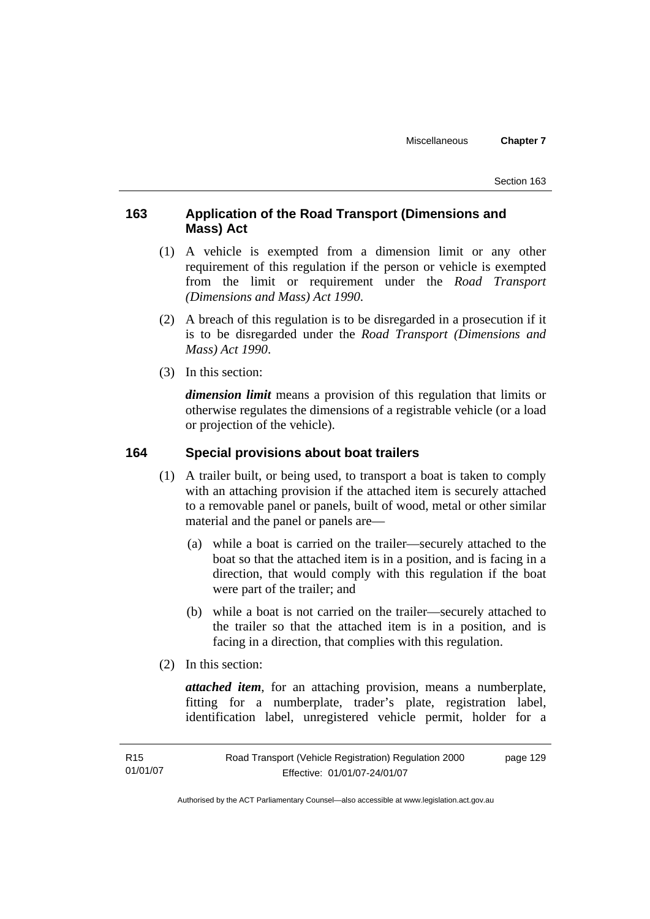### 163 Application of the Road Transport (Dimensions and Mass) Act

(1) A vehicle is exempted from a dimension limit or any other requirement of this regulation if the person or vehicle is exempted from the limit or requirement under the *Road Transport (Dimensions and Mass) Act 1990*.

(2) A breach of this regulation is to be disregarded in a prosecution if it is to be disregarded under the *Road Transport (Dimensions and Mass) Act 1990*.

(3) In this section:

***dimension limit*** means a provision of this regulation that limits or otherwise regulates the dimensions of a registrable vehicle (or a load or projection of the vehicle).

### 164 Special provisions about boat trailers

(1) A trailer built, or being used, to transport a boat is taken to comply with an attaching provision if the attached item is securely attached to a removable panel or panels, built of wood, metal or other similar material and the panel or panels are—

(a) while a boat is carried on the trailer—securely attached to the boat so that the attached item is in a position, and is facing in a direction, that would comply with this regulation if the boat were part of the trailer; and

(b) while a boat is not carried on the trailer—securely attached to the trailer so that the attached item is in a position, and is facing in a direction, that complies with this regulation.

(2) In this section:

***attached item***, for an attaching provision, means a numberplate, fitting for a numberplate, trader's plate, registration label, identification label, unregistered vehicle permit, holder for a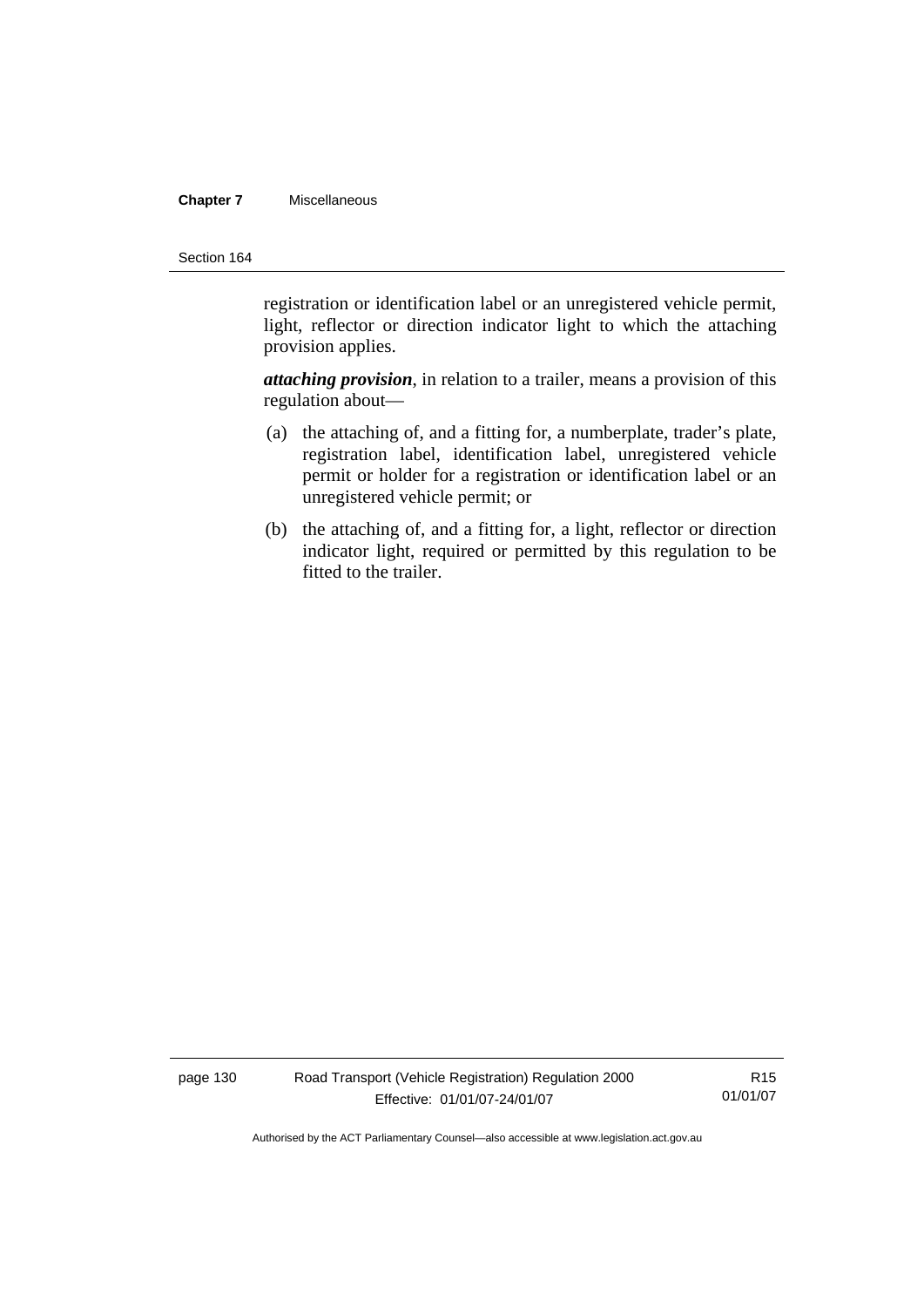registration or identification label or an unregistered vehicle permit, light, reflector or direction indicator light to which the attaching provision applies.

***attaching provision***, in relation to a trailer, means a provision of this regulation about—

(a) the attaching of, and a fitting for, a numberplate, trader's plate, registration label, identification label, unregistered vehicle permit or holder for a registration or identification label or an unregistered vehicle permit; or

(b) the attaching of, and a fitting for, a light, reflector or direction indicator light, required or permitted by this regulation to be fitted to the trailer.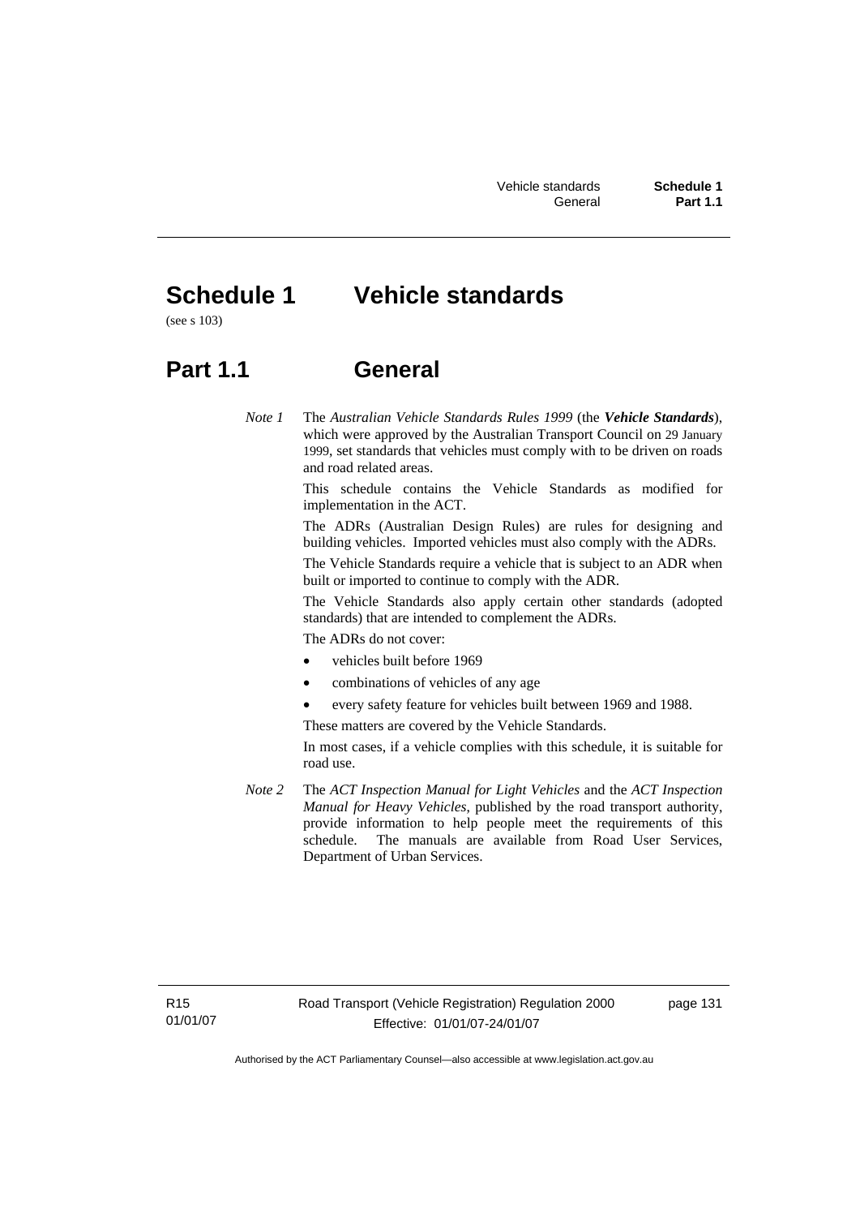# Schedule 1 Vehicle standards

(see s 103)

## Part 1.1 General

*Note 1* The *Australian Vehicle Standards Rules 1999* (the ***Vehicle Standards***), which were approved by the Australian Transport Council on 29 January 1999, set standards that vehicles must comply with to be driven on roads and road related areas.

This schedule contains the Vehicle Standards as modified for implementation in the ACT.

The ADRs (Australian Design Rules) are rules for designing and building vehicles. Imported vehicles must also comply with the ADRs.

The Vehicle Standards require a vehicle that is subject to an ADR when built or imported to continue to comply with the ADR.

The Vehicle Standards also apply certain other standards (adopted standards) that are intended to complement the ADRs.

The ADRs do not cover:

- vehicles built before 1969
- combinations of vehicles of any age
- every safety feature for vehicles built between 1969 and 1988.

These matters are covered by the Vehicle Standards.

In most cases, if a vehicle complies with this schedule, it is suitable for road use.

*Note 2* The *ACT Inspection Manual for Light Vehicles* and the *ACT Inspection Manual for Heavy Vehicles*, published by the road transport authority, provide information to help people meet the requirements of this schedule. The manuals are available from Road User Services, Department of Urban Services.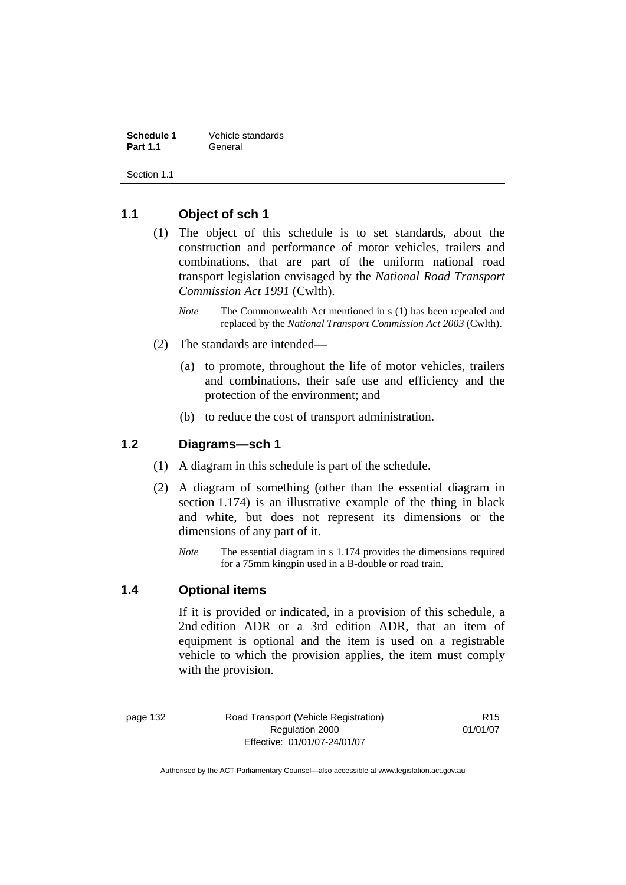## 1.1 Object of sch 1

(1) The object of this schedule is to set standards, about the construction and performance of motor vehicles, trailers and combinations, that are part of the uniform national road transport legislation envisaged by the *National Road Transport Commission Act 1991* (Cwlth).

*Note* The Commonwealth Act mentioned in s (1) has been repealed and replaced by the *National Transport Commission Act 2003* (Cwlth).

(2) The standards are intended—

(a) to promote, throughout the life of motor vehicles, trailers and combinations, their safe use and efficiency and the protection of the environment; and

(b) to reduce the cost of transport administration.

## 1.2 Diagrams—sch 1

(1) A diagram in this schedule is part of the schedule.

(2) A diagram of something (other than the essential diagram in section 1.174) is an illustrative example of the thing in black and white, but does not represent its dimensions or the dimensions of any part of it.

*Note* The essential diagram in s 1.174 provides the dimensions required for a 75mm kingpin used in a B-double or road train.

## 1.4 Optional items

If it is provided or indicated, in a provision of this schedule, a 2nd edition ADR or a 3rd edition ADR, that an item of equipment is optional and the item is used on a registrable vehicle to which the provision applies, the item must comply with the provision.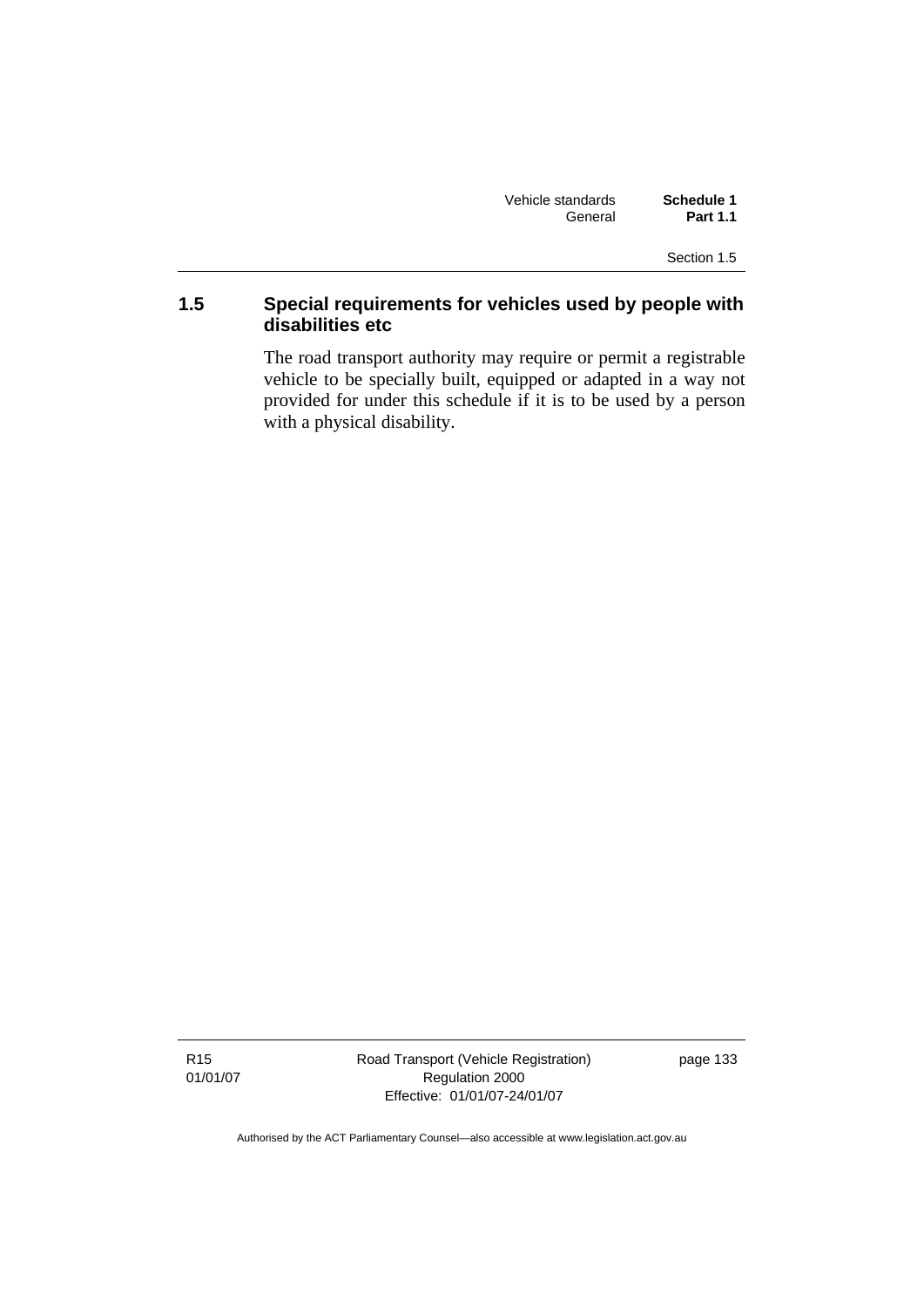## 1.5 Special requirements for vehicles used by people with disabilities etc

The road transport authority may require or permit a registrable vehicle to be specially built, equipped or adapted in a way not provided for under this schedule if it is to be used by a person with a physical disability.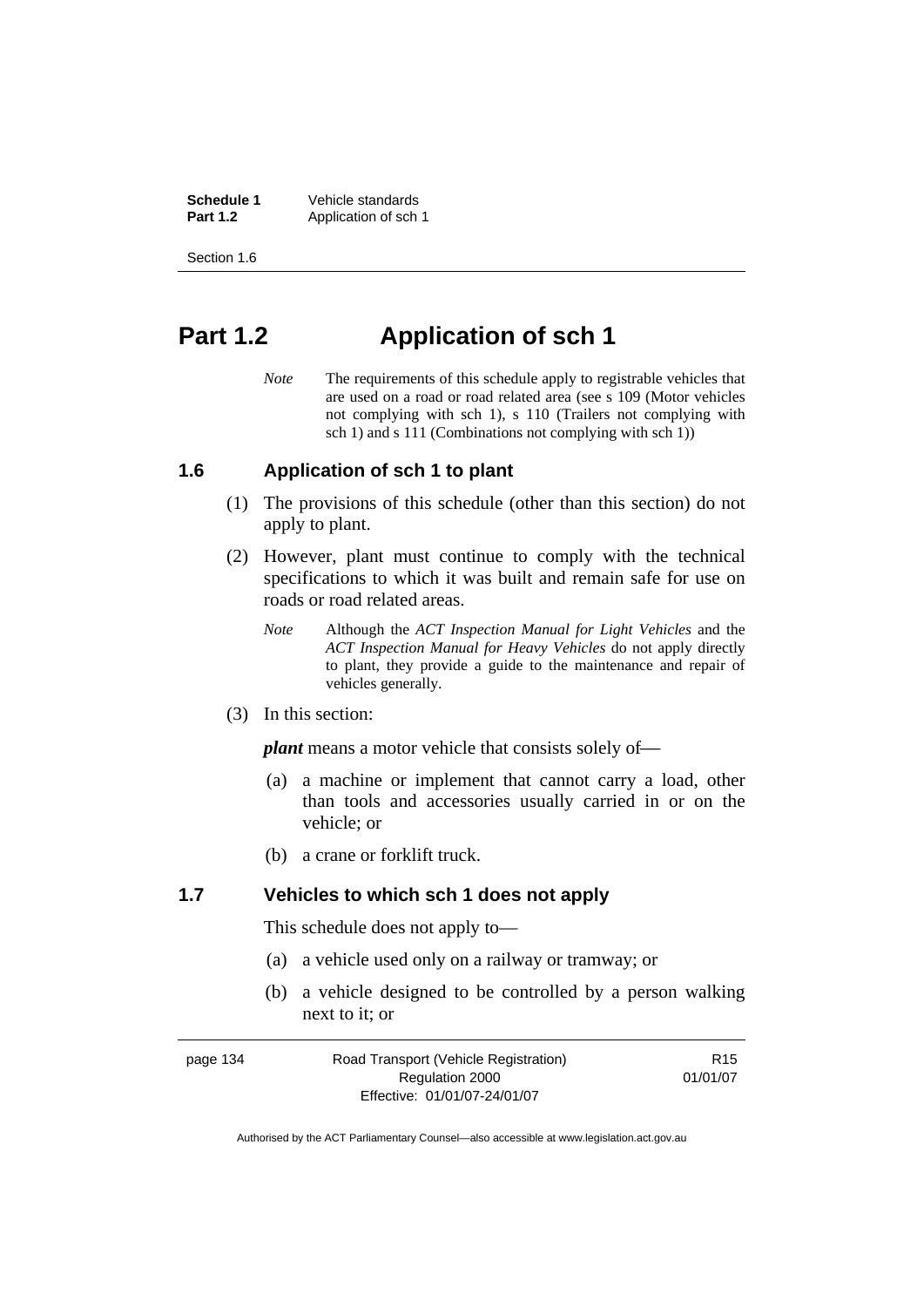# Part 1.2 Application of sch 1

*Note* The requirements of this schedule apply to registrable vehicles that are used on a road or road related area (see s 109 (Motor vehicles not complying with sch 1), s 110 (Trailers not complying with sch 1) and s 111 (Combinations not complying with sch 1))

## 1.6 Application of sch 1 to plant

(1) The provisions of this schedule (other than this section) do not apply to plant.

(2) However, plant must continue to comply with the technical specifications to which it was built and remain safe for use on roads or road related areas.

*Note* Although the *ACT Inspection Manual for Light Vehicles* and the *ACT Inspection Manual for Heavy Vehicles* do not apply directly to plant, they provide a guide to the maintenance and repair of vehicles generally.

(3) In this section:

***plant*** means a motor vehicle that consists solely of—

(a) a machine or implement that cannot carry a load, other than tools and accessories usually carried in or on the vehicle; or

(b) a crane or forklift truck.

## 1.7 Vehicles to which sch 1 does not apply

This schedule does not apply to—

(a) a vehicle used only on a railway or tramway; or

(b) a vehicle designed to be controlled by a person walking next to it; or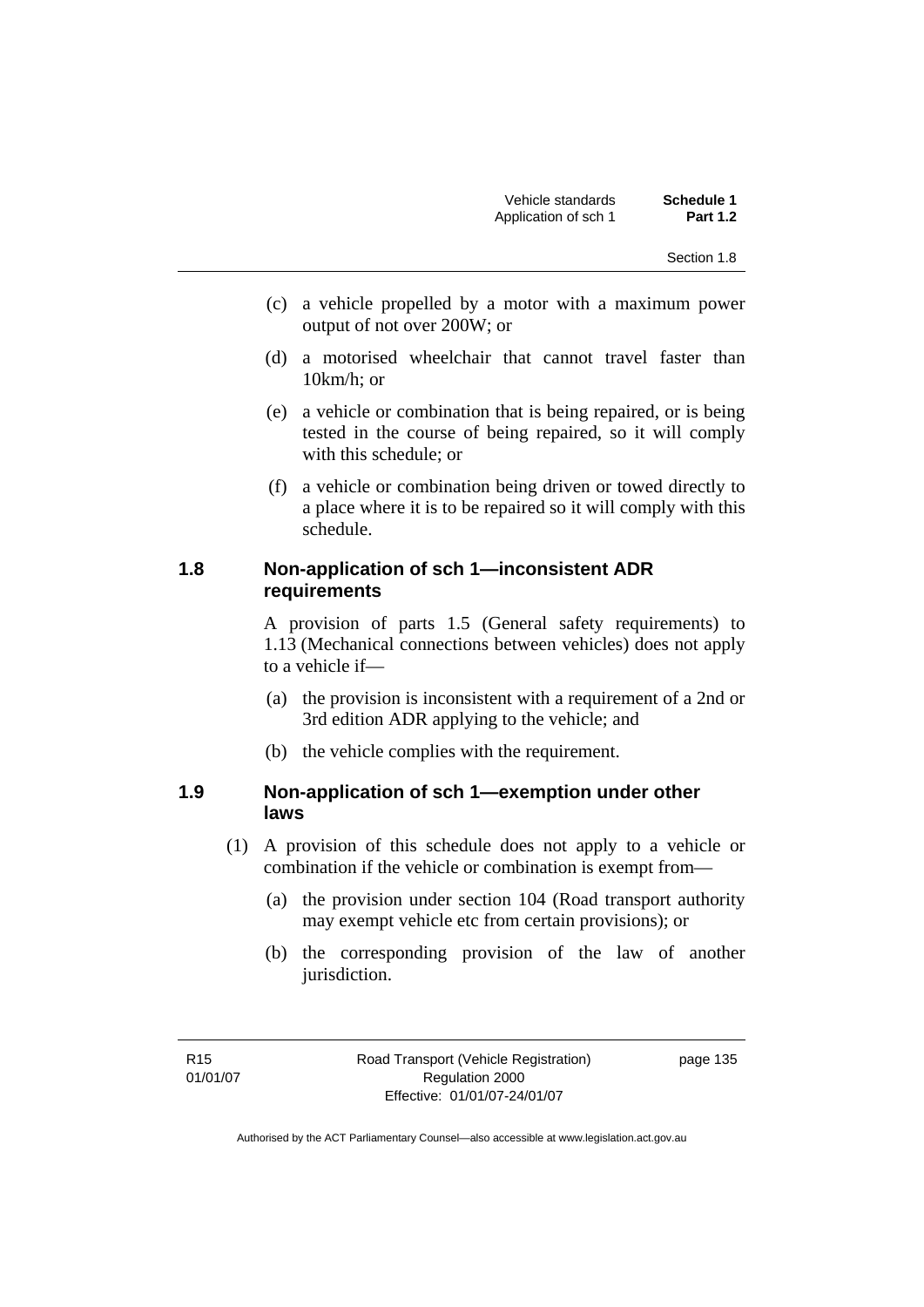(c) a vehicle propelled by a motor with a maximum power output of not over 200W; or

(d) a motorised wheelchair that cannot travel faster than 10km/h; or

(e) a vehicle or combination that is being repaired, or is being tested in the course of being repaired, so it will comply with this schedule; or

(f) a vehicle or combination being driven or towed directly to a place where it is to be repaired so it will comply with this schedule.

### 1.8 Non-application of sch 1—inconsistent ADR requirements

A provision of parts 1.5 (General safety requirements) to 1.13 (Mechanical connections between vehicles) does not apply to a vehicle if—

(a) the provision is inconsistent with a requirement of a 2nd or 3rd edition ADR applying to the vehicle; and

(b) the vehicle complies with the requirement.

### 1.9 Non-application of sch 1—exemption under other laws

(1) A provision of this schedule does not apply to a vehicle or combination if the vehicle or combination is exempt from—

(a) the provision under section 104 (Road transport authority may exempt vehicle etc from certain provisions); or

(b) the corresponding provision of the law of another jurisdiction.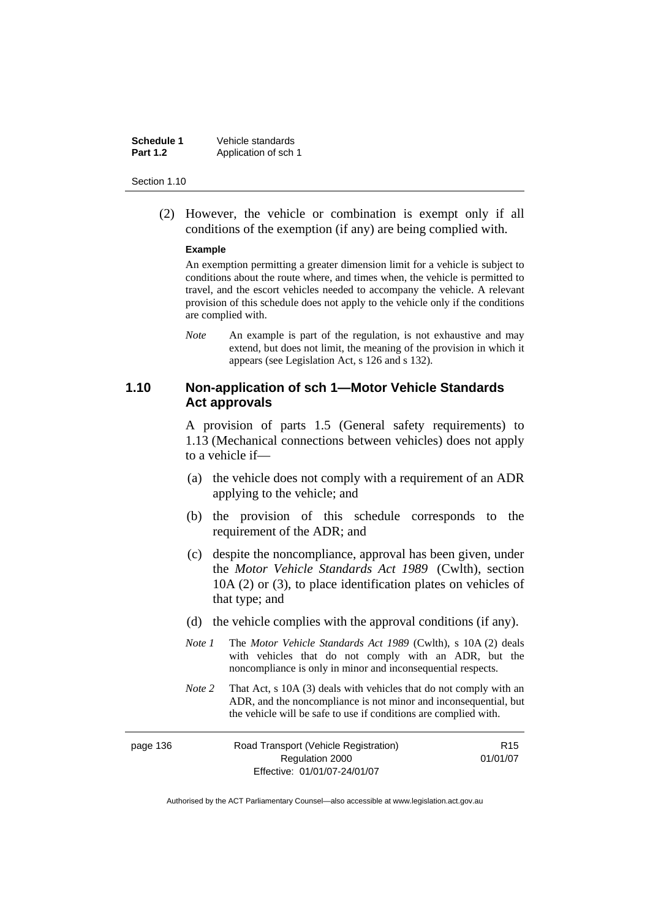(2) However, the vehicle or combination is exempt only if all conditions of the exemption (if any) are being complied with.

**Example**

An exemption permitting a greater dimension limit for a vehicle is subject to conditions about the route where, and times when, the vehicle is permitted to travel, and the escort vehicles needed to accompany the vehicle. A relevant provision of this schedule does not apply to the vehicle only if the conditions are complied with.

*Note* An example is part of the regulation, is not exhaustive and may extend, but does not limit, the meaning of the provision in which it appears (see Legislation Act, s 126 and s 132).

## 1.10 Non-application of sch 1—Motor Vehicle Standards Act approvals

A provision of parts 1.5 (General safety requirements) to 1.13 (Mechanical connections between vehicles) does not apply to a vehicle if—

(a) the vehicle does not comply with a requirement of an ADR applying to the vehicle; and

(b) the provision of this schedule corresponds to the requirement of the ADR; and

(c) despite the noncompliance, approval has been given, under the *Motor Vehicle Standards Act 1989* (Cwlth), section 10A (2) or (3), to place identification plates on vehicles of that type; and

(d) the vehicle complies with the approval conditions (if any).

*Note 1* The *Motor Vehicle Standards Act 1989* (Cwlth), s 10A (2) deals with vehicles that do not comply with an ADR, but the noncompliance is only in minor and inconsequential respects.

*Note 2* That Act, s 10A (3) deals with vehicles that do not comply with an ADR, and the noncompliance is not minor and inconsequential, but the vehicle will be safe to use if conditions are complied with.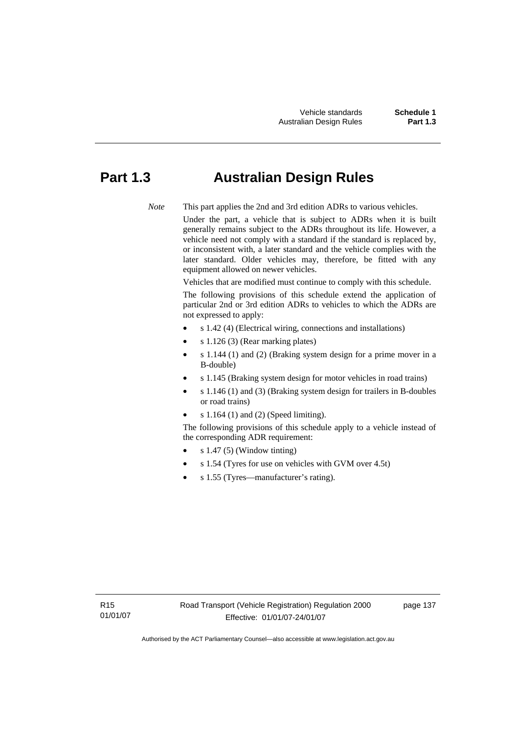# Part 1.3 Australian Design Rules

*Note* This part applies the 2nd and 3rd edition ADRs to various vehicles.

Under the part, a vehicle that is subject to ADRs when it is built generally remains subject to the ADRs throughout its life. However, a vehicle need not comply with a standard if the standard is replaced by, or inconsistent with, a later standard and the vehicle complies with the later standard. Older vehicles may, therefore, be fitted with any equipment allowed on newer vehicles.

Vehicles that are modified must continue to comply with this schedule.

The following provisions of this schedule extend the application of particular 2nd or 3rd edition ADRs to vehicles to which the ADRs are not expressed to apply:

- s 1.42 (4) (Electrical wiring, connections and installations)
- s 1.126 (3) (Rear marking plates)
- s 1.144 (1) and (2) (Braking system design for a prime mover in a B-double)
- s 1.145 (Braking system design for motor vehicles in road trains)
- s 1.146 (1) and (3) (Braking system design for trailers in B-doubles or road trains)
- s 1.164 (1) and (2) (Speed limiting).

The following provisions of this schedule apply to a vehicle instead of the corresponding ADR requirement:

- s 1.47 (5) (Window tinting)
- s 1.54 (Tyres for use on vehicles with GVM over 4.5t)
- s 1.55 (Tyres—manufacturer's rating).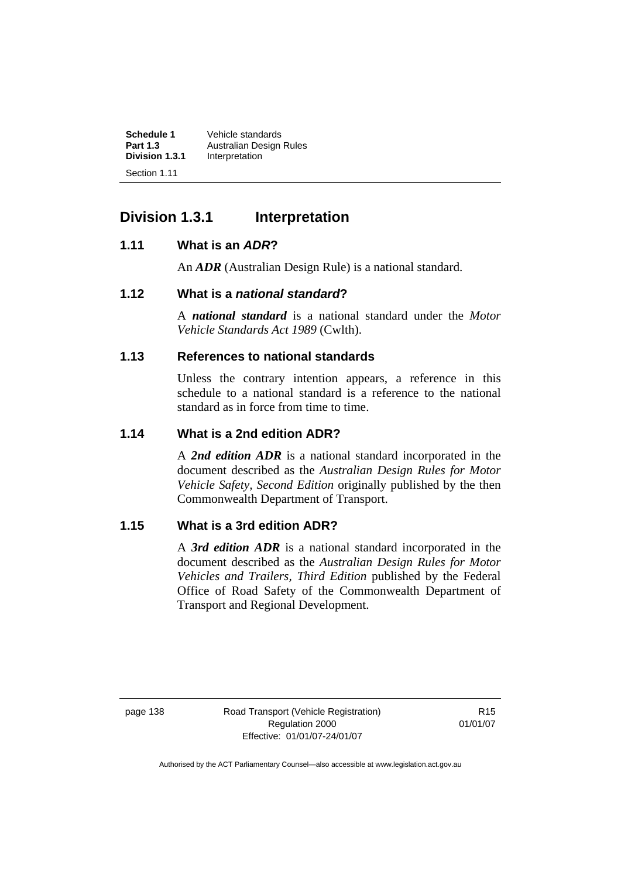## Division 1.3.1 Interpretation

### 1.11 What is an *ADR*?

An ***ADR*** (Australian Design Rule) is a national standard.

### 1.12 What is a *national standard*?

A ***national standard*** is a national standard under the *Motor Vehicle Standards Act 1989* (Cwlth).

### 1.13 References to national standards

Unless the contrary intention appears, a reference in this schedule to a national standard is a reference to the national standard as in force from time to time.

### 1.14 What is a 2nd edition ADR?

A ***2nd edition ADR*** is a national standard incorporated in the document described as the *Australian Design Rules for Motor Vehicle Safety, Second Edition* originally published by the then Commonwealth Department of Transport.

### 1.15 What is a 3rd edition ADR?

A ***3rd edition ADR*** is a national standard incorporated in the document described as the *Australian Design Rules for Motor Vehicles and Trailers*, *Third Edition* published by the Federal Office of Road Safety of the Commonwealth Department of Transport and Regional Development.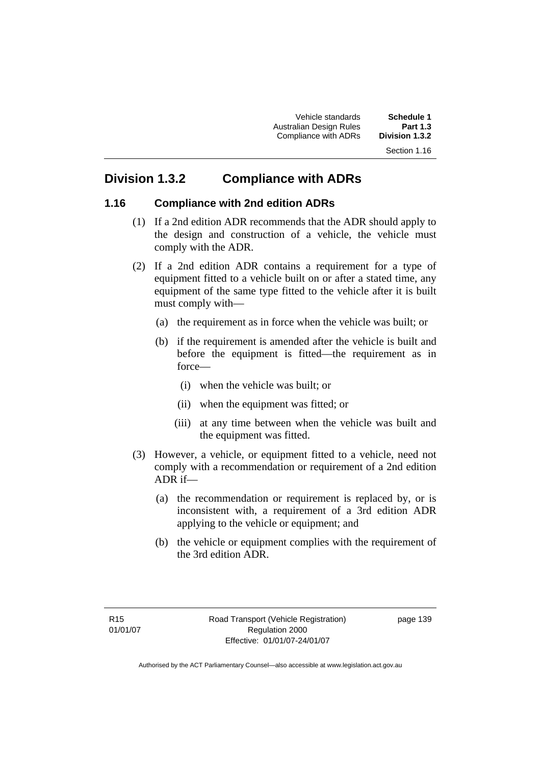## Division 1.3.2 Compliance with ADRs

### 1.16 Compliance with 2nd edition ADRs

(1) If a 2nd edition ADR recommends that the ADR should apply to the design and construction of a vehicle, the vehicle must comply with the ADR.

(2) If a 2nd edition ADR contains a requirement for a type of equipment fitted to a vehicle built on or after a stated time, any equipment of the same type fitted to the vehicle after it is built must comply with—

- (a) the requirement as in force when the vehicle was built; or
- (b) if the requirement is amended after the vehicle is built and before the equipment is fitted—the requirement as in force—
  - (i) when the vehicle was built; or
  - (ii) when the equipment was fitted; or
  - (iii) at any time between when the vehicle was built and the equipment was fitted.

(3) However, a vehicle, or equipment fitted to a vehicle, need not comply with a recommendation or requirement of a 2nd edition ADR if—

- (a) the recommendation or requirement is replaced by, or is inconsistent with, a requirement of a 3rd edition ADR applying to the vehicle or equipment; and
- (b) the vehicle or equipment complies with the requirement of the 3rd edition ADR.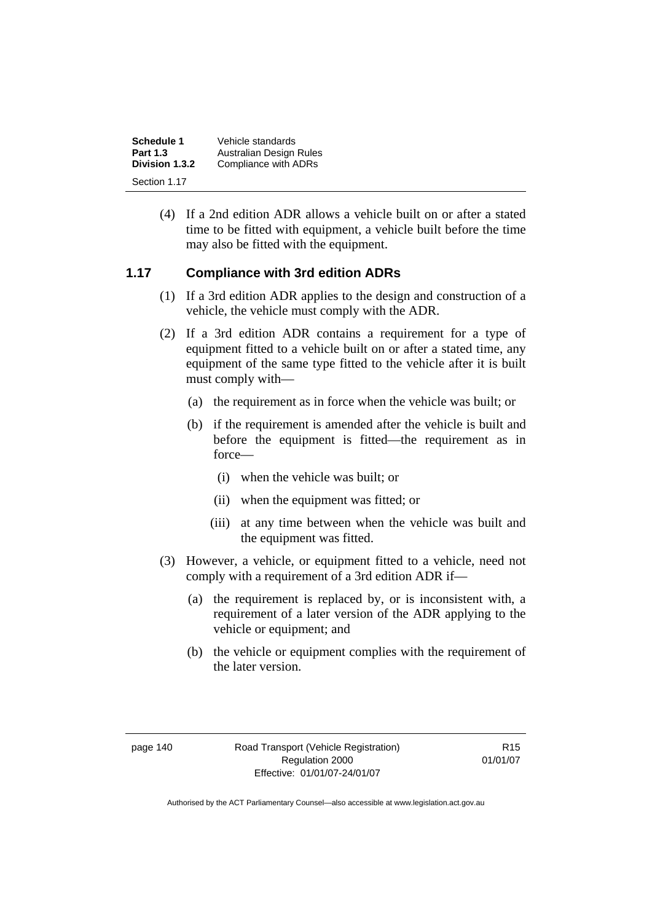(4) If a 2nd edition ADR allows a vehicle built on or after a stated time to be fitted with equipment, a vehicle built before the time may also be fitted with the equipment.

## 1.17 Compliance with 3rd edition ADRs

(1) If a 3rd edition ADR applies to the design and construction of a vehicle, the vehicle must comply with the ADR.

(2) If a 3rd edition ADR contains a requirement for a type of equipment fitted to a vehicle built on or after a stated time, any equipment of the same type fitted to the vehicle after it is built must comply with—

  (a) the requirement as in force when the vehicle was built; or

  (b) if the requirement is amended after the vehicle is built and before the equipment is fitted—the requirement as in force—

    (i) when the vehicle was built; or

    (ii) when the equipment was fitted; or

    (iii) at any time between when the vehicle was built and the equipment was fitted.

(3) However, a vehicle, or equipment fitted to a vehicle, need not comply with a requirement of a 3rd edition ADR if—

  (a) the requirement is replaced by, or is inconsistent with, a requirement of a later version of the ADR applying to the vehicle or equipment; and

  (b) the vehicle or equipment complies with the requirement of the later version.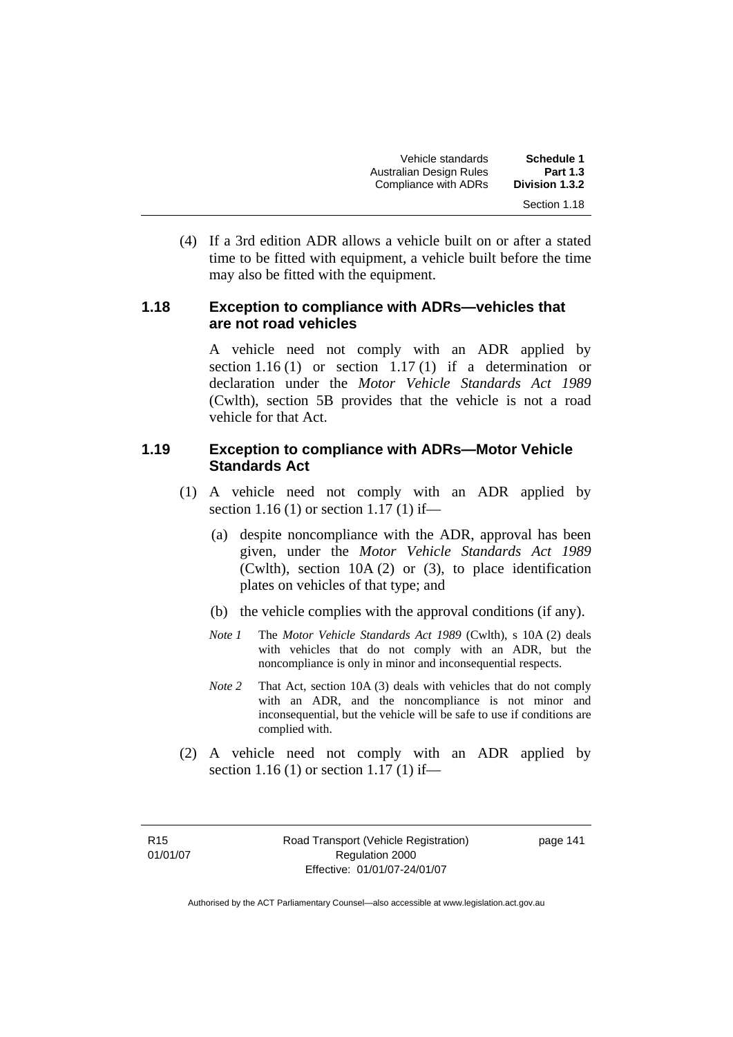(4) If a 3rd edition ADR allows a vehicle built on or after a stated time to be fitted with equipment, a vehicle built before the time may also be fitted with the equipment.

### 1.18 Exception to compliance with ADRs—vehicles that are not road vehicles

A vehicle need not comply with an ADR applied by section 1.16 (1) or section 1.17 (1) if a determination or declaration under the *Motor Vehicle Standards Act 1989* (Cwlth), section 5B provides that the vehicle is not a road vehicle for that Act.

### 1.19 Exception to compliance with ADRs—Motor Vehicle Standards Act

(1) A vehicle need not comply with an ADR applied by section 1.16 (1) or section 1.17 (1) if—

(a) despite noncompliance with the ADR, approval has been given, under the *Motor Vehicle Standards Act 1989* (Cwlth), section 10A (2) or (3), to place identification plates on vehicles of that type; and

(b) the vehicle complies with the approval conditions (if any).

*Note 1* The *Motor Vehicle Standards Act 1989* (Cwlth), s 10A (2) deals with vehicles that do not comply with an ADR, but the noncompliance is only in minor and inconsequential respects.

*Note 2* That Act, section 10A (3) deals with vehicles that do not comply with an ADR, and the noncompliance is not minor and inconsequential, but the vehicle will be safe to use if conditions are complied with.

(2) A vehicle need not comply with an ADR applied by section 1.16 (1) or section 1.17 (1) if—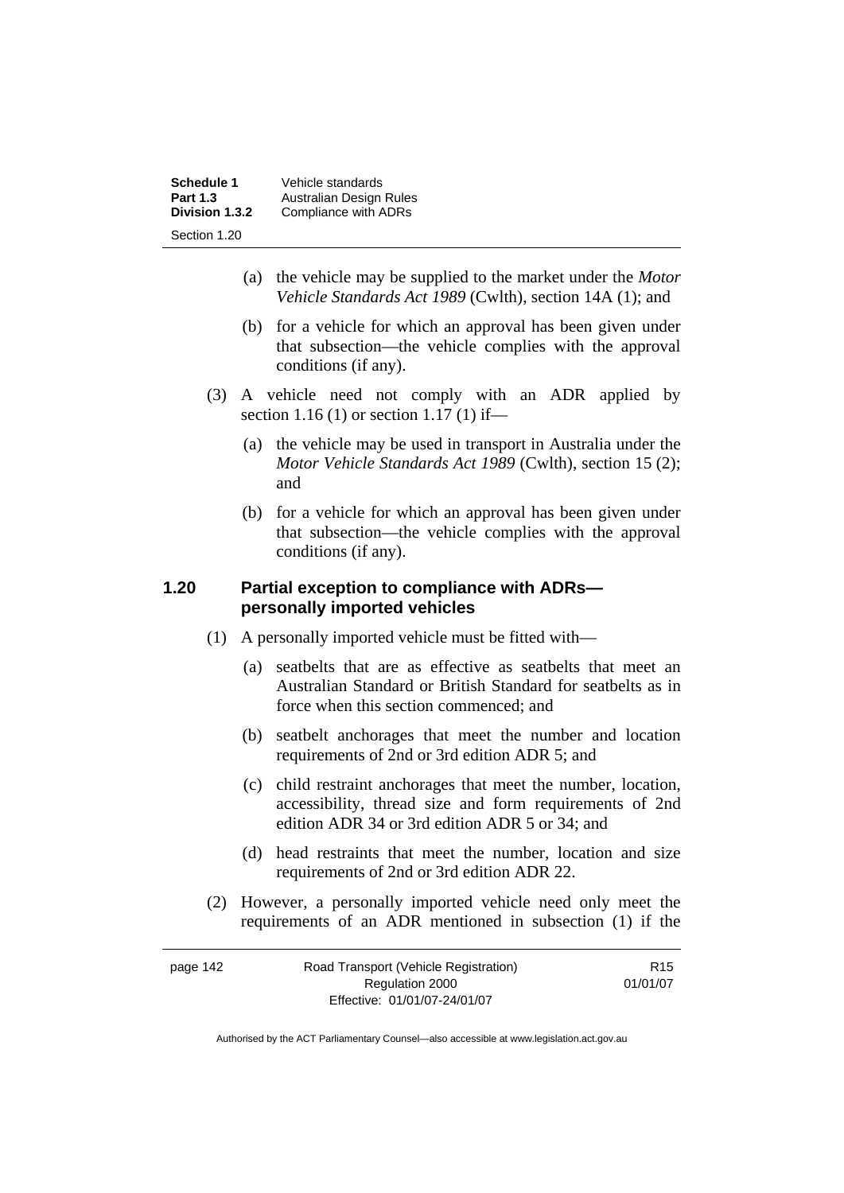(a) the vehicle may be supplied to the market under the *Motor Vehicle Standards Act 1989* (Cwlth), section 14A (1); and

(b) for a vehicle for which an approval has been given under that subsection—the vehicle complies with the approval conditions (if any).

(3) A vehicle need not comply with an ADR applied by section 1.16 (1) or section 1.17 (1) if—

(a) the vehicle may be used in transport in Australia under the *Motor Vehicle Standards Act 1989* (Cwlth), section 15 (2); and

(b) for a vehicle for which an approval has been given under that subsection—the vehicle complies with the approval conditions (if any).

### 1.20 Partial exception to compliance with ADRs—personally imported vehicles

(1) A personally imported vehicle must be fitted with—

(a) seatbelts that are as effective as seatbelts that meet an Australian Standard or British Standard for seatbelts as in force when this section commenced; and

(b) seatbelt anchorages that meet the number and location requirements of 2nd or 3rd edition ADR 5; and

(c) child restraint anchorages that meet the number, location, accessibility, thread size and form requirements of 2nd edition ADR 34 or 3rd edition ADR 5 or 34; and

(d) head restraints that meet the number, location and size requirements of 2nd or 3rd edition ADR 22.

(2) However, a personally imported vehicle need only meet the requirements of an ADR mentioned in subsection (1) if the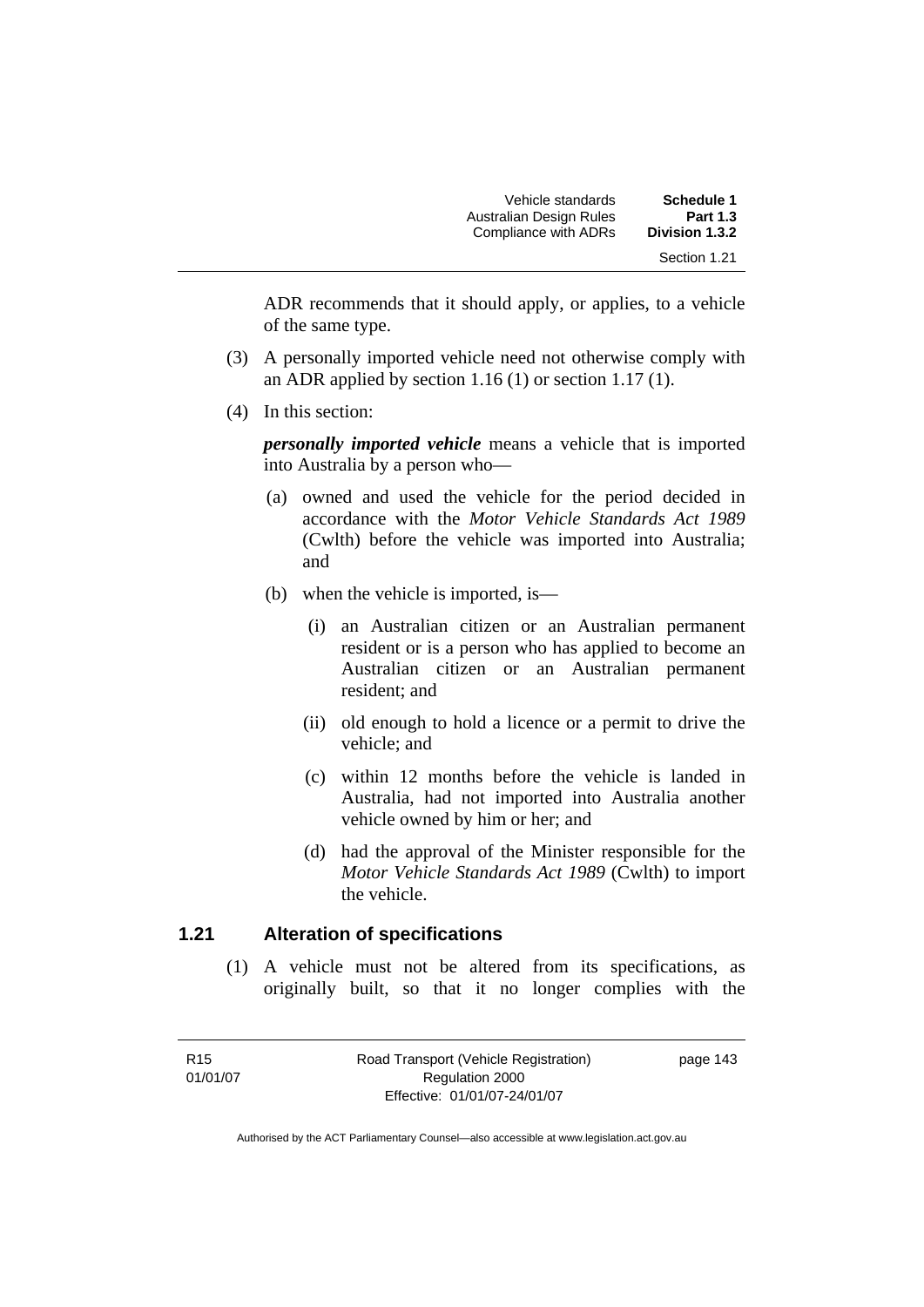ADR recommends that it should apply, or applies, to a vehicle of the same type.

(3) A personally imported vehicle need not otherwise comply with an ADR applied by section 1.16 (1) or section 1.17 (1).

(4) In this section:

***personally imported vehicle*** means a vehicle that is imported into Australia by a person who—

(a) owned and used the vehicle for the period decided in accordance with the *Motor Vehicle Standards Act 1989* (Cwlth) before the vehicle was imported into Australia; and

(b) when the vehicle is imported, is—

(i) an Australian citizen or an Australian permanent resident or is a person who has applied to become an Australian citizen or an Australian permanent resident; and

(ii) old enough to hold a licence or a permit to drive the vehicle; and

(c) within 12 months before the vehicle is landed in Australia, had not imported into Australia another vehicle owned by him or her; and

(d) had the approval of the Minister responsible for the *Motor Vehicle Standards Act 1989* (Cwlth) to import the vehicle.

## 1.21 Alteration of specifications

(1) A vehicle must not be altered from its specifications, as originally built, so that it no longer complies with the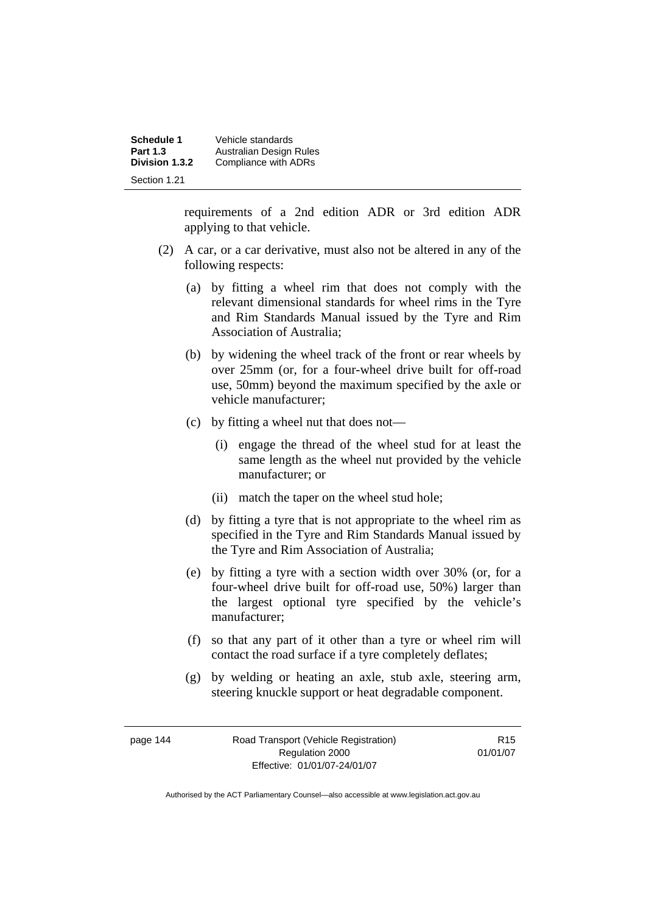requirements of a 2nd edition ADR or 3rd edition ADR applying to that vehicle.

(2) A car, or a car derivative, must also not be altered in any of the following respects:

(a) by fitting a wheel rim that does not comply with the relevant dimensional standards for wheel rims in the Tyre and Rim Standards Manual issued by the Tyre and Rim Association of Australia;

(b) by widening the wheel track of the front or rear wheels by over 25mm (or, for a four-wheel drive built for off-road use, 50mm) beyond the maximum specified by the axle or vehicle manufacturer;

(c) by fitting a wheel nut that does not—

(i) engage the thread of the wheel stud for at least the same length as the wheel nut provided by the vehicle manufacturer; or

(ii) match the taper on the wheel stud hole;

(d) by fitting a tyre that is not appropriate to the wheel rim as specified in the Tyre and Rim Standards Manual issued by the Tyre and Rim Association of Australia;

(e) by fitting a tyre with a section width over 30% (or, for a four-wheel drive built for off-road use, 50%) larger than the largest optional tyre specified by the vehicle's manufacturer;

(f) so that any part of it other than a tyre or wheel rim will contact the road surface if a tyre completely deflates;

(g) by welding or heating an axle, stub axle, steering arm, steering knuckle support or heat degradable component.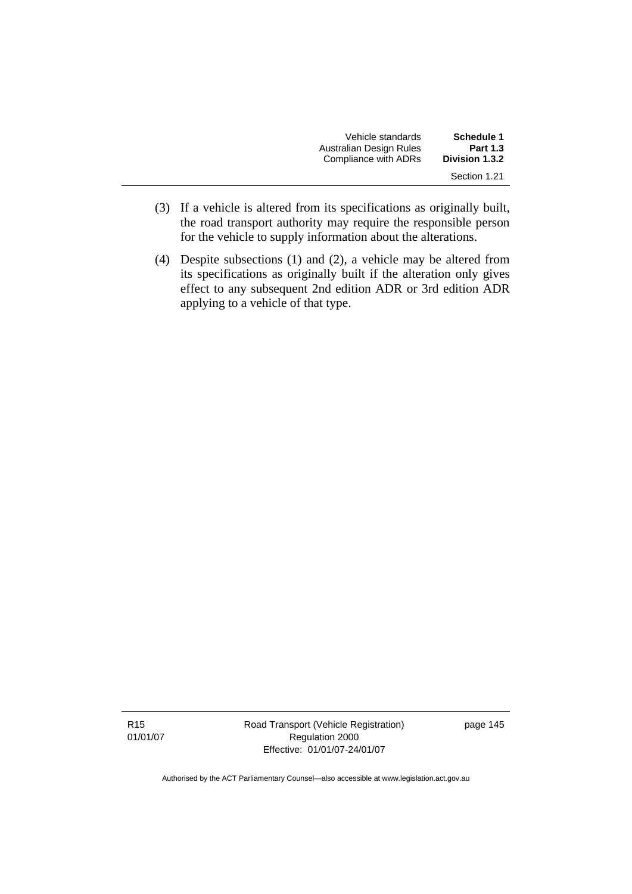(3) If a vehicle is altered from its specifications as originally built, the road transport authority may require the responsible person for the vehicle to supply information about the alterations.

(4) Despite subsections (1) and (2), a vehicle may be altered from its specifications as originally built if the alteration only gives effect to any subsequent 2nd edition ADR or 3rd edition ADR applying to a vehicle of that type.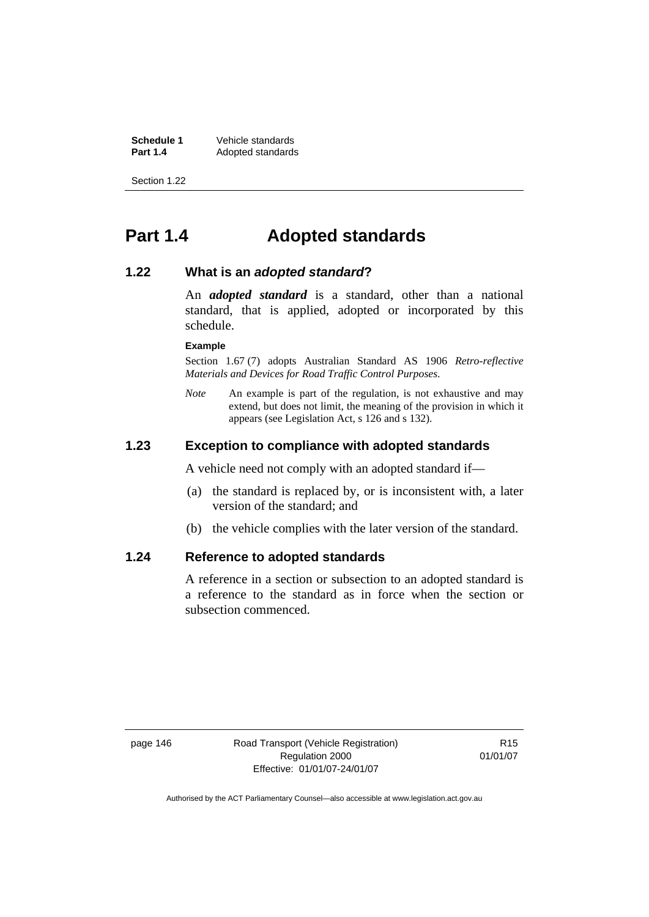# Part 1.4 Adopted standards

## 1.22 What is an *adopted standard*?

An ***adopted standard*** is a standard, other than a national standard, that is applied, adopted or incorporated by this schedule.

**Example**

Section 1.67 (7) adopts Australian Standard AS 1906 *Retro-reflective Materials and Devices for Road Traffic Control Purposes*.

*Note* An example is part of the regulation, is not exhaustive and may extend, but does not limit, the meaning of the provision in which it appears (see Legislation Act, s 126 and s 132).

## 1.23 Exception to compliance with adopted standards

A vehicle need not comply with an adopted standard if—

(a) the standard is replaced by, or is inconsistent with, a later version of the standard; and

(b) the vehicle complies with the later version of the standard.

## 1.24 Reference to adopted standards

A reference in a section or subsection to an adopted standard is a reference to the standard as in force when the section or subsection commenced.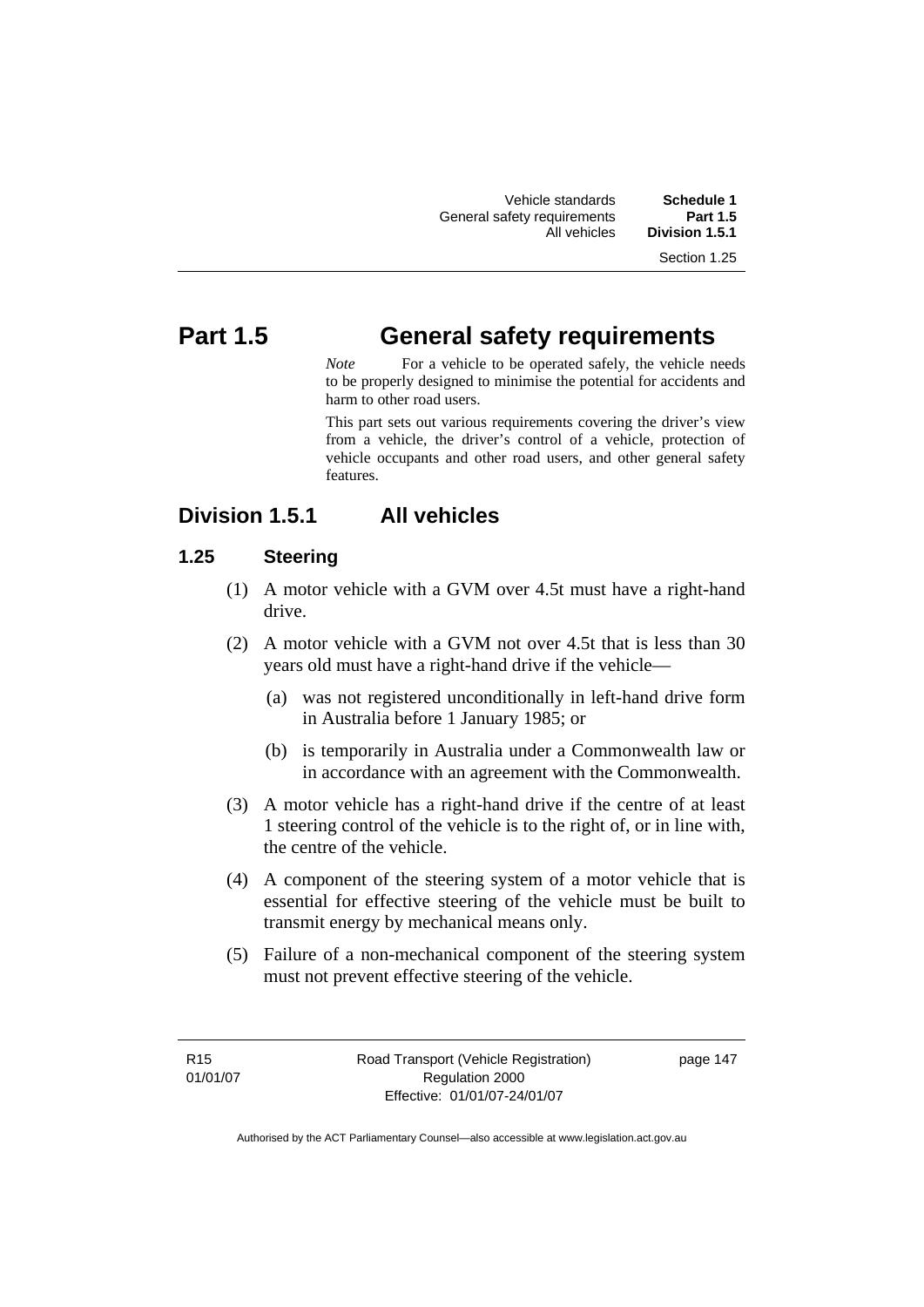# Part 1.5 General safety requirements

*Note* For a vehicle to be operated safely, the vehicle needs to be properly designed to minimise the potential for accidents and harm to other road users.

This part sets out various requirements covering the driver's view from a vehicle, the driver's control of a vehicle, protection of vehicle occupants and other road users, and other general safety features.

## Division 1.5.1 All vehicles

### 1.25 Steering

(1) A motor vehicle with a GVM over 4.5t must have a right-hand drive.

(2) A motor vehicle with a GVM not over 4.5t that is less than 30 years old must have a right-hand drive if the vehicle—

(a) was not registered unconditionally in left-hand drive form in Australia before 1 January 1985; or

(b) is temporarily in Australia under a Commonwealth law or in accordance with an agreement with the Commonwealth.

(3) A motor vehicle has a right-hand drive if the centre of at least 1 steering control of the vehicle is to the right of, or in line with, the centre of the vehicle.

(4) A component of the steering system of a motor vehicle that is essential for effective steering of the vehicle must be built to transmit energy by mechanical means only.

(5) Failure of a non-mechanical component of the steering system must not prevent effective steering of the vehicle.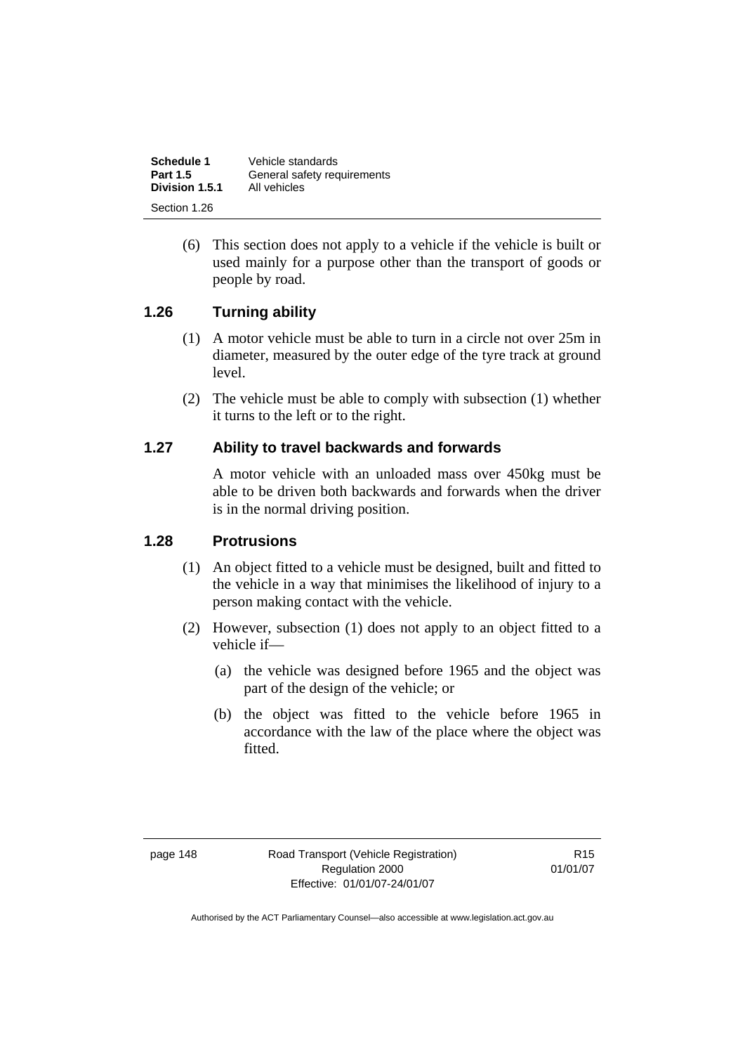(6) This section does not apply to a vehicle if the vehicle is built or used mainly for a purpose other than the transport of goods or people by road.

### 1.26 Turning ability

(1) A motor vehicle must be able to turn in a circle not over 25m in diameter, measured by the outer edge of the tyre track at ground level.

(2) The vehicle must be able to comply with subsection (1) whether it turns to the left or to the right.

### 1.27 Ability to travel backwards and forwards

A motor vehicle with an unloaded mass over 450kg must be able to be driven both backwards and forwards when the driver is in the normal driving position.

### 1.28 Protrusions

(1) An object fitted to a vehicle must be designed, built and fitted to the vehicle in a way that minimises the likelihood of injury to a person making contact with the vehicle.

(2) However, subsection (1) does not apply to an object fitted to a vehicle if—

(a) the vehicle was designed before 1965 and the object was part of the design of the vehicle; or

(b) the object was fitted to the vehicle before 1965 in accordance with the law of the place where the object was fitted.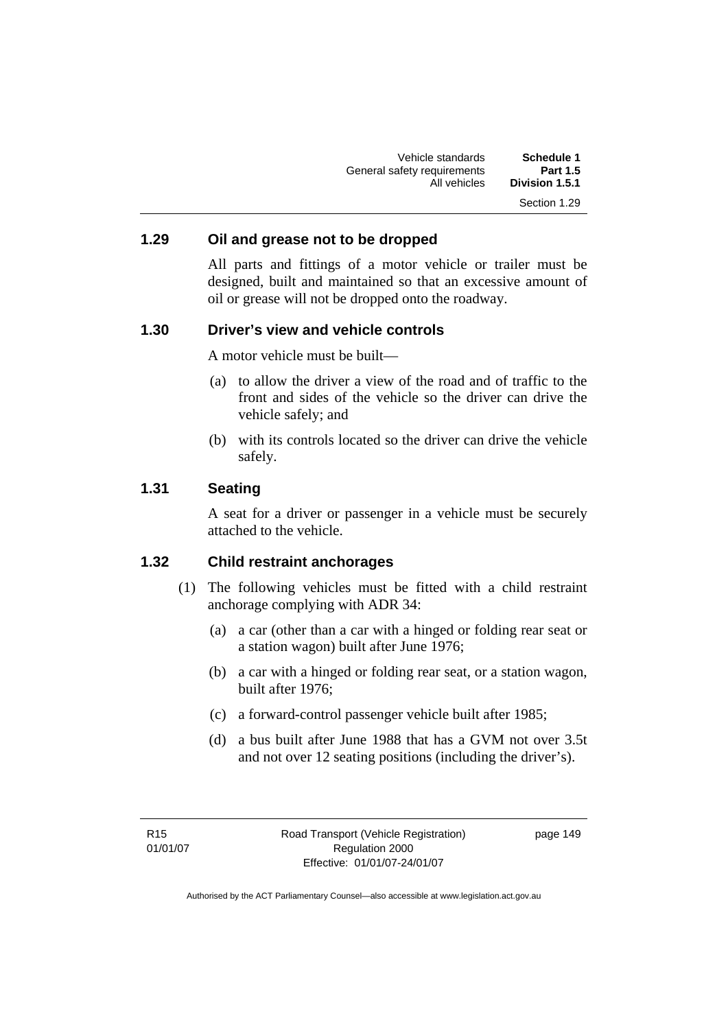### 1.29 Oil and grease not to be dropped

All parts and fittings of a motor vehicle or trailer must be designed, built and maintained so that an excessive amount of oil or grease will not be dropped onto the roadway.

### 1.30 Driver's view and vehicle controls

A motor vehicle must be built—

(a) to allow the driver a view of the road and of traffic to the front and sides of the vehicle so the driver can drive the vehicle safely; and

(b) with its controls located so the driver can drive the vehicle safely.

### 1.31 Seating

A seat for a driver or passenger in a vehicle must be securely attached to the vehicle.

### 1.32 Child restraint anchorages

(1) The following vehicles must be fitted with a child restraint anchorage complying with ADR 34:

(a) a car (other than a car with a hinged or folding rear seat or a station wagon) built after June 1976;

(b) a car with a hinged or folding rear seat, or a station wagon, built after 1976;

(c) a forward-control passenger vehicle built after 1985;

(d) a bus built after June 1988 that has a GVM not over 3.5t and not over 12 seating positions (including the driver's).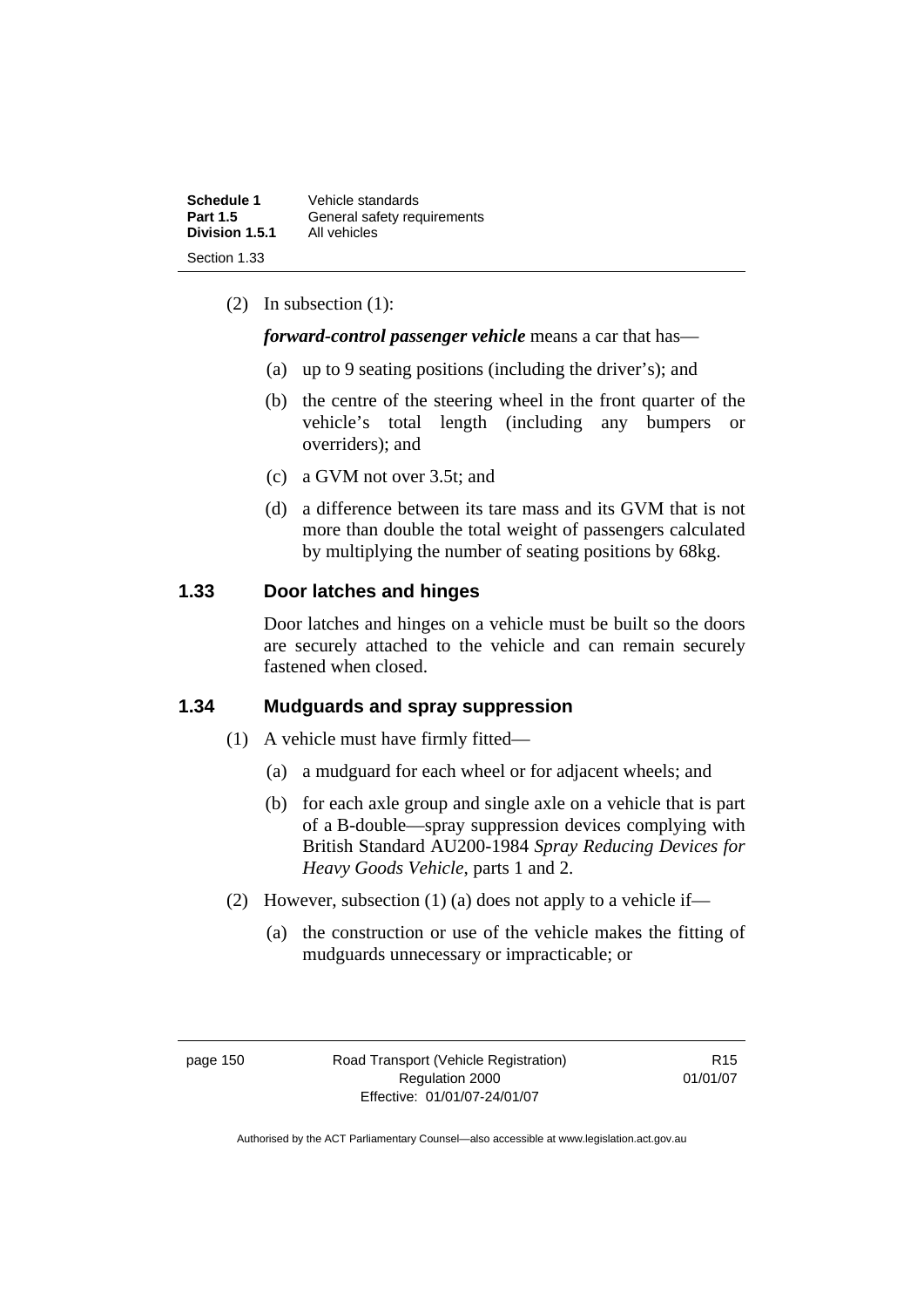(2) In subsection (1):

***forward-control passenger vehicle*** means a car that has—

(a) up to 9 seating positions (including the driver's); and

(b) the centre of the steering wheel in the front quarter of the vehicle's total length (including any bumpers or overriders); and

(c) a GVM not over 3.5t; and

(d) a difference between its tare mass and its GVM that is not more than double the total weight of passengers calculated by multiplying the number of seating positions by 68kg.

## 1.33 Door latches and hinges

Door latches and hinges on a vehicle must be built so the doors are securely attached to the vehicle and can remain securely fastened when closed.

## 1.34 Mudguards and spray suppression

(1) A vehicle must have firmly fitted—

(a) a mudguard for each wheel or for adjacent wheels; and

(b) for each axle group and single axle on a vehicle that is part of a B-double—spray suppression devices complying with British Standard AU200-1984 *Spray Reducing Devices for Heavy Goods Vehicle*, parts 1 and 2.

(2) However, subsection (1) (a) does not apply to a vehicle if—

(a) the construction or use of the vehicle makes the fitting of mudguards unnecessary or impracticable; or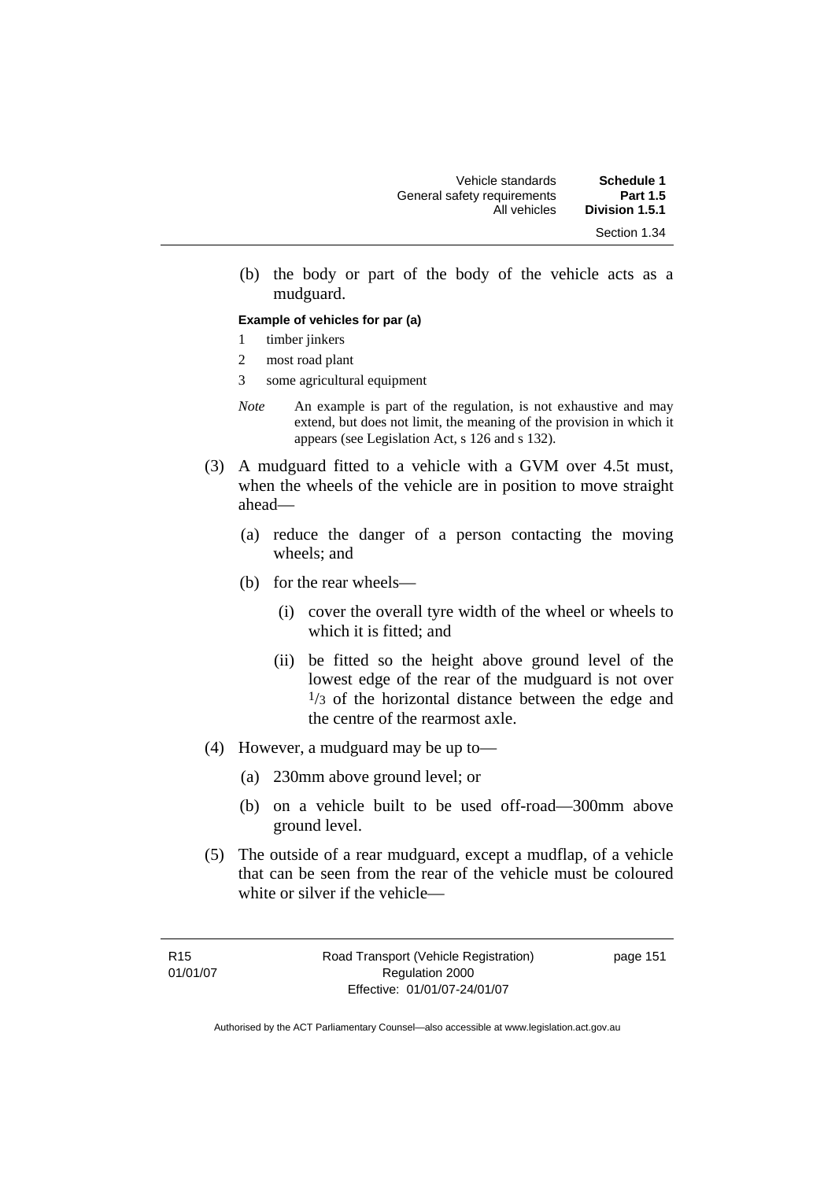(b) the body or part of the body of the vehicle acts as a mudguard.

**Example of vehicles for par (a)**

1 timber jinkers

2 most road plant

3 some agricultural equipment

*Note* An example is part of the regulation, is not exhaustive and may extend, but does not limit, the meaning of the provision in which it appears (see Legislation Act, s 126 and s 132).

(3) A mudguard fitted to a vehicle with a GVM over 4.5t must, when the wheels of the vehicle are in position to move straight ahead—

(a) reduce the danger of a person contacting the moving wheels; and

(b) for the rear wheels—

(i) cover the overall tyre width of the wheel or wheels to which it is fitted; and

(ii) be fitted so the height above ground level of the lowest edge of the rear of the mudguard is not over $^1/_3$ of the horizontal distance between the edge and the centre of the rearmost axle.

(4) However, a mudguard may be up to—

(a) 230mm above ground level; or

(b) on a vehicle built to be used off-road—300mm above ground level.

(5) The outside of a rear mudguard, except a mudflap, of a vehicle that can be seen from the rear of the vehicle must be coloured white or silver if the vehicle—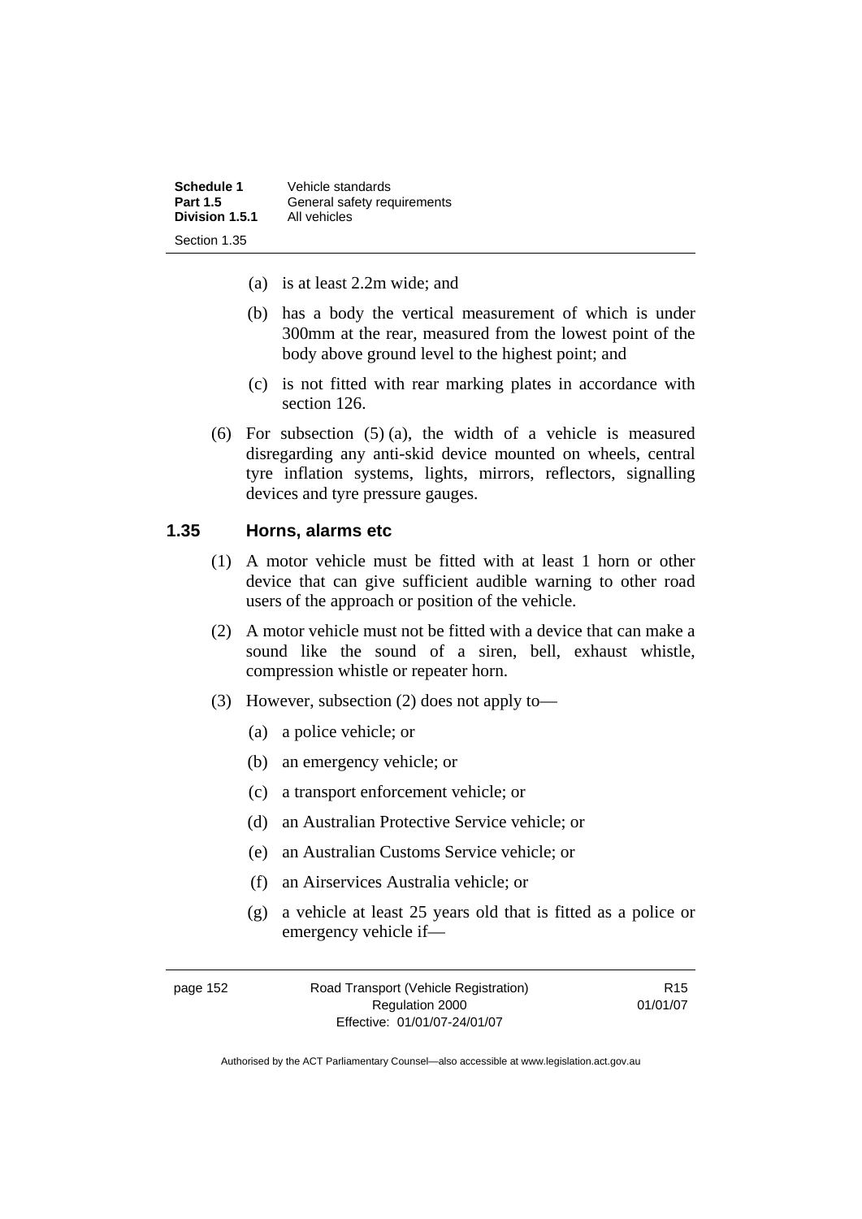(a) is at least 2.2m wide; and

(b) has a body the vertical measurement of which is under 300mm at the rear, measured from the lowest point of the body above ground level to the highest point; and

(c) is not fitted with rear marking plates in accordance with section 126.

(6) For subsection (5) (a), the width of a vehicle is measured disregarding any anti-skid device mounted on wheels, central tyre inflation systems, lights, mirrors, reflectors, signalling devices and tyre pressure gauges.

## 1.35 Horns, alarms etc

(1) A motor vehicle must be fitted with at least 1 horn or other device that can give sufficient audible warning to other road users of the approach or position of the vehicle.

(2) A motor vehicle must not be fitted with a device that can make a sound like the sound of a siren, bell, exhaust whistle, compression whistle or repeater horn.

(3) However, subsection (2) does not apply to—

(a) a police vehicle; or

(b) an emergency vehicle; or

(c) a transport enforcement vehicle; or

(d) an Australian Protective Service vehicle; or

(e) an Australian Customs Service vehicle; or

(f) an Airservices Australia vehicle; or

(g) a vehicle at least 25 years old that is fitted as a police or emergency vehicle if—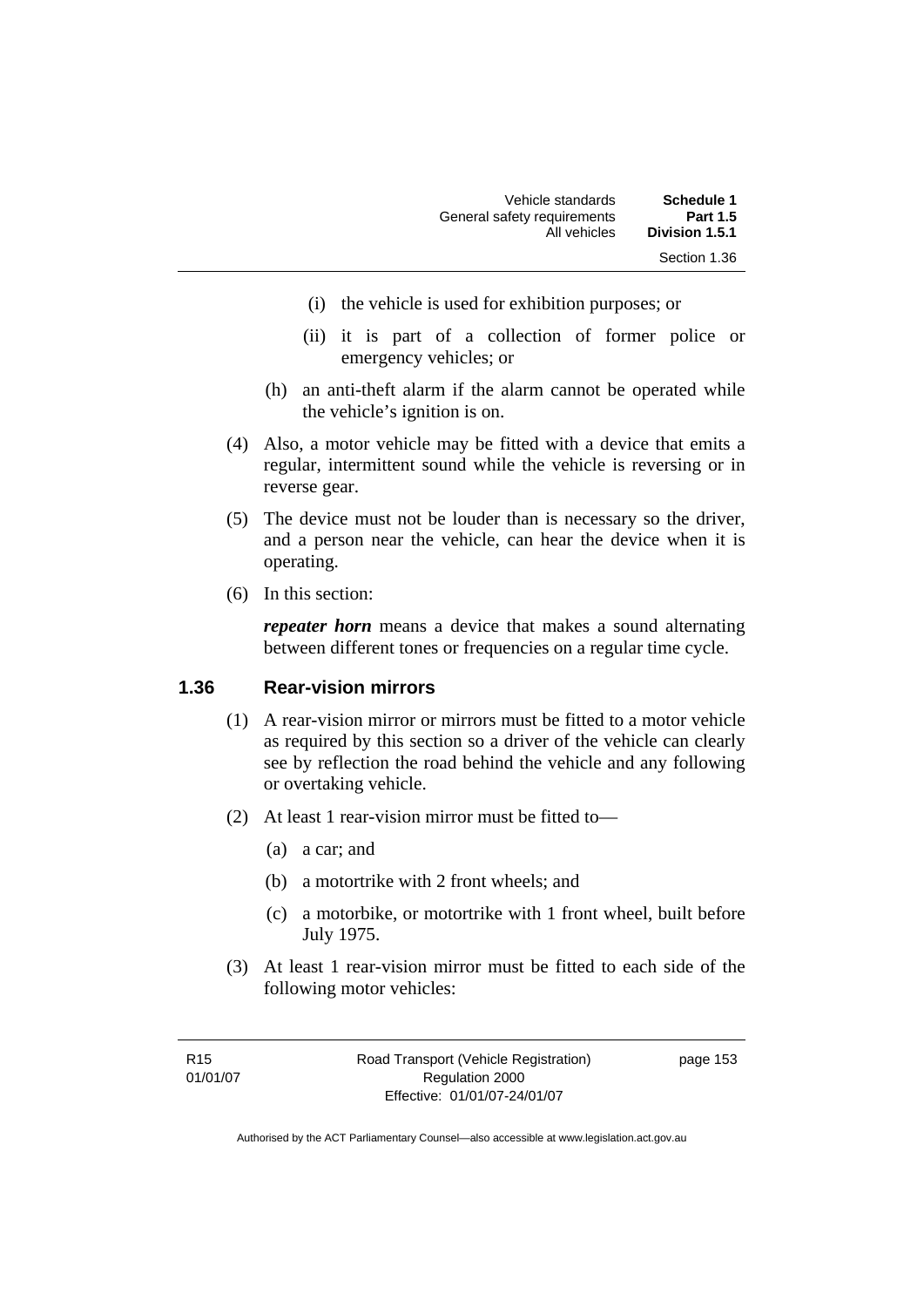(i) the vehicle is used for exhibition purposes; or

(ii) it is part of a collection of former police or emergency vehicles; or

(h) an anti-theft alarm if the alarm cannot be operated while the vehicle's ignition is on.

(4) Also, a motor vehicle may be fitted with a device that emits a regular, intermittent sound while the vehicle is reversing or in reverse gear.

(5) The device must not be louder than is necessary so the driver, and a person near the vehicle, can hear the device when it is operating.

(6) In this section:

***repeater horn*** means a device that makes a sound alternating between different tones or frequencies on a regular time cycle.

## 1.36 Rear-vision mirrors

(1) A rear-vision mirror or mirrors must be fitted to a motor vehicle as required by this section so a driver of the vehicle can clearly see by reflection the road behind the vehicle and any following or overtaking vehicle.

(2) At least 1 rear-vision mirror must be fitted to—

(a) a car; and

(b) a motortrike with 2 front wheels; and

(c) a motorbike, or motortrike with 1 front wheel, built before July 1975.

(3) At least 1 rear-vision mirror must be fitted to each side of the following motor vehicles: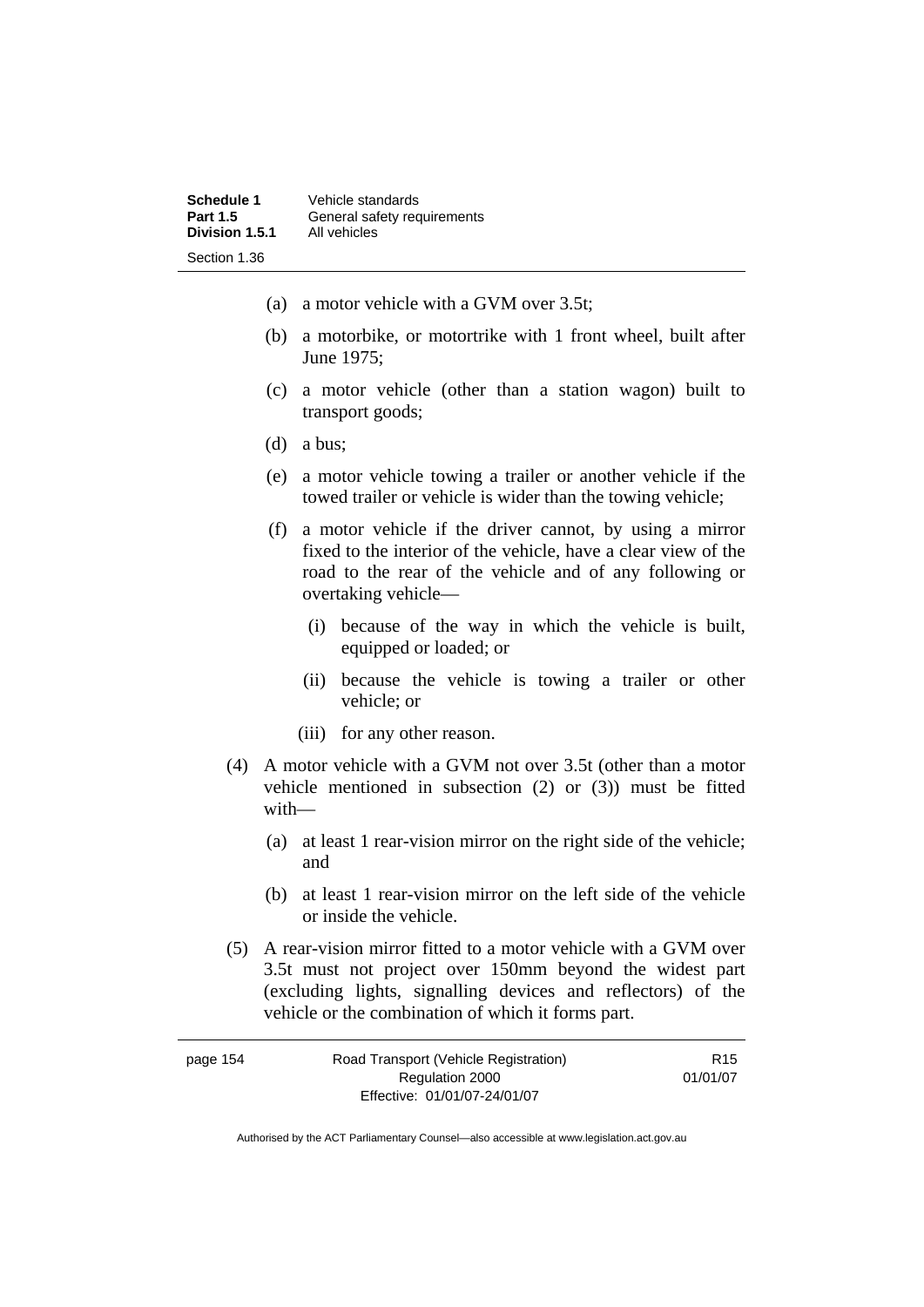(a) a motor vehicle with a GVM over 3.5t;

(b) a motorbike, or motortrike with 1 front wheel, built after June 1975;

(c) a motor vehicle (other than a station wagon) built to transport goods;

(d) a bus;

(e) a motor vehicle towing a trailer or another vehicle if the towed trailer or vehicle is wider than the towing vehicle;

(f) a motor vehicle if the driver cannot, by using a mirror fixed to the interior of the vehicle, have a clear view of the road to the rear of the vehicle and of any following or overtaking vehicle—

   (i) because of the way in which the vehicle is built, equipped or loaded; or

   (ii) because the vehicle is towing a trailer or other vehicle; or

   (iii) for any other reason.

(4) A motor vehicle with a GVM not over 3.5t (other than a motor vehicle mentioned in subsection (2) or (3)) must be fitted with—

   (a) at least 1 rear-vision mirror on the right side of the vehicle; and

   (b) at least 1 rear-vision mirror on the left side of the vehicle or inside the vehicle.

(5) A rear-vision mirror fitted to a motor vehicle with a GVM over 3.5t must not project over 150mm beyond the widest part (excluding lights, signalling devices and reflectors) of the vehicle or the combination of which it forms part.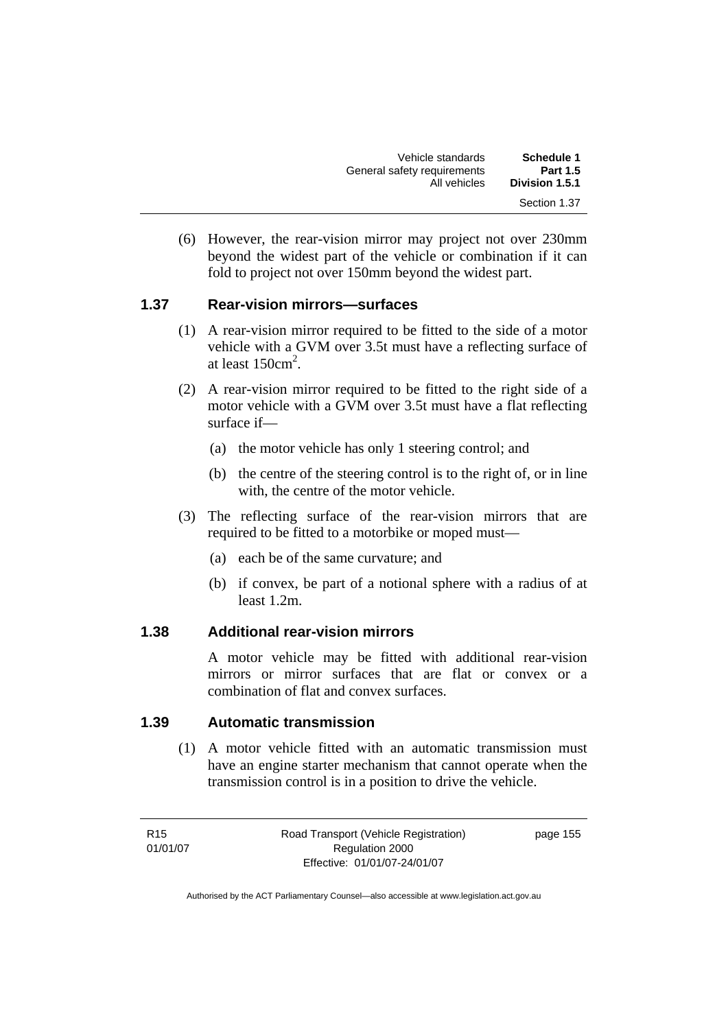(6) However, the rear-vision mirror may project not over 230mm beyond the widest part of the vehicle or combination if it can fold to project not over 150mm beyond the widest part.

### 1.37 Rear-vision mirrors—surfaces

(1) A rear-vision mirror required to be fitted to the side of a motor vehicle with a GVM over 3.5t must have a reflecting surface of at least $150cm^2$.

(2) A rear-vision mirror required to be fitted to the right side of a motor vehicle with a GVM over 3.5t must have a flat reflecting surface if—

(a) the motor vehicle has only 1 steering control; and

(b) the centre of the steering control is to the right of, or in line with, the centre of the motor vehicle.

(3) The reflecting surface of the rear-vision mirrors that are required to be fitted to a motorbike or moped must—

(a) each be of the same curvature; and

(b) if convex, be part of a notional sphere with a radius of at least 1.2m.

### 1.38 Additional rear-vision mirrors

A motor vehicle may be fitted with additional rear-vision mirrors or mirror surfaces that are flat or convex or a combination of flat and convex surfaces.

### 1.39 Automatic transmission

(1) A motor vehicle fitted with an automatic transmission must have an engine starter mechanism that cannot operate when the transmission control is in a position to drive the vehicle.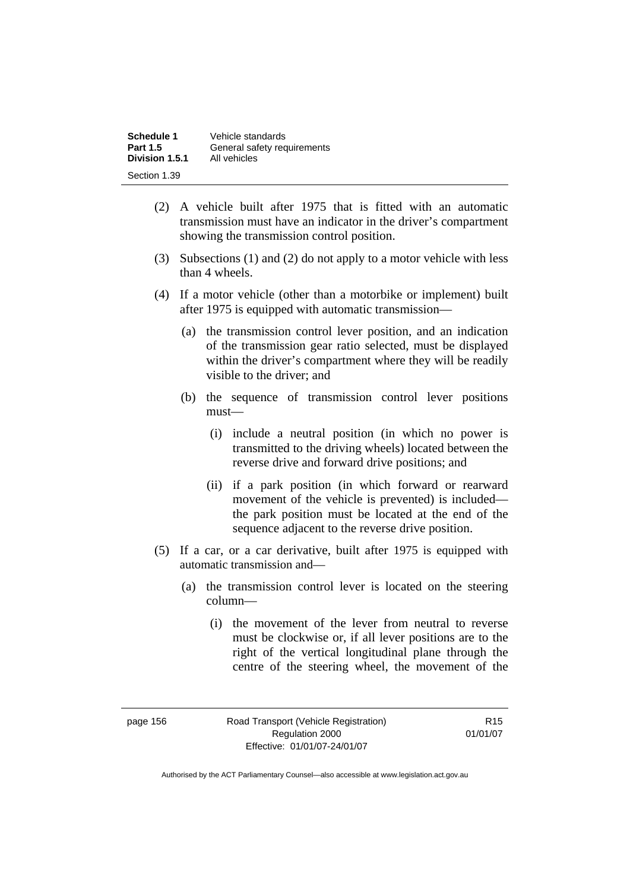(2) A vehicle built after 1975 that is fitted with an automatic transmission must have an indicator in the driver's compartment showing the transmission control position.

(3) Subsections (1) and (2) do not apply to a motor vehicle with less than 4 wheels.

(4) If a motor vehicle (other than a motorbike or implement) built after 1975 is equipped with automatic transmission—

  (a) the transmission control lever position, and an indication of the transmission gear ratio selected, must be displayed within the driver's compartment where they will be readily visible to the driver; and

  (b) the sequence of transmission control lever positions must—

    (i) include a neutral position (in which no power is transmitted to the driving wheels) located between the reverse drive and forward drive positions; and

    (ii) if a park position (in which forward or rearward movement of the vehicle is prevented) is included—the park position must be located at the end of the sequence adjacent to the reverse drive position.

(5) If a car, or a car derivative, built after 1975 is equipped with automatic transmission and—

  (a) the transmission control lever is located on the steering column—

    (i) the movement of the lever from neutral to reverse must be clockwise or, if all lever positions are to the right of the vertical longitudinal plane through the centre of the steering wheel, the movement of the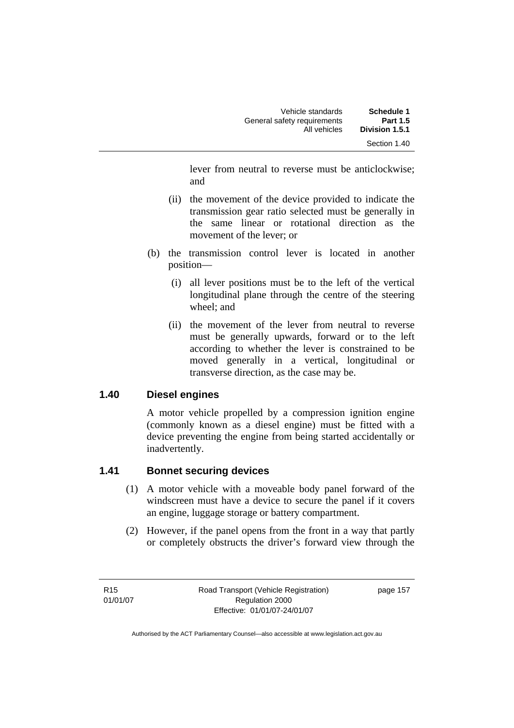lever from neutral to reverse must be anticlockwise; and

(ii) the movement of the device provided to indicate the transmission gear ratio selected must be generally in the same linear or rotational direction as the movement of the lever; or

(b) the transmission control lever is located in another position—

(i) all lever positions must be to the left of the vertical longitudinal plane through the centre of the steering wheel; and

(ii) the movement of the lever from neutral to reverse must be generally upwards, forward or to the left according to whether the lever is constrained to be moved generally in a vertical, longitudinal or transverse direction, as the case may be.

## 1.40 Diesel engines

A motor vehicle propelled by a compression ignition engine (commonly known as a diesel engine) must be fitted with a device preventing the engine from being started accidentally or inadvertently.

## 1.41 Bonnet securing devices

(1) A motor vehicle with a moveable body panel forward of the windscreen must have a device to secure the panel if it covers an engine, luggage storage or battery compartment.

(2) However, if the panel opens from the front in a way that partly or completely obstructs the driver's forward view through the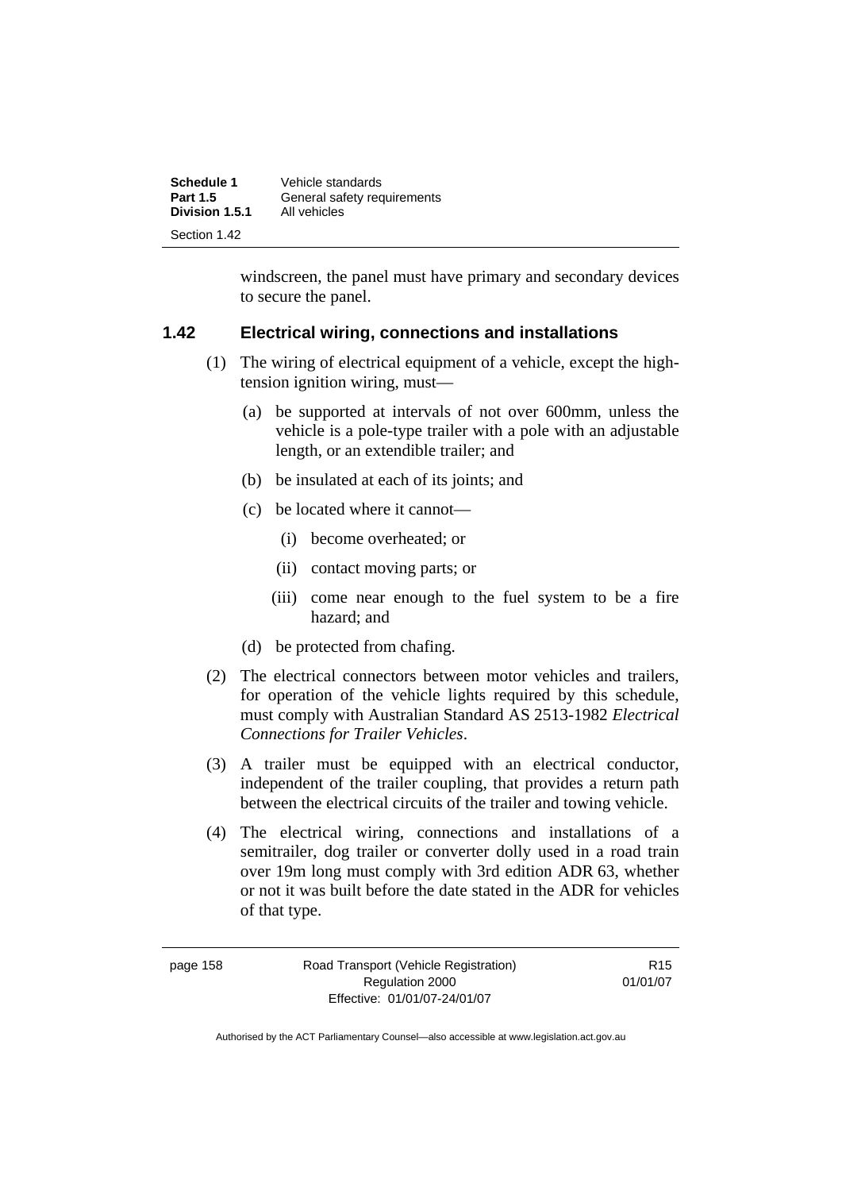windscreen, the panel must have primary and secondary devices to secure the panel.

## 1.42 Electrical wiring, connections and installations

(1) The wiring of electrical equipment of a vehicle, except the high-tension ignition wiring, must—

(a) be supported at intervals of not over 600mm, unless the vehicle is a pole-type trailer with a pole with an adjustable length, or an extendible trailer; and

(b) be insulated at each of its joints; and

(c) be located where it cannot—

(i) become overheated; or

(ii) contact moving parts; or

(iii) come near enough to the fuel system to be a fire hazard; and

(d) be protected from chafing.

(2) The electrical connectors between motor vehicles and trailers, for operation of the vehicle lights required by this schedule, must comply with Australian Standard AS 2513-1982 *Electrical Connections for Trailer Vehicles*.

(3) A trailer must be equipped with an electrical conductor, independent of the trailer coupling, that provides a return path between the electrical circuits of the trailer and towing vehicle.

(4) The electrical wiring, connections and installations of a semitrailer, dog trailer or converter dolly used in a road train over 19m long must comply with 3rd edition ADR 63, whether or not it was built before the date stated in the ADR for vehicles of that type.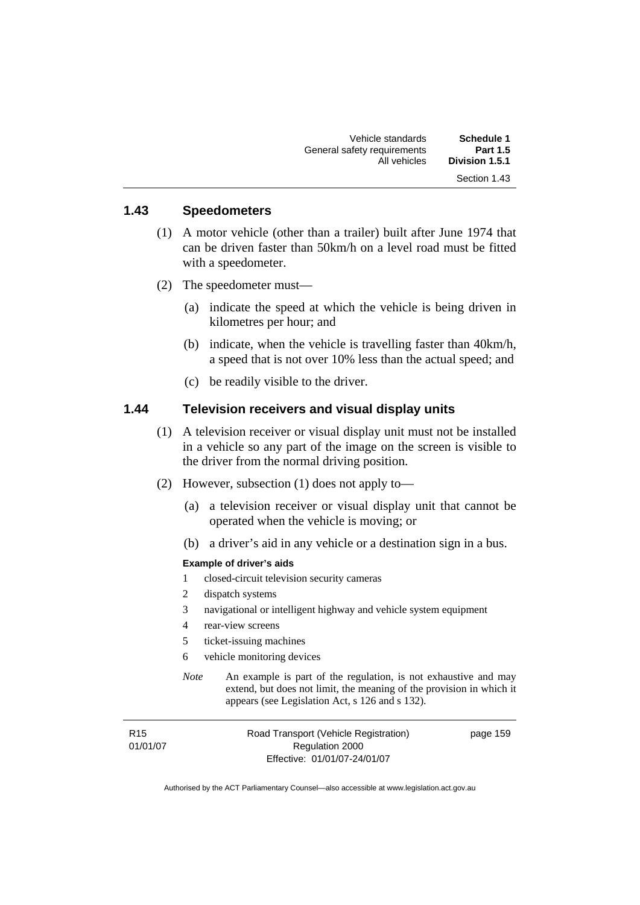## 1.43 Speedometers

(1) A motor vehicle (other than a trailer) built after June 1974 that can be driven faster than 50km/h on a level road must be fitted with a speedometer.

(2) The speedometer must—

(a) indicate the speed at which the vehicle is being driven in kilometres per hour; and

(b) indicate, when the vehicle is travelling faster than 40km/h, a speed that is not over 10% less than the actual speed; and

(c) be readily visible to the driver.

## 1.44 Television receivers and visual display units

(1) A television receiver or visual display unit must not be installed in a vehicle so any part of the image on the screen is visible to the driver from the normal driving position.

(2) However, subsection (1) does not apply to—

(a) a television receiver or visual display unit that cannot be operated when the vehicle is moving; or

(b) a driver's aid in any vehicle or a destination sign in a bus.

**Example of driver's aids**

1. closed-circuit television security cameras
2. dispatch systems
3. navigational or intelligent highway and vehicle system equipment
4. rear-view screens
5. ticket-issuing machines
6. vehicle monitoring devices

*Note* An example is part of the regulation, is not exhaustive and may extend, but does not limit, the meaning of the provision in which it appears (see Legislation Act, s 126 and s 132).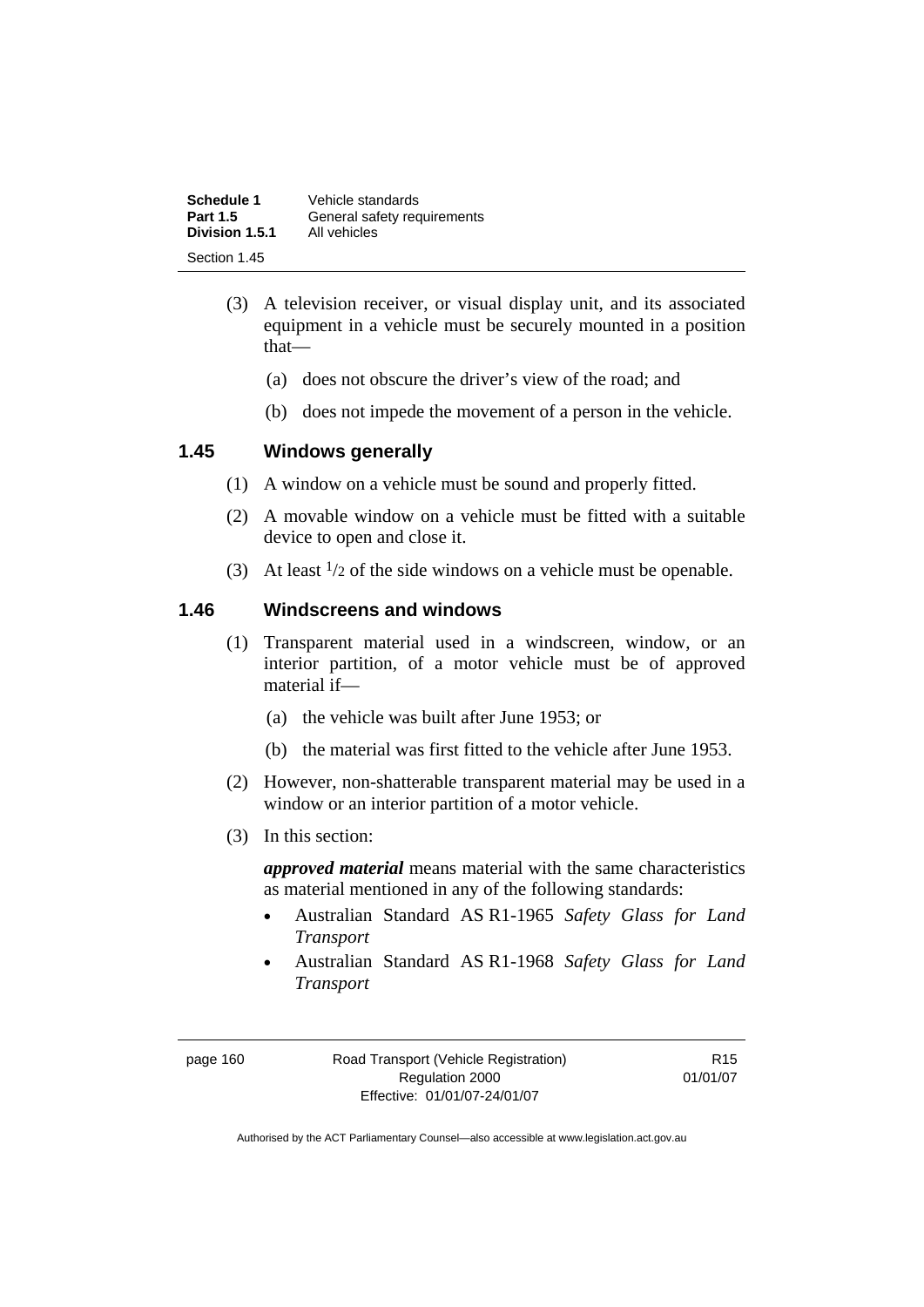(3) A television receiver, or visual display unit, and its associated equipment in a vehicle must be securely mounted in a position that—

(a) does not obscure the driver's view of the road; and

(b) does not impede the movement of a person in the vehicle.

### 1.45 Windows generally

(1) A window on a vehicle must be sound and properly fitted.

(2) A movable window on a vehicle must be fitted with a suitable device to open and close it.

(3) At least $^1/_2$ of the side windows on a vehicle must be openable.

### 1.46 Windscreens and windows

(1) Transparent material used in a windscreen, window, or an interior partition, of a motor vehicle must be of approved material if—

(a) the vehicle was built after June 1953; or

(b) the material was first fitted to the vehicle after June 1953.

(2) However, non-shatterable transparent material may be used in a window or an interior partition of a motor vehicle.

(3) In this section:

***approved material*** means material with the same characteristics as material mentioned in any of the following standards:

- Australian Standard AS R1-1965 *Safety Glass for Land Transport*
- Australian Standard AS R1-1968 *Safety Glass for Land Transport*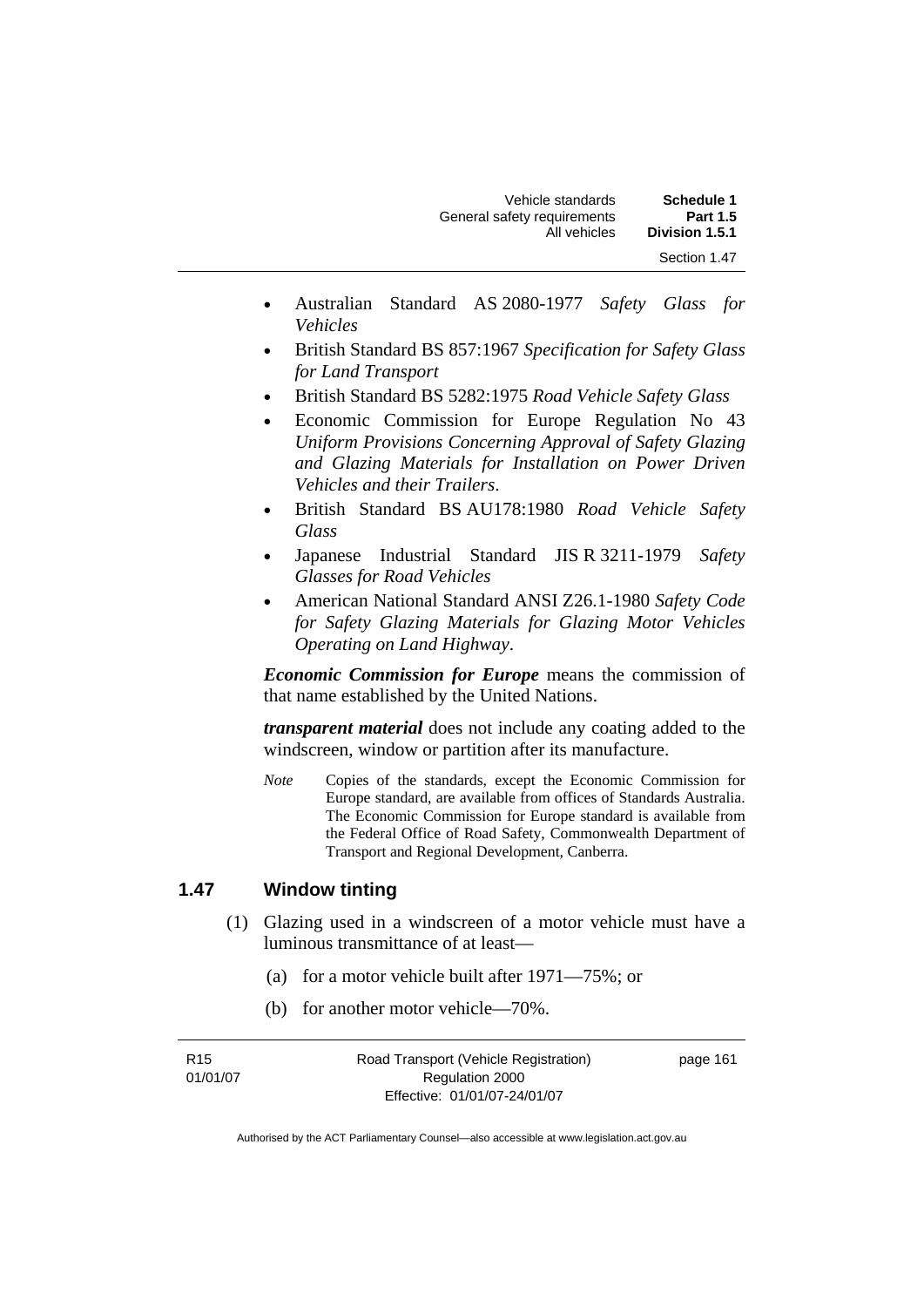- Australian Standard AS 2080-1977 *Safety Glass for Vehicles*
- British Standard BS 857:1967 *Specification for Safety Glass for Land Transport*
- British Standard BS 5282:1975 *Road Vehicle Safety Glass*
- Economic Commission for Europe Regulation No 43 *Uniform Provisions Concerning Approval of Safety Glazing and Glazing Materials for Installation on Power Driven Vehicles and their Trailers*.
- British Standard BS AU178:1980 *Road Vehicle Safety Glass*
- Japanese Industrial Standard JIS R 3211-1979 *Safety Glasses for Road Vehicles*
- American National Standard ANSI Z26.1-1980 *Safety Code for Safety Glazing Materials for Glazing Motor Vehicles Operating on Land Highway*.

***Economic Commission for Europe*** means the commission of that name established by the United Nations.

***transparent material*** does not include any coating added to the windscreen, window or partition after its manufacture.

*Note* Copies of the standards, except the Economic Commission for Europe standard, are available from offices of Standards Australia. The Economic Commission for Europe standard is available from the Federal Office of Road Safety, Commonwealth Department of Transport and Regional Development, Canberra.

## 1.47 Window tinting

(1) Glazing used in a windscreen of a motor vehicle must have a luminous transmittance of at least—

(a) for a motor vehicle built after 1971—75%; or

(b) for another motor vehicle—70%.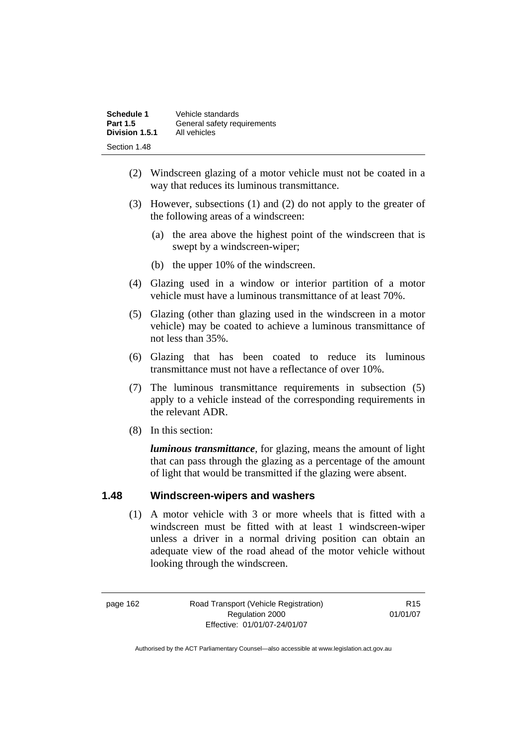(2) Windscreen glazing of a motor vehicle must not be coated in a way that reduces its luminous transmittance.

(3) However, subsections (1) and (2) do not apply to the greater of the following areas of a windscreen:

(a) the area above the highest point of the windscreen that is swept by a windscreen-wiper;

(b) the upper 10% of the windscreen.

(4) Glazing used in a window or interior partition of a motor vehicle must have a luminous transmittance of at least 70%.

(5) Glazing (other than glazing used in the windscreen in a motor vehicle) may be coated to achieve a luminous transmittance of not less than 35%.

(6) Glazing that has been coated to reduce its luminous transmittance must not have a reflectance of over 10%.

(7) The luminous transmittance requirements in subsection (5) apply to a vehicle instead of the corresponding requirements in the relevant ADR.

(8) In this section:

***luminous transmittance***, for glazing, means the amount of light that can pass through the glazing as a percentage of the amount of light that would be transmitted if the glazing were absent.

## 1.48 Windscreen-wipers and washers

(1) A motor vehicle with 3 or more wheels that is fitted with a windscreen must be fitted with at least 1 windscreen-wiper unless a driver in a normal driving position can obtain an adequate view of the road ahead of the motor vehicle without looking through the windscreen.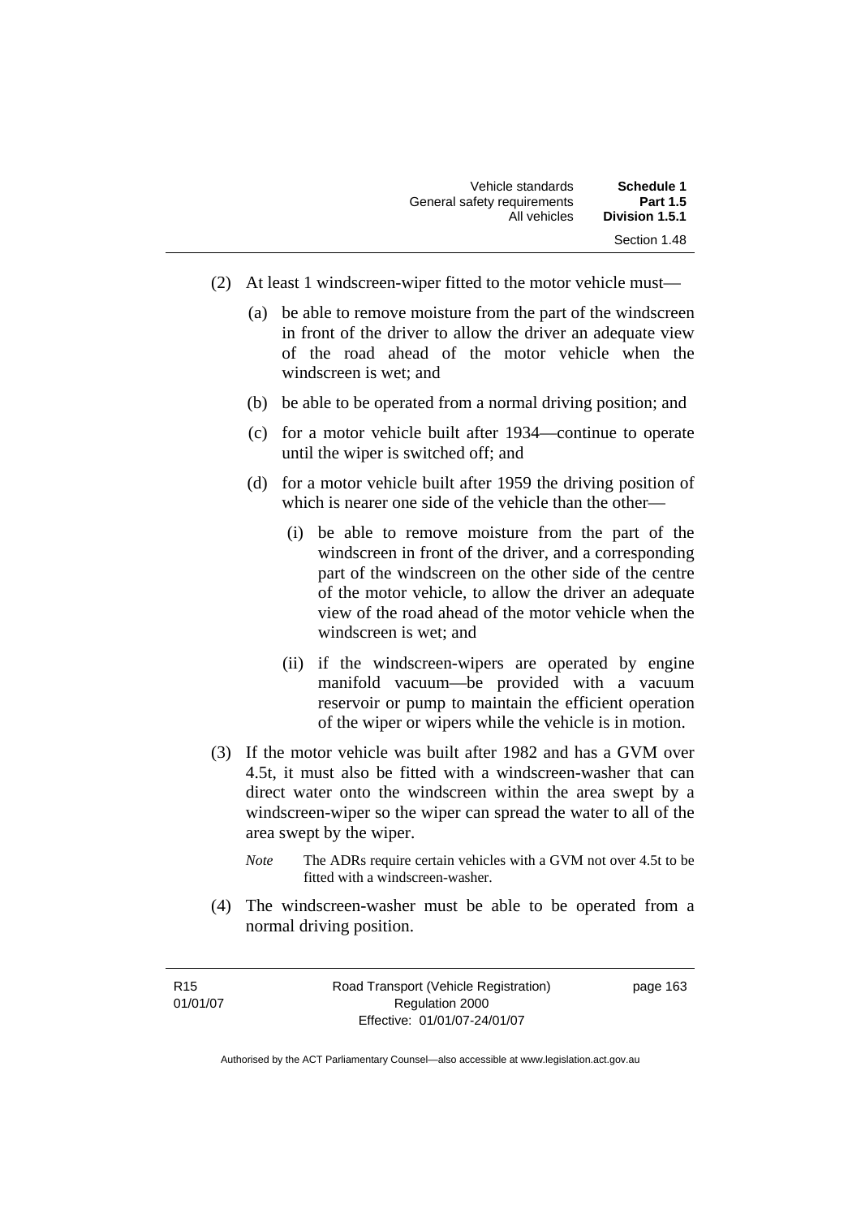(2) At least 1 windscreen-wiper fitted to the motor vehicle must—

   (a) be able to remove moisture from the part of the windscreen in front of the driver to allow the driver an adequate view of the road ahead of the motor vehicle when the windscreen is wet; and

   (b) be able to be operated from a normal driving position; and

   (c) for a motor vehicle built after 1934—continue to operate until the wiper is switched off; and

   (d) for a motor vehicle built after 1959 the driving position of which is nearer one side of the vehicle than the other—

      (i) be able to remove moisture from the part of the windscreen in front of the driver, and a corresponding part of the windscreen on the other side of the centre of the motor vehicle, to allow the driver an adequate view of the road ahead of the motor vehicle when the windscreen is wet; and

      (ii) if the windscreen-wipers are operated by engine manifold vacuum—be provided with a vacuum reservoir or pump to maintain the efficient operation of the wiper or wipers while the vehicle is in motion.

(3) If the motor vehicle was built after 1982 and has a GVM over 4.5t, it must also be fitted with a windscreen-washer that can direct water onto the windscreen within the area swept by a windscreen-wiper so the wiper can spread the water to all of the area swept by the wiper.

*Note* The ADRs require certain vehicles with a GVM not over 4.5t to be fitted with a windscreen-washer.

(4) The windscreen-washer must be able to be operated from a normal driving position.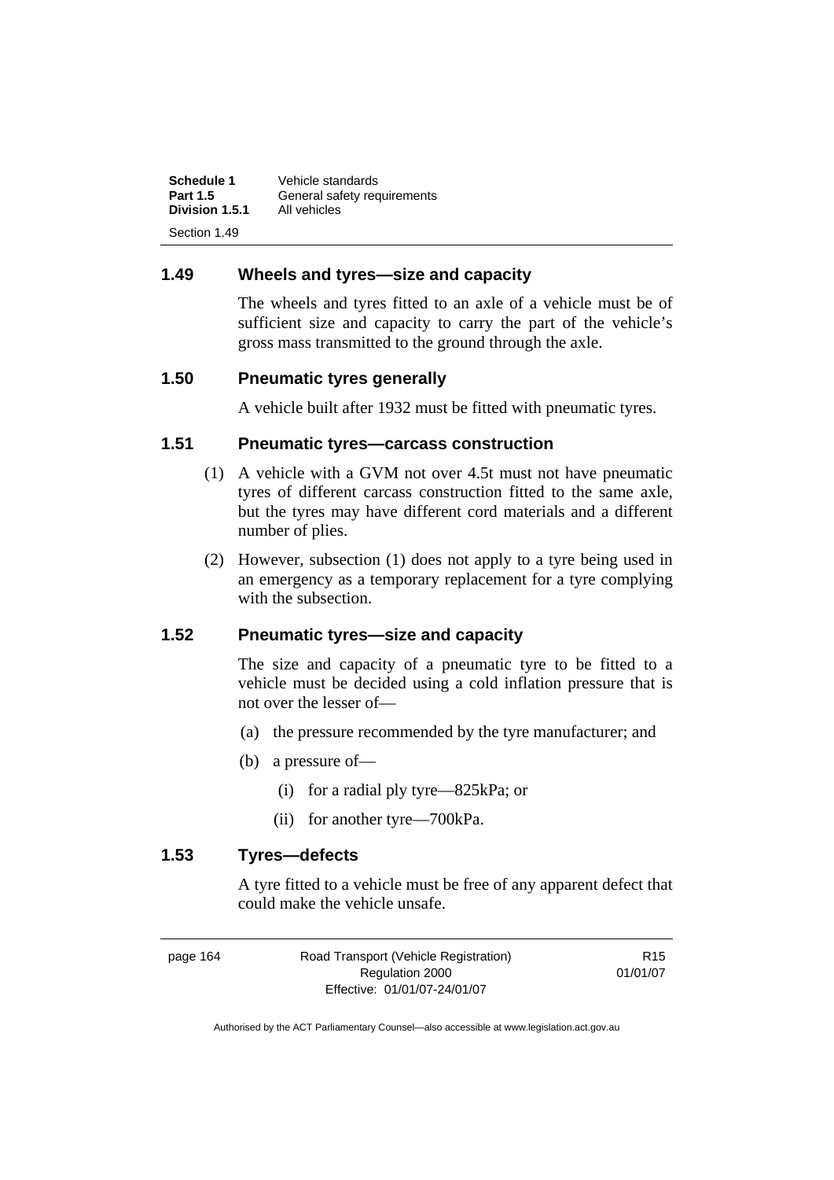## 1.49 Wheels and tyres—size and capacity

The wheels and tyres fitted to an axle of a vehicle must be of sufficient size and capacity to carry the part of the vehicle's gross mass transmitted to the ground through the axle.

## 1.50 Pneumatic tyres generally

A vehicle built after 1932 must be fitted with pneumatic tyres.

## 1.51 Pneumatic tyres—carcass construction

(1) A vehicle with a GVM not over 4.5t must not have pneumatic tyres of different carcass construction fitted to the same axle, but the tyres may have different cord materials and a different number of plies.

(2) However, subsection (1) does not apply to a tyre being used in an emergency as a temporary replacement for a tyre complying with the subsection.

## 1.52 Pneumatic tyres—size and capacity

The size and capacity of a pneumatic tyre to be fitted to a vehicle must be decided using a cold inflation pressure that is not over the lesser of—

(a) the pressure recommended by the tyre manufacturer; and

(b) a pressure of—

  (i) for a radial ply tyre—825kPa; or

  (ii) for another tyre—700kPa.

## 1.53 Tyres—defects

A tyre fitted to a vehicle must be free of any apparent defect that could make the vehicle unsafe.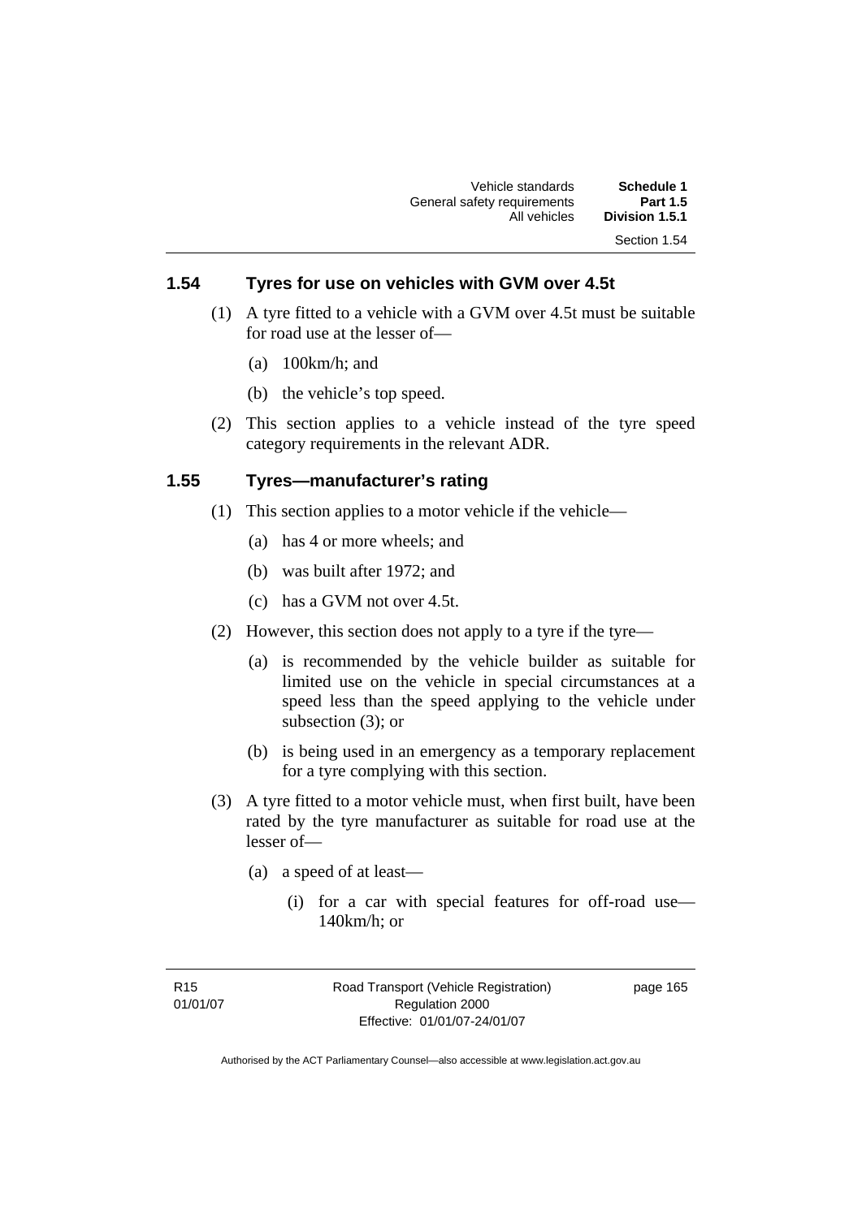## 1.54 Tyres for use on vehicles with GVM over 4.5t

(1) A tyre fitted to a vehicle with a GVM over 4.5t must be suitable for road use at the lesser of—

(a) 100km/h; and

(b) the vehicle's top speed.

(2) This section applies to a vehicle instead of the tyre speed category requirements in the relevant ADR.

## 1.55 Tyres—manufacturer's rating

(1) This section applies to a motor vehicle if the vehicle—

(a) has 4 or more wheels; and

(b) was built after 1972; and

(c) has a GVM not over 4.5t.

(2) However, this section does not apply to a tyre if the tyre—

(a) is recommended by the vehicle builder as suitable for limited use on the vehicle in special circumstances at a speed less than the speed applying to the vehicle under subsection (3); or

(b) is being used in an emergency as a temporary replacement for a tyre complying with this section.

(3) A tyre fitted to a motor vehicle must, when first built, have been rated by the tyre manufacturer as suitable for road use at the lesser of—

(a) a speed of at least—

(i) for a car with special features for off-road use—140km/h; or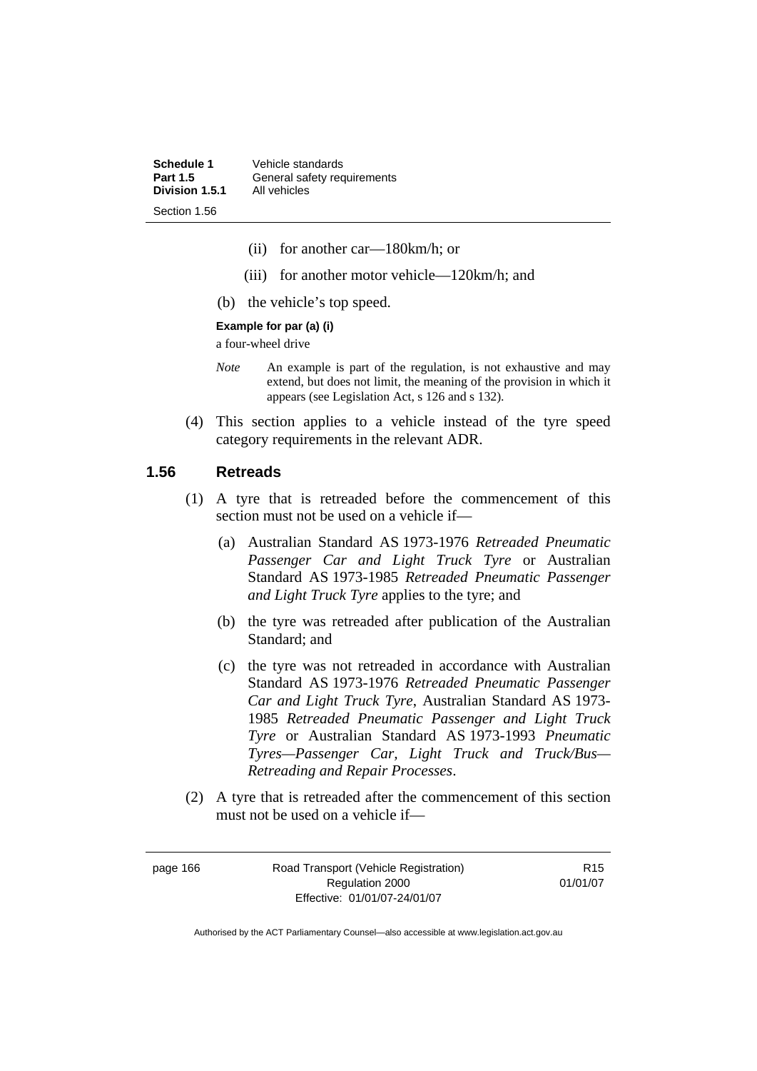(ii) for another car—180km/h; or

(iii) for another motor vehicle—120km/h; and

(b) the vehicle's top speed.

**Example for par (a) (i)**

a four-wheel drive

*Note* An example is part of the regulation, is not exhaustive and may extend, but does not limit, the meaning of the provision in which it appears (see Legislation Act, s 126 and s 132).

(4) This section applies to a vehicle instead of the tyre speed category requirements in the relevant ADR.

## 1.56 Retreads

(1) A tyre that is retreaded before the commencement of this section must not be used on a vehicle if—

(a) Australian Standard AS 1973-1976 *Retreaded Pneumatic Passenger Car and Light Truck Tyre* or Australian Standard AS 1973-1985 *Retreaded Pneumatic Passenger and Light Truck Tyre* applies to the tyre; and

(b) the tyre was retreaded after publication of the Australian Standard; and

(c) the tyre was not retreaded in accordance with Australian Standard AS 1973-1976 *Retreaded Pneumatic Passenger Car and Light Truck Tyre*, Australian Standard AS 1973-1985 *Retreaded Pneumatic Passenger and Light Truck Tyre* or Australian Standard AS 1973-1993 *Pneumatic Tyres—Passenger Car, Light Truck and Truck/Bus—Retreading and Repair Processes*.

(2) A tyre that is retreaded after the commencement of this section must not be used on a vehicle if—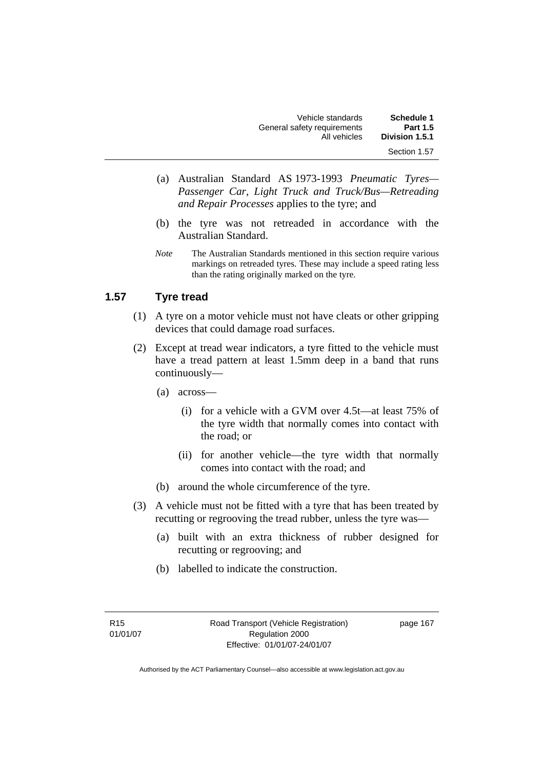(a) Australian Standard AS 1973-1993 *Pneumatic Tyres—Passenger Car, Light Truck and Truck/Bus—Retreading and Repair Processes* applies to the tyre; and

(b) the tyre was not retreaded in accordance with the Australian Standard.

*Note* The Australian Standards mentioned in this section require various markings on retreaded tyres. These may include a speed rating less than the rating originally marked on the tyre.

### 1.57 Tyre tread

(1) A tyre on a motor vehicle must not have cleats or other gripping devices that could damage road surfaces.

(2) Except at tread wear indicators, a tyre fitted to the vehicle must have a tread pattern at least 1.5mm deep in a band that runs continuously—

(a) across—

(i) for a vehicle with a GVM over 4.5t—at least 75% of the tyre width that normally comes into contact with the road; or

(ii) for another vehicle—the tyre width that normally comes into contact with the road; and

(b) around the whole circumference of the tyre.

(3) A vehicle must not be fitted with a tyre that has been treated by recutting or regrooving the tread rubber, unless the tyre was—

(a) built with an extra thickness of rubber designed for recutting or regrooving; and

(b) labelled to indicate the construction.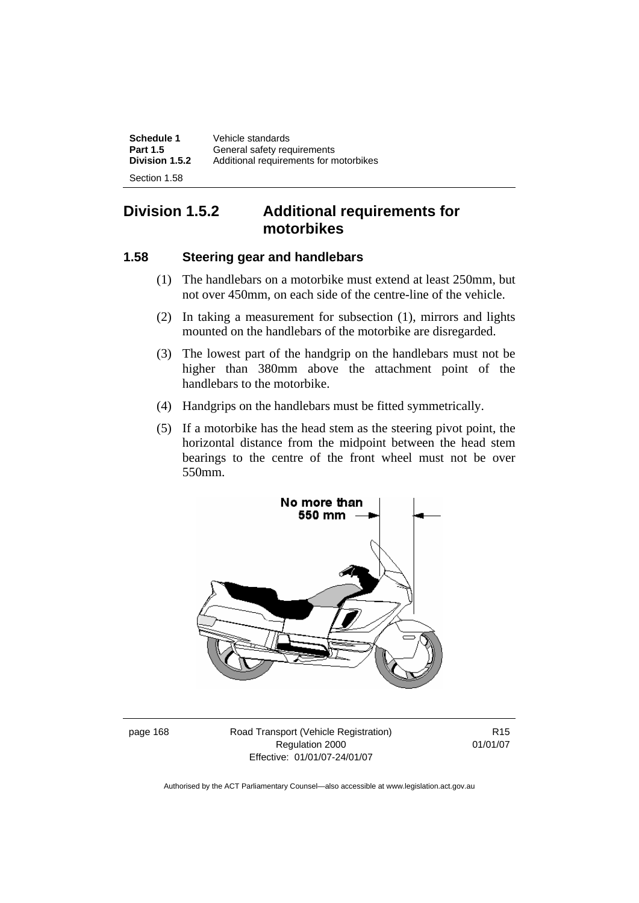## Division 1.5.2 Additional requirements for motorbikes

### 1.58 Steering gear and handlebars

(1) The handlebars on a motorbike must extend at least 250mm, but not over 450mm, on each side of the centre-line of the vehicle.

(2) In taking a measurement for subsection (1), mirrors and lights mounted on the handlebars of the motorbike are disregarded.

(3) The lowest part of the handgrip on the handlebars must not be higher than 380mm above the attachment point of the handlebars to the motorbike.

(4) Handgrips on the handlebars must be fitted symmetrically.

(5) If a motorbike has the head stem as the steering pivot point, the horizontal distance from the midpoint between the head stem bearings to the centre of the front wheel must not be over 550mm.

No more than 550 mm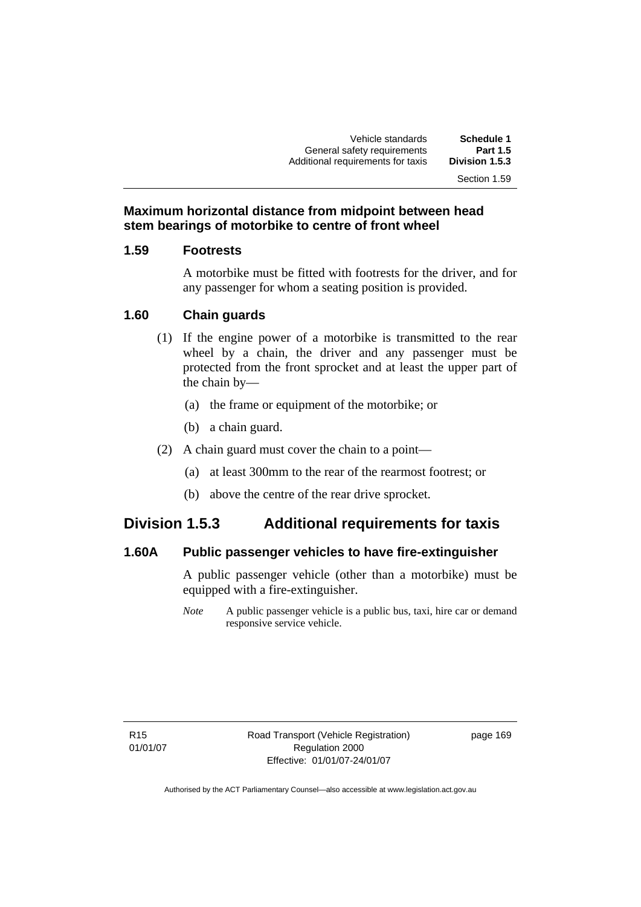**Maximum horizontal distance from midpoint between head stem bearings of motorbike to centre of front wheel**

### 1.59 Footrests

A motorbike must be fitted with footrests for the driver, and for any passenger for whom a seating position is provided.

### 1.60 Chain guards

(1) If the engine power of a motorbike is transmitted to the rear wheel by a chain, the driver and any passenger must be protected from the front sprocket and at least the upper part of the chain by—

(a) the frame or equipment of the motorbike; or

(b) a chain guard.

(2) A chain guard must cover the chain to a point—

(a) at least 300mm to the rear of the rearmost footrest; or

(b) above the centre of the rear drive sprocket.

## Division 1.5.3 Additional requirements for taxis

### 1.60A Public passenger vehicles to have fire-extinguisher

A public passenger vehicle (other than a motorbike) must be equipped with a fire-extinguisher.

*Note* A public passenger vehicle is a public bus, taxi, hire car or demand responsive service vehicle.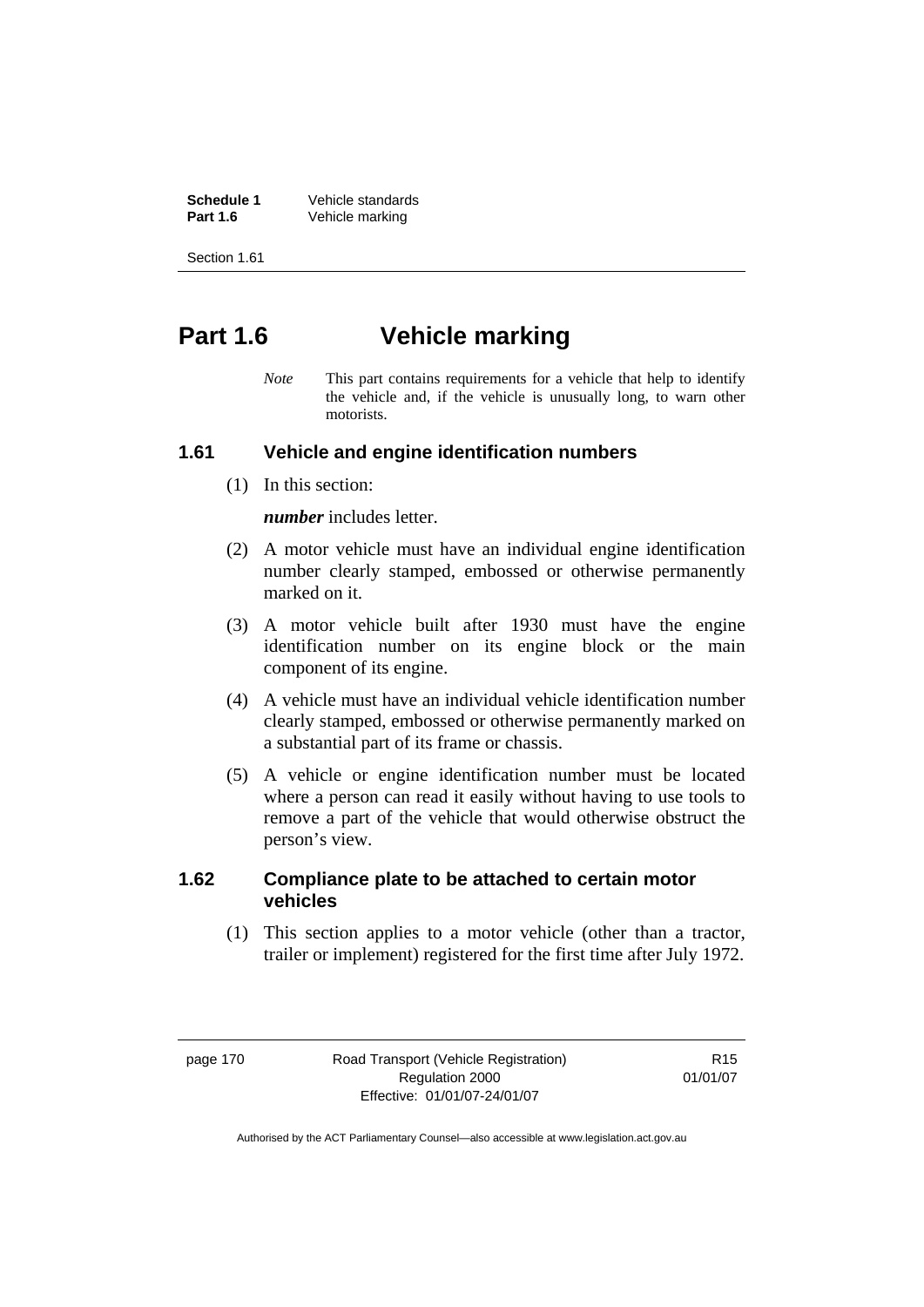# Part 1.6 Vehicle marking

*Note* This part contains requirements for a vehicle that help to identify the vehicle and, if the vehicle is unusually long, to warn other motorists.

## 1.61 Vehicle and engine identification numbers

(1) In this section:

***number*** includes letter.

(2) A motor vehicle must have an individual engine identification number clearly stamped, embossed or otherwise permanently marked on it.

(3) A motor vehicle built after 1930 must have the engine identification number on its engine block or the main component of its engine.

(4) A vehicle must have an individual vehicle identification number clearly stamped, embossed or otherwise permanently marked on a substantial part of its frame or chassis.

(5) A vehicle or engine identification number must be located where a person can read it easily without having to use tools to remove a part of the vehicle that would otherwise obstruct the person's view.

## 1.62 Compliance plate to be attached to certain motor vehicles

(1) This section applies to a motor vehicle (other than a tractor, trailer or implement) registered for the first time after July 1972.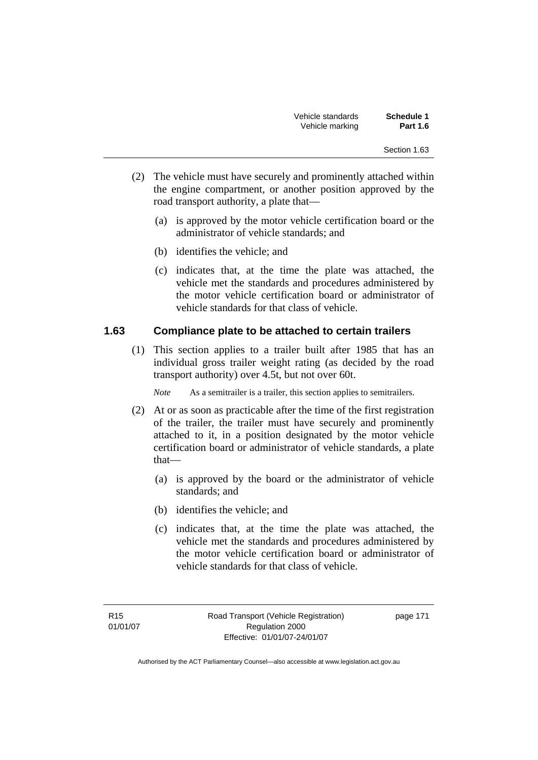(2) The vehicle must have securely and prominently attached within the engine compartment, or another position approved by the road transport authority, a plate that—

(a) is approved by the motor vehicle certification board or the administrator of vehicle standards; and

(b) identifies the vehicle; and

(c) indicates that, at the time the plate was attached, the vehicle met the standards and procedures administered by the motor vehicle certification board or administrator of vehicle standards for that class of vehicle.

## 1.63 Compliance plate to be attached to certain trailers

(1) This section applies to a trailer built after 1985 that has an individual gross trailer weight rating (as decided by the road transport authority) over 4.5t, but not over 60t.

*Note* As a semitrailer is a trailer, this section applies to semitrailers.

(2) At or as soon as practicable after the time of the first registration of the trailer, the trailer must have securely and prominently attached to it, in a position designated by the motor vehicle certification board or administrator of vehicle standards, a plate that—

(a) is approved by the board or the administrator of vehicle standards; and

(b) identifies the vehicle; and

(c) indicates that, at the time the plate was attached, the vehicle met the standards and procedures administered by the motor vehicle certification board or administrator of vehicle standards for that class of vehicle.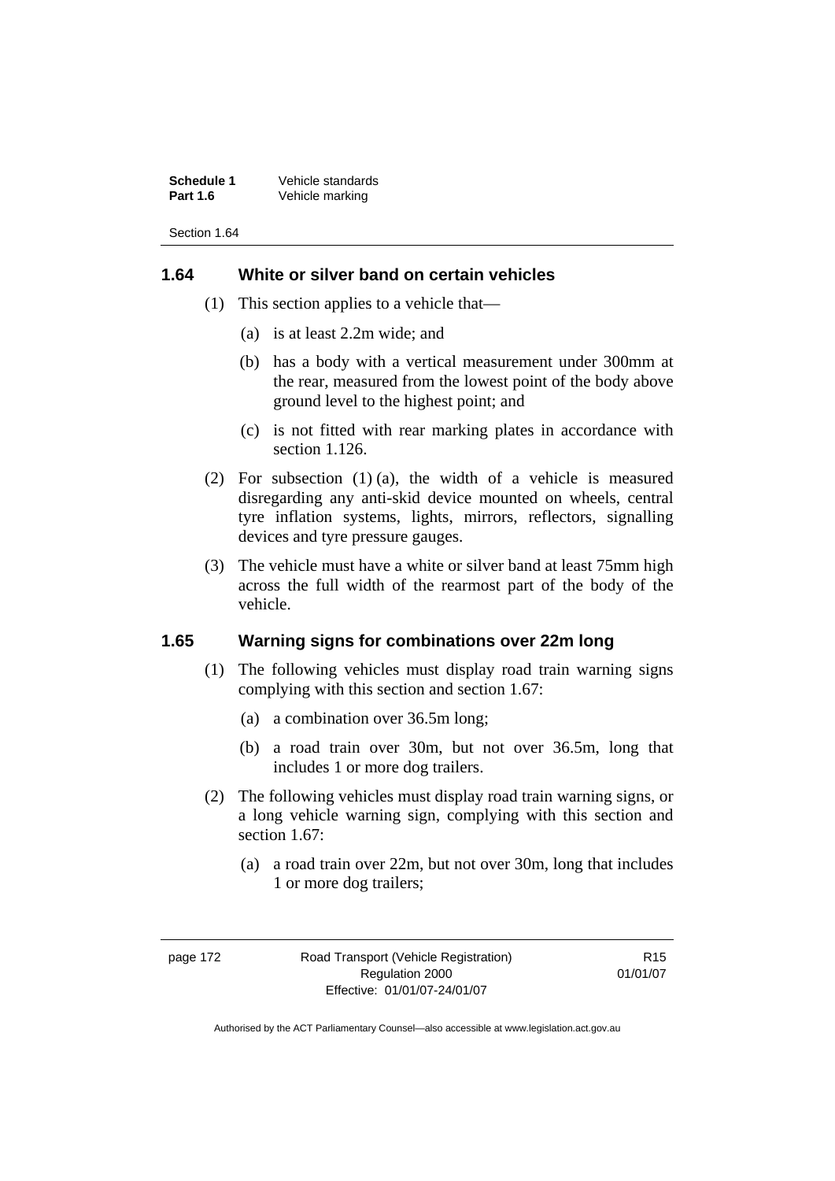## 1.64 White or silver band on certain vehicles

(1) This section applies to a vehicle that—

(a) is at least 2.2m wide; and

(b) has a body with a vertical measurement under 300mm at the rear, measured from the lowest point of the body above ground level to the highest point; and

(c) is not fitted with rear marking plates in accordance with section 1.126.

(2) For subsection (1) (a), the width of a vehicle is measured disregarding any anti-skid device mounted on wheels, central tyre inflation systems, lights, mirrors, reflectors, signalling devices and tyre pressure gauges.

(3) The vehicle must have a white or silver band at least 75mm high across the full width of the rearmost part of the body of the vehicle.

## 1.65 Warning signs for combinations over 22m long

(1) The following vehicles must display road train warning signs complying with this section and section 1.67:

(a) a combination over 36.5m long;

(b) a road train over 30m, but not over 36.5m, long that includes 1 or more dog trailers.

(2) The following vehicles must display road train warning signs, or a long vehicle warning sign, complying with this section and section 1.67:

(a) a road train over 22m, but not over 30m, long that includes 1 or more dog trailers;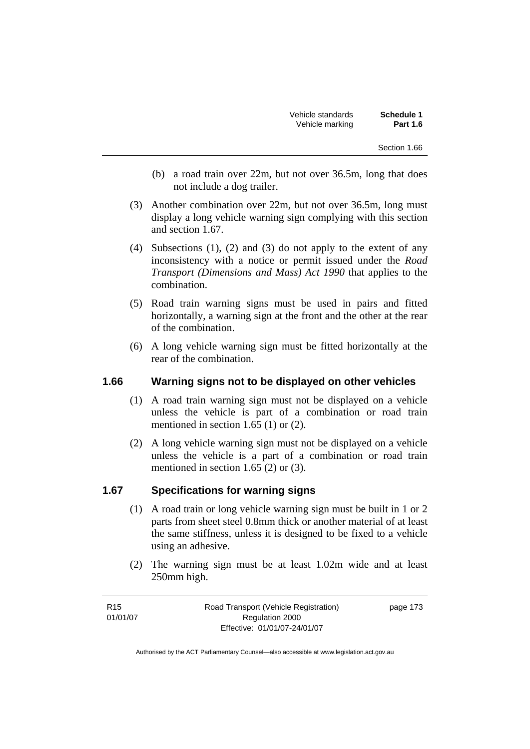(b) a road train over 22m, but not over 36.5m, long that does not include a dog trailer.

(3) Another combination over 22m, but not over 36.5m, long must display a long vehicle warning sign complying with this section and section 1.67.

(4) Subsections (1), (2) and (3) do not apply to the extent of any inconsistency with a notice or permit issued under the *Road Transport (Dimensions and Mass) Act 1990* that applies to the combination.

(5) Road train warning signs must be used in pairs and fitted horizontally, a warning sign at the front and the other at the rear of the combination.

(6) A long vehicle warning sign must be fitted horizontally at the rear of the combination.

## 1.66 Warning signs not to be displayed on other vehicles

(1) A road train warning sign must not be displayed on a vehicle unless the vehicle is part of a combination or road train mentioned in section 1.65 (1) or (2).

(2) A long vehicle warning sign must not be displayed on a vehicle unless the vehicle is a part of a combination or road train mentioned in section 1.65 (2) or (3).

## 1.67 Specifications for warning signs

(1) A road train or long vehicle warning sign must be built in 1 or 2 parts from sheet steel 0.8mm thick or another material of at least the same stiffness, unless it is designed to be fixed to a vehicle using an adhesive.

(2) The warning sign must be at least 1.02m wide and at least 250mm high.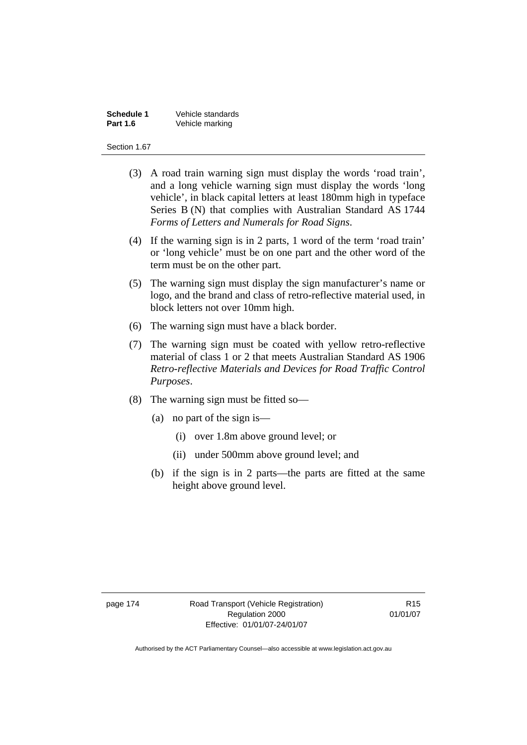(3) A road train warning sign must display the words 'road train', and a long vehicle warning sign must display the words 'long vehicle', in black capital letters at least 180mm high in typeface Series B (N) that complies with Australian Standard AS 1744 *Forms of Letters and Numerals for Road Signs*.

(4) If the warning sign is in 2 parts, 1 word of the term 'road train' or 'long vehicle' must be on one part and the other word of the term must be on the other part.

(5) The warning sign must display the sign manufacturer's name or logo, and the brand and class of retro-reflective material used, in block letters not over 10mm high.

(6) The warning sign must have a black border.

(7) The warning sign must be coated with yellow retro-reflective material of class 1 or 2 that meets Australian Standard AS 1906 *Retro-reflective Materials and Devices for Road Traffic Control Purposes*.

(8) The warning sign must be fitted so—

- (a) no part of the sign is—
  - (i) over 1.8m above ground level; or
  - (ii) under 500mm above ground level; and
- (b) if the sign is in 2 parts—the parts are fitted at the same height above ground level.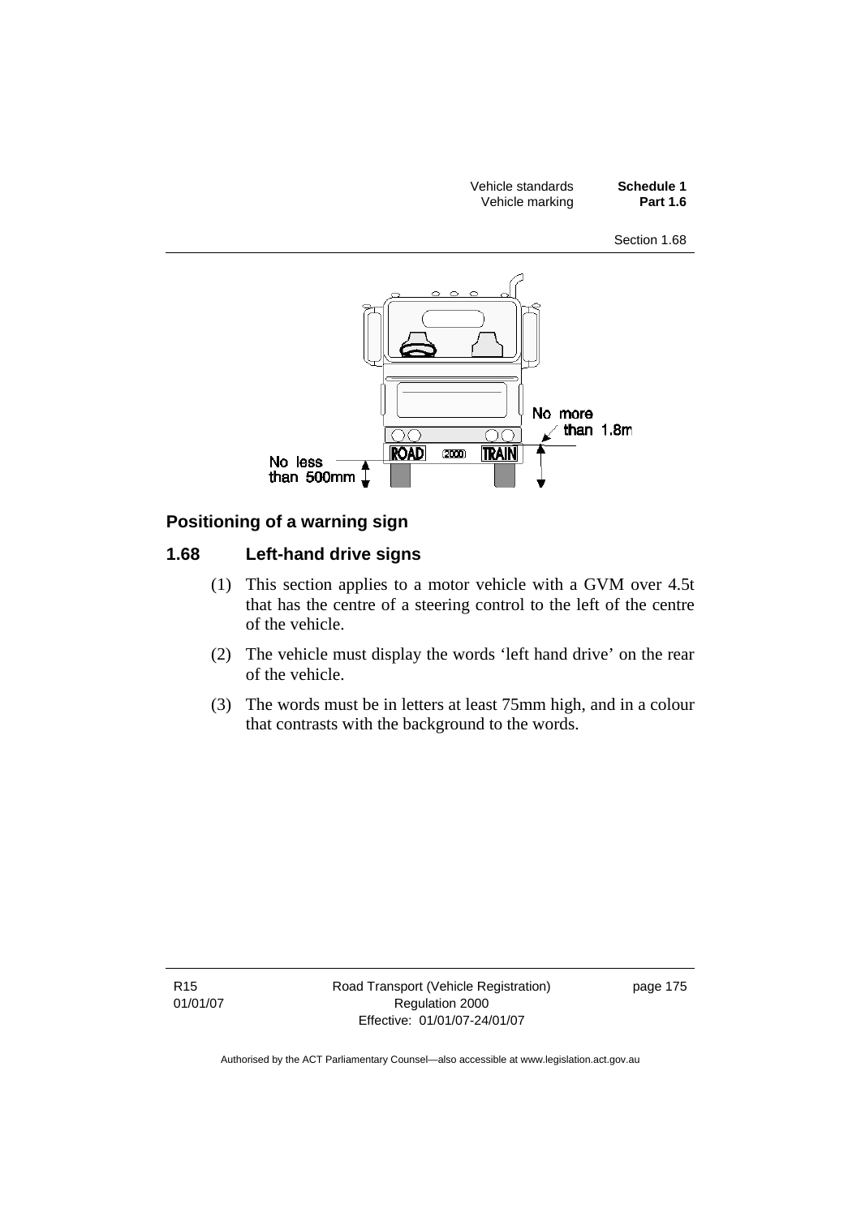No less than 500mm

No more than 1.8m

**Positioning of a warning sign**

## 1.68 Left-hand drive signs

(1) This section applies to a motor vehicle with a GVM over 4.5t that has the centre of a steering control to the left of the centre of the vehicle.

(2) The vehicle must display the words 'left hand drive' on the rear of the vehicle.

(3) The words must be in letters at least 75mm high, and in a colour that contrasts with the background to the words.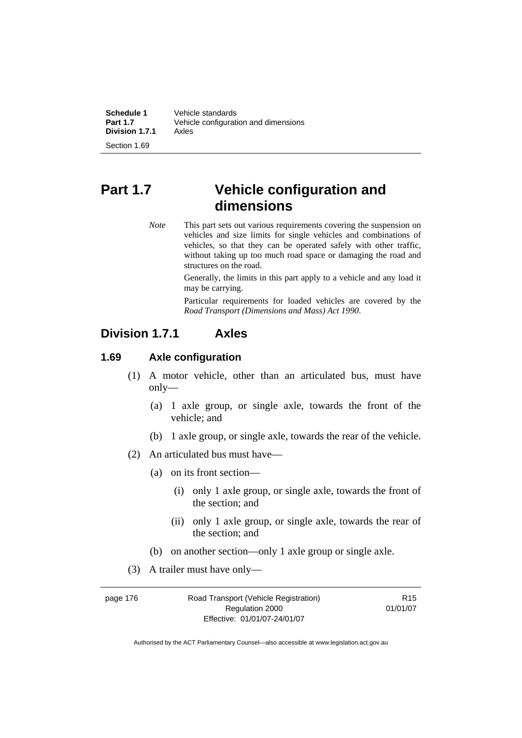# Part 1.7 Vehicle configuration and dimensions

*Note* This part sets out various requirements covering the suspension on vehicles and size limits for single vehicles and combinations of vehicles, so that they can be operated safely with other traffic, without taking up too much road space or damaging the road and structures on the road.

Generally, the limits in this part apply to a vehicle and any load it may be carrying.

Particular requirements for loaded vehicles are covered by the *Road Transport (Dimensions and Mass) Act 1990*.

## Division 1.7.1 Axles

### 1.69 Axle configuration

(1) A motor vehicle, other than an articulated bus, must have only—

(a) 1 axle group, or single axle, towards the front of the vehicle; and

(b) 1 axle group, or single axle, towards the rear of the vehicle.

(2) An articulated bus must have—

(a) on its front section—

(i) only 1 axle group, or single axle, towards the front of the section; and

(ii) only 1 axle group, or single axle, towards the rear of the section; and

(b) on another section—only 1 axle group or single axle.

(3) A trailer must have only—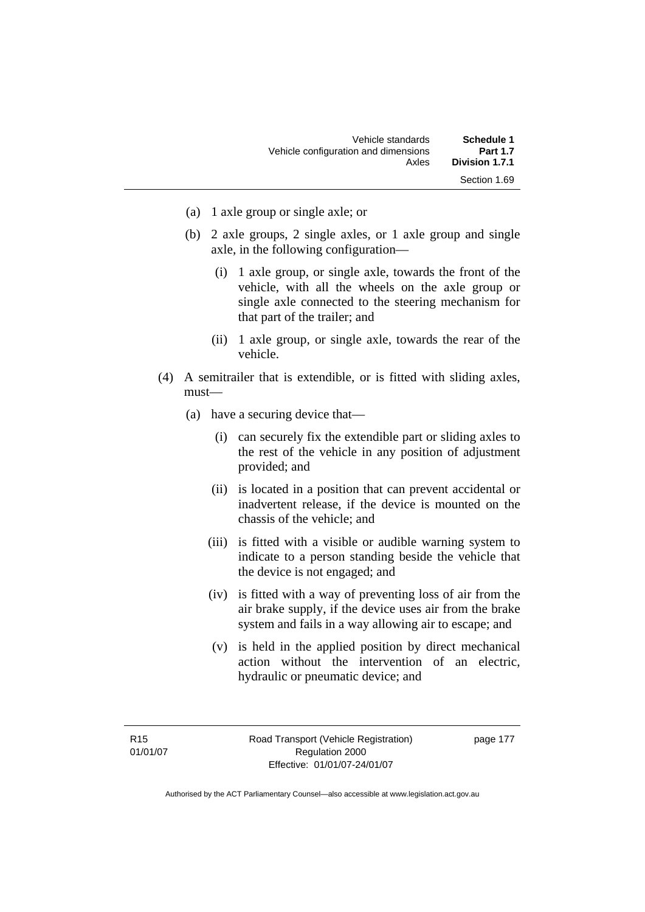(a) 1 axle group or single axle; or

(b) 2 axle groups, 2 single axles, or 1 axle group and single axle, in the following configuration—

   (i) 1 axle group, or single axle, towards the front of the vehicle, with all the wheels on the axle group or single axle connected to the steering mechanism for that part of the trailer; and

   (ii) 1 axle group, or single axle, towards the rear of the vehicle.

(4) A semitrailer that is extendible, or is fitted with sliding axles, must—

   (a) have a securing device that—

      (i) can securely fix the extendible part or sliding axles to the rest of the vehicle in any position of adjustment provided; and

      (ii) is located in a position that can prevent accidental or inadvertent release, if the device is mounted on the chassis of the vehicle; and

      (iii) is fitted with a visible or audible warning system to indicate to a person standing beside the vehicle that the device is not engaged; and

      (iv) is fitted with a way of preventing loss of air from the air brake supply, if the device uses air from the brake system and fails in a way allowing air to escape; and

      (v) is held in the applied position by direct mechanical action without the intervention of an electric, hydraulic or pneumatic device; and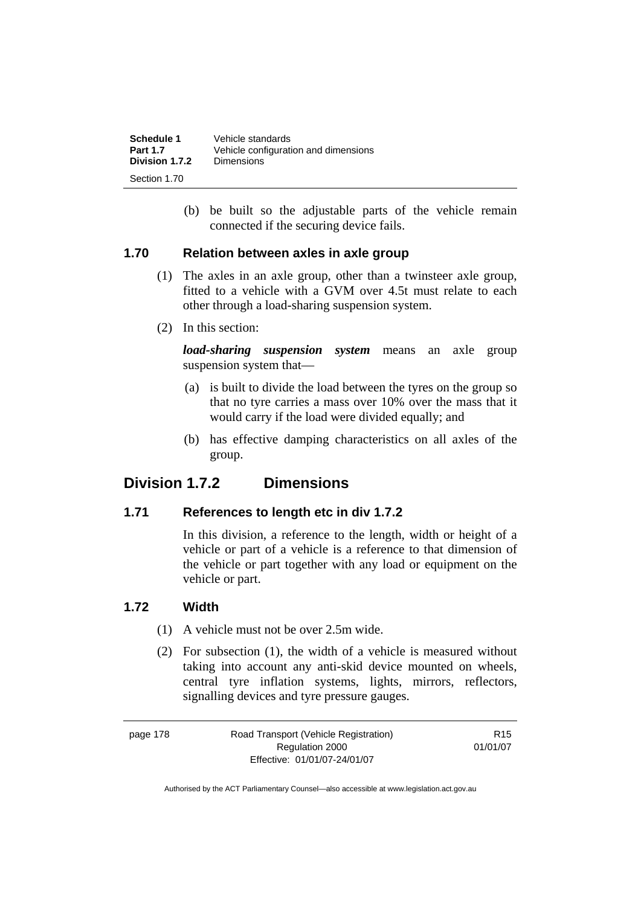(b) be built so the adjustable parts of the vehicle remain connected if the securing device fails.

### 1.70 Relation between axles in axle group

(1) The axles in an axle group, other than a twinsteer axle group, fitted to a vehicle with a GVM over 4.5t must relate to each other through a load-sharing suspension system.

(2) In this section:

***load-sharing suspension system*** means an axle group suspension system that—

(a) is built to divide the load between the tyres on the group so that no tyre carries a mass over 10% over the mass that it would carry if the load were divided equally; and

(b) has effective damping characteristics on all axles of the group.

## Division 1.7.2 Dimensions

### 1.71 References to length etc in div 1.7.2

In this division, a reference to the length, width or height of a vehicle or part of a vehicle is a reference to that dimension of the vehicle or part together with any load or equipment on the vehicle or part.

### 1.72 Width

(1) A vehicle must not be over 2.5m wide.

(2) For subsection (1), the width of a vehicle is measured without taking into account any anti-skid device mounted on wheels, central tyre inflation systems, lights, mirrors, reflectors, signalling devices and tyre pressure gauges.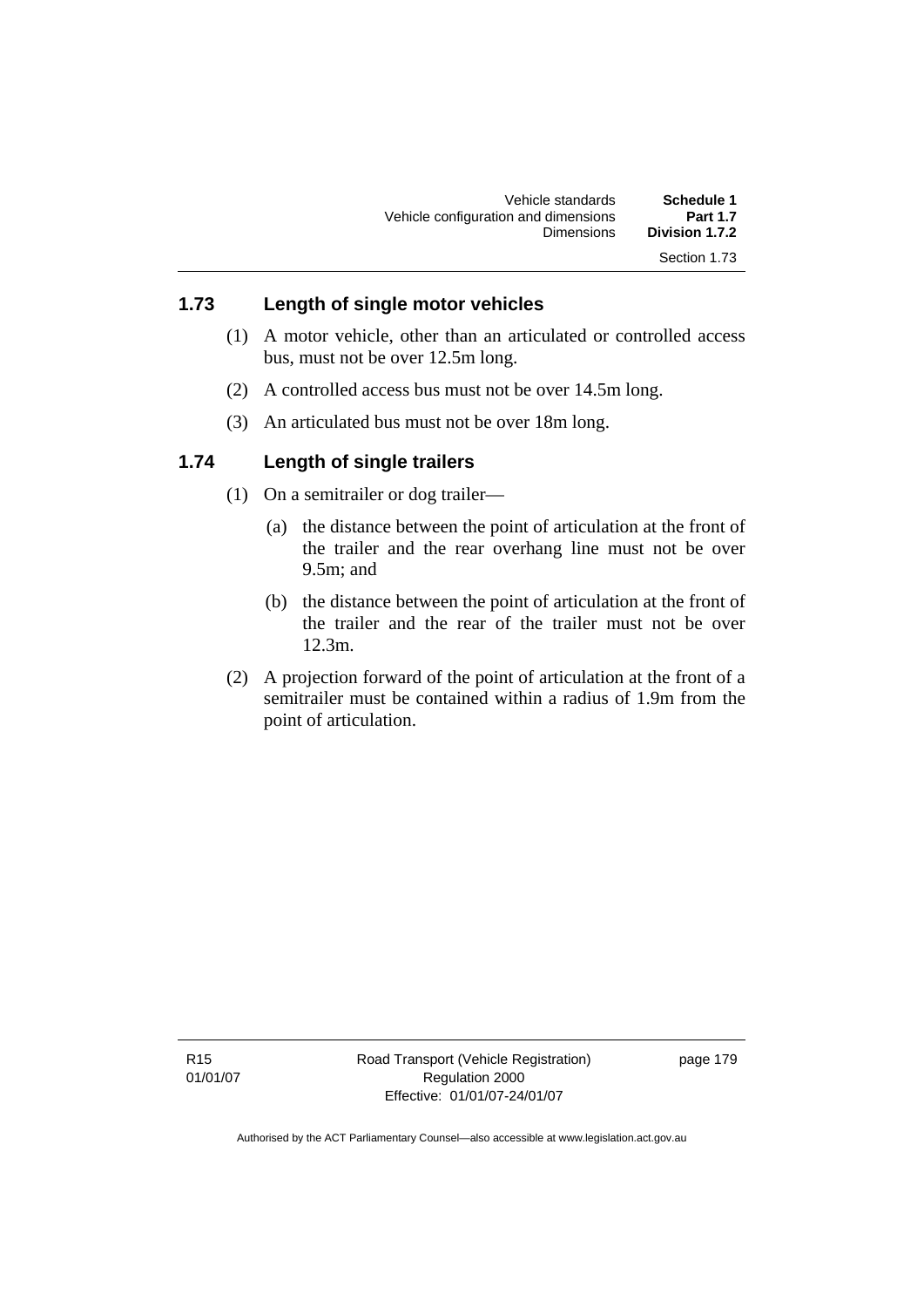### 1.73 Length of single motor vehicles

(1) A motor vehicle, other than an articulated or controlled access bus, must not be over 12.5m long.

(2) A controlled access bus must not be over 14.5m long.

(3) An articulated bus must not be over 18m long.

### 1.74 Length of single trailers

(1) On a semitrailer or dog trailer—

(a) the distance between the point of articulation at the front of the trailer and the rear overhang line must not be over 9.5m; and

(b) the distance between the point of articulation at the front of the trailer and the rear of the trailer must not be over 12.3m.

(2) A projection forward of the point of articulation at the front of a semitrailer must be contained within a radius of 1.9m from the point of articulation.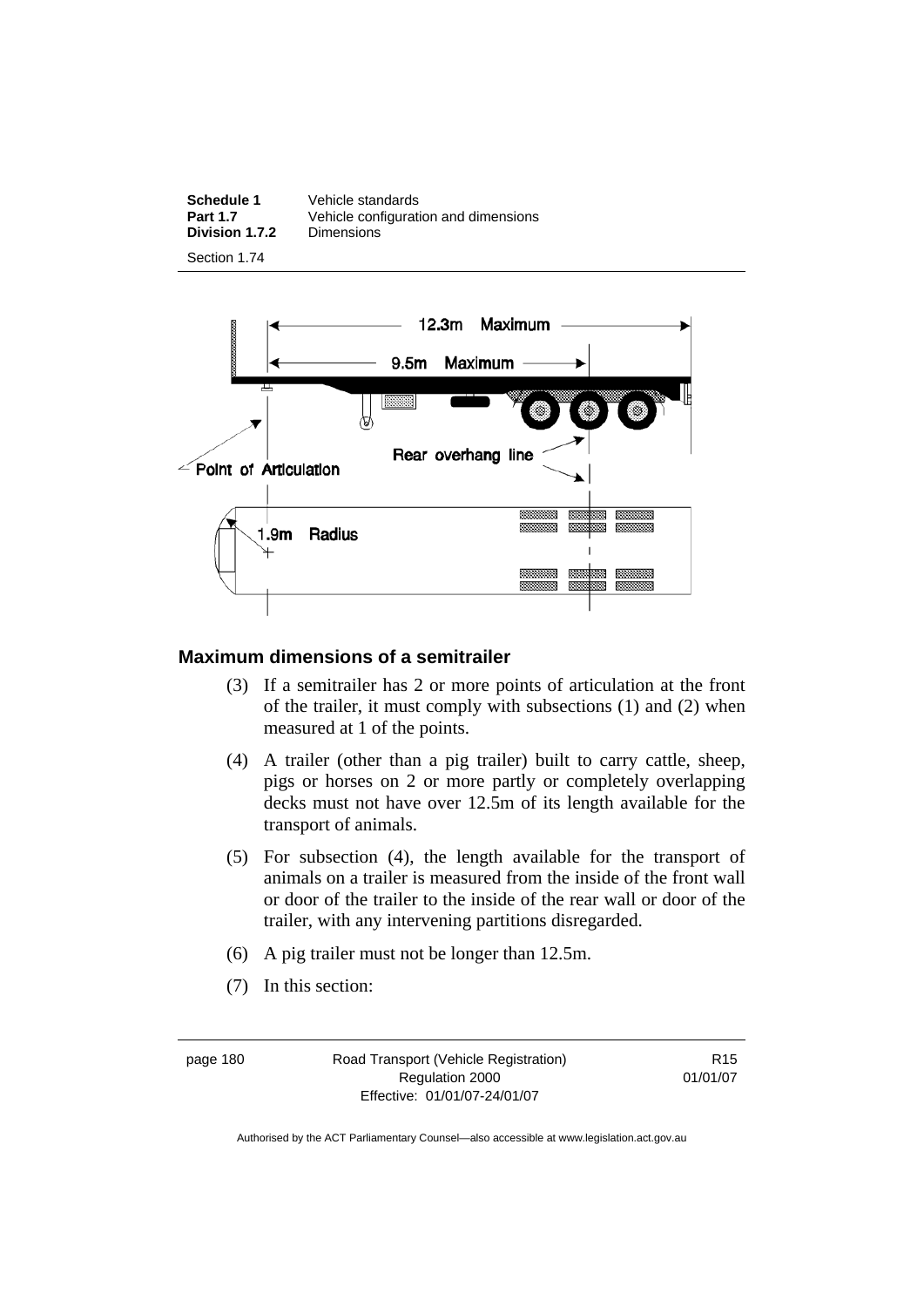## Maximum dimensions of a semitrailer

(3) If a semitrailer has 2 or more points of articulation at the front of the trailer, it must comply with subsections (1) and (2) when measured at 1 of the points.

(4) A trailer (other than a pig trailer) built to carry cattle, sheep, pigs or horses on 2 or more partly or completely overlapping decks must not have over 12.5m of its length available for the transport of animals.

(5) For subsection (4), the length available for the transport of animals on a trailer is measured from the inside of the front wall or door of the trailer to the inside of the rear wall or door of the trailer, with any intervening partitions disregarded.

(6) A pig trailer must not be longer than 12.5m.

(7) In this section: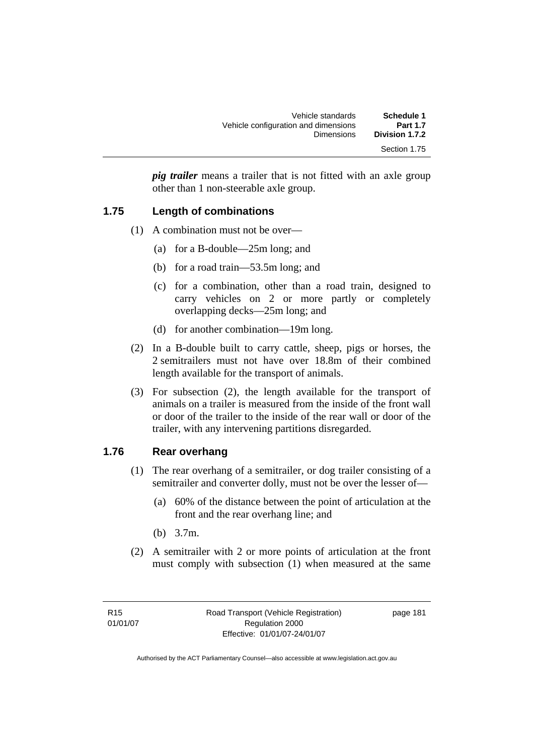***pig trailer*** means a trailer that is not fitted with an axle group other than 1 non-steerable axle group.

## 1.75 Length of combinations

(1) A combination must not be over—

(a) for a B-double—25m long; and

(b) for a road train—53.5m long; and

(c) for a combination, other than a road train, designed to carry vehicles on 2 or more partly or completely overlapping decks—25m long; and

(d) for another combination—19m long.

(2) In a B-double built to carry cattle, sheep, pigs or horses, the 2 semitrailers must not have over 18.8m of their combined length available for the transport of animals.

(3) For subsection (2), the length available for the transport of animals on a trailer is measured from the inside of the front wall or door of the trailer to the inside of the rear wall or door of the trailer, with any intervening partitions disregarded.

## 1.76 Rear overhang

(1) The rear overhang of a semitrailer, or dog trailer consisting of a semitrailer and converter dolly, must not be over the lesser of—

(a) 60% of the distance between the point of articulation at the front and the rear overhang line; and

(b) 3.7m.

(2) A semitrailer with 2 or more points of articulation at the front must comply with subsection (1) when measured at the same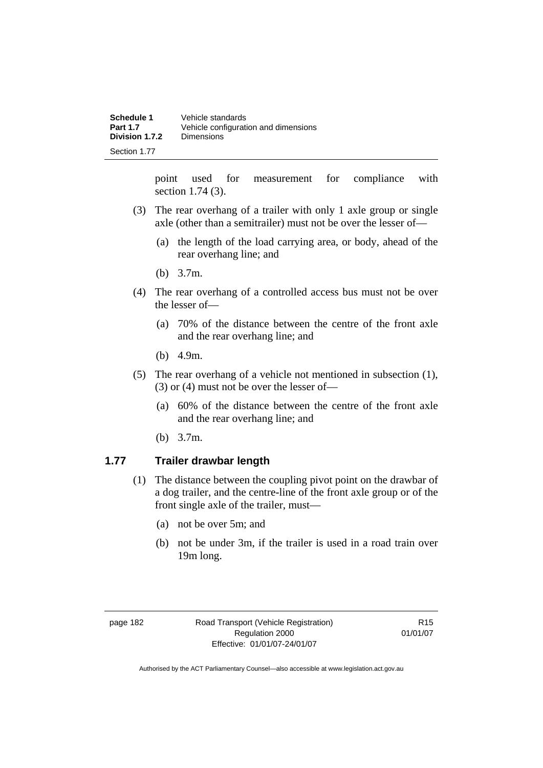point used for measurement for compliance with section 1.74 (3).

(3) The rear overhang of a trailer with only 1 axle group or single axle (other than a semitrailer) must not be over the lesser of—

(a) the length of the load carrying area, or body, ahead of the rear overhang line; and

(b) 3.7m.

(4) The rear overhang of a controlled access bus must not be over the lesser of—

(a) 70% of the distance between the centre of the front axle and the rear overhang line; and

(b) 4.9m.

(5) The rear overhang of a vehicle not mentioned in subsection (1), (3) or (4) must not be over the lesser of—

(a) 60% of the distance between the centre of the front axle and the rear overhang line; and

(b) 3.7m.

## 1.77 Trailer drawbar length

(1) The distance between the coupling pivot point on the drawbar of a dog trailer, and the centre-line of the front axle group or of the front single axle of the trailer, must—

(a) not be over 5m; and

(b) not be under 3m, if the trailer is used in a road train over 19m long.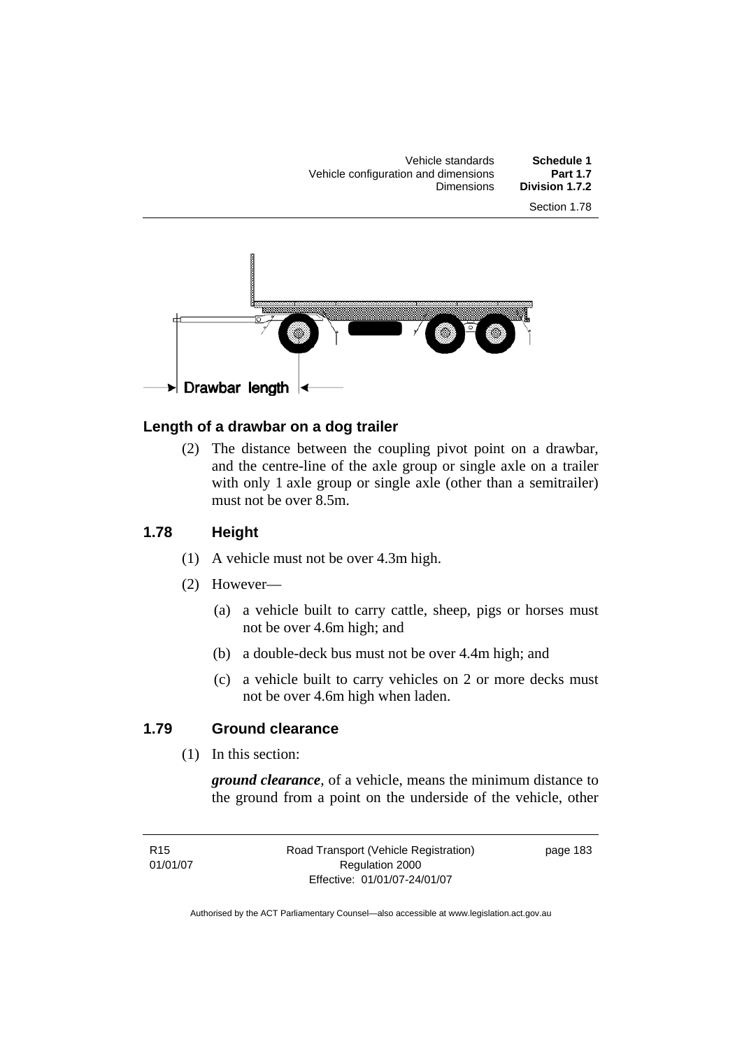Drawbar length

### Length of a drawbar on a dog trailer

(2) The distance between the coupling pivot point on a drawbar, and the centre-line of the axle group or single axle on a trailer with only 1 axle group or single axle (other than a semitrailer) must not be over 8.5m.

## 1.78 Height

(1) A vehicle must not be over 4.3m high.

(2) However—

(a) a vehicle built to carry cattle, sheep, pigs or horses must not be over 4.6m high; and

(b) a double-deck bus must not be over 4.4m high; and

(c) a vehicle built to carry vehicles on 2 or more decks must not be over 4.6m high when laden.

## 1.79 Ground clearance

(1) In this section:

***ground clearance***, of a vehicle, means the minimum distance to the ground from a point on the underside of the vehicle, other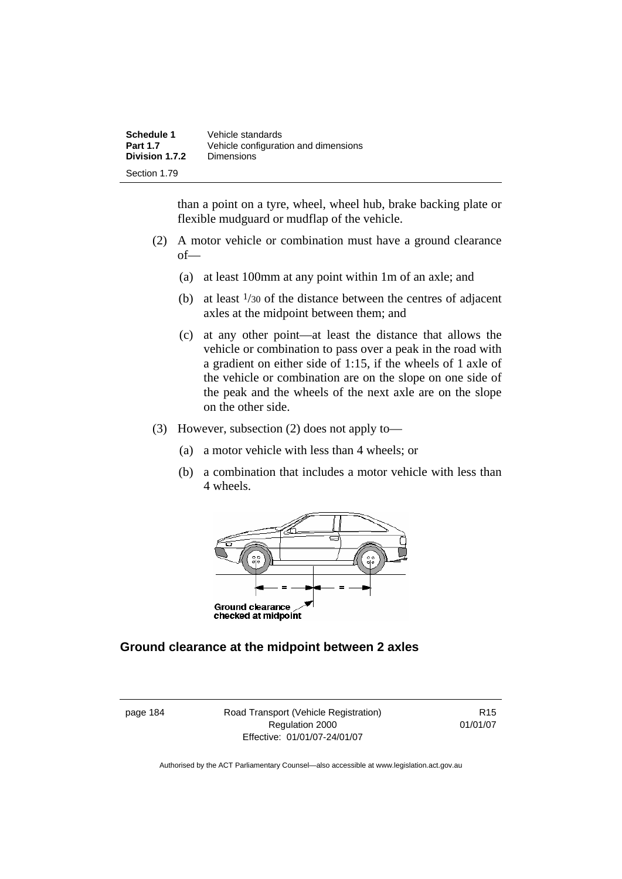than a point on a tyre, wheel, wheel hub, brake backing plate or flexible mudguard or mudflap of the vehicle.

(2) A motor vehicle or combination must have a ground clearance of—

(a) at least 100mm at any point within 1m of an axle; and

(b) at least $1/30$ of the distance between the centres of adjacent axles at the midpoint between them; and

(c) at any other point—at least the distance that allows the vehicle or combination to pass over a peak in the road with a gradient on either side of 1:15, if the wheels of 1 axle of the vehicle or combination are on the slope on one side of the peak and the wheels of the next axle are on the slope on the other side.

(3) However, subsection (2) does not apply to—

(a) a motor vehicle with less than 4 wheels; or

(b) a combination that includes a motor vehicle with less than 4 wheels.

Ground clearance checked at midpoint

**Ground clearance at the midpoint between 2 axles**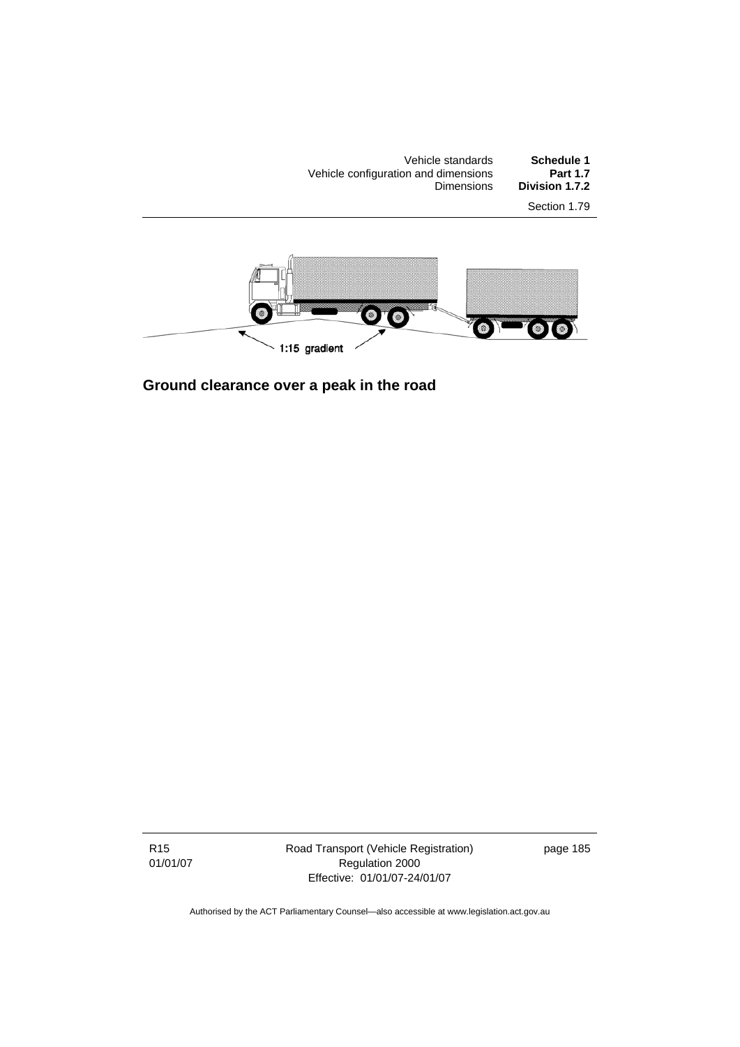1:15 gradient

**Ground clearance over a peak in the road**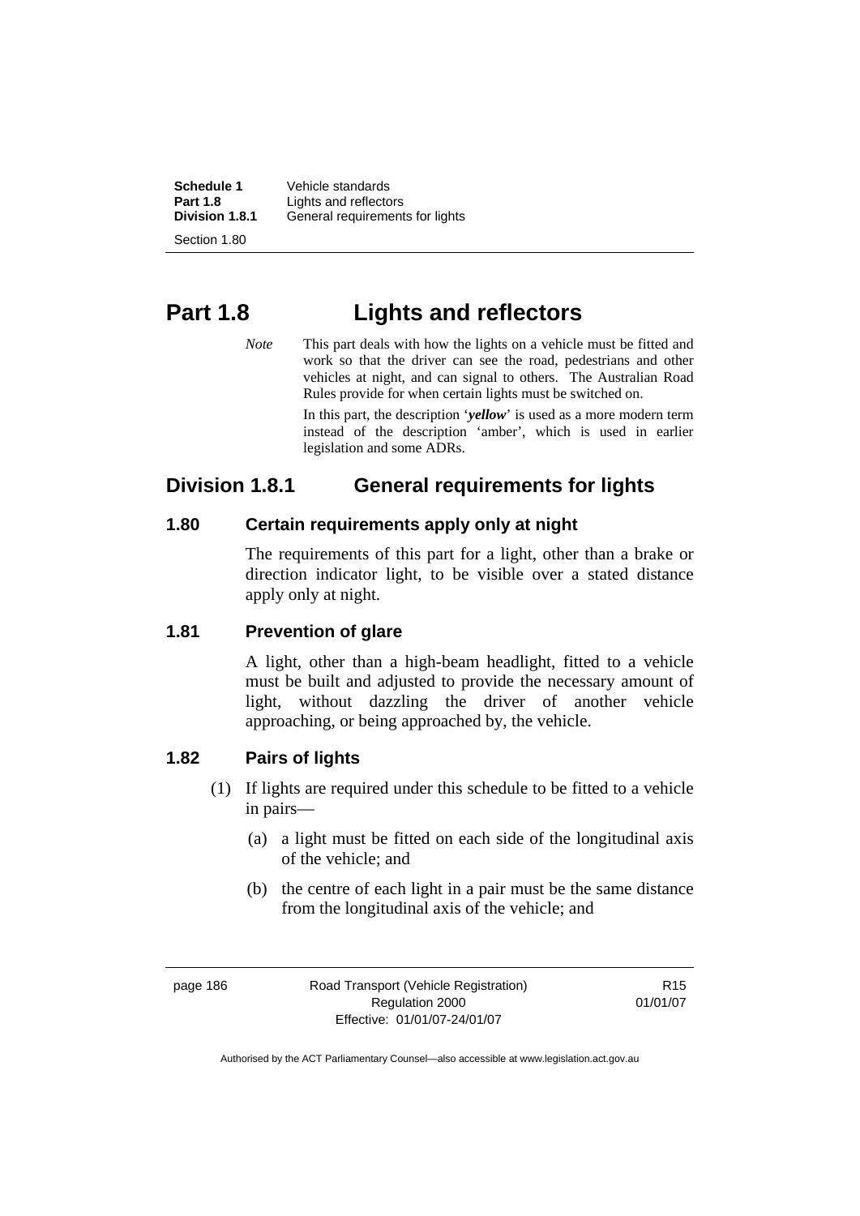# Part 1.8 Lights and reflectors

*Note* This part deals with how the lights on a vehicle must be fitted and work so that the driver can see the road, pedestrians and other vehicles at night, and can signal to others. The Australian Road Rules provide for when certain lights must be switched on.

In this part, the description '***yellow***' is used as a more modern term instead of the description 'amber', which is used in earlier legislation and some ADRs.

## Division 1.8.1 General requirements for lights

### 1.80 Certain requirements apply only at night

The requirements of this part for a light, other than a brake or direction indicator light, to be visible over a stated distance apply only at night.

### 1.81 Prevention of glare

A light, other than a high-beam headlight, fitted to a vehicle must be built and adjusted to provide the necessary amount of light, without dazzling the driver of another vehicle approaching, or being approached by, the vehicle.

### 1.82 Pairs of lights

(1) If lights are required under this schedule to be fitted to a vehicle in pairs—

(a) a light must be fitted on each side of the longitudinal axis of the vehicle; and

(b) the centre of each light in a pair must be the same distance from the longitudinal axis of the vehicle; and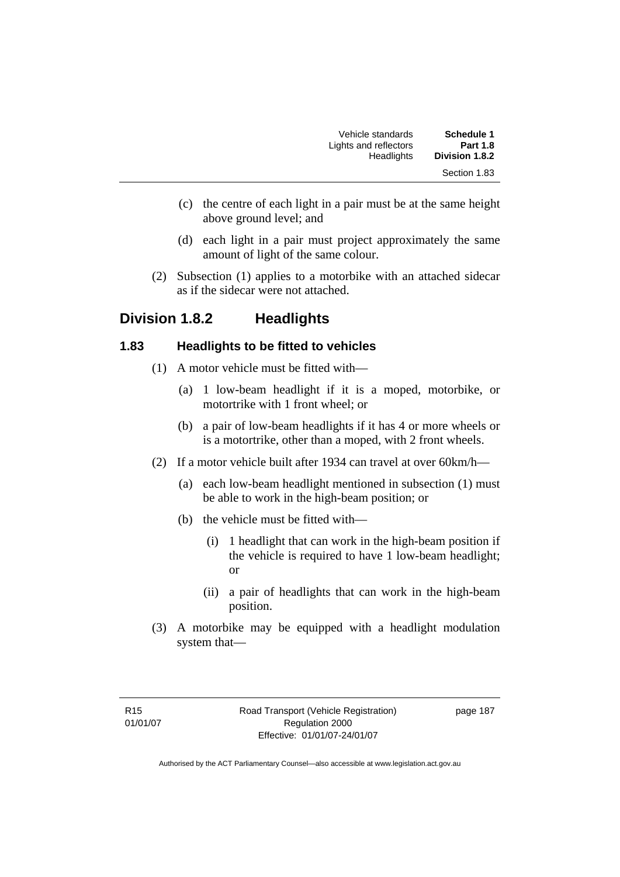(c) the centre of each light in a pair must be at the same height above ground level; and

(d) each light in a pair must project approximately the same amount of light of the same colour.

(2) Subsection (1) applies to a motorbike with an attached sidecar as if the sidecar were not attached.

## Division 1.8.2 Headlights

### 1.83 Headlights to be fitted to vehicles

(1) A motor vehicle must be fitted with—

(a) 1 low-beam headlight if it is a moped, motorbike, or motortrike with 1 front wheel; or

(b) a pair of low-beam headlights if it has 4 or more wheels or is a motortrike, other than a moped, with 2 front wheels.

(2) If a motor vehicle built after 1934 can travel at over 60km/h—

(a) each low-beam headlight mentioned in subsection (1) must be able to work in the high-beam position; or

(b) the vehicle must be fitted with—

(i) 1 headlight that can work in the high-beam position if the vehicle is required to have 1 low-beam headlight; or

(ii) a pair of headlights that can work in the high-beam position.

(3) A motorbike may be equipped with a headlight modulation system that—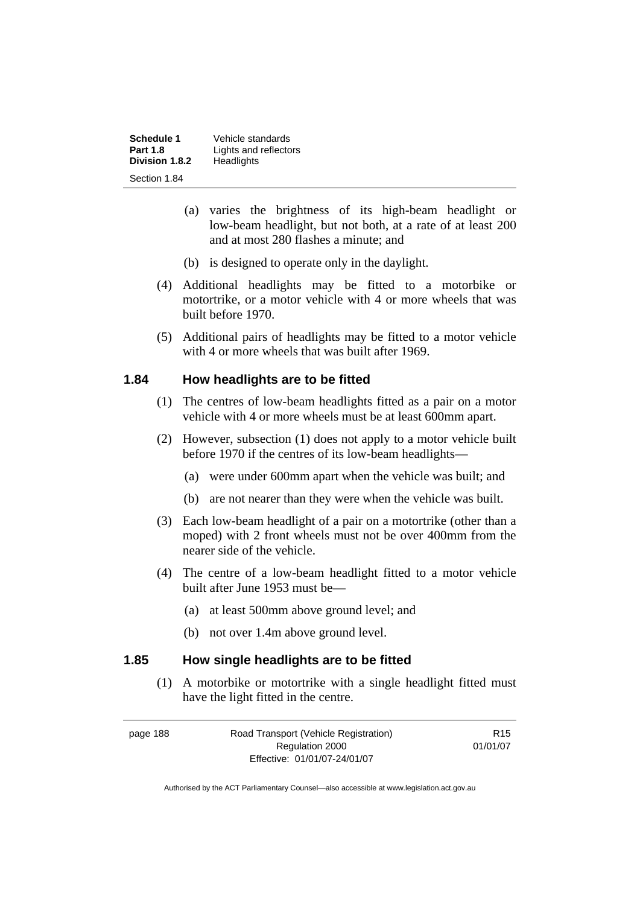(a) varies the brightness of its high-beam headlight or low-beam headlight, but not both, at a rate of at least 200 and at most 280 flashes a minute; and

(b) is designed to operate only in the daylight.

(4) Additional headlights may be fitted to a motorbike or motortrike, or a motor vehicle with 4 or more wheels that was built before 1970.

(5) Additional pairs of headlights may be fitted to a motor vehicle with 4 or more wheels that was built after 1969.

## 1.84 How headlights are to be fitted

(1) The centres of low-beam headlights fitted as a pair on a motor vehicle with 4 or more wheels must be at least 600mm apart.

(2) However, subsection (1) does not apply to a motor vehicle built before 1970 if the centres of its low-beam headlights—

(a) were under 600mm apart when the vehicle was built; and

(b) are not nearer than they were when the vehicle was built.

(3) Each low-beam headlight of a pair on a motortrike (other than a moped) with 2 front wheels must not be over 400mm from the nearer side of the vehicle.

(4) The centre of a low-beam headlight fitted to a motor vehicle built after June 1953 must be—

(a) at least 500mm above ground level; and

(b) not over 1.4m above ground level.

## 1.85 How single headlights are to be fitted

(1) A motorbike or motortrike with a single headlight fitted must have the light fitted in the centre.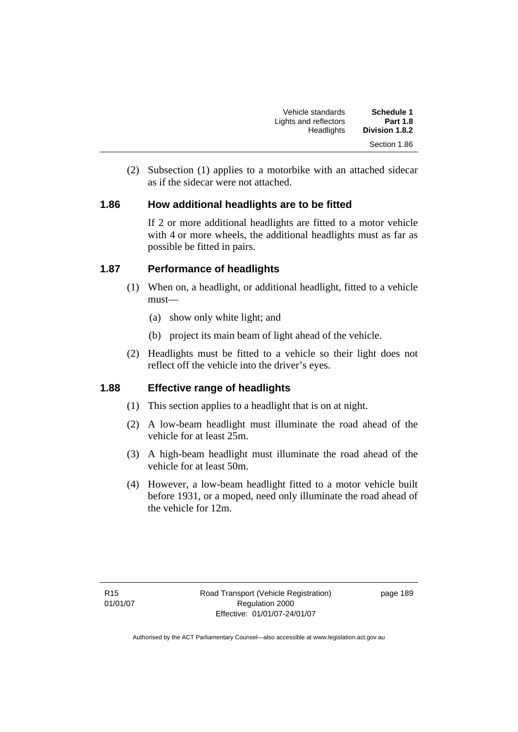(2) Subsection (1) applies to a motorbike with an attached sidecar as if the sidecar were not attached.

### 1.86 How additional headlights are to be fitted

If 2 or more additional headlights are fitted to a motor vehicle with 4 or more wheels, the additional headlights must as far as possible be fitted in pairs.

### 1.87 Performance of headlights

(1) When on, a headlight, or additional headlight, fitted to a vehicle must—

(a) show only white light; and

(b) project its main beam of light ahead of the vehicle.

(2) Headlights must be fitted to a vehicle so their light does not reflect off the vehicle into the driver's eyes.

### 1.88 Effective range of headlights

(1) This section applies to a headlight that is on at night.

(2) A low-beam headlight must illuminate the road ahead of the vehicle for at least 25m.

(3) A high-beam headlight must illuminate the road ahead of the vehicle for at least 50m.

(4) However, a low-beam headlight fitted to a motor vehicle built before 1931, or a moped, need only illuminate the road ahead of the vehicle for 12m.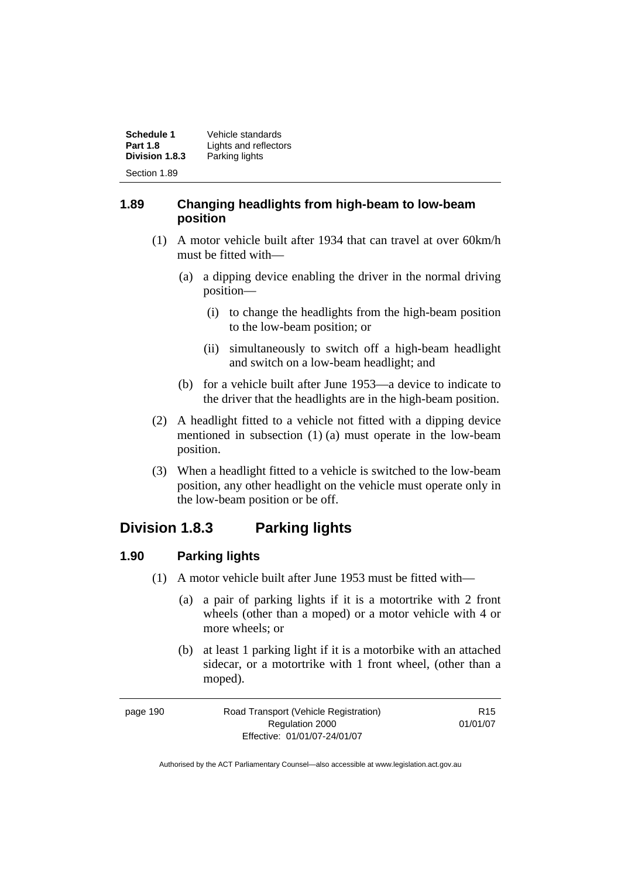### 1.89 Changing headlights from high-beam to low-beam position

(1) A motor vehicle built after 1934 that can travel at over 60km/h must be fitted with—

(a) a dipping device enabling the driver in the normal driving position—

(i) to change the headlights from the high-beam position to the low-beam position; or

(ii) simultaneously to switch off a high-beam headlight and switch on a low-beam headlight; and

(b) for a vehicle built after June 1953—a device to indicate to the driver that the headlights are in the high-beam position.

(2) A headlight fitted to a vehicle not fitted with a dipping device mentioned in subsection (1) (a) must operate in the low-beam position.

(3) When a headlight fitted to a vehicle is switched to the low-beam position, any other headlight on the vehicle must operate only in the low-beam position or be off.

## Division 1.8.3 Parking lights

### 1.90 Parking lights

(1) A motor vehicle built after June 1953 must be fitted with—

(a) a pair of parking lights if it is a motortrike with 2 front wheels (other than a moped) or a motor vehicle with 4 or more wheels; or

(b) at least 1 parking light if it is a motorbike with an attached sidecar, or a motortrike with 1 front wheel, (other than a moped).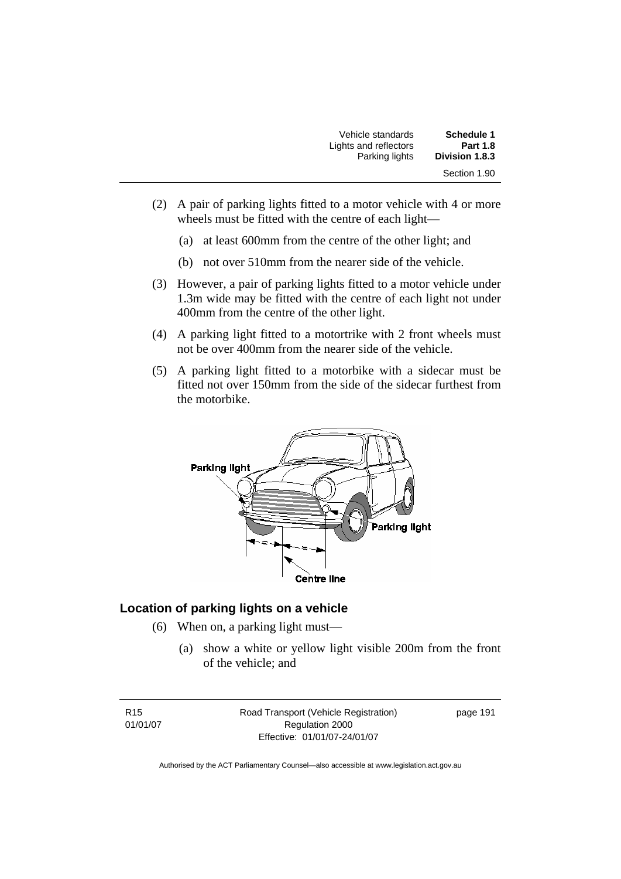(2) A pair of parking lights fitted to a motor vehicle with 4 or more wheels must be fitted with the centre of each light—

(a) at least 600mm from the centre of the other light; and

(b) not over 510mm from the nearer side of the vehicle.

(3) However, a pair of parking lights fitted to a motor vehicle under 1.3m wide may be fitted with the centre of each light not under 400mm from the centre of the other light.

(4) A parking light fitted to a motortrike with 2 front wheels must not be over 400mm from the nearer side of the vehicle.

(5) A parking light fitted to a motorbike with a sidecar must be fitted not over 150mm from the side of the sidecar furthest from the motorbike.

### Location of parking lights on a vehicle

(6) When on, a parking light must—

(a) show a white or yellow light visible 200m from the front of the vehicle; and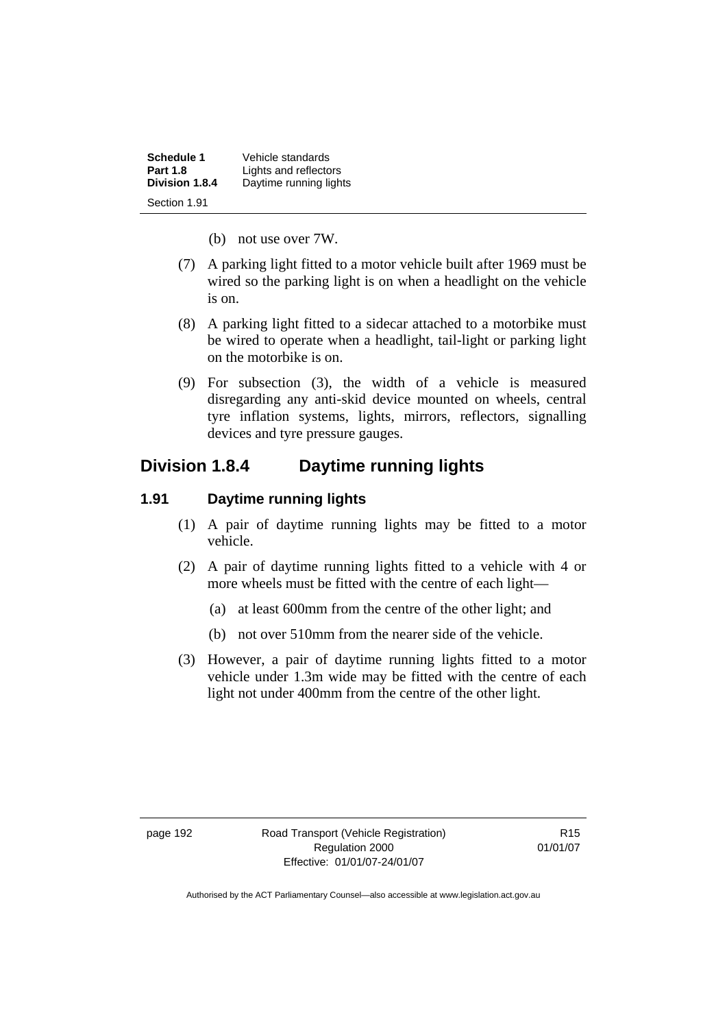(b) not use over 7W.

(7) A parking light fitted to a motor vehicle built after 1969 must be wired so the parking light is on when a headlight on the vehicle is on.

(8) A parking light fitted to a sidecar attached to a motorbike must be wired to operate when a headlight, tail-light or parking light on the motorbike is on.

(9) For subsection (3), the width of a vehicle is measured disregarding any anti-skid device mounted on wheels, central tyre inflation systems, lights, mirrors, reflectors, signalling devices and tyre pressure gauges.

## Division 1.8.4 Daytime running lights

### 1.91 Daytime running lights

(1) A pair of daytime running lights may be fitted to a motor vehicle.

(2) A pair of daytime running lights fitted to a vehicle with 4 or more wheels must be fitted with the centre of each light—

(a) at least 600mm from the centre of the other light; and

(b) not over 510mm from the nearer side of the vehicle.

(3) However, a pair of daytime running lights fitted to a motor vehicle under 1.3m wide may be fitted with the centre of each light not under 400mm from the centre of the other light.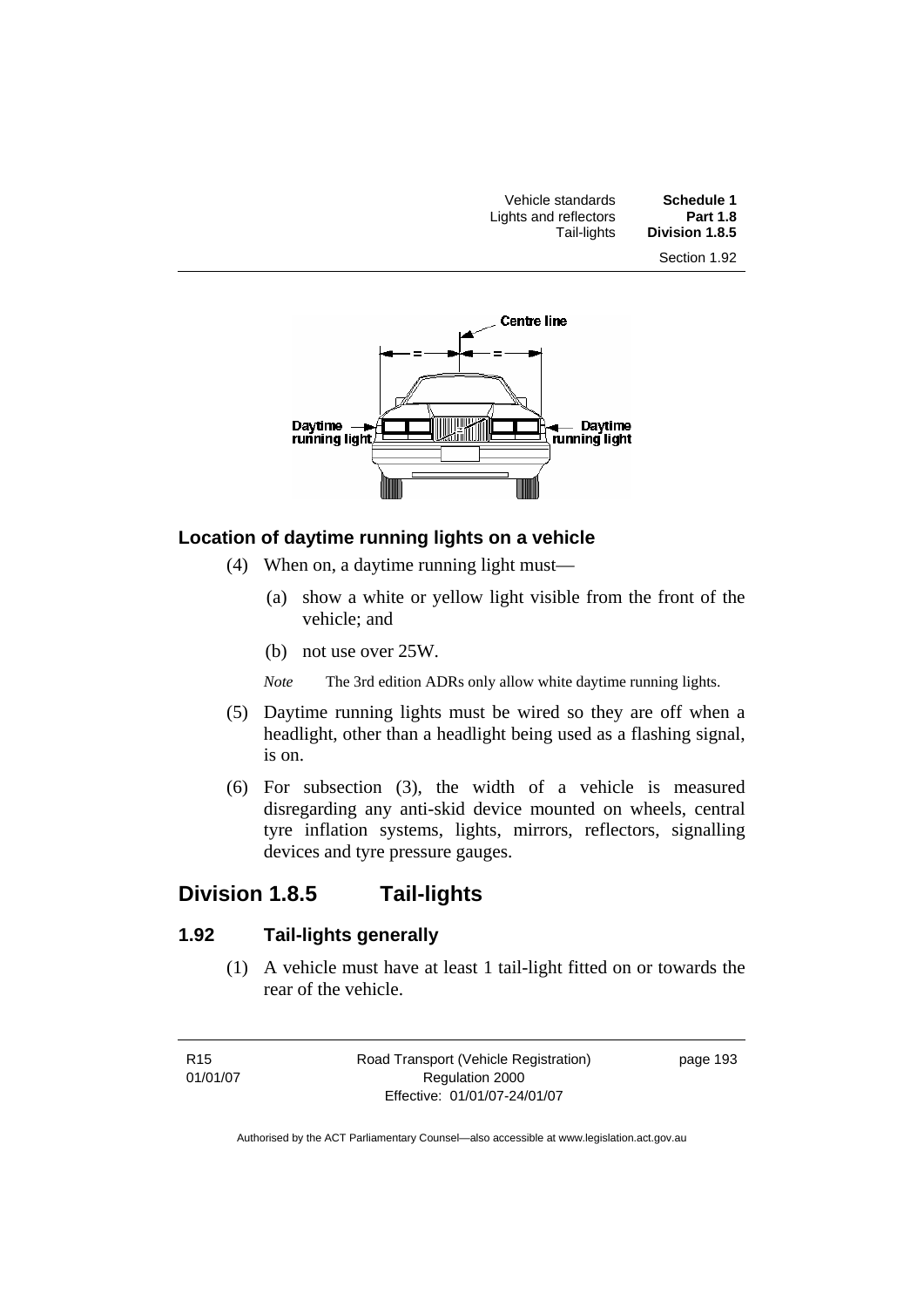**Location of daytime running lights on a vehicle**

(4) When on, a daytime running light must—

(a) show a white or yellow light visible from the front of the vehicle; and

(b) not use over 25W.

*Note* The 3rd edition ADRs only allow white daytime running lights.

(5) Daytime running lights must be wired so they are off when a headlight, other than a headlight being used as a flashing signal, is on.

(6) For subsection (3), the width of a vehicle is measured disregarding any anti-skid device mounted on wheels, central tyre inflation systems, lights, mirrors, reflectors, signalling devices and tyre pressure gauges.

## Division 1.8.5 Tail-lights

### 1.92 Tail-lights generally

(1) A vehicle must have at least 1 tail-light fitted on or towards the rear of the vehicle.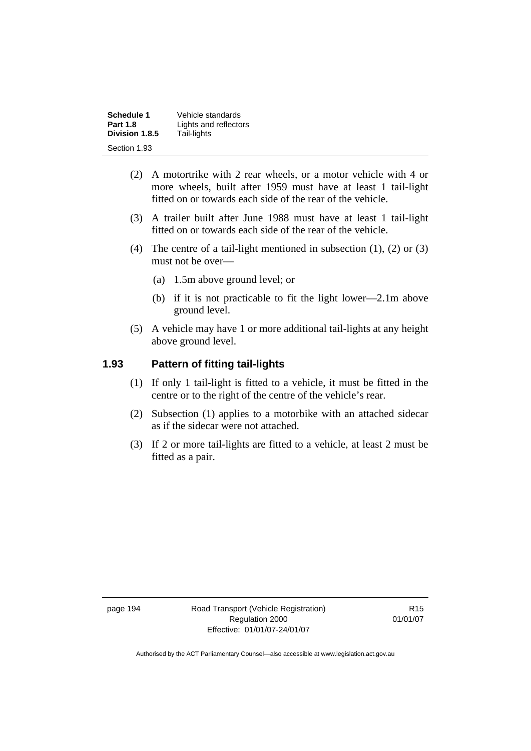(2) A motortrike with 2 rear wheels, or a motor vehicle with 4 or more wheels, built after 1959 must have at least 1 tail-light fitted on or towards each side of the rear of the vehicle.

(3) A trailer built after June 1988 must have at least 1 tail-light fitted on or towards each side of the rear of the vehicle.

(4) The centre of a tail-light mentioned in subsection (1), (2) or (3) must not be over—

(a) 1.5m above ground level; or

(b) if it is not practicable to fit the light lower—2.1m above ground level.

(5) A vehicle may have 1 or more additional tail-lights at any height above ground level.

## 1.93 Pattern of fitting tail-lights

(1) If only 1 tail-light is fitted to a vehicle, it must be fitted in the centre or to the right of the centre of the vehicle's rear.

(2) Subsection (1) applies to a motorbike with an attached sidecar as if the sidecar were not attached.

(3) If 2 or more tail-lights are fitted to a vehicle, at least 2 must be fitted as a pair.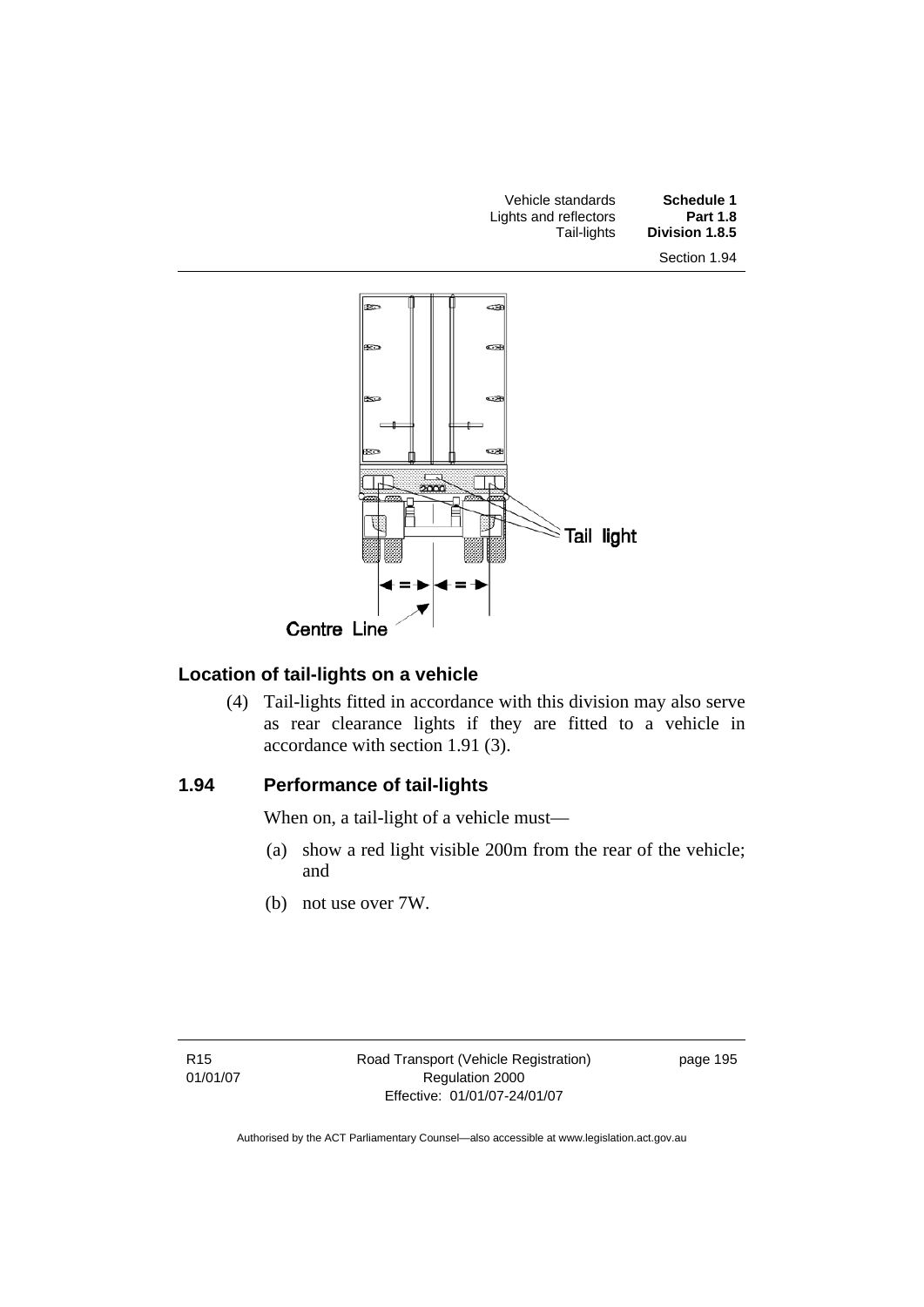## Location of tail-lights on a vehicle

(4) Tail-lights fitted in accordance with this division may also serve as rear clearance lights if they are fitted to a vehicle in accordance with section 1.91 (3).

### 1.94 Performance of tail-lights

When on, a tail-light of a vehicle must—

(a) show a red light visible 200m from the rear of the vehicle; and

(b) not use over 7W.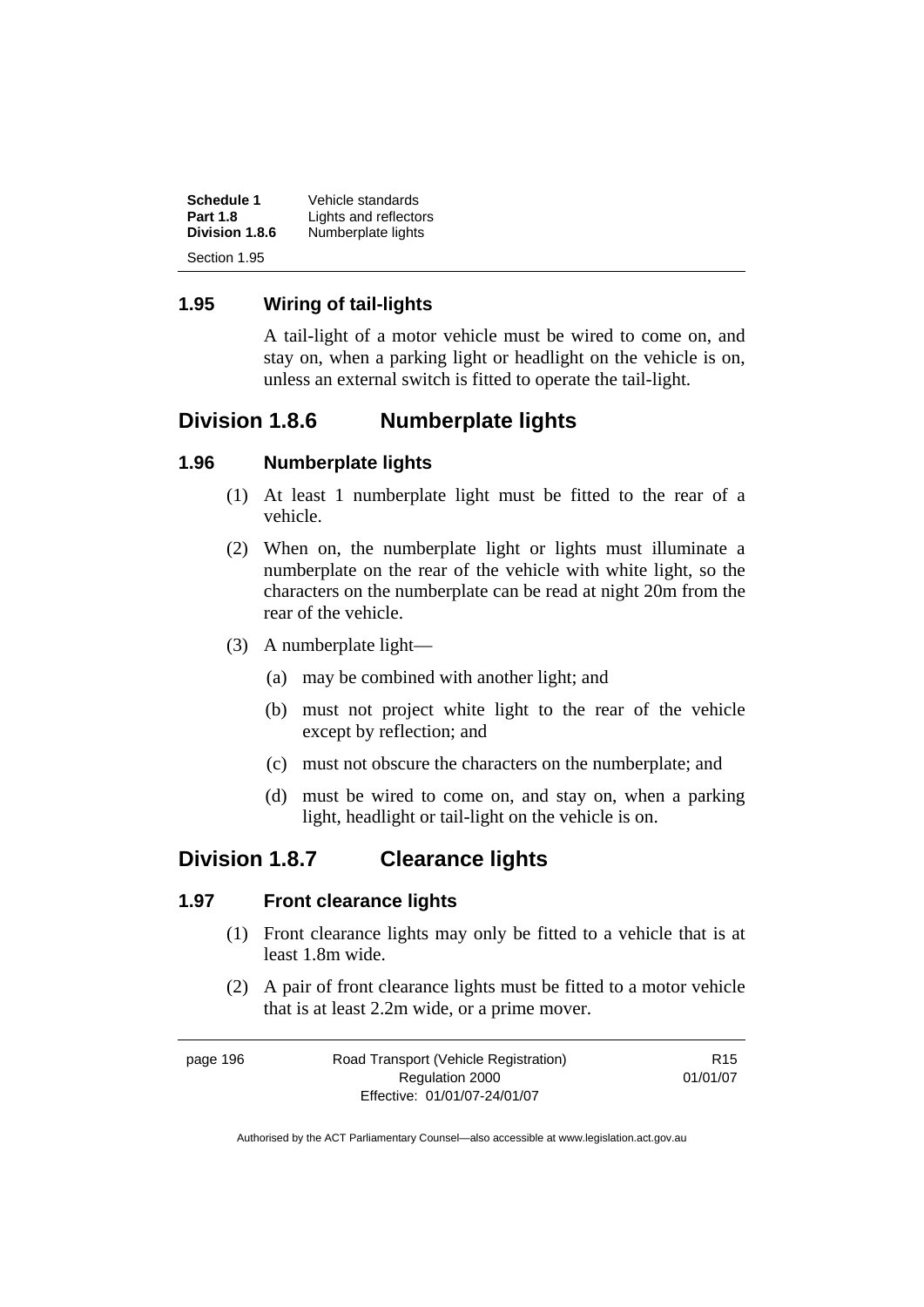## 1.95 Wiring of tail-lights

A tail-light of a motor vehicle must be wired to come on, and stay on, when a parking light or headlight on the vehicle is on, unless an external switch is fitted to operate the tail-light.

# Division 1.8.6 Numberplate lights

## 1.96 Numberplate lights

(1) At least 1 numberplate light must be fitted to the rear of a vehicle.

(2) When on, the numberplate light or lights must illuminate a numberplate on the rear of the vehicle with white light, so the characters on the numberplate can be read at night 20m from the rear of the vehicle.

(3) A numberplate light—

(a) may be combined with another light; and

(b) must not project white light to the rear of the vehicle except by reflection; and

(c) must not obscure the characters on the numberplate; and

(d) must be wired to come on, and stay on, when a parking light, headlight or tail-light on the vehicle is on.

# Division 1.8.7 Clearance lights

## 1.97 Front clearance lights

(1) Front clearance lights may only be fitted to a vehicle that is at least 1.8m wide.

(2) A pair of front clearance lights must be fitted to a motor vehicle that is at least 2.2m wide, or a prime mover.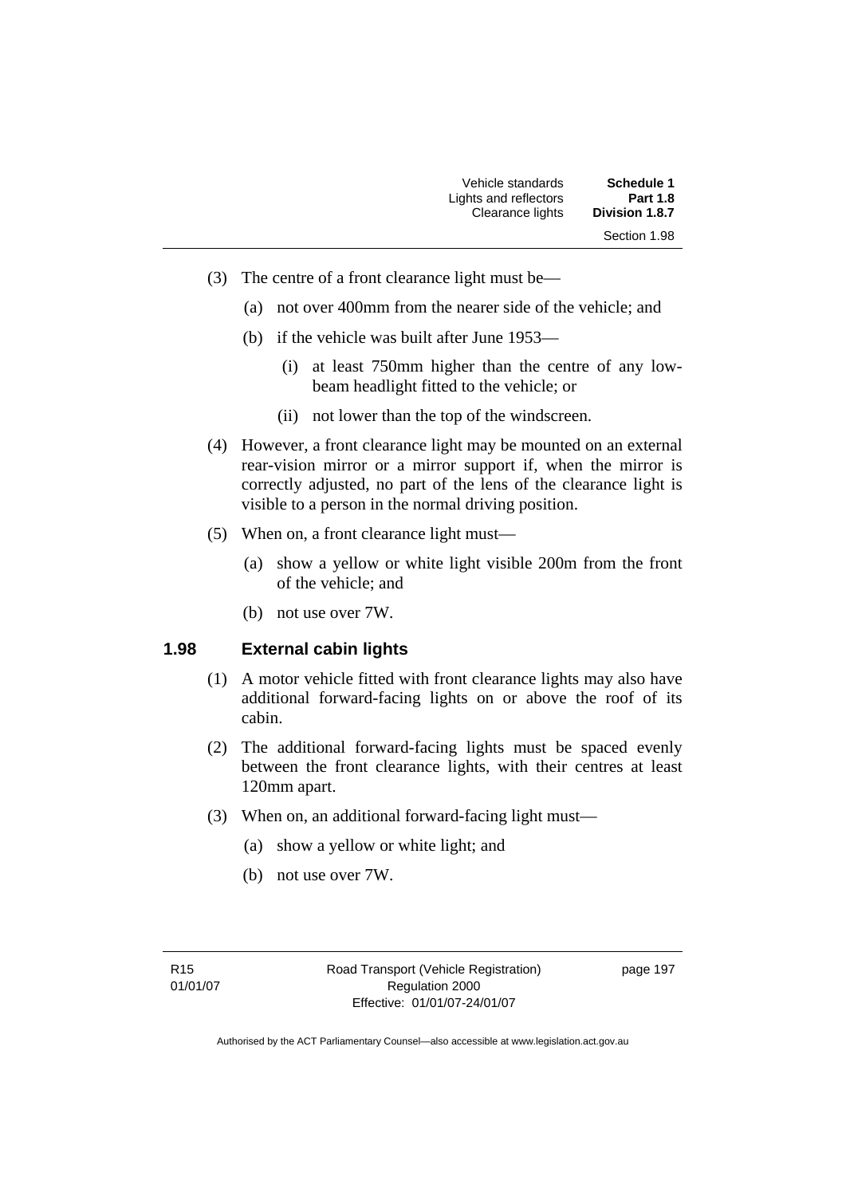(3) The centre of a front clearance light must be—

(a) not over 400mm from the nearer side of the vehicle; and

(b) if the vehicle was built after June 1953—

(i) at least 750mm higher than the centre of any low-beam headlight fitted to the vehicle; or

(ii) not lower than the top of the windscreen.

(4) However, a front clearance light may be mounted on an external rear-vision mirror or a mirror support if, when the mirror is correctly adjusted, no part of the lens of the clearance light is visible to a person in the normal driving position.

(5) When on, a front clearance light must—

(a) show a yellow or white light visible 200m from the front of the vehicle; and

(b) not use over 7W.

## 1.98 External cabin lights

(1) A motor vehicle fitted with front clearance lights may also have additional forward-facing lights on or above the roof of its cabin.

(2) The additional forward-facing lights must be spaced evenly between the front clearance lights, with their centres at least 120mm apart.

(3) When on, an additional forward-facing light must—

(a) show a yellow or white light; and

(b) not use over 7W.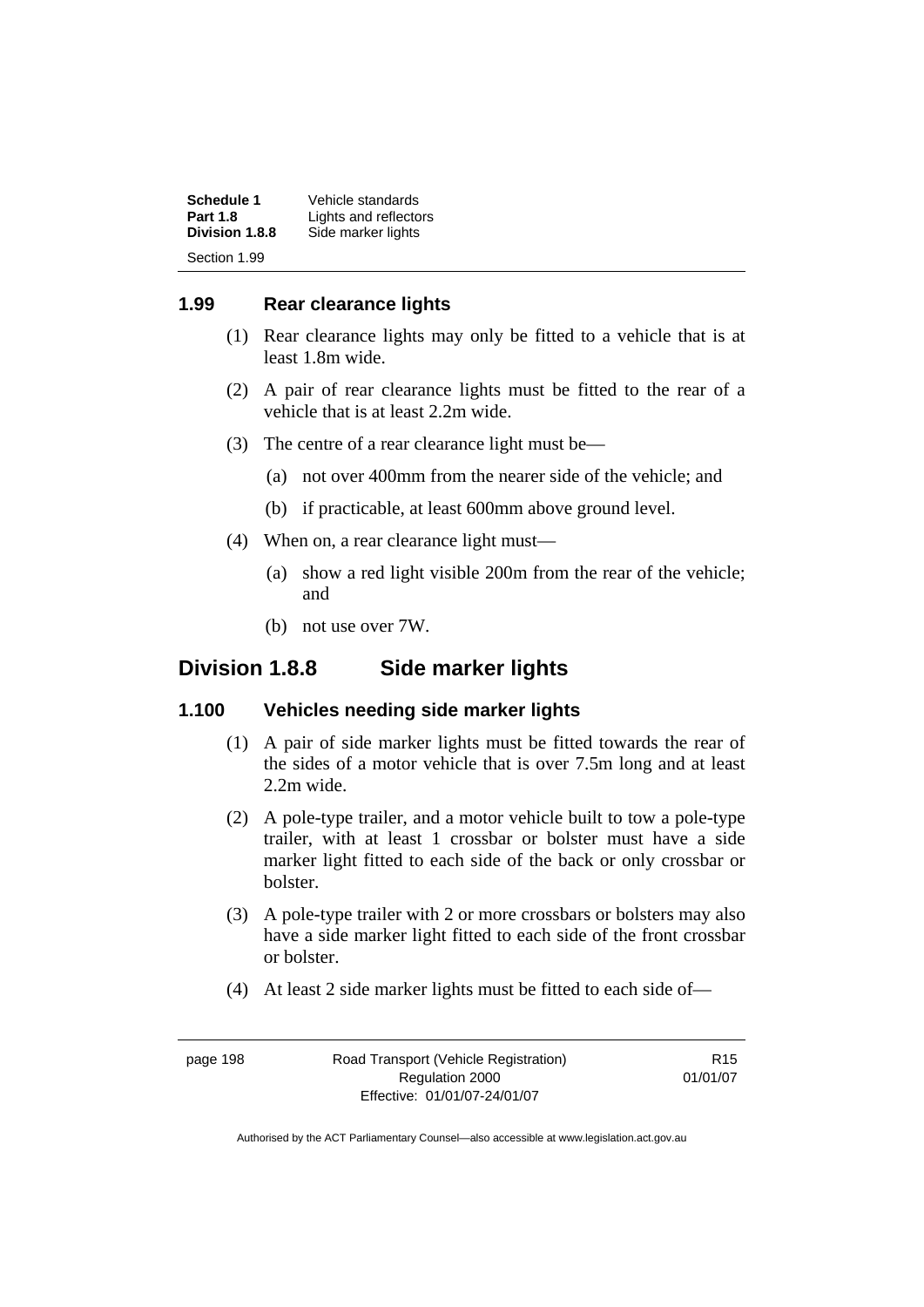### 1.99 Rear clearance lights

(1) Rear clearance lights may only be fitted to a vehicle that is at least 1.8m wide.

(2) A pair of rear clearance lights must be fitted to the rear of a vehicle that is at least 2.2m wide.

(3) The centre of a rear clearance light must be—

(a) not over 400mm from the nearer side of the vehicle; and

(b) if practicable, at least 600mm above ground level.

(4) When on, a rear clearance light must—

(a) show a red light visible 200m from the rear of the vehicle; and

(b) not use over 7W.

## Division 1.8.8 Side marker lights

### 1.100 Vehicles needing side marker lights

(1) A pair of side marker lights must be fitted towards the rear of the sides of a motor vehicle that is over 7.5m long and at least 2.2m wide.

(2) A pole-type trailer, and a motor vehicle built to tow a pole-type trailer, with at least 1 crossbar or bolster must have a side marker light fitted to each side of the back or only crossbar or bolster.

(3) A pole-type trailer with 2 or more crossbars or bolsters may also have a side marker light fitted to each side of the front crossbar or bolster.

(4) At least 2 side marker lights must be fitted to each side of—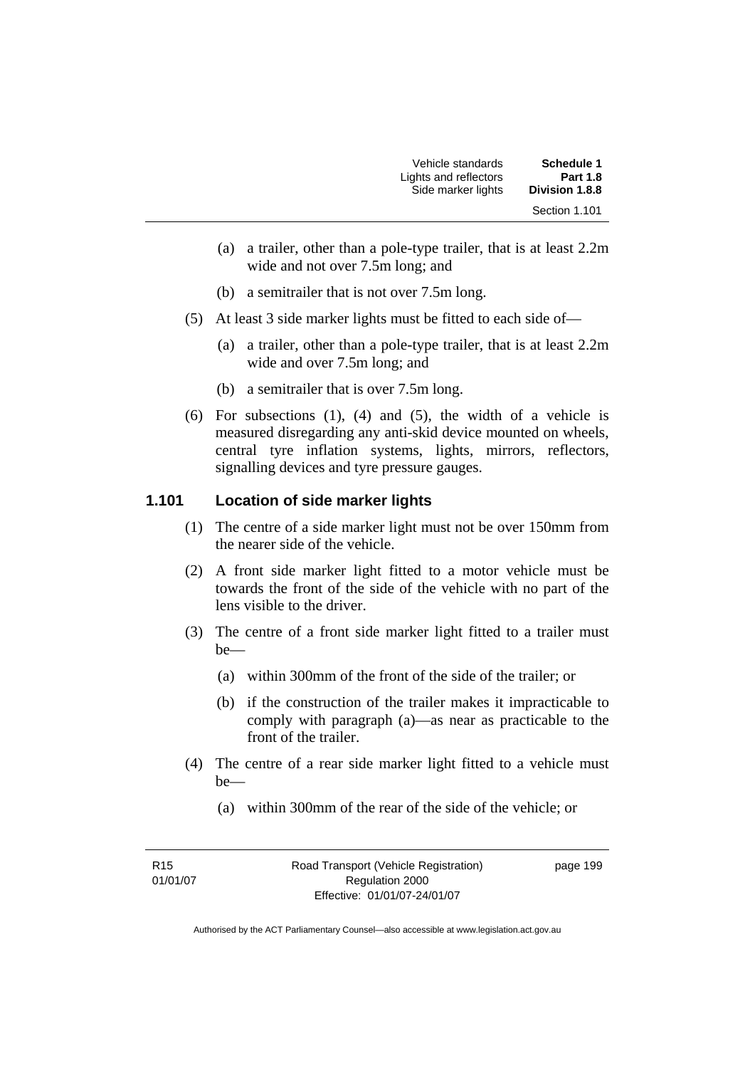(a) a trailer, other than a pole-type trailer, that is at least 2.2m wide and not over 7.5m long; and

(b) a semitrailer that is not over 7.5m long.

(5) At least 3 side marker lights must be fitted to each side of—

(a) a trailer, other than a pole-type trailer, that is at least 2.2m wide and over 7.5m long; and

(b) a semitrailer that is over 7.5m long.

(6) For subsections (1), (4) and (5), the width of a vehicle is measured disregarding any anti-skid device mounted on wheels, central tyre inflation systems, lights, mirrors, reflectors, signalling devices and tyre pressure gauges.

### 1.101 Location of side marker lights

(1) The centre of a side marker light must not be over 150mm from the nearer side of the vehicle.

(2) A front side marker light fitted to a motor vehicle must be towards the front of the side of the vehicle with no part of the lens visible to the driver.

(3) The centre of a front side marker light fitted to a trailer must be—

(a) within 300mm of the front of the side of the trailer; or

(b) if the construction of the trailer makes it impracticable to comply with paragraph (a)—as near as practicable to the front of the trailer.

(4) The centre of a rear side marker light fitted to a vehicle must be—

(a) within 300mm of the rear of the side of the vehicle; or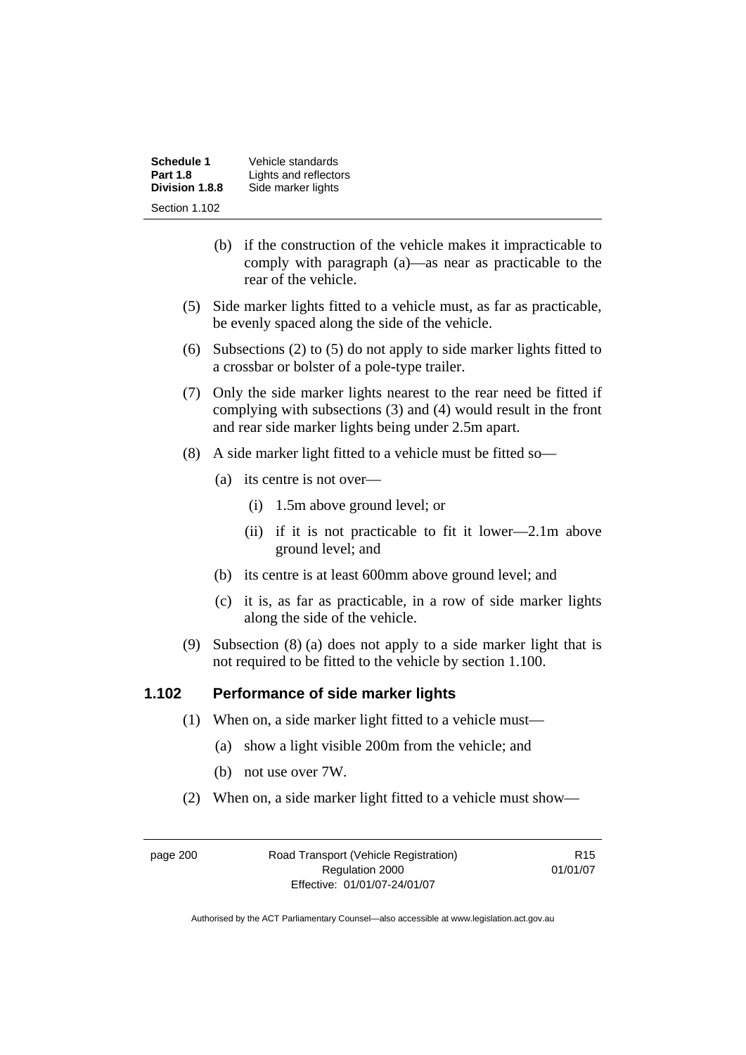(b) if the construction of the vehicle makes it impracticable to comply with paragraph (a)—as near as practicable to the rear of the vehicle.

(5) Side marker lights fitted to a vehicle must, as far as practicable, be evenly spaced along the side of the vehicle.

(6) Subsections (2) to (5) do not apply to side marker lights fitted to a crossbar or bolster of a pole-type trailer.

(7) Only the side marker lights nearest to the rear need be fitted if complying with subsections (3) and (4) would result in the front and rear side marker lights being under 2.5m apart.

(8) A side marker light fitted to a vehicle must be fitted so—

(a) its centre is not over—

(i) 1.5m above ground level; or

(ii) if it is not practicable to fit it lower—2.1m above ground level; and

(b) its centre is at least 600mm above ground level; and

(c) it is, as far as practicable, in a row of side marker lights along the side of the vehicle.

(9) Subsection (8) (a) does not apply to a side marker light that is not required to be fitted to the vehicle by section 1.100.

## 1.102 Performance of side marker lights

(1) When on, a side marker light fitted to a vehicle must—

(a) show a light visible 200m from the vehicle; and

(b) not use over 7W.

(2) When on, a side marker light fitted to a vehicle must show—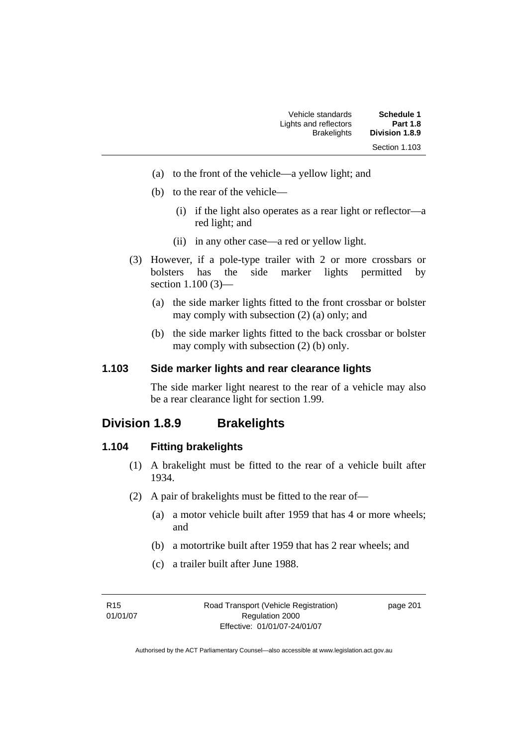(a) to the front of the vehicle—a yellow light; and

(b) to the rear of the vehicle—

(i) if the light also operates as a rear light or reflector—a red light; and

(ii) in any other case—a red or yellow light.

(3) However, if a pole-type trailer with 2 or more crossbars or bolsters has the side marker lights permitted by section 1.100 (3)—

(a) the side marker lights fitted to the front crossbar or bolster may comply with subsection (2) (a) only; and

(b) the side marker lights fitted to the back crossbar or bolster may comply with subsection (2) (b) only.

### 1.103 Side marker lights and rear clearance lights

The side marker light nearest to the rear of a vehicle may also be a rear clearance light for section 1.99.

## Division 1.8.9 Brakelights

### 1.104 Fitting brakelights

(1) A brakelight must be fitted to the rear of a vehicle built after 1934.

(2) A pair of brakelights must be fitted to the rear of—

(a) a motor vehicle built after 1959 that has 4 or more wheels; and

(b) a motortrike built after 1959 that has 2 rear wheels; and

(c) a trailer built after June 1988.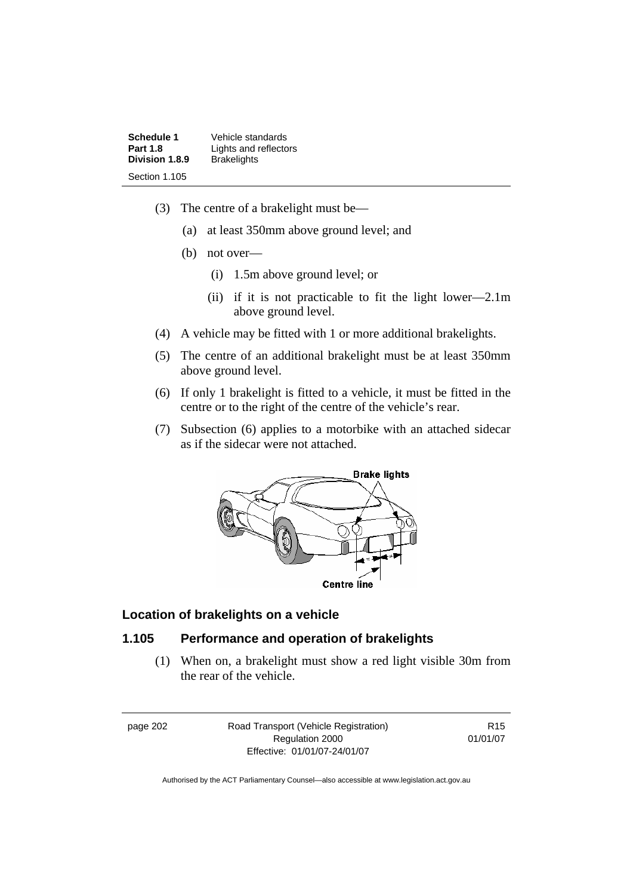(3) The centre of a brakelight must be—

  (a) at least 350mm above ground level; and

  (b) not over—

    (i) 1.5m above ground level; or

    (ii) if it is not practicable to fit the light lower—2.1m above ground level.

(4) A vehicle may be fitted with 1 or more additional brakelights.

(5) The centre of an additional brakelight must be at least 350mm above ground level.

(6) If only 1 brakelight is fitted to a vehicle, it must be fitted in the centre or to the right of the centre of the vehicle's rear.

(7) Subsection (6) applies to a motorbike with an attached sidecar as if the sidecar were not attached.

### Location of brakelights on a vehicle

### 1.105 Performance and operation of brakelights

(1) When on, a brakelight must show a red light visible 30m from the rear of the vehicle.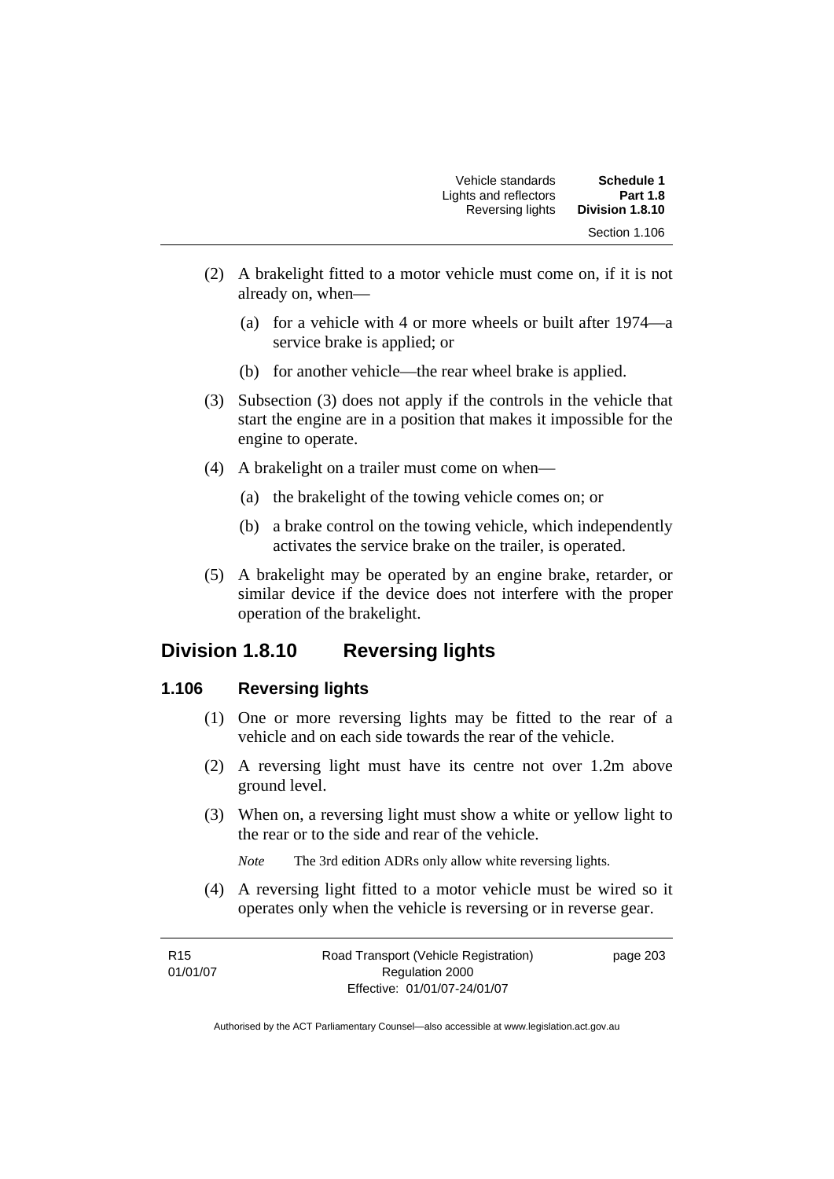(2) A brakelight fitted to a motor vehicle must come on, if it is not already on, when—

(a) for a vehicle with 4 or more wheels or built after 1974—a service brake is applied; or

(b) for another vehicle—the rear wheel brake is applied.

(3) Subsection (3) does not apply if the controls in the vehicle that start the engine are in a position that makes it impossible for the engine to operate.

(4) A brakelight on a trailer must come on when—

(a) the brakelight of the towing vehicle comes on; or

(b) a brake control on the towing vehicle, which independently activates the service brake on the trailer, is operated.

(5) A brakelight may be operated by an engine brake, retarder, or similar device if the device does not interfere with the proper operation of the brakelight.

## Division 1.8.10 Reversing lights

### 1.106 Reversing lights

(1) One or more reversing lights may be fitted to the rear of a vehicle and on each side towards the rear of the vehicle.

(2) A reversing light must have its centre not over 1.2m above ground level.

(3) When on, a reversing light must show a white or yellow light to the rear or to the side and rear of the vehicle.

*Note* The 3rd edition ADRs only allow white reversing lights.

(4) A reversing light fitted to a motor vehicle must be wired so it operates only when the vehicle is reversing or in reverse gear.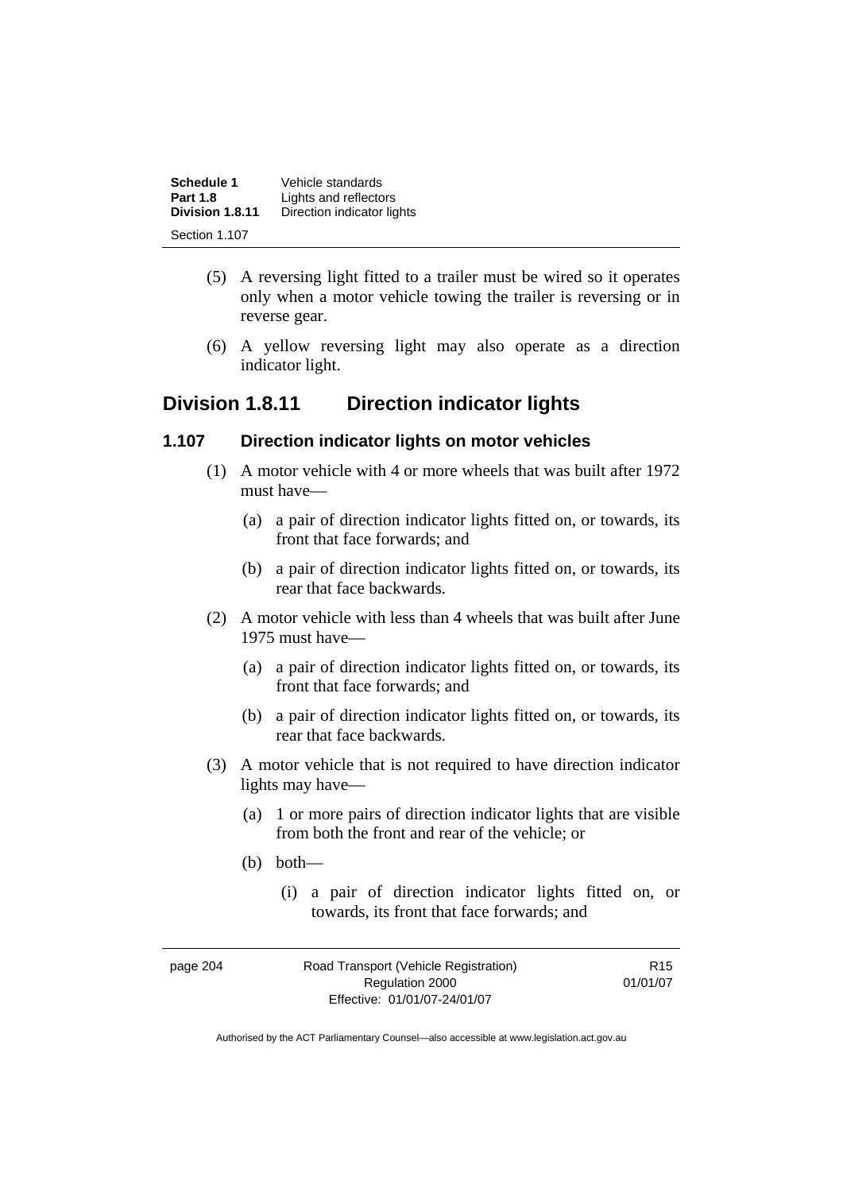(5) A reversing light fitted to a trailer must be wired so it operates only when a motor vehicle towing the trailer is reversing or in reverse gear.

(6) A yellow reversing light may also operate as a direction indicator light.

## Division 1.8.11 Direction indicator lights

### 1.107 Direction indicator lights on motor vehicles

(1) A motor vehicle with 4 or more wheels that was built after 1972 must have—

(a) a pair of direction indicator lights fitted on, or towards, its front that face forwards; and

(b) a pair of direction indicator lights fitted on, or towards, its rear that face backwards.

(2) A motor vehicle with less than 4 wheels that was built after June 1975 must have—

(a) a pair of direction indicator lights fitted on, or towards, its front that face forwards; and

(b) a pair of direction indicator lights fitted on, or towards, its rear that face backwards.

(3) A motor vehicle that is not required to have direction indicator lights may have—

(a) 1 or more pairs of direction indicator lights that are visible from both the front and rear of the vehicle; or

(b) both—

(i) a pair of direction indicator lights fitted on, or towards, its front that face forwards; and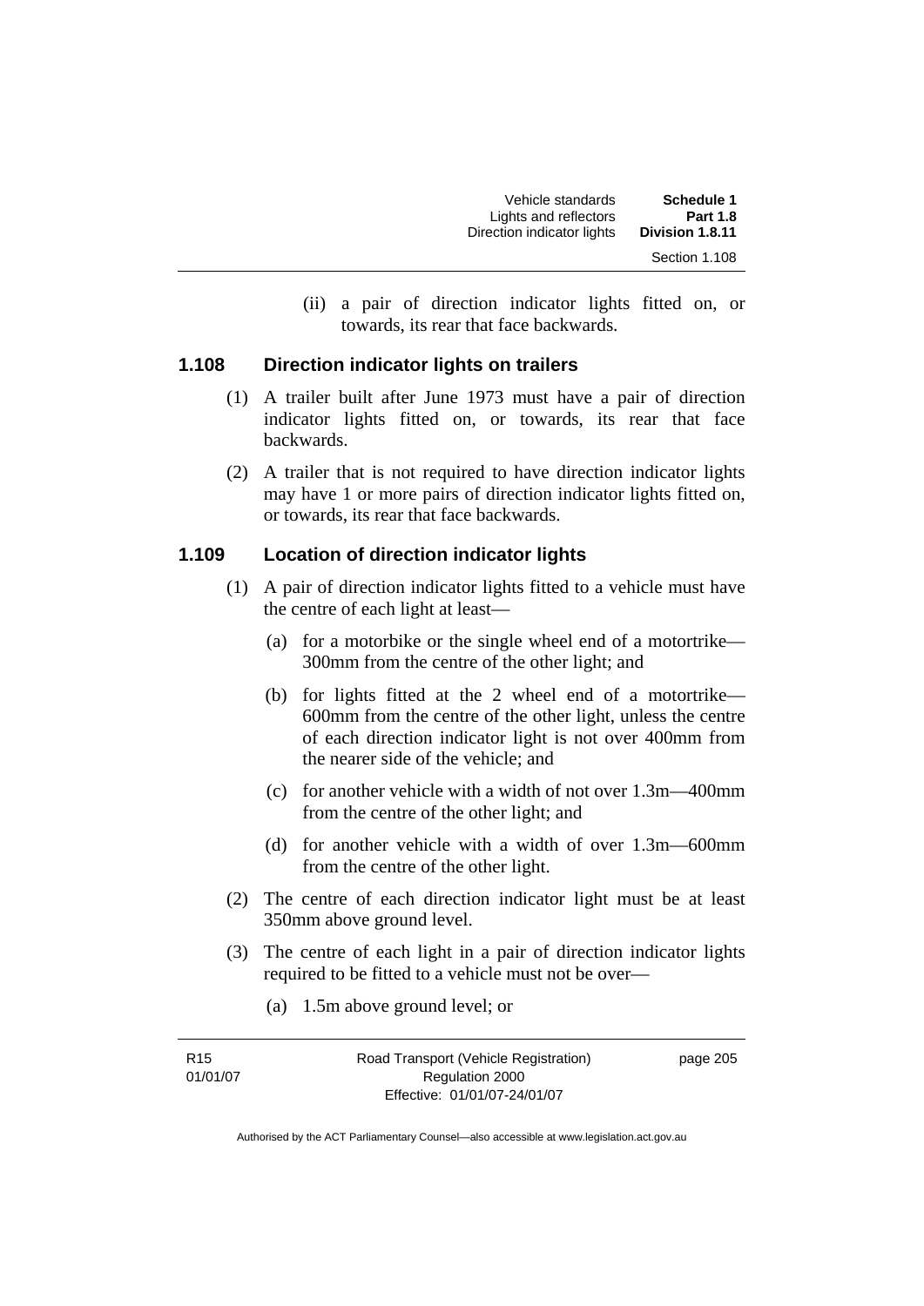(ii) a pair of direction indicator lights fitted on, or towards, its rear that face backwards.

### 1.108 Direction indicator lights on trailers

(1) A trailer built after June 1973 must have a pair of direction indicator lights fitted on, or towards, its rear that face backwards.

(2) A trailer that is not required to have direction indicator lights may have 1 or more pairs of direction indicator lights fitted on, or towards, its rear that face backwards.

### 1.109 Location of direction indicator lights

(1) A pair of direction indicator lights fitted to a vehicle must have the centre of each light at least—

(a) for a motorbike or the single wheel end of a motortrike—300mm from the centre of the other light; and

(b) for lights fitted at the 2 wheel end of a motortrike—600mm from the centre of the other light, unless the centre of each direction indicator light is not over 400mm from the nearer side of the vehicle; and

(c) for another vehicle with a width of not over 1.3m—400mm from the centre of the other light; and

(d) for another vehicle with a width of over 1.3m—600mm from the centre of the other light.

(2) The centre of each direction indicator light must be at least 350mm above ground level.

(3) The centre of each light in a pair of direction indicator lights required to be fitted to a vehicle must not be over—

(a) 1.5m above ground level; or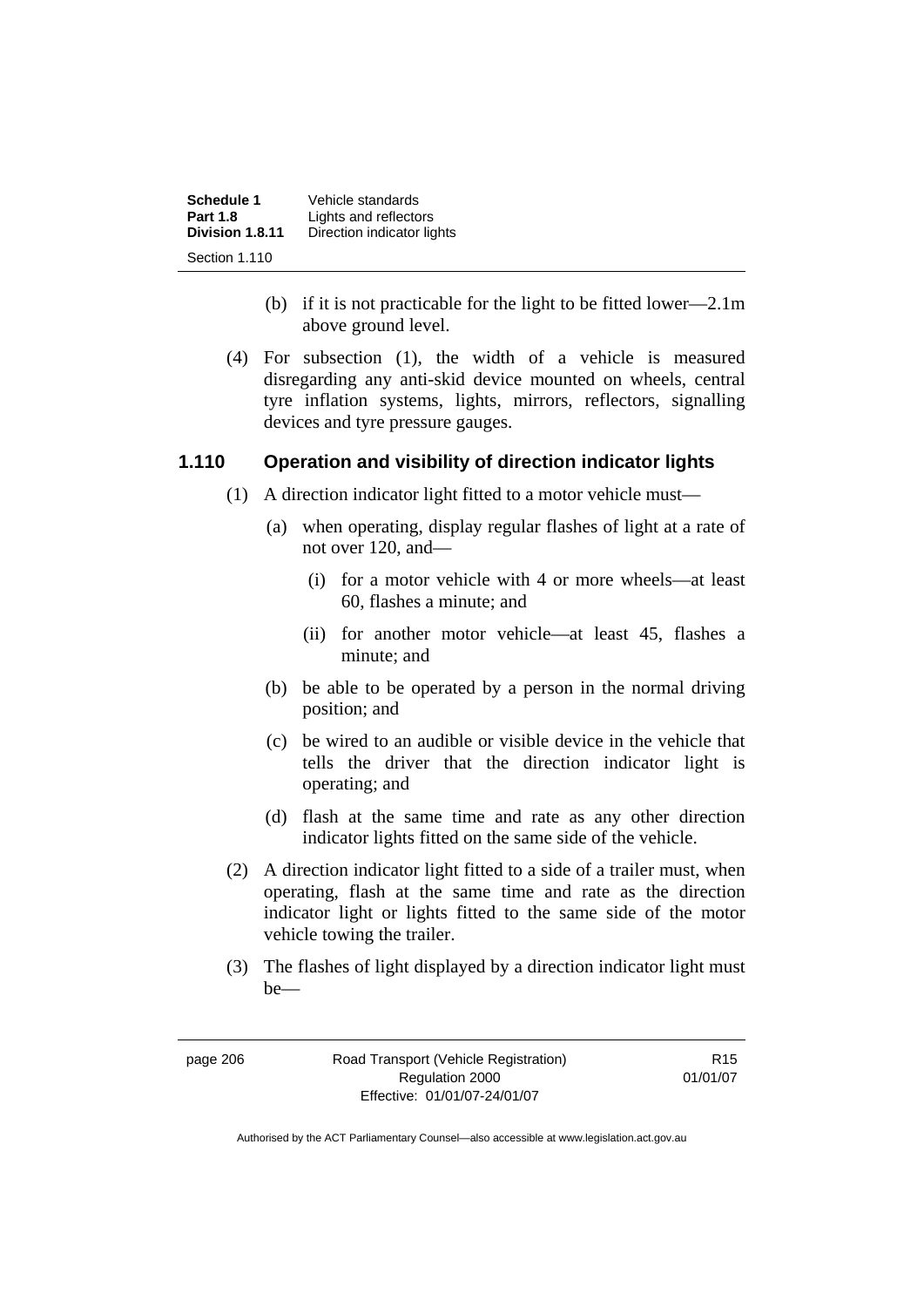(b) if it is not practicable for the light to be fitted lower—2.1m above ground level.

(4) For subsection (1), the width of a vehicle is measured disregarding any anti-skid device mounted on wheels, central tyre inflation systems, lights, mirrors, reflectors, signalling devices and tyre pressure gauges.

### 1.110 Operation and visibility of direction indicator lights

(1) A direction indicator light fitted to a motor vehicle must—

(a) when operating, display regular flashes of light at a rate of not over 120, and—

(i) for a motor vehicle with 4 or more wheels—at least 60, flashes a minute; and

(ii) for another motor vehicle—at least 45, flashes a minute; and

(b) be able to be operated by a person in the normal driving position; and

(c) be wired to an audible or visible device in the vehicle that tells the driver that the direction indicator light is operating; and

(d) flash at the same time and rate as any other direction indicator lights fitted on the same side of the vehicle.

(2) A direction indicator light fitted to a side of a trailer must, when operating, flash at the same time and rate as the direction indicator light or lights fitted to the same side of the motor vehicle towing the trailer.

(3) The flashes of light displayed by a direction indicator light must be—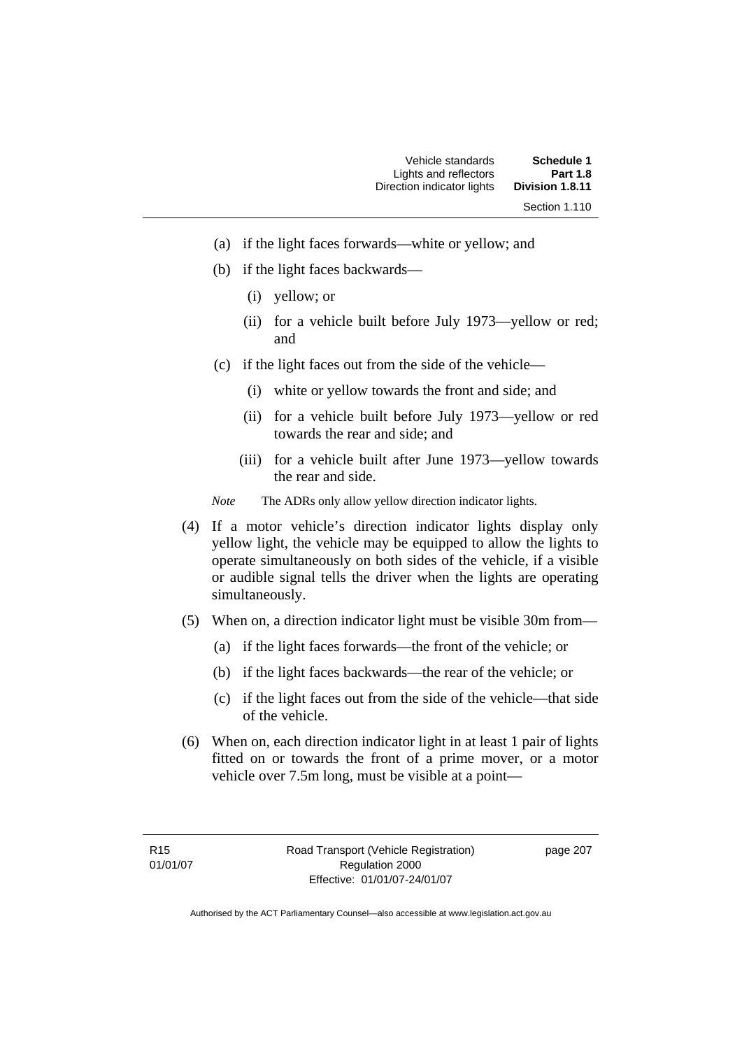(a) if the light faces forwards—white or yellow; and

(b) if the light faces backwards—

  (i) yellow; or

  (ii) for a vehicle built before July 1973—yellow or red; and

(c) if the light faces out from the side of the vehicle—

  (i) white or yellow towards the front and side; and

  (ii) for a vehicle built before July 1973—yellow or red towards the rear and side; and

  (iii) for a vehicle built after June 1973—yellow towards the rear and side.

*Note* The ADRs only allow yellow direction indicator lights.

(4) If a motor vehicle's direction indicator lights display only yellow light, the vehicle may be equipped to allow the lights to operate simultaneously on both sides of the vehicle, if a visible or audible signal tells the driver when the lights are operating simultaneously.

(5) When on, a direction indicator light must be visible 30m from—

(a) if the light faces forwards—the front of the vehicle; or

(b) if the light faces backwards—the rear of the vehicle; or

(c) if the light faces out from the side of the vehicle—that side of the vehicle.

(6) When on, each direction indicator light in at least 1 pair of lights fitted on or towards the front of a prime mover, or a motor vehicle over 7.5m long, must be visible at a point—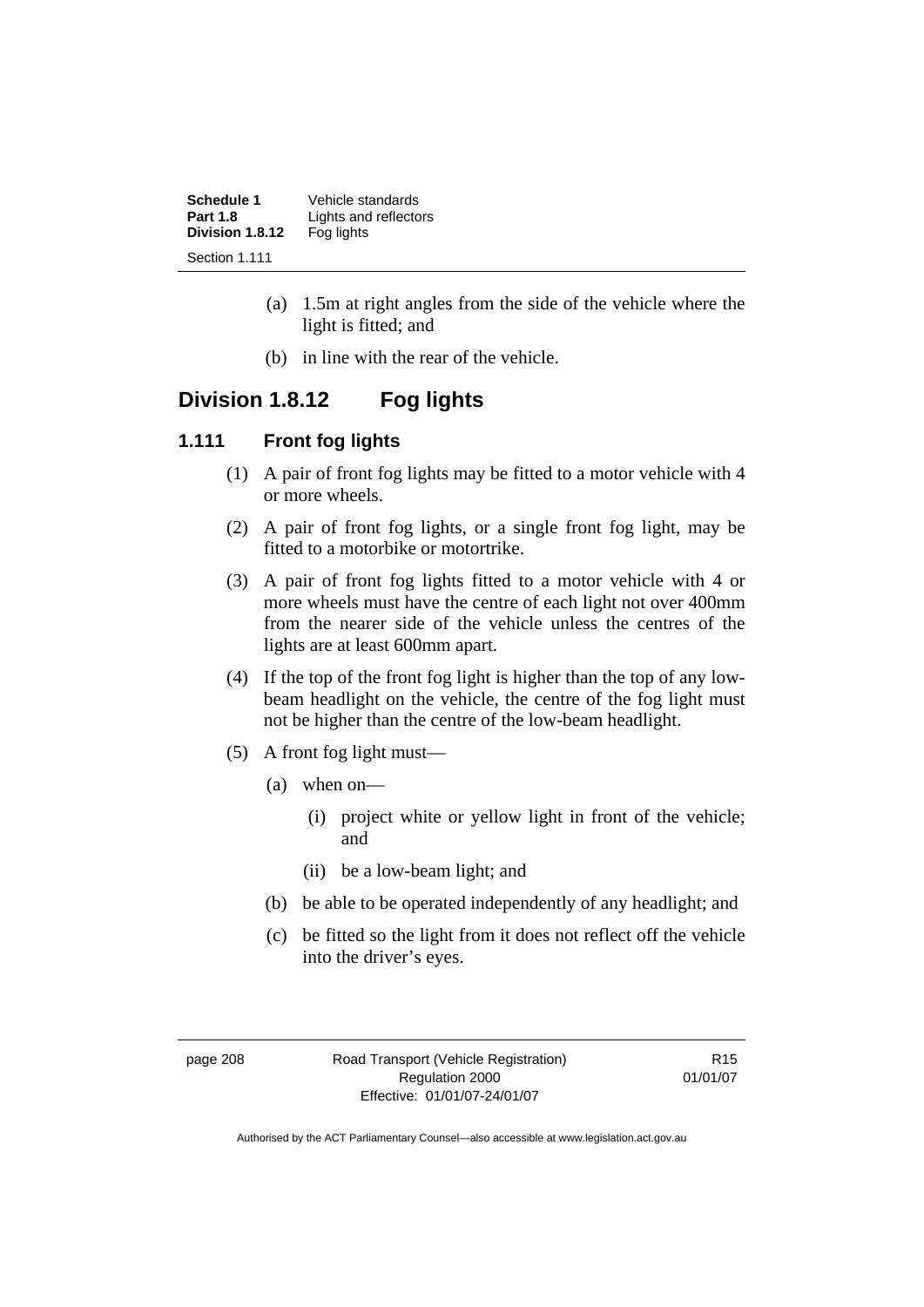(a) 1.5m at right angles from the side of the vehicle where the light is fitted; and

(b) in line with the rear of the vehicle.

## Division 1.8.12 Fog lights

### 1.111 Front fog lights

(1) A pair of front fog lights may be fitted to a motor vehicle with 4 or more wheels.

(2) A pair of front fog lights, or a single front fog light, may be fitted to a motorbike or motortrike.

(3) A pair of front fog lights fitted to a motor vehicle with 4 or more wheels must have the centre of each light not over 400mm from the nearer side of the vehicle unless the centres of the lights are at least 600mm apart.

(4) If the top of the front fog light is higher than the top of any low-beam headlight on the vehicle, the centre of the fog light must not be higher than the centre of the low-beam headlight.

(5) A front fog light must—

(a) when on—

(i) project white or yellow light in front of the vehicle; and

(ii) be a low-beam light; and

(b) be able to be operated independently of any headlight; and

(c) be fitted so the light from it does not reflect off the vehicle into the driver's eyes.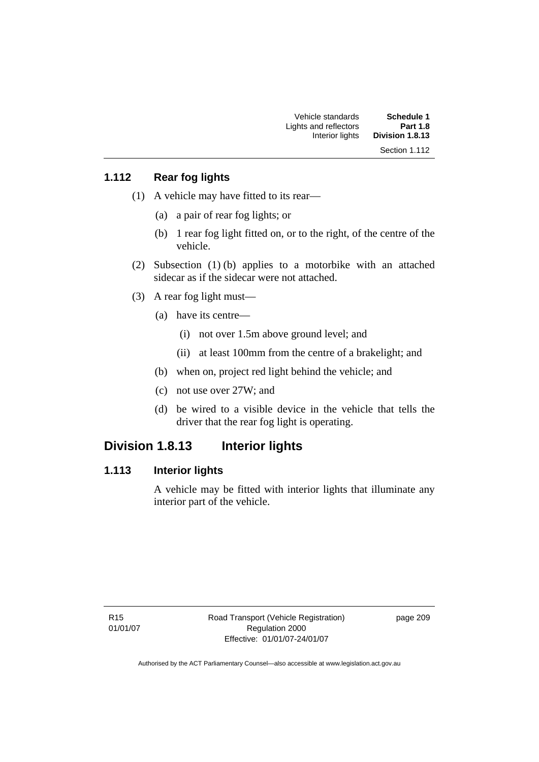### 1.112 Rear fog lights

(1) A vehicle may have fitted to its rear—

(a) a pair of rear fog lights; or

(b) 1 rear fog light fitted on, or to the right, of the centre of the vehicle.

(2) Subsection (1) (b) applies to a motorbike with an attached sidecar as if the sidecar were not attached.

(3) A rear fog light must—

(a) have its centre—

(i) not over 1.5m above ground level; and

(ii) at least 100mm from the centre of a brakelight; and

(b) when on, project red light behind the vehicle; and

(c) not use over 27W; and

(d) be wired to a visible device in the vehicle that tells the driver that the rear fog light is operating.

## Division 1.8.13 Interior lights

### 1.113 Interior lights

A vehicle may be fitted with interior lights that illuminate any interior part of the vehicle.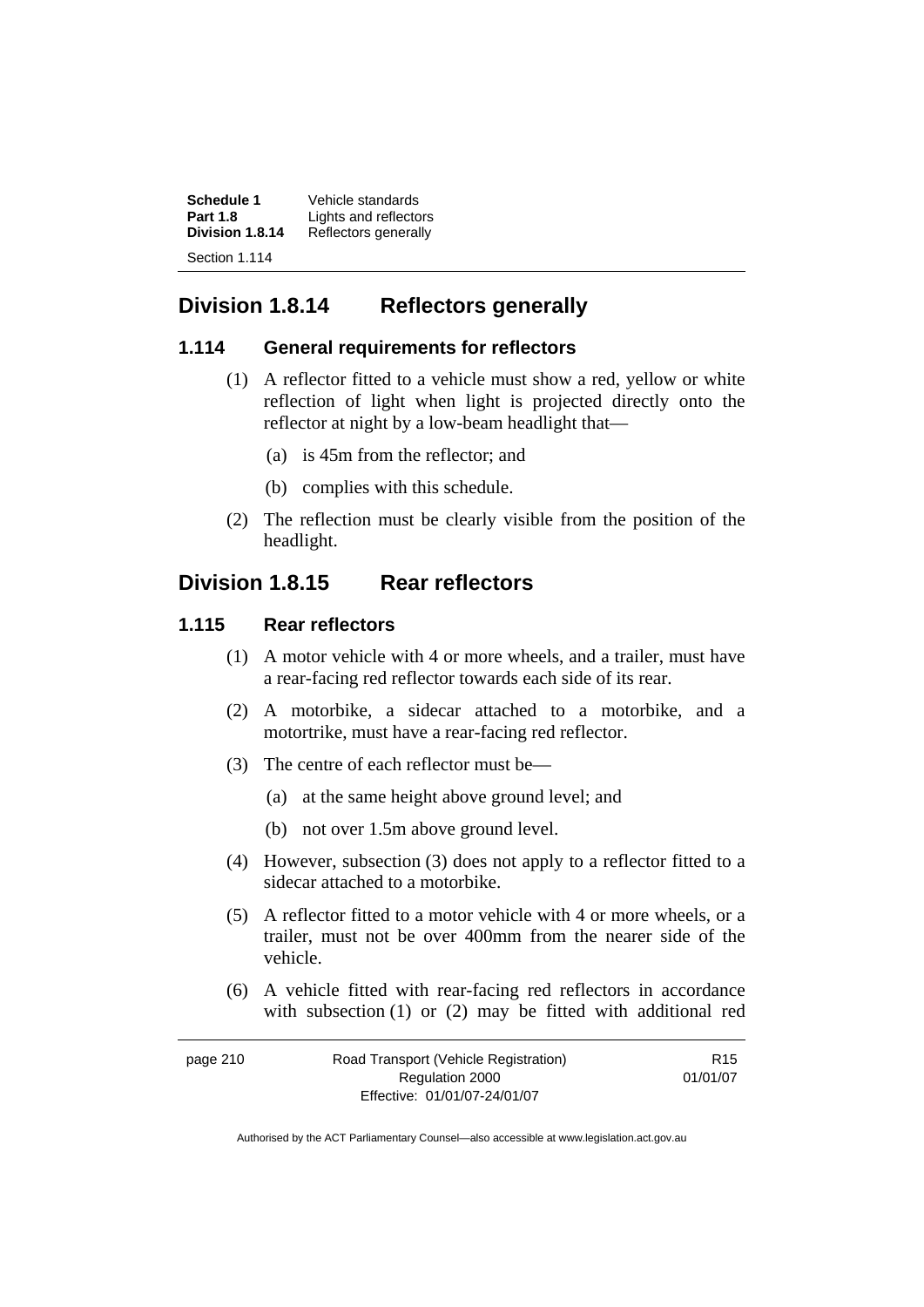## Division 1.8.14 Reflectors generally

### 1.114 General requirements for reflectors

(1) A reflector fitted to a vehicle must show a red, yellow or white reflection of light when light is projected directly onto the reflector at night by a low-beam headlight that—

(a) is 45m from the reflector; and

(b) complies with this schedule.

(2) The reflection must be clearly visible from the position of the headlight.

## Division 1.8.15 Rear reflectors

### 1.115 Rear reflectors

(1) A motor vehicle with 4 or more wheels, and a trailer, must have a rear-facing red reflector towards each side of its rear.

(2) A motorbike, a sidecar attached to a motorbike, and a motortrike, must have a rear-facing red reflector.

(3) The centre of each reflector must be—

(a) at the same height above ground level; and

(b) not over 1.5m above ground level.

(4) However, subsection (3) does not apply to a reflector fitted to a sidecar attached to a motorbike.

(5) A reflector fitted to a motor vehicle with 4 or more wheels, or a trailer, must not be over 400mm from the nearer side of the vehicle.

(6) A vehicle fitted with rear-facing red reflectors in accordance with subsection (1) or (2) may be fitted with additional red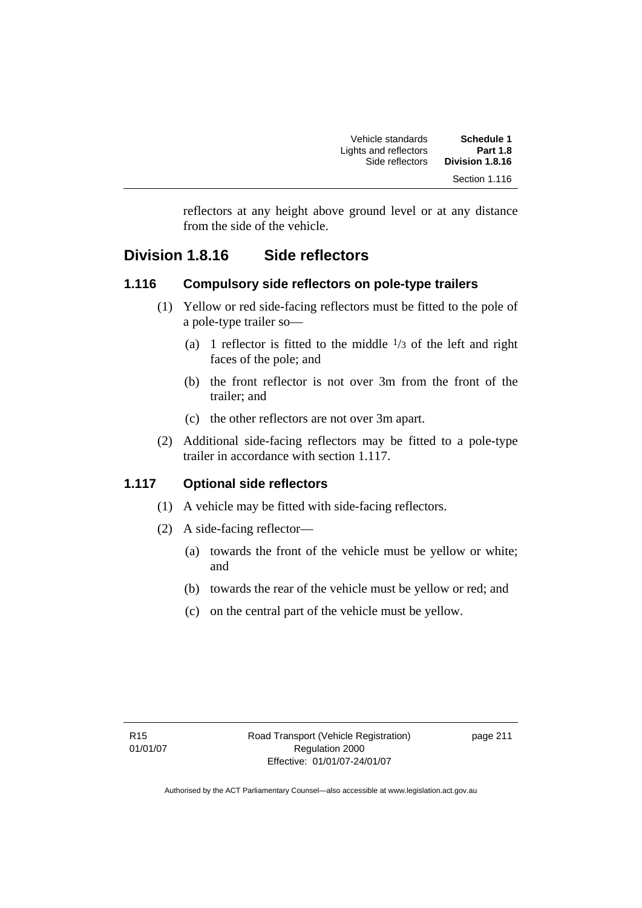reflectors at any height above ground level or at any distance from the side of the vehicle.

## Division 1.8.16 Side reflectors

### 1.116 Compulsory side reflectors on pole-type trailers

(1) Yellow or red side-facing reflectors must be fitted to the pole of a pole-type trailer so—

(a) 1 reflector is fitted to the middle $^{1}/_{3}$ of the left and right faces of the pole; and

(b) the front reflector is not over 3m from the front of the trailer; and

(c) the other reflectors are not over 3m apart.

(2) Additional side-facing reflectors may be fitted to a pole-type trailer in accordance with section 1.117.

### 1.117 Optional side reflectors

(1) A vehicle may be fitted with side-facing reflectors.

(2) A side-facing reflector—

(a) towards the front of the vehicle must be yellow or white; and

(b) towards the rear of the vehicle must be yellow or red; and

(c) on the central part of the vehicle must be yellow.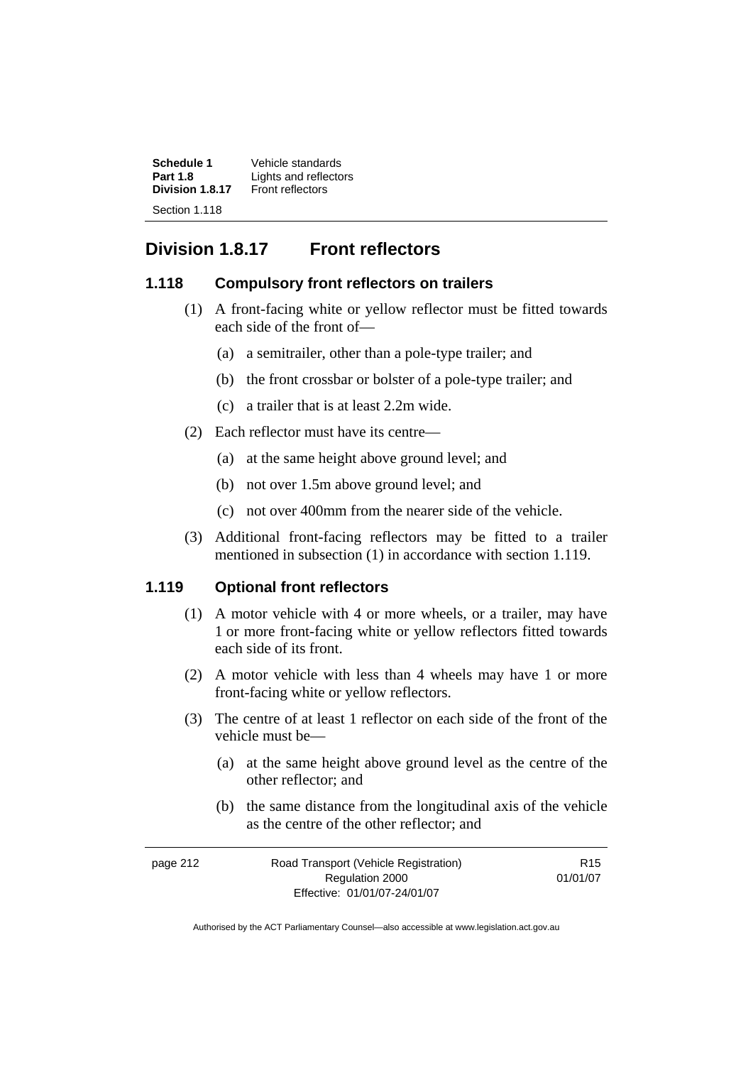## Division 1.8.17 Front reflectors

### 1.118 Compulsory front reflectors on trailers

(1) A front-facing white or yellow reflector must be fitted towards each side of the front of—

(a) a semitrailer, other than a pole-type trailer; and

(b) the front crossbar or bolster of a pole-type trailer; and

(c) a trailer that is at least 2.2m wide.

(2) Each reflector must have its centre—

(a) at the same height above ground level; and

(b) not over 1.5m above ground level; and

(c) not over 400mm from the nearer side of the vehicle.

(3) Additional front-facing reflectors may be fitted to a trailer mentioned in subsection (1) in accordance with section 1.119.

### 1.119 Optional front reflectors

(1) A motor vehicle with 4 or more wheels, or a trailer, may have 1 or more front-facing white or yellow reflectors fitted towards each side of its front.

(2) A motor vehicle with less than 4 wheels may have 1 or more front-facing white or yellow reflectors.

(3) The centre of at least 1 reflector on each side of the front of the vehicle must be—

(a) at the same height above ground level as the centre of the other reflector; and

(b) the same distance from the longitudinal axis of the vehicle as the centre of the other reflector; and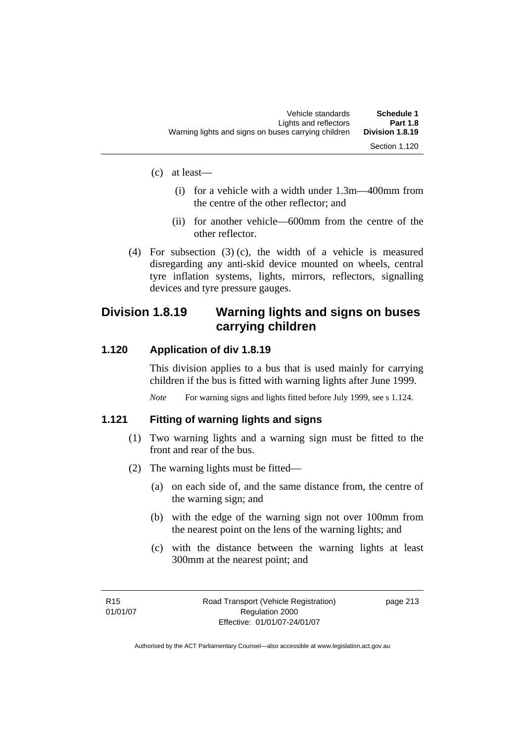(c) at least—

(i) for a vehicle with a width under 1.3m—400mm from the centre of the other reflector; and

(ii) for another vehicle—600mm from the centre of the other reflector.

(4) For subsection (3) (c), the width of a vehicle is measured disregarding any anti-skid device mounted on wheels, central tyre inflation systems, lights, mirrors, reflectors, signalling devices and tyre pressure gauges.

## Division 1.8.19 Warning lights and signs on buses carrying children

### 1.120 Application of div 1.8.19

This division applies to a bus that is used mainly for carrying children if the bus is fitted with warning lights after June 1999.

*Note* For warning signs and lights fitted before July 1999, see s 1.124.

### 1.121 Fitting of warning lights and signs

(1) Two warning lights and a warning sign must be fitted to the front and rear of the bus.

(2) The warning lights must be fitted—

(a) on each side of, and the same distance from, the centre of the warning sign; and

(b) with the edge of the warning sign not over 100mm from the nearest point on the lens of the warning lights; and

(c) with the distance between the warning lights at least 300mm at the nearest point; and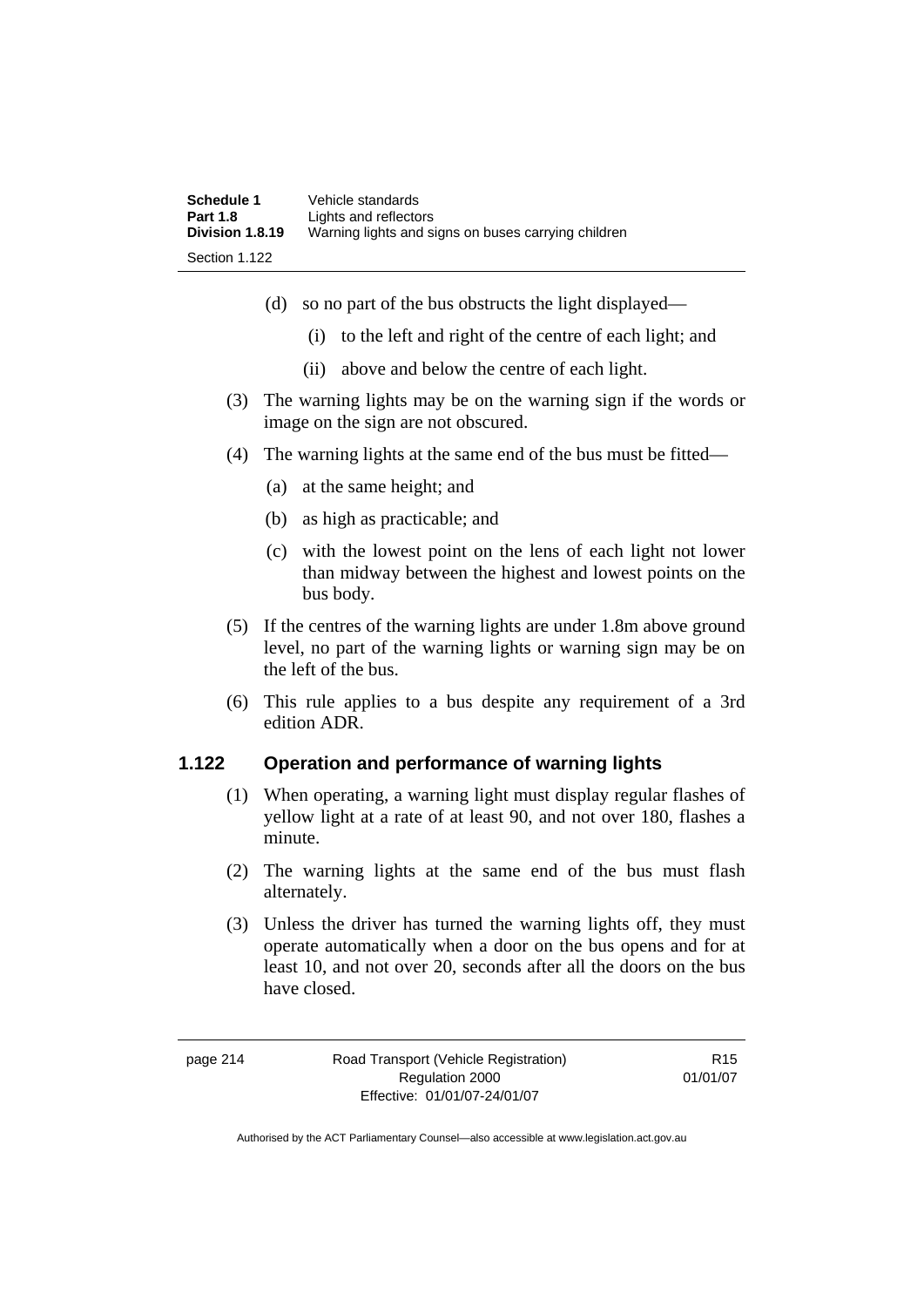(d) so no part of the bus obstructs the light displayed—

   (i) to the left and right of the centre of each light; and

   (ii) above and below the centre of each light.

(3) The warning lights may be on the warning sign if the words or image on the sign are not obscured.

(4) The warning lights at the same end of the bus must be fitted—

   (a) at the same height; and

   (b) as high as practicable; and

   (c) with the lowest point on the lens of each light not lower than midway between the highest and lowest points on the bus body.

(5) If the centres of the warning lights are under 1.8m above ground level, no part of the warning lights or warning sign may be on the left of the bus.

(6) This rule applies to a bus despite any requirement of a 3rd edition ADR.

### 1.122 Operation and performance of warning lights

(1) When operating, a warning light must display regular flashes of yellow light at a rate of at least 90, and not over 180, flashes a minute.

(2) The warning lights at the same end of the bus must flash alternately.

(3) Unless the driver has turned the warning lights off, they must operate automatically when a door on the bus opens and for at least 10, and not over 20, seconds after all the doors on the bus have closed.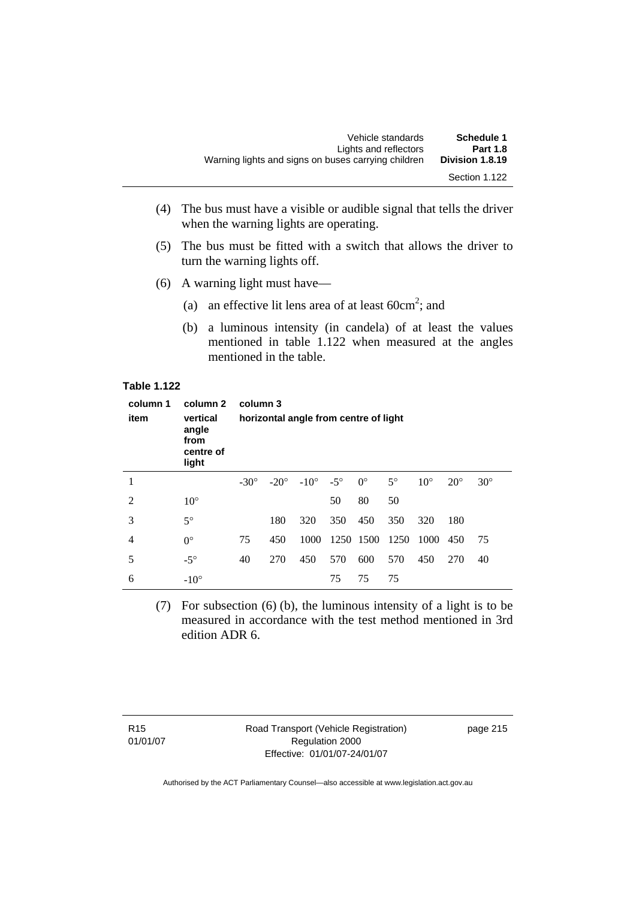(4) The bus must have a visible or audible signal that tells the driver when the warning lights are operating.

(5) The bus must be fitted with a switch that allows the driver to turn the warning lights off.

(6) A warning light must have—

(a) an effective lit lens area of at least $60cm^2$; and

(b) a luminous intensity (in candela) of at least the values mentioned in table 1.122 when measured at the angles mentioned in the table.

**Table 1.122**

| column 1 | column 2 | column 3 | | | | | | | | |
|---|---|---|---|---|---|---|---|---|---|---|
| **item** | **vertical angle from centre of light** | **horizontal angle from centre of light** | | | | | | | | |
| 1 | | -30° | -20° | -10° | -5° | 0° | 5° | 10° | 20° | 30° |
| 2 | 10° | | | | 50 | 80 | 50 | | | |
| 3 | 5° | | 180 | 320 | 350 | 450 | 350 | 320 | 180 | |
| 4 | 0° | 75 | 450 | 1000 | 1250 | 1500 | 1250 | 1000 | 450 | 75 |
| 5 | -5° | 40 | 270 | 450 | 570 | 600 | 570 | 450 | 270 | 40 |
| 6 | -10° | | | | 75 | 75 | 75 | | | |

(7) For subsection (6) (b), the luminous intensity of a light is to be measured in accordance with the test method mentioned in 3rd edition ADR 6.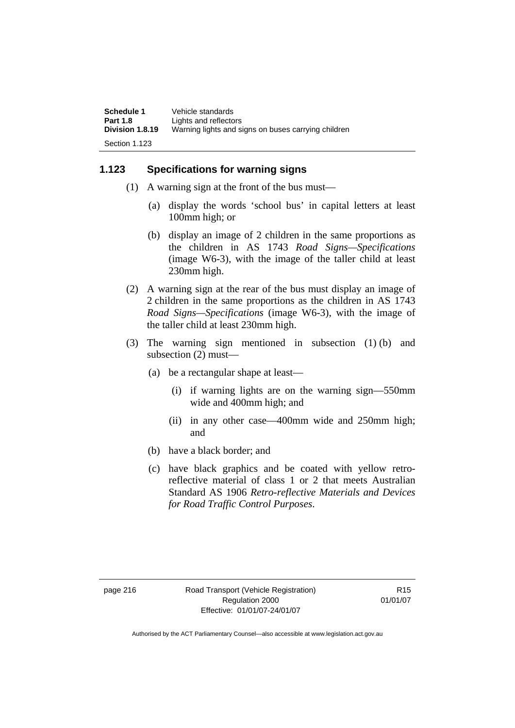## 1.123 Specifications for warning signs

(1) A warning sign at the front of the bus must—

(a) display the words 'school bus' in capital letters at least 100mm high; or

(b) display an image of 2 children in the same proportions as the children in AS 1743 *Road Signs—Specifications* (image W6-3), with the image of the taller child at least 230mm high.

(2) A warning sign at the rear of the bus must display an image of 2 children in the same proportions as the children in AS 1743 *Road Signs—Specifications* (image W6-3), with the image of the taller child at least 230mm high.

(3) The warning sign mentioned in subsection (1) (b) and subsection (2) must—

(a) be a rectangular shape at least—

(i) if warning lights are on the warning sign—550mm wide and 400mm high; and

(ii) in any other case—400mm wide and 250mm high; and

(b) have a black border; and

(c) have black graphics and be coated with yellow retro-reflective material of class 1 or 2 that meets Australian Standard AS 1906 *Retro-reflective Materials and Devices for Road Traffic Control Purposes*.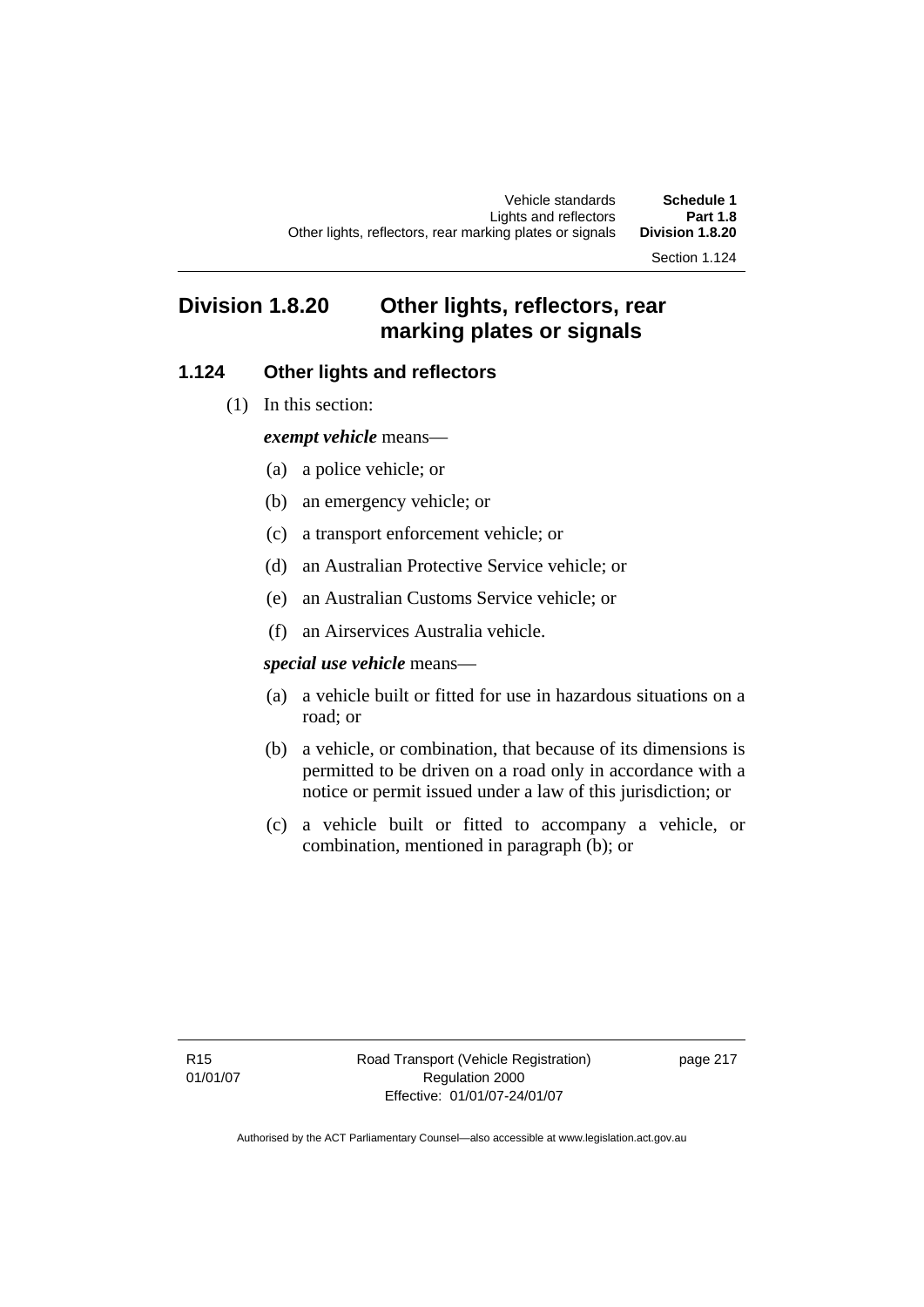## Division 1.8.20 Other lights, reflectors, rear marking plates or signals

### 1.124 Other lights and reflectors

(1) In this section:

***exempt vehicle*** means—

(a) a police vehicle; or

(b) an emergency vehicle; or

(c) a transport enforcement vehicle; or

(d) an Australian Protective Service vehicle; or

(e) an Australian Customs Service vehicle; or

(f) an Airservices Australia vehicle.

***special use vehicle*** means—

(a) a vehicle built or fitted for use in hazardous situations on a road; or

(b) a vehicle, or combination, that because of its dimensions is permitted to be driven on a road only in accordance with a notice or permit issued under a law of this jurisdiction; or

(c) a vehicle built or fitted to accompany a vehicle, or combination, mentioned in paragraph (b); or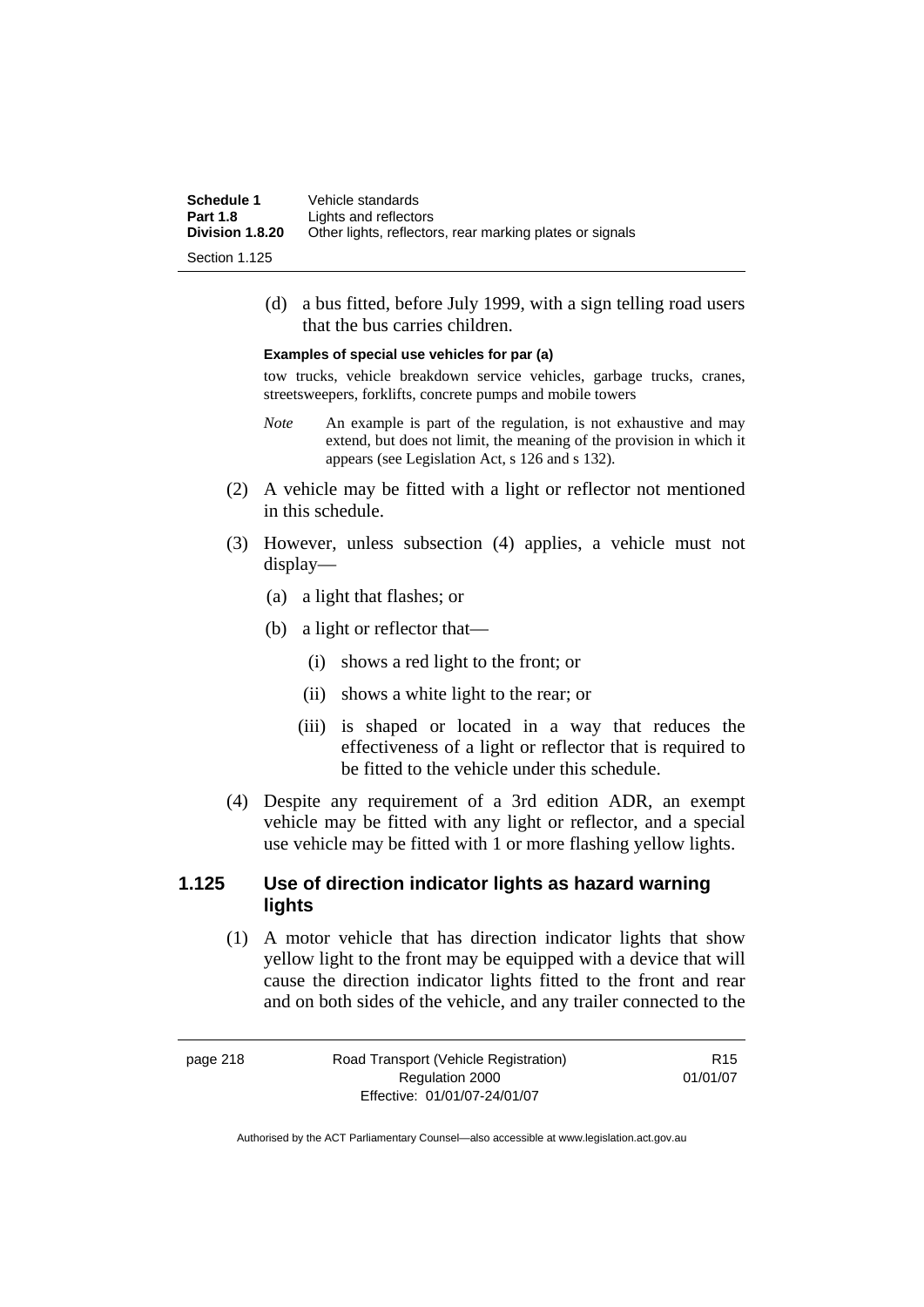(d) a bus fitted, before July 1999, with a sign telling road users that the bus carries children.

**Examples of special use vehicles for par (a)**

tow trucks, vehicle breakdown service vehicles, garbage trucks, cranes, streetsweepers, forklifts, concrete pumps and mobile towers

*Note* An example is part of the regulation, is not exhaustive and may extend, but does not limit, the meaning of the provision in which it appears (see Legislation Act, s 126 and s 132).

(2) A vehicle may be fitted with a light or reflector not mentioned in this schedule.

(3) However, unless subsection (4) applies, a vehicle must not display—

(a) a light that flashes; or

(b) a light or reflector that—

(i) shows a red light to the front; or

(ii) shows a white light to the rear; or

(iii) is shaped or located in a way that reduces the effectiveness of a light or reflector that is required to be fitted to the vehicle under this schedule.

(4) Despite any requirement of a 3rd edition ADR, an exempt vehicle may be fitted with any light or reflector, and a special use vehicle may be fitted with 1 or more flashing yellow lights.

## 1.125 Use of direction indicator lights as hazard warning lights

(1) A motor vehicle that has direction indicator lights that show yellow light to the front may be equipped with a device that will cause the direction indicator lights fitted to the front and rear and on both sides of the vehicle, and any trailer connected to the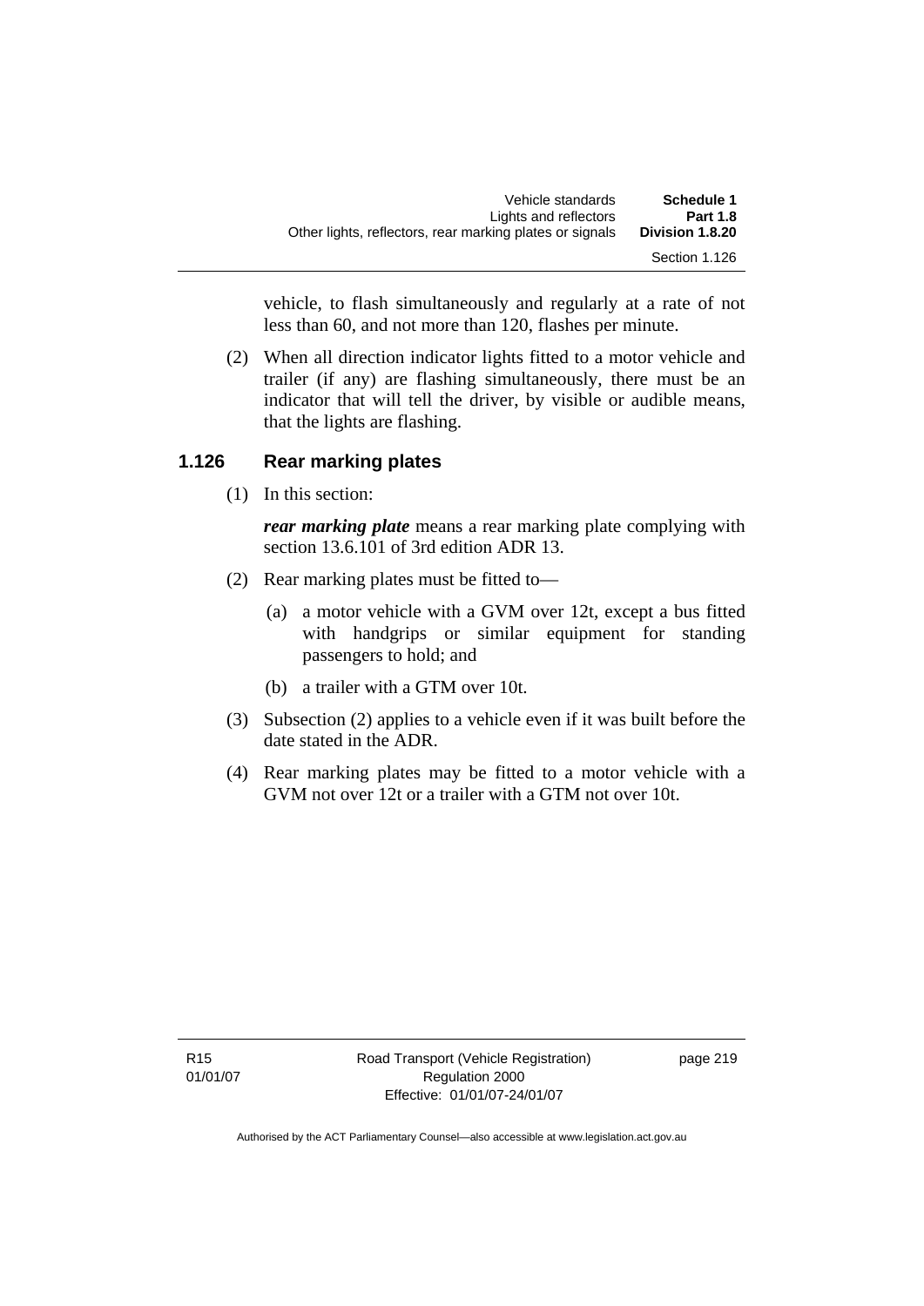vehicle, to flash simultaneously and regularly at a rate of not less than 60, and not more than 120, flashes per minute.

(2) When all direction indicator lights fitted to a motor vehicle and trailer (if any) are flashing simultaneously, there must be an indicator that will tell the driver, by visible or audible means, that the lights are flashing.

### 1.126 Rear marking plates

(1) In this section:

***rear marking plate*** means a rear marking plate complying with section 13.6.101 of 3rd edition ADR 13.

(2) Rear marking plates must be fitted to—

(a) a motor vehicle with a GVM over 12t, except a bus fitted with handgrips or similar equipment for standing passengers to hold; and

(b) a trailer with a GTM over 10t.

(3) Subsection (2) applies to a vehicle even if it was built before the date stated in the ADR.

(4) Rear marking plates may be fitted to a motor vehicle with a GVM not over 12t or a trailer with a GTM not over 10t.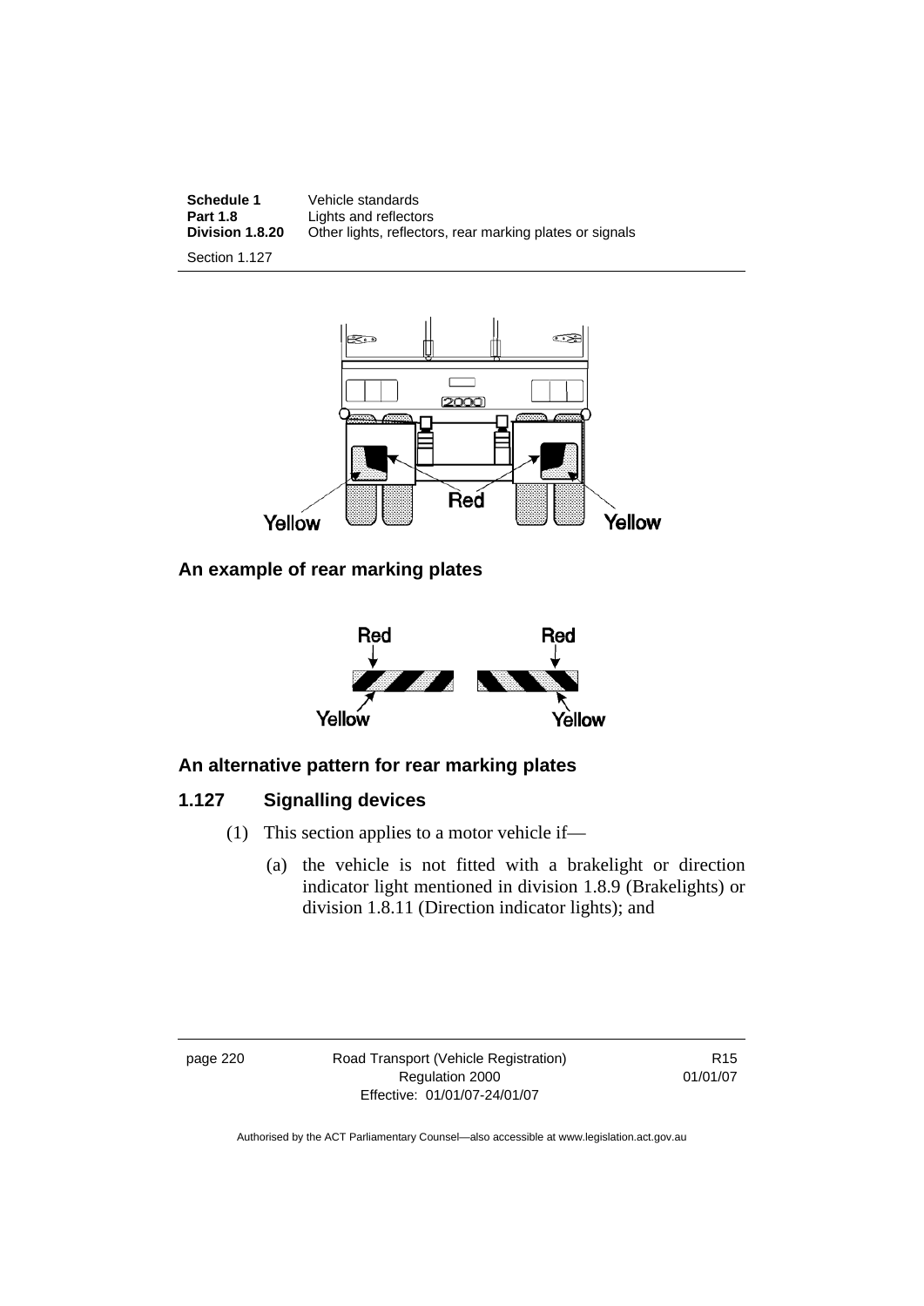**An example of rear marking plates**

**An alternative pattern for rear marking plates**

### 1.127 Signalling devices

(1) This section applies to a motor vehicle if—

(a) the vehicle is not fitted with a brakelight or direction indicator light mentioned in division 1.8.9 (Brakelights) or division 1.8.11 (Direction indicator lights); and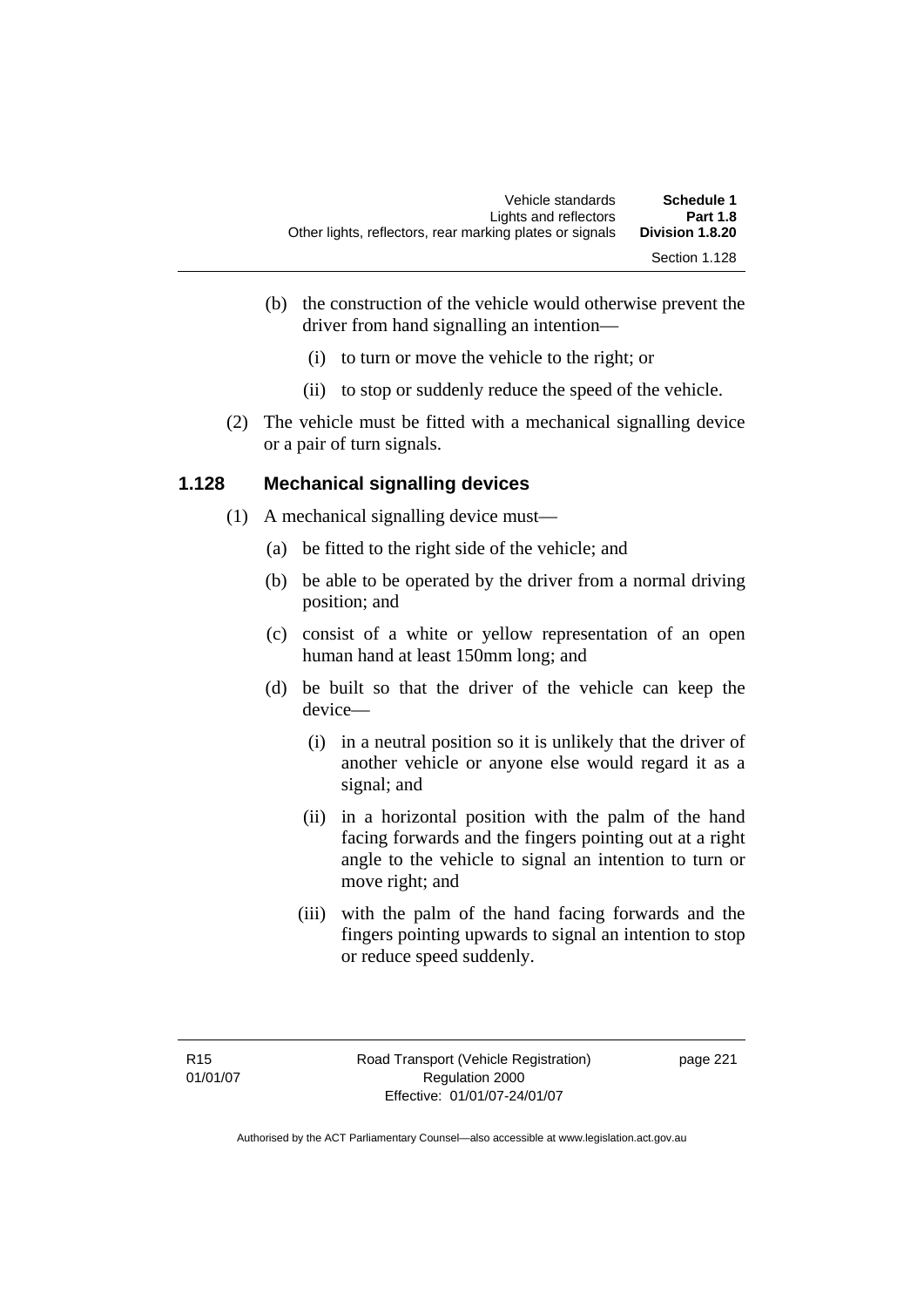(b) the construction of the vehicle would otherwise prevent the driver from hand signalling an intention—

  (i) to turn or move the vehicle to the right; or

  (ii) to stop or suddenly reduce the speed of the vehicle.

(2) The vehicle must be fitted with a mechanical signalling device or a pair of turn signals.

## 1.128 Mechanical signalling devices

(1) A mechanical signalling device must—

  (a) be fitted to the right side of the vehicle; and

  (b) be able to be operated by the driver from a normal driving position; and

  (c) consist of a white or yellow representation of an open human hand at least 150mm long; and

  (d) be built so that the driver of the vehicle can keep the device—

    (i) in a neutral position so it is unlikely that the driver of another vehicle or anyone else would regard it as a signal; and

    (ii) in a horizontal position with the palm of the hand facing forwards and the fingers pointing out at a right angle to the vehicle to signal an intention to turn or move right; and

    (iii) with the palm of the hand facing forwards and the fingers pointing upwards to signal an intention to stop or reduce speed suddenly.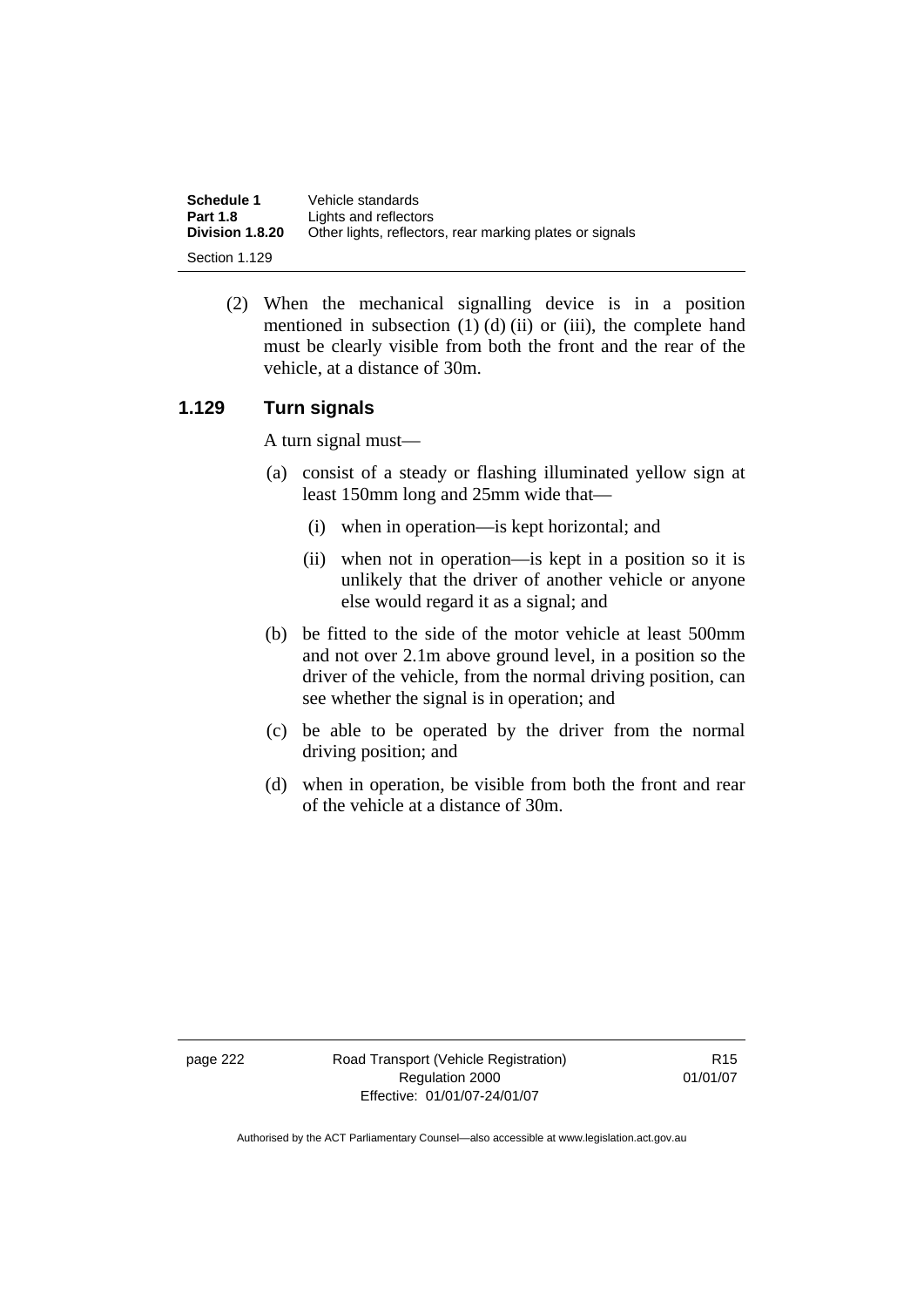(2) When the mechanical signalling device is in a position mentioned in subsection (1) (d) (ii) or (iii), the complete hand must be clearly visible from both the front and the rear of the vehicle, at a distance of 30m.

### 1.129 Turn signals

A turn signal must—

(a) consist of a steady or flashing illuminated yellow sign at least 150mm long and 25mm wide that—

  (i) when in operation—is kept horizontal; and

  (ii) when not in operation—is kept in a position so it is unlikely that the driver of another vehicle or anyone else would regard it as a signal; and

(b) be fitted to the side of the motor vehicle at least 500mm and not over 2.1m above ground level, in a position so the driver of the vehicle, from the normal driving position, can see whether the signal is in operation; and

(c) be able to be operated by the driver from the normal driving position; and

(d) when in operation, be visible from both the front and rear of the vehicle at a distance of 30m.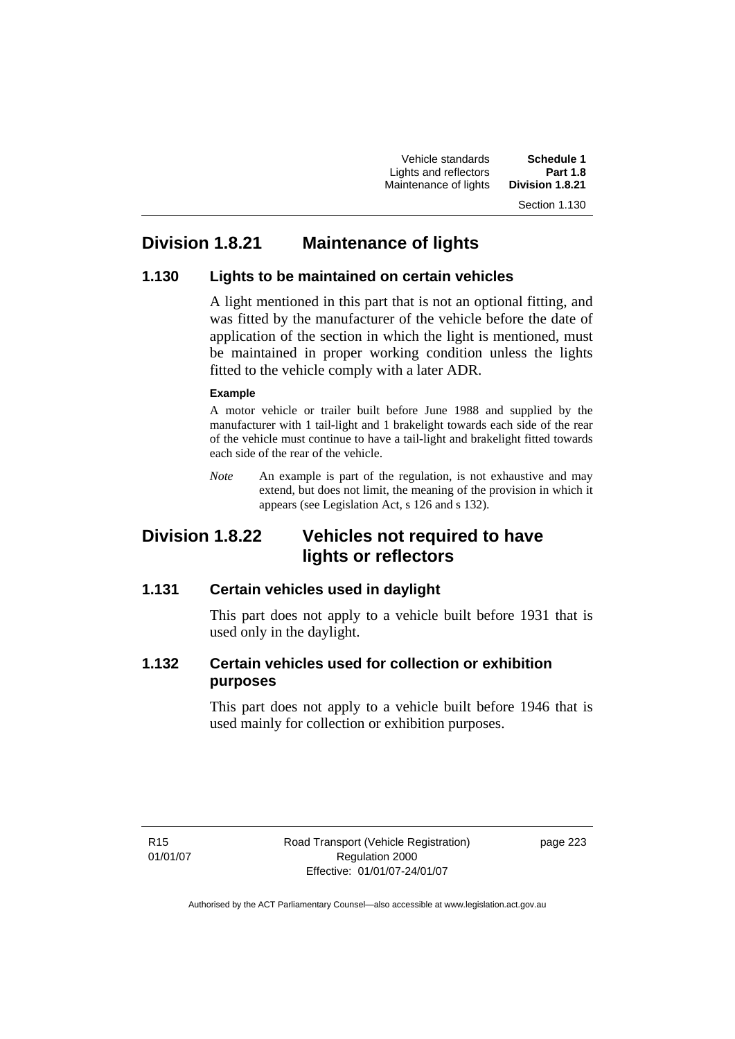## Division 1.8.21 Maintenance of lights

### 1.130 Lights to be maintained on certain vehicles

A light mentioned in this part that is not an optional fitting, and was fitted by the manufacturer of the vehicle before the date of application of the section in which the light is mentioned, must be maintained in proper working condition unless the lights fitted to the vehicle comply with a later ADR.

**Example**

A motor vehicle or trailer built before June 1988 and supplied by the manufacturer with 1 tail-light and 1 brakelight towards each side of the rear of the vehicle must continue to have a tail-light and brakelight fitted towards each side of the rear of the vehicle.

*Note* An example is part of the regulation, is not exhaustive and may extend, but does not limit, the meaning of the provision in which it appears (see Legislation Act, s 126 and s 132).

## Division 1.8.22 Vehicles not required to have lights or reflectors

### 1.131 Certain vehicles used in daylight

This part does not apply to a vehicle built before 1931 that is used only in the daylight.

### 1.132 Certain vehicles used for collection or exhibition purposes

This part does not apply to a vehicle built before 1946 that is used mainly for collection or exhibition purposes.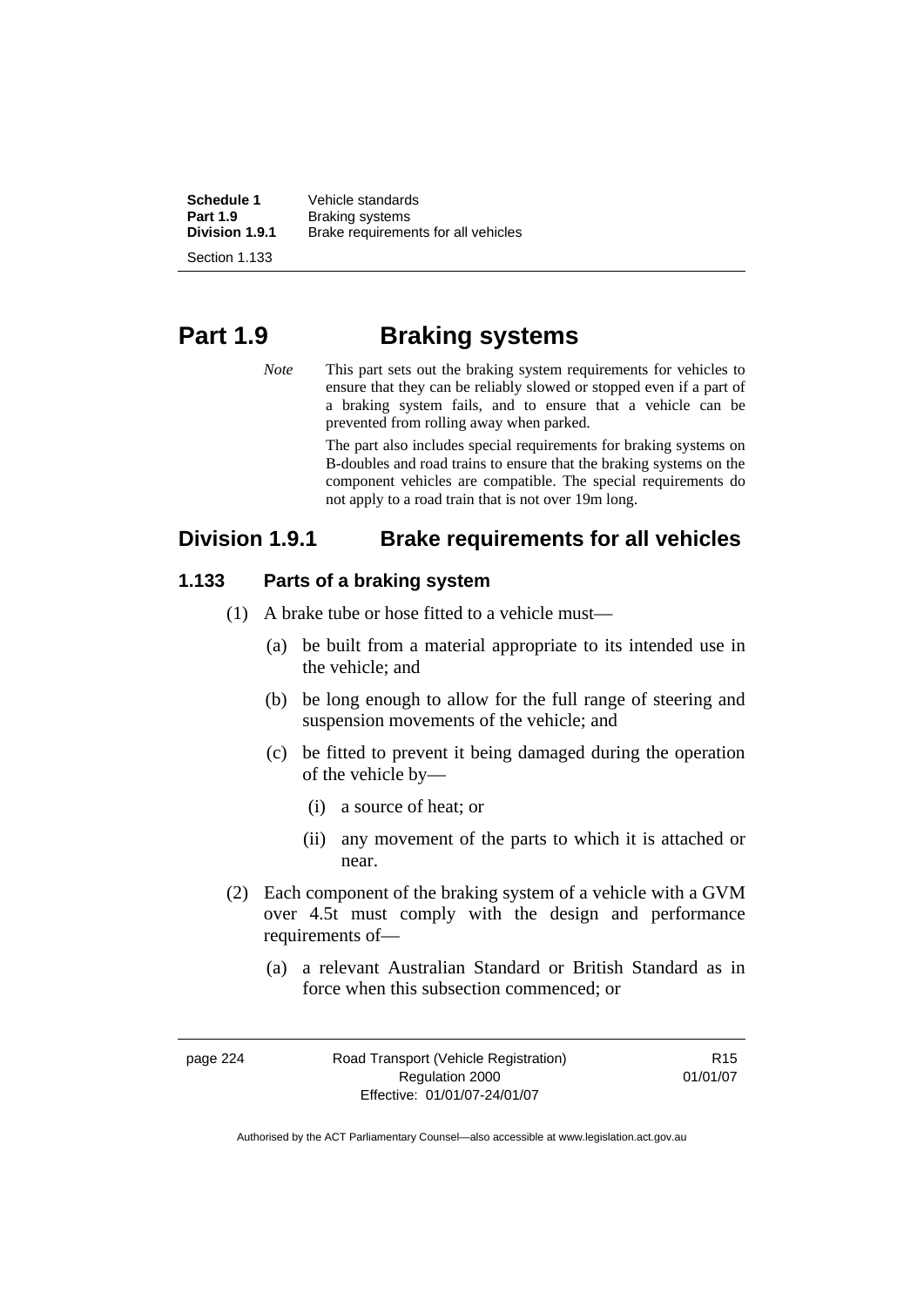# Part 1.9 Braking systems

*Note* This part sets out the braking system requirements for vehicles to ensure that they can be reliably slowed or stopped even if a part of a braking system fails, and to ensure that a vehicle can be prevented from rolling away when parked.

The part also includes special requirements for braking systems on B-doubles and road trains to ensure that the braking systems on the component vehicles are compatible. The special requirements do not apply to a road train that is not over 19m long.

## Division 1.9.1 Brake requirements for all vehicles

### 1.133 Parts of a braking system

(1) A brake tube or hose fitted to a vehicle must—

(a) be built from a material appropriate to its intended use in the vehicle; and

(b) be long enough to allow for the full range of steering and suspension movements of the vehicle; and

(c) be fitted to prevent it being damaged during the operation of the vehicle by—

(i) a source of heat; or

(ii) any movement of the parts to which it is attached or near.

(2) Each component of the braking system of a vehicle with a GVM over 4.5t must comply with the design and performance requirements of—

(a) a relevant Australian Standard or British Standard as in force when this subsection commenced; or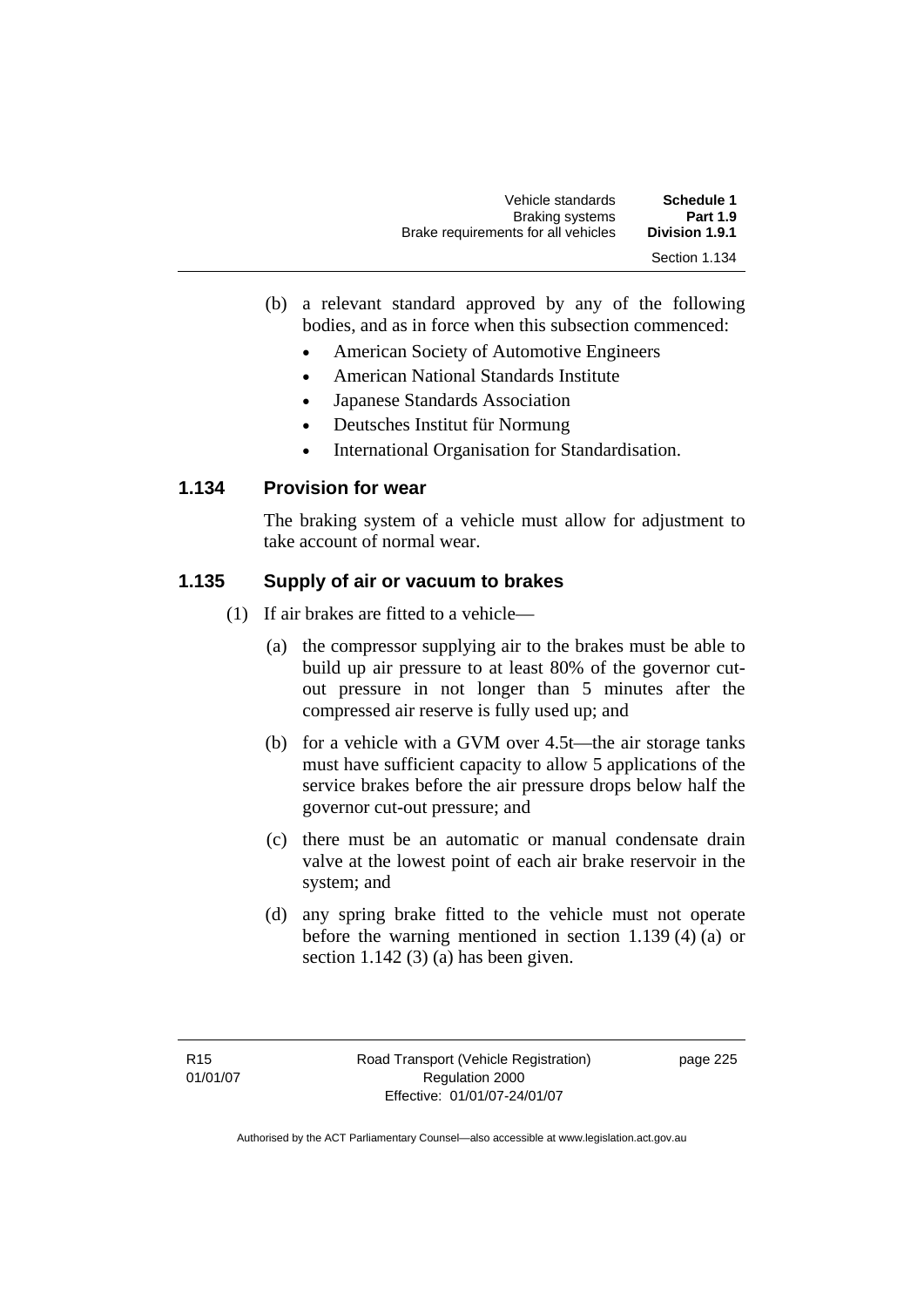(b) a relevant standard approved by any of the following bodies, and as in force when this subsection commenced:

- American Society of Automotive Engineers
- American National Standards Institute
- Japanese Standards Association
- Deutsches Institut für Normung
- International Organisation for Standardisation.

### 1.134 Provision for wear

The braking system of a vehicle must allow for adjustment to take account of normal wear.

### 1.135 Supply of air or vacuum to brakes

(1) If air brakes are fitted to a vehicle—

(a) the compressor supplying air to the brakes must be able to build up air pressure to at least 80% of the governor cut-out pressure in not longer than 5 minutes after the compressed air reserve is fully used up; and

(b) for a vehicle with a GVM over 4.5t—the air storage tanks must have sufficient capacity to allow 5 applications of the service brakes before the air pressure drops below half the governor cut-out pressure; and

(c) there must be an automatic or manual condensate drain valve at the lowest point of each air brake reservoir in the system; and

(d) any spring brake fitted to the vehicle must not operate before the warning mentioned in section 1.139 (4) (a) or section 1.142 (3) (a) has been given.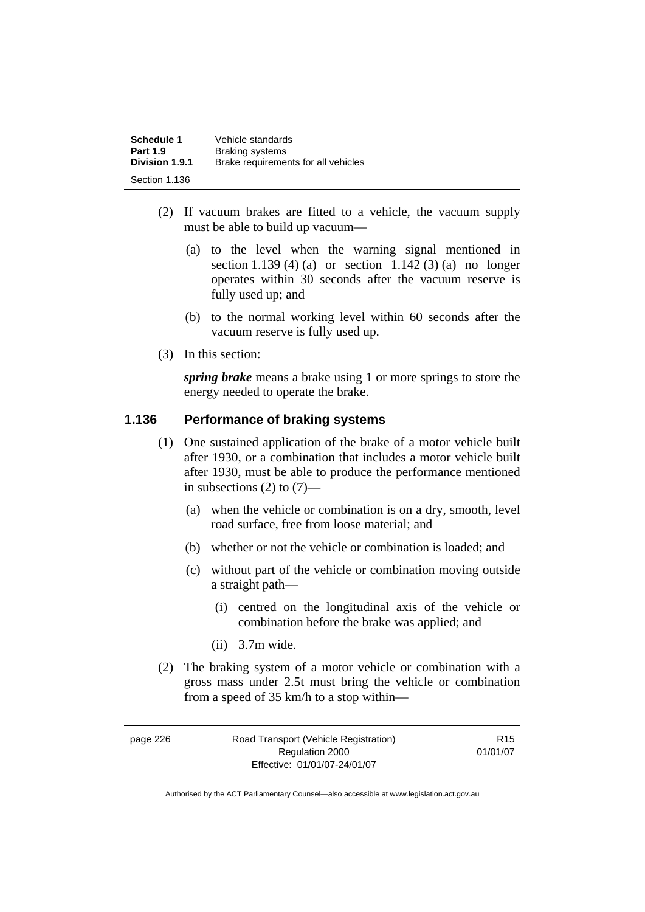(2) If vacuum brakes are fitted to a vehicle, the vacuum supply must be able to build up vacuum—

(a) to the level when the warning signal mentioned in section 1.139 (4) (a) or section 1.142 (3) (a) no longer operates within 30 seconds after the vacuum reserve is fully used up; and

(b) to the normal working level within 60 seconds after the vacuum reserve is fully used up.

(3) In this section:

***spring brake*** means a brake using 1 or more springs to store the energy needed to operate the brake.

### 1.136 Performance of braking systems

(1) One sustained application of the brake of a motor vehicle built after 1930, or a combination that includes a motor vehicle built after 1930, must be able to produce the performance mentioned in subsections (2) to (7)—

(a) when the vehicle or combination is on a dry, smooth, level road surface, free from loose material; and

(b) whether or not the vehicle or combination is loaded; and

(c) without part of the vehicle or combination moving outside a straight path—

(i) centred on the longitudinal axis of the vehicle or combination before the brake was applied; and

(ii) 3.7m wide.

(2) The braking system of a motor vehicle or combination with a gross mass under 2.5t must bring the vehicle or combination from a speed of 35 km/h to a stop within—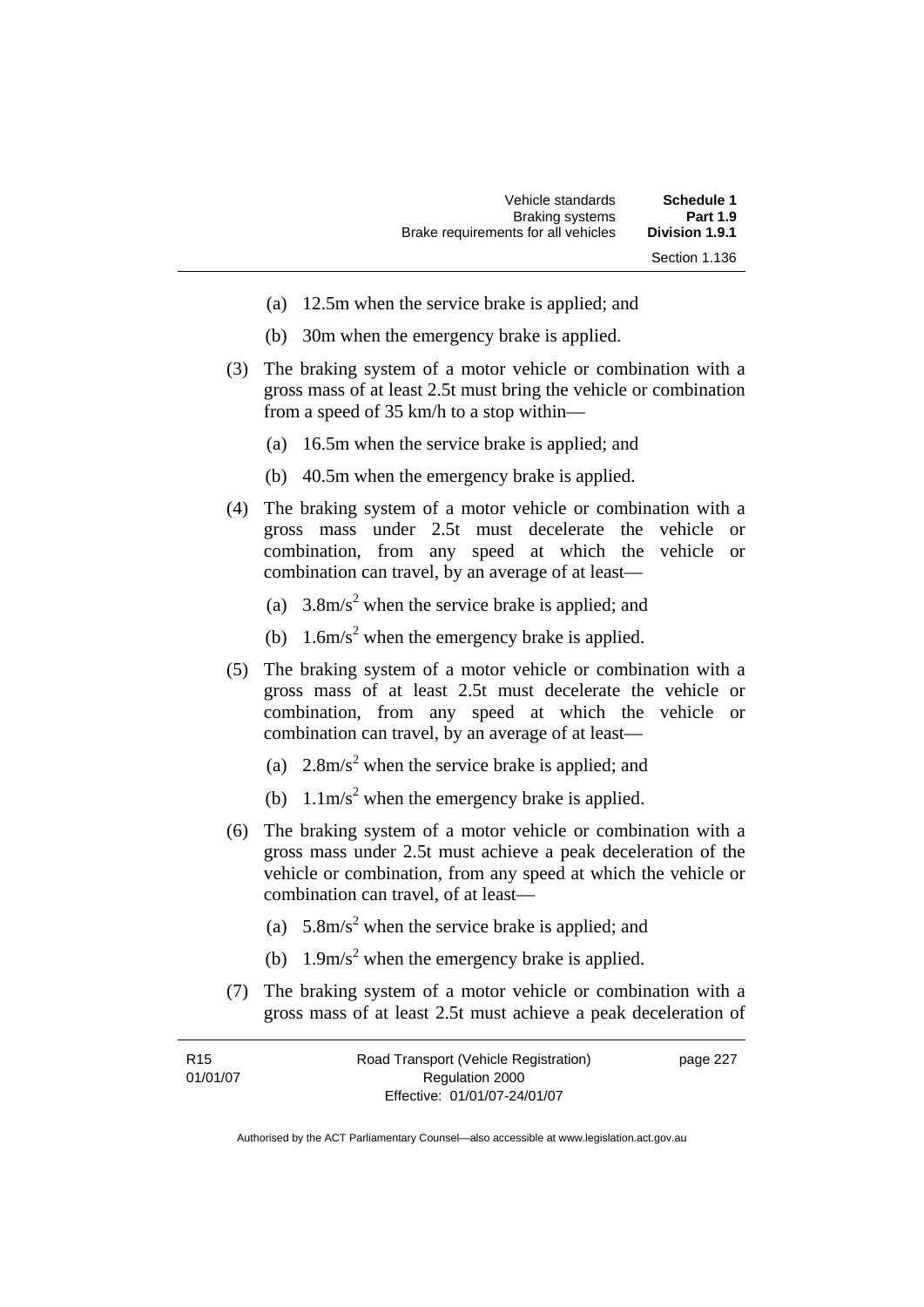(a) 12.5m when the service brake is applied; and

(b) 30m when the emergency brake is applied.

(3) The braking system of a motor vehicle or combination with a gross mass of at least 2.5t must bring the vehicle or combination from a speed of 35 km/h to a stop within—

(a) 16.5m when the service brake is applied; and

(b) 40.5m when the emergency brake is applied.

(4) The braking system of a motor vehicle or combination with a gross mass under 2.5t must decelerate the vehicle or combination, from any speed at which the vehicle or combination can travel, by an average of at least—

(a) $3.8m/s^2$ when the service brake is applied; and

(b) $1.6m/s^2$ when the emergency brake is applied.

(5) The braking system of a motor vehicle or combination with a gross mass of at least 2.5t must decelerate the vehicle or combination, from any speed at which the vehicle or combination can travel, by an average of at least—

(a) $2.8m/s^2$ when the service brake is applied; and

(b) $1.1m/s^2$ when the emergency brake is applied.

(6) The braking system of a motor vehicle or combination with a gross mass under 2.5t must achieve a peak deceleration of the vehicle or combination, from any speed at which the vehicle or combination can travel, of at least—

(a) $5.8m/s^2$ when the service brake is applied; and

(b) $1.9m/s^2$ when the emergency brake is applied.

(7) The braking system of a motor vehicle or combination with a gross mass of at least 2.5t must achieve a peak deceleration of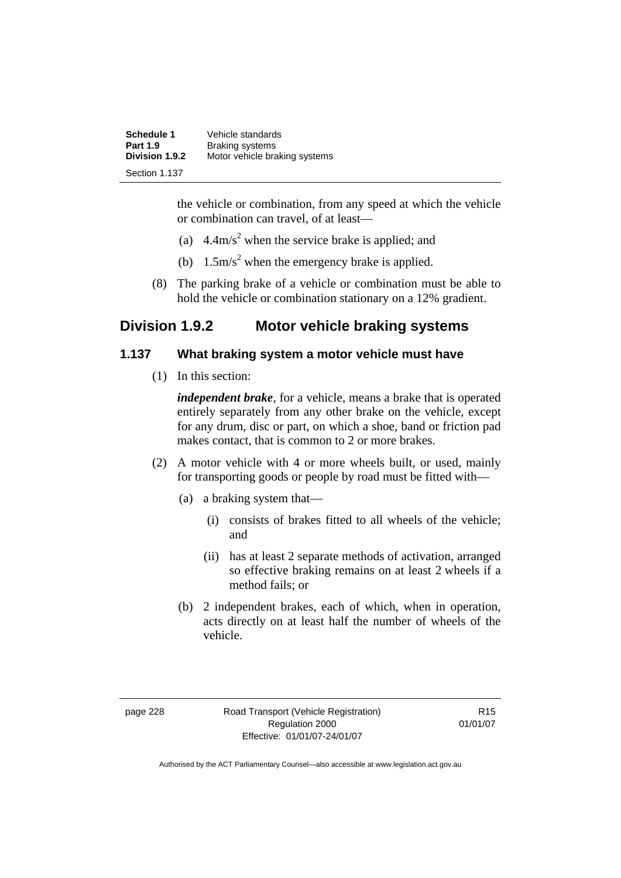the vehicle or combination, from any speed at which the vehicle or combination can travel, of at least—

(a) $4.4m/s^2$ when the service brake is applied; and

(b) $1.5m/s^2$ when the emergency brake is applied.

(8) The parking brake of a vehicle or combination must be able to hold the vehicle or combination stationary on a 12% gradient.

## Division 1.9.2 Motor vehicle braking systems

### 1.137 What braking system a motor vehicle must have

(1) In this section:

***independent brake***, for a vehicle, means a brake that is operated entirely separately from any other brake on the vehicle, except for any drum, disc or part, on which a shoe, band or friction pad makes contact, that is common to 2 or more brakes.

(2) A motor vehicle with 4 or more wheels built, or used, mainly for transporting goods or people by road must be fitted with—

(a) a braking system that—

(i) consists of brakes fitted to all wheels of the vehicle; and

(ii) has at least 2 separate methods of activation, arranged so effective braking remains on at least 2 wheels if a method fails; or

(b) 2 independent brakes, each of which, when in operation, acts directly on at least half the number of wheels of the vehicle.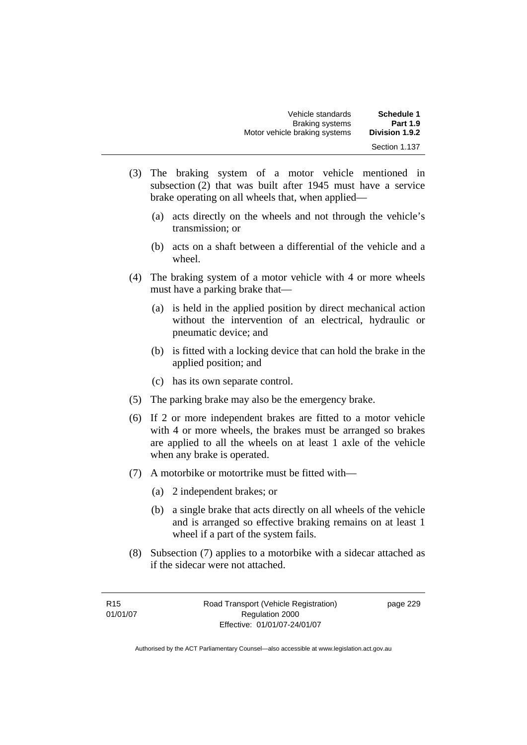(3) The braking system of a motor vehicle mentioned in subsection (2) that was built after 1945 must have a service brake operating on all wheels that, when applied—

(a) acts directly on the wheels and not through the vehicle's transmission; or

(b) acts on a shaft between a differential of the vehicle and a wheel.

(4) The braking system of a motor vehicle with 4 or more wheels must have a parking brake that—

(a) is held in the applied position by direct mechanical action without the intervention of an electrical, hydraulic or pneumatic device; and

(b) is fitted with a locking device that can hold the brake in the applied position; and

(c) has its own separate control.

(5) The parking brake may also be the emergency brake.

(6) If 2 or more independent brakes are fitted to a motor vehicle with 4 or more wheels, the brakes must be arranged so brakes are applied to all the wheels on at least 1 axle of the vehicle when any brake is operated.

(7) A motorbike or motortrike must be fitted with—

(a) 2 independent brakes; or

(b) a single brake that acts directly on all wheels of the vehicle and is arranged so effective braking remains on at least 1 wheel if a part of the system fails.

(8) Subsection (7) applies to a motorbike with a sidecar attached as if the sidecar were not attached.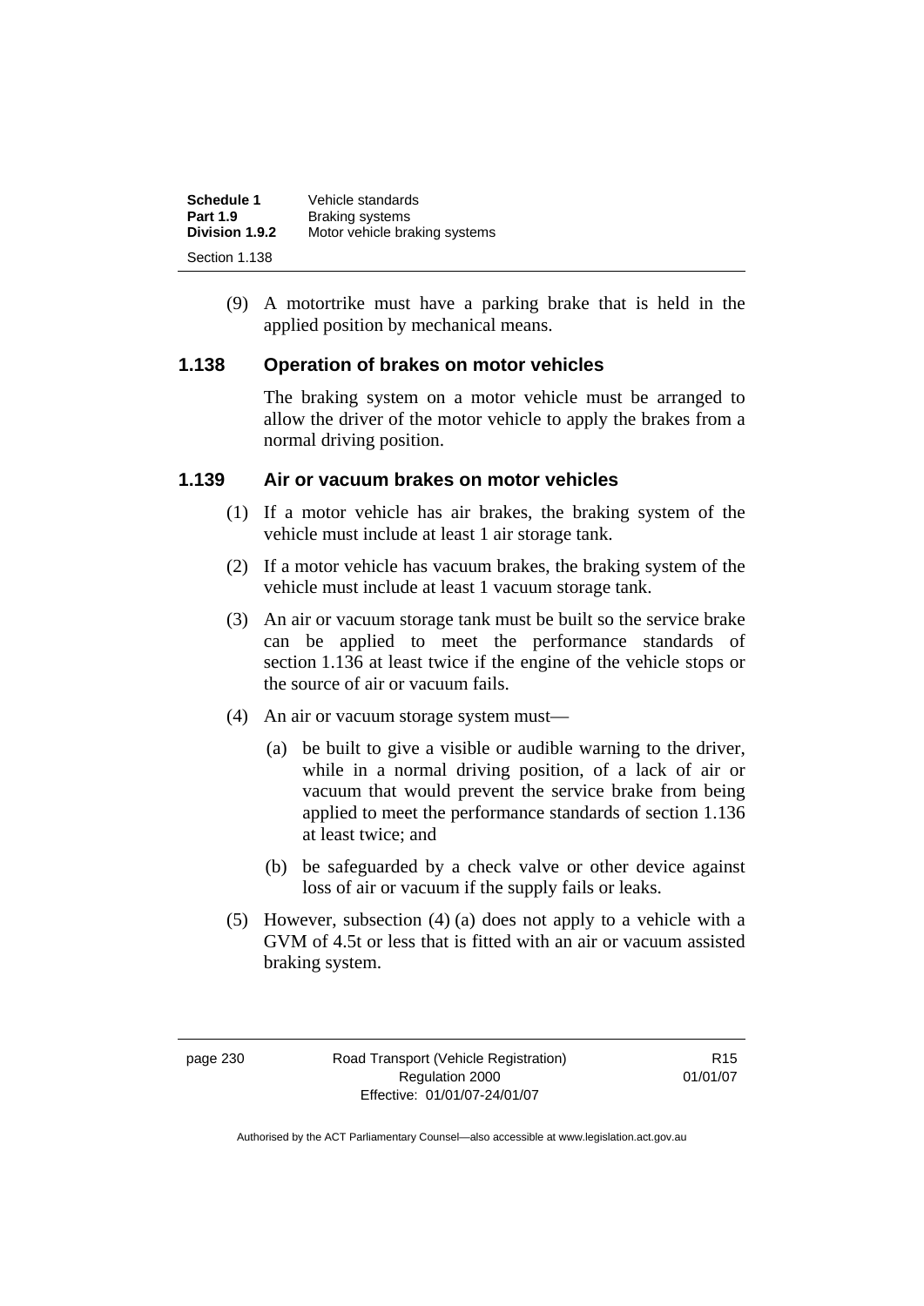(9) A motortrike must have a parking brake that is held in the applied position by mechanical means.

## 1.138 Operation of brakes on motor vehicles

The braking system on a motor vehicle must be arranged to allow the driver of the motor vehicle to apply the brakes from a normal driving position.

## 1.139 Air or vacuum brakes on motor vehicles

(1) If a motor vehicle has air brakes, the braking system of the vehicle must include at least 1 air storage tank.

(2) If a motor vehicle has vacuum brakes, the braking system of the vehicle must include at least 1 vacuum storage tank.

(3) An air or vacuum storage tank must be built so the service brake can be applied to meet the performance standards of section 1.136 at least twice if the engine of the vehicle stops or the source of air or vacuum fails.

(4) An air or vacuum storage system must—

(a) be built to give a visible or audible warning to the driver, while in a normal driving position, of a lack of air or vacuum that would prevent the service brake from being applied to meet the performance standards of section 1.136 at least twice; and

(b) be safeguarded by a check valve or other device against loss of air or vacuum if the supply fails or leaks.

(5) However, subsection (4) (a) does not apply to a vehicle with a GVM of 4.5t or less that is fitted with an air or vacuum assisted braking system.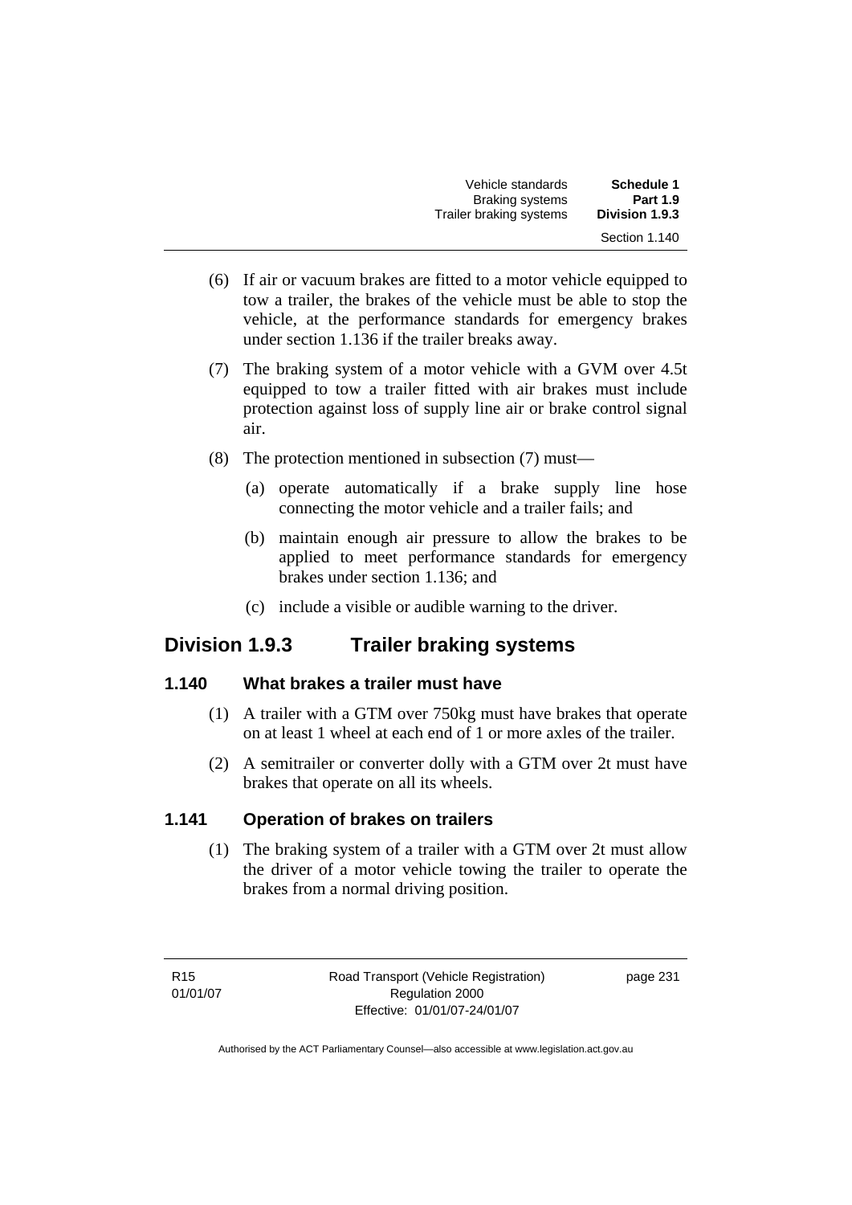(6) If air or vacuum brakes are fitted to a motor vehicle equipped to tow a trailer, the brakes of the vehicle must be able to stop the vehicle, at the performance standards for emergency brakes under section 1.136 if the trailer breaks away.

(7) The braking system of a motor vehicle with a GVM over 4.5t equipped to tow a trailer fitted with air brakes must include protection against loss of supply line air or brake control signal air.

(8) The protection mentioned in subsection (7) must—

(a) operate automatically if a brake supply line hose connecting the motor vehicle and a trailer fails; and

(b) maintain enough air pressure to allow the brakes to be applied to meet performance standards for emergency brakes under section 1.136; and

(c) include a visible or audible warning to the driver.

## Division 1.9.3 Trailer braking systems

### 1.140 What brakes a trailer must have

(1) A trailer with a GTM over 750kg must have brakes that operate on at least 1 wheel at each end of 1 or more axles of the trailer.

(2) A semitrailer or converter dolly with a GTM over 2t must have brakes that operate on all its wheels.

### 1.141 Operation of brakes on trailers

(1) The braking system of a trailer with a GTM over 2t must allow the driver of a motor vehicle towing the trailer to operate the brakes from a normal driving position.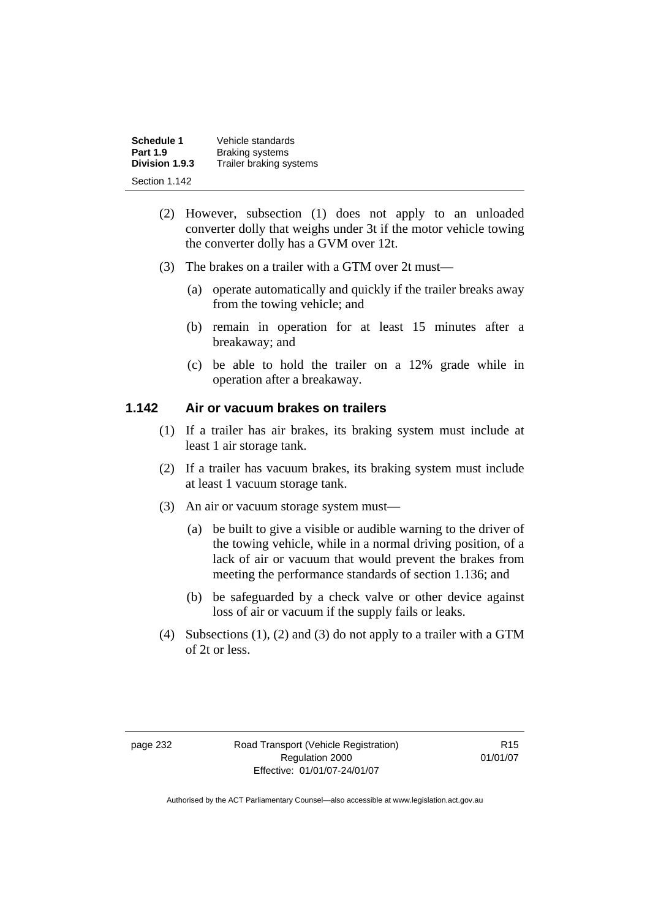(2) However, subsection (1) does not apply to an unloaded converter dolly that weighs under 3t if the motor vehicle towing the converter dolly has a GVM over 12t.

(3) The brakes on a trailer with a GTM over 2t must—

(a) operate automatically and quickly if the trailer breaks away from the towing vehicle; and

(b) remain in operation for at least 15 minutes after a breakaway; and

(c) be able to hold the trailer on a 12% grade while in operation after a breakaway.

### 1.142 Air or vacuum brakes on trailers

(1) If a trailer has air brakes, its braking system must include at least 1 air storage tank.

(2) If a trailer has vacuum brakes, its braking system must include at least 1 vacuum storage tank.

(3) An air or vacuum storage system must—

(a) be built to give a visible or audible warning to the driver of the towing vehicle, while in a normal driving position, of a lack of air or vacuum that would prevent the brakes from meeting the performance standards of section 1.136; and

(b) be safeguarded by a check valve or other device against loss of air or vacuum if the supply fails or leaks.

(4) Subsections (1), (2) and (3) do not apply to a trailer with a GTM of 2t or less.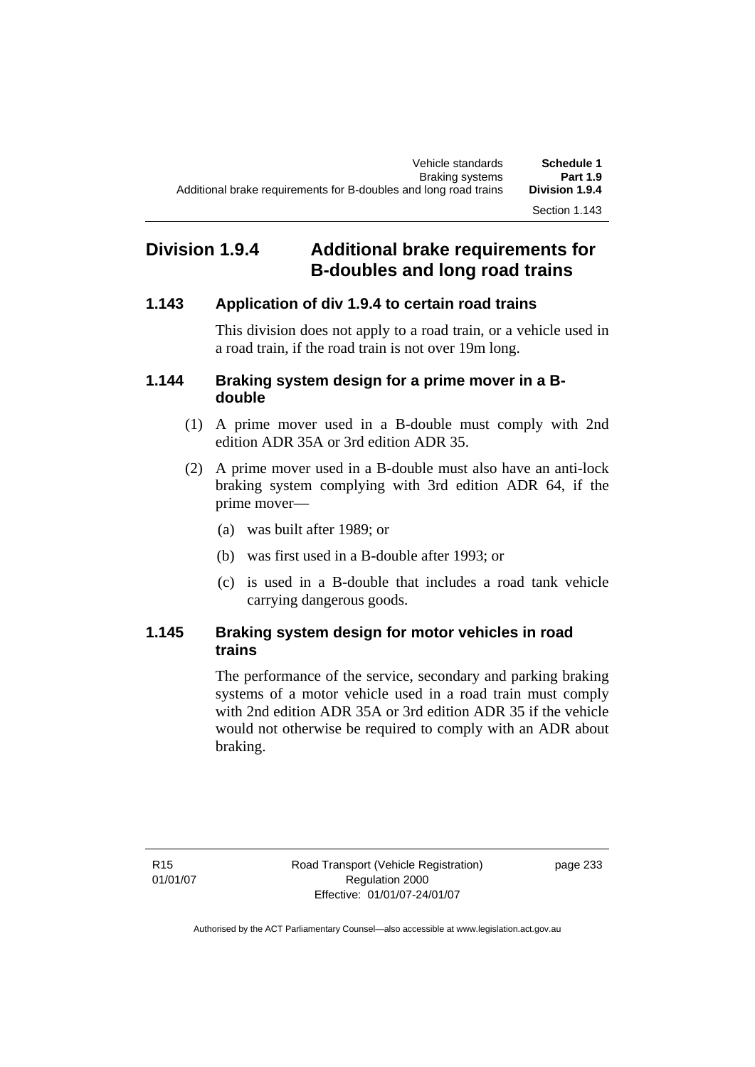## Division 1.9.4 Additional brake requirements for B-doubles and long road trains

### 1.143 Application of div 1.9.4 to certain road trains

This division does not apply to a road train, or a vehicle used in a road train, if the road train is not over 19m long.

### 1.144 Braking system design for a prime mover in a B-double

(1) A prime mover used in a B-double must comply with 2nd edition ADR 35A or 3rd edition ADR 35.

(2) A prime mover used in a B-double must also have an anti-lock braking system complying with 3rd edition ADR 64, if the prime mover—

(a) was built after 1989; or

(b) was first used in a B-double after 1993; or

(c) is used in a B-double that includes a road tank vehicle carrying dangerous goods.

### 1.145 Braking system design for motor vehicles in road trains

The performance of the service, secondary and parking braking systems of a motor vehicle used in a road train must comply with 2nd edition ADR 35A or 3rd edition ADR 35 if the vehicle would not otherwise be required to comply with an ADR about braking.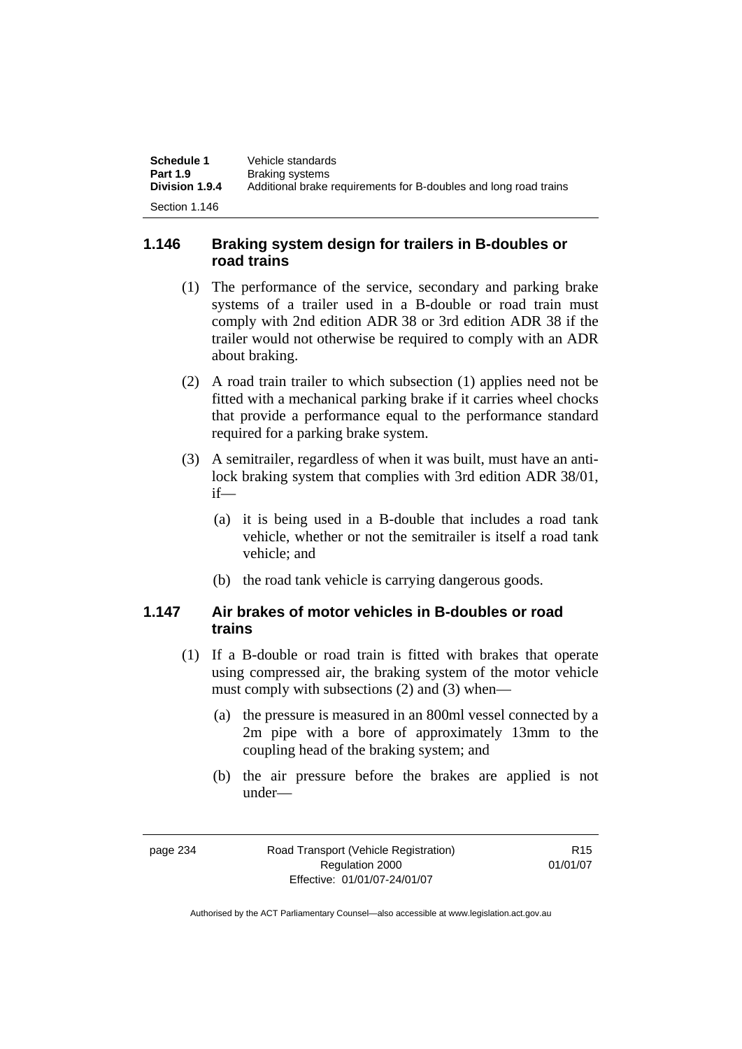## 1.146 Braking system design for trailers in B-doubles or road trains

(1) The performance of the service, secondary and parking brake systems of a trailer used in a B-double or road train must comply with 2nd edition ADR 38 or 3rd edition ADR 38 if the trailer would not otherwise be required to comply with an ADR about braking.

(2) A road train trailer to which subsection (1) applies need not be fitted with a mechanical parking brake if it carries wheel chocks that provide a performance equal to the performance standard required for a parking brake system.

(3) A semitrailer, regardless of when it was built, must have an anti-lock braking system that complies with 3rd edition ADR 38/01, if—

(a) it is being used in a B-double that includes a road tank vehicle, whether or not the semitrailer is itself a road tank vehicle; and

(b) the road tank vehicle is carrying dangerous goods.

## 1.147 Air brakes of motor vehicles in B-doubles or road trains

(1) If a B-double or road train is fitted with brakes that operate using compressed air, the braking system of the motor vehicle must comply with subsections (2) and (3) when—

(a) the pressure is measured in an 800ml vessel connected by a 2m pipe with a bore of approximately 13mm to the coupling head of the braking system; and

(b) the air pressure before the brakes are applied is not under—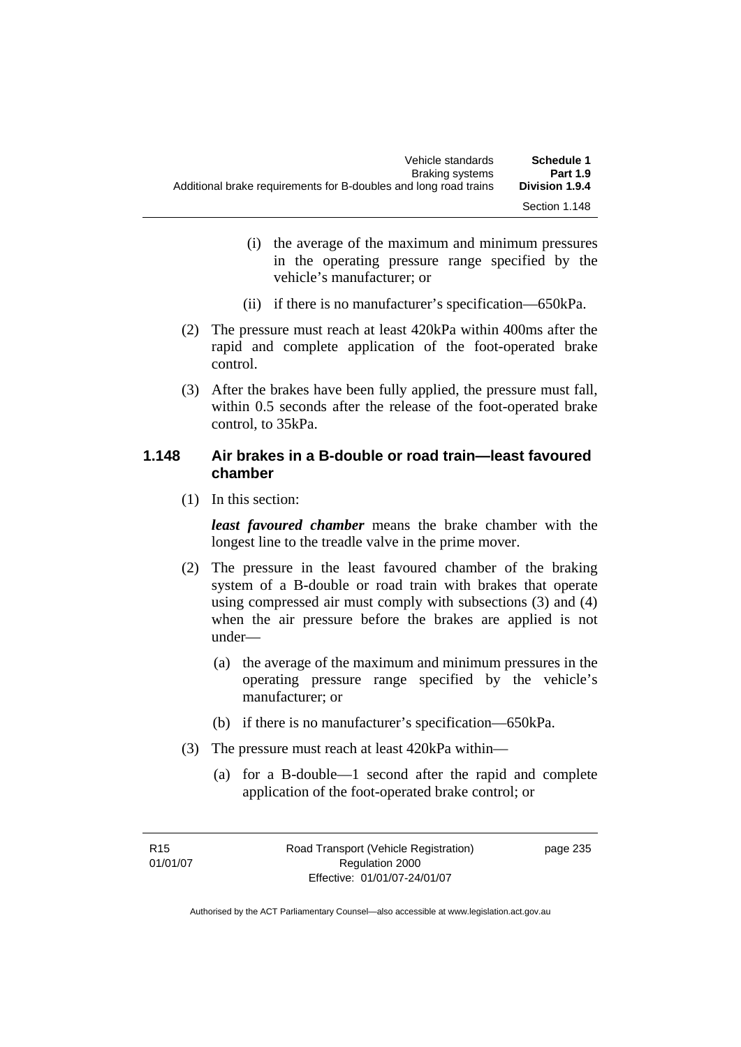(i) the average of the maximum and minimum pressures in the operating pressure range specified by the vehicle's manufacturer; or

(ii) if there is no manufacturer's specification—650kPa.

(2) The pressure must reach at least 420kPa within 400ms after the rapid and complete application of the foot-operated brake control.

(3) After the brakes have been fully applied, the pressure must fall, within 0.5 seconds after the release of the foot-operated brake control, to 35kPa.

### 1.148 Air brakes in a B-double or road train—least favoured chamber

(1) In this section:

***least favoured chamber*** means the brake chamber with the longest line to the treadle valve in the prime mover.

(2) The pressure in the least favoured chamber of the braking system of a B-double or road train with brakes that operate using compressed air must comply with subsections (3) and (4) when the air pressure before the brakes are applied is not under—

(a) the average of the maximum and minimum pressures in the operating pressure range specified by the vehicle's manufacturer; or

(b) if there is no manufacturer's specification—650kPa.

(3) The pressure must reach at least 420kPa within—

(a) for a B-double—1 second after the rapid and complete application of the foot-operated brake control; or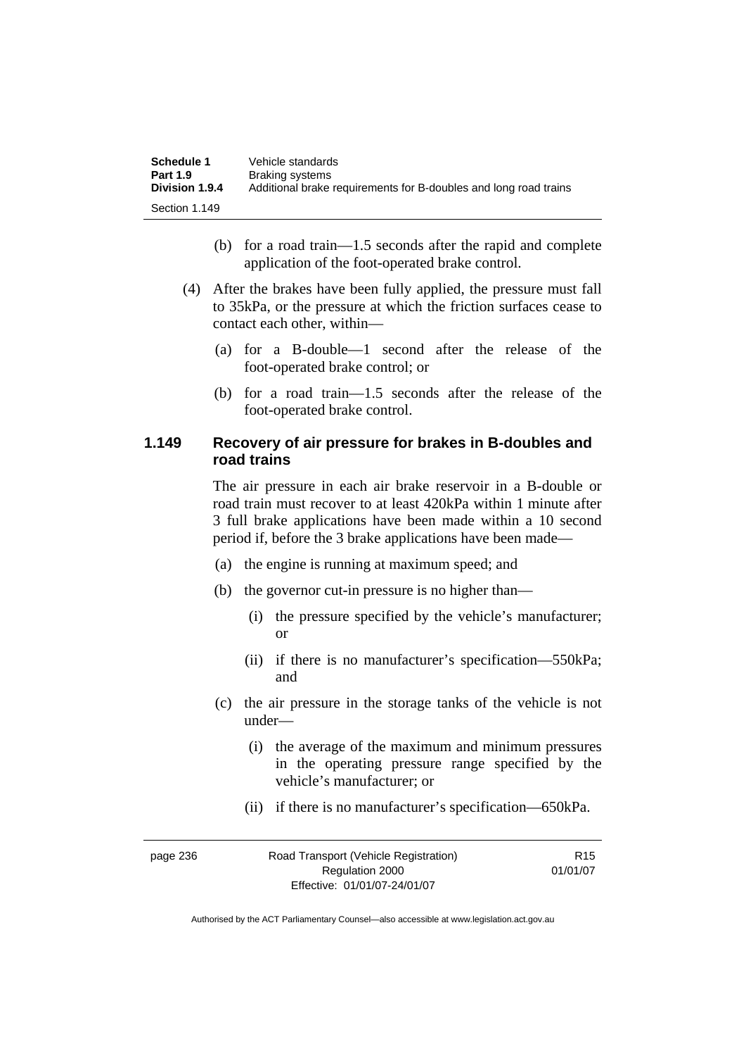(b) for a road train—1.5 seconds after the rapid and complete application of the foot-operated brake control.

(4) After the brakes have been fully applied, the pressure must fall to 35kPa, or the pressure at which the friction surfaces cease to contact each other, within—

(a) for a B-double—1 second after the release of the foot-operated brake control; or

(b) for a road train—1.5 seconds after the release of the foot-operated brake control.

### 1.149 Recovery of air pressure for brakes in B-doubles and road trains

The air pressure in each air brake reservoir in a B-double or road train must recover to at least 420kPa within 1 minute after 3 full brake applications have been made within a 10 second period if, before the 3 brake applications have been made—

(a) the engine is running at maximum speed; and

(b) the governor cut-in pressure is no higher than—

(i) the pressure specified by the vehicle's manufacturer; or

(ii) if there is no manufacturer's specification—550kPa; and

(c) the air pressure in the storage tanks of the vehicle is not under—

(i) the average of the maximum and minimum pressures in the operating pressure range specified by the vehicle's manufacturer; or

(ii) if there is no manufacturer's specification—650kPa.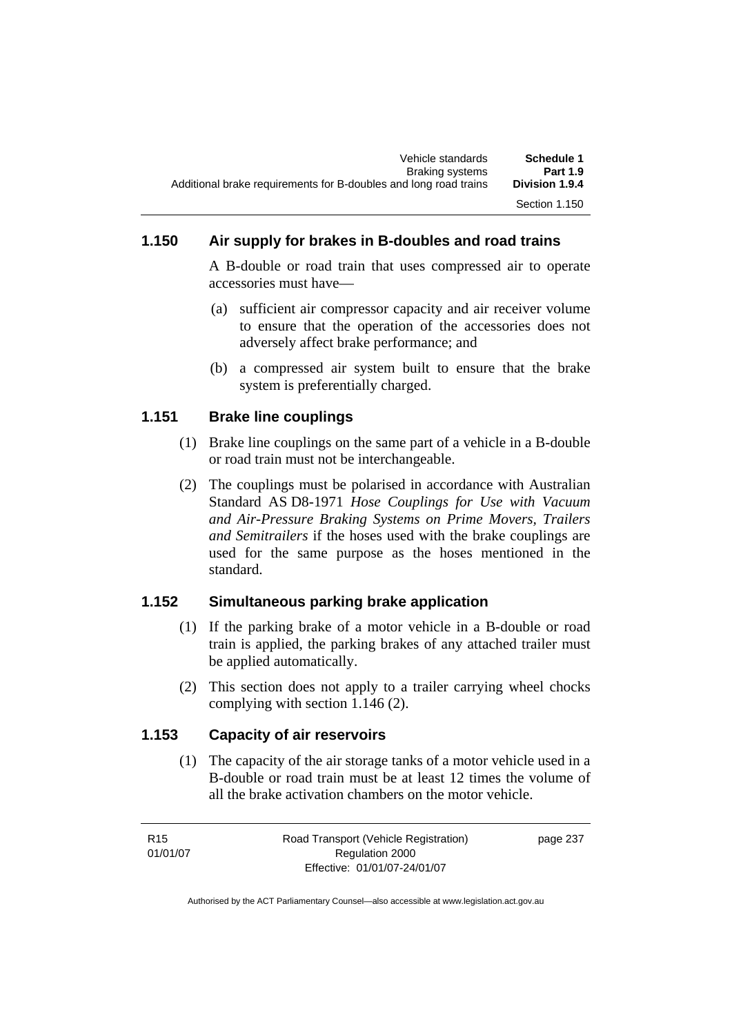### 1.150 Air supply for brakes in B-doubles and road trains

A B-double or road train that uses compressed air to operate accessories must have—

(a) sufficient air compressor capacity and air receiver volume to ensure that the operation of the accessories does not adversely affect brake performance; and

(b) a compressed air system built to ensure that the brake system is preferentially charged.

### 1.151 Brake line couplings

(1) Brake line couplings on the same part of a vehicle in a B-double or road train must not be interchangeable.

(2) The couplings must be polarised in accordance with Australian Standard AS D8-1971 *Hose Couplings for Use with Vacuum and Air-Pressure Braking Systems on Prime Movers, Trailers and Semitrailers* if the hoses used with the brake couplings are used for the same purpose as the hoses mentioned in the standard.

### 1.152 Simultaneous parking brake application

(1) If the parking brake of a motor vehicle in a B-double or road train is applied, the parking brakes of any attached trailer must be applied automatically.

(2) This section does not apply to a trailer carrying wheel chocks complying with section 1.146 (2).

### 1.153 Capacity of air reservoirs

(1) The capacity of the air storage tanks of a motor vehicle used in a B-double or road train must be at least 12 times the volume of all the brake activation chambers on the motor vehicle.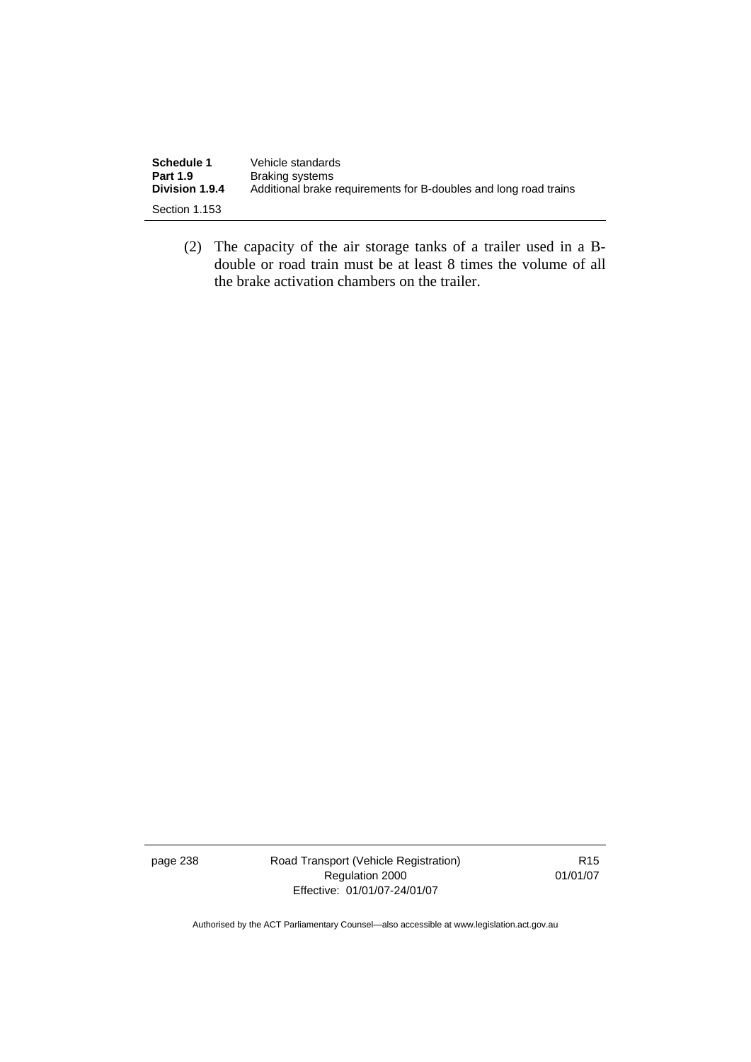(2) The capacity of the air storage tanks of a trailer used in a B-double or road train must be at least 8 times the volume of all the brake activation chambers on the trailer.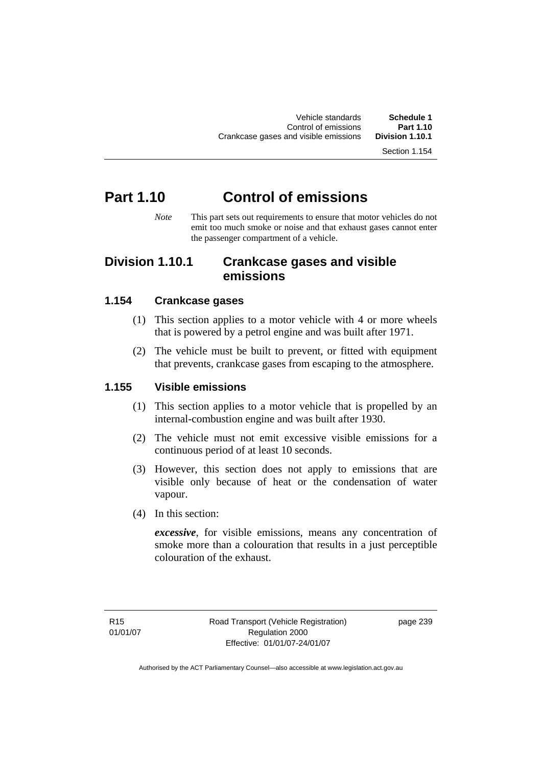# Part 1.10 Control of emissions

*Note* This part sets out requirements to ensure that motor vehicles do not emit too much smoke or noise and that exhaust gases cannot enter the passenger compartment of a vehicle.

## Division 1.10.1 Crankcase gases and visible emissions

### 1.154 Crankcase gases

(1) This section applies to a motor vehicle with 4 or more wheels that is powered by a petrol engine and was built after 1971.

(2) The vehicle must be built to prevent, or fitted with equipment that prevents, crankcase gases from escaping to the atmosphere.

### 1.155 Visible emissions

(1) This section applies to a motor vehicle that is propelled by an internal-combustion engine and was built after 1930.

(2) The vehicle must not emit excessive visible emissions for a continuous period of at least 10 seconds.

(3) However, this section does not apply to emissions that are visible only because of heat or the condensation of water vapour.

(4) In this section:

***excessive***, for visible emissions, means any concentration of smoke more than a colouration that results in a just perceptible colouration of the exhaust.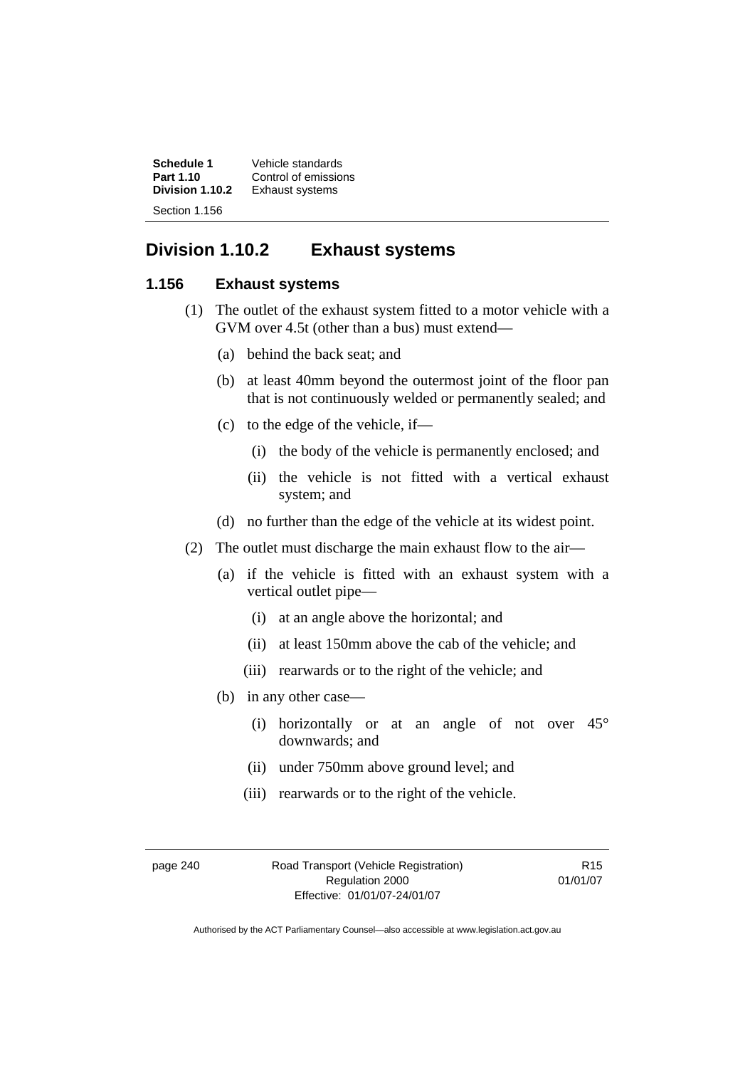## Division 1.10.2 Exhaust systems

### 1.156 Exhaust systems

(1) The outlet of the exhaust system fitted to a motor vehicle with a GVM over 4.5t (other than a bus) must extend—

(a) behind the back seat; and

(b) at least 40mm beyond the outermost joint of the floor pan that is not continuously welded or permanently sealed; and

(c) to the edge of the vehicle, if—

(i) the body of the vehicle is permanently enclosed; and

(ii) the vehicle is not fitted with a vertical exhaust system; and

(d) no further than the edge of the vehicle at its widest point.

(2) The outlet must discharge the main exhaust flow to the air—

(a) if the vehicle is fitted with an exhaust system with a vertical outlet pipe—

(i) at an angle above the horizontal; and

(ii) at least 150mm above the cab of the vehicle; and

(iii) rearwards or to the right of the vehicle; and

(b) in any other case—

(i) horizontally or at an angle of not over 45° downwards; and

(ii) under 750mm above ground level; and

(iii) rearwards or to the right of the vehicle.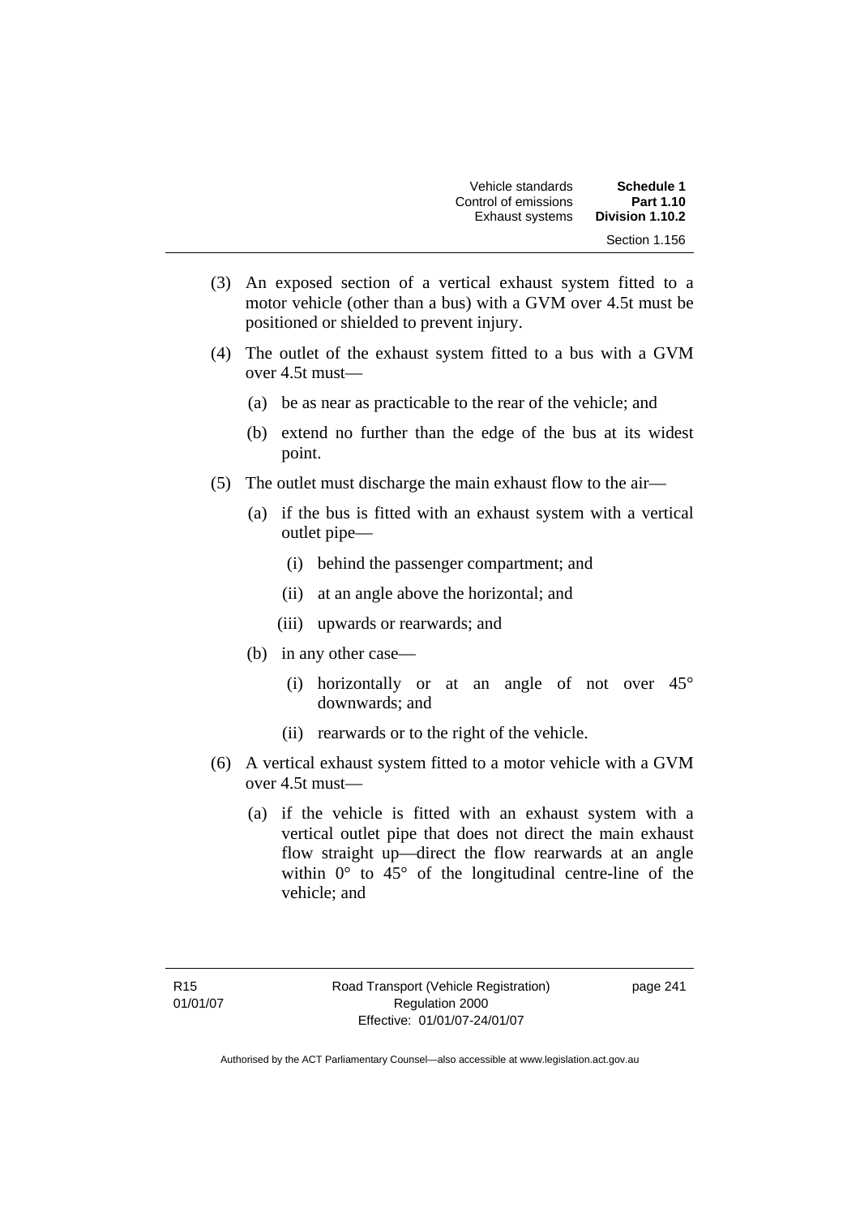(3) An exposed section of a vertical exhaust system fitted to a motor vehicle (other than a bus) with a GVM over 4.5t must be positioned or shielded to prevent injury.

(4) The outlet of the exhaust system fitted to a bus with a GVM over 4.5t must—

  (a) be as near as practicable to the rear of the vehicle; and

  (b) extend no further than the edge of the bus at its widest point.

(5) The outlet must discharge the main exhaust flow to the air—

  (a) if the bus is fitted with an exhaust system with a vertical outlet pipe—

    (i) behind the passenger compartment; and

    (ii) at an angle above the horizontal; and

    (iii) upwards or rearwards; and

  (b) in any other case—

    (i) horizontally or at an angle of not over 45° downwards; and

    (ii) rearwards or to the right of the vehicle.

(6) A vertical exhaust system fitted to a motor vehicle with a GVM over 4.5t must—

  (a) if the vehicle is fitted with an exhaust system with a vertical outlet pipe that does not direct the main exhaust flow straight up—direct the flow rearwards at an angle within 0° to 45° of the longitudinal centre-line of the vehicle; and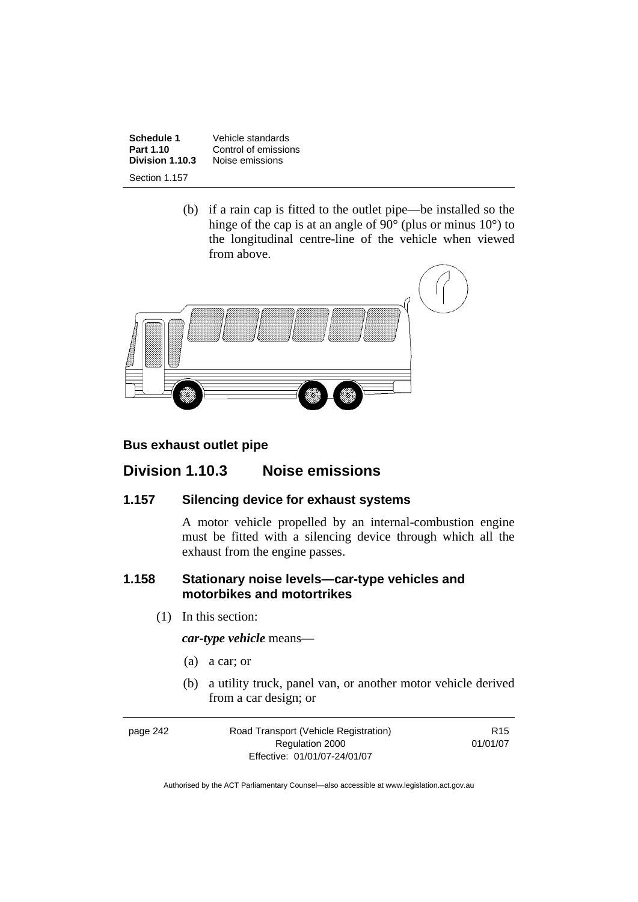(b) if a rain cap is fitted to the outlet pipe—be installed so the hinge of the cap is at an angle of 90° (plus or minus 10°) to the longitudinal centre-line of the vehicle when viewed from above.

**Bus exhaust outlet pipe**

## Division 1.10.3 Noise emissions

### 1.157 Silencing device for exhaust systems

A motor vehicle propelled by an internal-combustion engine must be fitted with a silencing device through which all the exhaust from the engine passes.

### 1.158 Stationary noise levels—car-type vehicles and motorbikes and motortrikes

(1) In this section:

***car-type vehicle*** means—

(a) a car; or

(b) a utility truck, panel van, or another motor vehicle derived from a car design; or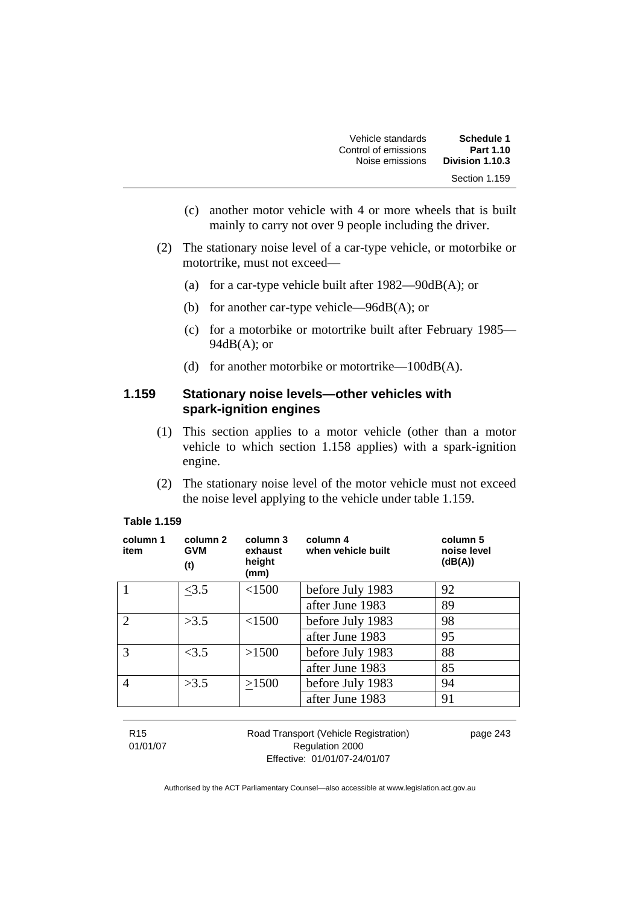(c) another motor vehicle with 4 or more wheels that is built mainly to carry not over 9 people including the driver.

(2) The stationary noise level of a car-type vehicle, or motorbike or motortrike, must not exceed—

(a) for a car-type vehicle built after 1982—90dB(A); or

(b) for another car-type vehicle—96dB(A); or

(c) for a motorbike or motortrike built after February 1985—94dB(A); or

(d) for another motorbike or motortrike—100dB(A).

## 1.159 Stationary noise levels—other vehicles with spark-ignition engines

(1) This section applies to a motor vehicle (other than a motor vehicle to which section 1.158 applies) with a spark-ignition engine.

(2) The stationary noise level of the motor vehicle must not exceed the noise level applying to the vehicle under table 1.159.

**Table 1.159**

| column 1 item | column 2 GVM (t) | column 3 exhaust height (mm) | column 4 when vehicle built | column 5 noise level (dB(A)) |
|---|---|---|---|---|
| 1 | ≤3.5 | <1500 | before July 1983 | 92 |
| | | | after June 1983 | 89 |
| 2 | >3.5 | <1500 | before July 1983 | 98 |
| | | | after June 1983 | 95 |
| 3 | <3.5 | >1500 | before July 1983 | 88 |
| | | | after June 1983 | 85 |
| 4 | >3.5 | ≥1500 | before July 1983 | 94 |
| | | | after June 1983 | 91 |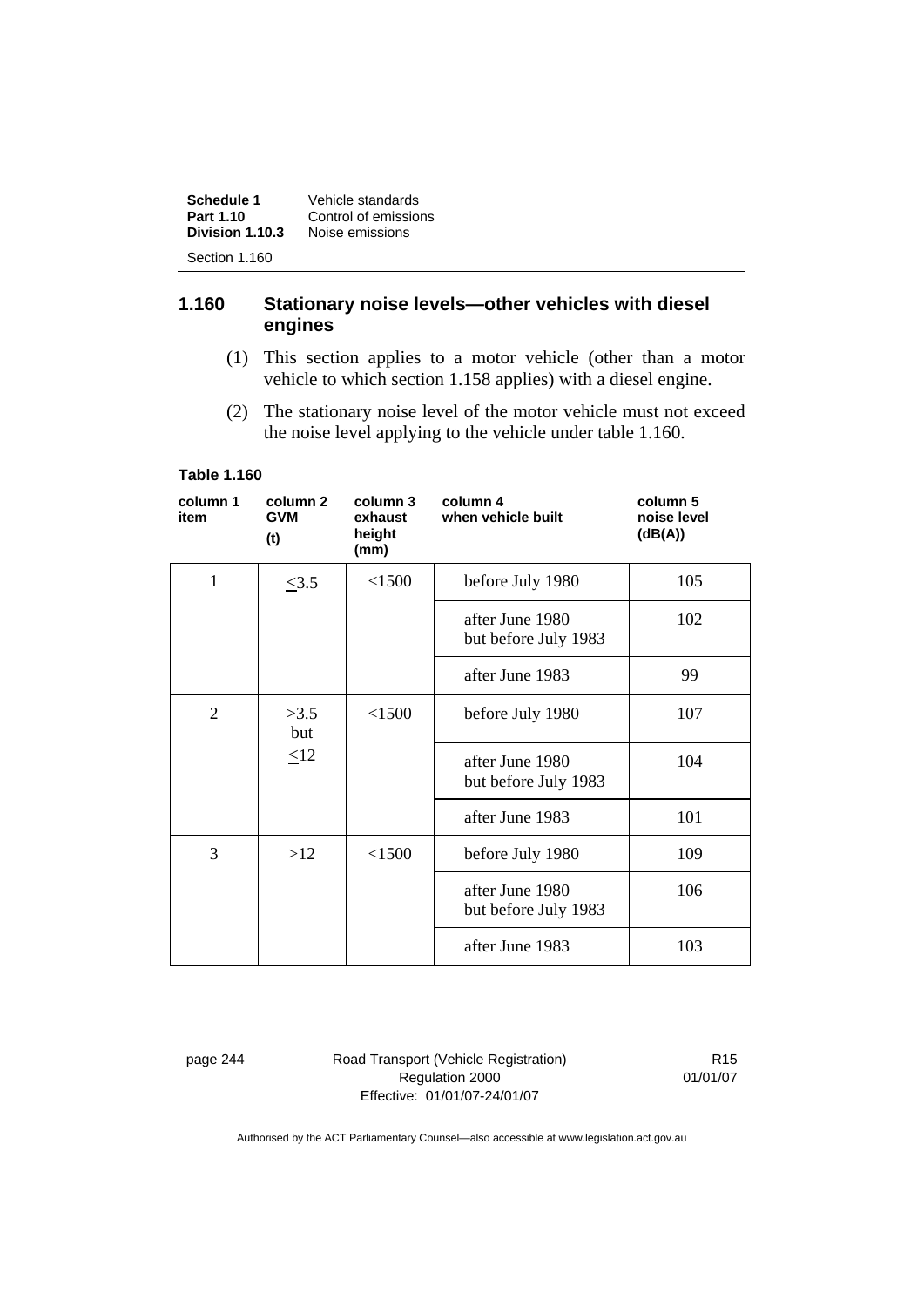## 1.160 Stationary noise levels—other vehicles with diesel engines

(1) This section applies to a motor vehicle (other than a motor vehicle to which section 1.158 applies) with a diesel engine.

(2) The stationary noise level of the motor vehicle must not exceed the noise level applying to the vehicle under table 1.160.

**Table 1.160**

| column 1 item | column 2 GVM (t) | column 3 exhaust height (mm) | column 4 when vehicle built | column 5 noise level (dB(A)) |
|---|---|---|---|---|
| 1 | ≤3.5 | <1500 | before July 1980 | 105 |
| | | | after June 1980 but before July 1983 | 102 |
| | | | after June 1983 | 99 |
| 2 | >3.5 but ≤12 | <1500 | before July 1980 | 107 |
| | | | after June 1980 but before July 1983 | 104 |
| | | | after June 1983 | 101 |
| 3 | >12 | <1500 | before July 1980 | 109 |
| | | | after June 1980 but before July 1983 | 106 |
| | | | after June 1983 | 103 |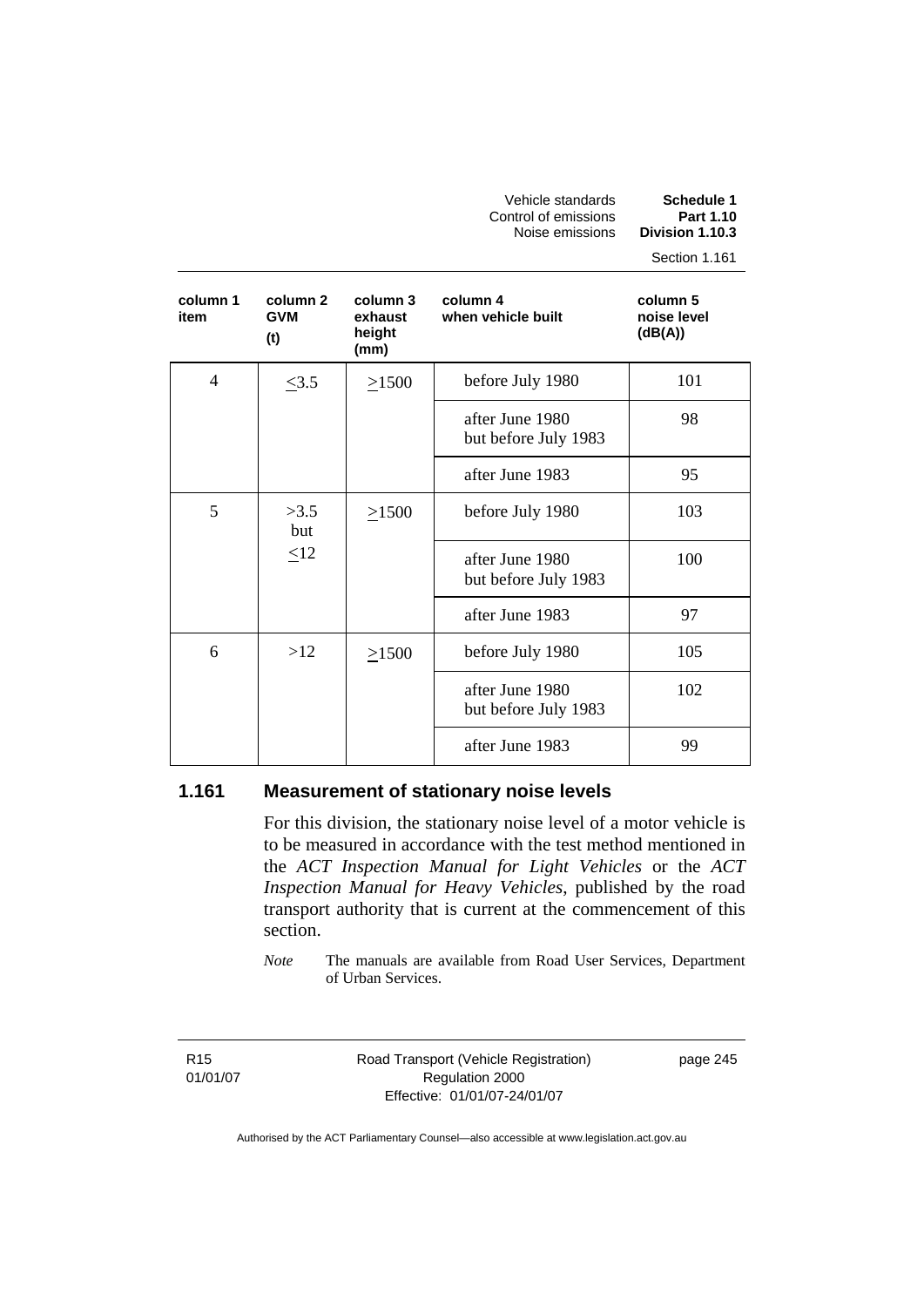| column 1 item | column 2 GVM (t) | column 3 exhaust height (mm) | column 4 when vehicle built | column 5 noise level (dB(A)) |
|---|---|---|---|---|
| 4 | ≤3.5 | ≥1500 | before July 1980 | 101 |
| | | | after June 1980 but before July 1983 | 98 |
| | | | after June 1983 | 95 |
| 5 | >3.5 but ≤12 | ≥1500 | before July 1980 | 103 |
| | | | after June 1980 but before July 1983 | 100 |
| | | | after June 1983 | 97 |
| 6 | >12 | ≥1500 | before July 1980 | 105 |
| | | | after June 1980 but before July 1983 | 102 |
| | | | after June 1983 | 99 |

## 1.161 Measurement of stationary noise levels

For this division, the stationary noise level of a motor vehicle is to be measured in accordance with the test method mentioned in the *ACT Inspection Manual for Light Vehicles* or the *ACT Inspection Manual for Heavy Vehicles*, published by the road transport authority that is current at the commencement of this section.

*Note* The manuals are available from Road User Services, Department of Urban Services.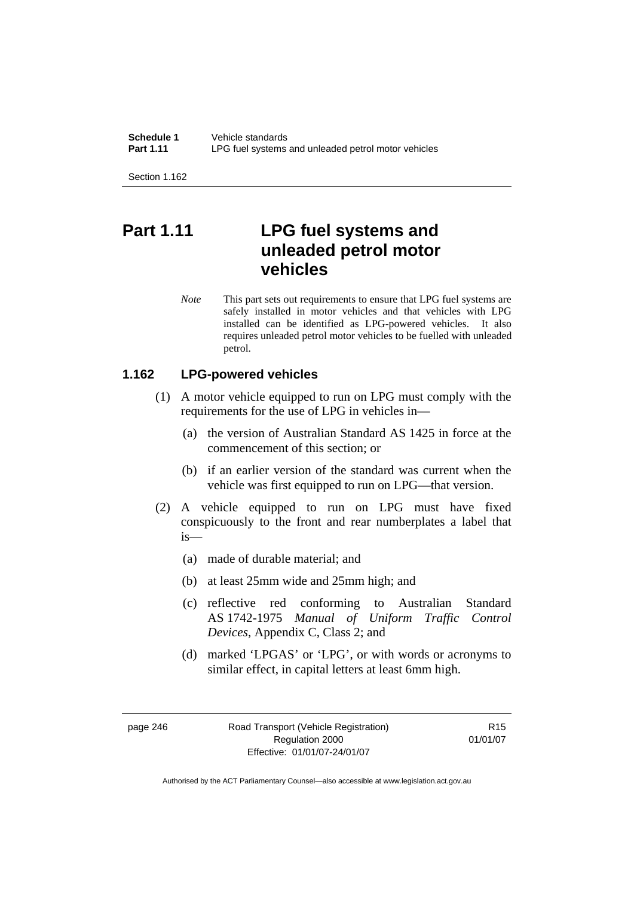# Part 1.11 LPG fuel systems and unleaded petrol motor vehicles

*Note* This part sets out requirements to ensure that LPG fuel systems are safely installed in motor vehicles and that vehicles with LPG installed can be identified as LPG-powered vehicles. It also requires unleaded petrol motor vehicles to be fuelled with unleaded petrol.

## 1.162 LPG-powered vehicles

(1) A motor vehicle equipped to run on LPG must comply with the requirements for the use of LPG in vehicles in—

(a) the version of Australian Standard AS 1425 in force at the commencement of this section; or

(b) if an earlier version of the standard was current when the vehicle was first equipped to run on LPG—that version.

(2) A vehicle equipped to run on LPG must have fixed conspicuously to the front and rear numberplates a label that is—

(a) made of durable material; and

(b) at least 25mm wide and 25mm high; and

(c) reflective red conforming to Australian Standard AS 1742-1975 *Manual of Uniform Traffic Control Devices*, Appendix C, Class 2; and

(d) marked 'LPGAS' or 'LPG', or with words or acronyms to similar effect, in capital letters at least 6mm high.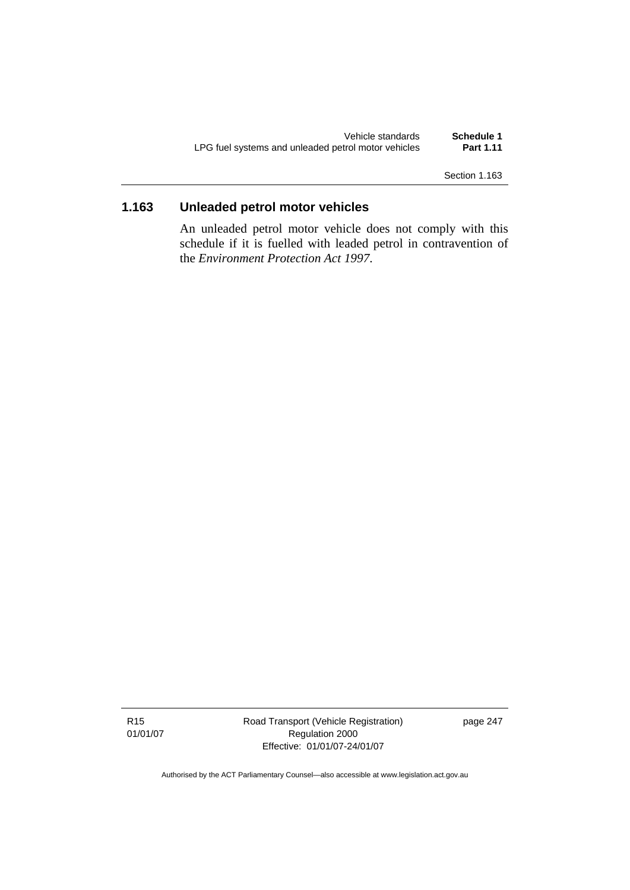## 1.163 Unleaded petrol motor vehicles

An unleaded petrol motor vehicle does not comply with this schedule if it is fuelled with leaded petrol in contravention of the *Environment Protection Act 1997*.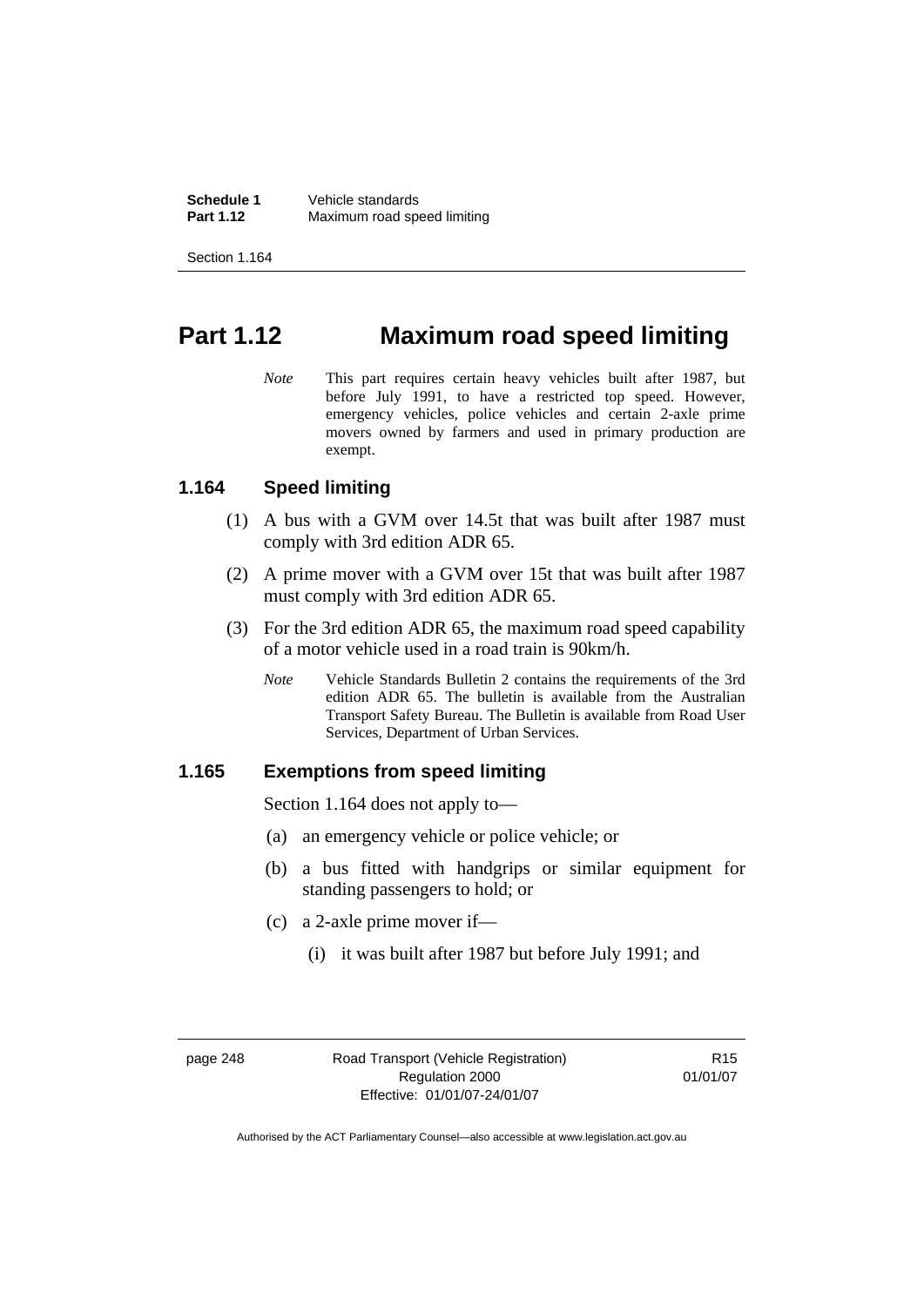# Part 1.12 Maximum road speed limiting

*Note* This part requires certain heavy vehicles built after 1987, but before July 1991, to have a restricted top speed. However, emergency vehicles, police vehicles and certain 2-axle prime movers owned by farmers and used in primary production are exempt.

## 1.164 Speed limiting

(1) A bus with a GVM over 14.5t that was built after 1987 must comply with 3rd edition ADR 65.

(2) A prime mover with a GVM over 15t that was built after 1987 must comply with 3rd edition ADR 65.

(3) For the 3rd edition ADR 65, the maximum road speed capability of a motor vehicle used in a road train is 90km/h.

*Note* Vehicle Standards Bulletin 2 contains the requirements of the 3rd edition ADR 65. The bulletin is available from the Australian Transport Safety Bureau. The Bulletin is available from Road User Services, Department of Urban Services.

## 1.165 Exemptions from speed limiting

Section 1.164 does not apply to—

(a) an emergency vehicle or police vehicle; or

(b) a bus fitted with handgrips or similar equipment for standing passengers to hold; or

(c) a 2-axle prime mover if—

(i) it was built after 1987 but before July 1991; and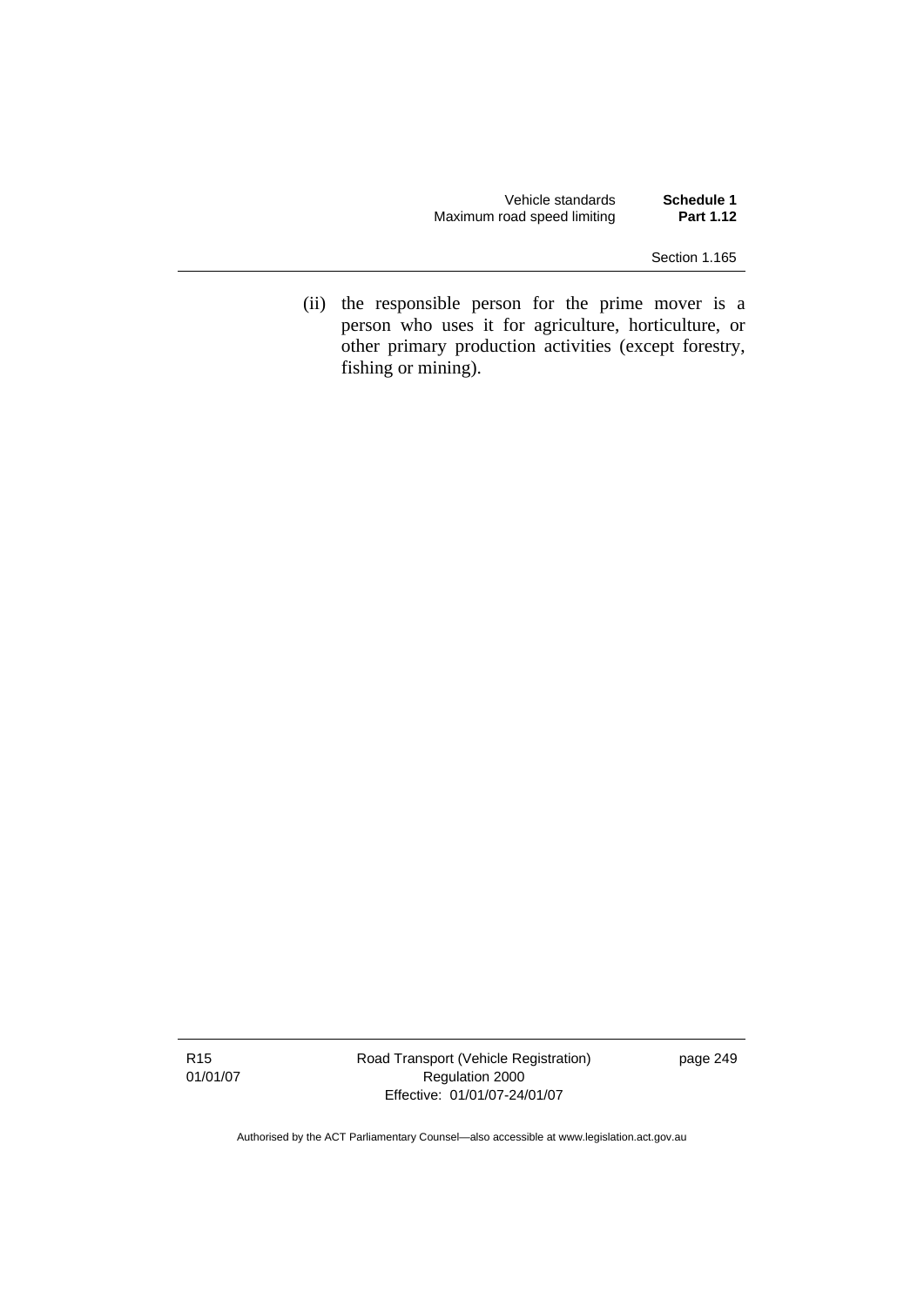(ii) the responsible person for the prime mover is a person who uses it for agriculture, horticulture, or other primary production activities (except forestry, fishing or mining).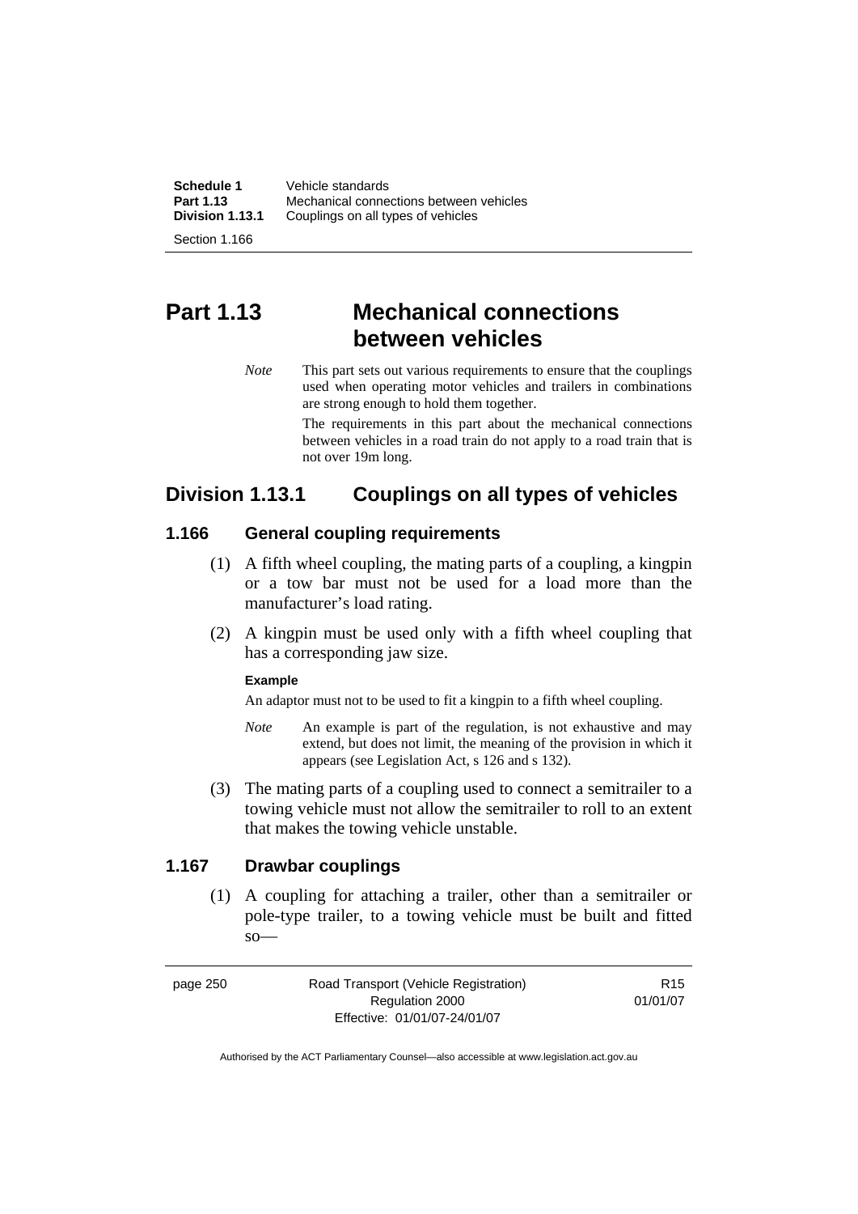# Part 1.13 Mechanical connections between vehicles

*Note* This part sets out various requirements to ensure that the couplings used when operating motor vehicles and trailers in combinations are strong enough to hold them together.

The requirements in this part about the mechanical connections between vehicles in a road train do not apply to a road train that is not over 19m long.

## Division 1.13.1 Couplings on all types of vehicles

### 1.166 General coupling requirements

(1) A fifth wheel coupling, the mating parts of a coupling, a kingpin or a tow bar must not be used for a load more than the manufacturer's load rating.

(2) A kingpin must be used only with a fifth wheel coupling that has a corresponding jaw size.

**Example**

An adaptor must not to be used to fit a kingpin to a fifth wheel coupling.

*Note* An example is part of the regulation, is not exhaustive and may extend, but does not limit, the meaning of the provision in which it appears (see Legislation Act, s 126 and s 132).

(3) The mating parts of a coupling used to connect a semitrailer to a towing vehicle must not allow the semitrailer to roll to an extent that makes the towing vehicle unstable.

### 1.167 Drawbar couplings

(1) A coupling for attaching a trailer, other than a semitrailer or pole-type trailer, to a towing vehicle must be built and fitted so—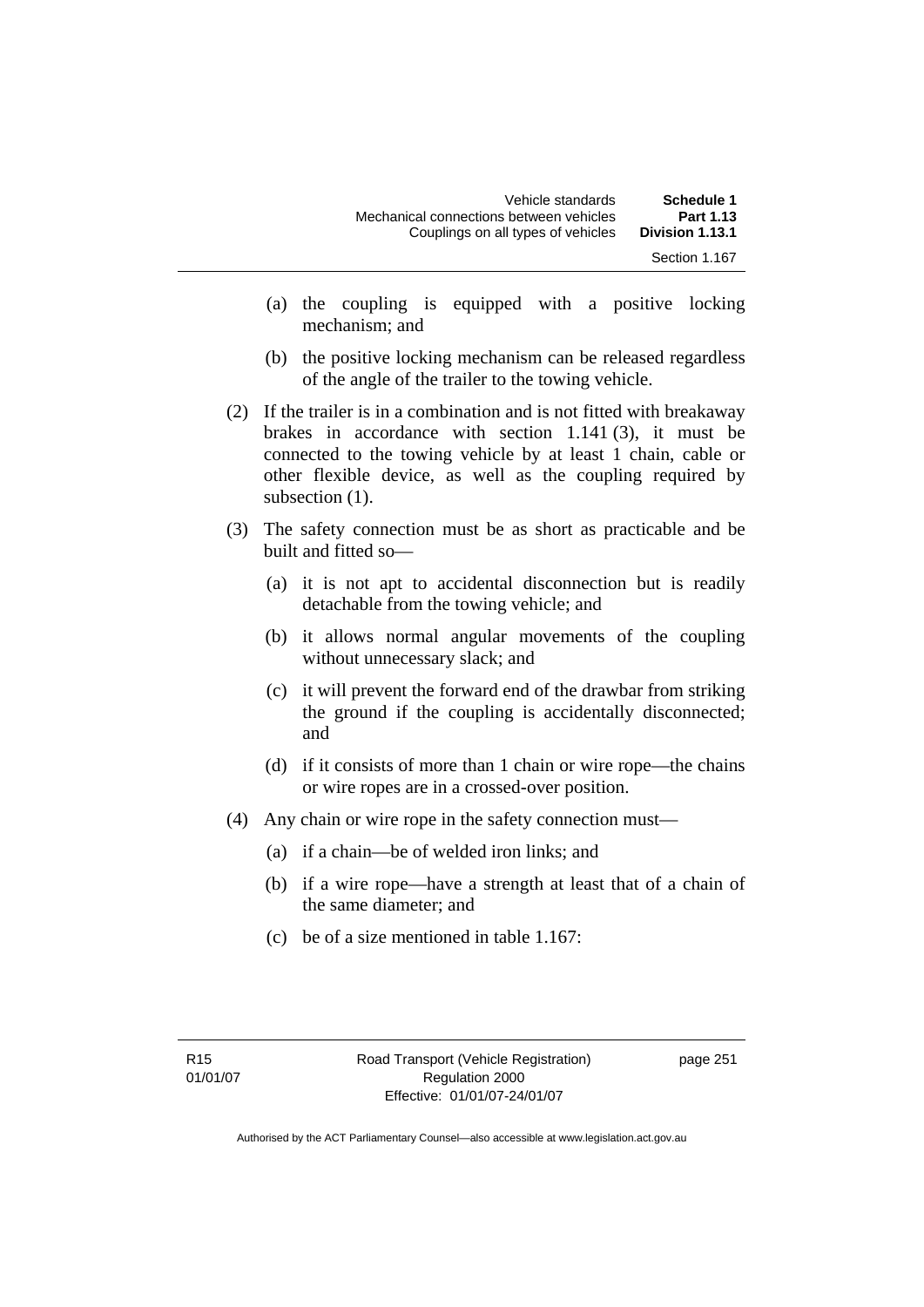(a) the coupling is equipped with a positive locking mechanism; and

(b) the positive locking mechanism can be released regardless of the angle of the trailer to the towing vehicle.

(2) If the trailer is in a combination and is not fitted with breakaway brakes in accordance with section 1.141 (3), it must be connected to the towing vehicle by at least 1 chain, cable or other flexible device, as well as the coupling required by subsection (1).

(3) The safety connection must be as short as practicable and be built and fitted so—

(a) it is not apt to accidental disconnection but is readily detachable from the towing vehicle; and

(b) it allows normal angular movements of the coupling without unnecessary slack; and

(c) it will prevent the forward end of the drawbar from striking the ground if the coupling is accidentally disconnected; and

(d) if it consists of more than 1 chain or wire rope—the chains or wire ropes are in a crossed-over position.

(4) Any chain or wire rope in the safety connection must—

(a) if a chain—be of welded iron links; and

(b) if a wire rope—have a strength at least that of a chain of the same diameter; and

(c) be of a size mentioned in table 1.167: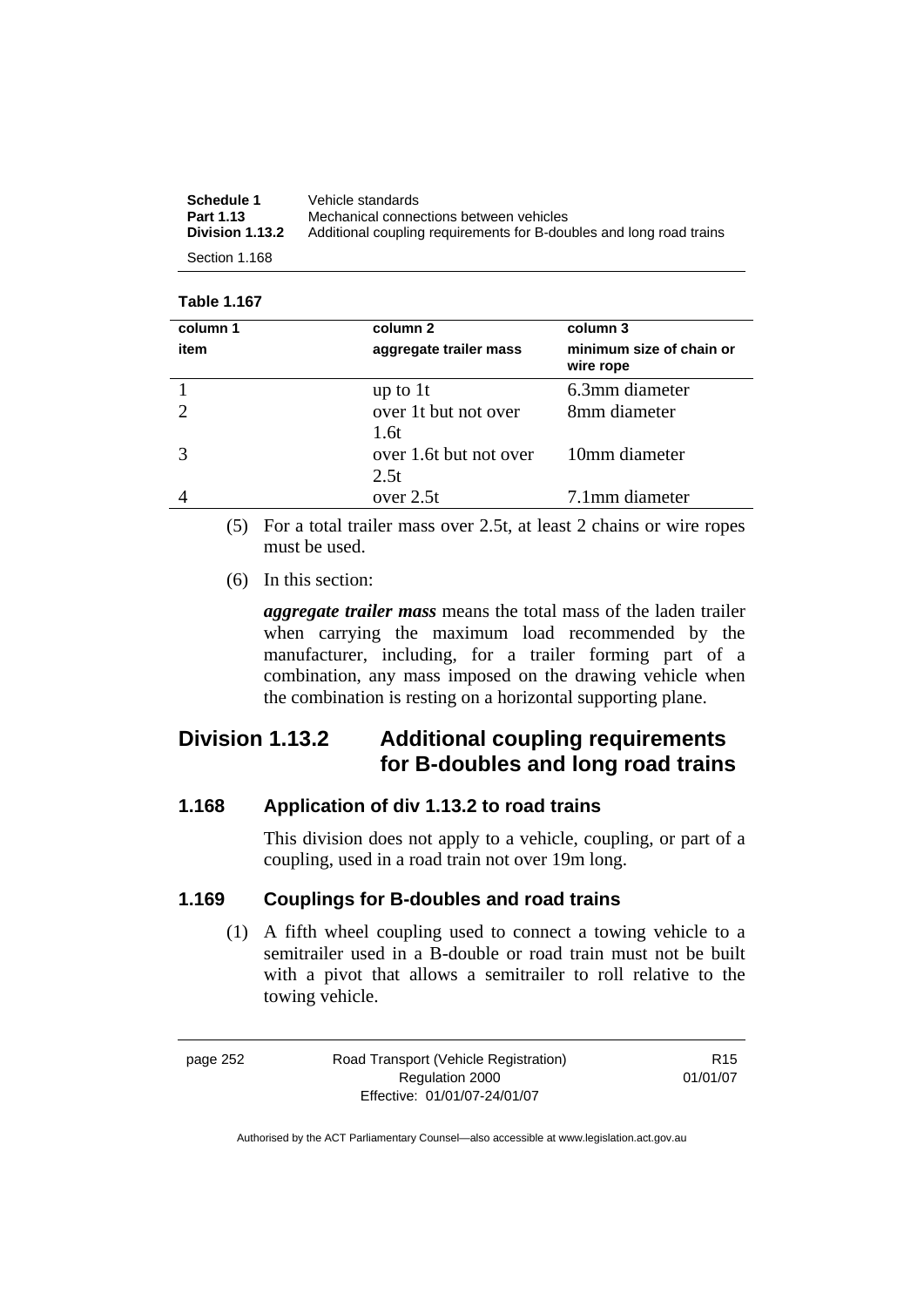**Table 1.167**

| column 1<br>item | column 2<br>aggregate trailer mass | column 3<br>minimum size of chain or wire rope |
|---|---|---|
| 1 | up to 1t | 6.3mm diameter |
| 2 | over 1t but not over 1.6t | 8mm diameter |
| 3 | over 1.6t but not over 2.5t | 10mm diameter |
| 4 | over 2.5t | 7.1mm diameter |

(5) For a total trailer mass over 2.5t, at least 2 chains or wire ropes must be used.

(6) In this section:

***aggregate trailer mass*** means the total mass of the laden trailer when carrying the maximum load recommended by the manufacturer, including, for a trailer forming part of a combination, any mass imposed on the drawing vehicle when the combination is resting on a horizontal supporting plane.

## Division 1.13.2 Additional coupling requirements for B-doubles and long road trains

### 1.168 Application of div 1.13.2 to road trains

This division does not apply to a vehicle, coupling, or part of a coupling, used in a road train not over 19m long.

### 1.169 Couplings for B-doubles and road trains

(1) A fifth wheel coupling used to connect a towing vehicle to a semitrailer used in a B-double or road train must not be built with a pivot that allows a semitrailer to roll relative to the towing vehicle.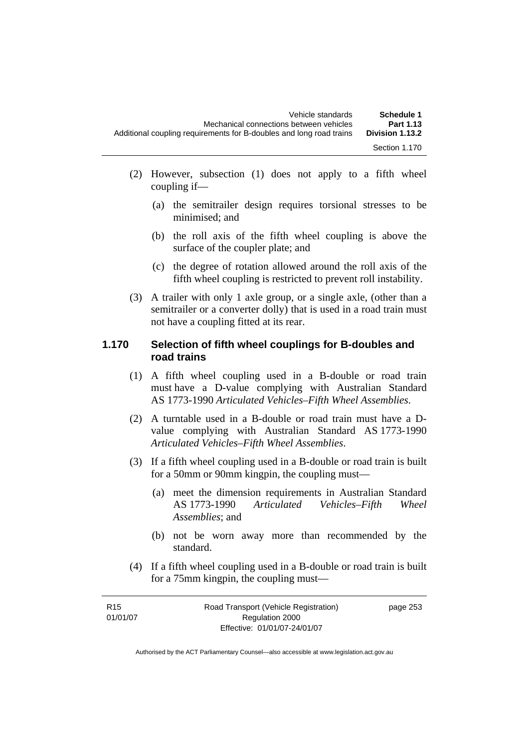(2) However, subsection (1) does not apply to a fifth wheel coupling if—

(a) the semitrailer design requires torsional stresses to be minimised; and

(b) the roll axis of the fifth wheel coupling is above the surface of the coupler plate; and

(c) the degree of rotation allowed around the roll axis of the fifth wheel coupling is restricted to prevent roll instability.

(3) A trailer with only 1 axle group, or a single axle, (other than a semitrailer or a converter dolly) that is used in a road train must not have a coupling fitted at its rear.

### 1.170 Selection of fifth wheel couplings for B-doubles and road trains

(1) A fifth wheel coupling used in a B-double or road train must have a D-value complying with Australian Standard AS 1773-1990 *Articulated Vehicles–Fifth Wheel Assemblies*.

(2) A turntable used in a B-double or road train must have a D-value complying with Australian Standard AS 1773-1990 *Articulated Vehicles–Fifth Wheel Assemblies*.

(3) If a fifth wheel coupling used in a B-double or road train is built for a 50mm or 90mm kingpin, the coupling must—

(a) meet the dimension requirements in Australian Standard AS 1773-1990 *Articulated Vehicles–Fifth Wheel Assemblies*; and

(b) not be worn away more than recommended by the standard.

(4) If a fifth wheel coupling used in a B-double or road train is built for a 75mm kingpin, the coupling must—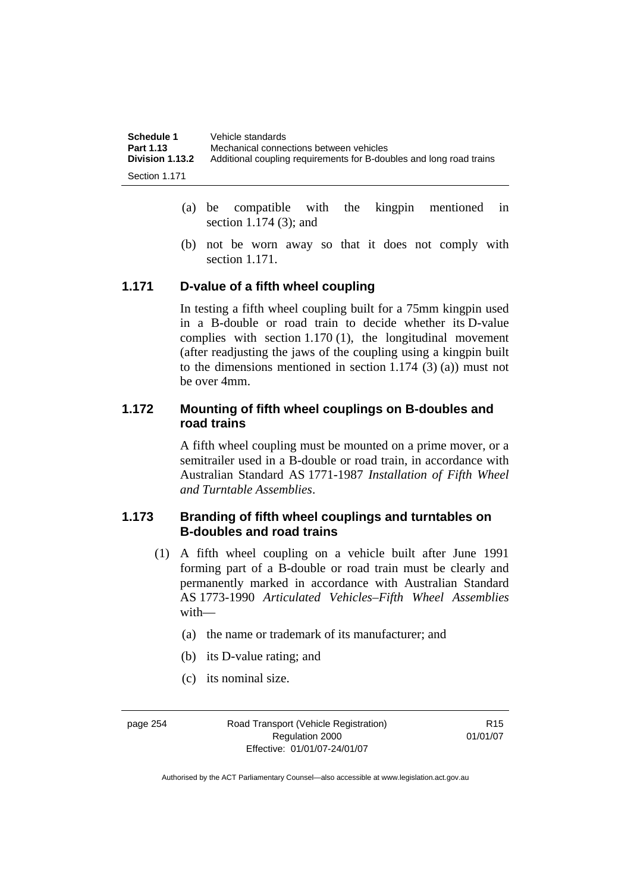(a) be compatible with the kingpin mentioned in section 1.174 (3); and

(b) not be worn away so that it does not comply with section 1.171.

### 1.171 D-value of a fifth wheel coupling

In testing a fifth wheel coupling built for a 75mm kingpin used in a B-double or road train to decide whether its D-value complies with section 1.170 (1), the longitudinal movement (after readjusting the jaws of the coupling using a kingpin built to the dimensions mentioned in section 1.174 (3) (a)) must not be over 4mm.

### 1.172 Mounting of fifth wheel couplings on B-doubles and road trains

A fifth wheel coupling must be mounted on a prime mover, or a semitrailer used in a B-double or road train, in accordance with Australian Standard AS 1771-1987 *Installation of Fifth Wheel and Turntable Assemblies*.

### 1.173 Branding of fifth wheel couplings and turntables on B-doubles and road trains

(1) A fifth wheel coupling on a vehicle built after June 1991 forming part of a B-double or road train must be clearly and permanently marked in accordance with Australian Standard AS 1773-1990 *Articulated Vehicles–Fifth Wheel Assemblies* with—

(a) the name or trademark of its manufacturer; and

(b) its D-value rating; and

(c) its nominal size.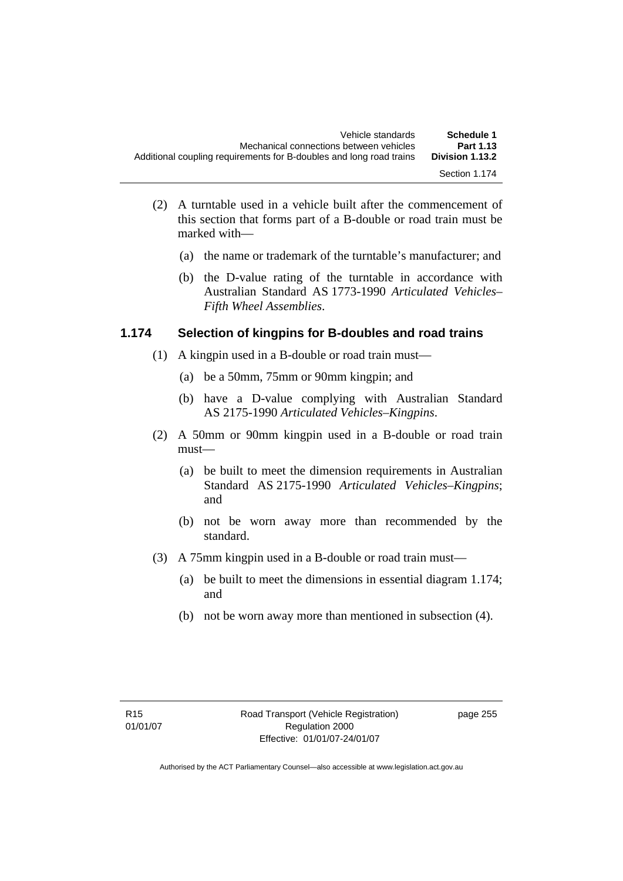(2) A turntable used in a vehicle built after the commencement of this section that forms part of a B-double or road train must be marked with—

(a) the name or trademark of the turntable's manufacturer; and

(b) the D-value rating of the turntable in accordance with Australian Standard AS 1773-1990 *Articulated Vehicles–Fifth Wheel Assemblies*.

## 1.174 Selection of kingpins for B-doubles and road trains

(1) A kingpin used in a B-double or road train must—

(a) be a 50mm, 75mm or 90mm kingpin; and

(b) have a D-value complying with Australian Standard AS 2175-1990 *Articulated Vehicles–Kingpins*.

(2) A 50mm or 90mm kingpin used in a B-double or road train must—

(a) be built to meet the dimension requirements in Australian Standard AS 2175-1990 *Articulated Vehicles–Kingpins*; and

(b) not be worn away more than recommended by the standard.

(3) A 75mm kingpin used in a B-double or road train must—

(a) be built to meet the dimensions in essential diagram 1.174; and

(b) not be worn away more than mentioned in subsection (4).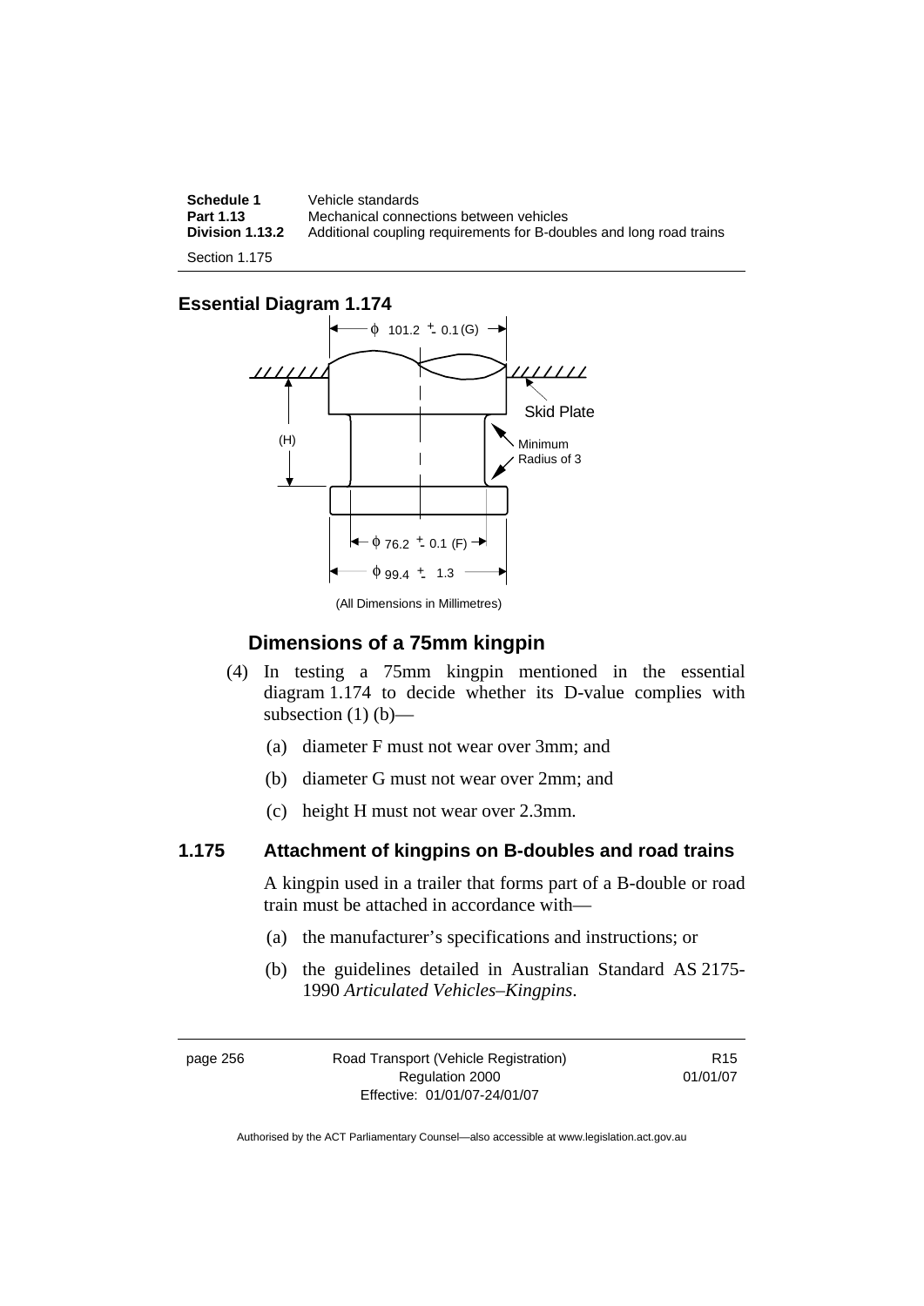## Essential Diagram 1.174

(All Dimensions in Millimetres)

### Dimensions of a 75mm kingpin

(4) In testing a 75mm kingpin mentioned in the essential diagram 1.174 to decide whether its D-value complies with subsection (1) (b)—

- (a) diameter F must not wear over 3mm; and
- (b) diameter G must not wear over 2mm; and
- (c) height H must not wear over 2.3mm.

### 1.175 Attachment of kingpins on B-doubles and road trains

A kingpin used in a trailer that forms part of a B-double or road train must be attached in accordance with—

- (a) the manufacturer's specifications and instructions; or
- (b) the guidelines detailed in Australian Standard AS 2175-1990 *Articulated Vehicles–Kingpins*.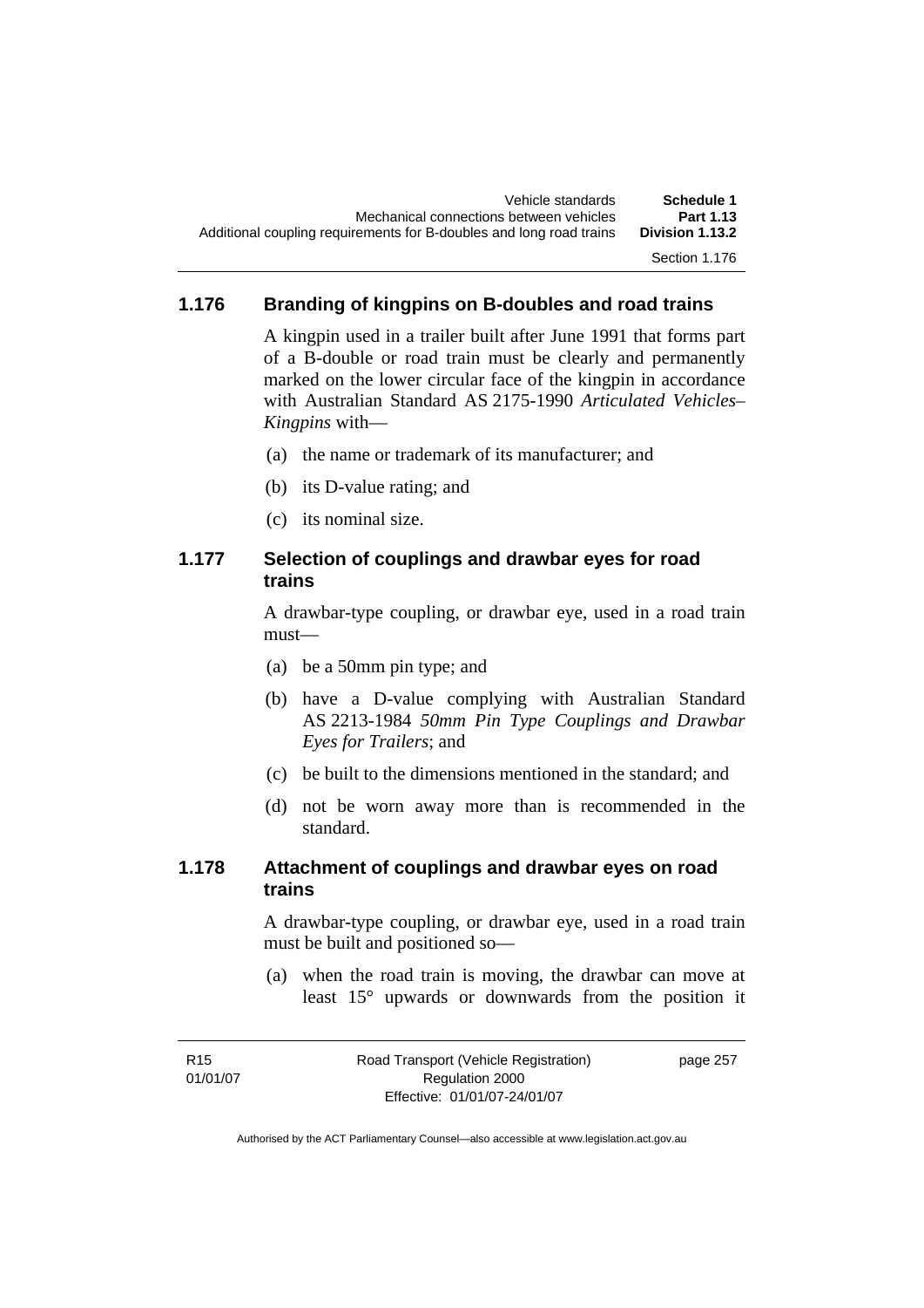### 1.176 Branding of kingpins on B-doubles and road trains

A kingpin used in a trailer built after June 1991 that forms part of a B-double or road train must be clearly and permanently marked on the lower circular face of the kingpin in accordance with Australian Standard AS 2175-1990 *Articulated Vehicles–Kingpins* with—

(a) the name or trademark of its manufacturer; and

(b) its D-value rating; and

(c) its nominal size.

### 1.177 Selection of couplings and drawbar eyes for road trains

A drawbar-type coupling, or drawbar eye, used in a road train must—

(a) be a 50mm pin type; and

(b) have a D-value complying with Australian Standard AS 2213-1984 *50mm Pin Type Couplings and Drawbar Eyes for Trailers*; and

(c) be built to the dimensions mentioned in the standard; and

(d) not be worn away more than is recommended in the standard.

### 1.178 Attachment of couplings and drawbar eyes on road trains

A drawbar-type coupling, or drawbar eye, used in a road train must be built and positioned so—

(a) when the road train is moving, the drawbar can move at least 15° upwards or downwards from the position it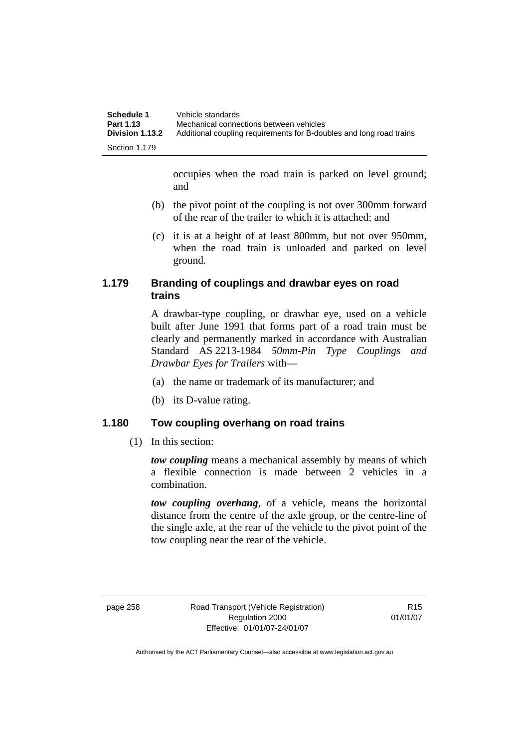occupies when the road train is parked on level ground; and

(b) the pivot point of the coupling is not over 300mm forward of the rear of the trailer to which it is attached; and

(c) it is at a height of at least 800mm, but not over 950mm, when the road train is unloaded and parked on level ground.

### 1.179 Branding of couplings and drawbar eyes on road trains

A drawbar-type coupling, or drawbar eye, used on a vehicle built after June 1991 that forms part of a road train must be clearly and permanently marked in accordance with Australian Standard AS 2213-1984 *50mm-Pin Type Couplings and Drawbar Eyes for Trailers* with—

(a) the name or trademark of its manufacturer; and

(b) its D-value rating.

### 1.180 Tow coupling overhang on road trains

(1) In this section:

***tow coupling*** means a mechanical assembly by means of which a flexible connection is made between 2 vehicles in a combination.

***tow coupling overhang***, of a vehicle, means the horizontal distance from the centre of the axle group, or the centre-line of the single axle, at the rear of the vehicle to the pivot point of the tow coupling near the rear of the vehicle.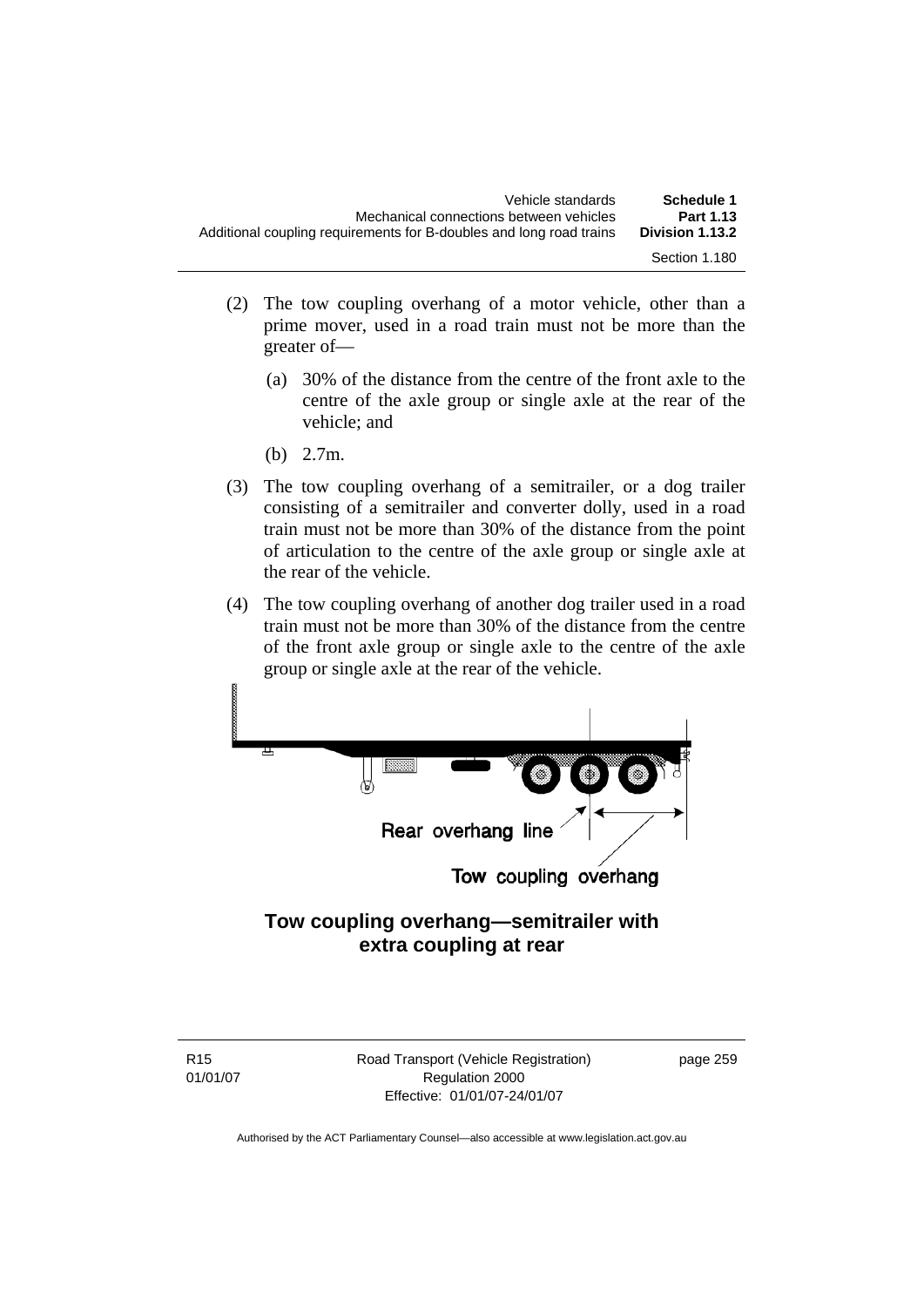(2) The tow coupling overhang of a motor vehicle, other than a prime mover, used in a road train must not be more than the greater of—

   (a) 30% of the distance from the centre of the front axle to the centre of the axle group or single axle at the rear of the vehicle; and

   (b) 2.7m.

(3) The tow coupling overhang of a semitrailer, or a dog trailer consisting of a semitrailer and converter dolly, used in a road train must not be more than 30% of the distance from the point of articulation to the centre of the axle group or single axle at the rear of the vehicle.

(4) The tow coupling overhang of another dog trailer used in a road train must not be more than 30% of the distance from the centre of the front axle group or single axle to the centre of the axle group or single axle at the rear of the vehicle.

Rear overhang line

Tow coupling overhang

**Tow coupling overhang—semitrailer with extra coupling at rear**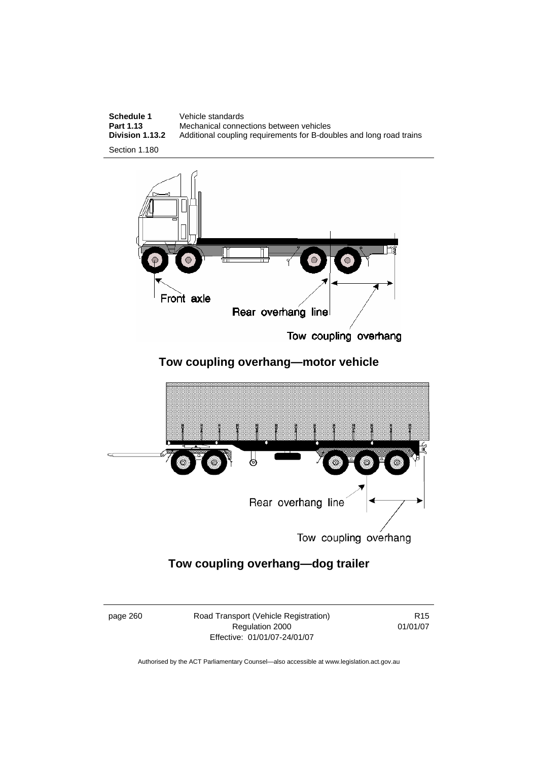**Tow coupling overhang—motor vehicle**

**Tow coupling overhang—dog trailer**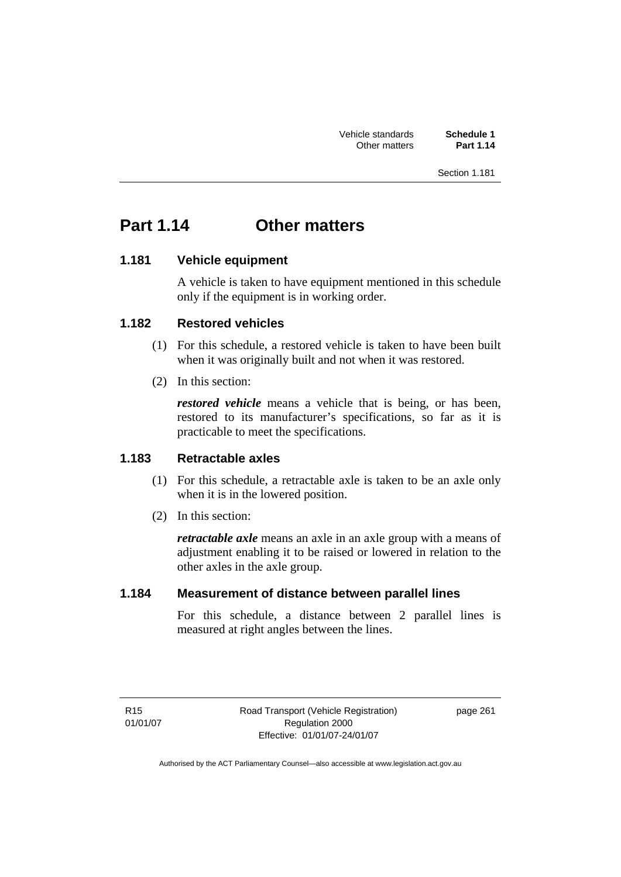# Part 1.14 Other matters

## 1.181 Vehicle equipment

A vehicle is taken to have equipment mentioned in this schedule only if the equipment is in working order.

## 1.182 Restored vehicles

(1) For this schedule, a restored vehicle is taken to have been built when it was originally built and not when it was restored.

(2) In this section:

***restored vehicle*** means a vehicle that is being, or has been, restored to its manufacturer's specifications, so far as it is practicable to meet the specifications.

## 1.183 Retractable axles

(1) For this schedule, a retractable axle is taken to be an axle only when it is in the lowered position.

(2) In this section:

***retractable axle*** means an axle in an axle group with a means of adjustment enabling it to be raised or lowered in relation to the other axles in the axle group.

## 1.184 Measurement of distance between parallel lines

For this schedule, a distance between 2 parallel lines is measured at right angles between the lines.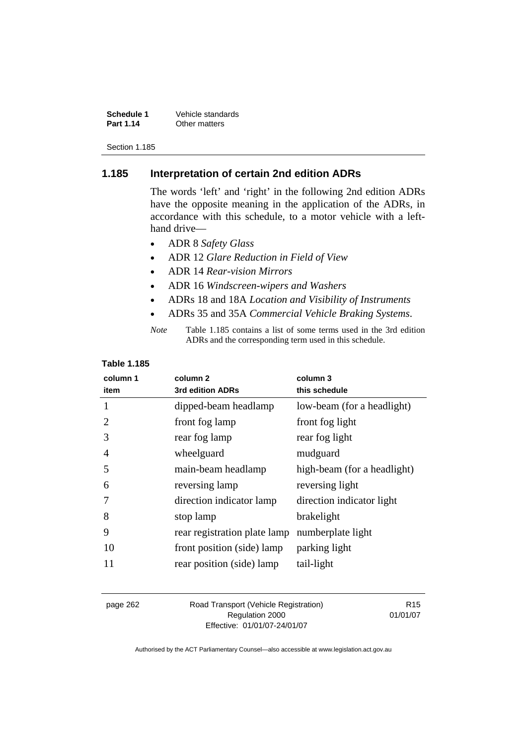## 1.185 Interpretation of certain 2nd edition ADRs

The words 'left' and 'right' in the following 2nd edition ADRs have the opposite meaning in the application of the ADRs, in accordance with this schedule, to a motor vehicle with a left-hand drive—

- ADR 8 *Safety Glass*
- ADR 12 *Glare Reduction in Field of View*
- ADR 14 *Rear-vision Mirrors*
- ADR 16 *Windscreen-wipers and Washers*
- ADRs 18 and 18A *Location and Visibility of Instruments*
- ADRs 35 and 35A *Commercial Vehicle Braking Systems*.

*Note* Table 1.185 contains a list of some terms used in the 3rd edition ADRs and the corresponding term used in this schedule.

**Table 1.185**

| column 1<br>item | column 2<br>3rd edition ADRs | column 3<br>this schedule |
|---|---|---|
| 1 | dipped-beam headlamp | low-beam (for a headlight) |
| 2 | front fog lamp | front fog light |
| 3 | rear fog lamp | rear fog light |
| 4 | wheelguard | mudguard |
| 5 | main-beam headlamp | high-beam (for a headlight) |
| 6 | reversing lamp | reversing light |
| 7 | direction indicator lamp | direction indicator light |
| 8 | stop lamp | brakelight |
| 9 | rear registration plate lamp | numberplate light |
| 10 | front position (side) lamp | parking light |
| 11 | rear position (side) lamp | tail-light |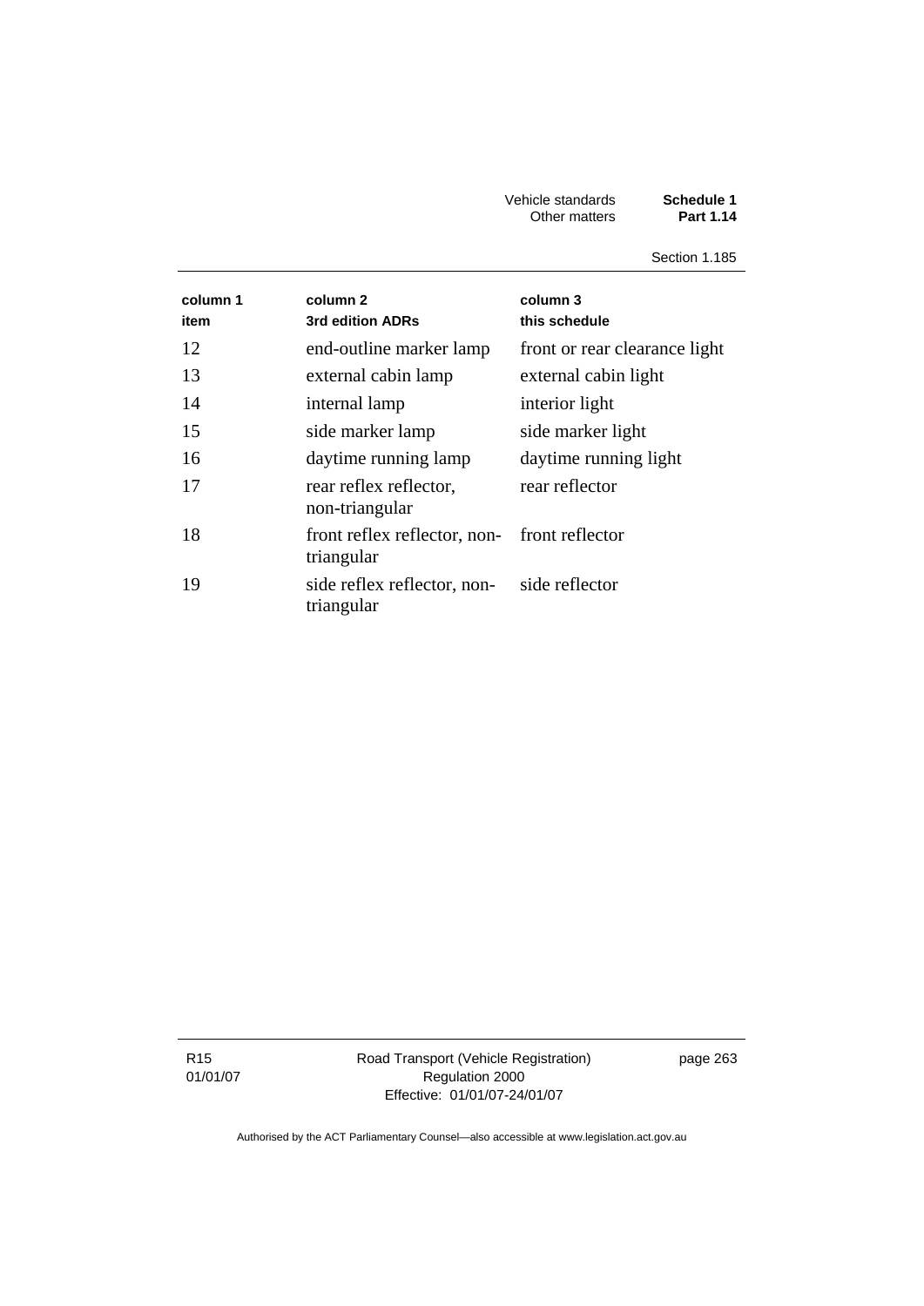| column 1 item | column 2 3rd edition ADRs | column 3 this schedule |
| --- | --- | --- |
| 12 | end-outline marker lamp | front or rear clearance light |
| 13 | external cabin lamp | external cabin light |
| 14 | internal lamp | interior light |
| 15 | side marker lamp | side marker light |
| 16 | daytime running lamp | daytime running light |
| 17 | rear reflex reflector, non-triangular | rear reflector |
| 18 | front reflex reflector, non-triangular | front reflector |
| 19 | side reflex reflector, non-triangular | side reflector |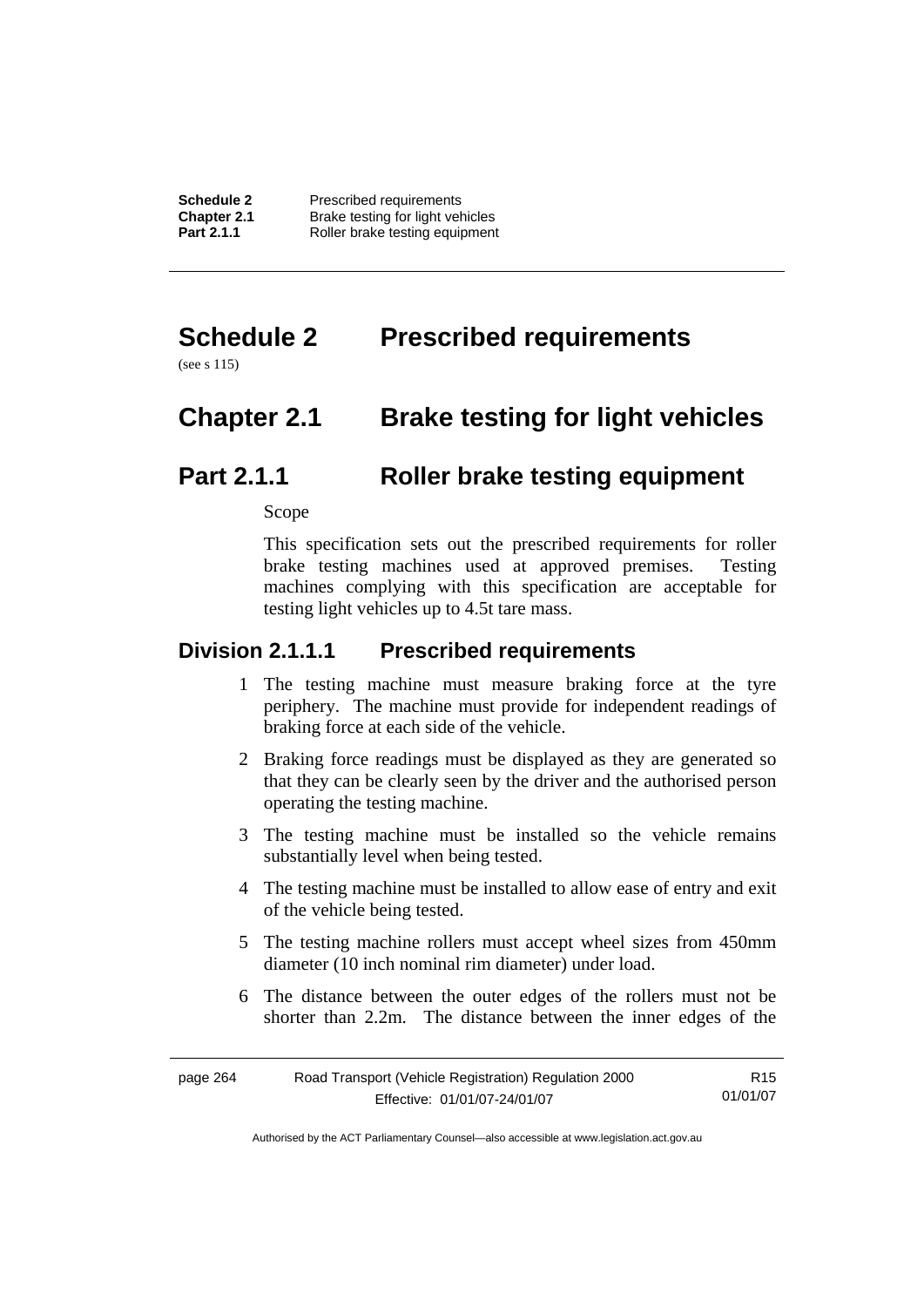# Schedule 2 Prescribed requirements

(see s 115)

# Chapter 2.1 Brake testing for light vehicles

## Part 2.1.1 Roller brake testing equipment

Scope

This specification sets out the prescribed requirements for roller brake testing machines used at approved premises. Testing machines complying with this specification are acceptable for testing light vehicles up to 4.5t tare mass.

### Division 2.1.1.1 Prescribed requirements

1 The testing machine must measure braking force at the tyre periphery. The machine must provide for independent readings of braking force at each side of the vehicle.

2 Braking force readings must be displayed as they are generated so that they can be clearly seen by the driver and the authorised person operating the testing machine.

3 The testing machine must be installed so the vehicle remains substantially level when being tested.

4 The testing machine must be installed to allow ease of entry and exit of the vehicle being tested.

5 The testing machine rollers must accept wheel sizes from 450mm diameter (10 inch nominal rim diameter) under load.

6 The distance between the outer edges of the rollers must not be shorter than 2.2m. The distance between the inner edges of the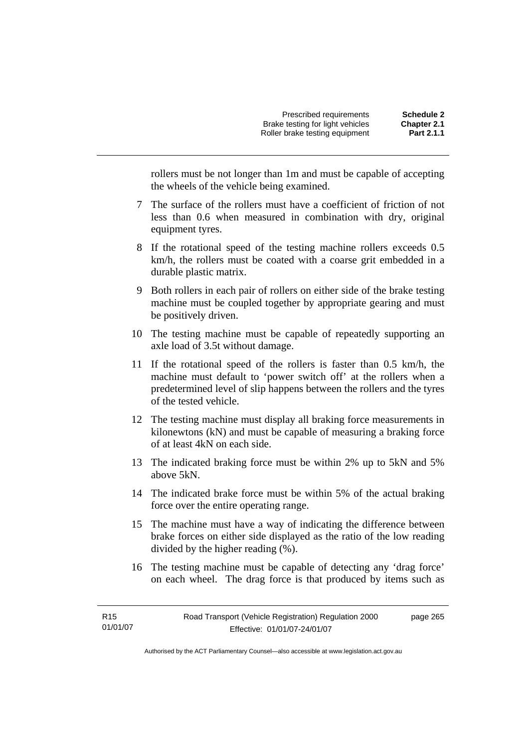rollers must be not longer than 1m and must be capable of accepting the wheels of the vehicle being examined.

7 The surface of the rollers must have a coefficient of friction of not less than 0.6 when measured in combination with dry, original equipment tyres.

8 If the rotational speed of the testing machine rollers exceeds 0.5 km/h, the rollers must be coated with a coarse grit embedded in a durable plastic matrix.

9 Both rollers in each pair of rollers on either side of the brake testing machine must be coupled together by appropriate gearing and must be positively driven.

10 The testing machine must be capable of repeatedly supporting an axle load of 3.5t without damage.

11 If the rotational speed of the rollers is faster than 0.5 km/h, the machine must default to 'power switch off' at the rollers when a predetermined level of slip happens between the rollers and the tyres of the tested vehicle.

12 The testing machine must display all braking force measurements in kilonewtons (kN) and must be capable of measuring a braking force of at least 4kN on each side.

13 The indicated braking force must be within 2% up to 5kN and 5% above 5kN.

14 The indicated brake force must be within 5% of the actual braking force over the entire operating range.

15 The machine must have a way of indicating the difference between brake forces on either side displayed as the ratio of the low reading divided by the higher reading (%).

16 The testing machine must be capable of detecting any 'drag force' on each wheel. The drag force is that produced by items such as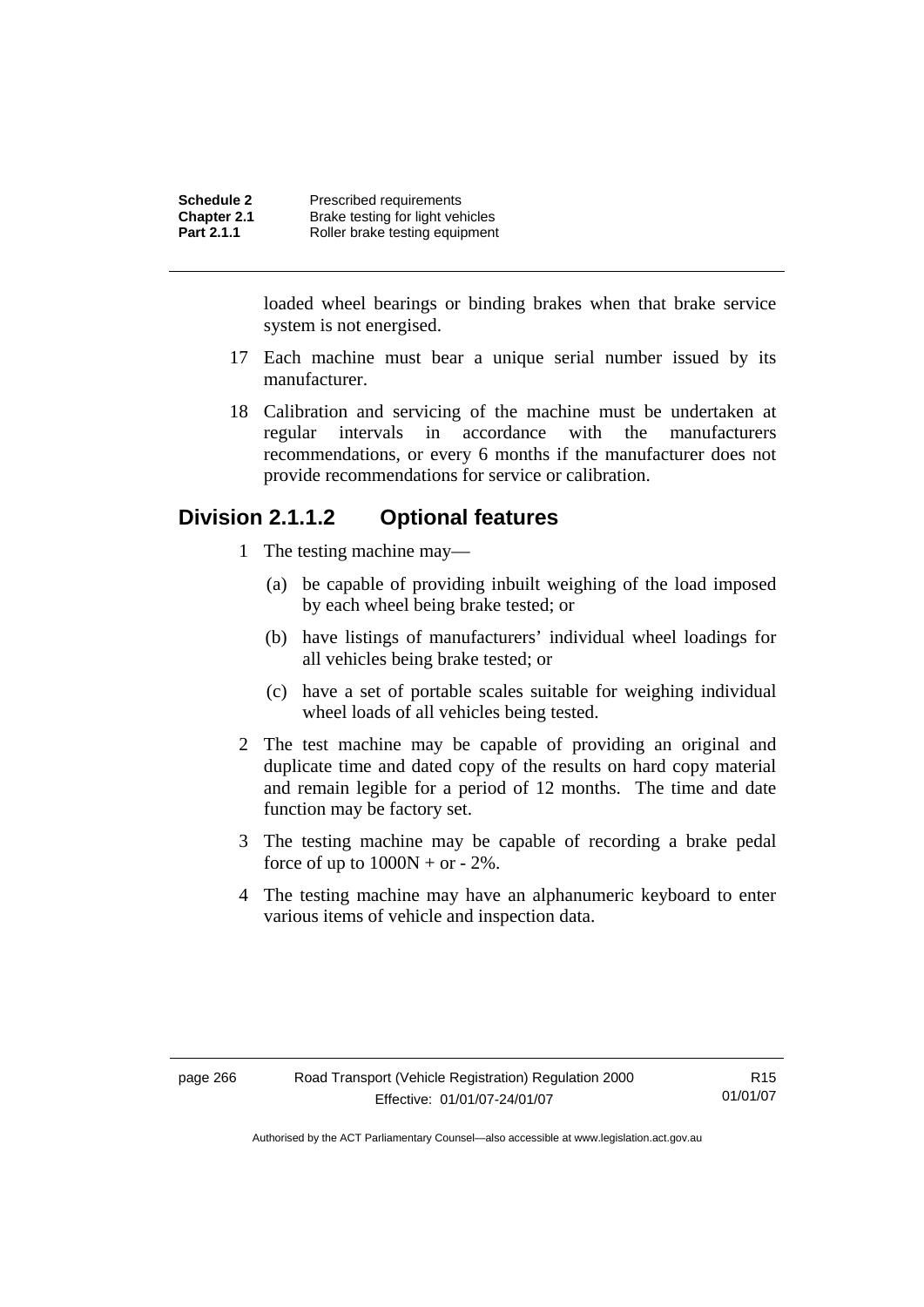loaded wheel bearings or binding brakes when that brake service system is not energised.

17 Each machine must bear a unique serial number issued by its manufacturer.

18 Calibration and servicing of the machine must be undertaken at regular intervals in accordance with the manufacturers recommendations, or every 6 months if the manufacturer does not provide recommendations for service or calibration.

## Division 2.1.1.2 Optional features

1 The testing machine may—

(a) be capable of providing inbuilt weighing of the load imposed by each wheel being brake tested; or

(b) have listings of manufacturers' individual wheel loadings for all vehicles being brake tested; or

(c) have a set of portable scales suitable for weighing individual wheel loads of all vehicles being tested.

2 The test machine may be capable of providing an original and duplicate time and dated copy of the results on hard copy material and remain legible for a period of 12 months. The time and date function may be factory set.

3 The testing machine may be capable of recording a brake pedal force of up to 1000N + or - 2%.

4 The testing machine may have an alphanumeric keyboard to enter various items of vehicle and inspection data.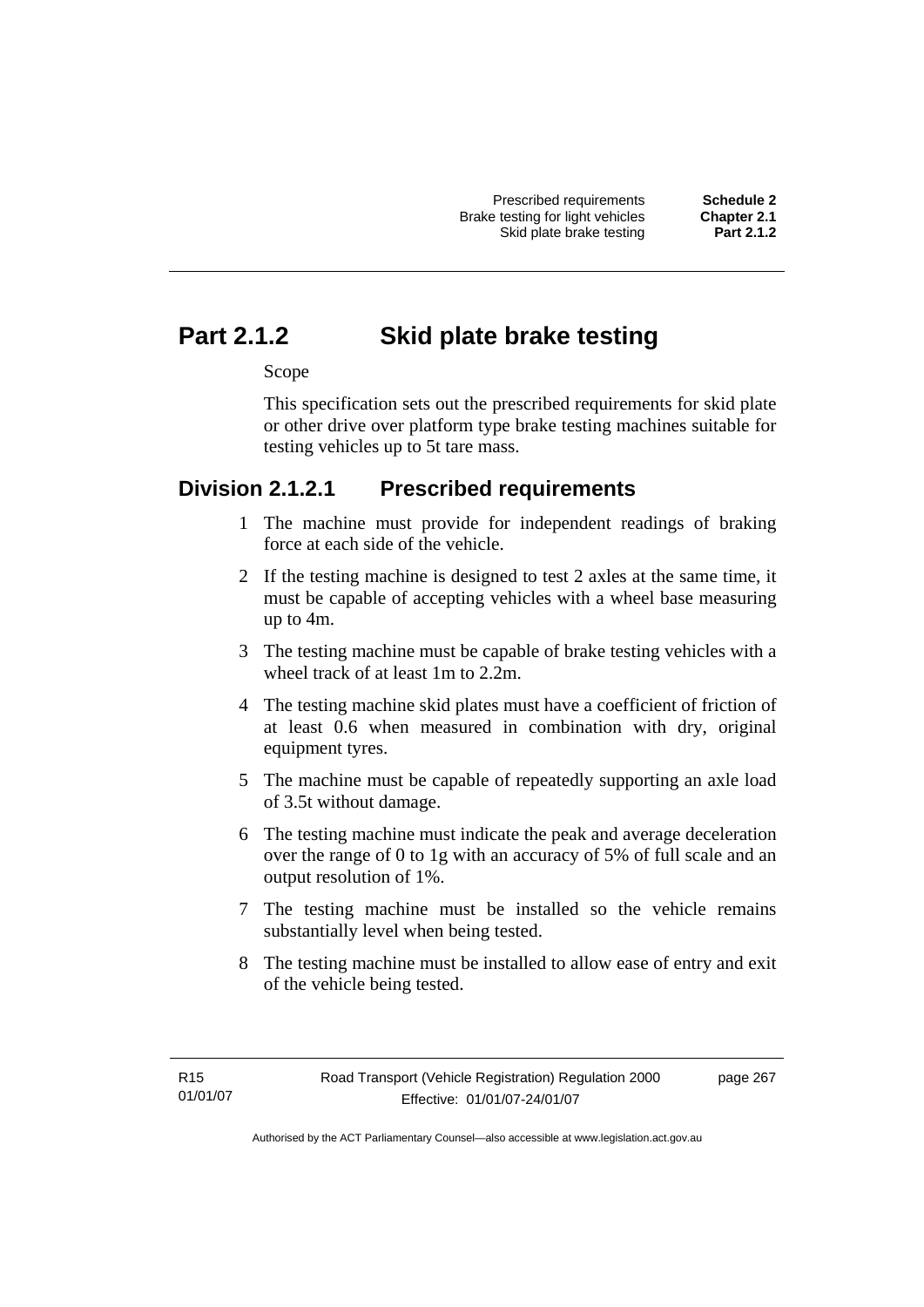# Part 2.1.2 Skid plate brake testing

Scope

This specification sets out the prescribed requirements for skid plate or other drive over platform type brake testing machines suitable for testing vehicles up to 5t tare mass.

## Division 2.1.2.1 Prescribed requirements

1 The machine must provide for independent readings of braking force at each side of the vehicle.

2 If the testing machine is designed to test 2 axles at the same time, it must be capable of accepting vehicles with a wheel base measuring up to 4m.

3 The testing machine must be capable of brake testing vehicles with a wheel track of at least 1m to 2.2m.

4 The testing machine skid plates must have a coefficient of friction of at least 0.6 when measured in combination with dry, original equipment tyres.

5 The machine must be capable of repeatedly supporting an axle load of 3.5t without damage.

6 The testing machine must indicate the peak and average deceleration over the range of 0 to 1g with an accuracy of 5% of full scale and an output resolution of 1%.

7 The testing machine must be installed so the vehicle remains substantially level when being tested.

8 The testing machine must be installed to allow ease of entry and exit of the vehicle being tested.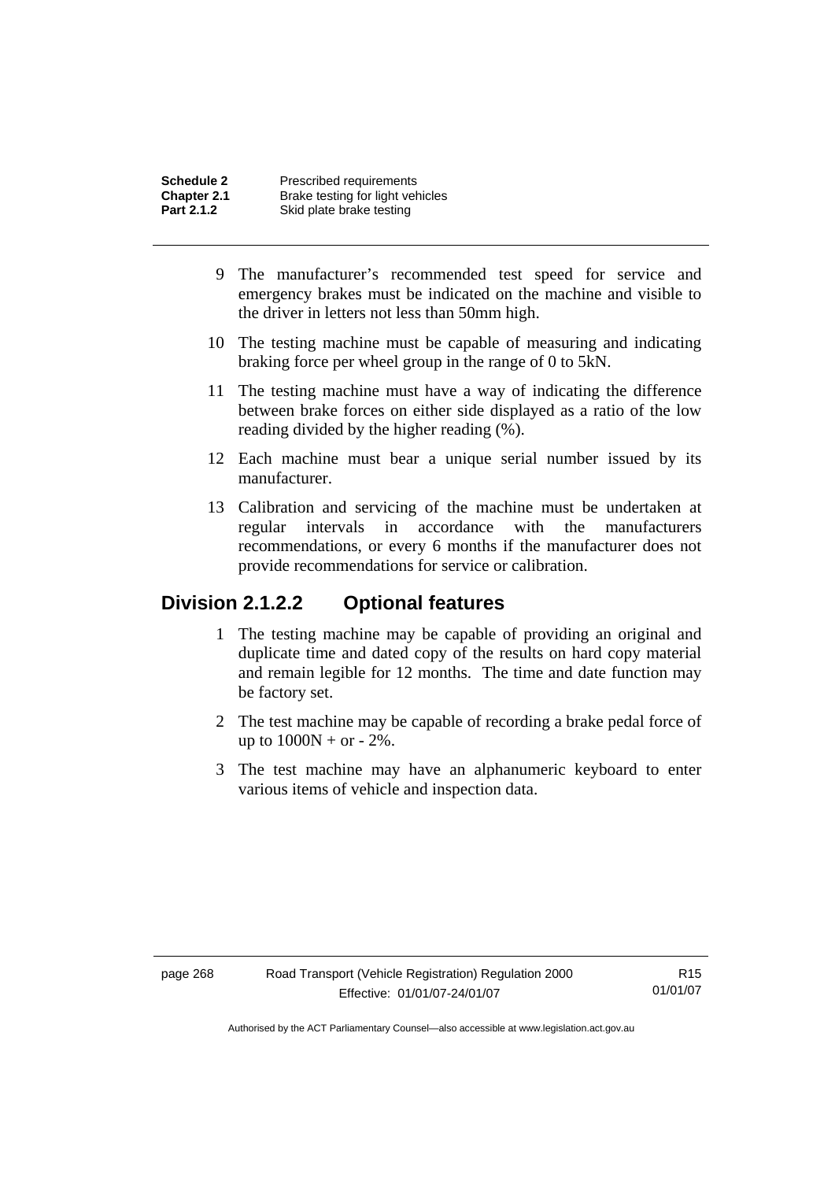9 The manufacturer's recommended test speed for service and emergency brakes must be indicated on the machine and visible to the driver in letters not less than 50mm high.

10 The testing machine must be capable of measuring and indicating braking force per wheel group in the range of 0 to 5kN.

11 The testing machine must have a way of indicating the difference between brake forces on either side displayed as a ratio of the low reading divided by the higher reading (%).

12 Each machine must bear a unique serial number issued by its manufacturer.

13 Calibration and servicing of the machine must be undertaken at regular intervals in accordance with the manufacturers recommendations, or every 6 months if the manufacturer does not provide recommendations for service or calibration.

## Division 2.1.2.2 Optional features

1 The testing machine may be capable of providing an original and duplicate time and dated copy of the results on hard copy material and remain legible for 12 months. The time and date function may be factory set.

2 The test machine may be capable of recording a brake pedal force of up to 1000N + or - 2%.

3 The test machine may have an alphanumeric keyboard to enter various items of vehicle and inspection data.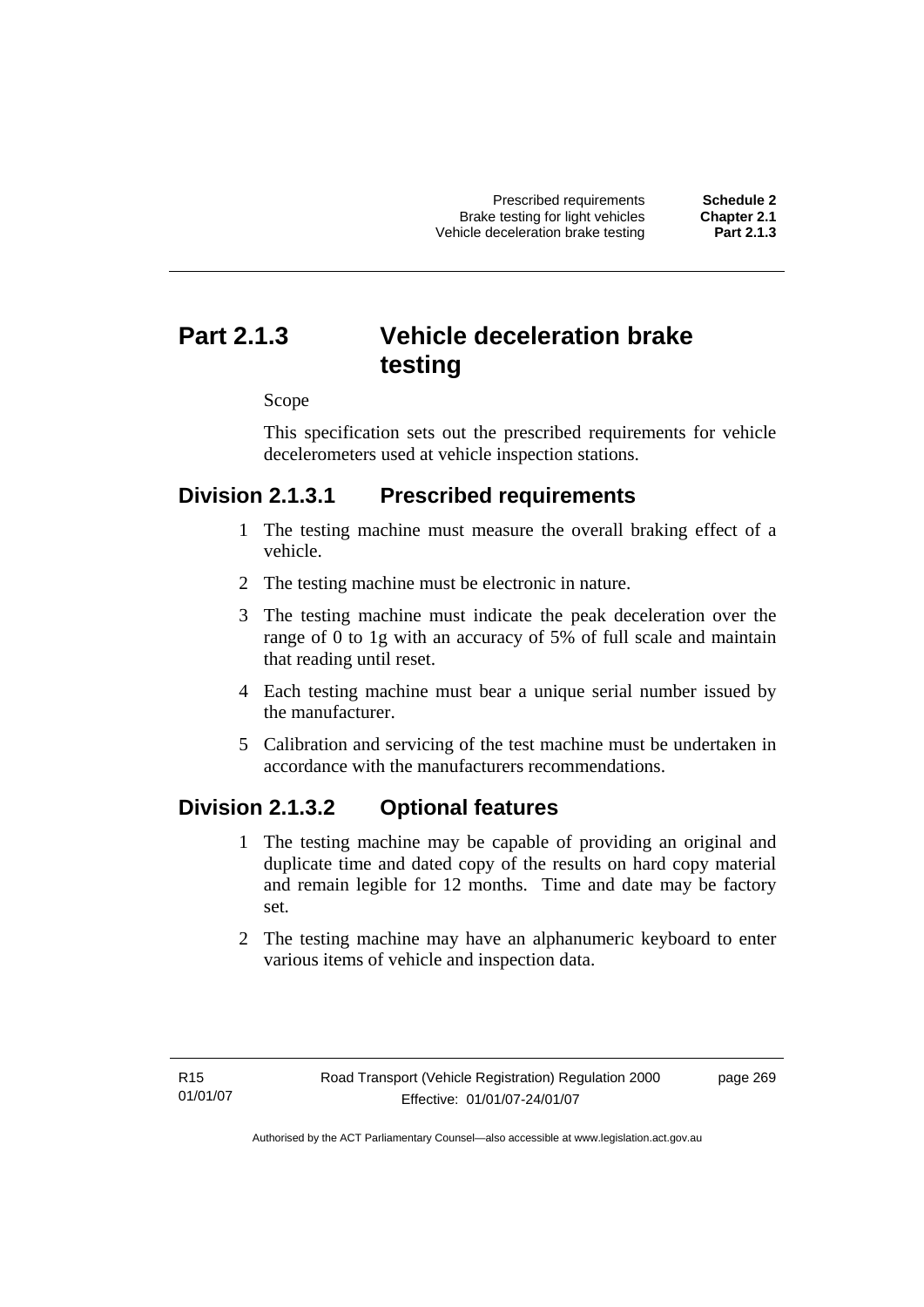# Part 2.1.3 Vehicle deceleration brake testing

Scope

This specification sets out the prescribed requirements for vehicle decelerometers used at vehicle inspection stations.

## Division 2.1.3.1 Prescribed requirements

1 The testing machine must measure the overall braking effect of a vehicle.

2 The testing machine must be electronic in nature.

3 The testing machine must indicate the peak deceleration over the range of 0 to 1g with an accuracy of 5% of full scale and maintain that reading until reset.

4 Each testing machine must bear a unique serial number issued by the manufacturer.

5 Calibration and servicing of the test machine must be undertaken in accordance with the manufacturers recommendations.

## Division 2.1.3.2 Optional features

1 The testing machine may be capable of providing an original and duplicate time and dated copy of the results on hard copy material and remain legible for 12 months. Time and date may be factory set.

2 The testing machine may have an alphanumeric keyboard to enter various items of vehicle and inspection data.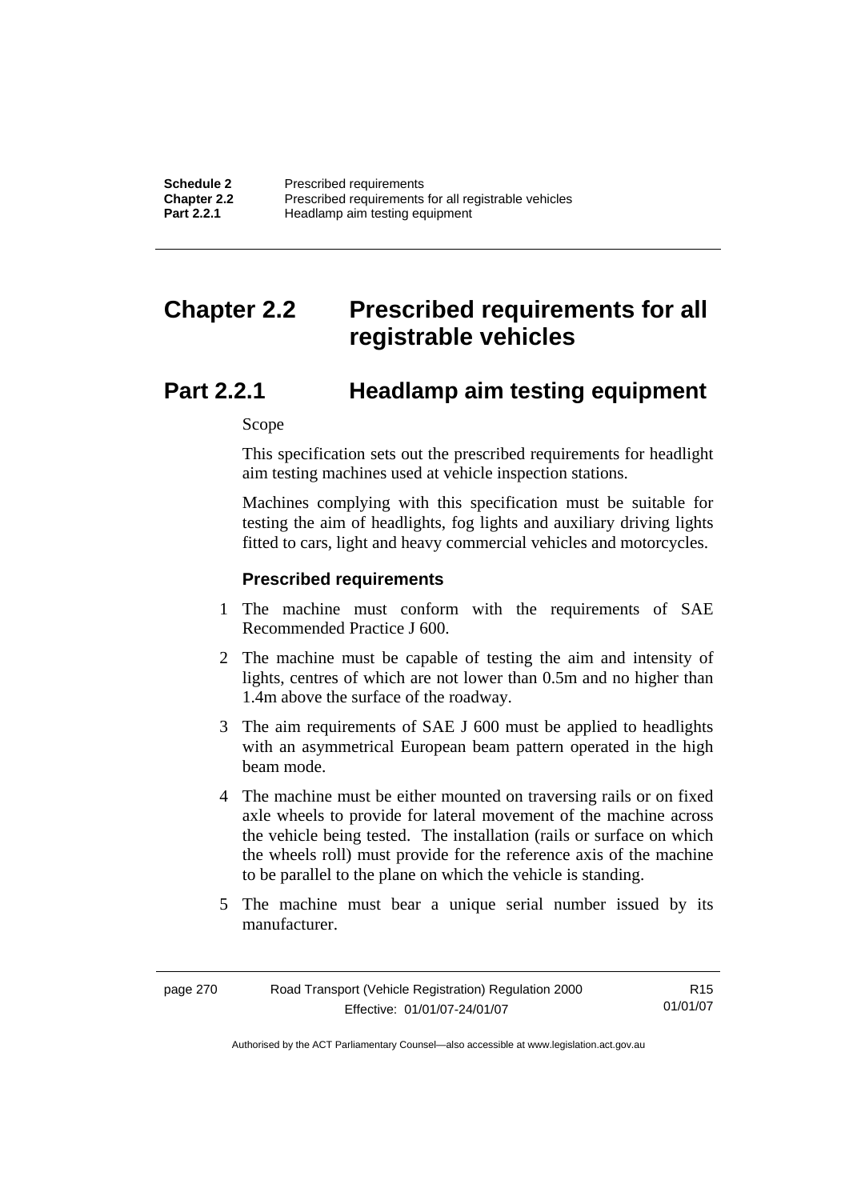# Chapter 2.2 Prescribed requirements for all registrable vehicles

## Part 2.2.1 Headlamp aim testing equipment

Scope

This specification sets out the prescribed requirements for headlight aim testing machines used at vehicle inspection stations.

Machines complying with this specification must be suitable for testing the aim of headlights, fog lights and auxiliary driving lights fitted to cars, light and heavy commercial vehicles and motorcycles.

### Prescribed requirements

1 The machine must conform with the requirements of SAE Recommended Practice J 600.

2 The machine must be capable of testing the aim and intensity of lights, centres of which are not lower than 0.5m and no higher than 1.4m above the surface of the roadway.

3 The aim requirements of SAE J 600 must be applied to headlights with an asymmetrical European beam pattern operated in the high beam mode.

4 The machine must be either mounted on traversing rails or on fixed axle wheels to provide for lateral movement of the machine across the vehicle being tested. The installation (rails or surface on which the wheels roll) must provide for the reference axis of the machine to be parallel to the plane on which the vehicle is standing.

5 The machine must bear a unique serial number issued by its manufacturer.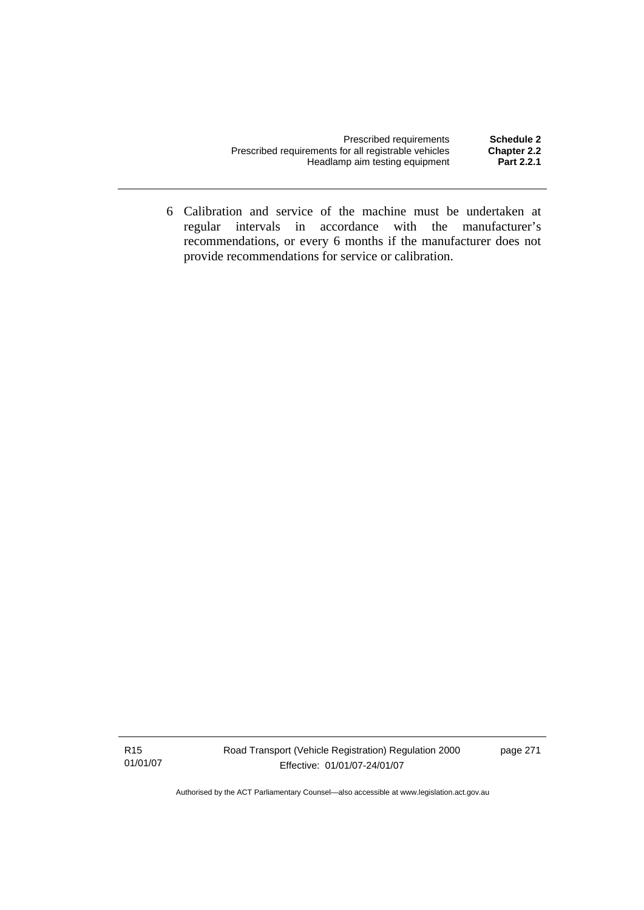6 Calibration and service of the machine must be undertaken at regular intervals in accordance with the manufacturer's recommendations, or every 6 months if the manufacturer does not provide recommendations for service or calibration.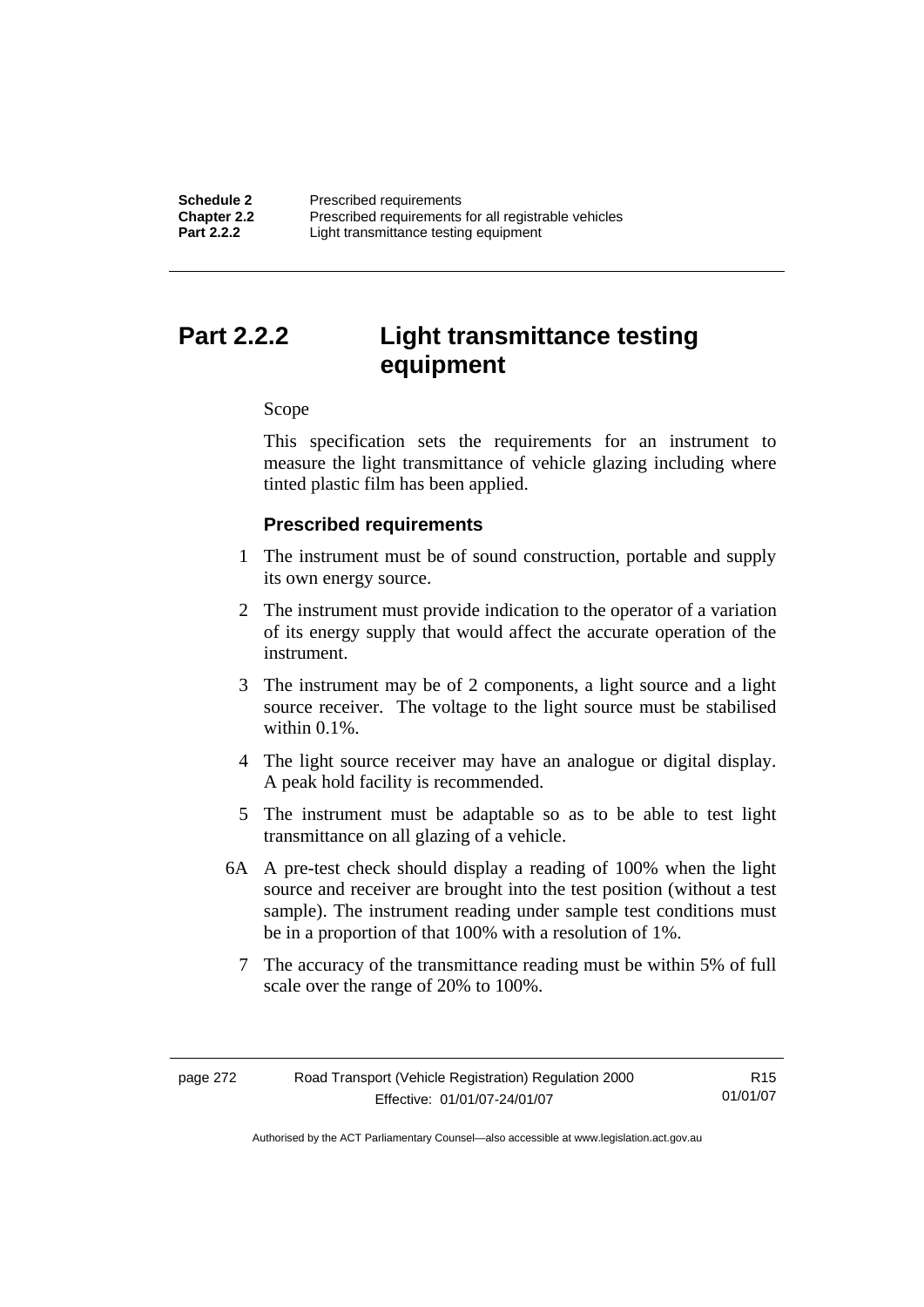# Part 2.2.2 Light transmittance testing equipment

Scope

This specification sets the requirements for an instrument to measure the light transmittance of vehicle glazing including where tinted plastic film has been applied.

### Prescribed requirements

1 The instrument must be of sound construction, portable and supply its own energy source.

2 The instrument must provide indication to the operator of a variation of its energy supply that would affect the accurate operation of the instrument.

3 The instrument may be of 2 components, a light source and a light source receiver. The voltage to the light source must be stabilised within 0.1%.

4 The light source receiver may have an analogue or digital display. A peak hold facility is recommended.

5 The instrument must be adaptable so as to be able to test light transmittance on all glazing of a vehicle.

6A A pre-test check should display a reading of 100% when the light source and receiver are brought into the test position (without a test sample). The instrument reading under sample test conditions must be in a proportion of that 100% with a resolution of 1%.

7 The accuracy of the transmittance reading must be within 5% of full scale over the range of 20% to 100%.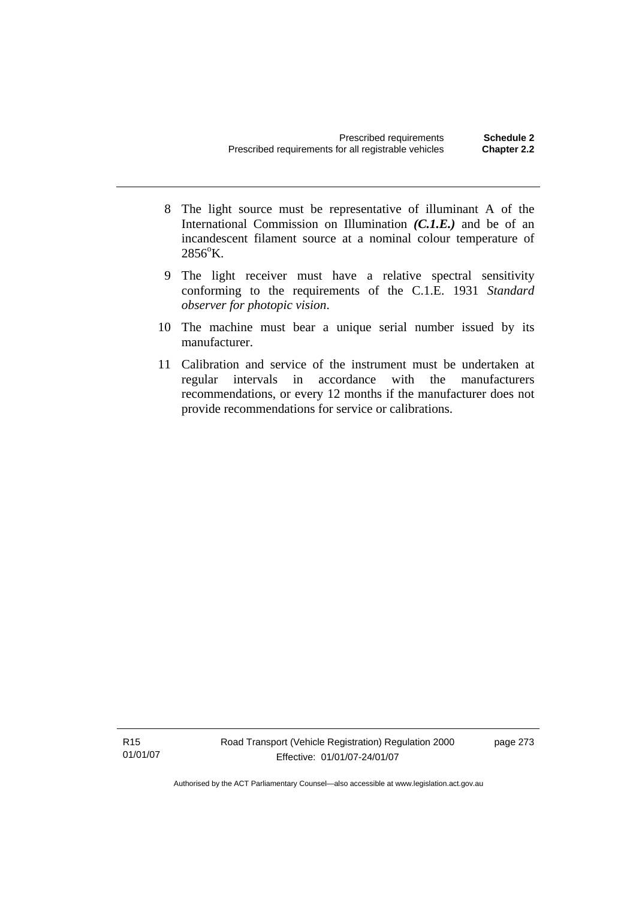8 The light source must be representative of illuminant A of the International Commission on Illumination ***(C.1.E.)*** and be of an incandescent filament source at a nominal colour temperature of 2856°K.

9 The light receiver must have a relative spectral sensitivity conforming to the requirements of the C.1.E. 1931 *Standard observer for photopic vision*.

10 The machine must bear a unique serial number issued by its manufacturer.

11 Calibration and service of the instrument must be undertaken at regular intervals in accordance with the manufacturers recommendations, or every 12 months if the manufacturer does not provide recommendations for service or calibrations.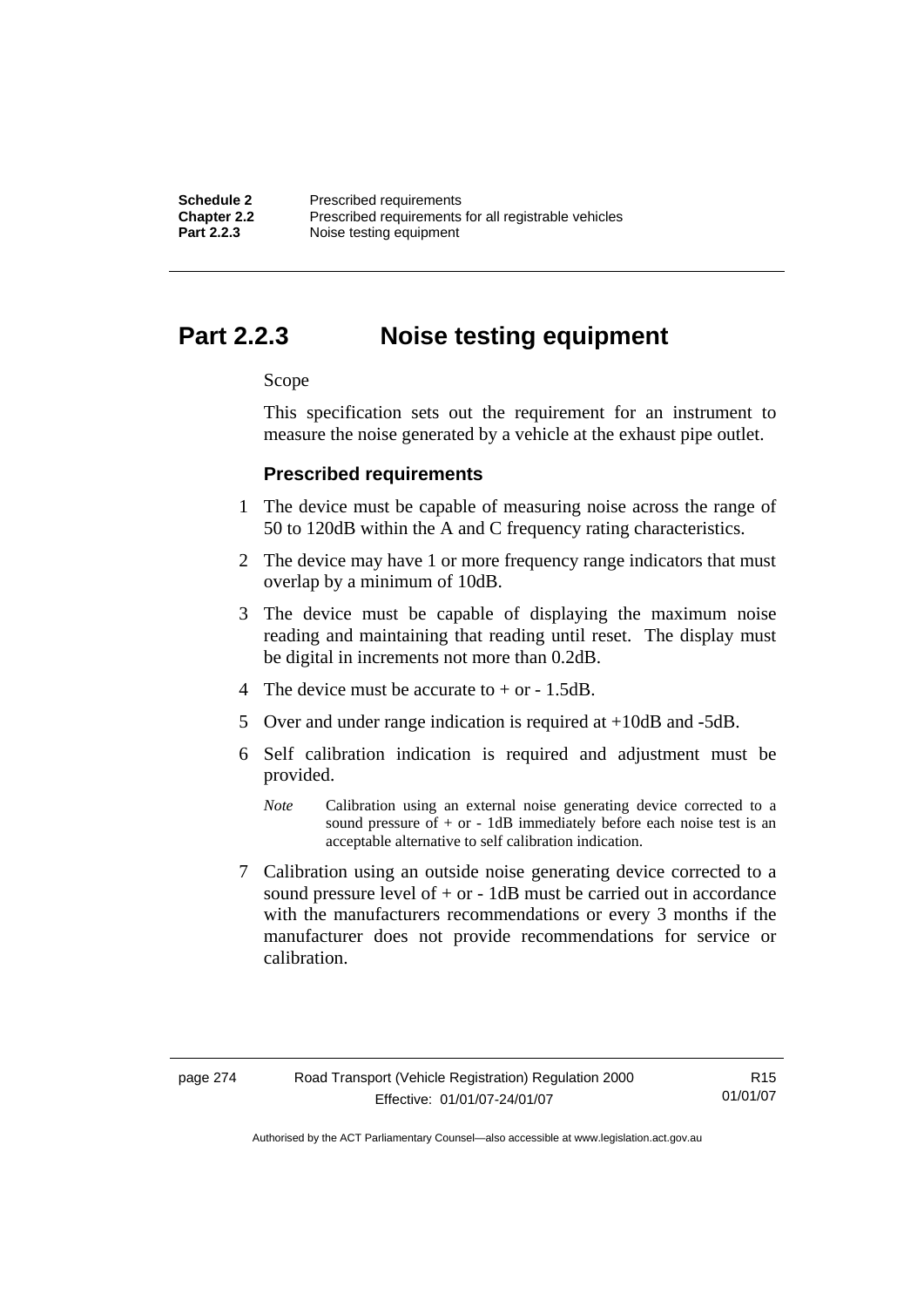# Part 2.2.3 Noise testing equipment

Scope

This specification sets out the requirement for an instrument to measure the noise generated by a vehicle at the exhaust pipe outlet.

### Prescribed requirements

1 The device must be capable of measuring noise across the range of 50 to 120dB within the A and C frequency rating characteristics.

2 The device may have 1 or more frequency range indicators that must overlap by a minimum of 10dB.

3 The device must be capable of displaying the maximum noise reading and maintaining that reading until reset. The display must be digital in increments not more than 0.2dB.

4 The device must be accurate to + or - 1.5dB.

5 Over and under range indication is required at +10dB and -5dB.

6 Self calibration indication is required and adjustment must be provided.

*Note* Calibration using an external noise generating device corrected to a sound pressure of + or - 1dB immediately before each noise test is an acceptable alternative to self calibration indication.

7 Calibration using an outside noise generating device corrected to a sound pressure level of + or - 1dB must be carried out in accordance with the manufacturers recommendations or every 3 months if the manufacturer does not provide recommendations for service or calibration.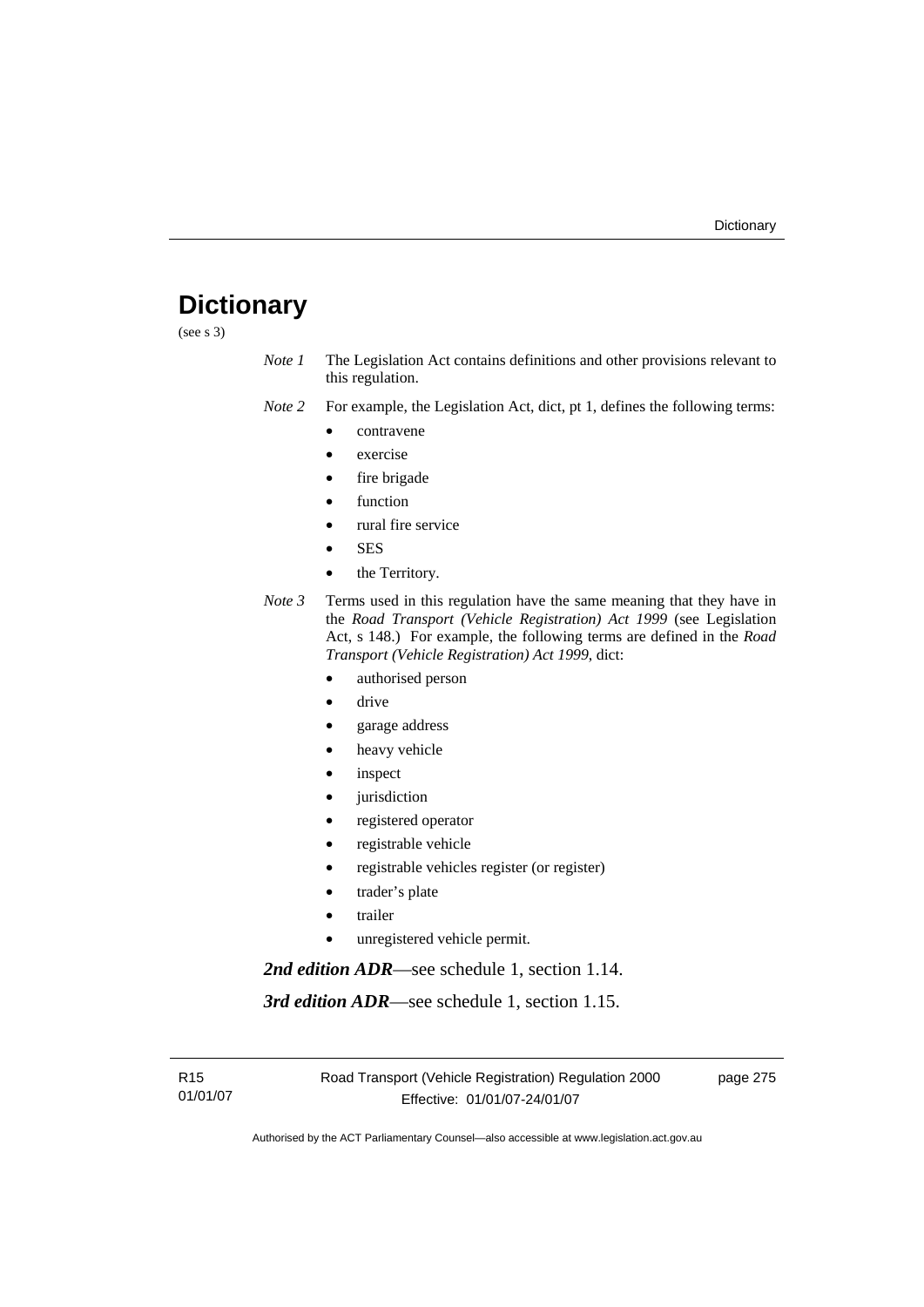# Dictionary

(see s 3)

*Note 1* The Legislation Act contains definitions and other provisions relevant to this regulation.

*Note 2* For example, the Legislation Act, dict, pt 1, defines the following terms:

- contravene
- exercise
- fire brigade
- function
- rural fire service
- SES
- the Territory.

*Note 3* Terms used in this regulation have the same meaning that they have in the *Road Transport (Vehicle Registration) Act 1999* (see Legislation Act, s 148.) For example, the following terms are defined in the *Road Transport (Vehicle Registration) Act 1999*, dict:

- authorised person
- drive
- garage address
- heavy vehicle
- inspect
- jurisdiction
- registered operator
- registrable vehicle
- registrable vehicles register (or register)
- trader's plate
- trailer
- unregistered vehicle permit.

***2nd edition ADR***—see schedule 1, section 1.14.

***3rd edition ADR***—see schedule 1, section 1.15.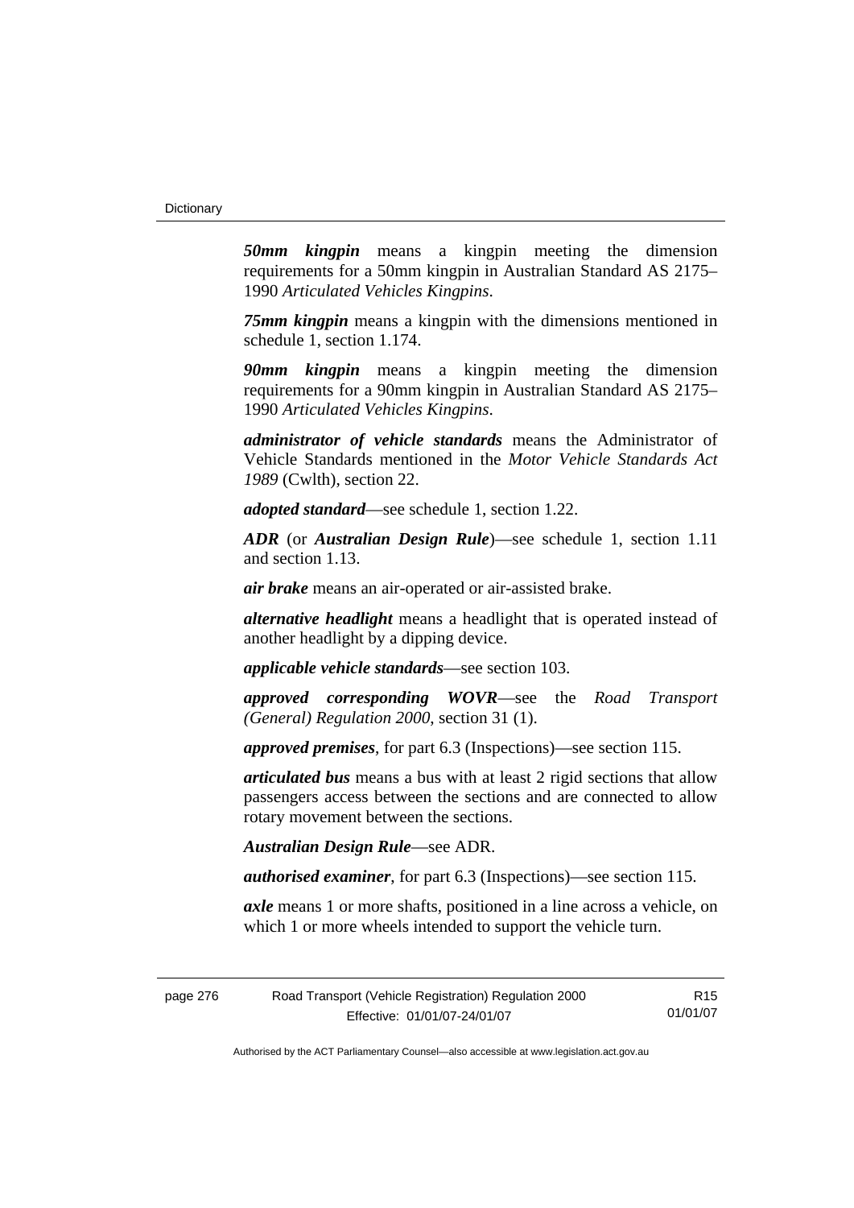***50mm kingpin*** means a kingpin meeting the dimension requirements for a 50mm kingpin in Australian Standard AS 2175–1990 *Articulated Vehicles Kingpins*.

***75mm kingpin*** means a kingpin with the dimensions mentioned in schedule 1, section 1.174.

***90mm kingpin*** means a kingpin meeting the dimension requirements for a 90mm kingpin in Australian Standard AS 2175–1990 *Articulated Vehicles Kingpins*.

***administrator of vehicle standards*** means the Administrator of Vehicle Standards mentioned in the *Motor Vehicle Standards Act 1989* (Cwlth), section 22.

***adopted standard***—see schedule 1, section 1.22.

***ADR*** (or ***Australian Design Rule***)—see schedule 1, section 1.11 and section 1.13.

***air brake*** means an air-operated or air-assisted brake.

***alternative headlight*** means a headlight that is operated instead of another headlight by a dipping device.

***applicable vehicle standards***—see section 103.

***approved corresponding WOVR***—see the *Road Transport (General) Regulation 2000*, section 31 (1).

***approved premises***, for part 6.3 (Inspections)—see section 115.

***articulated bus*** means a bus with at least 2 rigid sections that allow passengers access between the sections and are connected to allow rotary movement between the sections.

***Australian Design Rule***—see ADR.

***authorised examiner***, for part 6.3 (Inspections)—see section 115.

***axle*** means 1 or more shafts, positioned in a line across a vehicle, on which 1 or more wheels intended to support the vehicle turn.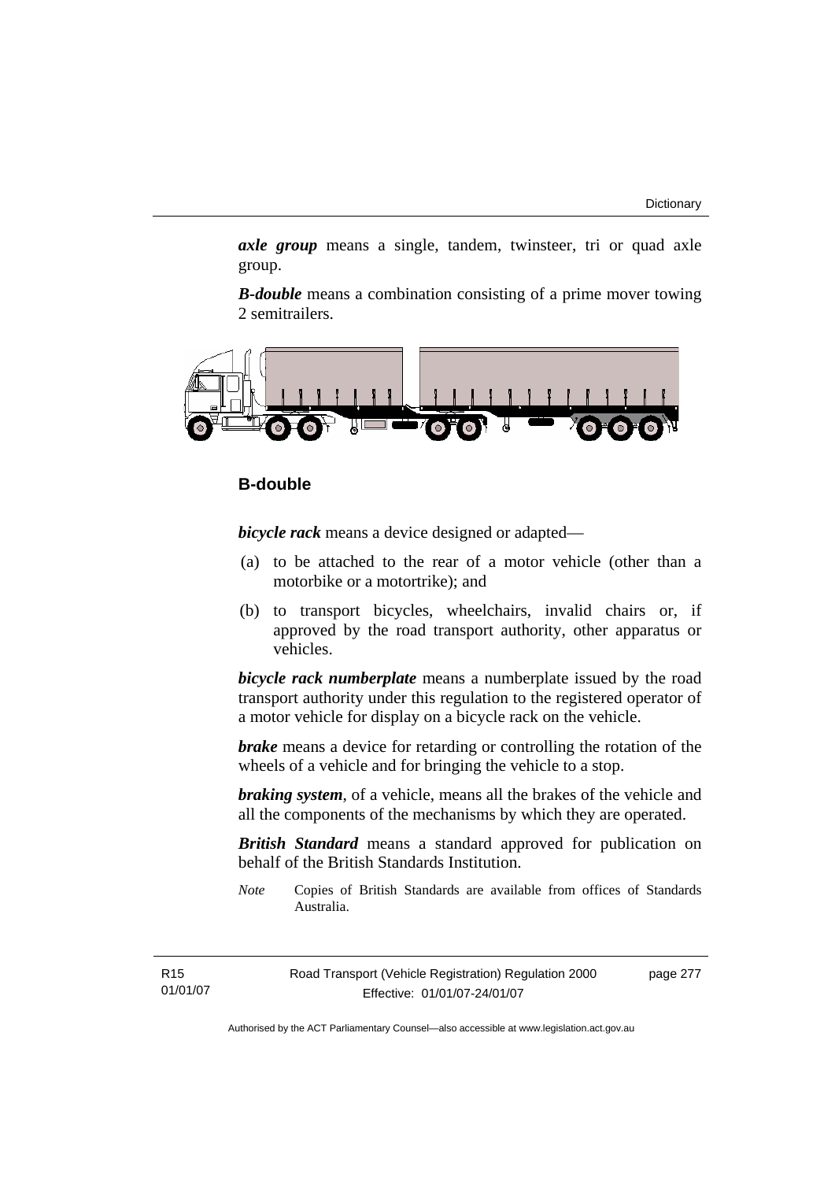***axle group*** means a single, tandem, twinsteer, tri or quad axle group.

***B-double*** means a combination consisting of a prime mover towing 2 semitrailers.

**B-double**

***bicycle rack*** means a device designed or adapted—

(a) to be attached to the rear of a motor vehicle (other than a motorbike or a motortrike); and

(b) to transport bicycles, wheelchairs, invalid chairs or, if approved by the road transport authority, other apparatus or vehicles.

***bicycle rack numberplate*** means a numberplate issued by the road transport authority under this regulation to the registered operator of a motor vehicle for display on a bicycle rack on the vehicle.

***brake*** means a device for retarding or controlling the rotation of the wheels of a vehicle and for bringing the vehicle to a stop.

***braking system***, of a vehicle, means all the brakes of the vehicle and all the components of the mechanisms by which they are operated.

***British Standard*** means a standard approved for publication on behalf of the British Standards Institution.

*Note* Copies of British Standards are available from offices of Standards Australia.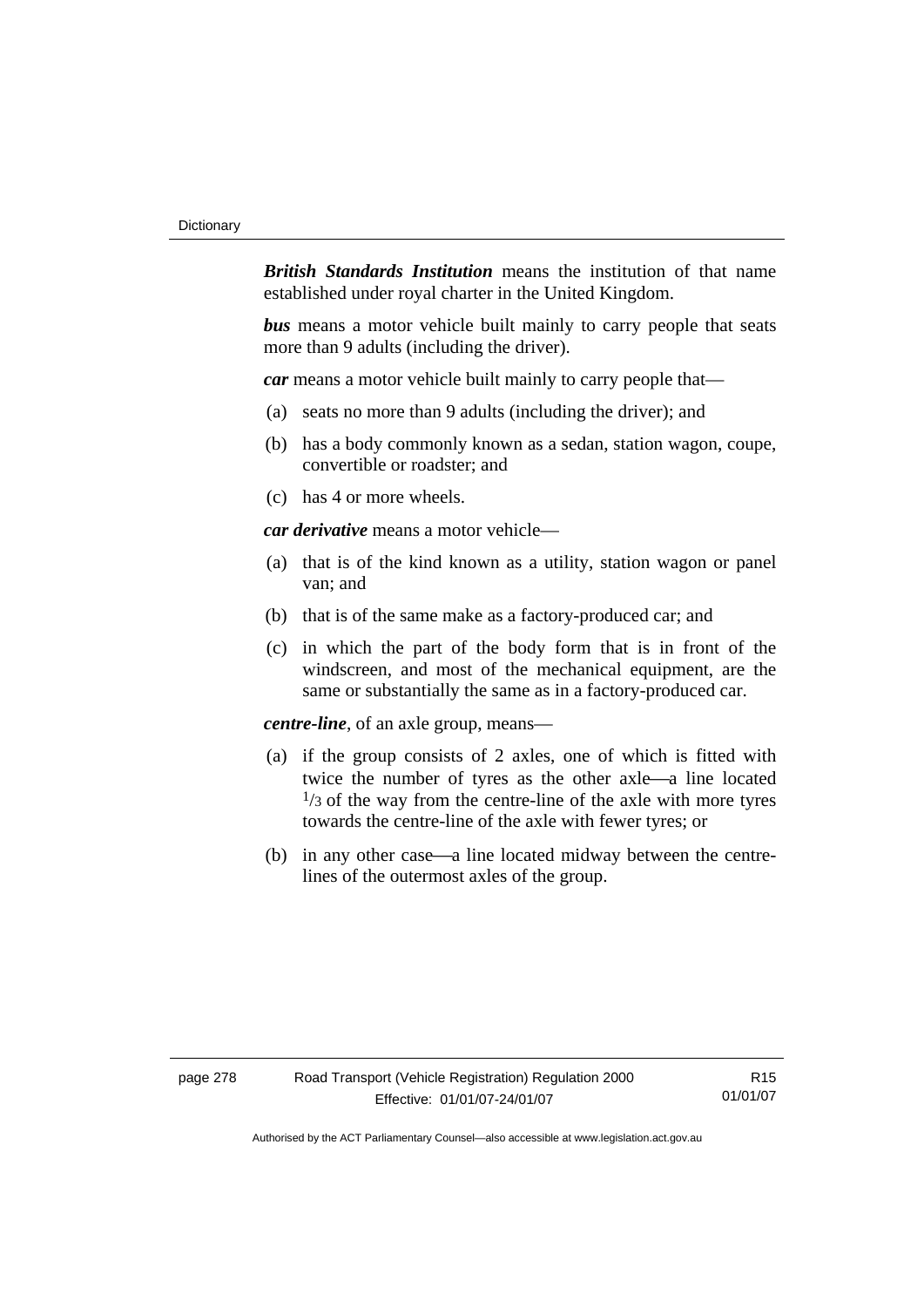***British Standards Institution*** means the institution of that name established under royal charter in the United Kingdom.

***bus*** means a motor vehicle built mainly to carry people that seats more than 9 adults (including the driver).

***car*** means a motor vehicle built mainly to carry people that—

(a) seats no more than 9 adults (including the driver); and

(b) has a body commonly known as a sedan, station wagon, coupe, convertible or roadster; and

(c) has 4 or more wheels.

***car derivative*** means a motor vehicle—

(a) that is of the kind known as a utility, station wagon or panel van; and

(b) that is of the same make as a factory-produced car; and

(c) in which the part of the body form that is in front of the windscreen, and most of the mechanical equipment, are the same or substantially the same as in a factory-produced car.

***centre-line***, of an axle group, means—

(a) if the group consists of 2 axles, one of which is fitted with twice the number of tyres as the other axle—a line located $^{1}/_{3}$ of the way from the centre-line of the axle with more tyres towards the centre-line of the axle with fewer tyres; or

(b) in any other case—a line located midway between the centre-lines of the outermost axles of the group.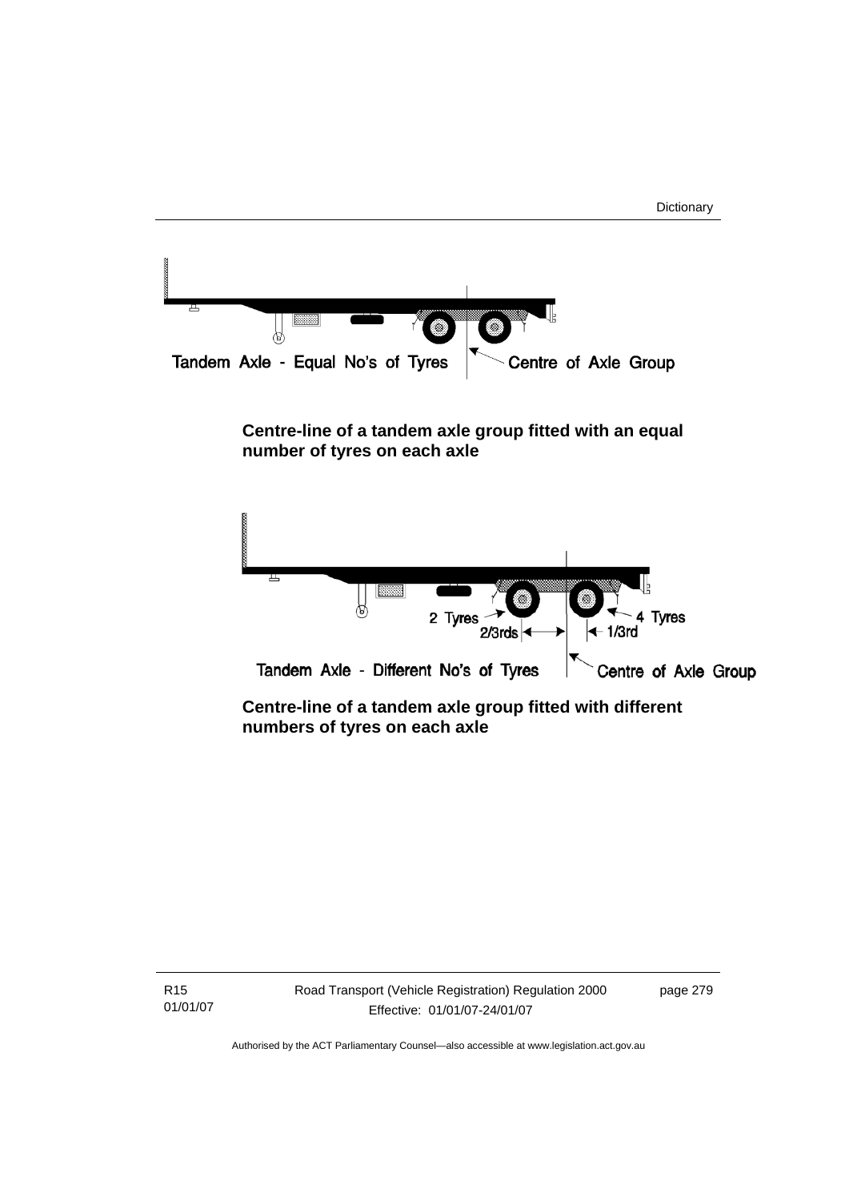**Centre-line of a tandem axle group fitted with an equal number of tyres on each axle**

**Centre-line of a tandem axle group fitted with different numbers of tyres on each axle**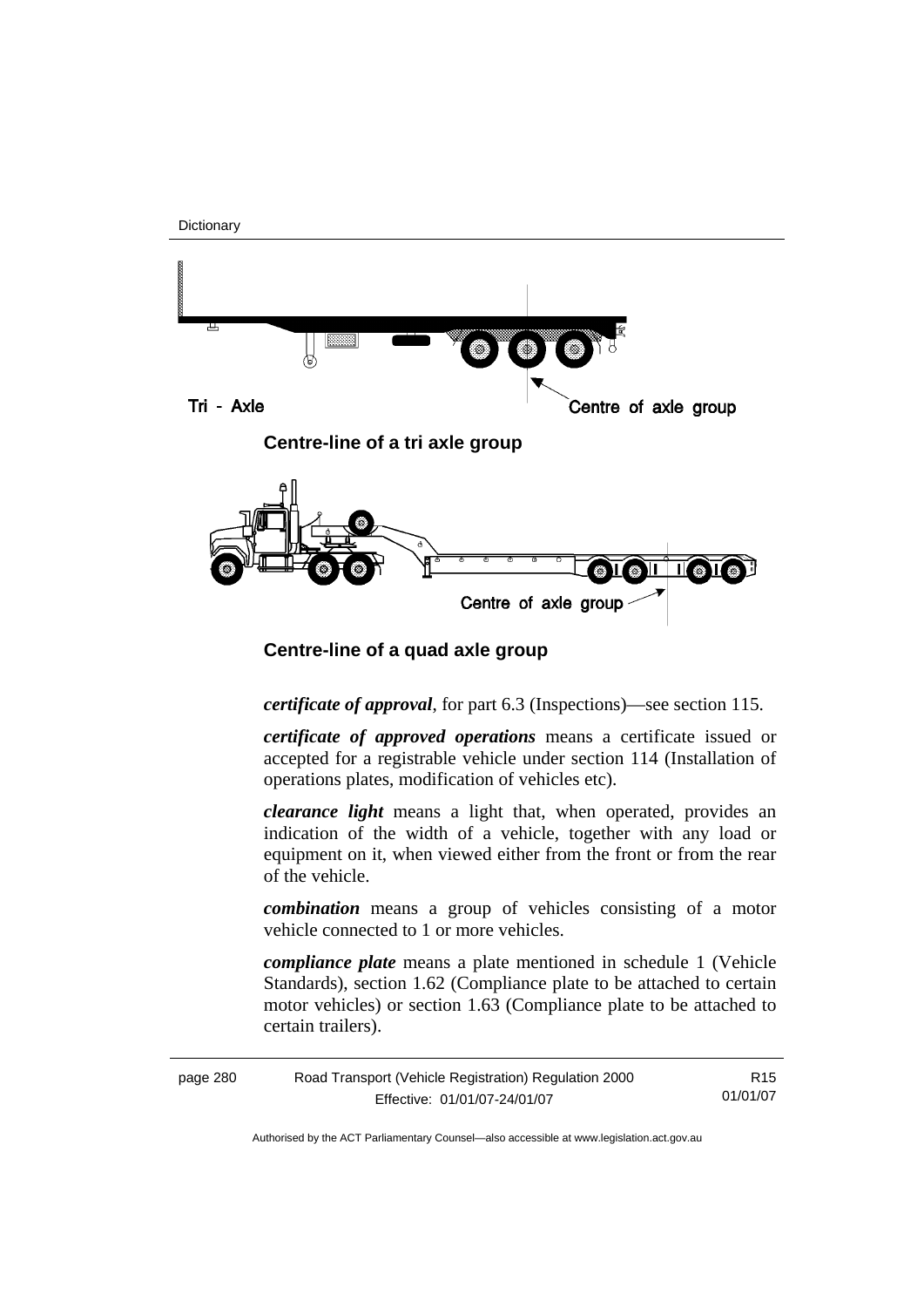**Centre-line of a tri axle group**

**Centre-line of a quad axle group**

***certificate of approval***, for part 6.3 (Inspections)—see section 115.

***certificate of approved operations*** means a certificate issued or accepted for a registrable vehicle under section 114 (Installation of operations plates, modification of vehicles etc).

***clearance light*** means a light that, when operated, provides an indication of the width of a vehicle, together with any load or equipment on it, when viewed either from the front or from the rear of the vehicle.

***combination*** means a group of vehicles consisting of a motor vehicle connected to 1 or more vehicles.

***compliance plate*** means a plate mentioned in schedule 1 (Vehicle Standards), section 1.62 (Compliance plate to be attached to certain motor vehicles) or section 1.63 (Compliance plate to be attached to certain trailers).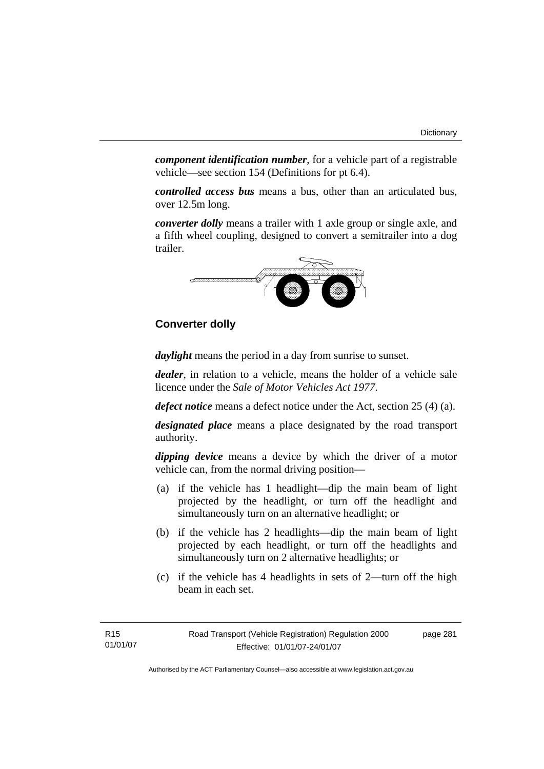***component identification number***, for a vehicle part of a registrable vehicle—see section 154 (Definitions for pt 6.4).

***controlled access bus*** means a bus, other than an articulated bus, over 12.5m long.

***converter dolly*** means a trailer with 1 axle group or single axle, and a fifth wheel coupling, designed to convert a semitrailer into a dog trailer.

**Converter dolly**

***daylight*** means the period in a day from sunrise to sunset.

***dealer***, in relation to a vehicle, means the holder of a vehicle sale licence under the *Sale of Motor Vehicles Act 1977*.

***defect notice*** means a defect notice under the Act, section 25 (4) (a).

***designated place*** means a place designated by the road transport authority.

***dipping device*** means a device by which the driver of a motor vehicle can, from the normal driving position—

(a) if the vehicle has 1 headlight—dip the main beam of light projected by the headlight, or turn off the headlight and simultaneously turn on an alternative headlight; or

(b) if the vehicle has 2 headlights—dip the main beam of light projected by each headlight, or turn off the headlights and simultaneously turn on 2 alternative headlights; or

(c) if the vehicle has 4 headlights in sets of 2—turn off the high beam in each set.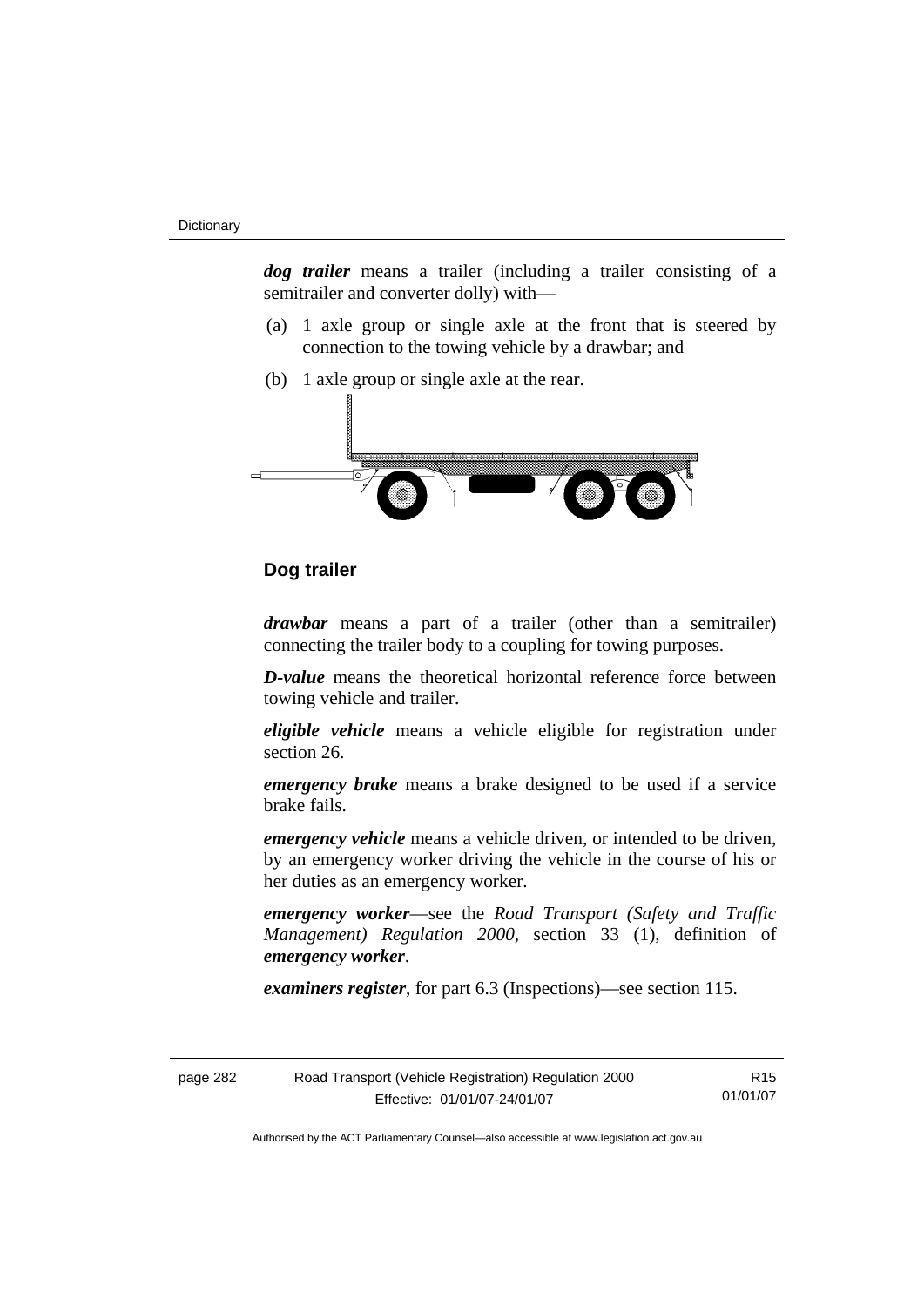***dog trailer*** means a trailer (including a trailer consisting of a semitrailer and converter dolly) with—

(a) 1 axle group or single axle at the front that is steered by connection to the towing vehicle by a drawbar; and

(b) 1 axle group or single axle at the rear.

**Dog trailer**

***drawbar*** means a part of a trailer (other than a semitrailer) connecting the trailer body to a coupling for towing purposes.

***D-value*** means the theoretical horizontal reference force between towing vehicle and trailer.

***eligible vehicle*** means a vehicle eligible for registration under section 26.

***emergency brake*** means a brake designed to be used if a service brake fails.

***emergency vehicle*** means a vehicle driven, or intended to be driven, by an emergency worker driving the vehicle in the course of his or her duties as an emergency worker.

***emergency worker***—see the *Road Transport (Safety and Traffic Management) Regulation 2000*, section 33 (1), definition of ***emergency worker***.

***examiners register***, for part 6.3 (Inspections)—see section 115.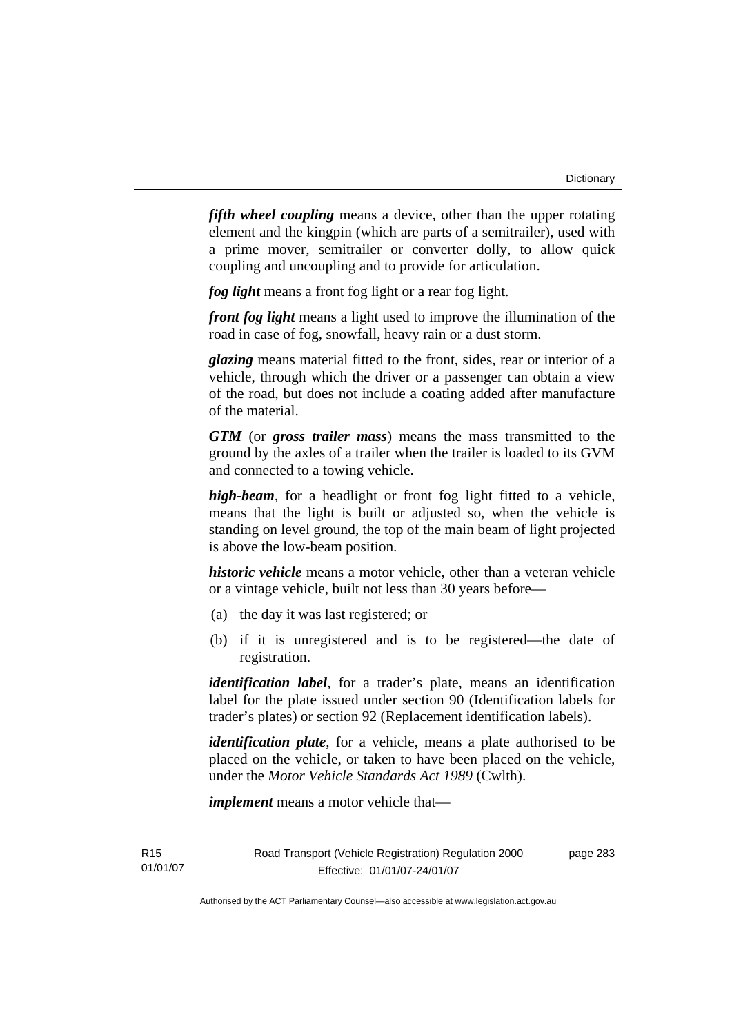***fifth wheel coupling*** means a device, other than the upper rotating element and the kingpin (which are parts of a semitrailer), used with a prime mover, semitrailer or converter dolly, to allow quick coupling and uncoupling and to provide for articulation.

***fog light*** means a front fog light or a rear fog light.

***front fog light*** means a light used to improve the illumination of the road in case of fog, snowfall, heavy rain or a dust storm.

***glazing*** means material fitted to the front, sides, rear or interior of a vehicle, through which the driver or a passenger can obtain a view of the road, but does not include a coating added after manufacture of the material.

***GTM*** (or ***gross trailer mass***) means the mass transmitted to the ground by the axles of a trailer when the trailer is loaded to its GVM and connected to a towing vehicle.

***high-beam***, for a headlight or front fog light fitted to a vehicle, means that the light is built or adjusted so, when the vehicle is standing on level ground, the top of the main beam of light projected is above the low-beam position.

***historic vehicle*** means a motor vehicle, other than a veteran vehicle or a vintage vehicle, built not less than 30 years before—

(a) the day it was last registered; or

(b) if it is unregistered and is to be registered—the date of registration.

***identification label***, for a trader's plate, means an identification label for the plate issued under section 90 (Identification labels for trader's plates) or section 92 (Replacement identification labels).

***identification plate***, for a vehicle, means a plate authorised to be placed on the vehicle, or taken to have been placed on the vehicle, under the *Motor Vehicle Standards Act 1989* (Cwlth).

***implement*** means a motor vehicle that—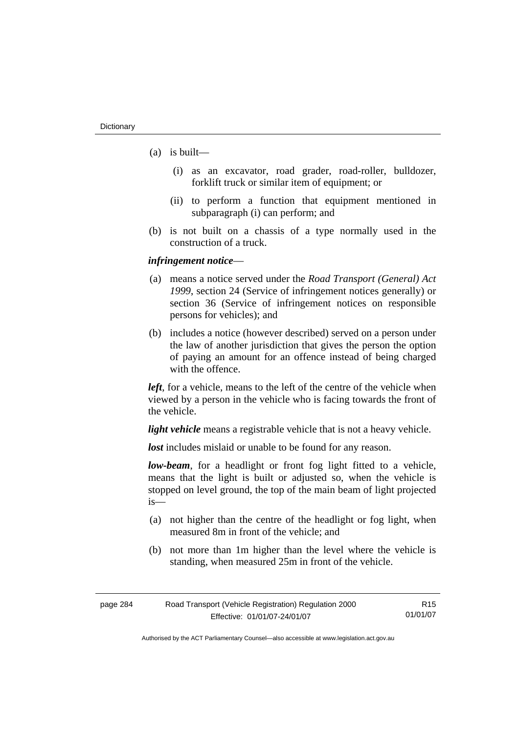(a) is built—

   (i) as an excavator, road grader, road-roller, bulldozer, forklift truck or similar item of equipment; or

   (ii) to perform a function that equipment mentioned in subparagraph (i) can perform; and

(b) is not built on a chassis of a type normally used in the construction of a truck.

***infringement notice***—

(a) means a notice served under the *Road Transport (General) Act 1999*, section 24 (Service of infringement notices generally) or section 36 (Service of infringement notices on responsible persons for vehicles); and

(b) includes a notice (however described) served on a person under the law of another jurisdiction that gives the person the option of paying an amount for an offence instead of being charged with the offence.

***left***, for a vehicle, means to the left of the centre of the vehicle when viewed by a person in the vehicle who is facing towards the front of the vehicle.

***light vehicle*** means a registrable vehicle that is not a heavy vehicle.

***lost*** includes mislaid or unable to be found for any reason.

***low-beam***, for a headlight or front fog light fitted to a vehicle, means that the light is built or adjusted so, when the vehicle is stopped on level ground, the top of the main beam of light projected is—

(a) not higher than the centre of the headlight or fog light, when measured 8m in front of the vehicle; and

(b) not more than 1m higher than the level where the vehicle is standing, when measured 25m in front of the vehicle.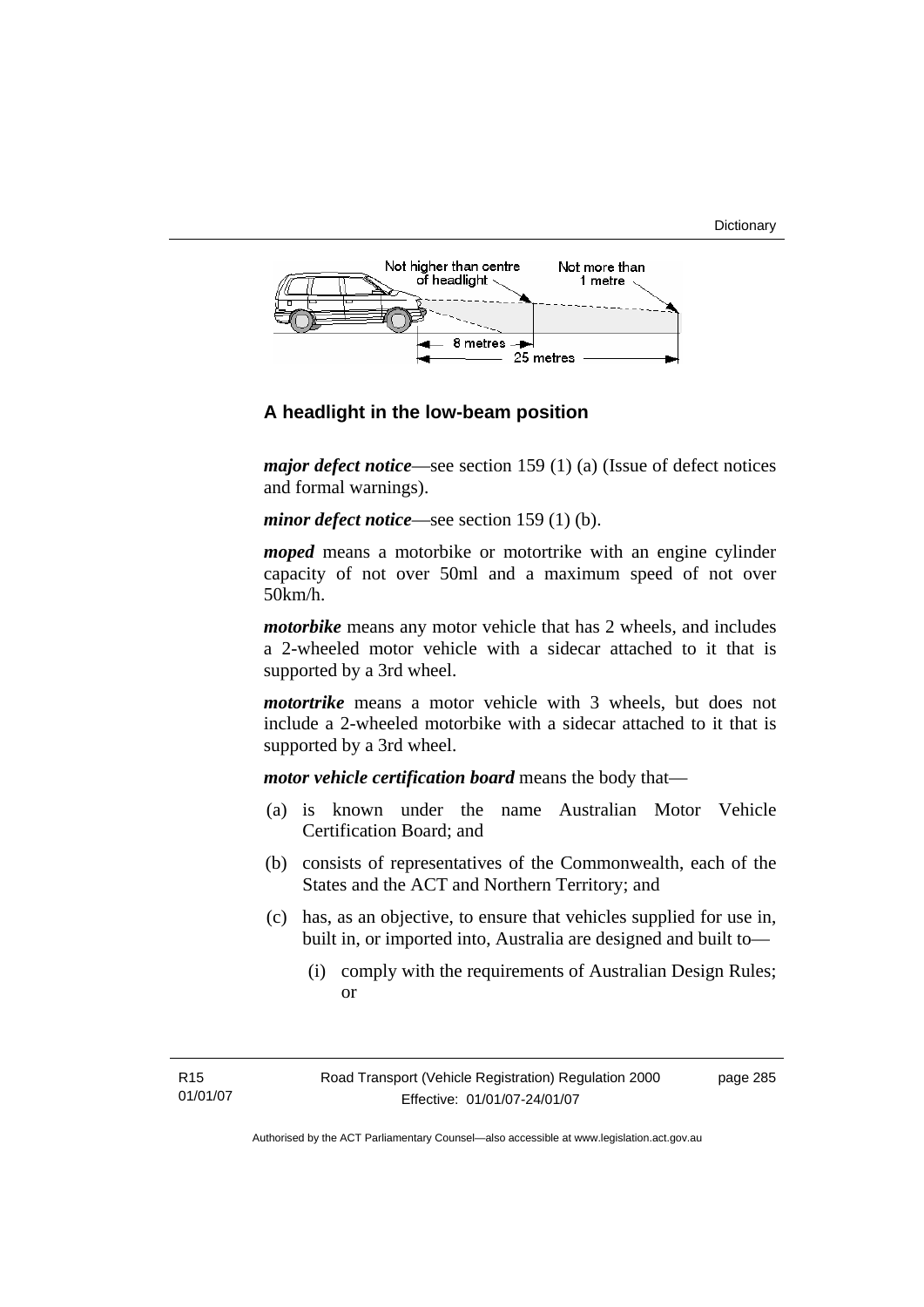**A headlight in the low-beam position**

***major defect notice***—see section 159 (1) (a) (Issue of defect notices and formal warnings).

***minor defect notice***—see section 159 (1) (b).

***moped*** means a motorbike or motortrike with an engine cylinder capacity of not over 50ml and a maximum speed of not over 50km/h.

***motorbike*** means any motor vehicle that has 2 wheels, and includes a 2-wheeled motor vehicle with a sidecar attached to it that is supported by a 3rd wheel.

***motortrike*** means a motor vehicle with 3 wheels, but does not include a 2-wheeled motorbike with a sidecar attached to it that is supported by a 3rd wheel.

***motor vehicle certification board*** means the body that—

(a) is known under the name Australian Motor Vehicle Certification Board; and

(b) consists of representatives of the Commonwealth, each of the States and the ACT and Northern Territory; and

(c) has, as an objective, to ensure that vehicles supplied for use in, built in, or imported into, Australia are designed and built to—

(i) comply with the requirements of Australian Design Rules; or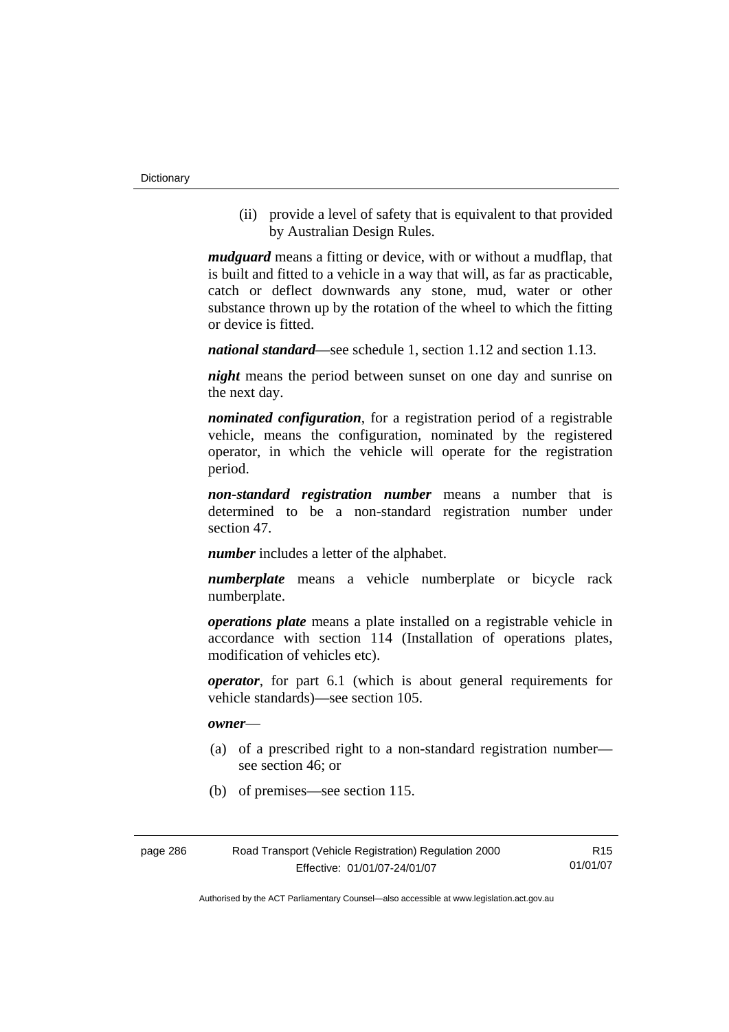(ii) provide a level of safety that is equivalent to that provided by Australian Design Rules.

***mudguard*** means a fitting or device, with or without a mudflap, that is built and fitted to a vehicle in a way that will, as far as practicable, catch or deflect downwards any stone, mud, water or other substance thrown up by the rotation of the wheel to which the fitting or device is fitted.

***national standard***—see schedule 1, section 1.12 and section 1.13.

***night*** means the period between sunset on one day and sunrise on the next day.

***nominated configuration***, for a registration period of a registrable vehicle, means the configuration, nominated by the registered operator, in which the vehicle will operate for the registration period.

***non-standard registration number*** means a number that is determined to be a non-standard registration number under section 47.

***number*** includes a letter of the alphabet.

***numberplate*** means a vehicle numberplate or bicycle rack numberplate.

***operations plate*** means a plate installed on a registrable vehicle in accordance with section 114 (Installation of operations plates, modification of vehicles etc).

***operator***, for part 6.1 (which is about general requirements for vehicle standards)—see section 105.

***owner***—

(a) of a prescribed right to a non-standard registration number—see section 46; or

(b) of premises—see section 115.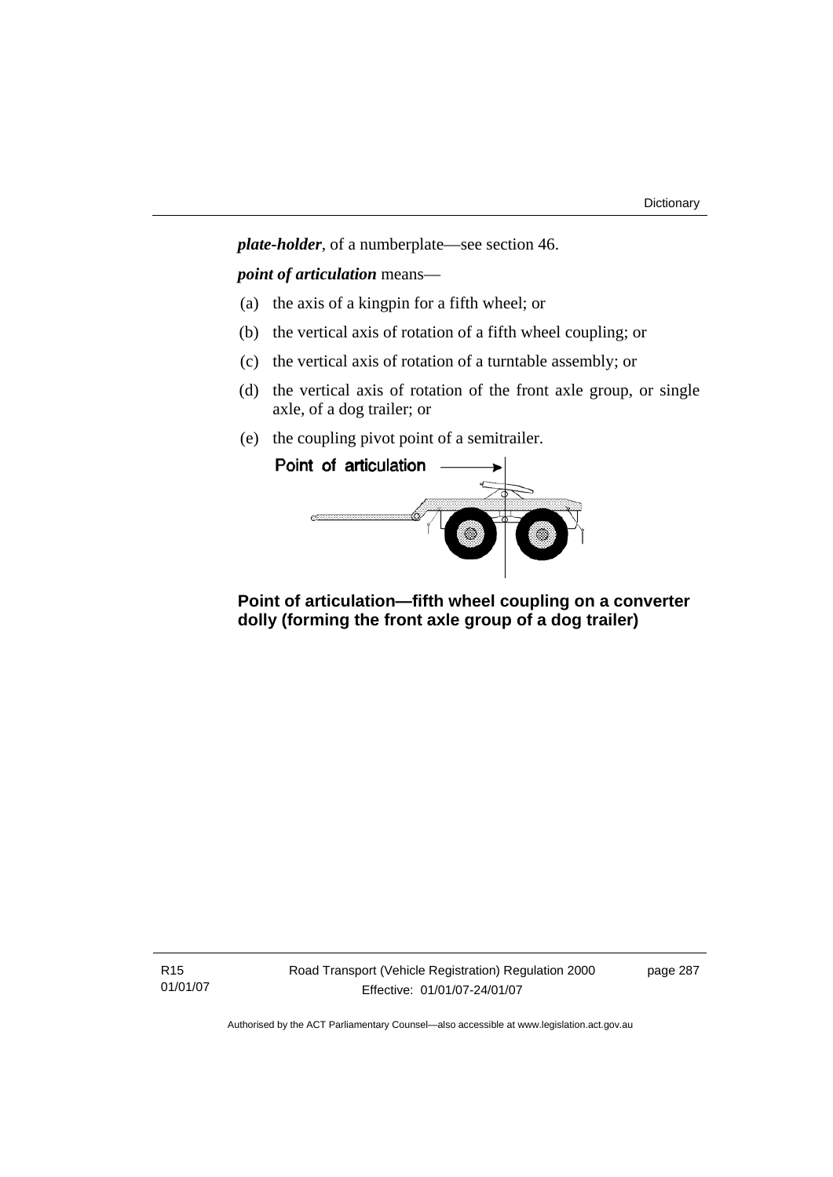***plate-holder***, of a numberplate—see section 46.

***point of articulation*** means—

(a) the axis of a kingpin for a fifth wheel; or

(b) the vertical axis of rotation of a fifth wheel coupling; or

(c) the vertical axis of rotation of a turntable assembly; or

(d) the vertical axis of rotation of the front axle group, or single axle, of a dog trailer; or

(e) the coupling pivot point of a semitrailer.

**Point of articulation—fifth wheel coupling on a converter dolly (forming the front axle group of a dog trailer)**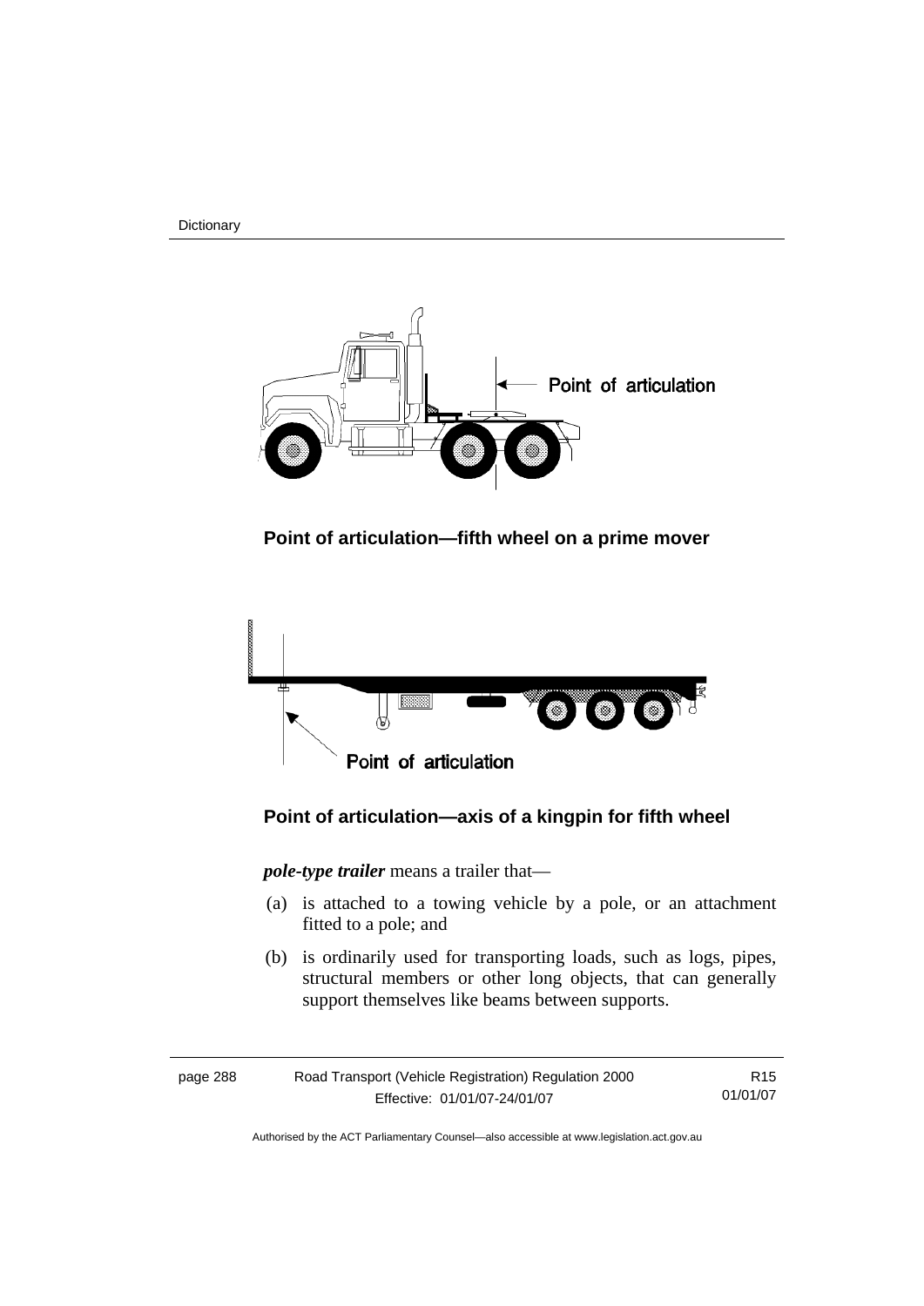**Point of articulation—fifth wheel on a prime mover**

**Point of articulation—axis of a kingpin for fifth wheel**

***pole-type trailer*** means a trailer that—

(a) is attached to a towing vehicle by a pole, or an attachment fitted to a pole; and

(b) is ordinarily used for transporting loads, such as logs, pipes, structural members or other long objects, that can generally support themselves like beams between supports.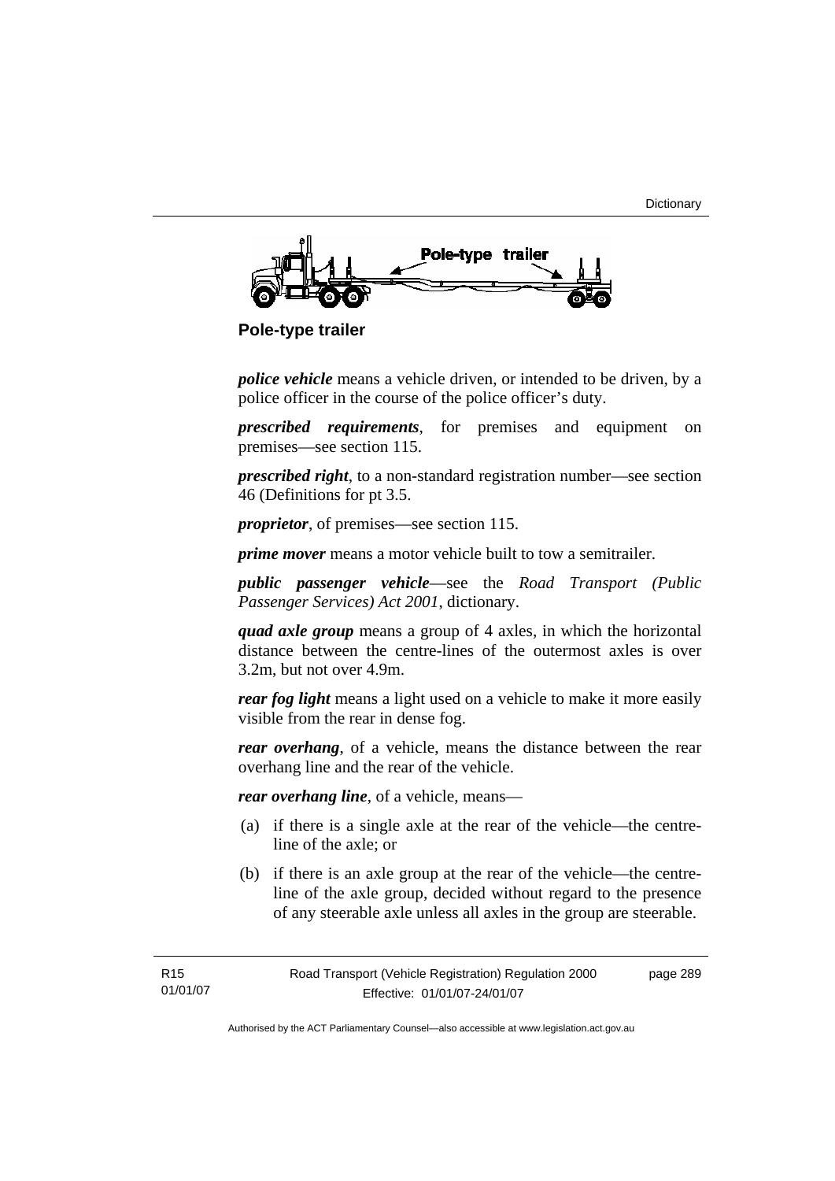**Pole-type trailer**

***police vehicle*** means a vehicle driven, or intended to be driven, by a police officer in the course of the police officer's duty.

***prescribed requirements***, for premises and equipment on premises—see section 115.

***prescribed right***, to a non-standard registration number—see section 46 (Definitions for pt 3.5.

***proprietor***, of premises—see section 115.

***prime mover*** means a motor vehicle built to tow a semitrailer.

***public passenger vehicle***—see the *Road Transport (Public Passenger Services) Act 2001*, dictionary.

***quad axle group*** means a group of 4 axles, in which the horizontal distance between the centre-lines of the outermost axles is over 3.2m, but not over 4.9m.

***rear fog light*** means a light used on a vehicle to make it more easily visible from the rear in dense fog.

***rear overhang***, of a vehicle, means the distance between the rear overhang line and the rear of the vehicle.

***rear overhang line***, of a vehicle, means—

(a) if there is a single axle at the rear of the vehicle—the centre-line of the axle; or

(b) if there is an axle group at the rear of the vehicle—the centre-line of the axle group, decided without regard to the presence of any steerable axle unless all axles in the group are steerable.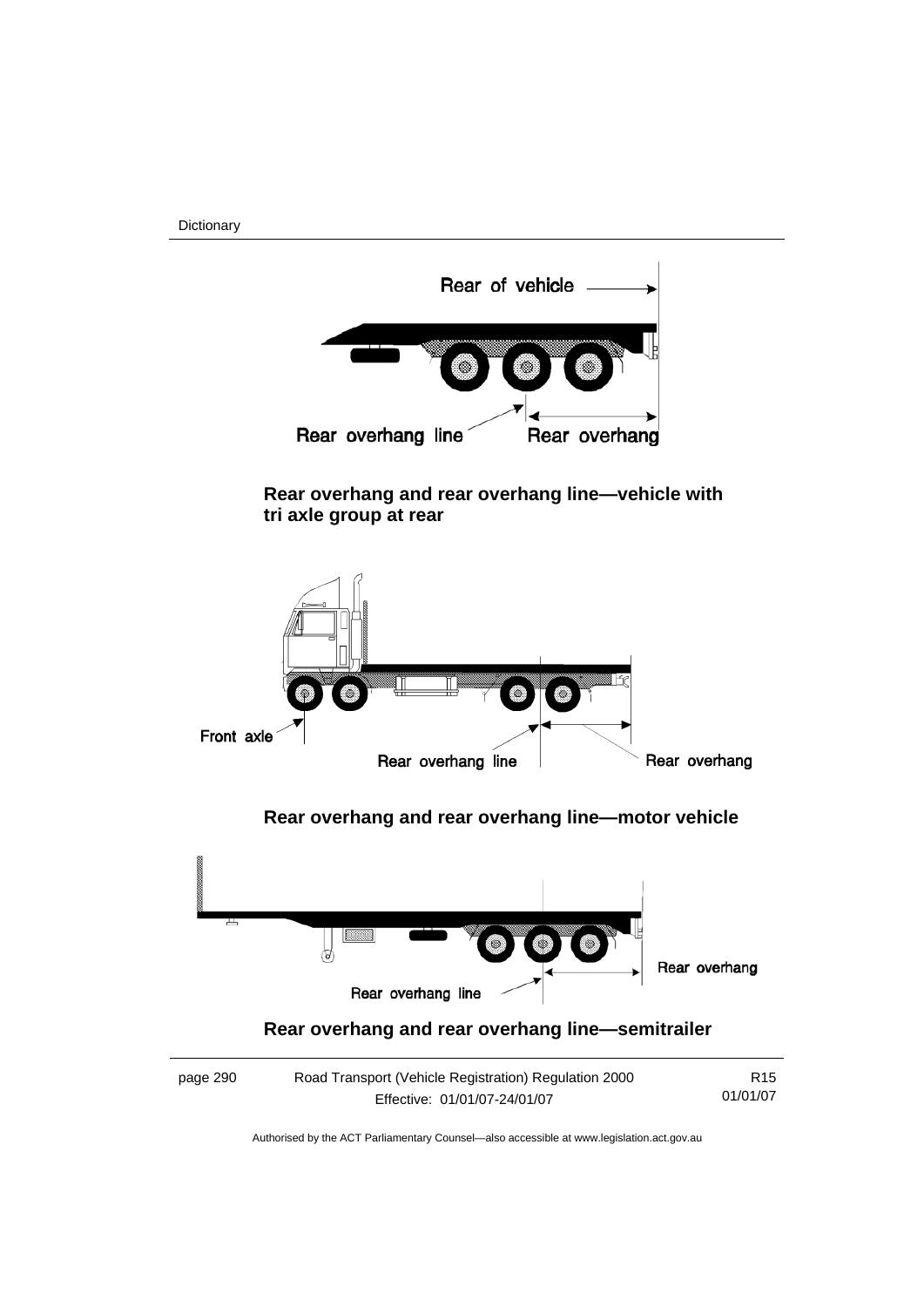Rear of vehicle

Rear overhang line

Rear overhang

**Rear overhang and rear overhang line—vehicle with tri axle group at rear**

Front axle

Rear overhang line

Rear overhang

**Rear overhang and rear overhang line—motor vehicle**

Rear overhang

Rear overhang line

**Rear overhang and rear overhang line—semitrailer**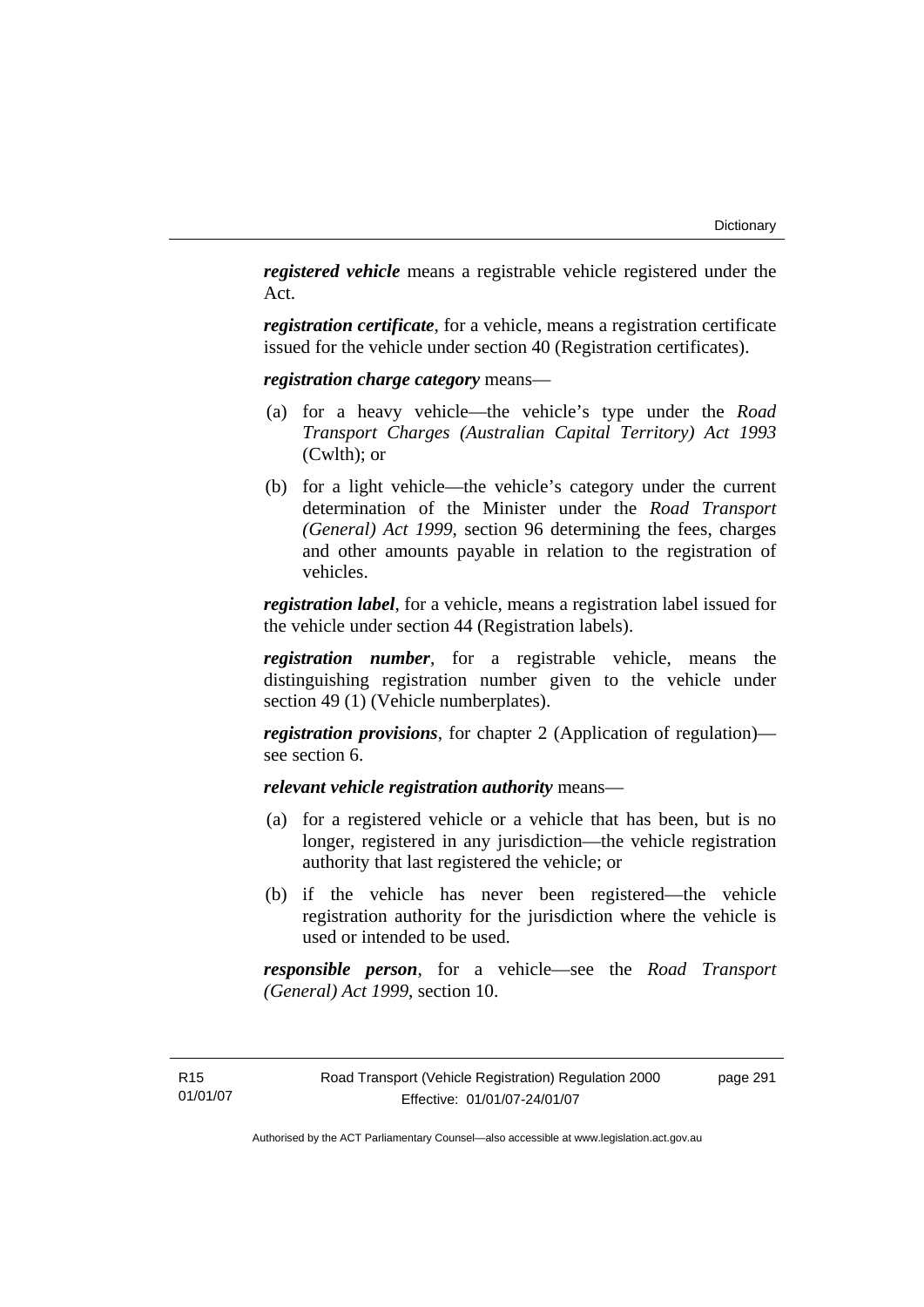***registered vehicle*** means a registrable vehicle registered under the Act.

***registration certificate***, for a vehicle, means a registration certificate issued for the vehicle under section 40 (Registration certificates).

***registration charge category*** means—

(a) for a heavy vehicle—the vehicle's type under the *Road Transport Charges (Australian Capital Territory) Act 1993* (Cwlth); or

(b) for a light vehicle—the vehicle's category under the current determination of the Minister under the *Road Transport (General) Act 1999*, section 96 determining the fees, charges and other amounts payable in relation to the registration of vehicles.

***registration label***, for a vehicle, means a registration label issued for the vehicle under section 44 (Registration labels).

***registration number***, for a registrable vehicle, means the distinguishing registration number given to the vehicle under section 49 (1) (Vehicle numberplates).

***registration provisions***, for chapter 2 (Application of regulation)—see section 6.

***relevant vehicle registration authority*** means—

(a) for a registered vehicle or a vehicle that has been, but is no longer, registered in any jurisdiction—the vehicle registration authority that last registered the vehicle; or

(b) if the vehicle has never been registered—the vehicle registration authority for the jurisdiction where the vehicle is used or intended to be used.

***responsible person***, for a vehicle—see the *Road Transport (General) Act 1999*, section 10.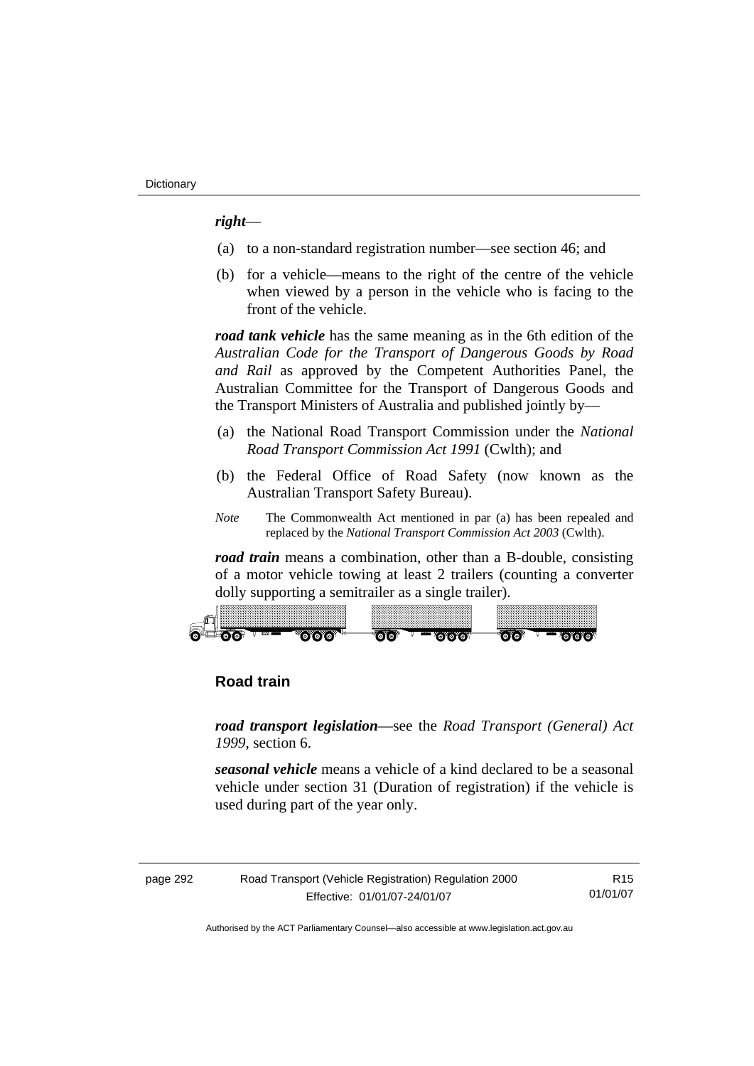***right***—

(a) to a non-standard registration number—see section 46; and

(b) for a vehicle—means to the right of the centre of the vehicle when viewed by a person in the vehicle who is facing to the front of the vehicle.

***road tank vehicle*** has the same meaning as in the 6th edition of the *Australian Code for the Transport of Dangerous Goods by Road and Rail* as approved by the Competent Authorities Panel, the Australian Committee for the Transport of Dangerous Goods and the Transport Ministers of Australia and published jointly by—

(a) the National Road Transport Commission under the *National Road Transport Commission Act 1991* (Cwlth); and

(b) the Federal Office of Road Safety (now known as the Australian Transport Safety Bureau).

*Note* The Commonwealth Act mentioned in par (a) has been repealed and replaced by the *National Transport Commission Act 2003* (Cwlth).

***road train*** means a combination, other than a B-double, consisting of a motor vehicle towing at least 2 trailers (counting a converter dolly supporting a semitrailer as a single trailer).

**Road train**

***road transport legislation***—see the *Road Transport (General) Act 1999*, section 6.

***seasonal vehicle*** means a vehicle of a kind declared to be a seasonal vehicle under section 31 (Duration of registration) if the vehicle is used during part of the year only.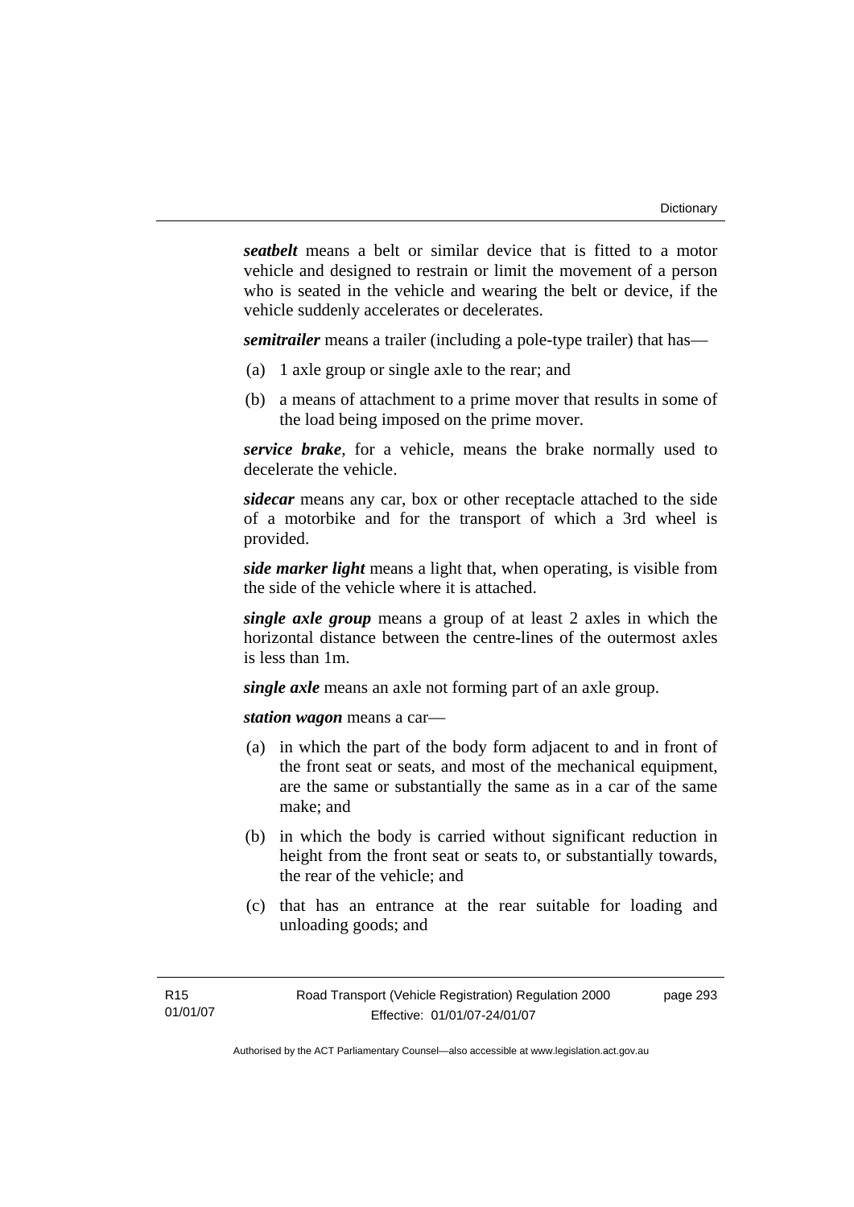***seatbelt*** means a belt or similar device that is fitted to a motor vehicle and designed to restrain or limit the movement of a person who is seated in the vehicle and wearing the belt or device, if the vehicle suddenly accelerates or decelerates.

***semitrailer*** means a trailer (including a pole-type trailer) that has—

(a) 1 axle group or single axle to the rear; and

(b) a means of attachment to a prime mover that results in some of the load being imposed on the prime mover.

***service brake***, for a vehicle, means the brake normally used to decelerate the vehicle.

***sidecar*** means any car, box or other receptacle attached to the side of a motorbike and for the transport of which a 3rd wheel is provided.

***side marker light*** means a light that, when operating, is visible from the side of the vehicle where it is attached.

***single axle group*** means a group of at least 2 axles in which the horizontal distance between the centre-lines of the outermost axles is less than 1m.

***single axle*** means an axle not forming part of an axle group.

***station wagon*** means a car—

(a) in which the part of the body form adjacent to and in front of the front seat or seats, and most of the mechanical equipment, are the same or substantially the same as in a car of the same make; and

(b) in which the body is carried without significant reduction in height from the front seat or seats to, or substantially towards, the rear of the vehicle; and

(c) that has an entrance at the rear suitable for loading and unloading goods; and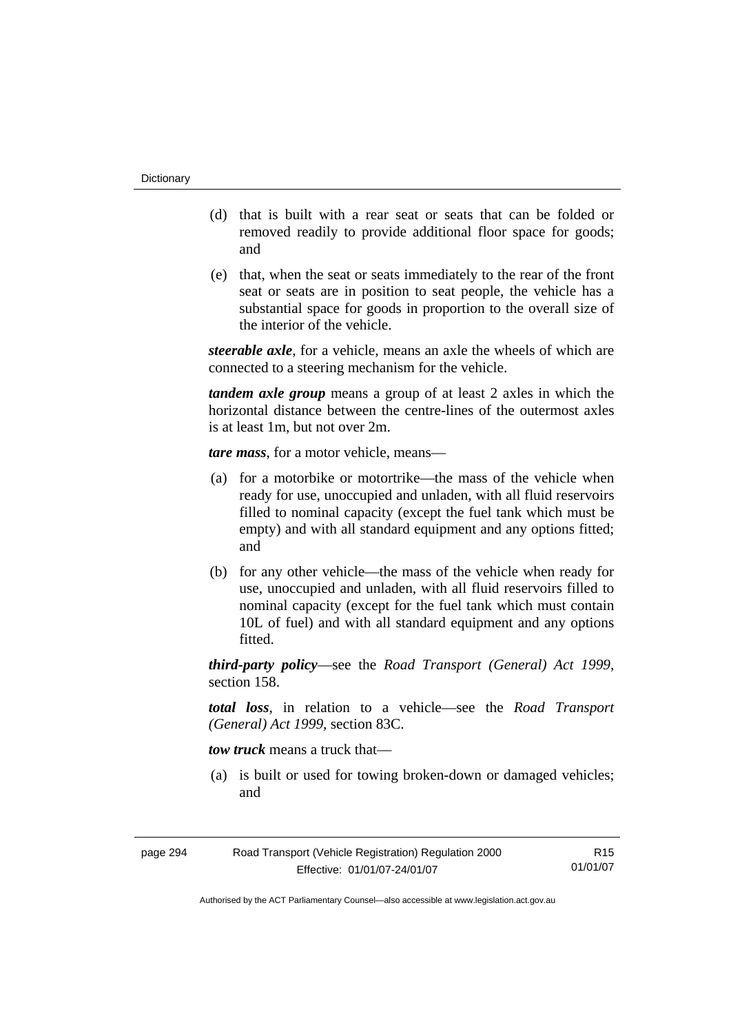(d) that is built with a rear seat or seats that can be folded or removed readily to provide additional floor space for goods; and

(e) that, when the seat or seats immediately to the rear of the front seat or seats are in position to seat people, the vehicle has a substantial space for goods in proportion to the overall size of the interior of the vehicle.

***steerable axle***, for a vehicle, means an axle the wheels of which are connected to a steering mechanism for the vehicle.

***tandem axle group*** means a group of at least 2 axles in which the horizontal distance between the centre-lines of the outermost axles is at least 1m, but not over 2m.

***tare mass***, for a motor vehicle, means—

(a) for a motorbike or motortrike—the mass of the vehicle when ready for use, unoccupied and unladen, with all fluid reservoirs filled to nominal capacity (except the fuel tank which must be empty) and with all standard equipment and any options fitted; and

(b) for any other vehicle—the mass of the vehicle when ready for use, unoccupied and unladen, with all fluid reservoirs filled to nominal capacity (except for the fuel tank which must contain 10L of fuel) and with all standard equipment and any options fitted.

***third-party policy***—see the *Road Transport (General) Act 1999*, section 158.

***total loss***, in relation to a vehicle—see the *Road Transport (General) Act 1999*, section 83C.

***tow truck*** means a truck that—

(a) is built or used for towing broken-down or damaged vehicles; and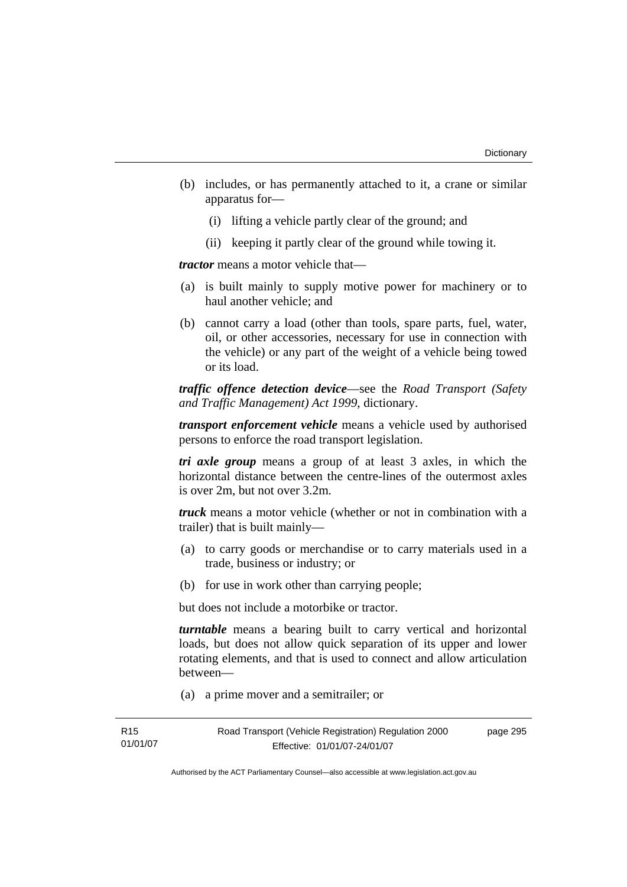(b) includes, or has permanently attached to it, a crane or similar apparatus for—

   (i) lifting a vehicle partly clear of the ground; and

   (ii) keeping it partly clear of the ground while towing it.

***tractor*** means a motor vehicle that—

(a) is built mainly to supply motive power for machinery or to haul another vehicle; and

(b) cannot carry a load (other than tools, spare parts, fuel, water, oil, or other accessories, necessary for use in connection with the vehicle) or any part of the weight of a vehicle being towed or its load.

***traffic offence detection device***—see the *Road Transport (Safety and Traffic Management) Act 1999*, dictionary.

***transport enforcement vehicle*** means a vehicle used by authorised persons to enforce the road transport legislation.

***tri axle group*** means a group of at least 3 axles, in which the horizontal distance between the centre-lines of the outermost axles is over 2m, but not over 3.2m.

***truck*** means a motor vehicle (whether or not in combination with a trailer) that is built mainly—

(a) to carry goods or merchandise or to carry materials used in a trade, business or industry; or

(b) for use in work other than carrying people;

but does not include a motorbike or tractor.

***turntable*** means a bearing built to carry vertical and horizontal loads, but does not allow quick separation of its upper and lower rotating elements, and that is used to connect and allow articulation between—

(a) a prime mover and a semitrailer; or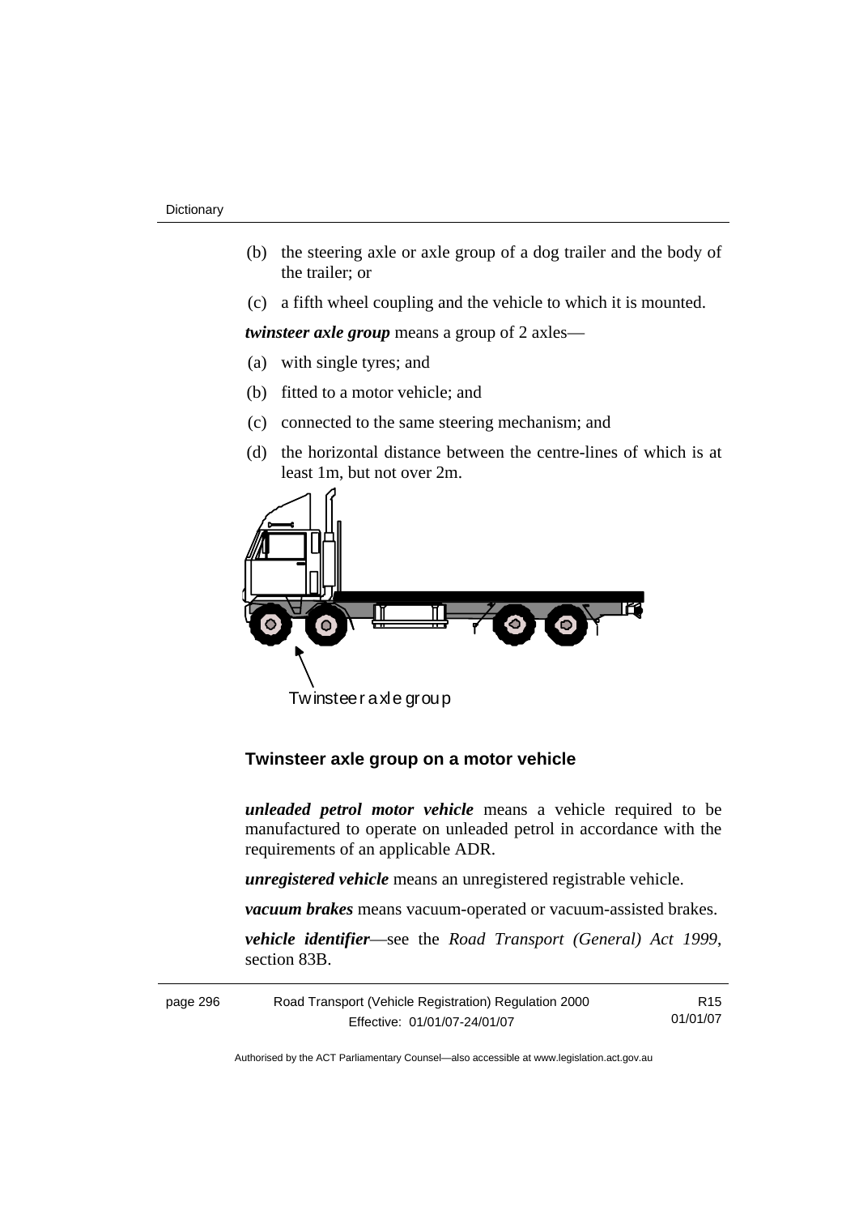(b) the steering axle or axle group of a dog trailer and the body of the trailer; or

(c) a fifth wheel coupling and the vehicle to which it is mounted.

***twinsteer axle group*** means a group of 2 axles—

(a) with single tyres; and

(b) fitted to a motor vehicle; and

(c) connected to the same steering mechanism; and

(d) the horizontal distance between the centre-lines of which is at least 1m, but not over 2m.

Twinsteer axle group

**Twinsteer axle group on a motor vehicle**

***unleaded petrol motor vehicle*** means a vehicle required to be manufactured to operate on unleaded petrol in accordance with the requirements of an applicable ADR.

***unregistered vehicle*** means an unregistered registrable vehicle.

***vacuum brakes*** means vacuum-operated or vacuum-assisted brakes.

***vehicle identifier***—see the *Road Transport (General) Act 1999*, section 83B.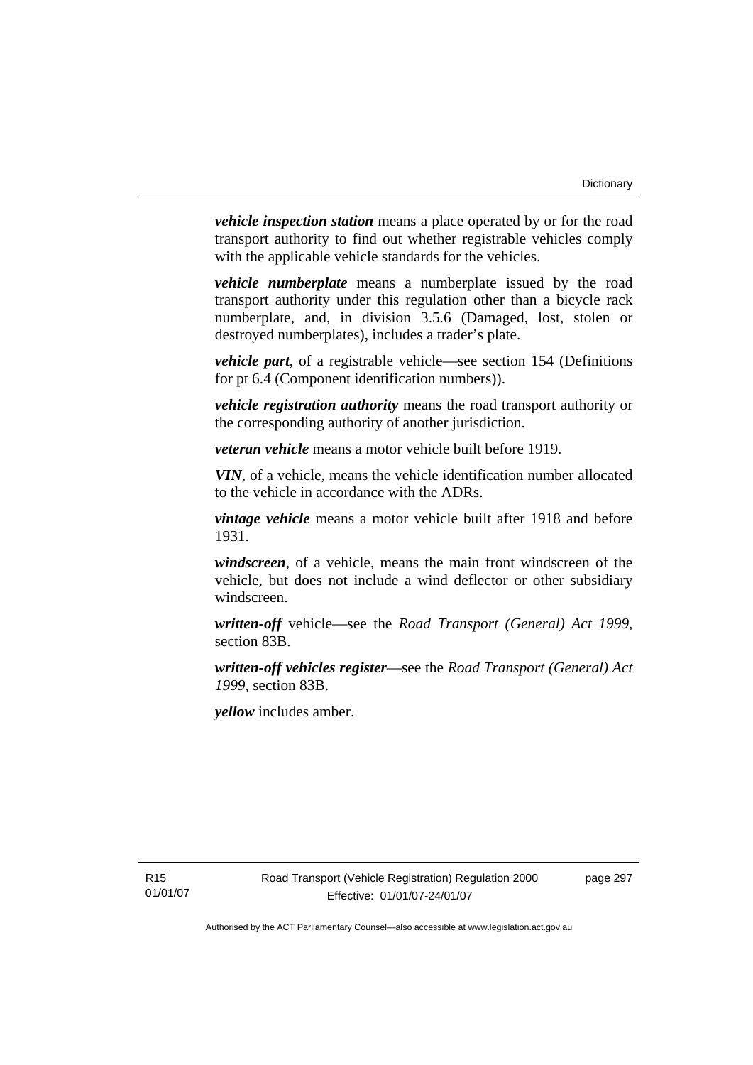***vehicle inspection station*** means a place operated by or for the road transport authority to find out whether registrable vehicles comply with the applicable vehicle standards for the vehicles.

***vehicle numberplate*** means a numberplate issued by the road transport authority under this regulation other than a bicycle rack numberplate, and, in division 3.5.6 (Damaged, lost, stolen or destroyed numberplates), includes a trader's plate.

***vehicle part***, of a registrable vehicle—see section 154 (Definitions for pt 6.4 (Component identification numbers)).

***vehicle registration authority*** means the road transport authority or the corresponding authority of another jurisdiction.

***veteran vehicle*** means a motor vehicle built before 1919.

***VIN***, of a vehicle, means the vehicle identification number allocated to the vehicle in accordance with the ADRs.

***vintage vehicle*** means a motor vehicle built after 1918 and before 1931.

***windscreen***, of a vehicle, means the main front windscreen of the vehicle, but does not include a wind deflector or other subsidiary windscreen.

***written-off*** vehicle—see the *Road Transport (General) Act 1999*, section 83B.

***written-off vehicles register***—see the *Road Transport (General) Act 1999*, section 83B.

***yellow*** includes amber.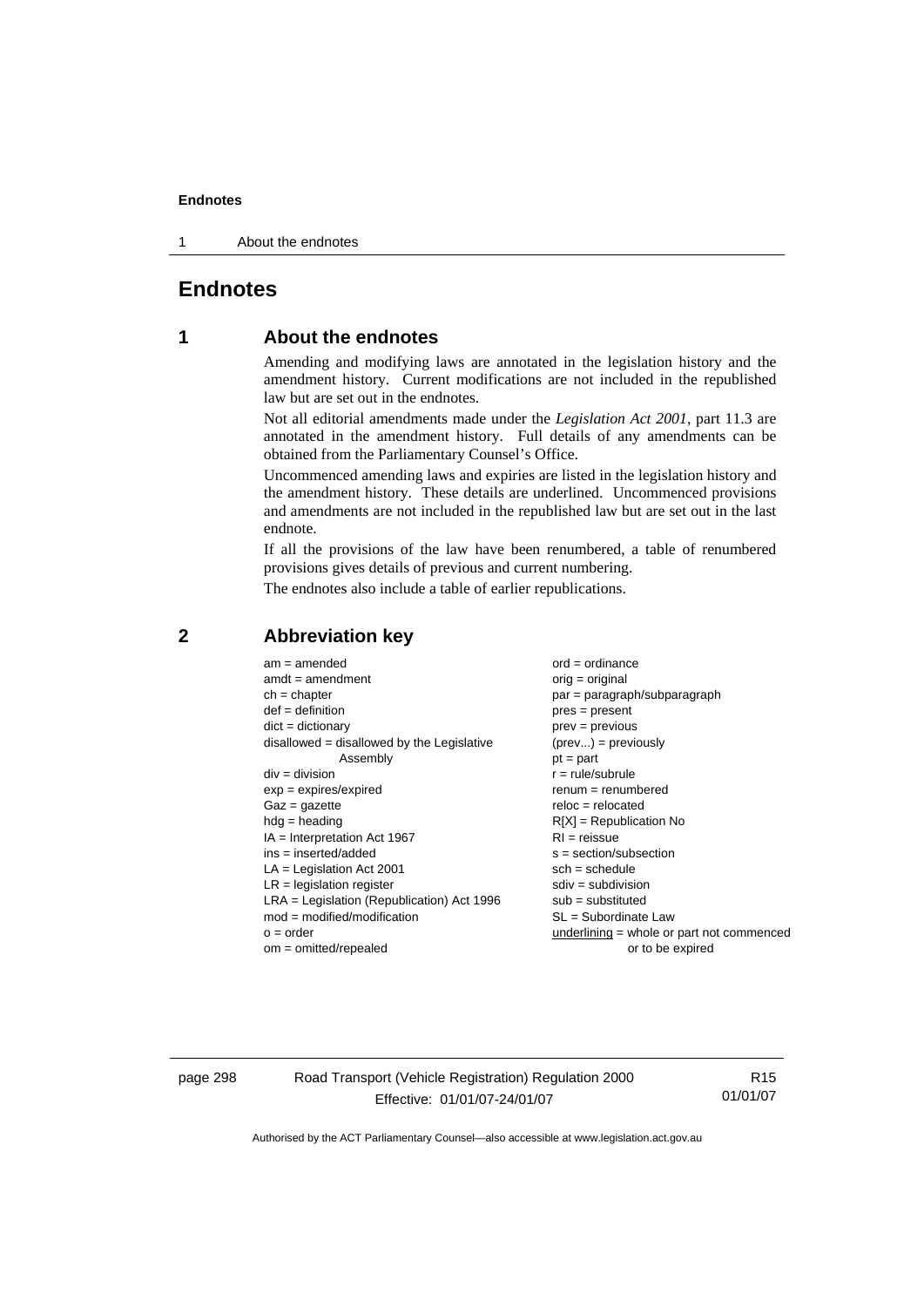# Endnotes

## 1 About the endnotes

Amending and modifying laws are annotated in the legislation history and the amendment history. Current modifications are not included in the republished law but are set out in the endnotes.

Not all editorial amendments made under the *Legislation Act 2001*, part 11.3 are annotated in the amendment history. Full details of any amendments can be obtained from the Parliamentary Counsel's Office.

Uncommenced amending laws and expiries are listed in the legislation history and the amendment history. These details are underlined. Uncommenced provisions and amendments are not included in the republished law but are set out in the last endnote.

If all the provisions of the law have been renumbered, a table of renumbered provisions gives details of previous and current numbering.

The endnotes also include a table of earlier republications.

## 2 Abbreviation key

am = amended
amdt = amendment
ch = chapter
def = definition
dict = dictionary
disallowed = disallowed by the Legislative Assembly
div = division
exp = expires/expired
Gaz = gazette
hdg = heading
IA = Interpretation Act 1967
ins = inserted/added
LA = Legislation Act 2001
LR = legislation register
LRA = Legislation (Republication) Act 1996
mod = modified/modification
o = order
om = omitted/repealed
ord = ordinance
orig = original
par = paragraph/subparagraph
pres = present
prev = previous
(prev...) = previously
pt = part
r = rule/subrule
renum = renumbered
reloc = relocated
R[X] = Republication No
RI = reissue
s = section/subsection
sch = schedule
sdiv = subdivision
sub = substituted
SL = Subordinate Law
<u>underlining</u> = whole or part not commenced or to be expired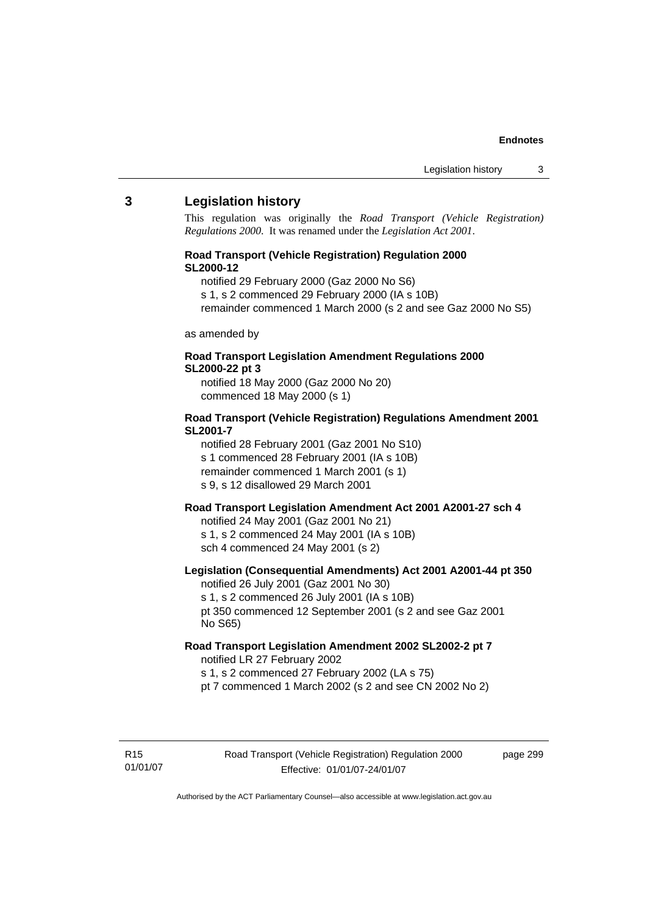## 3 Legislation history

This regulation was originally the *Road Transport (Vehicle Registration) Regulations 2000*. It was renamed under the *Legislation Act 2001*.

**Road Transport (Vehicle Registration) Regulation 2000 SL2000-12**

notified 29 February 2000 (Gaz 2000 No S6)
s 1, s 2 commenced 29 February 2000 (IA s 10B)
remainder commenced 1 March 2000 (s 2 and see Gaz 2000 No S5)

as amended by

**Road Transport Legislation Amendment Regulations 2000 SL2000-22 pt 3**

notified 18 May 2000 (Gaz 2000 No 20)
commenced 18 May 2000 (s 1)

**Road Transport (Vehicle Registration) Regulations Amendment 2001 SL2001-7**

notified 28 February 2001 (Gaz 2001 No S10)
s 1 commenced 28 February 2001 (IA s 10B)
remainder commenced 1 March 2001 (s 1)
s 9, s 12 disallowed 29 March 2001

**Road Transport Legislation Amendment Act 2001 A2001-27 sch 4**

notified 24 May 2001 (Gaz 2001 No 21)
s 1, s 2 commenced 24 May 2001 (IA s 10B)
sch 4 commenced 24 May 2001 (s 2)

**Legislation (Consequential Amendments) Act 2001 A2001-44 pt 350**

notified 26 July 2001 (Gaz 2001 No 30)
s 1, s 2 commenced 26 July 2001 (IA s 10B)
pt 350 commenced 12 September 2001 (s 2 and see Gaz 2001 No S65)

**Road Transport Legislation Amendment 2002 SL2002-2 pt 7**

notified LR 27 February 2002
s 1, s 2 commenced 27 February 2002 (LA s 75)
pt 7 commenced 1 March 2002 (s 2 and see CN 2002 No 2)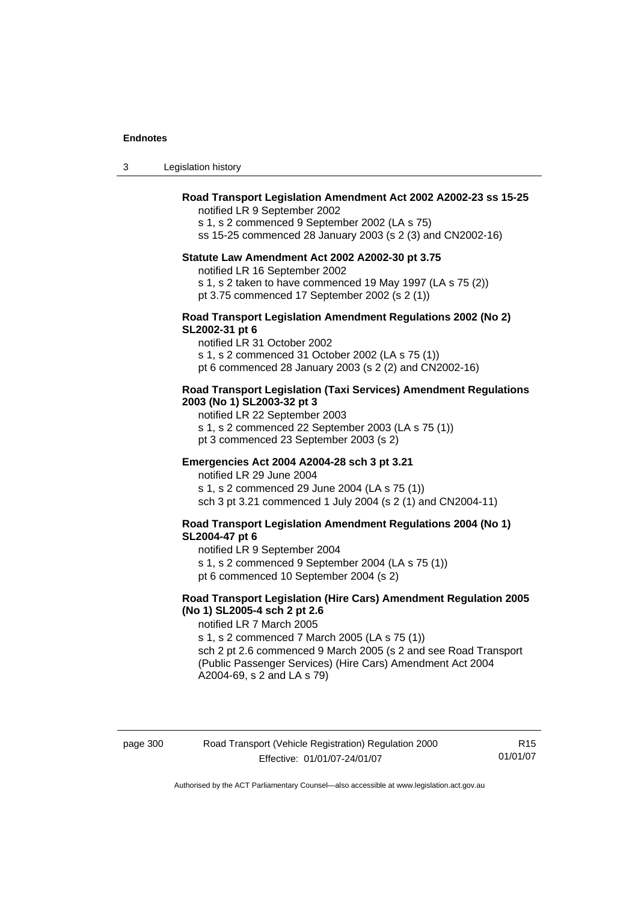**Road Transport Legislation Amendment Act 2002 A2002-23 ss 15-25**

notified LR 9 September 2002

s 1, s 2 commenced 9 September 2002 (LA s 75)

ss 15-25 commenced 28 January 2003 (s 2 (3) and CN2002-16)

**Statute Law Amendment Act 2002 A2002-30 pt 3.75**

notified LR 16 September 2002

s 1, s 2 taken to have commenced 19 May 1997 (LA s 75 (2))

pt 3.75 commenced 17 September 2002 (s 2 (1))

**Road Transport Legislation Amendment Regulations 2002 (No 2) SL2002-31 pt 6**

notified LR 31 October 2002

s 1, s 2 commenced 31 October 2002 (LA s 75 (1))

pt 6 commenced 28 January 2003 (s 2 (2) and CN2002-16)

**Road Transport Legislation (Taxi Services) Amendment Regulations 2003 (No 1) SL2003-32 pt 3**

notified LR 22 September 2003

s 1, s 2 commenced 22 September 2003 (LA s 75 (1))

pt 3 commenced 23 September 2003 (s 2)

**Emergencies Act 2004 A2004-28 sch 3 pt 3.21**

notified LR 29 June 2004

s 1, s 2 commenced 29 June 2004 (LA s 75 (1))

sch 3 pt 3.21 commenced 1 July 2004 (s 2 (1) and CN2004-11)

**Road Transport Legislation Amendment Regulations 2004 (No 1) SL2004-47 pt 6**

notified LR 9 September 2004

s 1, s 2 commenced 9 September 2004 (LA s 75 (1))

pt 6 commenced 10 September 2004 (s 2)

**Road Transport Legislation (Hire Cars) Amendment Regulation 2005 (No 1) SL2005-4 sch 2 pt 2.6**

notified LR 7 March 2005

s 1, s 2 commenced 7 March 2005 (LA s 75 (1))

sch 2 pt 2.6 commenced 9 March 2005 (s 2 and see Road Transport (Public Passenger Services) (Hire Cars) Amendment Act 2004 A2004-69, s 2 and LA s 79)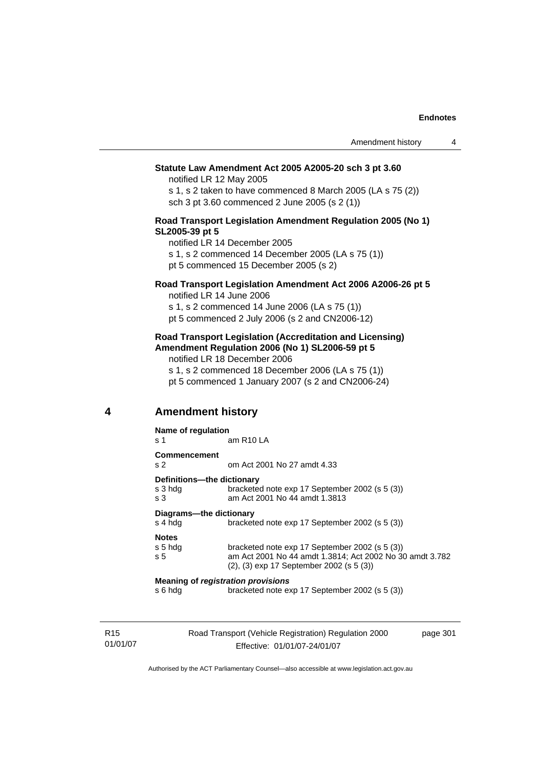**Statute Law Amendment Act 2005 A2005-20 sch 3 pt 3.60**

notified LR 12 May 2005

s 1, s 2 taken to have commenced 8 March 2005 (LA s 75 (2))

sch 3 pt 3.60 commenced 2 June 2005 (s 2 (1))

**Road Transport Legislation Amendment Regulation 2005 (No 1) SL2005-39 pt 5**

notified LR 14 December 2005

s 1, s 2 commenced 14 December 2005 (LA s 75 (1))

pt 5 commenced 15 December 2005 (s 2)

**Road Transport Legislation Amendment Act 2006 A2006-26 pt 5**

notified LR 14 June 2006

s 1, s 2 commenced 14 June 2006 (LA s 75 (1))

pt 5 commenced 2 July 2006 (s 2 and CN2006-12)

**Road Transport Legislation (Accreditation and Licensing) Amendment Regulation 2006 (No 1) SL2006-59 pt 5**

notified LR 18 December 2006

s 1, s 2 commenced 18 December 2006 (LA s 75 (1))

pt 5 commenced 1 January 2007 (s 2 and CN2006-24)

## 4 Amendment history

**Name of regulation**

| | |
|---|---|
| s 1 | am R10 LA |

**Commencement**

| | |
|---|---|
| s 2 | om Act 2001 No 27 amdt 4.33 |

**Definitions—the dictionary**

| | |
|---|---|
| s 3 hdg | bracketed note exp 17 September 2002 (s 5 (3)) |
| s 3 | am Act 2001 No 44 amdt 1.3813 |

**Diagrams—the dictionary**

| | |
|---|---|
| s 4 hdg | bracketed note exp 17 September 2002 (s 5 (3)) |

**Notes**

| | |
|---|---|
| s 5 hdg | bracketed note exp 17 September 2002 (s 5 (3)) |
| s 5 | am Act 2001 No 44 amdt 1.3814; Act 2002 No 30 amdt 3.782 (2), (3) exp 17 September 2002 (s 5 (3)) |

**Meaning of *registration provisions***

| | |
|---|---|
| s 6 hdg | bracketed note exp 17 September 2002 (s 5 (3)) |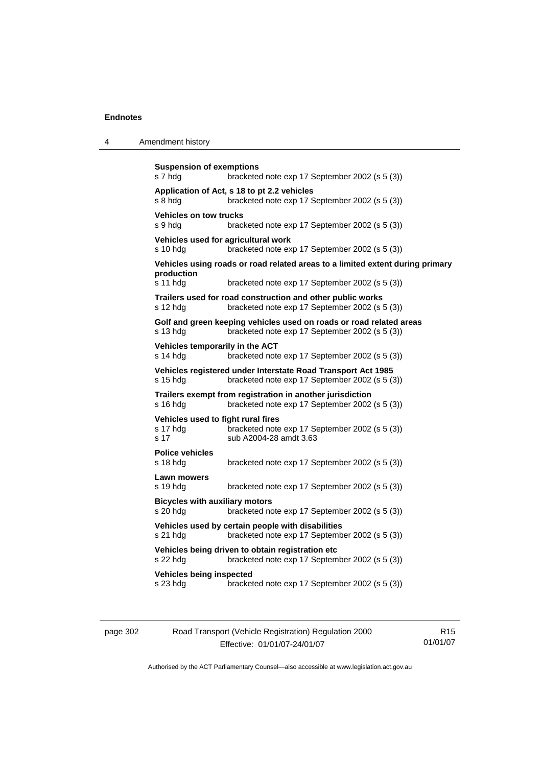**Suspension of exemptions**
s 7 hdg bracketed note exp 17 September 2002 (s 5 (3))

**Application of Act, s 18 to pt 2.2 vehicles**
s 8 hdg bracketed note exp 17 September 2002 (s 5 (3))

**Vehicles on tow trucks**
s 9 hdg bracketed note exp 17 September 2002 (s 5 (3))

**Vehicles used for agricultural work**
s 10 hdg bracketed note exp 17 September 2002 (s 5 (3))

**Vehicles using roads or road related areas to a limited extent during primary production**
s 11 hdg bracketed note exp 17 September 2002 (s 5 (3))

**Trailers used for road construction and other public works**
s 12 hdg bracketed note exp 17 September 2002 (s 5 (3))

**Golf and green keeping vehicles used on roads or road related areas**
s 13 hdg bracketed note exp 17 September 2002 (s 5 (3))

**Vehicles temporarily in the ACT**
s 14 hdg bracketed note exp 17 September 2002 (s 5 (3))

**Vehicles registered under Interstate Road Transport Act 1985**
s 15 hdg bracketed note exp 17 September 2002 (s 5 (3))

**Trailers exempt from registration in another jurisdiction**
s 16 hdg bracketed note exp 17 September 2002 (s 5 (3))

**Vehicles used to fight rural fires**
s 17 hdg bracketed note exp 17 September 2002 (s 5 (3))
s 17 sub A2004-28 amdt 3.63

**Police vehicles**
s 18 hdg bracketed note exp 17 September 2002 (s 5 (3))

**Lawn mowers**
s 19 hdg bracketed note exp 17 September 2002 (s 5 (3))

**Bicycles with auxiliary motors**
s 20 hdg bracketed note exp 17 September 2002 (s 5 (3))

**Vehicles used by certain people with disabilities**
s 21 hdg bracketed note exp 17 September 2002 (s 5 (3))

**Vehicles being driven to obtain registration etc**
s 22 hdg bracketed note exp 17 September 2002 (s 5 (3))

**Vehicles being inspected**
s 23 hdg bracketed note exp 17 September 2002 (s 5 (3))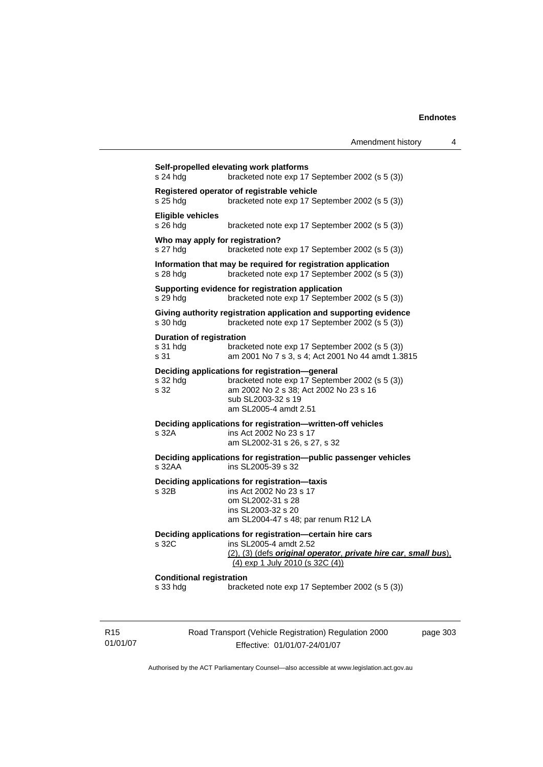**Self-propelled elevating work platforms**
s 24 hdg bracketed note exp 17 September 2002 (s 5 (3))

**Registered operator of registrable vehicle**
s 25 hdg bracketed note exp 17 September 2002 (s 5 (3))

**Eligible vehicles**
s 26 hdg bracketed note exp 17 September 2002 (s 5 (3))

**Who may apply for registration?**
s 27 hdg bracketed note exp 17 September 2002 (s 5 (3))

**Information that may be required for registration application**
s 28 hdg bracketed note exp 17 September 2002 (s 5 (3))

**Supporting evidence for registration application**
s 29 hdg bracketed note exp 17 September 2002 (s 5 (3))

**Giving authority registration application and supporting evidence**
s 30 hdg bracketed note exp 17 September 2002 (s 5 (3))

**Duration of registration**
s 31 hdg bracketed note exp 17 September 2002 (s 5 (3))
s 31 am 2001 No 7 s 3, s 4; Act 2001 No 44 amdt 1.3815

**Deciding applications for registration—general**
s 32 hdg bracketed note exp 17 September 2002 (s 5 (3))
s 32 am 2002 No 2 s 38; Act 2002 No 23 s 16
sub SL2003-32 s 19
am SL2005-4 amdt 2.51

**Deciding applications for registration—written-off vehicles**
s 32A ins Act 2002 No 23 s 17
am SL2002-31 s 26, s 27, s 32

**Deciding applications for registration—public passenger vehicles**
s 32AA ins SL2005-39 s 32

**Deciding applications for registration—taxis**
s 32B ins Act 2002 No 23 s 17
om SL2002-31 s 28
ins SL2003-32 s 20
am SL2004-47 s 48; par renum R12 LA

**Deciding applications for registration—certain hire cars**
s 32C ins SL2005-4 amdt 2.52
(2), (3) (defs ***original operator***, ***private hire car***, ***small bus***), (4) exp 1 July 2010 (s 32C (4))

**Conditional registration**
s 33 hdg bracketed note exp 17 September 2002 (s 5 (3))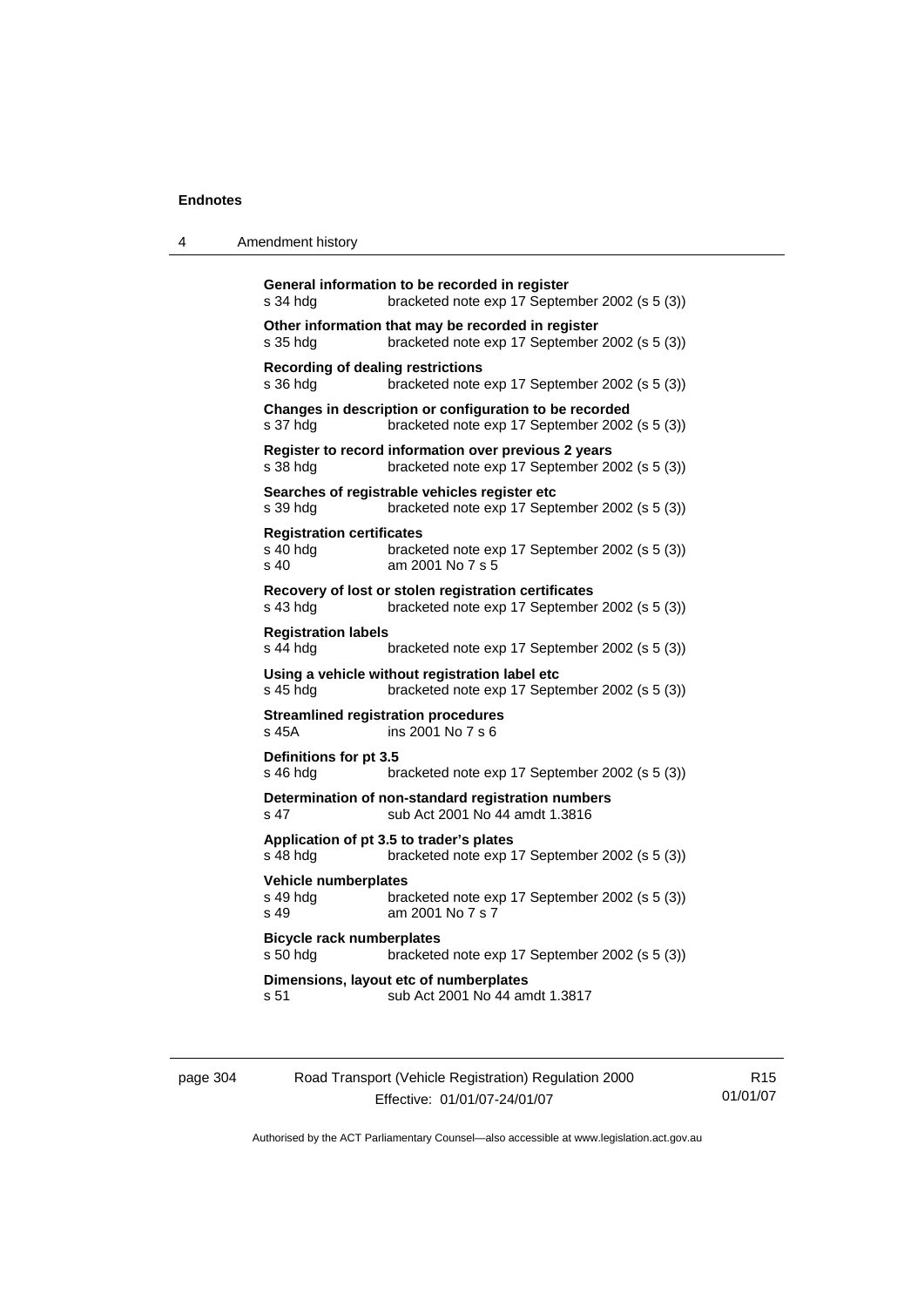**General information to be recorded in register**
s 34 hdg bracketed note exp 17 September 2002 (s 5 (3))

**Other information that may be recorded in register**
s 35 hdg bracketed note exp 17 September 2002 (s 5 (3))

**Recording of dealing restrictions**
s 36 hdg bracketed note exp 17 September 2002 (s 5 (3))

**Changes in description or configuration to be recorded**
s 37 hdg bracketed note exp 17 September 2002 (s 5 (3))

**Register to record information over previous 2 years**
s 38 hdg bracketed note exp 17 September 2002 (s 5 (3))

**Searches of registrable vehicles register etc**
s 39 hdg bracketed note exp 17 September 2002 (s 5 (3))

**Registration certificates**
s 40 hdg bracketed note exp 17 September 2002 (s 5 (3))
s 40 am 2001 No 7 s 5

**Recovery of lost or stolen registration certificates**
s 43 hdg bracketed note exp 17 September 2002 (s 5 (3))

**Registration labels**
s 44 hdg bracketed note exp 17 September 2002 (s 5 (3))

**Using a vehicle without registration label etc**
s 45 hdg bracketed note exp 17 September 2002 (s 5 (3))

**Streamlined registration procedures**
s 45A ins 2001 No 7 s 6

**Definitions for pt 3.5**
s 46 hdg bracketed note exp 17 September 2002 (s 5 (3))

**Determination of non-standard registration numbers**
s 47 sub Act 2001 No 44 amdt 1.3816

**Application of pt 3.5 to trader's plates**
s 48 hdg bracketed note exp 17 September 2002 (s 5 (3))

**Vehicle numberplates**
s 49 hdg bracketed note exp 17 September 2002 (s 5 (3))
s 49 am 2001 No 7 s 7

**Bicycle rack numberplates**
s 50 hdg bracketed note exp 17 September 2002 (s 5 (3))

**Dimensions, layout etc of numberplates**
s 51 sub Act 2001 No 44 amdt 1.3817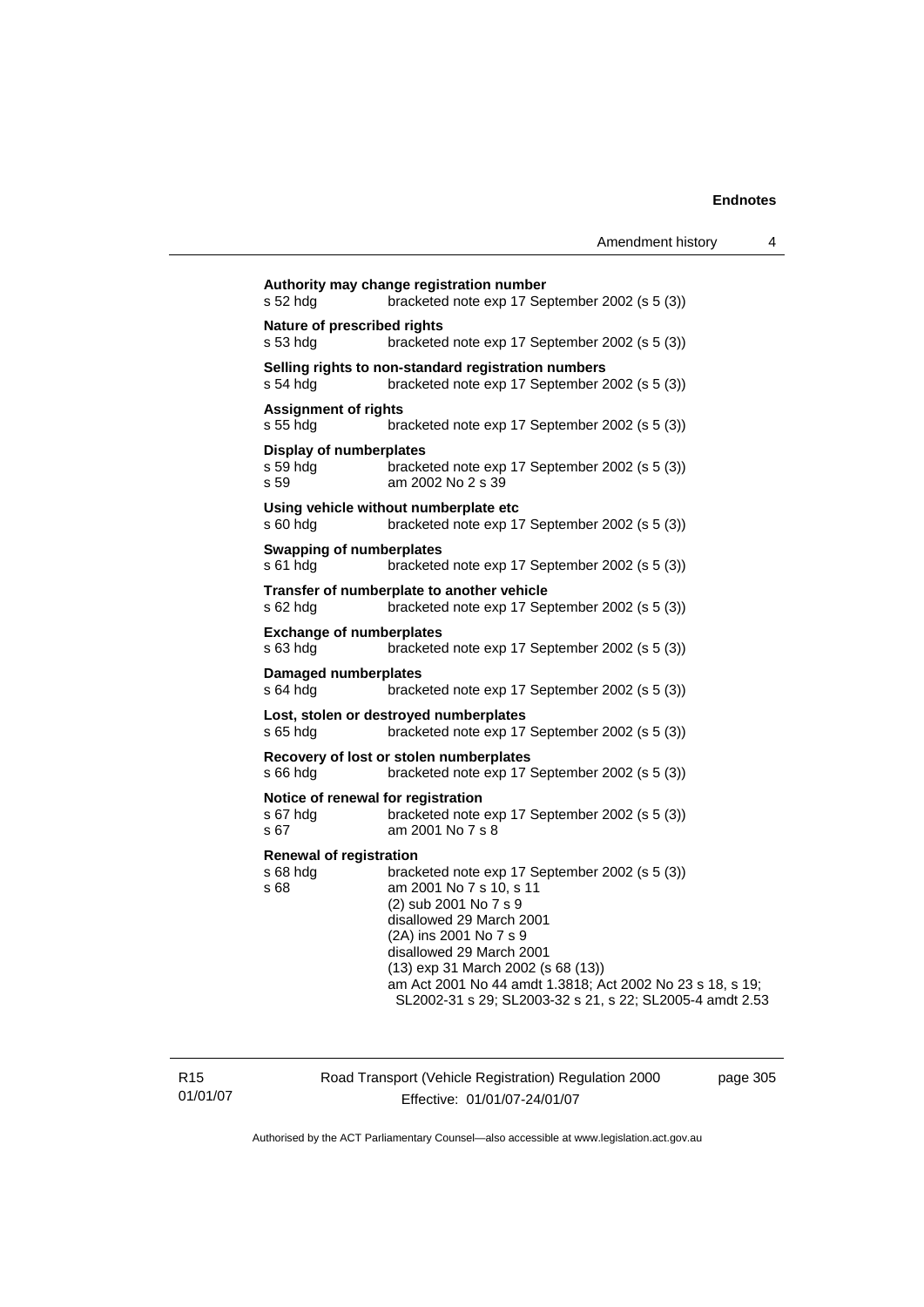**Authority may change registration number**

s 52 hdg bracketed note exp 17 September 2002 (s 5 (3))

**Nature of prescribed rights**

s 53 hdg bracketed note exp 17 September 2002 (s 5 (3))

**Selling rights to non-standard registration numbers**

s 54 hdg bracketed note exp 17 September 2002 (s 5 (3))

**Assignment of rights**

s 55 hdg bracketed note exp 17 September 2002 (s 5 (3))

**Display of numberplates**

s 59 hdg bracketed note exp 17 September 2002 (s 5 (3))
s 59 am 2002 No 2 s 39

**Using vehicle without numberplate etc**

s 60 hdg bracketed note exp 17 September 2002 (s 5 (3))

**Swapping of numberplates**

s 61 hdg bracketed note exp 17 September 2002 (s 5 (3))

**Transfer of numberplate to another vehicle**

s 62 hdg bracketed note exp 17 September 2002 (s 5 (3))

**Exchange of numberplates**

s 63 hdg bracketed note exp 17 September 2002 (s 5 (3))

**Damaged numberplates**

s 64 hdg bracketed note exp 17 September 2002 (s 5 (3))

**Lost, stolen or destroyed numberplates**

s 65 hdg bracketed note exp 17 September 2002 (s 5 (3))

**Recovery of lost or stolen numberplates**

s 66 hdg bracketed note exp 17 September 2002 (s 5 (3))

**Notice of renewal for registration**

s 67 hdg bracketed note exp 17 September 2002 (s 5 (3))
s 67 am 2001 No 7 s 8

**Renewal of registration**

s 68 hdg bracketed note exp 17 September 2002 (s 5 (3))
s 68 am 2001 No 7 s 10, s 11
(2) sub 2001 No 7 s 9
disallowed 29 March 2001
(2A) ins 2001 No 7 s 9
disallowed 29 March 2001
(13) exp 31 March 2002 (s 68 (13))
am Act 2001 No 44 amdt 1.3818; Act 2002 No 23 s 18, s 19; SL2002-31 s 29; SL2003-32 s 21, s 22; SL2005-4 amdt 2.53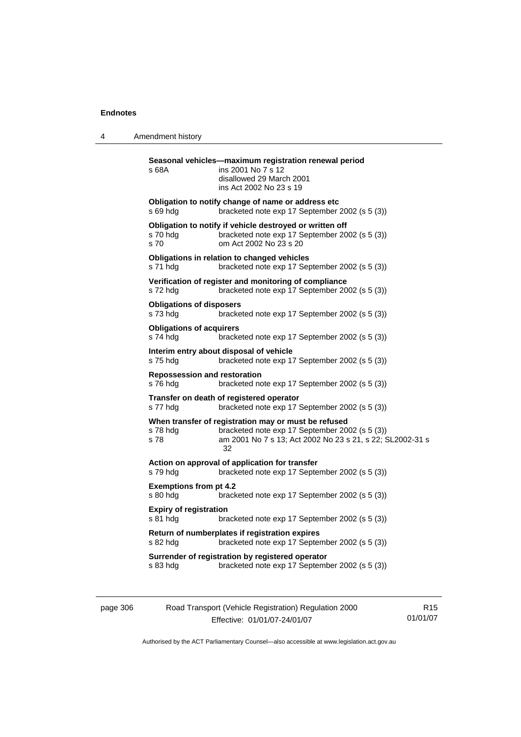**Seasonal vehicles—maximum registration renewal period**

s 68A ins 2001 No 7 s 12
disallowed 29 March 2001
ins Act 2002 No 23 s 19

**Obligation to notify change of name or address etc**

s 69 hdg bracketed note exp 17 September 2002 (s 5 (3))

**Obligation to notify if vehicle destroyed or written off**

s 70 hdg bracketed note exp 17 September 2002 (s 5 (3))
s 70 om Act 2002 No 23 s 20

**Obligations in relation to changed vehicles**

s 71 hdg bracketed note exp 17 September 2002 (s 5 (3))

**Verification of register and monitoring of compliance**

s 72 hdg bracketed note exp 17 September 2002 (s 5 (3))

**Obligations of disposers**

s 73 hdg bracketed note exp 17 September 2002 (s 5 (3))

**Obligations of acquirers**

s 74 hdg bracketed note exp 17 September 2002 (s 5 (3))

**Interim entry about disposal of vehicle**

s 75 hdg bracketed note exp 17 September 2002 (s 5 (3))

**Repossession and restoration**

s 76 hdg bracketed note exp 17 September 2002 (s 5 (3))

**Transfer on death of registered operator**

s 77 hdg bracketed note exp 17 September 2002 (s 5 (3))

**When transfer of registration may or must be refused**

s 78 hdg bracketed note exp 17 September 2002 (s 5 (3))
s 78 am 2001 No 7 s 13; Act 2002 No 23 s 21, s 22; SL2002-31 s 32

**Action on approval of application for transfer**

s 79 hdg bracketed note exp 17 September 2002 (s 5 (3))

**Exemptions from pt 4.2**

s 80 hdg bracketed note exp 17 September 2002 (s 5 (3))

**Expiry of registration**

s 81 hdg bracketed note exp 17 September 2002 (s 5 (3))

**Return of numberplates if registration expires**

s 82 hdg bracketed note exp 17 September 2002 (s 5 (3))

**Surrender of registration by registered operator**

s 83 hdg bracketed note exp 17 September 2002 (s 5 (3))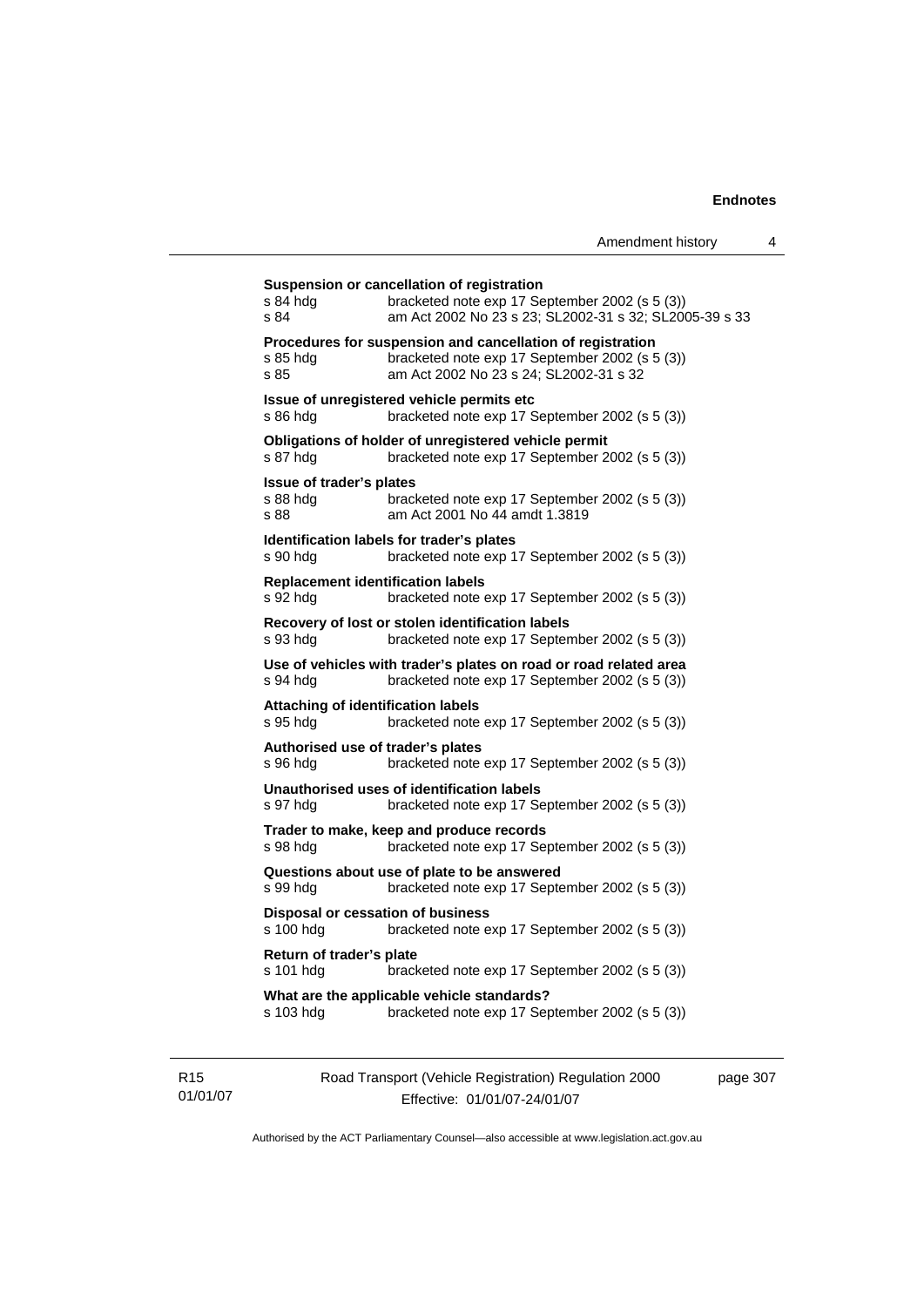**Suspension or cancellation of registration**
s 84 hdg bracketed note exp 17 September 2002 (s 5 (3))
s 84 am Act 2002 No 23 s 23; SL2002-31 s 32; SL2005-39 s 33

**Procedures for suspension and cancellation of registration**
s 85 hdg bracketed note exp 17 September 2002 (s 5 (3))
s 85 am Act 2002 No 23 s 24; SL2002-31 s 32

**Issue of unregistered vehicle permits etc**
s 86 hdg bracketed note exp 17 September 2002 (s 5 (3))

**Obligations of holder of unregistered vehicle permit**
s 87 hdg bracketed note exp 17 September 2002 (s 5 (3))

**Issue of trader's plates**
s 88 hdg bracketed note exp 17 September 2002 (s 5 (3))
s 88 am Act 2001 No 44 amdt 1.3819

**Identification labels for trader's plates**
s 90 hdg bracketed note exp 17 September 2002 (s 5 (3))

**Replacement identification labels**
s 92 hdg bracketed note exp 17 September 2002 (s 5 (3))

**Recovery of lost or stolen identification labels**
s 93 hdg bracketed note exp 17 September 2002 (s 5 (3))

**Use of vehicles with trader's plates on road or road related area**
s 94 hdg bracketed note exp 17 September 2002 (s 5 (3))

**Attaching of identification labels**
s 95 hdg bracketed note exp 17 September 2002 (s 5 (3))

**Authorised use of trader's plates**
s 96 hdg bracketed note exp 17 September 2002 (s 5 (3))

**Unauthorised uses of identification labels**
s 97 hdg bracketed note exp 17 September 2002 (s 5 (3))

**Trader to make, keep and produce records**
s 98 hdg bracketed note exp 17 September 2002 (s 5 (3))

**Questions about use of plate to be answered**
s 99 hdg bracketed note exp 17 September 2002 (s 5 (3))

**Disposal or cessation of business**
s 100 hdg bracketed note exp 17 September 2002 (s 5 (3))

**Return of trader's plate**
s 101 hdg bracketed note exp 17 September 2002 (s 5 (3))

**What are the applicable vehicle standards?**
s 103 hdg bracketed note exp 17 September 2002 (s 5 (3))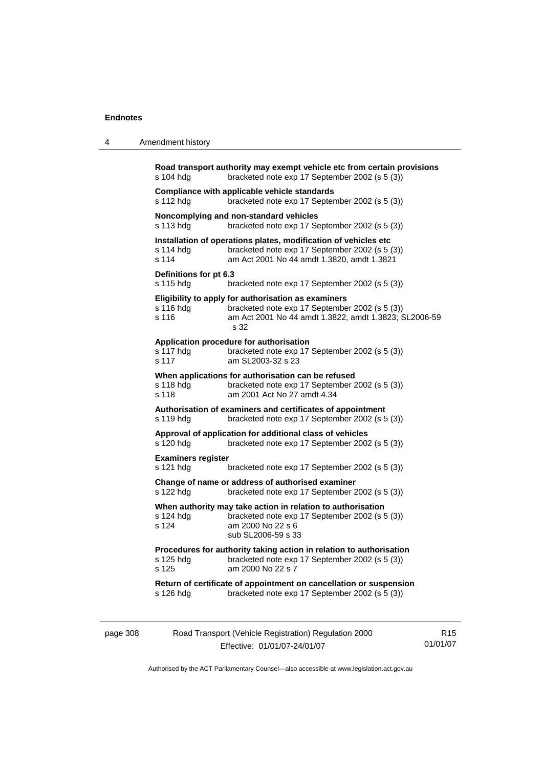**Road transport authority may exempt vehicle etc from certain provisions**
s 104 hdg bracketed note exp 17 September 2002 (s 5 (3))

**Compliance with applicable vehicle standards**
s 112 hdg bracketed note exp 17 September 2002 (s 5 (3))

**Noncomplying and non-standard vehicles**
s 113 hdg bracketed note exp 17 September 2002 (s 5 (3))

**Installation of operations plates, modification of vehicles etc**
s 114 hdg bracketed note exp 17 September 2002 (s 5 (3))
s 114 am Act 2001 No 44 amdt 1.3820, amdt 1.3821

**Definitions for pt 6.3**
s 115 hdg bracketed note exp 17 September 2002 (s 5 (3))

**Eligibility to apply for authorisation as examiners**
s 116 hdg bracketed note exp 17 September 2002 (s 5 (3))
s 116 am Act 2001 No 44 amdt 1.3822, amdt 1.3823; SL2006-59 s 32

**Application procedure for authorisation**
s 117 hdg bracketed note exp 17 September 2002 (s 5 (3))
s 117 am SL2003-32 s 23

**When applications for authorisation can be refused**
s 118 hdg bracketed note exp 17 September 2002 (s 5 (3))
s 118 am 2001 Act No 27 amdt 4.34

**Authorisation of examiners and certificates of appointment**
s 119 hdg bracketed note exp 17 September 2002 (s 5 (3))

**Approval of application for additional class of vehicles**
s 120 hdg bracketed note exp 17 September 2002 (s 5 (3))

**Examiners register**
s 121 hdg bracketed note exp 17 September 2002 (s 5 (3))

**Change of name or address of authorised examiner**
s 122 hdg bracketed note exp 17 September 2002 (s 5 (3))

**When authority may take action in relation to authorisation**
s 124 hdg bracketed note exp 17 September 2002 (s 5 (3))
s 124 am 2000 No 22 s 6
sub SL2006-59 s 33

**Procedures for authority taking action in relation to authorisation**
s 125 hdg bracketed note exp 17 September 2002 (s 5 (3))
s 125 am 2000 No 22 s 7

**Return of certificate of appointment on cancellation or suspension**
s 126 hdg bracketed note exp 17 September 2002 (s 5 (3))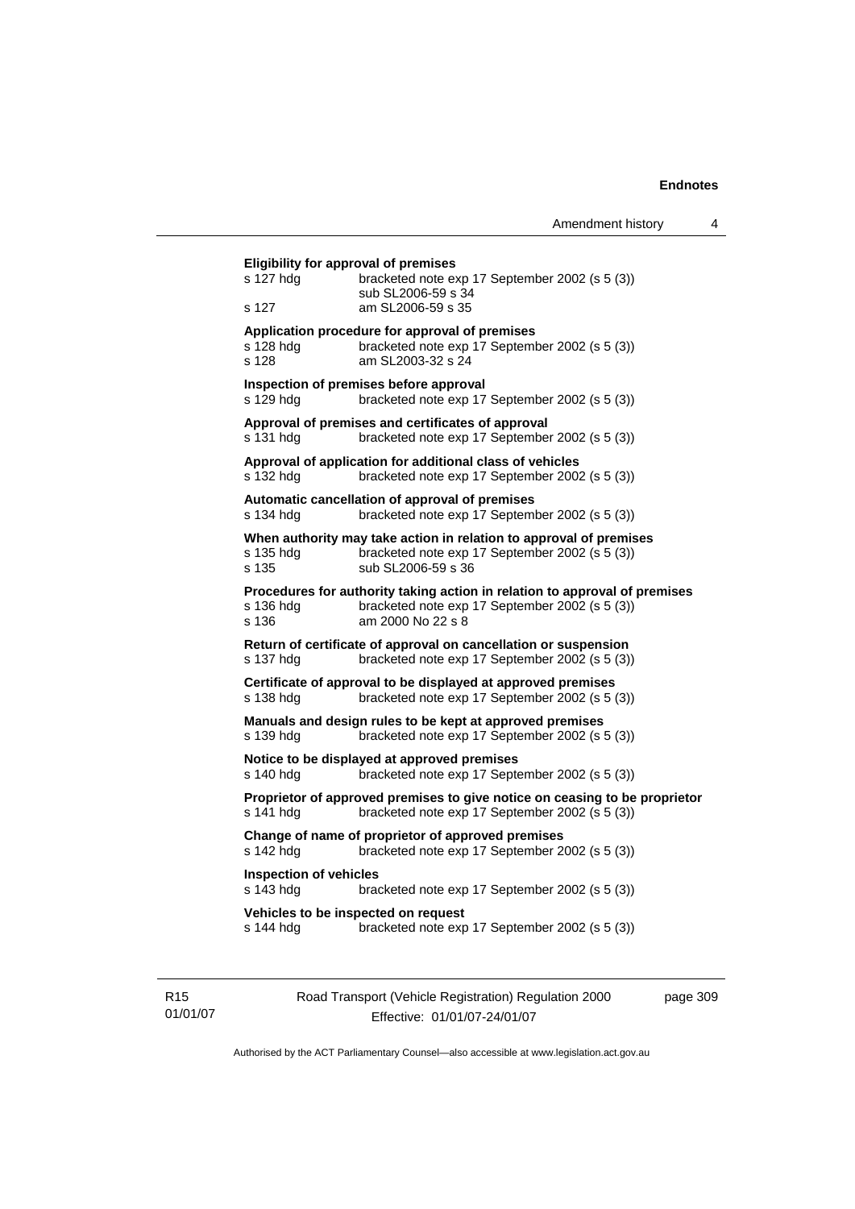**Eligibility for approval of premises**

| | |
|---|---|
| s 127 hdg | bracketed note exp 17 September 2002 (s 5 (3)) |
| | sub SL2006-59 s 34 |
| s 127 | am SL2006-59 s 35 |

**Application procedure for approval of premises**

| | |
|---|---|
| s 128 hdg | bracketed note exp 17 September 2002 (s 5 (3)) |
| s 128 | am SL2003-32 s 24 |

**Inspection of premises before approval**

| | |
|---|---|
| s 129 hdg | bracketed note exp 17 September 2002 (s 5 (3)) |

**Approval of premises and certificates of approval**

| | |
|---|---|
| s 131 hdg | bracketed note exp 17 September 2002 (s 5 (3)) |

**Approval of application for additional class of vehicles**

| | |
|---|---|
| s 132 hdg | bracketed note exp 17 September 2002 (s 5 (3)) |

**Automatic cancellation of approval of premises**

| | |
|---|---|
| s 134 hdg | bracketed note exp 17 September 2002 (s 5 (3)) |

**When authority may take action in relation to approval of premises**

| | |
|---|---|
| s 135 hdg | bracketed note exp 17 September 2002 (s 5 (3)) |
| s 135 | sub SL2006-59 s 36 |

**Procedures for authority taking action in relation to approval of premises**

| | |
|---|---|
| s 136 hdg | bracketed note exp 17 September 2002 (s 5 (3)) |
| s 136 | am 2000 No 22 s 8 |

**Return of certificate of approval on cancellation or suspension**

| | |
|---|---|
| s 137 hdg | bracketed note exp 17 September 2002 (s 5 (3)) |

**Certificate of approval to be displayed at approved premises**

| | |
|---|---|
| s 138 hdg | bracketed note exp 17 September 2002 (s 5 (3)) |

**Manuals and design rules to be kept at approved premises**

| | |
|---|---|
| s 139 hdg | bracketed note exp 17 September 2002 (s 5 (3)) |

**Notice to be displayed at approved premises**

| | |
|---|---|
| s 140 hdg | bracketed note exp 17 September 2002 (s 5 (3)) |

**Proprietor of approved premises to give notice on ceasing to be proprietor**

| | |
|---|---|
| s 141 hdg | bracketed note exp 17 September 2002 (s 5 (3)) |

**Change of name of proprietor of approved premises**

| | |
|---|---|
| s 142 hdg | bracketed note exp 17 September 2002 (s 5 (3)) |

**Inspection of vehicles**

| | |
|---|---|
| s 143 hdg | bracketed note exp 17 September 2002 (s 5 (3)) |

**Vehicles to be inspected on request**

| | |
|---|---|
| s 144 hdg | bracketed note exp 17 September 2002 (s 5 (3)) |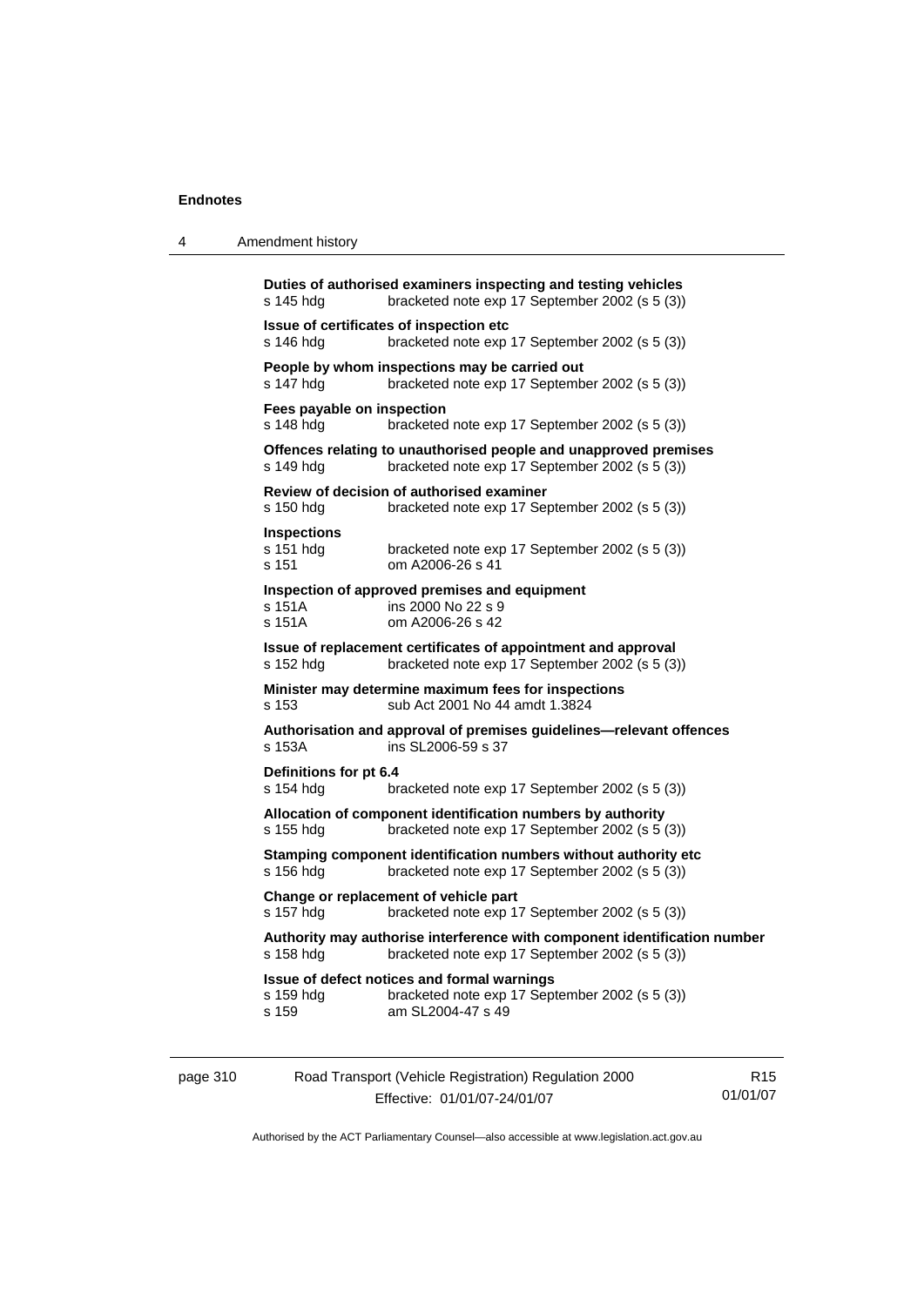**Duties of authorised examiners inspecting and testing vehicles**
s 145 hdg bracketed note exp 17 September 2002 (s 5 (3))

**Issue of certificates of inspection etc**
s 146 hdg bracketed note exp 17 September 2002 (s 5 (3))

**People by whom inspections may be carried out**
s 147 hdg bracketed note exp 17 September 2002 (s 5 (3))

**Fees payable on inspection**
s 148 hdg bracketed note exp 17 September 2002 (s 5 (3))

**Offences relating to unauthorised people and unapproved premises**
s 149 hdg bracketed note exp 17 September 2002 (s 5 (3))

**Review of decision of authorised examiner**
s 150 hdg bracketed note exp 17 September 2002 (s 5 (3))

**Inspections**
s 151 hdg bracketed note exp 17 September 2002 (s 5 (3))
s 151 om A2006-26 s 41

**Inspection of approved premises and equipment**
s 151A ins 2000 No 22 s 9
s 151A om A2006-26 s 42

**Issue of replacement certificates of appointment and approval**
s 152 hdg bracketed note exp 17 September 2002 (s 5 (3))

**Minister may determine maximum fees for inspections**
s 153 sub Act 2001 No 44 amdt 1.3824

**Authorisation and approval of premises guidelines—relevant offences**
s 153A ins SL2006-59 s 37

**Definitions for pt 6.4**
s 154 hdg bracketed note exp 17 September 2002 (s 5 (3))

**Allocation of component identification numbers by authority**
s 155 hdg bracketed note exp 17 September 2002 (s 5 (3))

**Stamping component identification numbers without authority etc**
s 156 hdg bracketed note exp 17 September 2002 (s 5 (3))

**Change or replacement of vehicle part**
s 157 hdg bracketed note exp 17 September 2002 (s 5 (3))

**Authority may authorise interference with component identification number**
s 158 hdg bracketed note exp 17 September 2002 (s 5 (3))

**Issue of defect notices and formal warnings**
s 159 hdg bracketed note exp 17 September 2002 (s 5 (3))
s 159 am SL2004-47 s 49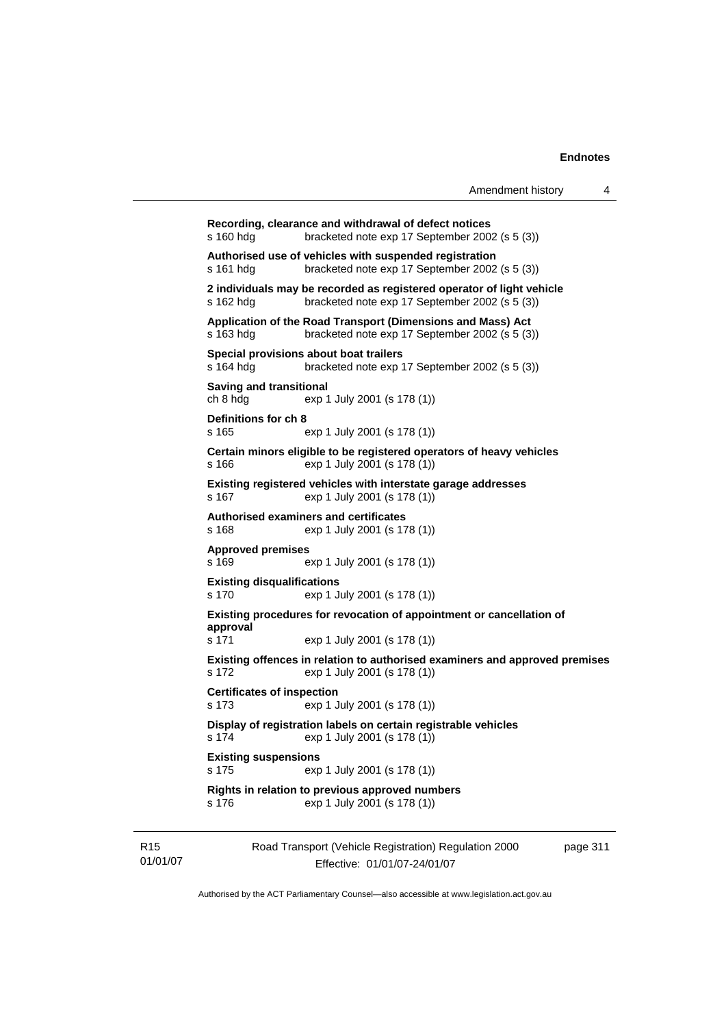**Recording, clearance and withdrawal of defect notices**
s 160 hdg bracketed note exp 17 September 2002 (s 5 (3))

**Authorised use of vehicles with suspended registration**
s 161 hdg bracketed note exp 17 September 2002 (s 5 (3))

**2 individuals may be recorded as registered operator of light vehicle**
s 162 hdg bracketed note exp 17 September 2002 (s 5 (3))

**Application of the Road Transport (Dimensions and Mass) Act**
s 163 hdg bracketed note exp 17 September 2002 (s 5 (3))

**Special provisions about boat trailers**
s 164 hdg bracketed note exp 17 September 2002 (s 5 (3))

**Saving and transitional**
ch 8 hdg exp 1 July 2001 (s 178 (1))

**Definitions for ch 8**
s 165 exp 1 July 2001 (s 178 (1))

**Certain minors eligible to be registered operators of heavy vehicles**
s 166 exp 1 July 2001 (s 178 (1))

**Existing registered vehicles with interstate garage addresses**
s 167 exp 1 July 2001 (s 178 (1))

**Authorised examiners and certificates**
s 168 exp 1 July 2001 (s 178 (1))

**Approved premises**
s 169 exp 1 July 2001 (s 178 (1))

**Existing disqualifications**
s 170 exp 1 July 2001 (s 178 (1))

**Existing procedures for revocation of appointment or cancellation of approval**
s 171 exp 1 July 2001 (s 178 (1))

**Existing offences in relation to authorised examiners and approved premises**
s 172 exp 1 July 2001 (s 178 (1))

**Certificates of inspection**
s 173 exp 1 July 2001 (s 178 (1))

**Display of registration labels on certain registrable vehicles**
s 174 exp 1 July 2001 (s 178 (1))

**Existing suspensions**
s 175 exp 1 July 2001 (s 178 (1))

**Rights in relation to previous approved numbers**
s 176 exp 1 July 2001 (s 178 (1))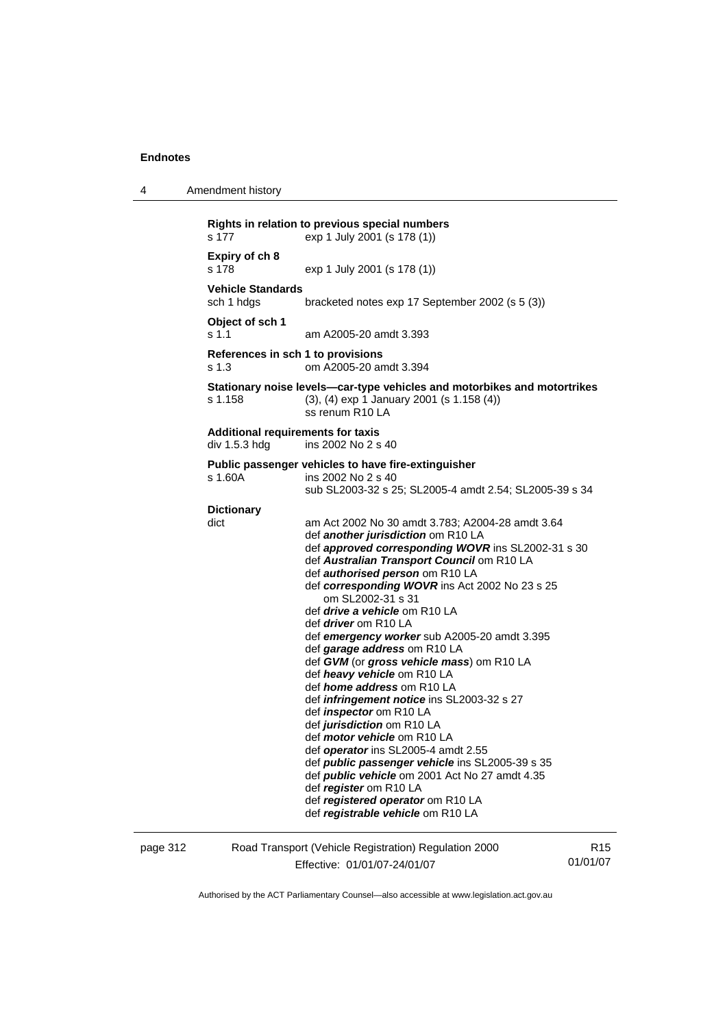**Rights in relation to previous special numbers**
s 177 exp 1 July 2001 (s 178 (1))

**Expiry of ch 8**
s 178 exp 1 July 2001 (s 178 (1))

**Vehicle Standards**
sch 1 hdgs bracketed notes exp 17 September 2002 (s 5 (3))

**Object of sch 1**
s 1.1 am A2005-20 amdt 3.393

**References in sch 1 to provisions**
s 1.3 om A2005-20 amdt 3.394

**Stationary noise levels—car-type vehicles and motorbikes and motortrikes**
s 1.158 (3), (4) exp 1 January 2001 (s 1.158 (4))
ss renum R10 LA

**Additional requirements for taxis**
div 1.5.3 hdg ins 2002 No 2 s 40

**Public passenger vehicles to have fire-extinguisher**
s 1.60A ins 2002 No 2 s 40
sub SL2003-32 s 25; SL2005-4 amdt 2.54; SL2005-39 s 34

**Dictionary**
dict am Act 2002 No 30 amdt 3.783; A2004-28 amdt 3.64
def ***another jurisdiction*** om R10 LA
def ***approved corresponding WOVR*** ins SL2002-31 s 30
def ***Australian Transport Council*** om R10 LA
def ***authorised person*** om R10 LA
def ***corresponding WOVR*** ins Act 2002 No 23 s 25
om SL2002-31 s 31
def ***drive a vehicle*** om R10 LA
def ***driver*** om R10 LA
def ***emergency worker*** sub A2005-20 amdt 3.395
def ***garage address*** om R10 LA
def ***GVM*** (or ***gross vehicle mass***) om R10 LA
def ***heavy vehicle*** om R10 LA
def ***home address*** om R10 LA
def ***infringement notice*** ins SL2003-32 s 27
def ***inspector*** om R10 LA
def ***jurisdiction*** om R10 LA
def ***motor vehicle*** om R10 LA
def ***operator*** ins SL2005-4 amdt 2.55
def ***public passenger vehicle*** ins SL2005-39 s 35
def ***public vehicle*** om 2001 Act No 27 amdt 4.35
def ***register*** om R10 LA
def ***registered operator*** om R10 LA
def ***registrable vehicle*** om R10 LA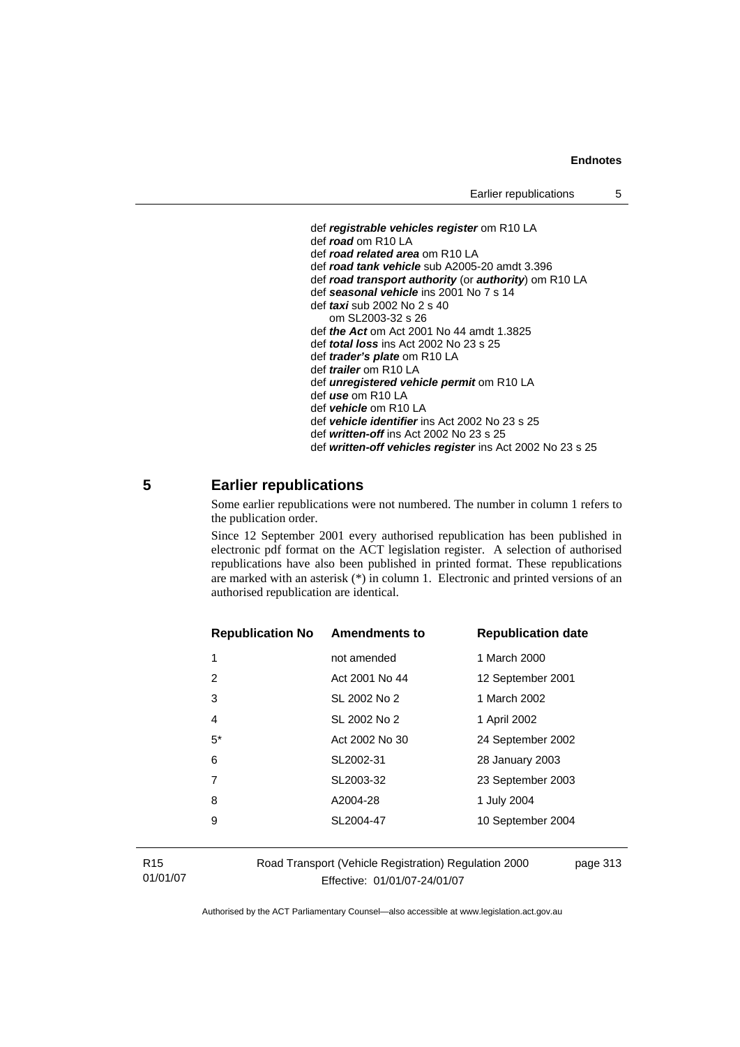def ***registrable vehicles register*** om R10 LA
def ***road*** om R10 LA
def ***road related area*** om R10 LA
def ***road tank vehicle*** sub A2005-20 amdt 3.396
def ***road transport authority*** (or ***authority***) om R10 LA
def ***seasonal vehicle*** ins 2001 No 7 s 14
def ***taxi*** sub 2002 No 2 s 40
om SL2003-32 s 26
def ***the Act*** om Act 2001 No 44 amdt 1.3825
def ***total loss*** ins Act 2002 No 23 s 25
def ***trader's plate*** om R10 LA
def ***trailer*** om R10 LA
def ***unregistered vehicle permit*** om R10 LA
def ***use*** om R10 LA
def ***vehicle*** om R10 LA
def ***vehicle identifier*** ins Act 2002 No 23 s 25
def ***written-off*** ins Act 2002 No 23 s 25
def ***written-off vehicles register*** ins Act 2002 No 23 s 25

## 5 Earlier republications

Some earlier republications were not numbered. The number in column 1 refers to the publication order.

Since 12 September 2001 every authorised republication has been published in electronic pdf format on the ACT legislation register. A selection of authorised republications have also been published in printed format. These republications are marked with an asterisk (*) in column 1. Electronic and printed versions of an authorised republication are identical.

| Republication No | Amendments to | Republication date |
|---|---|---|
| 1 | not amended | 1 March 2000 |
| 2 | Act 2001 No 44 | 12 September 2001 |
| 3 | SL 2002 No 2 | 1 March 2002 |
| 4 | SL 2002 No 2 | 1 April 2002 |
| 5* | Act 2002 No 30 | 24 September 2002 |
| 6 | SL2002-31 | 28 January 2003 |
| 7 | SL2003-32 | 23 September 2003 |
| 8 | A2004-28 | 1 July 2004 |
| 9 | SL2004-47 | 10 September 2004 |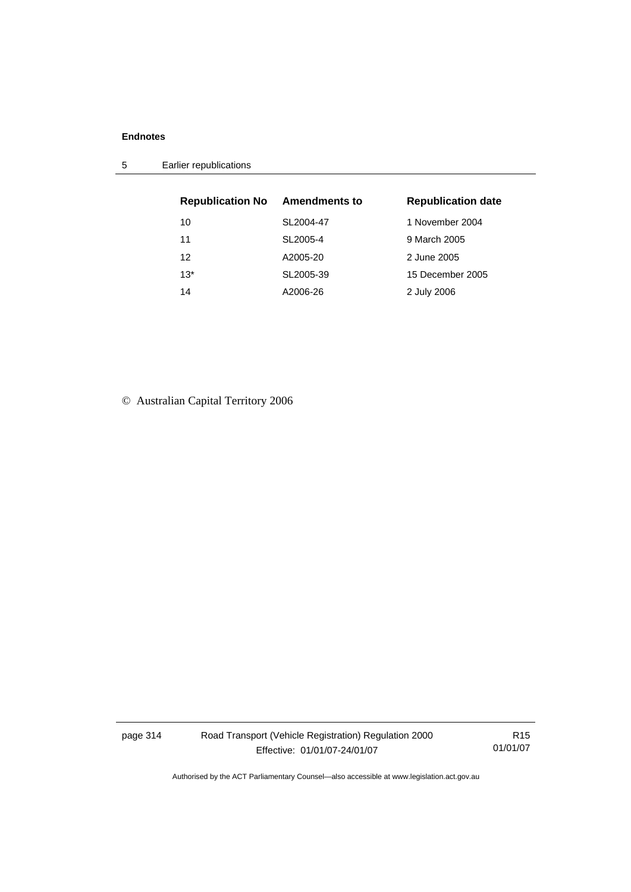## 5 Earlier republications

| Republication No | Amendments to | Republication date |
|---|---|---|
| 10 | SL2004-47 | 1 November 2004 |
| 11 | SL2005-4 | 9 March 2005 |
| 12 | A2005-20 | 2 June 2005 |
| 13* | SL2005-39 | 15 December 2005 |
| 14 | A2006-26 | 2 July 2006 |

© Australian Capital Territory 2006